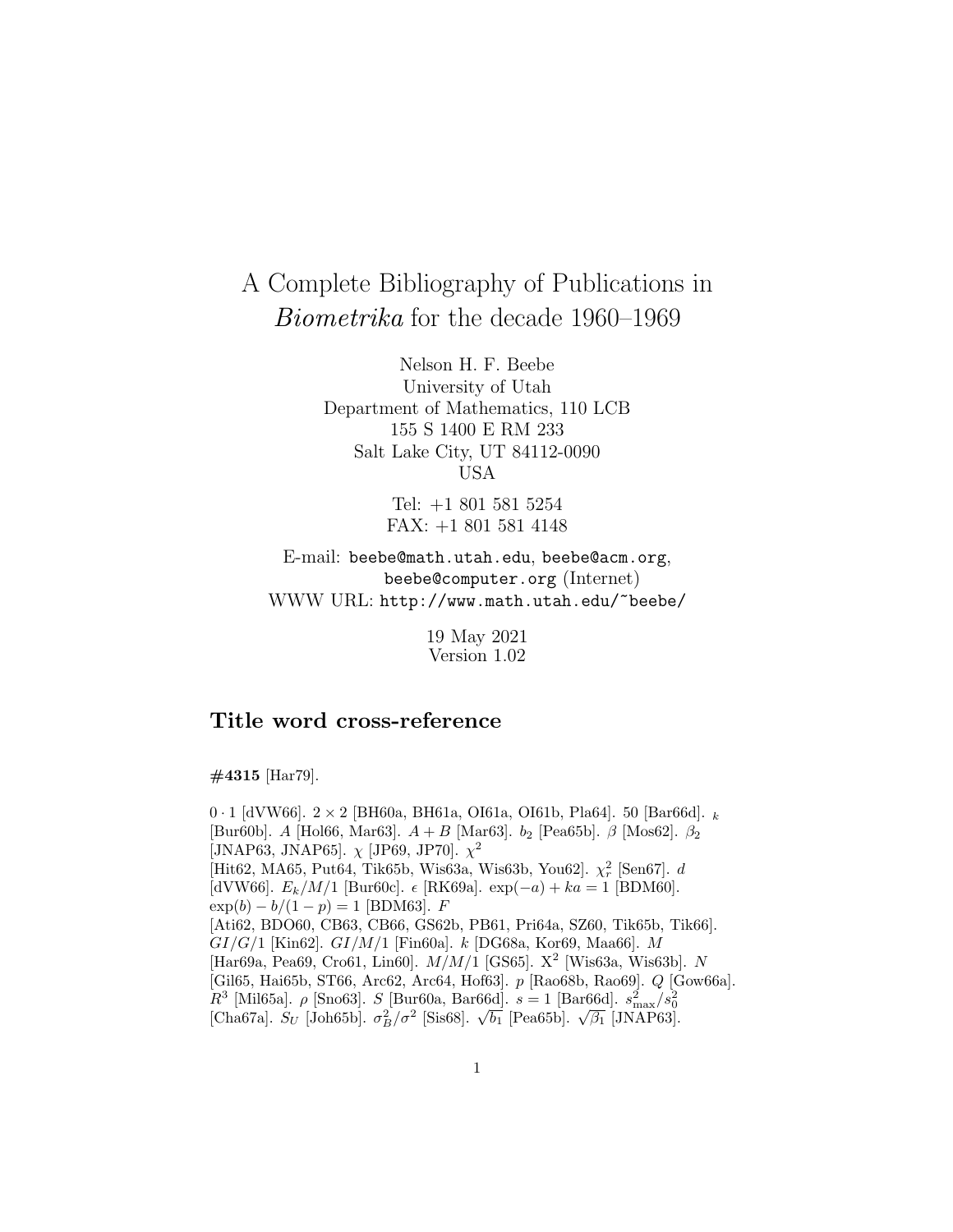# A Complete Bibliography of Publications in *Biometrika* for the decade 1960–1969

Nelson H. F. Beebe
University of Utah
Department of Mathematics, 110 LCB
155 S 1400 E RM 233
Salt Lake City, UT 84112-0090
USA

Tel: +1 801 581 5254
FAX: +1 801 581 4148

E-mail: `beebe@math.utah.edu`, `beebe@acm.org`, `beebe@computer.org` (Internet)
WWW URL: `http://www.math.utah.edu/~beebe/`

19 May 2021
Version 1.02

## Title word cross-reference

**#4315** [Har79].

$0 \cdot 1$ [dVW66]. $2 \times 2$ [BH60a, BH61a, OI61a, OI61b, Pla64]. 50 [Bar66d]. $_k$ [Bur60b]. $A$ [Hol66, Mar63]. $A + B$ [Mar63]. $b_2$ [Pea65b]. $\beta$ [Mos62]. $\beta_2$ [JNAP63, JNAP65]. $\chi$ [JP69, JP70]. $\chi^2$ [Hit62, MA65, Put64, Tik65b, Wis63a, Wis63b, You62]. $\chi_r^2$ [Sen67]. $d$ [dVW66]. $E_k/M/1$ [Bur60c]. $\epsilon$ [RK69a]. $\exp(-a) + ka = 1$ [BDM60]. $\exp(b) - b/(1-p) = 1$ [BDM63]. $F$ [Ati62, BDO60, CB63, CB66, GS62b, PB61, Pri64a, SZ60, Tik65b, Tik66]. $GI/G/1$ [Kin62]. $GI/M/1$ [Fin60a]. $k$ [DG68a, Kor69, Maa66]. $M$ [Har69a, Pea69, Cro61, Lin60]. $M/M/1$ [GS65]. $\mathrm{X}^2$ [Wis63a, Wis63b]. $N$ [Gil65, Hai65b, ST66, Arc62, Arc64, Hof63]. $p$ [Rao68b, Rao69]. $Q$ [Gow66a]. $R^3$ [Mil65a]. $\rho$ [Sno63]. $S$ [Bur60a, Bar66d]. $s = 1$ [Bar66d]. $s_{\max}^2/s_0^2$ [Cha67a]. $S_U$ [Joh65b]. $\sigma_B^2/\sigma^2$ [Sis68]. $\sqrt{b_1}$ [Pea65b]. $\sqrt{\beta_1}$ [JNAP63].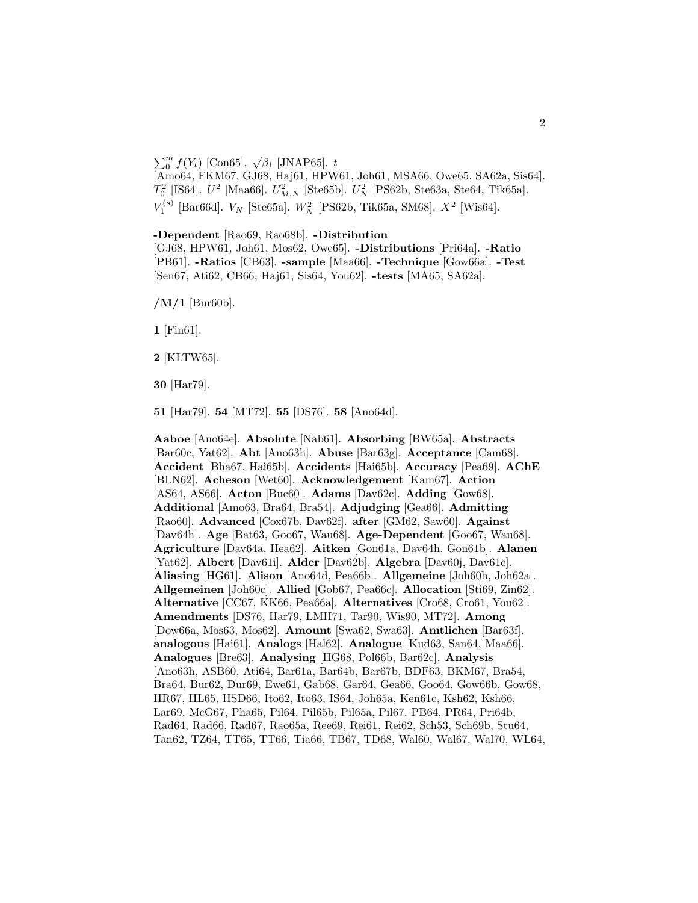$\sum_0^m f(Y_t)$ [Con65]. $\sqrt{\beta_1}$ [JNAP65]. $t$ [Amo64, FKM67, GJ68, Haj61, HPW61, Joh61, MSA66, Owe65, SA62a, Sis64]. $T_0^2$ [IS64]. $U^2$ [Maa66]. $U_{M,N}^2$ [Ste65b]. $U_N^2$ [PS62b, Ste63a, Ste64, Tik65a]. $V_1^{(s)}$ [Bar66d]. $V_N$ [Ste65a]. $W_N^2$ [PS62b, Tik65a, SM68]. $X^2$ [Wis64].

**-Dependent** [Rao69, Rao68b]. **-Distribution** [GJ68, HPW61, Joh61, Mos62, Owe65]. **-Distributions** [Pri64a]. **-Ratio** [PB61]. **-Ratios** [CB63]. **-sample** [Maa66]. **-Technique** [Gow66a]. **-Test** [Sen67, Ati62, CB66, Haj61, Sis64, You62]. **-tests** [MA65, SA62a].

**/M/1** [Bur60b].

**1** [Fin61].

**2** [KLTW65].

**30** [Har79].

**51** [Har79]. **54** [MT72]. **55** [DS76]. **58** [Ano64d].

**Aaboe** [Ano64e]. **Absolute** [Nab61]. **Absorbing** [BW65a]. **Abstracts** [Bar60c, Yat62]. **Abt** [Ano63h]. **Abuse** [Bar63g]. **Acceptance** [Cam68]. **Accident** [Bha67, Hai65b]. **Accidents** [Hai65b]. **Accuracy** [Pea69]. **AChE** [BLN62]. **Acheson** [Wet60]. **Acknowledgement** [Kam67]. **Action** [AS64, AS66]. **Acton** [Buc60]. **Adams** [Dav62c]. **Adding** [Gow68]. **Additional** [Amo63, Bra64, Bra54]. **Adjudging** [Gea66]. **Admitting** [Rao60]. **Advanced** [Cox67b, Dav62f]. **after** [GM62, Saw60]. **Against** [Dav64h]. **Age** [Bat63, Goo67, Wau68]. **Age-Dependent** [Goo67, Wau68]. **Agriculture** [Dav64a, Hea62]. **Aitken** [Gon61a, Dav64h, Gon61b]. **Alanen** [Yat62]. **Albert** [Dav61i]. **Alder** [Dav62b]. **Algebra** [Dav60j, Dav61c]. **Aliasing** [HG61]. **Alison** [Ano64d, Pea66b]. **Allgemeine** [Joh60b, Joh62a]. **Allgemeinen** [Joh60c]. **Allied** [Gob67, Pea66c]. **Allocation** [Sti69, Zin62]. **Alternative** [CC67, KK66, Pea66a]. **Alternatives** [Cro68, Cro61, You62]. **Amendments** [DS76, Har79, LMH71, Tar90, Wis90, MT72]. **Among** [Dow66a, Mos63, Mos62]. **Amount** [Swa62, Swa63]. **Amtlichen** [Bar63f]. **analogous** [Hai61]. **Analogs** [Hal62]. **Analogue** [Kud63, San64, Maa66]. **Analogues** [Bre63]. **Analysing** [HG68, Pol66b, Bar62c]. **Analysis** [Ano63h, ASB60, Ati64, Bar61a, Bar64b, Bar67b, BDF63, BKM67, Bra54, Bra64, Bur62, Dur69, Ewe61, Gab68, Gar64, Gea66, Goo64, Gow66b, Gow68, HR67, HL65, HSD66, Ito62, Ito63, IS64, Joh65a, Ken61c, Ksh62, Ksh66, Lar69, McG67, Pha65, Pil64, Pil65b, Pil65a, Pil67, PB64, PR64, Pri64b, Rad64, Rad66, Rad67, Rao65a, Ree69, Rei61, Rei62, Sch53, Sch69b, Stu64, Tan62, TZ64, TT65, TT66, Tia66, TB67, TD68, Wal60, Wal67, Wal70, WL64,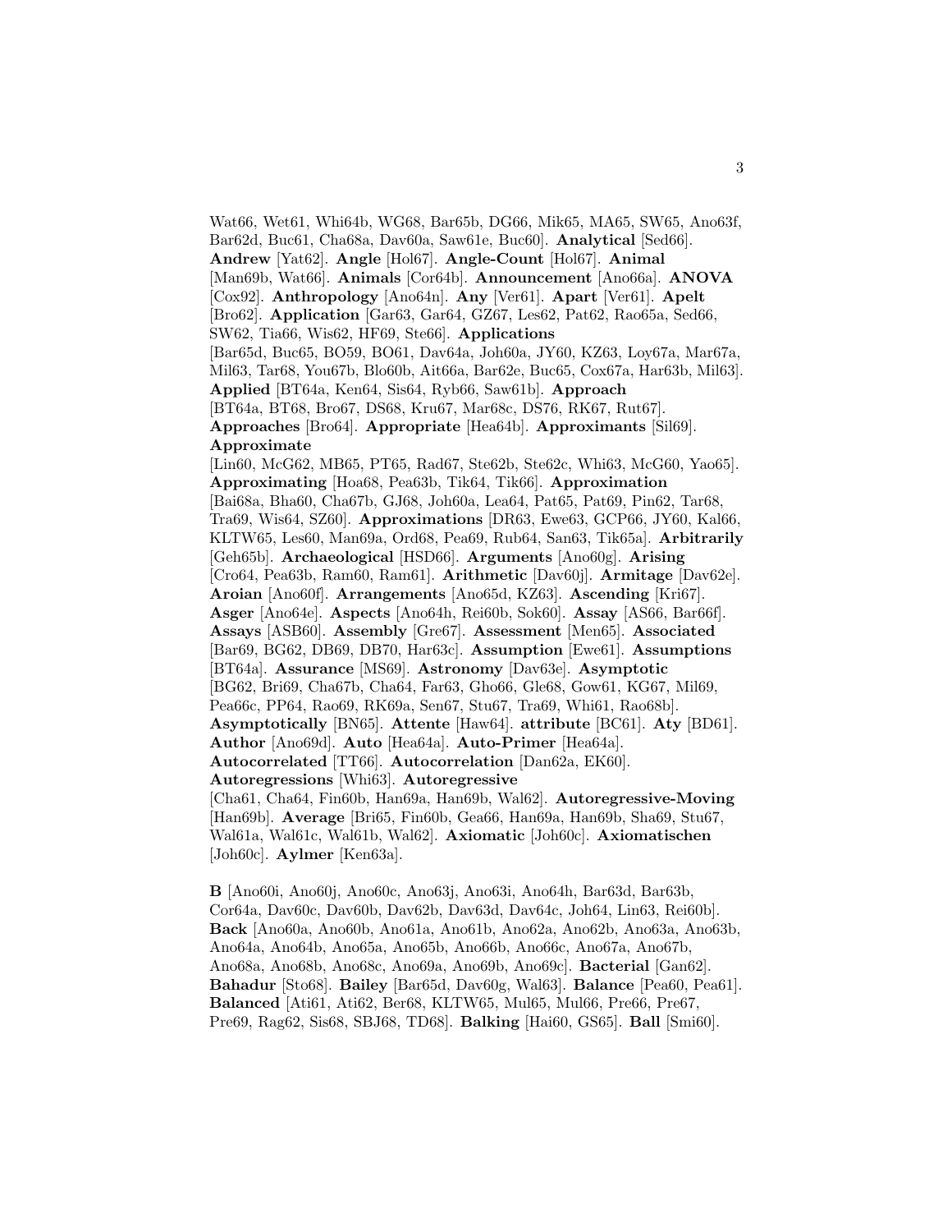Wat66, Wet61, Whi64b, WG68, Bar65b, DG66, Mik65, MA65, SW65, Ano63f, Bar62d, Buc61, Cha68a, Dav60a, Saw61e, Buc60]. **Analytical** [Sed66]. **Andrew** [Yat62]. **Angle** [Hol67]. **Angle-Count** [Hol67]. **Animal** [Man69b, Wat66]. **Animals** [Cor64b]. **Announcement** [Ano66a]. **ANOVA** [Cox92]. **Anthropology** [Ano64n]. **Any** [Ver61]. **Apart** [Ver61]. **Apelt** [Bro62]. **Application** [Gar63, Gar64, GZ67, Les62, Pat62, Rao65a, Sed66, SW62, Tia66, Wis62, HF69, Ste66]. **Applications** [Bar65d, Buc65, BO59, BO61, Dav64a, Joh60a, JY60, KZ63, Loy67a, Mar67a, Mil63, Tar68, You67b, Blo60b, Ait66a, Bar62e, Buc65, Cox67a, Har63b, Mil63]. **Applied** [BT64a, Ken64, Sis64, Ryb66, Saw61b]. **Approach** [BT64a, BT68, Bro67, DS68, Kru67, Mar68c, DS76, RK67, Rut67]. **Approaches** [Bro64]. **Appropriate** [Hea64b]. **Approximants** [Sil69]. **Approximate** [Lin60, McG62, MB65, PT65, Rad67, Ste62b, Ste62c, Whi63, McG60, Yao65]. **Approximating** [Hoa68, Pea63b, Tik64, Tik66]. **Approximation** [Bai68a, Bha60, Cha67b, GJ68, Joh60a, Lea64, Pat65, Pat69, Pin62, Tar68, Tra69, Wis64, SZ60]. **Approximations** [DR63, Ewe63, GCP66, JY60, Kal66, KLTW65, Les60, Man69a, Ord68, Pea69, Rub64, San63, Tik65a]. **Arbitrarily** [Geh65b]. **Archaeological** [HSD66]. **Arguments** [Ano60g]. **Arising** [Cro64, Pea63b, Ram60, Ram61]. **Arithmetic** [Dav60j]. **Armitage** [Dav62e]. **Aroian** [Ano60f]. **Arrangements** [Ano65d, KZ63]. **Ascending** [Kri67]. **Asger** [Ano64e]. **Aspects** [Ano64h, Rei60b, Sok60]. **Assay** [AS66, Bar66f]. **Assays** [ASB60]. **Assembly** [Gre67]. **Assessment** [Men65]. **Associated** [Bar69, BG62, DB69, DB70, Har63c]. **Assumption** [Ewe61]. **Assumptions** [BT64a]. **Assurance** [MS69]. **Astronomy** [Dav63e]. **Asymptotic** [BG62, Bri69, Cha67b, Cha64, Far63, Gho66, Gle68, Gow61, KG67, Mil69, Pea66c, PP64, Rao69, RK69a, Sen67, Stu67, Tra69, Whi61, Rao68b]. **Asymptotically** [BN65]. **Attente** [Haw64]. **attribute** [BC61]. **Aty** [BD61]. **Author** [Ano69d]. **Auto** [Hea64a]. **Auto-Primer** [Hea64a]. **Autocorrelated** [TT66]. **Autocorrelation** [Dan62a, EK60]. **Autoregressions** [Whi63]. **Autoregressive** [Cha61, Cha64, Fin60b, Han69a, Han69b, Wal62]. **Autoregressive-Moving** [Han69b]. **Average** [Bri65, Fin60b, Gea66, Han69a, Han69b, Sha69, Stu67, Wal61a, Wal61c, Wal61b, Wal62]. **Axiomatic** [Joh60c]. **Axiomatischen** [Joh60c]. **Aylmer** [Ken63a].

**B** [Ano60i, Ano60j, Ano60c, Ano63j, Ano63i, Ano64h, Bar63d, Bar63b, Cor64a, Dav60c, Dav60b, Dav62b, Dav63d, Dav64c, Joh64, Lin63, Rei60b]. **Back** [Ano60a, Ano60b, Ano61a, Ano61b, Ano62a, Ano62b, Ano63a, Ano63b, Ano64a, Ano64b, Ano65a, Ano65b, Ano66b, Ano66c, Ano67a, Ano67b, Ano68a, Ano68b, Ano68c, Ano69a, Ano69b, Ano69c]. **Bacterial** [Gan62]. **Bahadur** [Sto68]. **Bailey** [Bar65d, Dav60g, Wal63]. **Balance** [Pea60, Pea61]. **Balanced** [Ati61, Ati62, Ber68, KLTW65, Mul65, Mul66, Pre66, Pre67, Pre69, Rag62, Sis68, SBJ68, TD68]. **Balking** [Hai60, GS65]. **Ball** [Smi60].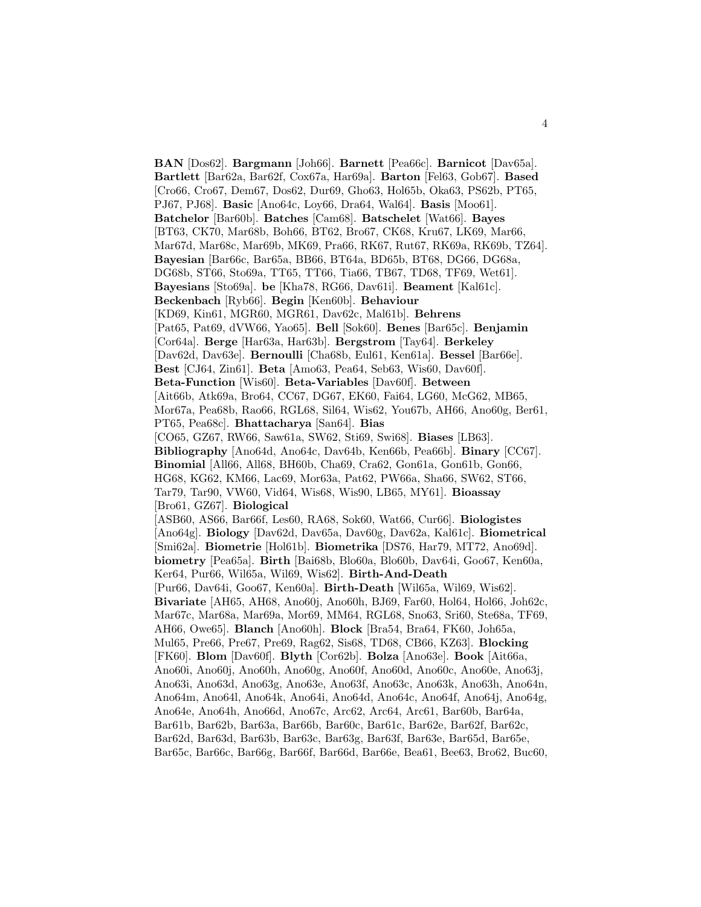**BAN** [Dos62]. **Bargmann** [Joh66]. **Barnett** [Pea66c]. **Barnicot** [Dav65a]. **Bartlett** [Bar62a, Bar62f, Cox67a, Har69a]. **Barton** [Fel63, Gob67]. **Based** [Cro66, Cro67, Dem67, Dos62, Dur69, Gho63, Hol65b, Oka63, PS62b, PT65, PJ67, PJ68]. **Basic** [Ano64c, Loy66, Dra64, Wal64]. **Basis** [Moo61]. **Batchelor** [Bar60b]. **Batches** [Cam68]. **Batschelet** [Wat66]. **Bayes** [BT63, CK70, Mar68b, Boh66, BT62, Bro67, CK68, Kru67, LK69, Mar66, Mar67d, Mar68c, Mar69b, MK69, Pra66, RK67, Rut67, RK69a, RK69b, TZ64]. **Bayesian** [Bar66c, Bar65a, BB66, BT64a, BD65b, BT68, DG66, DG68a, DG68b, ST66, Sto69a, TT65, TT66, Tia66, TB67, TD68, TF69, Wet61]. **Bayesians** [Sto69a]. **be** [Kha78, RG66, Dav61i]. **Beament** [Kal61c]. **Beckenbach** [Ryb66]. **Begin** [Ken60b]. **Behaviour** [KD69, Kin61, MGR60, MGR61, Dav62c, Mal61b]. **Behrens** [Pat65, Pat69, dVW66, Yao65]. **Bell** [Sok60]. **Benes** [Bar65c]. **Benjamin** [Cor64a]. **Berge** [Har63a, Har63b]. **Bergstrom** [Tay64]. **Berkeley** [Dav62d, Dav63e]. **Bernoulli** [Cha68b, Eul61, Ken61a]. **Bessel** [Bar66e]. **Best** [CJ64, Zin61]. **Beta** [Amo63, Pea64, Seb63, Wis60, Dav60f]. **Beta-Function** [Wis60]. **Beta-Variables** [Dav60f]. **Between** [Ait66b, Atk69a, Bro64, CC67, DG67, EK60, Fai64, LG60, McG62, MB65, Mor67a, Pea68b, Rao66, RGL68, Sil64, Wis62, You67b, AH66, Ano60g, Ber61, PT65, Pea68c]. **Bhattacharya** [San64]. **Bias** [CO65, GZ67, RW66, Saw61a, SW62, Sti69, Swi68]. **Biases** [LB63]. **Bibliography** [Ano64d, Ano64c, Dav64b, Ken66b, Pea66b]. **Binary** [CC67]. **Binomial** [All66, All68, BH60b, Cha69, Cra62, Gon61a, Gon61b, Gon66, HG68, KG62, KM66, Lac69, Mor63a, Pat62, PW66a, Sha66, SW62, ST66, Tar79, Tar90, VW60, Vid64, Wis68, Wis90, LB65, MY61]. **Bioassay** [Bro61, GZ67]. **Biological** [ASB60, AS66, Bar66f, Les60, RA68, Sok60, Wat66, Cur66]. **Biologistes** [Ano64g]. **Biology** [Dav62d, Dav65a, Dav60g, Dav62a, Kal61c]. **Biometrical** [Smi62a]. **Biometrie** [Hol61b]. **Biometrika** [DS76, Har79, MT72, Ano69d]. **biometry** [Pea65a]. **Birth** [Bai68b, Blo60a, Blo60b, Dav64i, Goo67, Ken60a, Ker64, Pur66, Wil65a, Wil69, Wis62]. **Birth-And-Death** [Pur66, Dav64i, Goo67, Ken60a]. **Birth-Death** [Wil65a, Wil69, Wis62]. **Bivariate** [AH65, AH68, Ano60j, Ano60h, BJ69, Far60, Hol64, Hol66, Joh62c, Mar67c, Mar68a, Mar69a, Mor69, MM64, RGL68, Sno63, Sri60, Ste68a, TF69, AH66, Owe65]. **Blanch** [Ano60h]. **Block** [Bra54, Bra64, FK60, Joh65a, Mul65, Pre66, Pre67, Pre69, Rag62, Sis68, TD68, CB66, KZ63]. **Blocking** [FK60]. **Blom** [Dav60f]. **Blyth** [Cor62b]. **Bolza** [Ano63e]. **Book** [Ait66a, Ano60i, Ano60j, Ano60h, Ano60g, Ano60f, Ano60d, Ano60c, Ano60e, Ano63j, Ano63i, Ano63d, Ano63g, Ano63e, Ano63f, Ano63c, Ano63k, Ano63h, Ano64n, Ano64m, Ano64l, Ano64k, Ano64i, Ano64d, Ano64c, Ano64f, Ano64j, Ano64g, Ano64e, Ano64h, Ano66d, Ano67c, Arc62, Arc64, Arc61, Bar60b, Bar64a, Bar61b, Bar62b, Bar63a, Bar66b, Bar60c, Bar61c, Bar62e, Bar62f, Bar62c, Bar62d, Bar63d, Bar63b, Bar63c, Bar63g, Bar63f, Bar63e, Bar65d, Bar65e, Bar65c, Bar66c, Bar66g, Bar66f, Bar66d, Bar66e, Bea61, Bee63, Bro62, Buc60,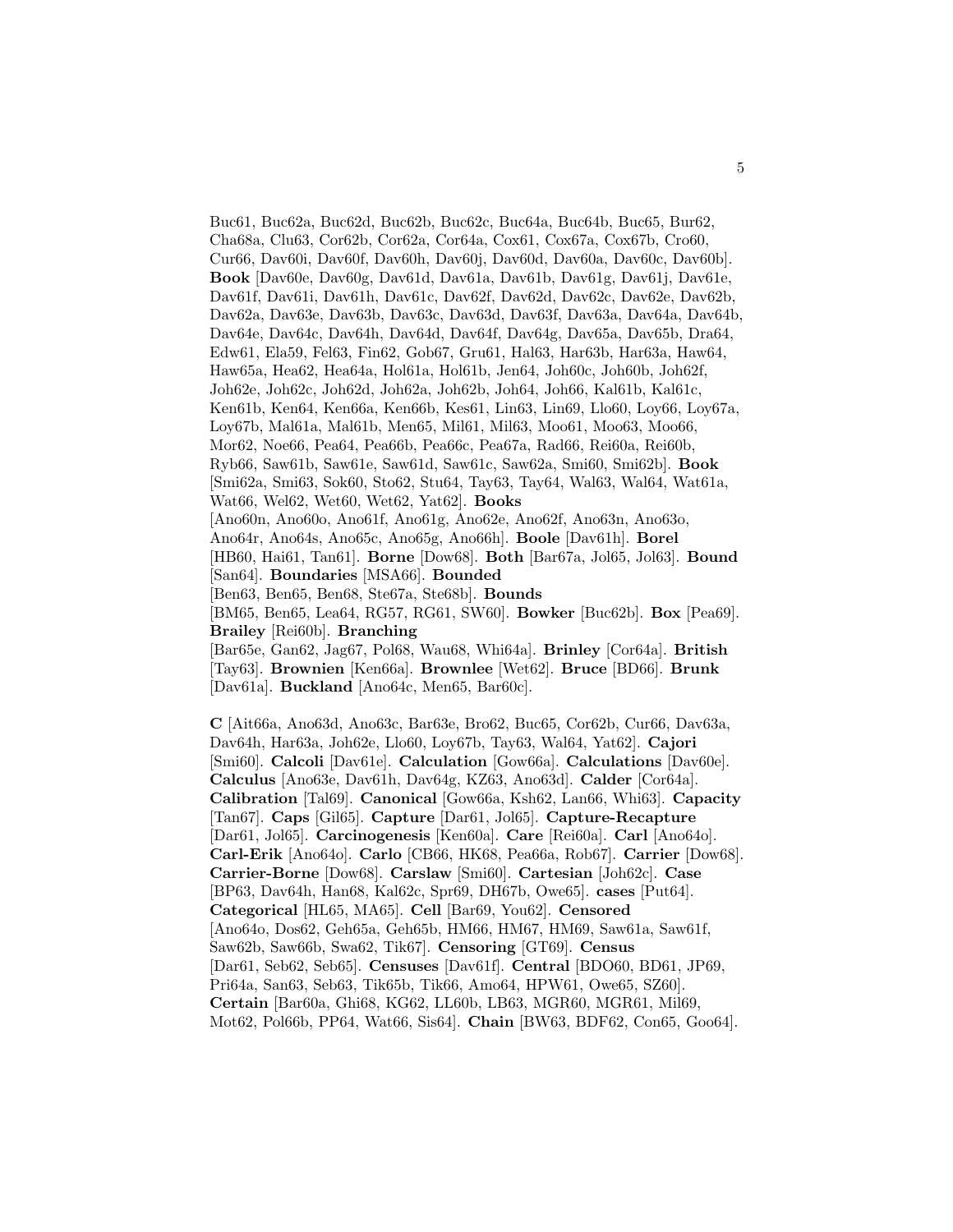Buc61, Buc62a, Buc62d, Buc62b, Buc62c, Buc64a, Buc64b, Buc65, Bur62, Cha68a, Clu63, Cor62b, Cor62a, Cor64a, Cox61, Cox67a, Cox67b, Cro60, Cur66, Dav60i, Dav60f, Dav60h, Dav60j, Dav60d, Dav60a, Dav60c, Dav60b]. **Book** [Dav60e, Dav60g, Dav61d, Dav61a, Dav61b, Dav61g, Dav61j, Dav61e, Dav61f, Dav61i, Dav61h, Dav61c, Dav62f, Dav62d, Dav62c, Dav62e, Dav62b, Dav62a, Dav63e, Dav63b, Dav63c, Dav63d, Dav63f, Dav63a, Dav64a, Dav64b, Dav64e, Dav64c, Dav64h, Dav64d, Dav64f, Dav64g, Dav65a, Dav65b, Dra64, Edw61, Ela59, Fel63, Fin62, Gob67, Gru61, Hal63, Har63b, Har63a, Haw64, Haw65a, Hea62, Hea64a, Hol61a, Hol61b, Jen64, Joh60c, Joh60b, Joh62f, Joh62e, Joh62c, Joh62d, Joh62a, Joh62b, Joh64, Joh66, Kal61b, Kal61c, Ken61b, Ken64, Ken66a, Ken66b, Kes61, Lin63, Lin69, Llo60, Loy66, Loy67a, Loy67b, Mal61a, Mal61b, Men65, Mil61, Mil63, Moo61, Moo63, Moo66, Mor62, Noe66, Pea64, Pea66b, Pea66c, Pea67a, Rad66, Rei60a, Rei60b, Ryb66, Saw61b, Saw61e, Saw61d, Saw61c, Saw62a, Smi60, Smi62b]. **Book** [Smi62a, Smi63, Sok60, Sto62, Stu64, Tay63, Tay64, Wal63, Wal64, Wat61a, Wat66, Wel62, Wet60, Wet62, Yat62]. **Books** [Ano60n, Ano60o, Ano61f, Ano61g, Ano62e, Ano62f, Ano63n, Ano63o, Ano64r, Ano64s, Ano65c, Ano65g, Ano66h]. **Boole** [Dav61h]. **Borel** [HB60, Hai61, Tan61]. **Borne** [Dow68]. **Both** [Bar67a, Jol65, Jol63]. **Bound** [San64]. **Boundaries** [MSA66]. **Bounded** [Ben63, Ben65, Ben68, Ste67a, Ste68b]. **Bounds** [BM65, Ben65, Lea64, RG57, RG61, SW60]. **Bowker** [Buc62b]. **Box** [Pea69]. **Brailey** [Rei60b]. **Branching** [Bar65e, Gan62, Jag67, Pol68, Wau68, Whi64a]. **Brinley** [Cor64a]. **British** [Tay63]. **Brownien** [Ken66a]. **Brownlee** [Wet62]. **Bruce** [BD66]. **Brunk** [Dav61a]. **Buckland** [Ano64c, Men65, Bar60c].

**C** [Ait66a, Ano63d, Ano63c, Bar63e, Bro62, Buc65, Cor62b, Cur66, Dav63a, Dav64h, Har63a, Joh62e, Llo60, Loy67b, Tay63, Wal64, Yat62]. **Cajori** [Smi60]. **Calcoli** [Dav61e]. **Calculation** [Gow66a]. **Calculations** [Dav60e]. **Calculus** [Ano63e, Dav61h, Dav64g, KZ63, Ano63d]. **Calder** [Cor64a]. **Calibration** [Tal69]. **Canonical** [Gow66a, Ksh62, Lan66, Whi63]. **Capacity** [Tan67]. **Caps** [Gil65]. **Capture** [Dar61, Jol65]. **Capture-Recapture** [Dar61, Jol65]. **Carcinogenesis** [Ken60a]. **Care** [Rei60a]. **Carl** [Ano64o]. **Carl-Erik** [Ano64o]. **Carlo** [CB66, HK68, Pea66a, Rob67]. **Carrier** [Dow68]. **Carrier-Borne** [Dow68]. **Carslaw** [Smi60]. **Cartesian** [Joh62c]. **Case** [BP63, Dav64h, Han68, Kal62c, Spr69, DH67b, Owe65]. **cases** [Put64]. **Categorical** [HL65, MA65]. **Cell** [Bar69, You62]. **Censored** [Ano64o, Dos62, Geh65a, Geh65b, HM66, HM67, HM69, Saw61a, Saw61f, Saw62b, Saw66b, Swa62, Tik67]. **Censoring** [GT69]. **Census** [Dar61, Seb62, Seb65]. **Censuses** [Dav61f]. **Central** [BDO60, BD61, JP69, Pri64a, San63, Seb63, Tik65b, Tik66, Amo64, HPW61, Owe65, SZ60]. **Certain** [Bar60a, Ghi68, KG62, LL60b, LB63, MGR60, MGR61, Mil69, Mot62, Pol66b, PP64, Wat66, Sis64]. **Chain** [BW63, BDF62, Con65, Goo64].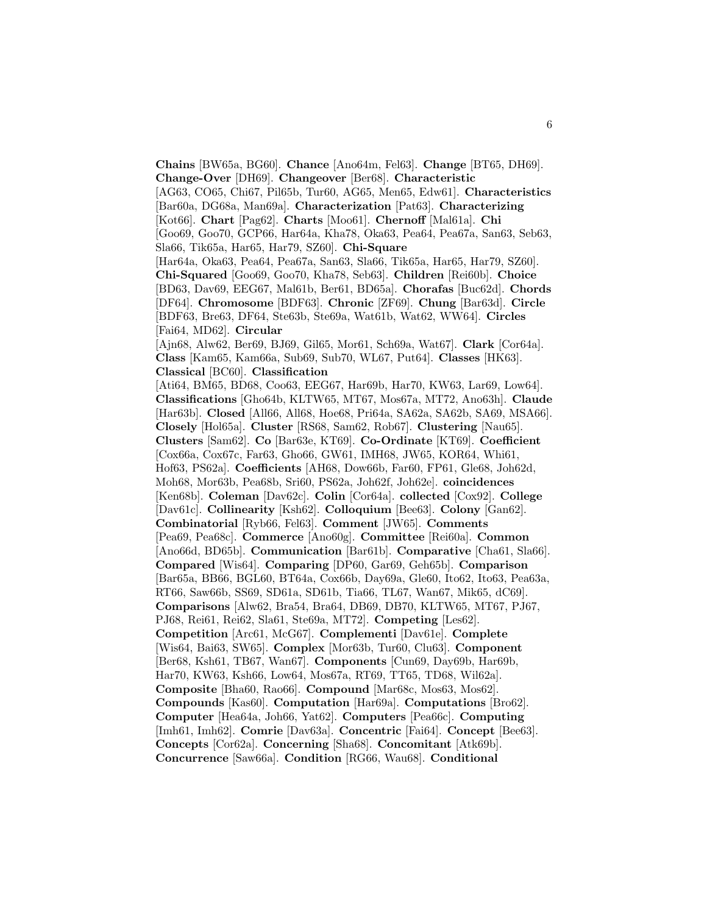**Chains** [BW65a, BG60]. **Chance** [Ano64m, Fel63]. **Change** [BT65, DH69]. **Change-Over** [DH69]. **Changeover** [Ber68]. **Characteristic** [AG63, CO65, Chi67, Pil65b, Tur60, AG65, Men65, Edw61]. **Characteristics** [Bar60a, DG68a, Man69a]. **Characterization** [Pat63]. **Characterizing** [Kot66]. **Chart** [Pag62]. **Charts** [Moo61]. **Chernoff** [Mal61a]. **Chi** [Goo69, Goo70, GCP66, Har64a, Kha78, Oka63, Pea64, Pea67a, San63, Seb63, Sla66, Tik65a, Har65, Har79, SZ60]. **Chi-Square** [Har64a, Oka63, Pea64, Pea67a, San63, Sla66, Tik65a, Har65, Har79, SZ60]. **Chi-Squared** [Goo69, Goo70, Kha78, Seb63]. **Children** [Rei60b]. **Choice** [BD63, Dav69, EEG67, Mal61b, Ber61, BD65a]. **Chorafas** [Buc62d]. **Chords** [DF64]. **Chromosome** [BDF63]. **Chronic** [ZF69]. **Chung** [Bar63d]. **Circle** [BDF63, Bre63, DF64, Ste63b, Ste69a, Wat61b, Wat62, WW64]. **Circles** [Fai64, MD62]. **Circular** [Ajn68, Alw62, Ber69, BJ69, Gil65, Mor61, Sch69a, Wat67]. **Clark** [Cor64a]. **Class** [Kam65, Kam66a, Sub69, Sub70, WL67, Put64]. **Classes** [HK63]. **Classical** [BC60]. **Classification** [Ati64, BM65, BD68, Coo63, EEG67, Har69b, Har70, KW63, Lar69, Low64]. **Classifications** [Gho64b, KLTW65, MT67, Mos67a, MT72, Ano63h]. **Claude** [Har63b]. **Closed** [All66, All68, Hoe68, Pri64a, SA62a, SA62b, SA69, MSA66]. **Closely** [Hol65a]. **Cluster** [RS68, Sam62, Rob67]. **Clustering** [Nau65]. **Clusters** [Sam62]. **Co** [Bar63e, KT69]. **Co-Ordinate** [KT69]. **Coefficient** [Cox66a, Cox67c, Far63, Gho66, GW61, IMH68, JW65, KOR64, Whi61, Hof63, PS62a]. **Coefficients** [AH68, Dow66b, Far60, FP61, Gle68, Joh62d, Moh68, Mor63b, Pea68b, Sri60, PS62a, Joh62f, Joh62e]. **coincidences** [Ken68b]. **Coleman** [Dav62c]. **Colin** [Cor64a]. **collected** [Cox92]. **College** [Dav61c]. **Collinearity** [Ksh62]. **Colloquium** [Bee63]. **Colony** [Gan62]. **Combinatorial** [Ryb66, Fel63]. **Comment** [JW65]. **Comments** [Pea69, Pea68c]. **Commerce** [Ano60g]. **Committee** [Rei60a]. **Common** [Ano66d, BD65b]. **Communication** [Bar61b]. **Comparative** [Cha61, Sla66]. **Compared** [Wis64]. **Comparing** [DP60, Gar69, Geh65b]. **Comparison** [Bar65a, BB66, BGL60, BT64a, Cox66b, Day69a, Gle60, Ito62, Ito63, Pea63a, RT66, Saw66b, SS69, SD61a, SD61b, Tia66, TL67, Wan67, Mik65, dC69]. **Comparisons** [Alw62, Bra54, Bra64, DB69, DB70, KLTW65, MT67, PJ67, PJ68, Rei61, Rei62, Sla61, Ste69a, MT72]. **Competing** [Les62]. **Competition** [Arc61, McG67]. **Complementi** [Dav61e]. **Complete** [Wis64, Bai63, SW65]. **Complex** [Mor63b, Tur60, Clu63]. **Component** [Ber68, Ksh61, TB67, Wan67]. **Components** [Cun69, Day69b, Har69b, Har70, KW63, Ksh66, Low64, Mos67a, RT69, TT65, TD68, Wil62a]. **Composite** [Bha60, Rao66]. **Compound** [Mar68c, Mos63, Mos62]. **Compounds** [Kas60]. **Computation** [Har69a]. **Computations** [Bro62]. **Computer** [Hea64a, Joh66, Yat62]. **Computers** [Pea66c]. **Computing** [Imh61, Imh62]. **Comrie** [Dav63a]. **Concentric** [Fai64]. **Concept** [Bee63]. **Concepts** [Cor62a]. **Concerning** [Sha68]. **Concomitant** [Atk69b]. **Concurrence** [Saw66a]. **Condition** [RG66, Wau68]. **Conditional**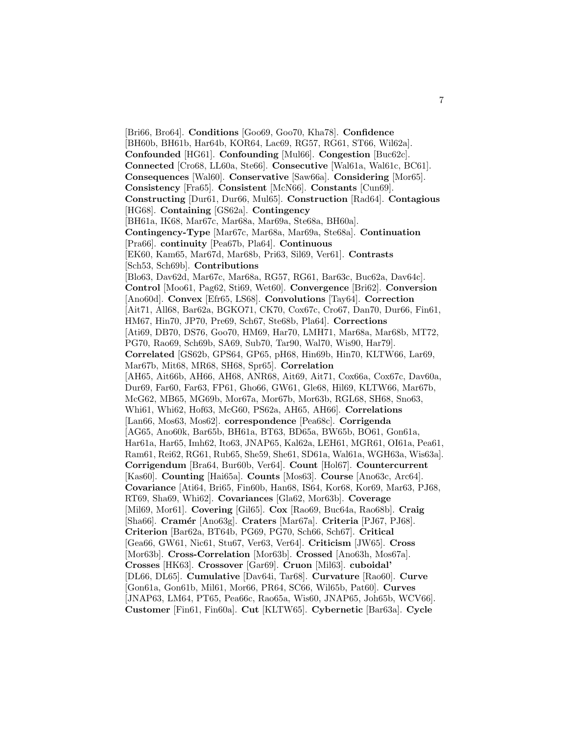[Bri66, Bro64]. **Conditions** [Goo69, Goo70, Kha78]. **Confidence** [BH60b, BH61b, Har64b, KOR64, Lac69, RG57, RG61, ST66, Wil62a]. **Confounded** [HG61]. **Confounding** [Mul66]. **Congestion** [Buc62c]. **Connected** [Cro68, LL60a, Ste66]. **Consecutive** [Wal61a, Wal61c, BC61]. **Consequences** [Wal60]. **Conservative** [Saw66a]. **Considering** [Mor65]. **Consistency** [Fra65]. **Consistent** [McN66]. **Constants** [Cun69]. **Constructing** [Dur61, Dur66, Mul65]. **Construction** [Rad64]. **Contagious** [HG68]. **Containing** [GS62a]. **Contingency** [BH61a, IK68, Mar67c, Mar68a, Mar69a, Ste68a, BH60a]. **Contingency-Type** [Mar67c, Mar68a, Mar69a, Ste68a]. **Continuation** [Pra66]. **continuity** [Pea67b, Pla64]. **Continuous** [EK60, Kam65, Mar67d, Mar68b, Pri63, Sil69, Ver61]. **Contrasts** [Sch53, Sch69b]. **Contributions** [Blo63, Dav62d, Mar67c, Mar68a, RG57, RG61, Bar63c, Buc62a, Dav64c]. **Control** [Moo61, Pag62, Sti69, Wet60]. **Convergence** [Bri62]. **Conversion** [Ano60d]. **Convex** [Efr65, LS68]. **Convolutions** [Tay64]. **Correction** [Ait71, All68, Bar62a, BGKO71, CK70, Cox67c, Cro67, Dan70, Dur66, Fin61, HM67, Hin70, JP70, Pre69, Sch67, Ste68b, Pla64]. **Corrections** [Ati69, DB70, DS76, Goo70, HM69, Har70, LMH71, Mar68a, Mar68b, MT72, PG70, Rao69, Sch69b, SA69, Sub70, Tar90, Wal70, Wis90, Har79]. **Correlated** [GS62b, GPS64, GP65, pH68, Hin69b, Hin70, KLTW66, Lar69, Mar67b, Mit68, MR68, SH68, Spr65]. **Correlation** [AH65, Ait66b, AH66, AH68, ANR68, Ait69, Ait71, Cox66a, Cox67c, Dav60a, Dur69, Far60, Far63, FP61, Gho66, GW61, Gle68, Hil69, KLTW66, Mar67b, McG62, MB65, MG69b, Mor67a, Mor67b, Mor63b, RGL68, SH68, Sno63, Whi61, Whi62, Hof63, McG60, PS62a, AH65, AH66]. **Correlations** [Lan66, Mos63, Mos62]. **correspondence** [Pea68c]. **Corrigenda** [AG65, Ano60k, Bar65b, BH61a, BT63, BD65a, BW65b, BO61, Gon61a, Har61a, Har65, Imh62, Ito63, JNAP65, Kal62a, LEH61, MGR61, OI61a, Pea61, Ram61, Rei62, RG61, Rub65, She59, She61, SD61a, Wal61a, WGH63a, Wis63a]. **Corrigendum** [Bra64, Bur60b, Ver64]. **Count** [Hol67]. **Countercurrent** [Kas60]. **Counting** [Hai65a]. **Counts** [Mos63]. **Course** [Ano63c, Arc64]. **Covariance** [Ati64, Bri65, Fin60b, Han68, IS64, Kor68, Kor69, Mar63, PJ68, RT69, Sha69, Whi62]. **Covariances** [Gla62, Mor63b]. **Coverage** [Mil69, Mor61]. **Covering** [Gil65]. **Cox** [Rao69, Buc64a, Rao68b]. **Craig** [Sha66]. **Cramér** [Ano63g]. **Craters** [Mar67a]. **Criteria** [PJ67, PJ68]. **Criterion** [Bar62a, BT64b, PG69, PG70, Sch66, Sch67]. **Critical** [Gea66, GW61, Nic61, Stu67, Ver63, Ver64]. **Criticism** [JW65]. **Cross** [Mor63b]. **Cross-Correlation** [Mor63b]. **Crossed** [Ano63h, Mos67a]. **Crosses** [HK63]. **Crossover** [Gar69]. **Cruon** [Mil63]. **cuboidal'** [DL66, DL65]. **Cumulative** [Dav64i, Tar68]. **Curvature** [Rao60]. **Curve** [Gon61a, Gon61b, Mil61, Mor66, PR64, SC66, Wil65b, Pat60]. **Curves** [JNAP63, LM64, PT65, Pea66c, Rao65a, Wis60, JNAP65, Joh65b, WCV66]. **Customer** [Fin61, Fin60a]. **Cut** [KLTW65]. **Cybernetic** [Bar63a]. **Cycle**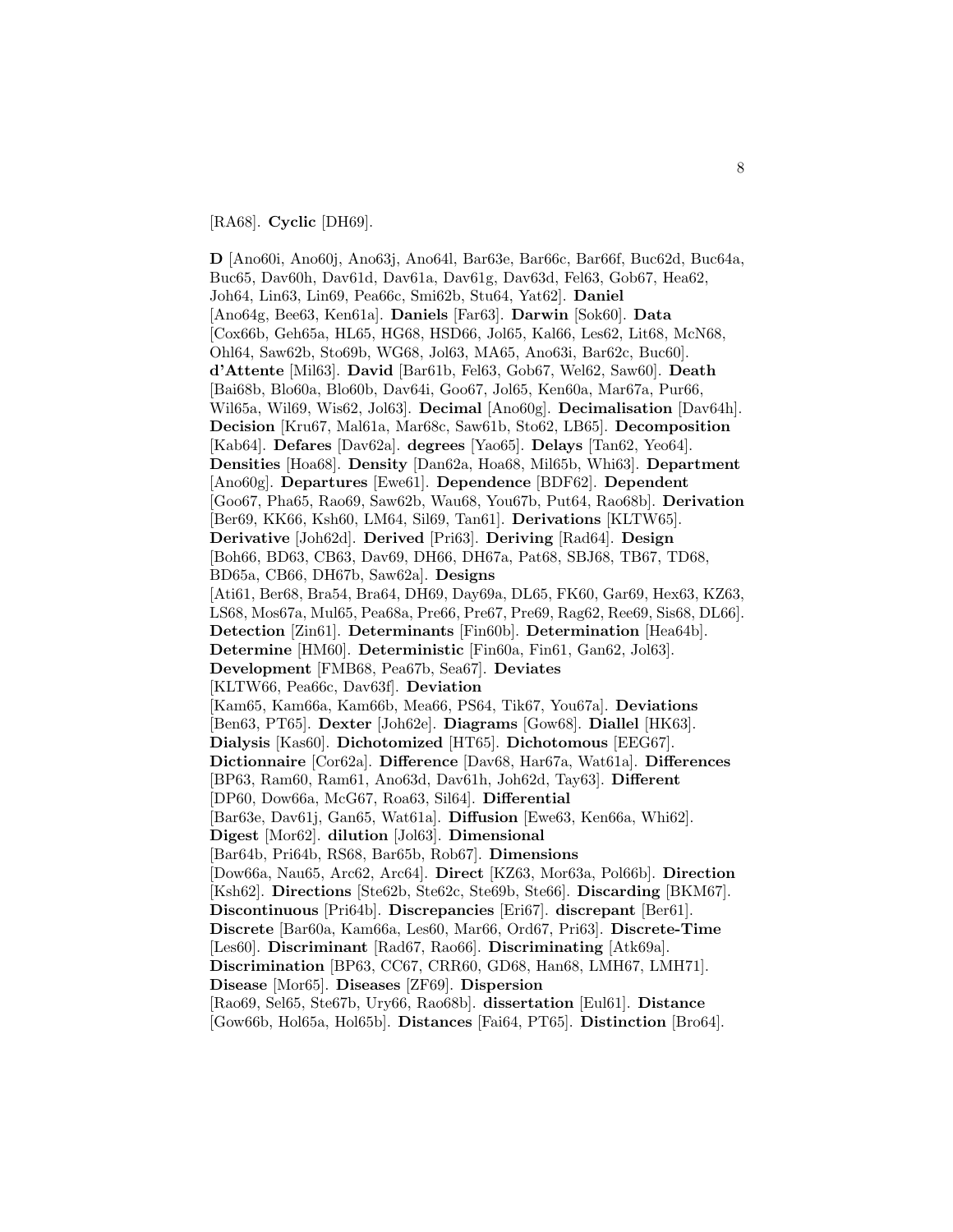[RA68]. **Cyclic** [DH69].

**D** [Ano60i, Ano60j, Ano63j, Ano64l, Bar63e, Bar66c, Bar66f, Buc62d, Buc64a, Buc65, Dav60h, Dav61d, Dav61a, Dav61g, Dav63d, Fel63, Gob67, Hea62, Joh64, Lin63, Lin69, Pea66c, Smi62b, Stu64, Yat62]. **Daniel** [Ano64g, Bee63, Ken61a]. **Daniels** [Far63]. **Darwin** [Sok60]. **Data** [Cox66b, Geh65a, HL65, HG68, HSD66, Jol65, Kal66, Les62, Lit68, McN68, Ohl64, Saw62b, Sto69b, WG68, Jol63, MA65, Ano63i, Bar62c, Buc60]. **d'Attente** [Mil63]. **David** [Bar61b, Fel63, Gob67, Wel62, Saw60]. **Death** [Bai68b, Blo60a, Blo60b, Dav64i, Goo67, Jol65, Ken60a, Mar67a, Pur66, Wil65a, Wil69, Wis62, Jol63]. **Decimal** [Ano60g]. **Decimalisation** [Dav64h]. **Decision** [Kru67, Mal61a, Mar68c, Saw61b, Sto62, LB65]. **Decomposition** [Kab64]. **Defares** [Dav62a]. **degrees** [Yao65]. **Delays** [Tan62, Yeo64]. **Densities** [Hoa68]. **Density** [Dan62a, Hoa68, Mil65b, Whi63]. **Department** [Ano60g]. **Departures** [Ewe61]. **Dependence** [BDF62]. **Dependent** [Goo67, Pha65, Rao69, Saw62b, Wau68, You67b, Put64, Rao68b]. **Derivation** [Ber69, KK66, Ksh60, LM64, Sil69, Tan61]. **Derivations** [KLTW65]. **Derivative** [Joh62d]. **Derived** [Pri63]. **Deriving** [Rad64]. **Design** [Boh66, BD63, CB63, Dav69, DH66, DH67a, Pat68, SBJ68, TB67, TD68, BD65a, CB66, DH67b, Saw62a]. **Designs** [Ati61, Ber68, Bra54, Bra64, DH69, Day69a, DL65, FK60, Gar69, Hex63, KZ63, LS68, Mos67a, Mul65, Pea68a, Pre66, Pre67, Pre69, Rag62, Ree69, Sis68, DL66]. **Detection** [Zin61]. **Determinants** [Fin60b]. **Determination** [Hea64b]. **Determine** [HM60]. **Deterministic** [Fin60a, Fin61, Gan62, Jol63]. **Development** [FMB68, Pea67b, Sea67]. **Deviates** [KLTW66, Pea66c, Dav63f]. **Deviation** [Kam65, Kam66a, Kam66b, Mea66, PS64, Tik67, You67a]. **Deviations** [Ben63, PT65]. **Dexter** [Joh62e]. **Diagrams** [Gow68]. **Diallel** [HK63]. **Dialysis** [Kas60]. **Dichotomized** [HT65]. **Dichotomous** [EEG67]. **Dictionnaire** [Cor62a]. **Difference** [Dav68, Har67a, Wat61a]. **Differences** [BP63, Ram60, Ram61, Ano63d, Dav61h, Joh62d, Tay63]. **Different** [DP60, Dow66a, McG67, Roa63, Sil64]. **Differential** [Bar63e, Dav61j, Gan65, Wat61a]. **Diffusion** [Ewe63, Ken66a, Whi62]. **Digest** [Mor62]. **dilution** [Jol63]. **Dimensional** [Bar64b, Pri64b, RS68, Bar65b, Rob67]. **Dimensions** [Dow66a, Nau65, Arc62, Arc64]. **Direct** [KZ63, Mor63a, Pol66b]. **Direction** [Ksh62]. **Directions** [Ste62b, Ste62c, Ste69b, Ste66]. **Discarding** [BKM67]. **Discontinuous** [Pri64b]. **Discrepancies** [Eri67]. **discrepant** [Ber61]. **Discrete** [Bar60a, Kam66a, Les60, Mar66, Ord67, Pri63]. **Discrete-Time** [Les60]. **Discriminant** [Rad67, Rao66]. **Discriminating** [Atk69a]. **Discrimination** [BP63, CC67, CRR60, GD68, Han68, LMH67, LMH71]. **Disease** [Mor65]. **Diseases** [ZF69]. **Dispersion** [Rao69, Sel65, Ste67b, Ury66, Rao68b]. **dissertation** [Eul61]. **Distance** [Gow66b, Hol65a, Hol65b]. **Distances** [Fai64, PT65]. **Distinction** [Bro64].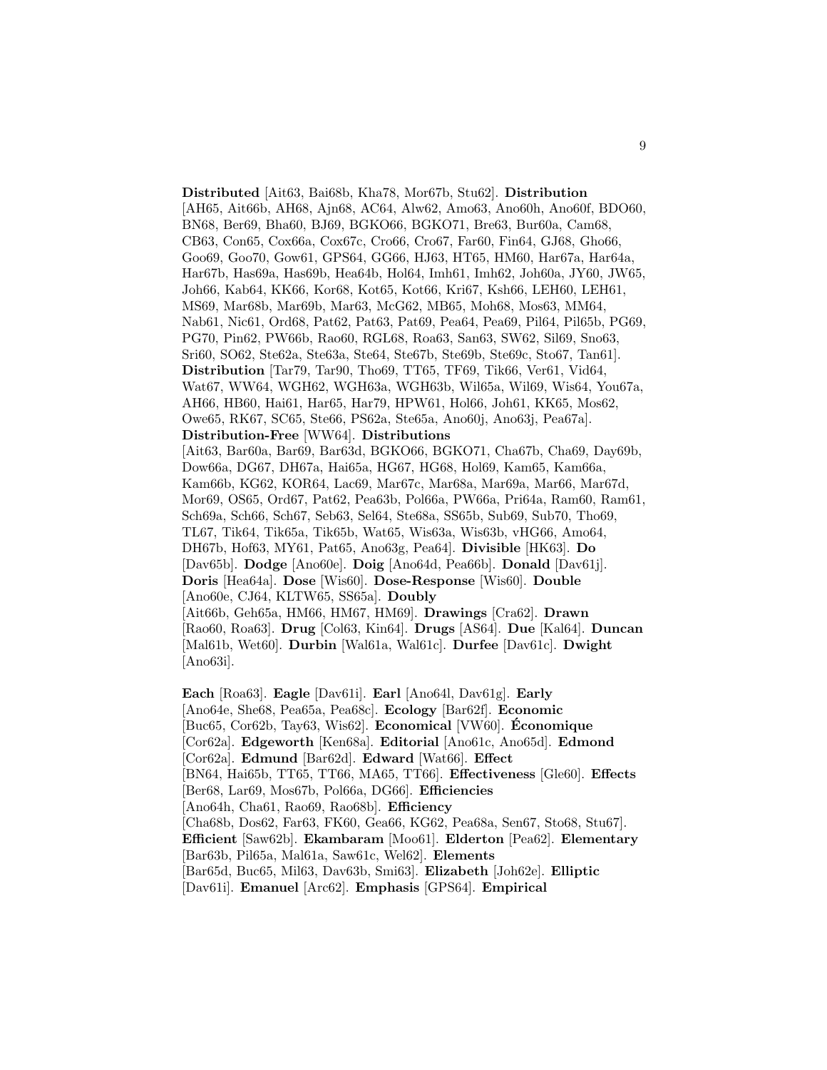**Distributed** [Ait63, Bai68b, Kha78, Mor67b, Stu62]. **Distribution** [AH65, Ait66b, AH68, Ajn68, AC64, Alw62, Amo63, Ano60h, Ano60f, BDO60, BN68, Ber69, Bha60, BJ69, BGKO66, BGKO71, Bre63, Bur60a, Cam68, CB63, Con65, Cox66a, Cox67c, Cro66, Cro67, Far60, Fin64, GJ68, Gho66, Goo69, Goo70, Gow61, GPS64, GG66, HJ63, HT65, HM60, Har67a, Har64a, Har67b, Has69a, Has69b, Hea64b, Hol64, Imh61, Imh62, Joh60a, JY60, JW65, Joh66, Kab64, KK66, Kor68, Kot65, Kot66, Kri67, Ksh66, LEH60, LEH61, MS69, Mar68b, Mar69b, Mar63, McG62, MB65, Moh68, Mos63, MM64, Nab61, Nic61, Ord68, Pat62, Pat63, Pat69, Pea64, Pea69, Pil64, Pil65b, PG69, PG70, Pin62, PW66b, Rao60, RGL68, Roa63, San63, SW62, Sil69, Sno63, Sri60, SO62, Ste62a, Ste63a, Ste64, Ste67b, Ste69b, Ste69c, Sto67, Tan61]. **Distribution** [Tar79, Tar90, Tho69, TT65, TF69, Tik66, Ver61, Vid64, Wat67, WW64, WGH62, WGH63a, WGH63b, Wil65a, Wil69, Wis64, You67a, AH66, HB60, Hai61, Har65, Har79, HPW61, Hol66, Joh61, KK65, Mos62, Owe65, RK67, SC65, Ste66, PS62a, Ste65a, Ano60j, Ano63j, Pea67a]. **Distribution-Free** [WW64]. **Distributions** [Ait63, Bar60a, Bar69, Bar63d, BGKO66, BGKO71, Cha67b, Cha69, Day69b, Dow66a, DG67, DH67a, Hai65a, HG67, HG68, Hol69, Kam65, Kam66a, Kam66b, KG62, KOR64, Lac69, Mar67c, Mar68a, Mar69a, Mar66, Mar67d, Mor69, OS65, Ord67, Pat62, Pea63b, Pol66a, PW66a, Pri64a, Ram60, Ram61, Sch69a, Sch66, Sch67, Seb63, Sel64, Ste68a, SS65b, Sub69, Sub70, Tho69, TL67, Tik64, Tik65a, Tik65b, Wat65, Wis63a, Wis63b, vHG66, Amo64, DH67b, Hof63, MY61, Pat65, Ano63g, Pea64]. **Divisible** [HK63]. **Do** [Dav65b]. **Dodge** [Ano60e]. **Doig** [Ano64d, Pea66b]. **Donald** [Dav61j]. **Doris** [Hea64a]. **Dose** [Wis60]. **Dose-Response** [Wis60]. **Double** [Ano60e, CJ64, KLTW65, SS65a]. **Doubly** [Ait66b, Geh65a, HM66, HM67, HM69]. **Drawings** [Cra62]. **Drawn** [Rao60, Roa63]. **Drug** [Col63, Kin64]. **Drugs** [AS64]. **Due** [Kal64]. **Duncan** [Mal61b, Wet60]. **Durbin** [Wal61a, Wal61c]. **Durfee** [Dav61c]. **Dwight** [Ano63i].

**Each** [Roa63]. **Eagle** [Dav61i]. **Earl** [Ano64l, Dav61g]. **Early** [Ano64e, She68, Pea65a, Pea68c]. **Ecology** [Bar62f]. **Economic** [Buc65, Cor62b, Tay63, Wis62]. **Economical** [VW60]. **Économique** [Cor62a]. **Edgeworth** [Ken68a]. **Editorial** [Ano61c, Ano65d]. **Edmond** [Cor62a]. **Edmund** [Bar62d]. **Edward** [Wat66]. **Effect** [BN64, Hai65b, TT65, TT66, MA65, TT66]. **Effectiveness** [Gle60]. **Effects** [Ber68, Lar69, Mos67b, Pol66a, DG66]. **Efficiencies** [Ano64h, Cha61, Rao69, Rao68b]. **Efficiency** [Cha68b, Dos62, Far63, FK60, Gea66, KG62, Pea68a, Sen67, Sto68, Stu67]. **Efficient** [Saw62b]. **Ekambaram** [Moo61]. **Elderton** [Pea62]. **Elementary** [Bar63b, Pil65a, Mal61a, Saw61c, Wel62]. **Elements** [Bar65d, Buc65, Mil63, Dav63b, Smi63]. **Elizabeth** [Joh62e]. **Elliptic** [Dav61i]. **Emanuel** [Arc62]. **Emphasis** [GPS64]. **Empirical**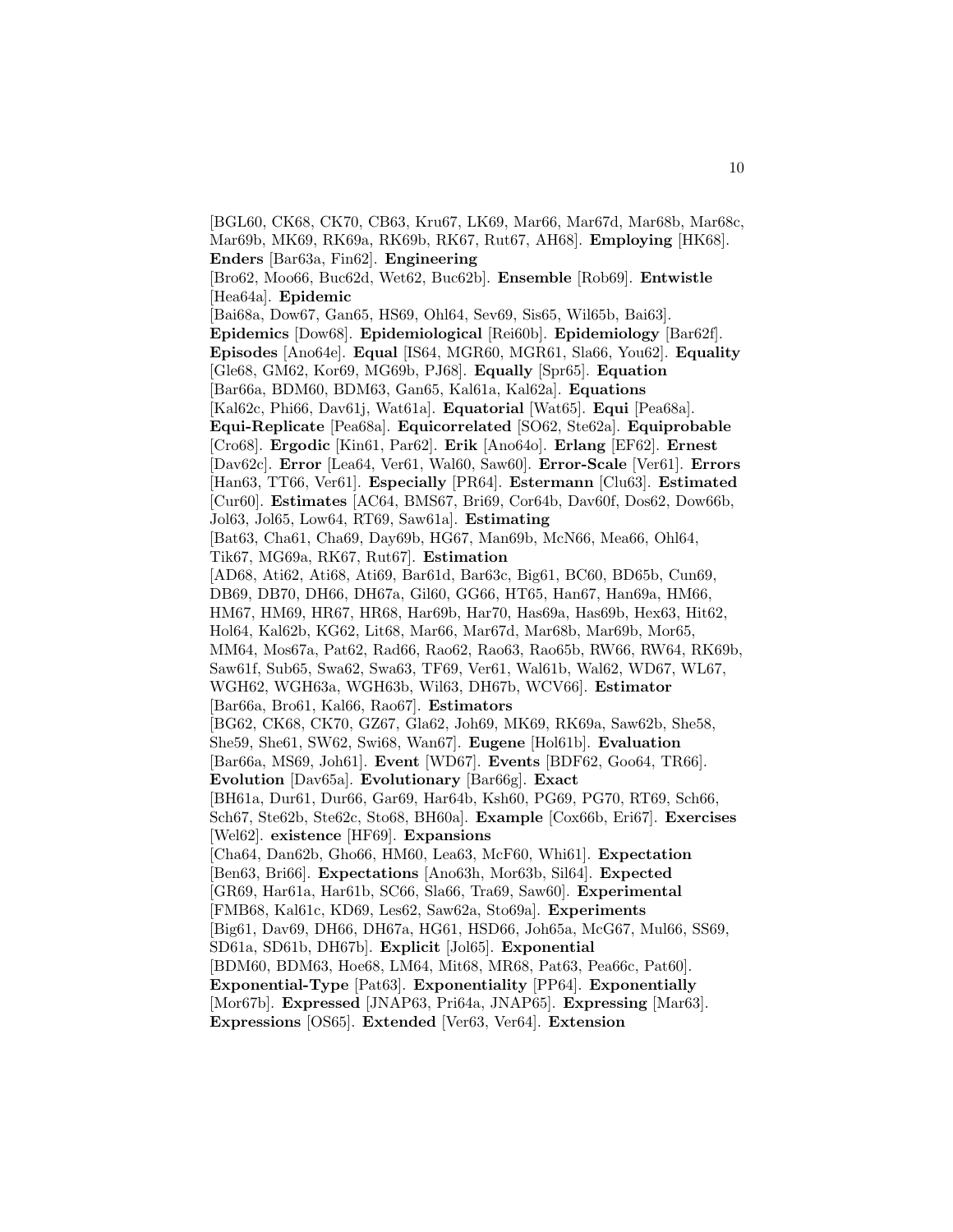[BGL60, CK68, CK70, CB63, Kru67, LK69, Mar66, Mar67d, Mar68b, Mar68c, Mar69b, MK69, RK69a, RK69b, RK67, Rut67, AH68]. **Employing** [HK68]. **Enders** [Bar63a, Fin62]. **Engineering** [Bro62, Moo66, Buc62d, Wet62, Buc62b]. **Ensemble** [Rob69]. **Entwistle** [Hea64a]. **Epidemic** [Bai68a, Dow67, Gan65, HS69, Ohl64, Sev69, Sis65, Wil65b, Bai63]. **Epidemics** [Dow68]. **Epidemiological** [Rei60b]. **Epidemiology** [Bar62f]. **Episodes** [Ano64e]. **Equal** [IS64, MGR60, MGR61, Sla66, You62]. **Equality** [Gle68, GM62, Kor69, MG69b, PJ68]. **Equally** [Spr65]. **Equation** [Bar66a, BDM60, BDM63, Gan65, Kal61a, Kal62a]. **Equations** [Kal62c, Phi66, Dav61j, Wat61a]. **Equatorial** [Wat65]. **Equi** [Pea68a]. **Equi-Replicate** [Pea68a]. **Equicorrelated** [SO62, Ste62a]. **Equiprobable** [Cro68]. **Ergodic** [Kin61, Par62]. **Erik** [Ano64o]. **Erlang** [EF62]. **Ernest** [Dav62c]. **Error** [Lea64, Ver61, Wal60, Saw60]. **Error-Scale** [Ver61]. **Errors** [Han63, TT66, Ver61]. **Especially** [PR64]. **Estermann** [Clu63]. **Estimated** [Cur60]. **Estimates** [AC64, BMS67, Bri69, Cor64b, Dav60f, Dos62, Dow66b, Jol63, Jol65, Low64, RT69, Saw61a]. **Estimating** [Bat63, Cha61, Cha69, Day69b, HG67, Man69b, McN66, Mea66, Ohl64, Tik67, MG69a, RK67, Rut67]. **Estimation** [AD68, Ati62, Ati68, Ati69, Bar61d, Bar63c, Big61, BC60, BD65b, Cun69, DB69, DB70, DH66, DH67a, Gil60, GG66, HT65, Han67, Han69a, HM66, HM67, HM69, HR67, HR68, Har69b, Har70, Has69a, Has69b, Hex63, Hit62, Hol64, Kal62b, KG62, Lit68, Mar66, Mar67d, Mar68b, Mar69b, Mor65, MM64, Mos67a, Pat62, Rad66, Rao62, Rao63, Rao65b, RW66, RW64, RK69b, Saw61f, Sub65, Swa62, Swa63, TF69, Ver61, Wal61b, Wal62, WD67, WL67, WGH62, WGH63a, WGH63b, Wil63, DH67b, WCV66]. **Estimator** [Bar66a, Bro61, Kal66, Rao67]. **Estimators** [BG62, CK68, CK70, GZ67, Gla62, Joh69, MK69, RK69a, Saw62b, She58, She59, She61, SW62, Swi68, Wan67]. **Eugene** [Hol61b]. **Evaluation** [Bar66a, MS69, Joh61]. **Event** [WD67]. **Events** [BDF62, Goo64, TR66]. **Evolution** [Dav65a]. **Evolutionary** [Bar66g]. **Exact** [BH61a, Dur61, Dur66, Gar69, Har64b, Ksh60, PG69, PG70, RT69, Sch66, Sch67, Ste62b, Ste62c, Sto68, BH60a]. **Example** [Cox66b, Eri67]. **Exercises** [Wel62]. **existence** [HF69]. **Expansions** [Cha64, Dan62b, Gho66, HM60, Lea63, McF60, Whi61]. **Expectation** [Ben63, Bri66]. **Expectations** [Ano63h, Mor63b, Sil64]. **Expected** [GR69, Har61a, Har61b, SC66, Sla66, Tra69, Saw60]. **Experimental** [FMB68, Kal61c, KD69, Les62, Saw62a, Sto69a]. **Experiments** [Big61, Dav69, DH66, DH67a, HG61, HSD66, Joh65a, McG67, Mul66, SS69, SD61a, SD61b, DH67b]. **Explicit** [Jol65]. **Exponential** [BDM60, BDM63, Hoe68, LM64, Mit68, MR68, Pat63, Pea66c, Pat60]. **Exponential-Type** [Pat63]. **Exponentiality** [PP64]. **Exponentially** [Mor67b]. **Expressed** [JNAP63, Pri64a, JNAP65]. **Expressing** [Mar63]. **Expressions** [OS65]. **Extended** [Ver63, Ver64]. **Extension**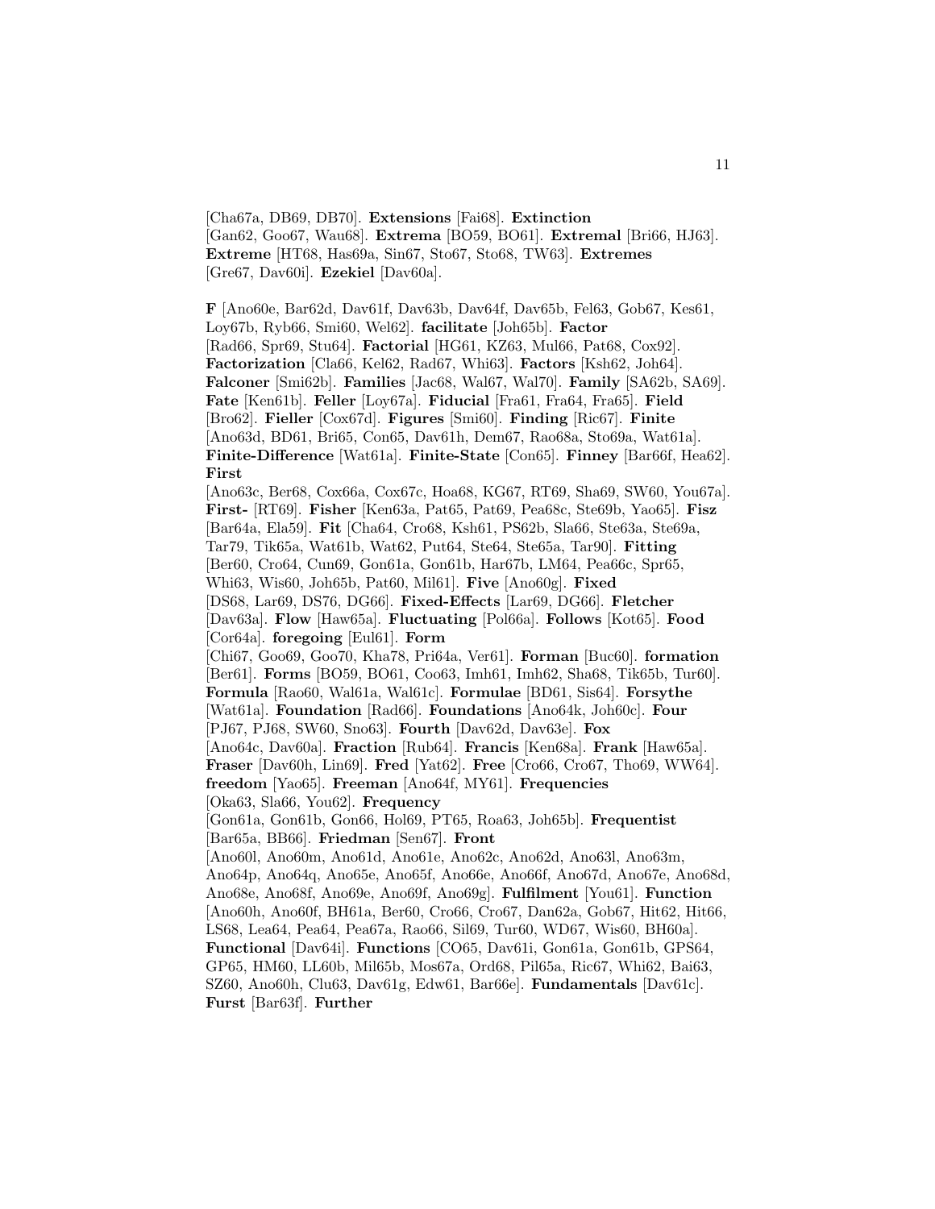[Cha67a, DB69, DB70]. **Extensions** [Fai68]. **Extinction** [Gan62, Goo67, Wau68]. **Extrema** [BO59, BO61]. **Extremal** [Bri66, HJ63]. **Extreme** [HT68, Has69a, Sin67, Sto67, Sto68, TW63]. **Extremes** [Gre67, Dav60i]. **Ezekiel** [Dav60a].

**F** [Ano60e, Bar62d, Dav61f, Dav63b, Dav64f, Dav65b, Fel63, Gob67, Kes61, Loy67b, Ryb66, Smi60, Wel62]. **facilitate** [Joh65b]. **Factor** [Rad66, Spr69, Stu64]. **Factorial** [HG61, KZ63, Mul66, Pat68, Cox92]. **Factorization** [Cla66, Kel62, Rad67, Whi63]. **Factors** [Ksh62, Joh64]. **Falconer** [Smi62b]. **Families** [Jac68, Wal67, Wal70]. **Family** [SA62b, SA69]. **Fate** [Ken61b]. **Feller** [Loy67a]. **Fiducial** [Fra61, Fra64, Fra65]. **Field** [Bro62]. **Fieller** [Cox67d]. **Figures** [Smi60]. **Finding** [Ric67]. **Finite** [Ano63d, BD61, Bri65, Con65, Dav61h, Dem67, Rao68a, Sto69a, Wat61a]. **Finite-Difference** [Wat61a]. **Finite-State** [Con65]. **Finney** [Bar66f, Hea62]. **First** [Ano63c, Ber68, Cox66a, Cox67c, Hoa68, KG67, RT69, Sha69, SW60, You67a]. **First-** [RT69]. **Fisher** [Ken63a, Pat65, Pat69, Pea68c, Ste69b, Yao65]. **Fisz** [Bar64a, Ela59]. **Fit** [Cha64, Cro68, Ksh61, PS62b, Sla66, Ste63a, Ste69a, Tar79, Tik65a, Wat61b, Wat62, Put64, Ste64, Ste65a, Tar90]. **Fitting** [Ber60, Cro64, Cun69, Gon61a, Gon61b, Har67b, LM64, Pea66c, Spr65, Whi63, Wis60, Joh65b, Pat60, Mil61]. **Five** [Ano60g]. **Fixed** [DS68, Lar69, DS76, DG66]. **Fixed-Effects** [Lar69, DG66]. **Fletcher** [Dav63a]. **Flow** [Haw65a]. **Fluctuating** [Pol66a]. **Follows** [Kot65]. **Food** [Cor64a]. **foregoing** [Eul61]. **Form** [Chi67, Goo69, Goo70, Kha78, Pri64a, Ver61]. **Forman** [Buc60]. **formation** [Ber61]. **Forms** [BO59, BO61, Coo63, Imh61, Imh62, Sha68, Tik65b, Tur60]. **Formula** [Rao60, Wal61a, Wal61c]. **Formulae** [BD61, Sis64]. **Forsythe** [Wat61a]. **Foundation** [Rad66]. **Foundations** [Ano64k, Joh60c]. **Four** [PJ67, PJ68, SW60, Sno63]. **Fourth** [Dav62d, Dav63e]. **Fox** [Ano64c, Dav60a]. **Fraction** [Rub64]. **Francis** [Ken68a]. **Frank** [Haw65a]. **Fraser** [Dav60h, Lin69]. **Fred** [Yat62]. **Free** [Cro66, Cro67, Tho69, WW64]. **freedom** [Yao65]. **Freeman** [Ano64f, MY61]. **Frequencies** [Oka63, Sla66, You62]. **Frequency** [Gon61a, Gon61b, Gon66, Hol69, PT65, Roa63, Joh65b]. **Frequentist** [Bar65a, BB66]. **Friedman** [Sen67]. **Front** [Ano60l, Ano60m, Ano61d, Ano61e, Ano62c, Ano62d, Ano63l, Ano63m, Ano64p, Ano64q, Ano65e, Ano65f, Ano66e, Ano66f, Ano67d, Ano67e, Ano68d, Ano68e, Ano68f, Ano69e, Ano69f, Ano69g]. **Fulfilment** [You61]. **Function** [Ano60h, Ano60f, BH61a, Ber60, Cro66, Cro67, Dan62a, Gob67, Hit62, Hit66, LS68, Lea64, Pea64, Pea67a, Rao66, Sil69, Tur60, WD67, Wis60, BH60a]. **Functional** [Dav64i]. **Functions** [CO65, Dav61i, Gon61a, Gon61b, GPS64, GP65, HM60, LL60b, Mil65b, Mos67a, Ord68, Pil65a, Ric67, Whi62, Bai63, SZ60, Ano60h, Clu63, Dav61g, Edw61, Bar66e]. **Fundamentals** [Dav61c]. **Furst** [Bar63f]. **Further**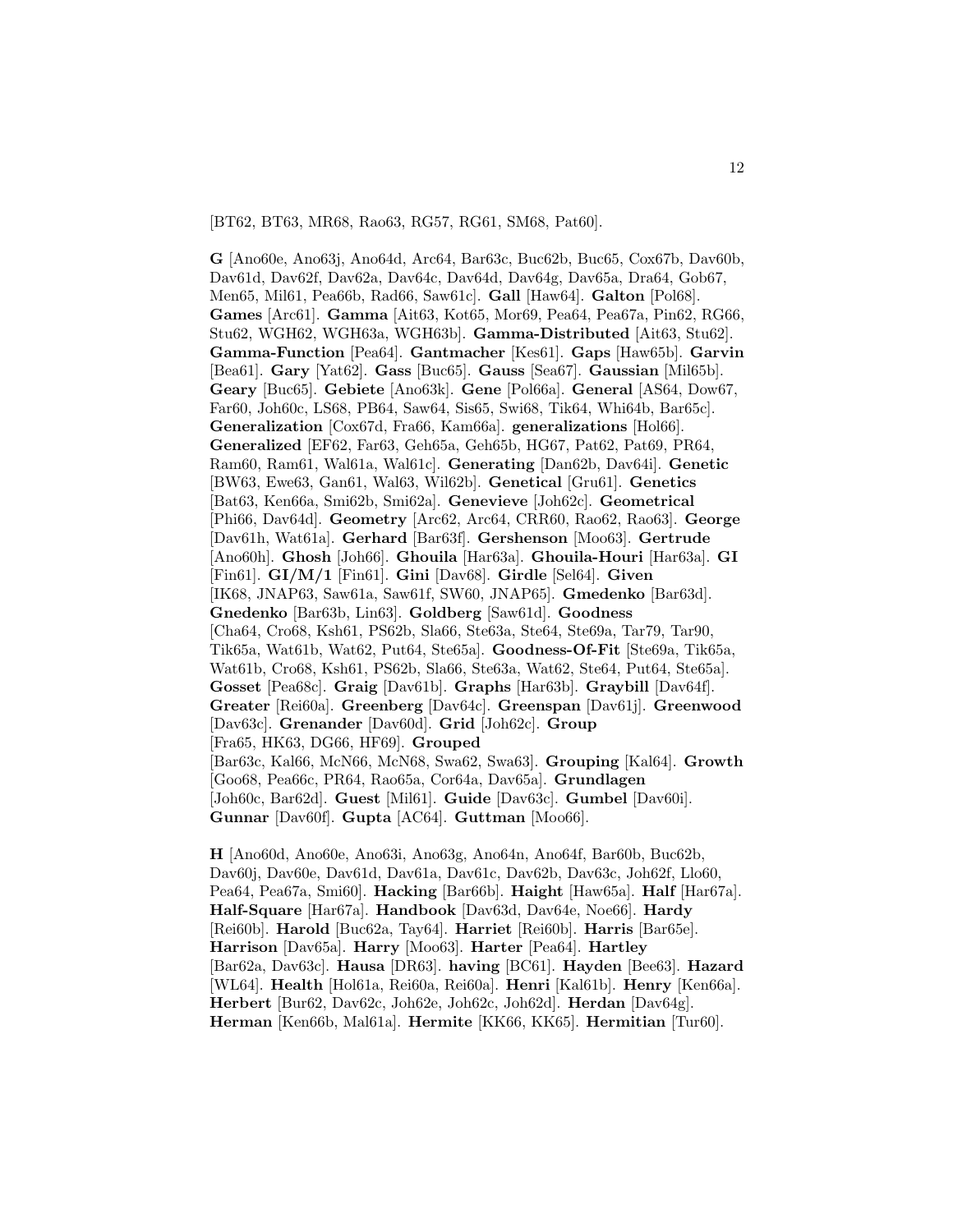[BT62, BT63, MR68, Rao63, RG57, RG61, SM68, Pat60].

**G** [Ano60e, Ano63j, Ano64d, Arc64, Bar63c, Buc62b, Buc65, Cox67b, Dav60b, Dav61d, Dav62f, Dav62a, Dav64c, Dav64d, Dav64g, Dav65a, Dra64, Gob67, Men65, Mil61, Pea66b, Rad66, Saw61c]. **Gall** [Haw64]. **Galton** [Pol68]. **Games** [Arc61]. **Gamma** [Ait63, Kot65, Mor69, Pea64, Pea67a, Pin62, RG66, Stu62, WGH62, WGH63a, WGH63b]. **Gamma-Distributed** [Ait63, Stu62]. **Gamma-Function** [Pea64]. **Gantmacher** [Kes61]. **Gaps** [Haw65b]. **Garvin** [Bea61]. **Gary** [Yat62]. **Gass** [Buc65]. **Gauss** [Sea67]. **Gaussian** [Mil65b]. **Geary** [Buc65]. **Gebiete** [Ano63k]. **Gene** [Pol66a]. **General** [AS64, Dow67, Far60, Joh60c, LS68, PB64, Saw64, Sis65, Swi68, Tik64, Whi64b, Bar65c]. **Generalization** [Cox67d, Fra66, Kam66a]. **generalizations** [Hol66]. **Generalized** [EF62, Far63, Geh65a, Geh65b, HG67, Pat62, Pat69, PR64, Ram60, Ram61, Wal61a, Wal61c]. **Generating** [Dan62b, Dav64i]. **Genetic** [BW63, Ewe63, Gan61, Wal63, Wil62b]. **Genetical** [Gru61]. **Genetics** [Bat63, Ken66a, Smi62b, Smi62a]. **Genevieve** [Joh62c]. **Geometrical** [Phi66, Dav64d]. **Geometry** [Arc62, Arc64, CRR60, Rao62, Rao63]. **George** [Dav61h, Wat61a]. **Gerhard** [Bar63f]. **Gershenson** [Moo63]. **Gertrude** [Ano60h]. **Ghosh** [Joh66]. **Ghouila** [Har63a]. **Ghouila-Houri** [Har63a]. **GI** [Fin61]. **GI/M/1** [Fin61]. **Gini** [Dav68]. **Girdle** [Sel64]. **Given** [IK68, JNAP63, Saw61a, Saw61f, SW60, JNAP65]. **Gmedenko** [Bar63d]. **Gnedenko** [Bar63b, Lin63]. **Goldberg** [Saw61d]. **Goodness** [Cha64, Cro68, Ksh61, PS62b, Sla66, Ste63a, Ste64, Ste69a, Tar79, Tar90, Tik65a, Wat61b, Wat62, Put64, Ste65a]. **Goodness-Of-Fit** [Ste69a, Tik65a, Wat61b, Cro68, Ksh61, PS62b, Sla66, Ste63a, Wat62, Ste64, Put64, Ste65a]. **Gosset** [Pea68c]. **Graig** [Dav61b]. **Graphs** [Har63b]. **Graybill** [Dav64f]. **Greater** [Rei60a]. **Greenberg** [Dav64c]. **Greenspan** [Dav61j]. **Greenwood** [Dav63c]. **Grenander** [Dav60d]. **Grid** [Joh62c]. **Group** [Fra65, HK63, DG66, HF69]. **Grouped** [Bar63c, Kal66, McN66, McN68, Swa62, Swa63]. **Grouping** [Kal64]. **Growth** [Goo68, Pea66c, PR64, Rao65a, Cor64a, Dav65a]. **Grundlagen** [Joh60c, Bar62d]. **Guest** [Mil61]. **Guide** [Dav63c]. **Gumbel** [Dav60i]. **Gunnar** [Dav60f]. **Gupta** [AC64]. **Guttman** [Moo66].

**H** [Ano60d, Ano60e, Ano63i, Ano63g, Ano64n, Ano64f, Bar60b, Buc62b, Dav60j, Dav60e, Dav61d, Dav61a, Dav61c, Dav62b, Dav63c, Joh62f, Llo60, Pea64, Pea67a, Smi60]. **Hacking** [Bar66b]. **Haight** [Haw65a]. **Half** [Har67a]. **Half-Square** [Har67a]. **Handbook** [Dav63d, Dav64e, Noe66]. **Hardy** [Rei60b]. **Harold** [Buc62a, Tay64]. **Harriet** [Rei60b]. **Harris** [Bar65e]. **Harrison** [Dav65a]. **Harry** [Moo63]. **Harter** [Pea64]. **Hartley** [Bar62a, Dav63c]. **Hausa** [DR63]. **having** [BC61]. **Hayden** [Bee63]. **Hazard** [WL64]. **Health** [Hol61a, Rei60a, Rei60a]. **Henri** [Kal61b]. **Henry** [Ken66a]. **Herbert** [Bur62, Dav62c, Joh62e, Joh62c, Joh62d]. **Herdan** [Dav64g]. **Herman** [Ken66b, Mal61a]. **Hermite** [KK66, KK65]. **Hermitian** [Tur60].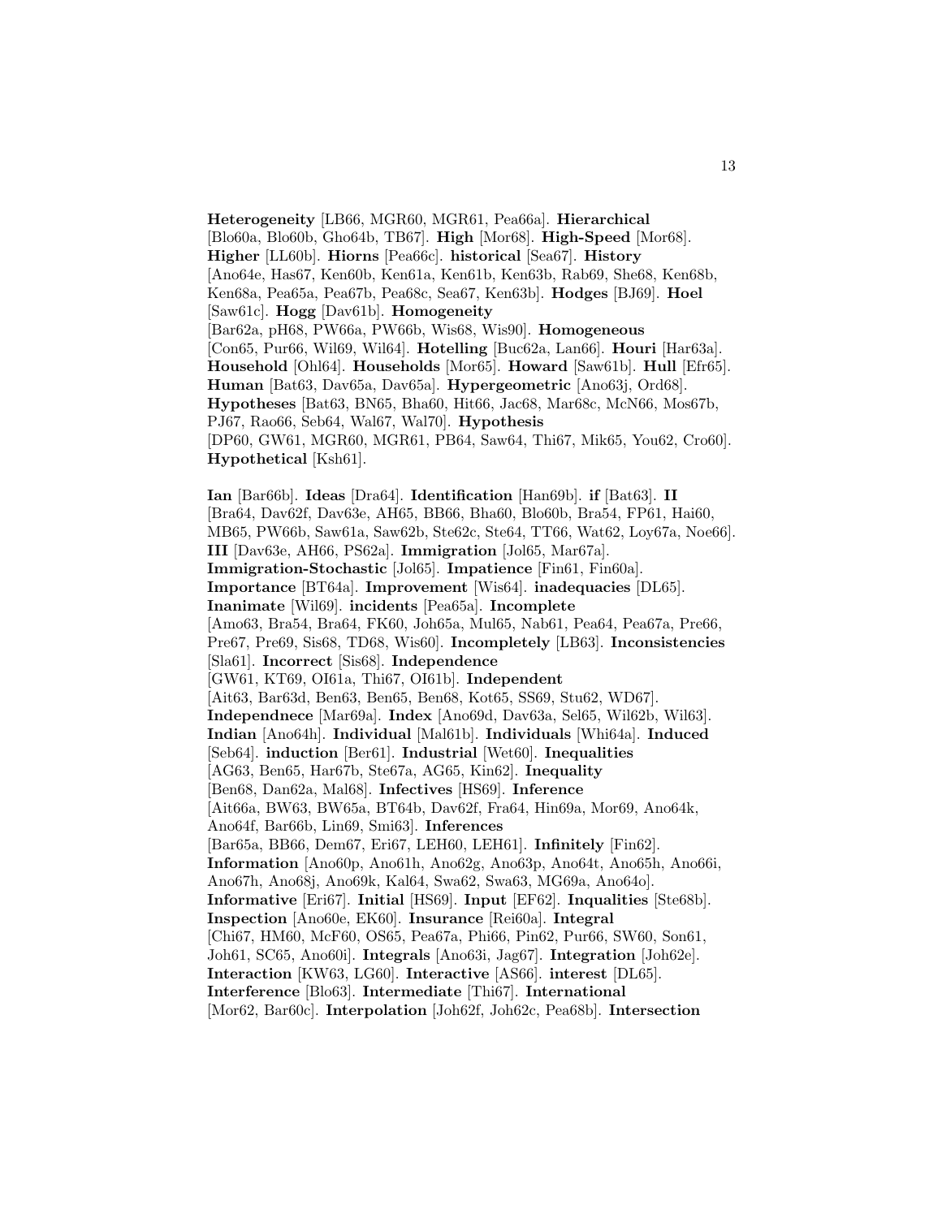**Heterogeneity** [LB66, MGR60, MGR61, Pea66a]. **Hierarchical** [Blo60a, Blo60b, Gho64b, TB67]. **High** [Mor68]. **High-Speed** [Mor68]. **Higher** [LL60b]. **Hiorns** [Pea66c]. **historical** [Sea67]. **History** [Ano64e, Has67, Ken60b, Ken61a, Ken61b, Ken63b, Rab69, She68, Ken68b, Ken68a, Pea65a, Pea67b, Pea68c, Sea67, Ken63b]. **Hodges** [BJ69]. **Hoel** [Saw61c]. **Hogg** [Dav61b]. **Homogeneity** [Bar62a, pH68, PW66a, PW66b, Wis68, Wis90]. **Homogeneous** [Con65, Pur66, Wil69, Wil64]. **Hotelling** [Buc62a, Lan66]. **Houri** [Har63a]. **Household** [Ohl64]. **Households** [Mor65]. **Howard** [Saw61b]. **Hull** [Efr65]. **Human** [Bat63, Dav65a, Dav65a]. **Hypergeometric** [Ano63j, Ord68]. **Hypotheses** [Bat63, BN65, Bha60, Hit66, Jac68, Mar68c, McN66, Mos67b, PJ67, Rao66, Seb64, Wal67, Wal70]. **Hypothesis** [DP60, GW61, MGR60, MGR61, PB64, Saw64, Thi67, Mik65, You62, Cro60]. **Hypothetical** [Ksh61].

**Ian** [Bar66b]. **Ideas** [Dra64]. **Identification** [Han69b]. **if** [Bat63]. **II** [Bra64, Dav62f, Dav63e, AH65, BB66, Bha60, Blo60b, Bra54, FP61, Hai60, MB65, PW66b, Saw61a, Saw62b, Ste62c, Ste64, TT66, Wat62, Loy67a, Noe66]. **III** [Dav63e, AH66, PS62a]. **Immigration** [Jol65, Mar67a]. **Immigration-Stochastic** [Jol65]. **Impatience** [Fin61, Fin60a]. **Importance** [BT64a]. **Improvement** [Wis64]. **inadequacies** [DL65]. **Inanimate** [Wil69]. **incidents** [Pea65a]. **Incomplete** [Amo63, Bra54, Bra64, FK60, Joh65a, Mul65, Nab61, Pea64, Pea67a, Pre66, Pre67, Pre69, Sis68, TD68, Wis60]. **Incompletely** [LB63]. **Inconsistencies** [Sla61]. **Incorrect** [Sis68]. **Independence** [GW61, KT69, OI61a, Thi67, OI61b]. **Independent** [Ait63, Bar63d, Ben63, Ben65, Ben68, Kot65, SS69, Stu62, WD67]. **Independnece** [Mar69a]. **Index** [Ano69d, Dav63a, Sel65, Wil62b, Wil63]. **Indian** [Ano64h]. **Individual** [Mal61b]. **Individuals** [Whi64a]. **Induced** [Seb64]. **induction** [Ber61]. **Industrial** [Wet60]. **Inequalities** [AG63, Ben65, Har67b, Ste67a, AG65, Kin62]. **Inequality** [Ben68, Dan62a, Mal68]. **Infectives** [HS69]. **Inference** [Ait66a, BW63, BW65a, BT64b, Dav62f, Fra64, Hin69a, Mor69, Ano64k, Ano64f, Bar66b, Lin69, Smi63]. **Inferences** [Bar65a, BB66, Dem67, Eri67, LEH60, LEH61]. **Infinitely** [Fin62]. **Information** [Ano60p, Ano61h, Ano62g, Ano63p, Ano64t, Ano65h, Ano66i, Ano67h, Ano68j, Ano69k, Kal64, Swa62, Swa63, MG69a, Ano64o]. **Informative** [Eri67]. **Initial** [HS69]. **Input** [EF62]. **Inqualities** [Ste68b]. **Inspection** [Ano60e, EK60]. **Insurance** [Rei60a]. **Integral** [Chi67, HM60, McF60, OS65, Pea67a, Phi66, Pin62, Pur66, SW60, Son61, Joh61, SC65, Ano60i]. **Integrals** [Ano63i, Jag67]. **Integration** [Joh62e]. **Interaction** [KW63, LG60]. **Interactive** [AS66]. **interest** [DL65]. **Interference** [Blo63]. **Intermediate** [Thi67]. **International** [Mor62, Bar60c]. **Interpolation** [Joh62f, Joh62c, Pea68b]. **Intersection**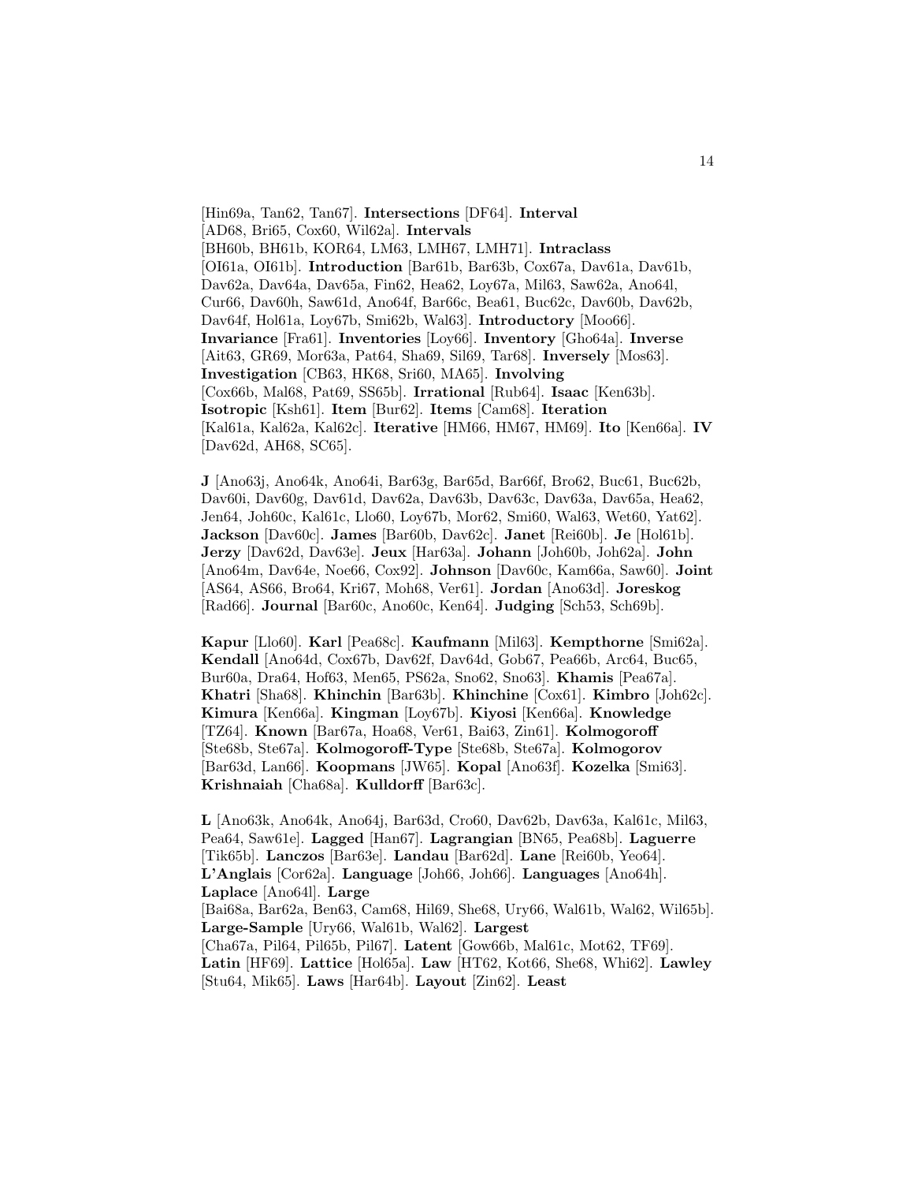[Hin69a, Tan62, Tan67]. **Intersections** [DF64]. **Interval** [AD68, Bri65, Cox60, Wil62a]. **Intervals** [BH60b, BH61b, KOR64, LM63, LMH67, LMH71]. **Intraclass** [OI61a, OI61b]. **Introduction** [Bar61b, Bar63b, Cox67a, Dav61a, Dav61b, Dav62a, Dav64a, Dav65a, Fin62, Hea62, Loy67a, Mil63, Saw62a, Ano64l, Cur66, Dav60h, Saw61d, Ano64f, Bar66c, Bea61, Buc62c, Dav60b, Dav62b, Dav64f, Hol61a, Loy67b, Smi62b, Wal63]. **Introductory** [Moo66]. **Invariance** [Fra61]. **Inventories** [Loy66]. **Inventory** [Gho64a]. **Inverse** [Ait63, GR69, Mor63a, Pat64, Sha69, Sil69, Tar68]. **Inversely** [Mos63]. **Investigation** [CB63, HK68, Sri60, MA65]. **Involving** [Cox66b, Mal68, Pat69, SS65b]. **Irrational** [Rub64]. **Isaac** [Ken63b]. **Isotropic** [Ksh61]. **Item** [Bur62]. **Items** [Cam68]. **Iteration** [Kal61a, Kal62a, Kal62c]. **Iterative** [HM66, HM67, HM69]. **Ito** [Ken66a]. **IV** [Dav62d, AH68, SC65].

**J** [Ano63j, Ano64k, Ano64i, Bar63g, Bar65d, Bar66f, Bro62, Buc61, Buc62b, Dav60i, Dav60g, Dav61d, Dav62a, Dav63b, Dav63c, Dav63a, Dav65a, Hea62, Jen64, Joh60c, Kal61c, Llo60, Loy67b, Mor62, Smi60, Wal63, Wet60, Yat62]. **Jackson** [Dav60c]. **James** [Bar60b, Dav62c]. **Janet** [Rei60b]. **Je** [Hol61b]. **Jerzy** [Dav62d, Dav63e]. **Jeux** [Har63a]. **Johann** [Joh60b, Joh62a]. **John** [Ano64m, Dav64e, Noe66, Cox92]. **Johnson** [Dav60c, Kam66a, Saw60]. **Joint** [AS64, AS66, Bro64, Kri67, Moh68, Ver61]. **Jordan** [Ano63d]. **Joreskog** [Rad66]. **Journal** [Bar60c, Ano60c, Ken64]. **Judging** [Sch53, Sch69b].

**Kapur** [Llo60]. **Karl** [Pea68c]. **Kaufmann** [Mil63]. **Kempthorne** [Smi62a]. **Kendall** [Ano64d, Cox67b, Dav62f, Dav64d, Gob67, Pea66b, Arc64, Buc65, Bur60a, Dra64, Hof63, Men65, PS62a, Sno62, Sno63]. **Khamis** [Pea67a]. **Khatri** [Sha68]. **Khinchin** [Bar63b]. **Khinchine** [Cox61]. **Kimbro** [Joh62c]. **Kimura** [Ken66a]. **Kingman** [Loy67b]. **Kiyosi** [Ken66a]. **Knowledge** [TZ64]. **Known** [Bar67a, Hoa68, Ver61, Bai63, Zin61]. **Kolmogoroff** [Ste68b, Ste67a]. **Kolmogoroff-Type** [Ste68b, Ste67a]. **Kolmogorov** [Bar63d, Lan66]. **Koopmans** [JW65]. **Kopal** [Ano63f]. **Kozelka** [Smi63]. **Krishnaiah** [Cha68a]. **Kulldorff** [Bar63c].

**L** [Ano63k, Ano64k, Ano64j, Bar63d, Cro60, Dav62b, Dav63a, Kal61c, Mil63, Pea64, Saw61e]. **Lagged** [Han67]. **Lagrangian** [BN65, Pea68b]. **Laguerre** [Tik65b]. **Lanczos** [Bar63e]. **Landau** [Bar62d]. **Lane** [Rei60b, Yeo64]. **L'Anglais** [Cor62a]. **Language** [Joh66, Joh66]. **Languages** [Ano64h]. **Laplace** [Ano64l]. **Large** [Bai68a, Bar62a, Ben63, Cam68, Hil69, She68, Ury66, Wal61b, Wal62, Wil65b]. **Large-Sample** [Ury66, Wal61b, Wal62]. **Largest** [Cha67a, Pil64, Pil65b, Pil67]. **Latent** [Gow66b, Mal61c, Mot62, TF69]. **Latin** [HF69]. **Lattice** [Hol65a]. **Law** [HT62, Kot66, She68, Whi62]. **Lawley** [Stu64, Mik65]. **Laws** [Har64b]. **Layout** [Zin62]. **Least**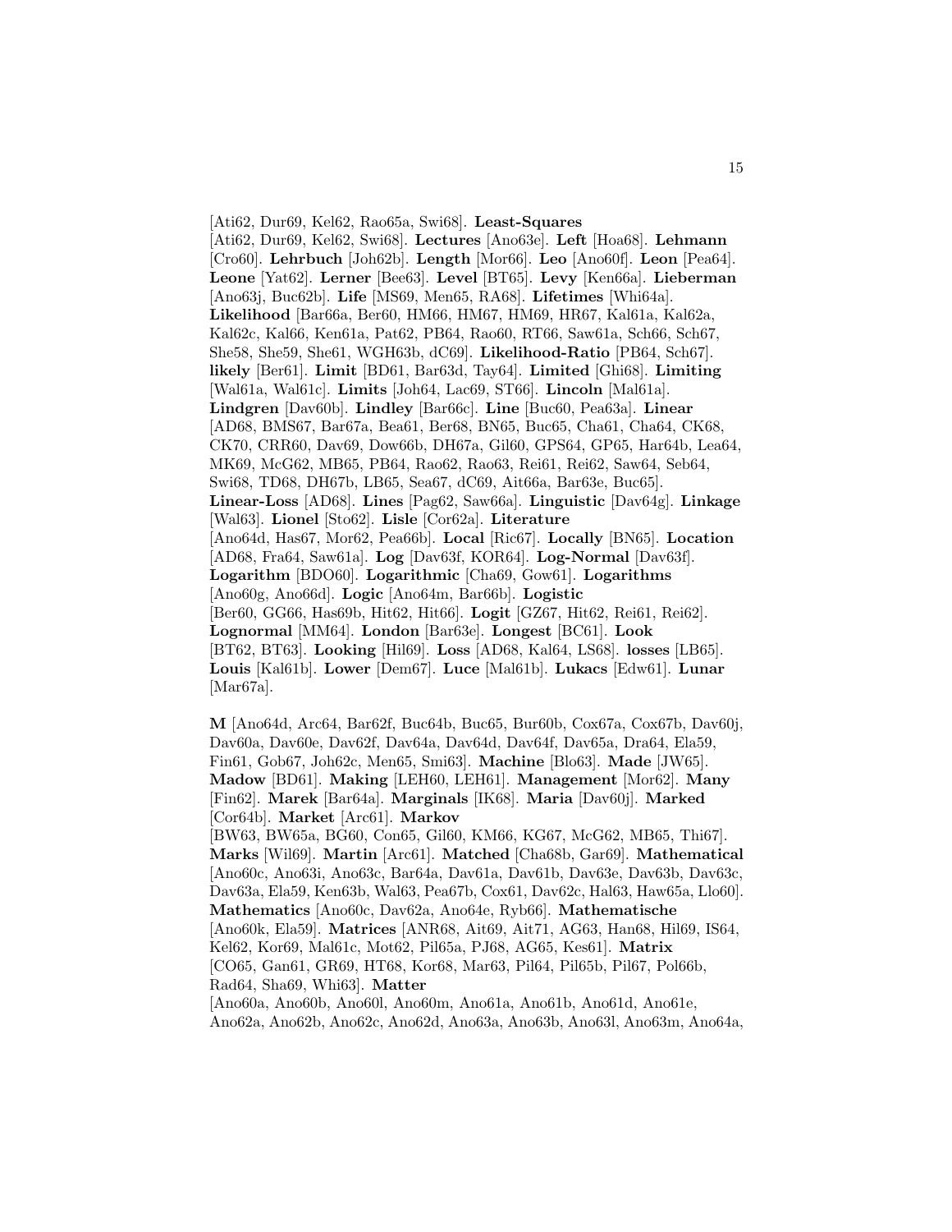[Ati62, Dur69, Kel62, Rao65a, Swi68]. **Least-Squares** [Ati62, Dur69, Kel62, Swi68]. **Lectures** [Ano63e]. **Left** [Hoa68]. **Lehmann** [Cro60]. **Lehrbuch** [Joh62b]. **Length** [Mor66]. **Leo** [Ano60f]. **Leon** [Pea64]. **Leone** [Yat62]. **Lerner** [Bee63]. **Level** [BT65]. **Levy** [Ken66a]. **Lieberman** [Ano63j, Buc62b]. **Life** [MS69, Men65, RA68]. **Lifetimes** [Whi64a]. **Likelihood** [Bar66a, Ber60, HM66, HM67, HM69, HR67, Kal61a, Kal62a, Kal62c, Kal66, Ken61a, Pat62, PB64, Rao60, RT66, Saw61a, Sch66, Sch67, She58, She59, She61, WGH63b, dC69]. **Likelihood-Ratio** [PB64, Sch67]. **likely** [Ber61]. **Limit** [BD61, Bar63d, Tay64]. **Limited** [Ghi68]. **Limiting** [Wal61a, Wal61c]. **Limits** [Joh64, Lac69, ST66]. **Lincoln** [Mal61a]. **Lindgren** [Dav60b]. **Lindley** [Bar66c]. **Line** [Buc60, Pea63a]. **Linear** [AD68, BMS67, Bar67a, Bea61, Ber68, BN65, Buc65, Cha61, Cha64, CK68, CK70, CRR60, Dav69, Dow66b, DH67a, Gil60, GPS64, GP65, Har64b, Lea64, MK69, McG62, MB65, PB64, Rao62, Rao63, Rei61, Rei62, Saw64, Seb64, Swi68, TD68, DH67b, LB65, Sea67, dC69, Ait66a, Bar63e, Buc65]. **Linear-Loss** [AD68]. **Lines** [Pag62, Saw66a]. **Linguistic** [Dav64g]. **Linkage** [Wal63]. **Lionel** [Sto62]. **Lisle** [Cor62a]. **Literature** [Ano64d, Has67, Mor62, Pea66b]. **Local** [Ric67]. **Locally** [BN65]. **Location** [AD68, Fra64, Saw61a]. **Log** [Dav63f, KOR64]. **Log-Normal** [Dav63f]. **Logarithm** [BDO60]. **Logarithmic** [Cha69, Gow61]. **Logarithms** [Ano60g, Ano66d]. **Logic** [Ano64m, Bar66b]. **Logistic** [Ber60, GG66, Has69b, Hit62, Hit66]. **Logit** [GZ67, Hit62, Rei61, Rei62]. **Lognormal** [MM64]. **London** [Bar63e]. **Longest** [BC61]. **Look** [BT62, BT63]. **Looking** [Hil69]. **Loss** [AD68, Kal64, LS68]. **losses** [LB65]. **Louis** [Kal61b]. **Lower** [Dem67]. **Luce** [Mal61b]. **Lukacs** [Edw61]. **Lunar** [Mar67a].

**M** [Ano64d, Arc64, Bar62f, Buc64b, Buc65, Bur60b, Cox67a, Cox67b, Dav60j, Dav60a, Dav60e, Dav62f, Dav64a, Dav64d, Dav64f, Dav65a, Dra64, Ela59, Fin61, Gob67, Joh62c, Men65, Smi63]. **Machine** [Blo63]. **Made** [JW65]. **Madow** [BD61]. **Making** [LEH60, LEH61]. **Management** [Mor62]. **Many** [Fin62]. **Marek** [Bar64a]. **Marginals** [IK68]. **Maria** [Dav60j]. **Marked** [Cor64b]. **Market** [Arc61]. **Markov** [BW63, BW65a, BG60, Con65, Gil60, KM66, KG67, McG62, MB65, Thi67]. **Marks** [Wil69]. **Martin** [Arc61]. **Matched** [Cha68b, Gar69]. **Mathematical** [Ano60c, Ano63i, Ano63c, Bar64a, Dav61a, Dav61b, Dav63e, Dav63b, Dav63c, Dav63a, Ela59, Ken63b, Wal63, Pea67b, Cox61, Dav62c, Hal63, Haw65a, Llo60]. **Mathematics** [Ano60c, Dav62a, Ano64e, Ryb66]. **Mathematische** [Ano60k, Ela59]. **Matrices** [ANR68, Ait69, Ait71, AG63, Han68, Hil69, IS64, Kel62, Kor69, Mal61c, Mot62, Pil65a, PJ68, AG65, Kes61]. **Matrix** [CO65, Gan61, GR69, HT68, Kor68, Mar63, Pil64, Pil65b, Pil67, Pol66b, Rad64, Sha69, Whi63]. **Matter** [Ano60a, Ano60b, Ano60l, Ano60m, Ano61a, Ano61b, Ano61d, Ano61e, Ano62a, Ano62b, Ano62c, Ano62d, Ano63a, Ano63b, Ano63l, Ano63m, Ano64a,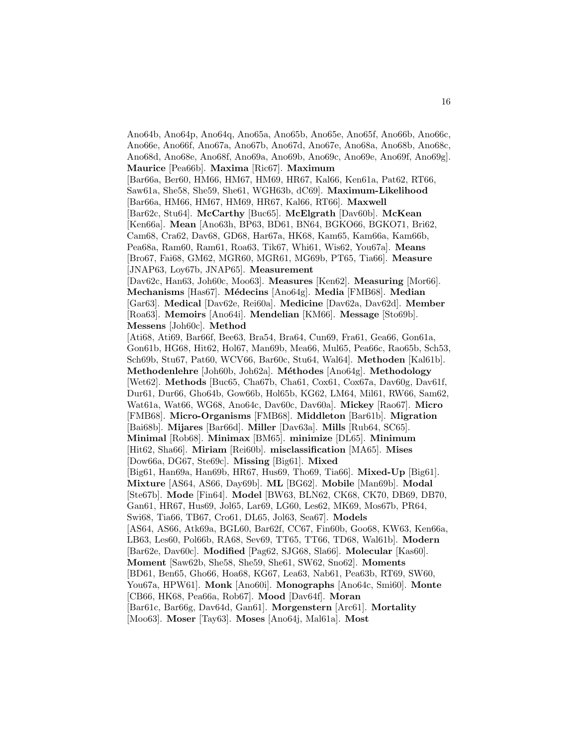Ano64b, Ano64p, Ano64q, Ano65a, Ano65b, Ano65e, Ano65f, Ano66b, Ano66c, Ano66e, Ano66f, Ano67a, Ano67b, Ano67d, Ano67e, Ano68a, Ano68b, Ano68c, Ano68d, Ano68e, Ano68f, Ano69a, Ano69b, Ano69c, Ano69e, Ano69f, Ano69g]. **Maurice** [Pea66b]. **Maxima** [Ric67]. **Maximum** [Bar66a, Ber60, HM66, HM67, HM69, HR67, Kal66, Ken61a, Pat62, RT66, Saw61a, She58, She59, She61, WGH63b, dC69]. **Maximum-Likelihood** [Bar66a, HM66, HM67, HM69, HR67, Kal66, RT66]. **Maxwell** [Bar62c, Stu64]. **McCarthy** [Buc65]. **McElgrath** [Dav60b]. **McKean** [Ken66a]. **Mean** [Ano63h, BP63, BD61, BN64, BGKO66, BGKO71, Bri62, Cam68, Cra62, Dav68, GD68, Har67a, HK68, Kam65, Kam66a, Kam66b, Pea68a, Ram60, Ram61, Roa63, Tik67, Whi61, Wis62, You67a]. **Means** [Bro67, Fai68, GM62, MGR60, MGR61, MG69b, PT65, Tia66]. **Measure** [JNAP63, Loy67b, JNAP65]. **Measurement** [Dav62c, Han63, Joh60c, Moo63]. **Measures** [Ken62]. **Measuring** [Mor66]. **Mechanisms** [Has67]. **Médecins** [Ano64g]. **Media** [FMB68]. **Median** [Gar63]. **Medical** [Dav62e, Rei60a]. **Medicine** [Dav62a, Dav62d]. **Member** [Roa63]. **Memoirs** [Ano64i]. **Mendelian** [KM66]. **Message** [Sto69b]. **Messens** [Joh60c]. **Method** [Ati68, Ati69, Bar66f, Bee63, Bra54, Bra64, Cun69, Fra61, Gea66, Gon61a, Gon61b, HG68, Hit62, Hol67, Man69b, Mea66, Mul65, Pea66c, Rao65b, Sch53, Sch69b, Stu67, Pat60, WCV66, Bar60c, Stu64, Wal64]. **Methoden** [Kal61b]. **Methodenlehre** [Joh60b, Joh62a]. **Méthodes** [Ano64g]. **Methodology** [Wet62]. **Methods** [Buc65, Cha67b, Cha61, Cox61, Cox67a, Dav60g, Dav61f, Dur61, Dur66, Gho64b, Gow66b, Hol65b, KG62, LM64, Mil61, RW66, Sam62, Wat61a, Wat66, WG68, Ano64c, Dav60c, Dav60a]. **Mickey** [Rao67]. **Micro** [FMB68]. **Micro-Organisms** [FMB68]. **Middleton** [Bar61b]. **Migration** [Bai68b]. **Mijares** [Bar66d]. **Miller** [Dav63a]. **Mills** [Rub64, SC65]. **Minimal** [Rob68]. **Minimax** [BM65]. **minimize** [DL65]. **Minimum** [Hit62, Sha66]. **Miriam** [Rei60b]. **misclassification** [MA65]. **Mises** [Dow66a, DG67, Ste69c]. **Missing** [Big61]. **Mixed** [Big61, Han69a, Han69b, HR67, Hus69, Tho69, Tia66]. **Mixed-Up** [Big61]. **Mixture** [AS64, AS66, Day69b]. **ML** [BG62]. **Mobile** [Man69b]. **Modal** [Ste67b]. **Mode** [Fin64]. **Model** [BW63, BLN62, CK68, CK70, DB69, DB70, Gan61, HR67, Hus69, Jol65, Lar69, LG60, Les62, MK69, Mos67b, PR64, Swi68, Tia66, TB67, Cro61, DL65, Jol63, Sea67]. **Models** [AS64, AS66, Atk69a, BGL60, Bar62f, CC67, Fin60b, Goo68, KW63, Ken66a, LB63, Les60, Pol66b, RA68, Sev69, TT65, TT66, TD68, Wal61b]. **Modern** [Bar62e, Dav60c]. **Modified** [Pag62, SJG68, Sla66]. **Molecular** [Kas60]. **Moment** [Saw62b, She58, She59, She61, SW62, Sno62]. **Moments** [BD61, Ben65, Gho66, Hoa68, KG67, Lea63, Nab61, Pea63b, RT69, SW60, You67a, HPW61]. **Monk** [Ano60i]. **Monographs** [Ano64c, Smi60]. **Monte** [CB66, HK68, Pea66a, Rob67]. **Mood** [Dav64f]. **Moran** [Bar61c, Bar66g, Dav64d, Gan61]. **Morgenstern** [Arc61]. **Mortality** [Moo63]. **Moser** [Tay63]. **Moses** [Ano64j, Mal61a]. **Most**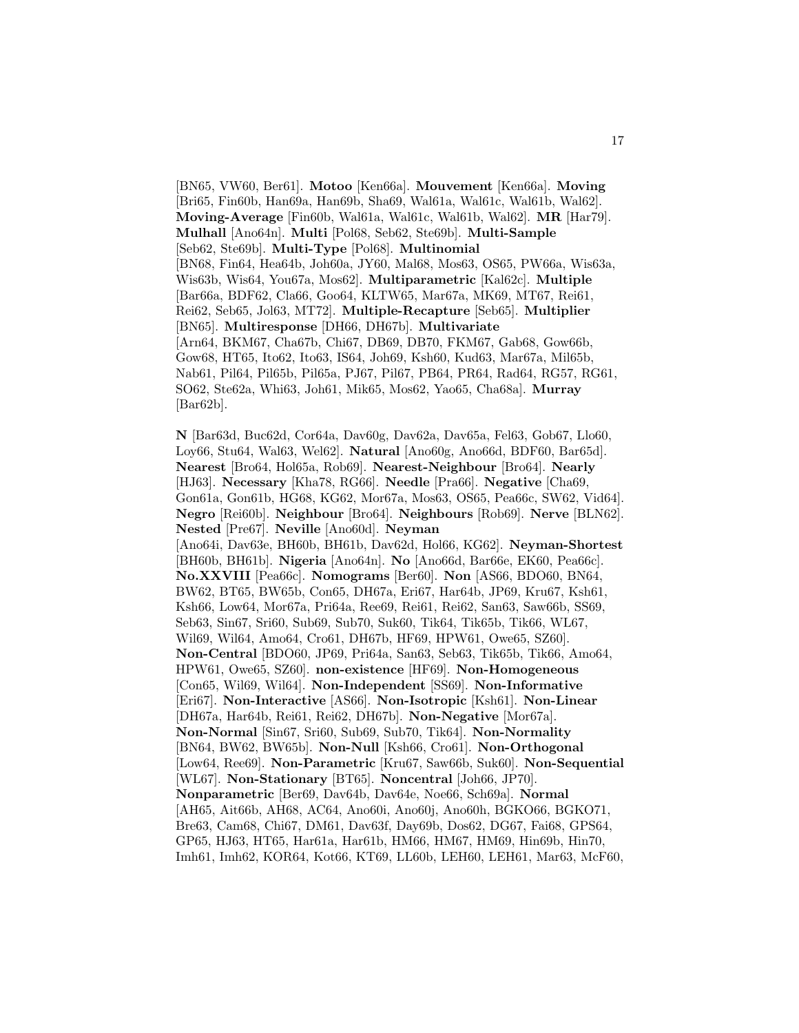[BN65, VW60, Ber61]. **Motoo** [Ken66a]. **Mouvement** [Ken66a]. **Moving** [Bri65, Fin60b, Han69a, Han69b, Sha69, Wal61a, Wal61c, Wal61b, Wal62]. **Moving-Average** [Fin60b, Wal61a, Wal61c, Wal61b, Wal62]. **MR** [Har79]. **Mulhall** [Ano64n]. **Multi** [Pol68, Seb62, Ste69b]. **Multi-Sample** [Seb62, Ste69b]. **Multi-Type** [Pol68]. **Multinomial** [BN68, Fin64, Hea64b, Joh60a, JY60, Mal68, Mos63, OS65, PW66a, Wis63a, Wis63b, Wis64, You67a, Mos62]. **Multiparametric** [Kal62c]. **Multiple** [Bar66a, BDF62, Cla66, Goo64, KLTW65, Mar67a, MK69, MT67, Rei61, Rei62, Seb65, Jol63, MT72]. **Multiple-Recapture** [Seb65]. **Multiplier** [BN65]. **Multiresponse** [DH66, DH67b]. **Multivariate** [Arn64, BKM67, Cha67b, Chi67, DB69, DB70, FKM67, Gab68, Gow66b, Gow68, HT65, Ito62, Ito63, IS64, Joh69, Ksh60, Kud63, Mar67a, Mil65b, Nab61, Pil64, Pil65b, Pil65a, PJ67, Pil67, PB64, PR64, Rad64, RG57, RG61, SO62, Ste62a, Whi63, Joh61, Mik65, Mos62, Yao65, Cha68a]. **Murray** [Bar62b].

**N** [Bar63d, Buc62d, Cor64a, Dav60g, Dav62a, Dav65a, Fel63, Gob67, Llo60, Loy66, Stu64, Wal63, Wel62]. **Natural** [Ano60g, Ano66d, BDF60, Bar65d]. **Nearest** [Bro64, Hol65a, Rob69]. **Nearest-Neighbour** [Bro64]. **Nearly** [HJ63]. **Necessary** [Kha78, RG66]. **Needle** [Pra66]. **Negative** [Cha69, Gon61a, Gon61b, HG68, KG62, Mor67a, Mos63, OS65, Pea66c, SW62, Vid64]. **Negro** [Rei60b]. **Neighbour** [Bro64]. **Neighbours** [Rob69]. **Nerve** [BLN62]. **Nested** [Pre67]. **Neville** [Ano60d]. **Neyman** [Ano64i, Dav63e, BH60b, BH61b, Dav62d, Hol66, KG62]. **Neyman-Shortest** [BH60b, BH61b]. **Nigeria** [Ano64n]. **No** [Ano66d, Bar66e, EK60, Pea66c]. **No.XXVIII** [Pea66c]. **Nomograms** [Ber60]. **Non** [AS66, BDO60, BN64, BW62, BT65, BW65b, Con65, DH67a, Eri67, Har64b, JP69, Kru67, Ksh61, Ksh66, Low64, Mor67a, Pri64a, Ree69, Rei61, Rei62, San63, Saw66b, SS69, Seb63, Sin67, Sri60, Sub69, Sub70, Suk60, Tik64, Tik65b, Tik66, WL67, Wil69, Wil64, Amo64, Cro61, DH67b, HF69, HPW61, Owe65, SZ60]. **Non-Central** [BDO60, JP69, Pri64a, San63, Seb63, Tik65b, Tik66, Amo64, HPW61, Owe65, SZ60]. **non-existence** [HF69]. **Non-Homogeneous** [Con65, Wil69, Wil64]. **Non-Independent** [SS69]. **Non-Informative** [Eri67]. **Non-Interactive** [AS66]. **Non-Isotropic** [Ksh61]. **Non-Linear** [DH67a, Har64b, Rei61, Rei62, DH67b]. **Non-Negative** [Mor67a]. **Non-Normal** [Sin67, Sri60, Sub69, Sub70, Tik64]. **Non-Normality** [BN64, BW62, BW65b]. **Non-Null** [Ksh66, Cro61]. **Non-Orthogonal** [Low64, Ree69]. **Non-Parametric** [Kru67, Saw66b, Suk60]. **Non-Sequential** [WL67]. **Non-Stationary** [BT65]. **Noncentral** [Joh66, JP70]. **Nonparametric** [Ber69, Dav64b, Dav64e, Noe66, Sch69a]. **Normal** [AH65, Ait66b, AH68, AC64, Ano60i, Ano60j, Ano60h, BGKO66, BGKO71, Bre63, Cam68, Chi67, DM61, Dav63f, Day69b, Dos62, DG67, Fai68, GPS64, GP65, HJ63, HT65, Har61a, Har61b, HM66, HM67, HM69, Hin69b, Hin70, Imh61, Imh62, KOR64, Kot66, KT69, LL60b, LEH60, LEH61, Mar63, McF60,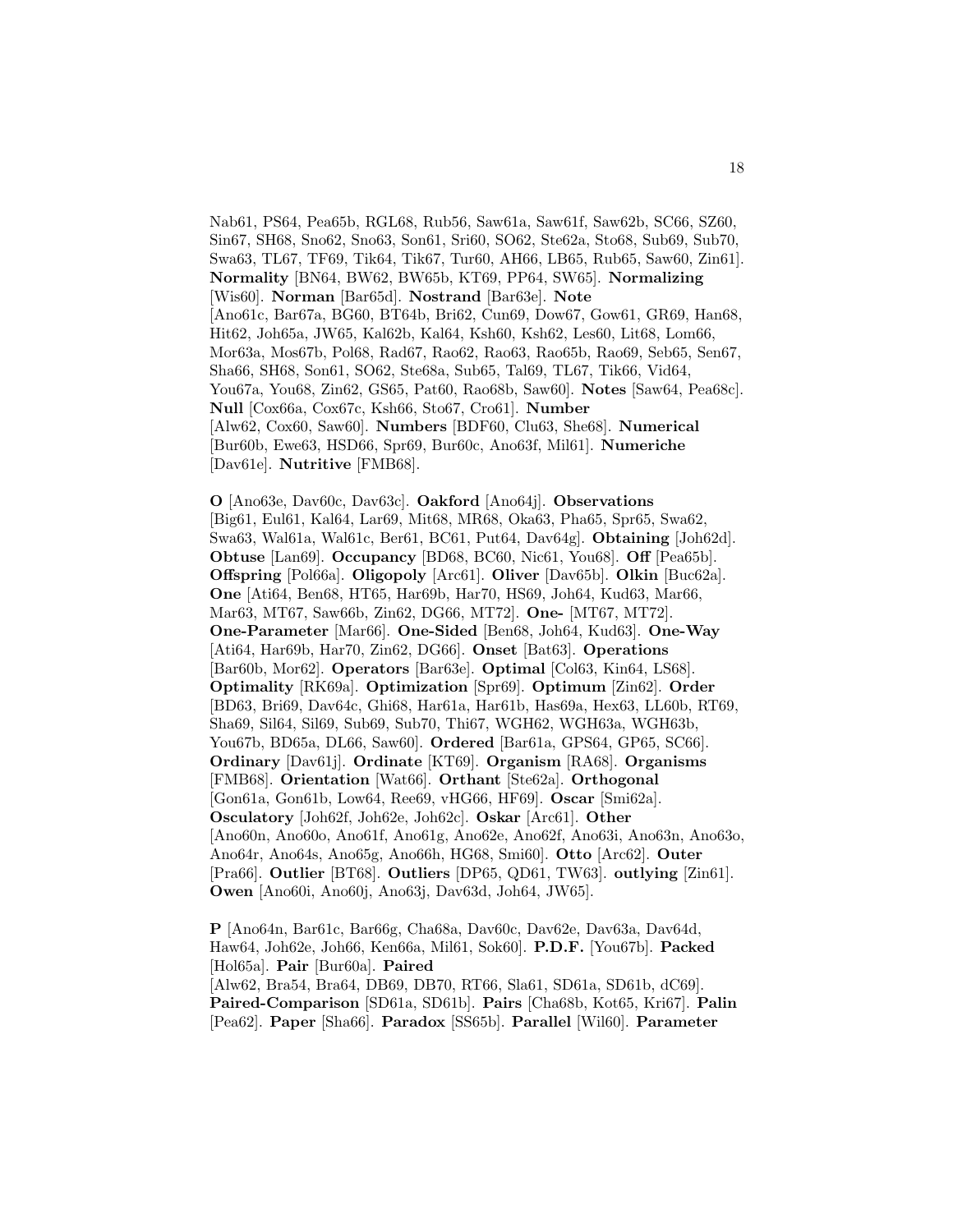Nab61, PS64, Pea65b, RGL68, Rub56, Saw61a, Saw61f, Saw62b, SC66, SZ60, Sin67, SH68, Sno62, Sno63, Son61, Sri60, SO62, Ste62a, Sto68, Sub69, Sub70, Swa63, TL67, TF69, Tik64, Tik67, Tur60, AH66, LB65, Rub65, Saw60, Zin61]. **Normality** [BN64, BW62, BW65b, KT69, PP64, SW65]. **Normalizing** [Wis60]. **Norman** [Bar65d]. **Nostrand** [Bar63e]. **Note** [Ano61c, Bar67a, BG60, BT64b, Bri62, Cun69, Dow67, Gow61, GR69, Han68, Hit62, Joh65a, JW65, Kal62b, Kal64, Ksh60, Ksh62, Les60, Lit68, Lom66, Mor63a, Mos67b, Pol68, Rad67, Rao62, Rao63, Rao65b, Rao69, Seb65, Sen67, Sha66, SH68, Son61, SO62, Ste68a, Sub65, Tal69, TL67, Tik66, Vid64, You67a, You68, Zin62, GS65, Pat60, Rao68b, Saw60]. **Notes** [Saw64, Pea68c]. **Null** [Cox66a, Cox67c, Ksh66, Sto67, Cro61]. **Number** [Alw62, Cox60, Saw60]. **Numbers** [BDF60, Clu63, She68]. **Numerical** [Bur60b, Ewe63, HSD66, Spr69, Bur60c, Ano63f, Mil61]. **Numeriche** [Dav61e]. **Nutritive** [FMB68].

**O** [Ano63e, Dav60c, Dav63c]. **Oakford** [Ano64j]. **Observations** [Big61, Eul61, Kal64, Lar69, Mit68, MR68, Oka63, Pha65, Spr65, Swa62, Swa63, Wal61a, Wal61c, Ber61, BC61, Put64, Dav64g]. **Obtaining** [Joh62d]. **Obtuse** [Lan69]. **Occupancy** [BD68, BC60, Nic61, You68]. **Off** [Pea65b]. **Offspring** [Pol66a]. **Oligopoly** [Arc61]. **Oliver** [Dav65b]. **Olkin** [Buc62a]. **One** [Ati64, Ben68, HT65, Har69b, Har70, HS69, Joh64, Kud63, Mar66, Mar63, MT67, Saw66b, Zin62, DG66, MT72]. **One-** [MT67, MT72]. **One-Parameter** [Mar66]. **One-Sided** [Ben68, Joh64, Kud63]. **One-Way** [Ati64, Har69b, Har70, Zin62, DG66]. **Onset** [Bat63]. **Operations** [Bar60b, Mor62]. **Operators** [Bar63e]. **Optimal** [Col63, Kin64, LS68]. **Optimality** [RK69a]. **Optimization** [Spr69]. **Optimum** [Zin62]. **Order** [BD63, Bri69, Dav64c, Ghi68, Har61a, Har61b, Has69a, Hex63, LL60b, RT69, Sha69, Sil64, Sil69, Sub69, Sub70, Thi67, WGH62, WGH63a, WGH63b, You67b, BD65a, DL66, Saw60]. **Ordered** [Bar61a, GPS64, GP65, SC66]. **Ordinary** [Dav61j]. **Ordinate** [KT69]. **Organism** [RA68]. **Organisms** [FMB68]. **Orientation** [Wat66]. **Orthant** [Ste62a]. **Orthogonal** [Gon61a, Gon61b, Low64, Ree69, vHG66, HF69]. **Oscar** [Smi62a]. **Osculatory** [Joh62f, Joh62e, Joh62c]. **Oskar** [Arc61]. **Other** [Ano60n, Ano60o, Ano61f, Ano61g, Ano62e, Ano62f, Ano63i, Ano63n, Ano63o, Ano64r, Ano64s, Ano65g, Ano66h, HG68, Smi60]. **Otto** [Arc62]. **Outer** [Pra66]. **Outlier** [BT68]. **Outliers** [DP65, QD61, TW63]. **outlying** [Zin61]. **Owen** [Ano60i, Ano60j, Ano63j, Dav63d, Joh64, JW65].

**P** [Ano64n, Bar61c, Bar66g, Cha68a, Dav60c, Dav62e, Dav63a, Dav64d, Haw64, Joh62e, Joh66, Ken66a, Mil61, Sok60]. **P.D.F.** [You67b]. **Packed** [Hol65a]. **Pair** [Bur60a]. **Paired** [Alw62, Bra54, Bra64, DB69, DB70, RT66, Sla61, SD61a, SD61b, dC69]. **Paired-Comparison** [SD61a, SD61b]. **Pairs** [Cha68b, Kot65, Kri67]. **Palin** [Pea62]. **Paper** [Sha66]. **Paradox** [SS65b]. **Parallel** [Wil60]. **Parameter**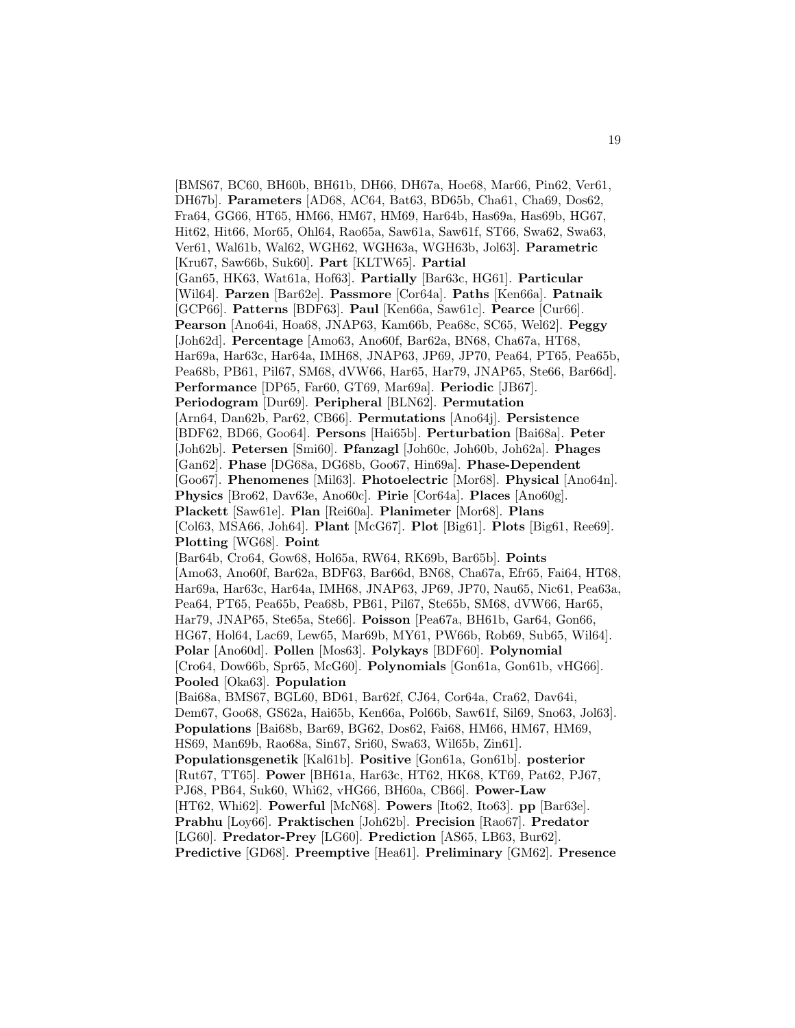[BMS67, BC60, BH60b, BH61b, DH66, DH67a, Hoe68, Mar66, Pin62, Ver61, DH67b]. **Parameters** [AD68, AC64, Bat63, BD65b, Cha61, Cha69, Dos62, Fra64, GG66, HT65, HM66, HM67, HM69, Har64b, Has69a, Has69b, HG67, Hit62, Hit66, Mor65, Ohl64, Rao65a, Saw61a, Saw61f, ST66, Swa62, Swa63, Ver61, Wal61b, Wal62, WGH62, WGH63a, WGH63b, Jol63]. **Parametric** [Kru67, Saw66b, Suk60]. **Part** [KLTW65]. **Partial** [Gan65, HK63, Wat61a, Hof63]. **Partially** [Bar63c, HG61]. **Particular** [Wil64]. **Parzen** [Bar62e]. **Passmore** [Cor64a]. **Paths** [Ken66a]. **Patnaik** [GCP66]. **Patterns** [BDF63]. **Paul** [Ken66a, Saw61c]. **Pearce** [Cur66]. **Pearson** [Ano64i, Hoa68, JNAP63, Kam66b, Pea68c, SC65, Wel62]. **Peggy** [Joh62d]. **Percentage** [Amo63, Ano60f, Bar62a, BN68, Cha67a, HT68, Har69a, Har63c, Har64a, IMH68, JNAP63, JP69, JP70, Pea64, PT65, Pea65b, Pea68b, PB61, Pil67, SM68, dVW66, Har65, Har79, JNAP65, Ste66, Bar66d]. **Performance** [DP65, Far60, GT69, Mar69a]. **Periodic** [JB67]. **Periodogram** [Dur69]. **Peripheral** [BLN62]. **Permutation** [Arn64, Dan62b, Par62, CB66]. **Permutations** [Ano64j]. **Persistence** [BDF62, BD66, Goo64]. **Persons** [Hai65b]. **Perturbation** [Bai68a]. **Peter** [Joh62b]. **Petersen** [Smi60]. **Pfanzagl** [Joh60c, Joh60b, Joh62a]. **Phages** [Gan62]. **Phase** [DG68a, DG68b, Goo67, Hin69a]. **Phase-Dependent** [Goo67]. **Phenomenes** [Mil63]. **Photoelectric** [Mor68]. **Physical** [Ano64n]. **Physics** [Bro62, Dav63e, Ano60c]. **Pirie** [Cor64a]. **Places** [Ano60g]. **Plackett** [Saw61e]. **Plan** [Rei60a]. **Planimeter** [Mor68]. **Plans** [Col63, MSA66, Joh64]. **Plant** [McG67]. **Plot** [Big61]. **Plots** [Big61, Ree69]. **Plotting** [WG68]. **Point** [Bar64b, Cro64, Gow68, Hol65a, RW64, RK69b, Bar65b]. **Points** [Amo63, Ano60f, Bar62a, BDF63, Bar66d, BN68, Cha67a, Efr65, Fai64, HT68, Har69a, Har63c, Har64a, IMH68, JNAP63, JP69, JP70, Nau65, Nic61, Pea63a, Pea64, PT65, Pea65b, Pea68b, PB61, Pil67, Ste65b, SM68, dVW66, Har65, Har79, JNAP65, Ste65a, Ste66]. **Poisson** [Pea67a, BH61b, Gar64, Gon66, HG67, Hol64, Lac69, Lew65, Mar69b, MY61, PW66b, Rob69, Sub65, Wil64]. **Polar** [Ano60d]. **Pollen** [Mos63]. **Polykays** [BDF60]. **Polynomial** [Cro64, Dow66b, Spr65, McG60]. **Polynomials** [Gon61a, Gon61b, vHG66]. **Pooled** [Oka63]. **Population** [Bai68a, BMS67, BGL60, BD61, Bar62f, CJ64, Cor64a, Cra62, Dav64i, Dem67, Goo68, GS62a, Hai65b, Ken66a, Pol66b, Saw61f, Sil69, Sno63, Jol63]. **Populations** [Bai68b, Bar69, BG62, Dos62, Fai68, HM66, HM67, HM69, HS69, Man69b, Rao68a, Sin67, Sri60, Swa63, Wil65b, Zin61]. **Populationsgenetik** [Kal61b]. **Positive** [Gon61a, Gon61b]. **posterior** [Rut67, TT65]. **Power** [BH61a, Har63c, HT62, HK68, KT69, Pat62, PJ67, PJ68, PB64, Suk60, Whi62, vHG66, BH60a, CB66]. **Power-Law** [HT62, Whi62]. **Powerful** [McN68]. **Powers** [Ito62, Ito63]. **pp** [Bar63e]. **Prabhu** [Loy66]. **Praktischen** [Joh62b]. **Precision** [Rao67]. **Predator** [LG60]. **Predator-Prey** [LG60]. **Prediction** [AS65, LB63, Bur62]. **Predictive** [GD68]. **Preemptive** [Hea61]. **Preliminary** [GM62]. **Presence**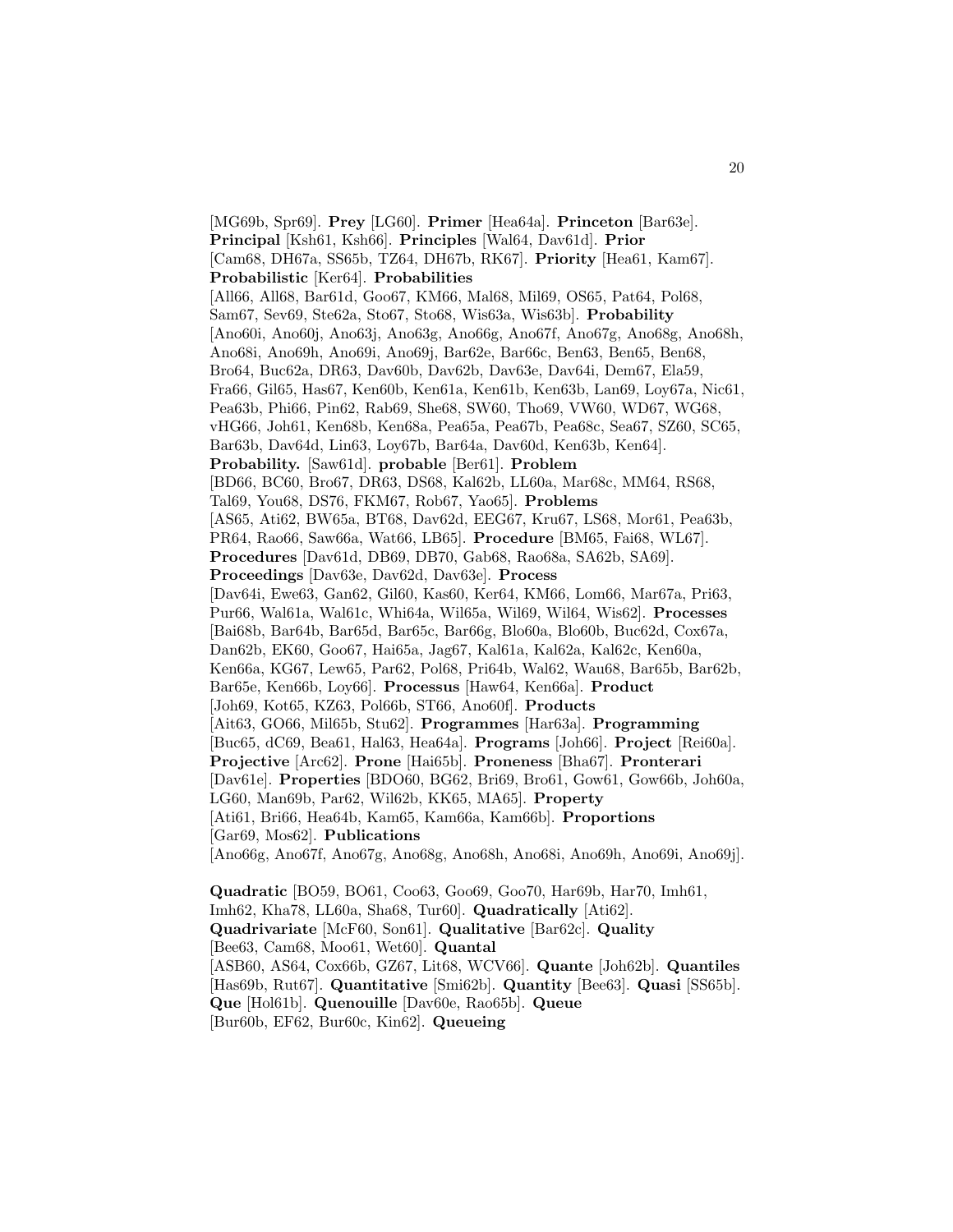[MG69b, Spr69]. **Prey** [LG60]. **Primer** [Hea64a]. **Princeton** [Bar63e]. **Principal** [Ksh61, Ksh66]. **Principles** [Wal64, Dav61d]. **Prior** [Cam68, DH67a, SS65b, TZ64, DH67b, RK67]. **Priority** [Hea61, Kam67]. **Probabilistic** [Ker64]. **Probabilities** [All66, All68, Bar61d, Goo67, KM66, Mal68, Mil69, OS65, Pat64, Pol68, Sam67, Sev69, Ste62a, Sto67, Sto68, Wis63a, Wis63b]. **Probability** [Ano60i, Ano60j, Ano63j, Ano63g, Ano66g, Ano67f, Ano67g, Ano68g, Ano68h, Ano68i, Ano69h, Ano69i, Ano69j, Bar62e, Bar66c, Ben63, Ben65, Ben68, Bro64, Buc62a, DR63, Dav60b, Dav62b, Dav63e, Dav64i, Dem67, Ela59, Fra66, Gil65, Has67, Ken60b, Ken61a, Ken61b, Ken63b, Lan69, Loy67a, Nic61, Pea63b, Phi66, Pin62, Rab69, She68, SW60, Tho69, VW60, WD67, WG68, vHG66, Joh61, Ken68b, Ken68a, Pea65a, Pea67b, Pea68c, Sea67, SZ60, SC65, Bar63b, Dav64d, Lin63, Loy67b, Bar64a, Dav60d, Ken63b, Ken64]. **Probability.** [Saw61d]. **probable** [Ber61]. **Problem** [BD66, BC60, Bro67, DR63, DS68, Kal62b, LL60a, Mar68c, MM64, RS68, Tal69, You68, DS76, FKM67, Rob67, Yao65]. **Problems** [AS65, Ati62, BW65a, BT68, Dav62d, EEG67, Kru67, LS68, Mor61, Pea63b, PR64, Rao66, Saw66a, Wat66, LB65]. **Procedure** [BM65, Fai68, WL67]. **Procedures** [Dav61d, DB69, DB70, Gab68, Rao68a, SA62b, SA69]. **Proceedings** [Dav63e, Dav62d, Dav63e]. **Process** [Dav64i, Ewe63, Gan62, Gil60, Kas60, Ker64, KM66, Lom66, Mar67a, Pri63, Pur66, Wal61a, Wal61c, Whi64a, Wil65a, Wil69, Wil64, Wis62]. **Processes** [Bai68b, Bar64b, Bar65d, Bar65c, Bar66g, Blo60a, Blo60b, Buc62d, Cox67a, Dan62b, EK60, Goo67, Hai65a, Jag67, Kal61a, Kal62a, Kal62c, Ken60a, Ken66a, KG67, Lew65, Par62, Pol68, Pri64b, Wal62, Wau68, Bar65b, Bar62b, Bar65e, Ken66b, Loy66]. **Processus** [Haw64, Ken66a]. **Product** [Joh69, Kot65, KZ63, Pol66b, ST66, Ano60f]. **Products** [Ait63, GO66, Mil65b, Stu62]. **Programmes** [Har63a]. **Programming** [Buc65, dC69, Bea61, Hal63, Hea64a]. **Programs** [Joh66]. **Project** [Rei60a]. **Projective** [Arc62]. **Prone** [Hai65b]. **Proneness** [Bha67]. **Pronterari** [Dav61e]. **Properties** [BDO60, BG62, Bri69, Bro61, Gow61, Gow66b, Joh60a, LG60, Man69b, Par62, Wil62b, KK65, MA65]. **Property** [Ati61, Bri66, Hea64b, Kam65, Kam66a, Kam66b]. **Proportions** [Gar69, Mos62]. **Publications** [Ano66g, Ano67f, Ano67g, Ano68g, Ano68h, Ano68i, Ano69h, Ano69i, Ano69j].

**Quadratic** [BO59, BO61, Coo63, Goo69, Goo70, Har69b, Har70, Imh61, Imh62, Kha78, LL60a, Sha68, Tur60]. **Quadratically** [Ati62]. **Quadrivariate** [McF60, Son61]. **Qualitative** [Bar62c]. **Quality** [Bee63, Cam68, Moo61, Wet60]. **Quantal** [ASB60, AS64, Cox66b, GZ67, Lit68, WCV66]. **Quante** [Joh62b]. **Quantiles** [Has69b, Rut67]. **Quantitative** [Smi62b]. **Quantity** [Bee63]. **Quasi** [SS65b]. **Que** [Hol61b]. **Quenouille** [Dav60e, Rao65b]. **Queue** [Bur60b, EF62, Bur60c, Kin62]. **Queueing**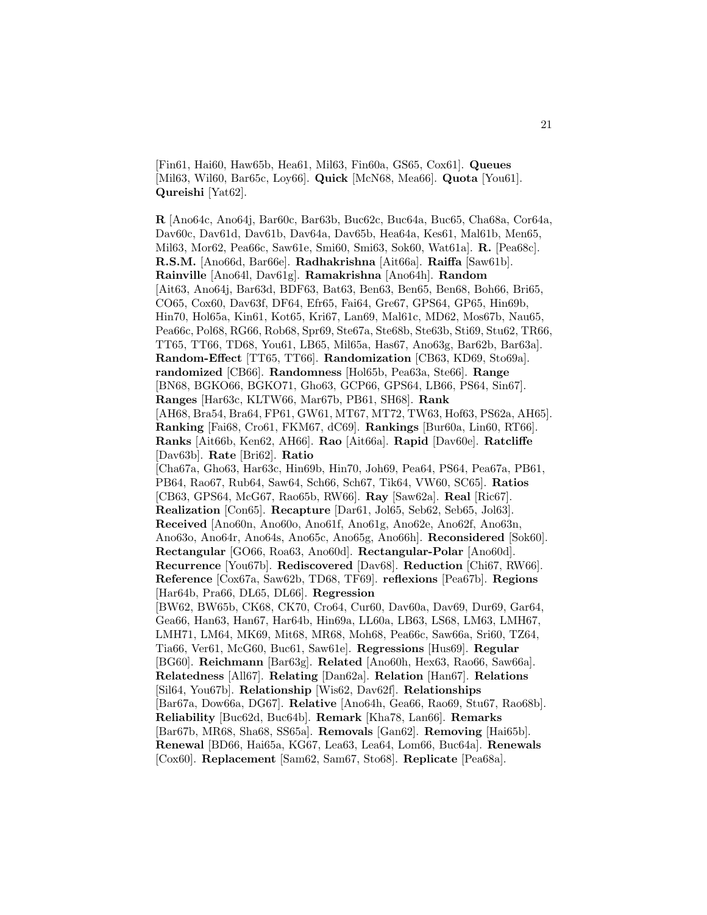[Fin61, Hai60, Haw65b, Hea61, Mil63, Fin60a, GS65, Cox61]. **Queues** [Mil63, Wil60, Bar65c, Loy66]. **Quick** [McN68, Mea66]. **Quota** [You61]. **Qureishi** [Yat62].

**R** [Ano64c, Ano64j, Bar60c, Bar63b, Buc62c, Buc64a, Buc65, Cha68a, Cor64a, Dav60c, Dav61d, Dav61b, Dav64a, Dav65b, Hea64a, Kes61, Mal61b, Men65, Mil63, Mor62, Pea66c, Saw61e, Smi60, Smi63, Sok60, Wat61a]. **R.** [Pea68c]. **R.S.M.** [Ano66d, Bar66e]. **Radhakrishna** [Ait66a]. **Raiffa** [Saw61b]. **Rainville** [Ano64l, Dav61g]. **Ramakrishna** [Ano64h]. **Random** [Ait63, Ano64j, Bar63d, BDF63, Bat63, Ben63, Ben65, Ben68, Boh66, Bri65, CO65, Cox60, Dav63f, DF64, Efr65, Fai64, Gre67, GPS64, GP65, Hin69b, Hin70, Hol65a, Kin61, Kot65, Kri67, Lan69, Mal61c, MD62, Mos67b, Nau65, Pea66c, Pol68, RG66, Rob68, Spr69, Ste67a, Ste68b, Ste63b, Sti69, Stu62, TR66, TT65, TT66, TD68, You61, LB65, Mil65a, Has67, Ano63g, Bar62b, Bar63a]. **Random-Effect** [TT65, TT66]. **Randomization** [CB63, KD69, Sto69a]. **randomized** [CB66]. **Randomness** [Hol65b, Pea63a, Ste66]. **Range** [BN68, BGKO66, BGKO71, Gho63, GCP66, GPS64, LB66, PS64, Sin67]. **Ranges** [Har63c, KLTW66, Mar67b, PB61, SH68]. **Rank** [AH68, Bra54, Bra64, FP61, GW61, MT67, MT72, TW63, Hof63, PS62a, AH65]. **Ranking** [Fai68, Cro61, FKM67, dC69]. **Rankings** [Bur60a, Lin60, RT66]. **Ranks** [Ait66b, Ken62, AH66]. **Rao** [Ait66a]. **Rapid** [Dav60e]. **Ratcliffe** [Dav63b]. **Rate** [Bri62]. **Ratio** [Cha67a, Gho63, Har63c, Hin69b, Hin70, Joh69, Pea64, PS64, Pea67a, PB61, PB64, Rao67, Rub64, Saw64, Sch66, Sch67, Tik64, VW60, SC65]. **Ratios** [CB63, GPS64, McG67, Rao65b, RW66]. **Ray** [Saw62a]. **Real** [Ric67]. **Realization** [Con65]. **Recapture** [Dar61, Jol65, Seb62, Seb65, Jol63]. **Received** [Ano60n, Ano60o, Ano61f, Ano61g, Ano62e, Ano62f, Ano63n, Ano63o, Ano64r, Ano64s, Ano65c, Ano65g, Ano66h]. **Reconsidered** [Sok60]. **Rectangular** [GO66, Roa63, Ano60d]. **Rectangular-Polar** [Ano60d]. **Recurrence** [You67b]. **Rediscovered** [Dav68]. **Reduction** [Chi67, RW66]. **Reference** [Cox67a, Saw62b, TD68, TF69]. **reflexions** [Pea67b]. **Regions** [Har64b, Pra66, DL65, DL66]. **Regression** [BW62, BW65b, CK68, CK70, Cro64, Cur60, Dav60a, Dav69, Dur69, Gar64, Gea66, Han63, Han67, Har64b, Hin69a, LL60a, LB63, LS68, LM63, LMH67, LMH71, LM64, MK69, Mit68, MR68, Moh68, Pea66c, Saw66a, Sri60, TZ64, Tia66, Ver61, McG60, Buc61, Saw61e]. **Regressions** [Hus69]. **Regular** [BG60]. **Reichmann** [Bar63g]. **Related** [Ano60h, Hex63, Rao66, Saw66a]. **Relatedness** [All67]. **Relating** [Dan62a]. **Relation** [Han67]. **Relations** [Sil64, You67b]. **Relationship** [Wis62, Dav62f]. **Relationships** [Bar67a, Dow66a, DG67]. **Relative** [Ano64h, Gea66, Rao69, Stu67, Rao68b]. **Reliability** [Buc62d, Buc64b]. **Remark** [Kha78, Lan66]. **Remarks** [Bar67b, MR68, Sha68, SS65a]. **Removals** [Gan62]. **Removing** [Hai65b]. **Renewal** [BD66, Hai65a, KG67, Lea63, Lea64, Lom66, Buc64a]. **Renewals** [Cox60]. **Replacement** [Sam62, Sam67, Sto68]. **Replicate** [Pea68a].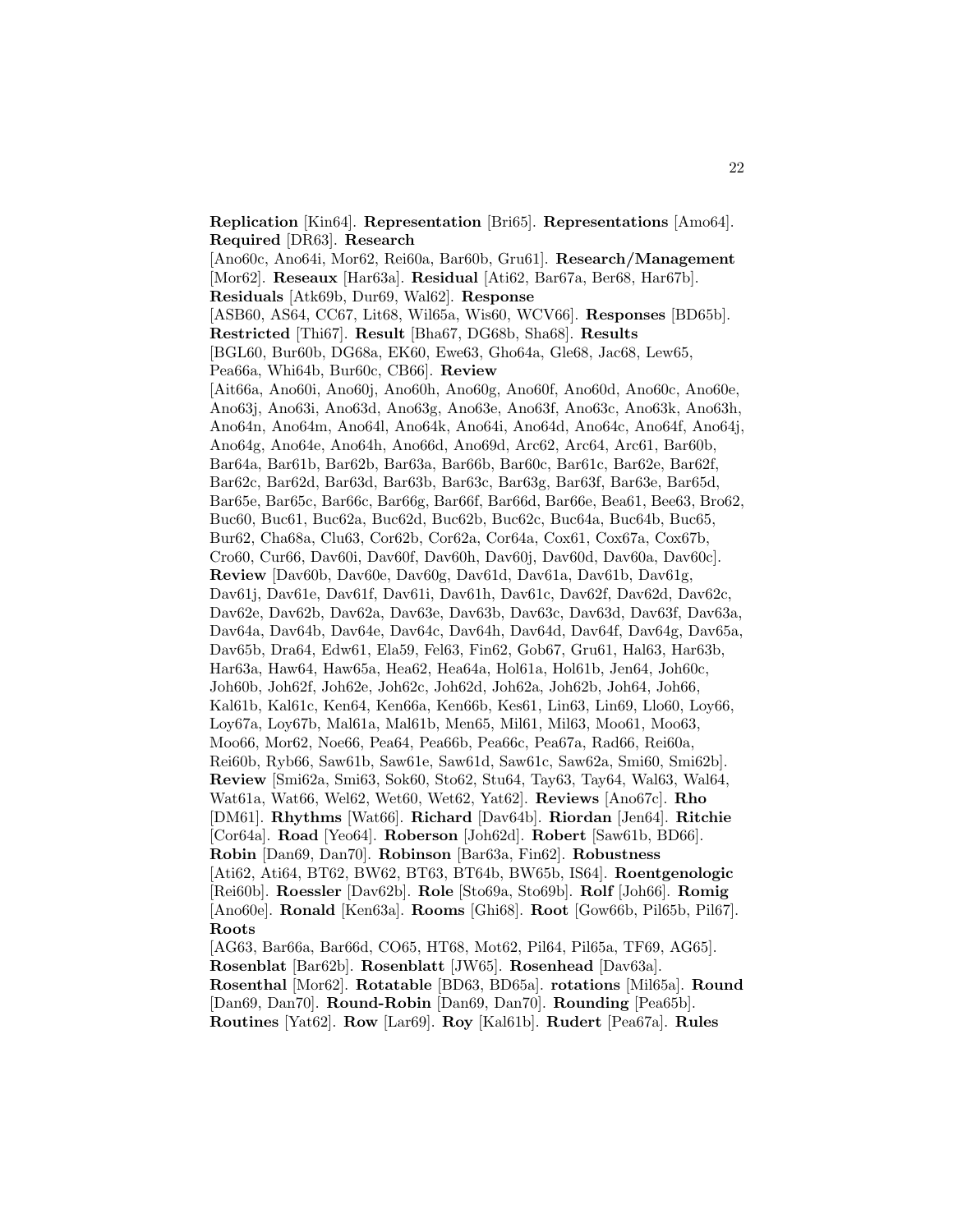**Replication** [Kin64]. **Representation** [Bri65]. **Representations** [Amo64]. **Required** [DR63]. **Research** [Ano60c, Ano64i, Mor62, Rei60a, Bar60b, Gru61]. **Research/Management** [Mor62]. **Reseaux** [Har63a]. **Residual** [Ati62, Bar67a, Ber68, Har67b]. **Residuals** [Atk69b, Dur69, Wal62]. **Response** [ASB60, AS64, CC67, Lit68, Wil65a, Wis60, WCV66]. **Responses** [BD65b]. **Restricted** [Thi67]. **Result** [Bha67, DG68b, Sha68]. **Results** [BGL60, Bur60b, DG68a, EK60, Ewe63, Gho64a, Gle68, Jac68, Lew65, Pea66a, Whi64b, Bur60c, CB66]. **Review** [Ait66a, Ano60i, Ano60j, Ano60h, Ano60g, Ano60f, Ano60d, Ano60c, Ano60e, Ano63j, Ano63i, Ano63d, Ano63g, Ano63e, Ano63f, Ano63c, Ano63k, Ano63h, Ano64n, Ano64m, Ano64l, Ano64k, Ano64i, Ano64d, Ano64c, Ano64f, Ano64j, Ano64g, Ano64e, Ano64h, Ano66d, Ano69d, Arc62, Arc64, Arc61, Bar60b, Bar64a, Bar61b, Bar62b, Bar63a, Bar66b, Bar60c, Bar61c, Bar62e, Bar62f, Bar62c, Bar62d, Bar63d, Bar63b, Bar63c, Bar63g, Bar63f, Bar63e, Bar65d, Bar65e, Bar65c, Bar66c, Bar66g, Bar66f, Bar66d, Bar66e, Bea61, Bee63, Bro62, Buc60, Buc61, Buc62a, Buc62d, Buc62b, Buc62c, Buc64a, Buc64b, Buc65, Bur62, Cha68a, Clu63, Cor62b, Cor62a, Cor64a, Cox61, Cox67a, Cox67b, Cro60, Cur66, Dav60i, Dav60f, Dav60h, Dav60j, Dav60d, Dav60a, Dav60c]. **Review** [Dav60b, Dav60e, Dav60g, Dav61d, Dav61a, Dav61b, Dav61g, Dav61j, Dav61e, Dav61f, Dav61i, Dav61h, Dav61c, Dav62f, Dav62d, Dav62c, Dav62e, Dav62b, Dav62a, Dav63e, Dav63b, Dav63c, Dav63d, Dav63f, Dav63a, Dav64a, Dav64b, Dav64e, Dav64c, Dav64h, Dav64d, Dav64f, Dav64g, Dav65a, Dav65b, Dra64, Edw61, Ela59, Fel63, Fin62, Gob67, Gru61, Hal63, Har63b, Har63a, Haw64, Haw65a, Hea62, Hea64a, Hol61a, Hol61b, Jen64, Joh60c, Joh60b, Joh62f, Joh62e, Joh62c, Joh62d, Joh62a, Joh62b, Joh64, Joh66, Kal61b, Kal61c, Ken64, Ken66a, Ken66b, Kes61, Lin63, Lin69, Llo60, Loy66, Loy67a, Loy67b, Mal61a, Mal61b, Men65, Mil61, Mil63, Moo61, Moo63, Moo66, Mor62, Noe66, Pea64, Pea66b, Pea66c, Pea67a, Rad66, Rei60a, Rei60b, Ryb66, Saw61b, Saw61e, Saw61d, Saw61c, Saw62a, Smi60, Smi62b]. **Review** [Smi62a, Smi63, Sok60, Sto62, Stu64, Tay63, Tay64, Wal63, Wal64, Wat61a, Wat66, Wel62, Wet60, Wet62, Yat62]. **Reviews** [Ano67c]. **Rho** [DM61]. **Rhythms** [Wat66]. **Richard** [Dav64b]. **Riordan** [Jen64]. **Ritchie** [Cor64a]. **Road** [Yeo64]. **Roberson** [Joh62d]. **Robert** [Saw61b, BD66]. **Robin** [Dan69, Dan70]. **Robinson** [Bar63a, Fin62]. **Robustness** [Ati62, Ati64, BT62, BW62, BT63, BT64b, BW65b, IS64]. **Roentgenologic** [Rei60b]. **Roessler** [Dav62b]. **Role** [Sto69a, Sto69b]. **Rolf** [Joh66]. **Romig** [Ano60e]. **Ronald** [Ken63a]. **Rooms** [Ghi68]. **Root** [Gow66b, Pil65b, Pil67]. **Roots** [AG63, Bar66a, Bar66d, CO65, HT68, Mot62, Pil64, Pil65a, TF69, AG65]. **Rosenblat** [Bar62b]. **Rosenblatt** [JW65]. **Rosenhead** [Dav63a]. **Rosenthal** [Mor62]. **Rotatable** [BD63, BD65a]. **rotations** [Mil65a]. **Round** [Dan69, Dan70]. **Round-Robin** [Dan69, Dan70]. **Rounding** [Pea65b]. **Routines** [Yat62]. **Row** [Lar69]. **Roy** [Kal61b]. **Rudert** [Pea67a]. **Rules**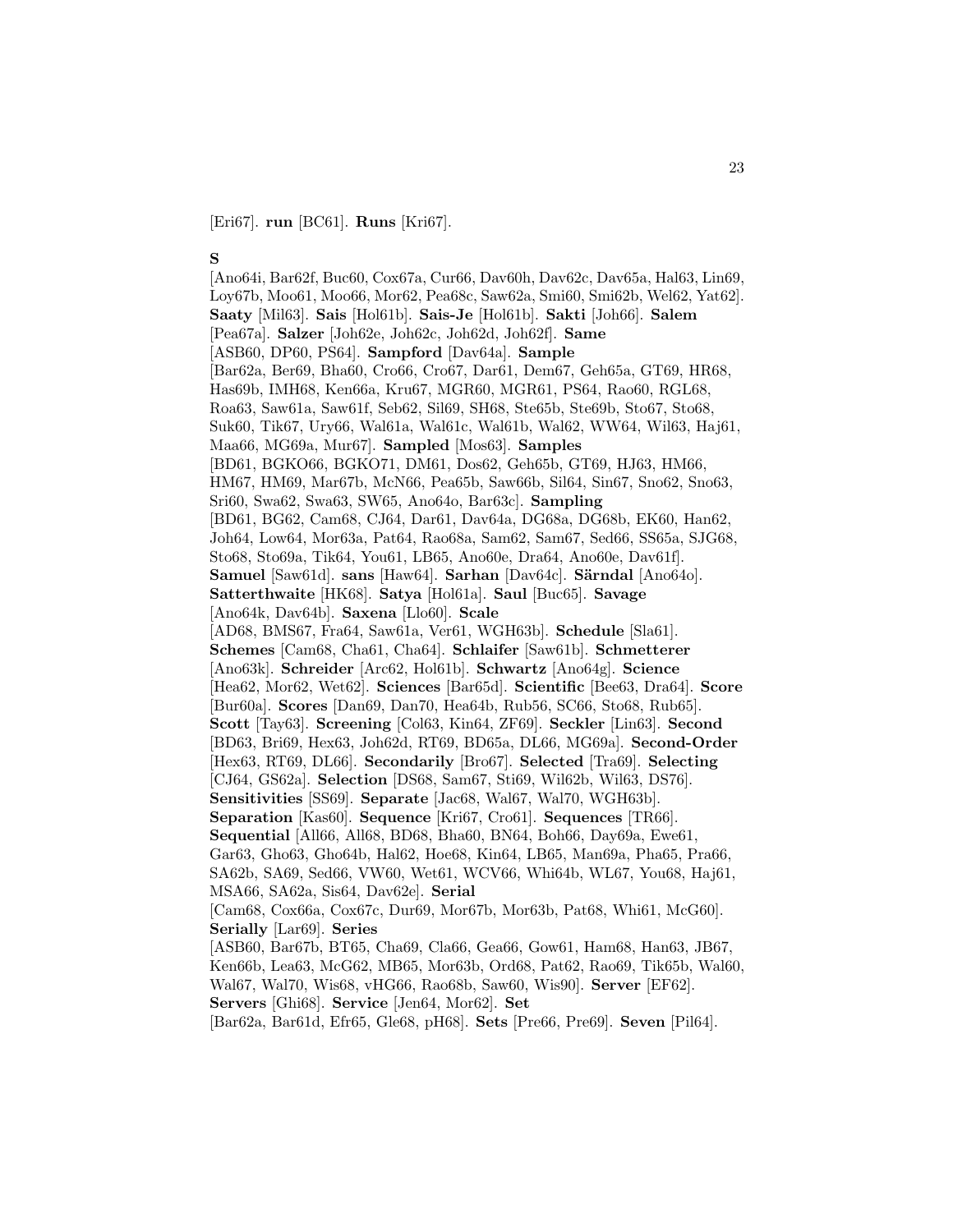[Eri67]. **run** [BC61]. **Runs** [Kri67].

**S**

[Ano64i, Bar62f, Buc60, Cox67a, Cur66, Dav60h, Dav62c, Dav65a, Hal63, Lin69, Loy67b, Moo61, Moo66, Mor62, Pea68c, Saw62a, Smi60, Smi62b, Wel62, Yat62]. **Saaty** [Mil63]. **Sais** [Hol61b]. **Sais-Je** [Hol61b]. **Sakti** [Joh66]. **Salem** [Pea67a]. **Salzer** [Joh62e, Joh62c, Joh62d, Joh62f]. **Same** [ASB60, DP60, PS64]. **Sampford** [Dav64a]. **Sample** [Bar62a, Ber69, Bha60, Cro66, Cro67, Dar61, Dem67, Geh65a, GT69, HR68, Has69b, IMH68, Ken66a, Kru67, MGR60, MGR61, PS64, Rao60, RGL68, Roa63, Saw61a, Saw61f, Seb62, Sil69, SH68, Ste65b, Ste69b, Sto67, Sto68, Suk60, Tik67, Ury66, Wal61a, Wal61c, Wal61b, Wal62, WW64, Wil63, Haj61, Maa66, MG69a, Mur67]. **Sampled** [Mos63]. **Samples** [BD61, BGKO66, BGKO71, DM61, Dos62, Geh65b, GT69, HJ63, HM66, HM67, HM69, Mar67b, McN66, Pea65b, Saw66b, Sil64, Sin67, Sno62, Sno63, Sri60, Swa62, Swa63, SW65, Ano64o, Bar63c]. **Sampling** [BD61, BG62, Cam68, CJ64, Dar61, Dav64a, DG68a, DG68b, EK60, Han62, Joh64, Low64, Mor63a, Pat64, Rao68a, Sam62, Sam67, Sed66, SS65a, SJG68, Sto68, Sto69a, Tik64, You61, LB65, Ano60e, Dra64, Ano60e, Dav61f]. **Samuel** [Saw61d]. **sans** [Haw64]. **Sarhan** [Dav64c]. **Särndal** [Ano64o]. **Satterthwaite** [HK68]. **Satya** [Hol61a]. **Saul** [Buc65]. **Savage** [Ano64k, Dav64b]. **Saxena** [Llo60]. **Scale** [AD68, BMS67, Fra64, Saw61a, Ver61, WGH63b]. **Schedule** [Sla61]. **Schemes** [Cam68, Cha61, Cha64]. **Schlaifer** [Saw61b]. **Schmetterer** [Ano63k]. **Schreider** [Arc62, Hol61b]. **Schwartz** [Ano64g]. **Science** [Hea62, Mor62, Wet62]. **Sciences** [Bar65d]. **Scientific** [Bee63, Dra64]. **Score** [Bur60a]. **Scores** [Dan69, Dan70, Hea64b, Rub56, SC66, Sto68, Rub65]. **Scott** [Tay63]. **Screening** [Col63, Kin64, ZF69]. **Seckler** [Lin63]. **Second** [BD63, Bri69, Hex63, Joh62d, RT69, BD65a, DL66, MG69a]. **Second-Order** [Hex63, RT69, DL66]. **Secondarily** [Bro67]. **Selected** [Tra69]. **Selecting** [CJ64, GS62a]. **Selection** [DS68, Sam67, Sti69, Wil62b, Wil63, DS76]. **Sensitivities** [SS69]. **Separate** [Jac68, Wal67, Wal70, WGH63b]. **Separation** [Kas60]. **Sequence** [Kri67, Cro61]. **Sequences** [TR66]. **Sequential** [All66, All68, BD68, Bha60, BN64, Boh66, Day69a, Ewe61, Gar63, Gho63, Gho64b, Hal62, Hoe68, Kin64, LB65, Man69a, Pha65, Pra66, SA62b, SA69, Sed66, VW60, Wet61, WCV66, Whi64b, WL67, You68, Haj61, MSA66, SA62a, Sis64, Dav62e]. **Serial** [Cam68, Cox66a, Cox67c, Dur69, Mor67b, Mor63b, Pat68, Whi61, McG60]. **Serially** [Lar69]. **Series** [ASB60, Bar67b, BT65, Cha69, Cla66, Gea66, Gow61, Ham68, Han63, JB67, Ken66b, Lea63, McG62, MB65, Mor63b, Ord68, Pat62, Rao69, Tik65b, Wal60, Wal67, Wal70, Wis68, vHG66, Rao68b, Saw60, Wis90]. **Server** [EF62]. **Servers** [Ghi68]. **Service** [Jen64, Mor62]. **Set** [Bar62a, Bar61d, Efr65, Gle68, pH68]. **Sets** [Pre66, Pre69]. **Seven** [Pil64].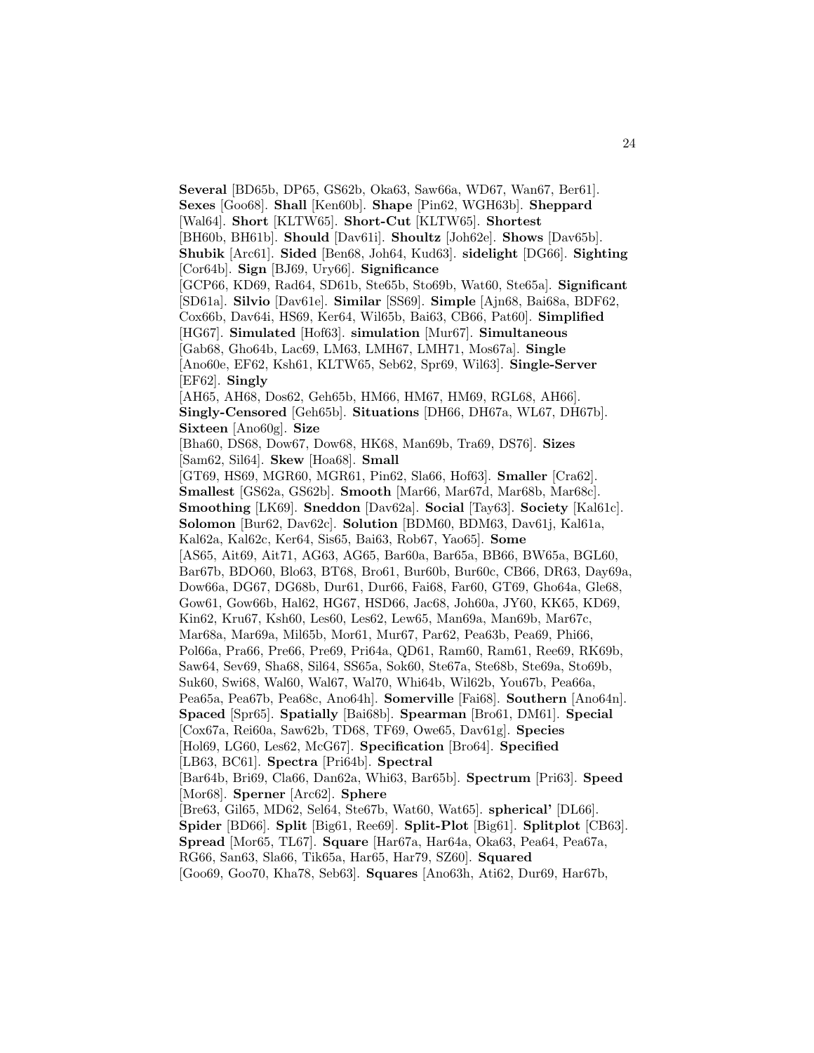**Several** [BD65b, DP65, GS62b, Oka63, Saw66a, WD67, Wan67, Ber61]. **Sexes** [Goo68]. **Shall** [Ken60b]. **Shape** [Pin62, WGH63b]. **Sheppard** [Wal64]. **Short** [KLTW65]. **Short-Cut** [KLTW65]. **Shortest** [BH60b, BH61b]. **Should** [Dav61i]. **Shoultz** [Joh62e]. **Shows** [Dav65b]. **Shubik** [Arc61]. **Sided** [Ben68, Joh64, Kud63]. **sidelight** [DG66]. **Sighting** [Cor64b]. **Sign** [BJ69, Ury66]. **Significance** [GCP66, KD69, Rad64, SD61b, Ste65b, Sto69b, Wat60, Ste65a]. **Significant** [SD61a]. **Silvio** [Dav61e]. **Similar** [SS69]. **Simple** [Ajn68, Bai68a, BDF62, Cox66b, Dav64i, HS69, Ker64, Wil65b, Bai63, CB66, Pat60]. **Simplified** [HG67]. **Simulated** [Hof63]. **simulation** [Mur67]. **Simultaneous** [Gab68, Gho64b, Lac69, LM63, LMH67, LMH71, Mos67a]. **Single** [Ano60e, EF62, Ksh61, KLTW65, Seb62, Spr69, Wil63]. **Single-Server** [EF62]. **Singly** [AH65, AH68, Dos62, Geh65b, HM66, HM67, HM69, RGL68, AH66]. **Singly-Censored** [Geh65b]. **Situations** [DH66, DH67a, WL67, DH67b]. **Sixteen** [Ano60g]. **Size** [Bha60, DS68, Dow67, Dow68, HK68, Man69b, Tra69, DS76]. **Sizes** [Sam62, Sil64]. **Skew** [Hoa68]. **Small** [GT69, HS69, MGR60, MGR61, Pin62, Sla66, Hof63]. **Smaller** [Cra62]. **Smallest** [GS62a, GS62b]. **Smooth** [Mar66, Mar67d, Mar68b, Mar68c]. **Smoothing** [LK69]. **Sneddon** [Dav62a]. **Social** [Tay63]. **Society** [Kal61c]. **Solomon** [Bur62, Dav62c]. **Solution** [BDM60, BDM63, Dav61j, Kal61a, Kal62a, Kal62c, Ker64, Sis65, Bai63, Rob67, Yao65]. **Some** [AS65, Ait69, Ait71, AG63, AG65, Bar60a, Bar65a, BB66, BW65a, BGL60, Bar67b, BDO60, Blo63, BT68, Bro61, Bur60b, Bur60c, CB66, DR63, Day69a, Dow66a, DG67, DG68b, Dur61, Dur66, Fai68, Far60, GT69, Gho64a, Gle68, Gow61, Gow66b, Hal62, HG67, HSD66, Jac68, Joh60a, JY60, KK65, KD69, Kin62, Kru67, Ksh60, Les60, Les62, Lew65, Man69a, Man69b, Mar67c, Mar68a, Mar69a, Mil65b, Mor61, Mur67, Par62, Pea63b, Pea69, Phi66, Pol66a, Pra66, Pre66, Pre69, Pri64a, QD61, Ram60, Ram61, Ree69, RK69b, Saw64, Sev69, Sha68, Sil64, SS65a, Sok60, Ste67a, Ste68b, Ste69a, Sto69b, Suk60, Swi68, Wal60, Wal67, Wal70, Whi64b, Wil62b, You67b, Pea66a, Pea65a, Pea67b, Pea68c, Ano64h]. **Somerville** [Fai68]. **Southern** [Ano64n]. **Spaced** [Spr65]. **Spatially** [Bai68b]. **Spearman** [Bro61, DM61]. **Special** [Cox67a, Rei60a, Saw62b, TD68, TF69, Owe65, Dav61g]. **Species** [Hol69, LG60, Les62, McG67]. **Specification** [Bro64]. **Specified** [LB63, BC61]. **Spectra** [Pri64b]. **Spectral** [Bar64b, Bri69, Cla66, Dan62a, Whi63, Bar65b]. **Spectrum** [Pri63]. **Speed** [Mor68]. **Sperner** [Arc62]. **Sphere** [Bre63, Gil65, MD62, Sel64, Ste67b, Wat60, Wat65]. **spherical'** [DL66]. **Spider** [BD66]. **Split** [Big61, Ree69]. **Split-Plot** [Big61]. **Splitplot** [CB63]. **Spread** [Mor65, TL67]. **Square** [Har67a, Har64a, Oka63, Pea64, Pea67a, RG66, San63, Sla66, Tik65a, Har65, Har79, SZ60]. **Squared** [Goo69, Goo70, Kha78, Seb63]. **Squares** [Ano63h, Ati62, Dur69, Har67b,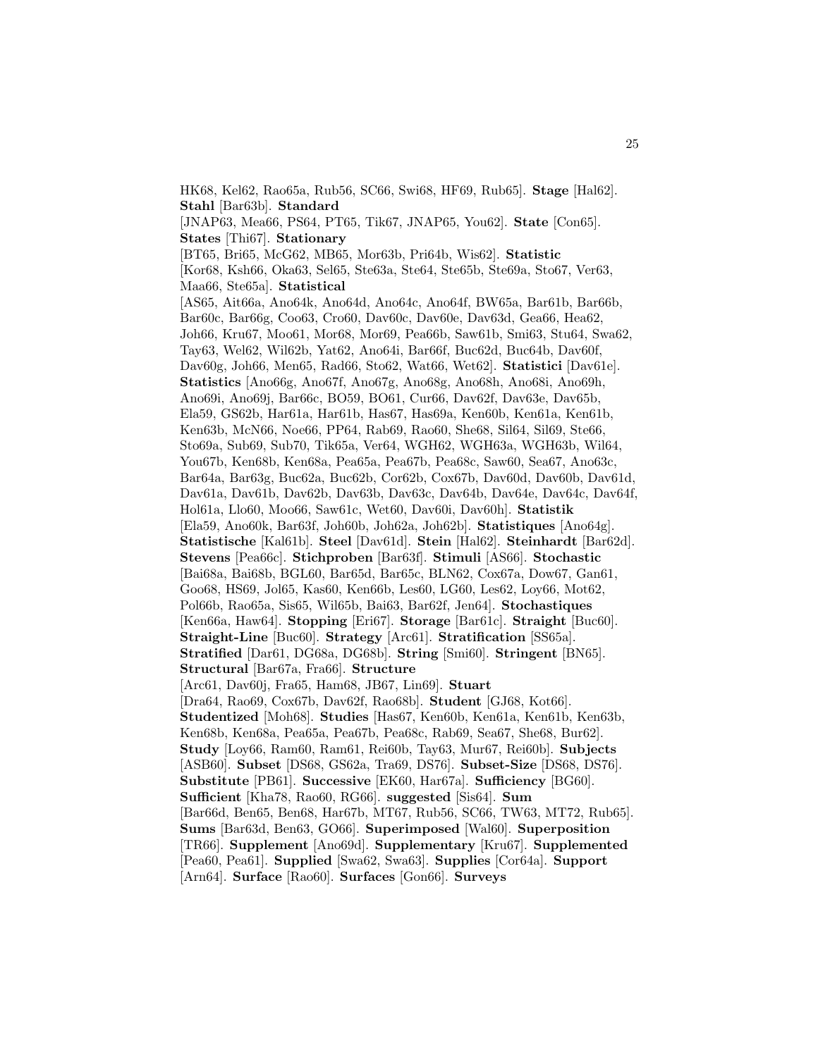HK68, Kel62, Rao65a, Rub56, SC66, Swi68, HF69, Rub65]. **Stage** [Hal62]. **Stahl** [Bar63b]. **Standard** [JNAP63, Mea66, PS64, PT65, Tik67, JNAP65, You62]. **State** [Con65]. **States** [Thi67]. **Stationary** [BT65, Bri65, McG62, MB65, Mor63b, Pri64b, Wis62]. **Statistic** [Kor68, Ksh66, Oka63, Sel65, Ste63a, Ste64, Ste65b, Ste69a, Sto67, Ver63, Maa66, Ste65a]. **Statistical** [AS65, Ait66a, Ano64k, Ano64d, Ano64c, Ano64f, BW65a, Bar61b, Bar66b, Bar60c, Bar66g, Coo63, Cro60, Dav60c, Dav60e, Dav63d, Gea66, Hea62, Joh66, Kru67, Moo61, Mor68, Mor69, Pea66b, Saw61b, Smi63, Stu64, Swa62, Tay63, Wel62, Wil62b, Yat62, Ano64i, Bar66f, Buc62d, Buc64b, Dav60f, Dav60g, Joh66, Men65, Rad66, Sto62, Wat66, Wet62]. **Statistici** [Dav61e]. **Statistics** [Ano66g, Ano67f, Ano67g, Ano68g, Ano68h, Ano68i, Ano69h, Ano69i, Ano69j, Bar66c, BO59, BO61, Cur66, Dav62f, Dav63e, Dav65b, Ela59, GS62b, Har61a, Har61b, Has67, Has69a, Ken60b, Ken61a, Ken61b, Ken63b, McN66, Noe66, PP64, Rab69, Rao60, She68, Sil64, Sil69, Ste66, Sto69a, Sub69, Sub70, Tik65a, Ver64, WGH62, WGH63a, WGH63b, Wil64, You67b, Ken68b, Ken68a, Pea65a, Pea67b, Pea68c, Saw60, Sea67, Ano63c, Bar64a, Bar63g, Buc62a, Buc62b, Cor62b, Cox67b, Dav60d, Dav60b, Dav61d, Dav61a, Dav61b, Dav62b, Dav63b, Dav63c, Dav64b, Dav64e, Dav64c, Dav64f, Hol61a, Llo60, Moo66, Saw61c, Wet60, Dav60i, Dav60h]. **Statistik** [Ela59, Ano60k, Bar63f, Joh60b, Joh62a, Joh62b]. **Statistiques** [Ano64g]. **Statistische** [Kal61b]. **Steel** [Dav61d]. **Stein** [Hal62]. **Steinhardt** [Bar62d]. **Stevens** [Pea66c]. **Stichproben** [Bar63f]. **Stimuli** [AS66]. **Stochastic** [Bai68a, Bai68b, BGL60, Bar65d, Bar65c, BLN62, Cox67a, Dow67, Gan61, Goo68, HS69, Jol65, Kas60, Ken66b, Les60, LG60, Les62, Loy66, Mot62, Pol66b, Rao65a, Sis65, Wil65b, Bai63, Bar62f, Jen64]. **Stochastiques** [Ken66a, Haw64]. **Stopping** [Eri67]. **Storage** [Bar61c]. **Straight** [Buc60]. **Straight-Line** [Buc60]. **Strategy** [Arc61]. **Stratification** [SS65a]. **Stratified** [Dar61, DG68a, DG68b]. **String** [Smi60]. **Stringent** [BN65]. **Structural** [Bar67a, Fra66]. **Structure** [Arc61, Dav60j, Fra65, Ham68, JB67, Lin69]. **Stuart** [Dra64, Rao69, Cox67b, Dav62f, Rao68b]. **Student** [GJ68, Kot66]. **Studentized** [Moh68]. **Studies** [Has67, Ken60b, Ken61a, Ken61b, Ken63b, Ken68b, Ken68a, Pea65a, Pea67b, Pea68c, Rab69, Sea67, She68, Bur62]. **Study** [Loy66, Ram60, Ram61, Rei60b, Tay63, Mur67, Rei60b]. **Subjects** [ASB60]. **Subset** [DS68, GS62a, Tra69, DS76]. **Subset-Size** [DS68, DS76]. **Substitute** [PB61]. **Successive** [EK60, Har67a]. **Sufficiency** [BG60]. **Sufficient** [Kha78, Rao60, RG66]. **suggested** [Sis64]. **Sum** [Bar66d, Ben65, Ben68, Har67b, MT67, Rub56, SC66, TW63, MT72, Rub65]. **Sums** [Bar63d, Ben63, GO66]. **Superimposed** [Wal60]. **Superposition** [TR66]. **Supplement** [Ano69d]. **Supplementary** [Kru67]. **Supplemented** [Pea60, Pea61]. **Supplied** [Swa62, Swa63]. **Supplies** [Cor64a]. **Support** [Arn64]. **Surface** [Rao60]. **Surfaces** [Gon66]. **Surveys**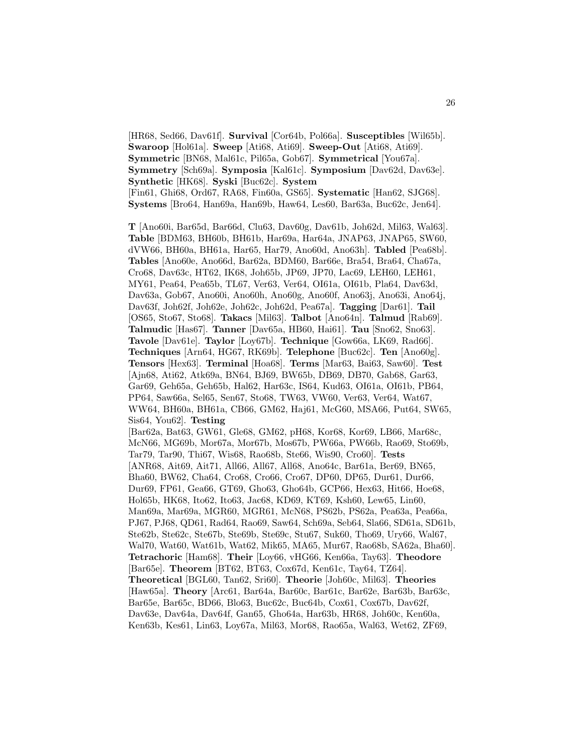[HR68, Sed66, Dav61f]. **Survival** [Cor64b, Pol66a]. **Susceptibles** [Wil65b]. **Swaroop** [Hol61a]. **Sweep** [Ati68, Ati69]. **Sweep-Out** [Ati68, Ati69]. **Symmetric** [BN68, Mal61c, Pil65a, Gob67]. **Symmetrical** [You67a]. **Symmetry** [Sch69a]. **Symposia** [Kal61c]. **Symposium** [Dav62d, Dav63e]. **Synthetic** [HK68]. **Syski** [Buc62c]. **System** [Fin61, Ghi68, Ord67, RA68, Fin60a, GS65]. **Systematic** [Han62, SJG68]. **Systems** [Bro64, Han69a, Han69b, Haw64, Les60, Bar63a, Buc62c, Jen64].

**T** [Ano60i, Bar65d, Bar66d, Clu63, Dav60g, Dav61b, Joh62d, Mil63, Wal63]. **Table** [BDM63, BH60b, BH61b, Har69a, Har64a, JNAP63, JNAP65, SW60, dVW66, BH60a, BH61a, Har65, Har79, Ano60d, Ano63h]. **Tabled** [Pea68b]. **Tables** [Ano60e, Ano66d, Bar62a, BDM60, Bar66e, Bra54, Bra64, Cha67a, Cro68, Dav63c, HT62, IK68, Joh65b, JP69, JP70, Lac69, LEH60, LEH61, MY61, Pea64, Pea65b, TL67, Ver63, Ver64, OI61a, OI61b, Pla64, Dav63d, Dav63a, Gob67, Ano60i, Ano60h, Ano60g, Ano60f, Ano63j, Ano63i, Ano64j, Dav63f, Joh62f, Joh62e, Joh62c, Joh62d, Pea67a]. **Tagging** [Dar61]. **Tail** [OS65, Sto67, Sto68]. **Takacs** [Mil63]. **Talbot** [Ano64n]. **Talmud** [Rab69]. **Talmudic** [Has67]. **Tanner** [Dav65a, HB60, Hai61]. **Tau** [Sno62, Sno63]. **Tavole** [Dav61e]. **Taylor** [Loy67b]. **Technique** [Gow66a, LK69, Rad66]. **Techniques** [Arn64, HG67, RK69b]. **Telephone** [Buc62c]. **Ten** [Ano60g]. **Tensors** [Hex63]. **Terminal** [Hoa68]. **Terms** [Mar63, Bai63, Saw60]. **Test** [Ajn68, Ati62, Atk69a, BN64, BJ69, BW65b, DB69, DB70, Gab68, Gar63, Gar69, Geh65a, Geh65b, Hal62, Har63c, IS64, Kud63, OI61a, OI61b, PB64, PP64, Saw66a, Sel65, Sen67, Sto68, TW63, VW60, Ver63, Ver64, Wat67, WW64, BH60a, BH61a, CB66, GM62, Haj61, McG60, MSA66, Put64, SW65, Sis64, You62]. **Testing** [Bar62a, Bat63, GW61, Gle68, GM62, pH68, Kor68, Kor69, LB66, Mar68c, McN66, MG69b, Mor67a, Mor67b, Mos67b, PW66a, PW66b, Rao69, Sto69b, Tar79, Tar90, Thi67, Wis68, Rao68b, Ste66, Wis90, Cro60]. **Tests** [ANR68, Ait69, Ait71, All66, All67, All68, Ano64c, Bar61a, Ber69, BN65, Bha60, BW62, Cha64, Cro68, Cro66, Cro67, DP60, DP65, Dur61, Dur66, Dur69, FP61, Gea66, GT69, Gho63, Gho64b, GCP66, Hex63, Hit66, Hoe68, Hol65b, HK68, Ito62, Ito63, Jac68, KD69, KT69, Ksh60, Lew65, Lin60, Man69a, Mar69a, MGR60, MGR61, McN68, PS62b, PS62a, Pea63a, Pea66a, PJ67, PJ68, QD61, Rad64, Rao69, Saw64, Sch69a, Seb64, Sla66, SD61a, SD61b, Ste62b, Ste62c, Ste67b, Ste69b, Ste69c, Stu67, Suk60, Tho69, Ury66, Wal67, Wal70, Wat60, Wat61b, Wat62, Mik65, MA65, Mur67, Rao68b, SA62a, Bha60]. **Tetrachoric** [Ham68]. **Their** [Loy66, vHG66, Ken66a, Tay63]. **Theodore** [Bar65e]. **Theorem** [BT62, BT63, Cox67d, Ken61c, Tay64, TZ64]. **Theoretical** [BGL60, Tan62, Sri60]. **Theorie** [Joh60c, Mil63]. **Theories** [Haw65a]. **Theory** [Arc61, Bar64a, Bar60c, Bar61c, Bar62e, Bar63b, Bar63c, Bar65e, Bar65c, BD66, Blo63, Buc62c, Buc64b, Cox61, Cox67b, Dav62f, Dav63e, Dav64a, Dav64f, Gan65, Gho64a, Har63b, HR68, Joh60c, Ken60a, Ken63b, Kes61, Lin63, Loy67a, Mil63, Mor68, Rao65a, Wal63, Wet62, ZF69,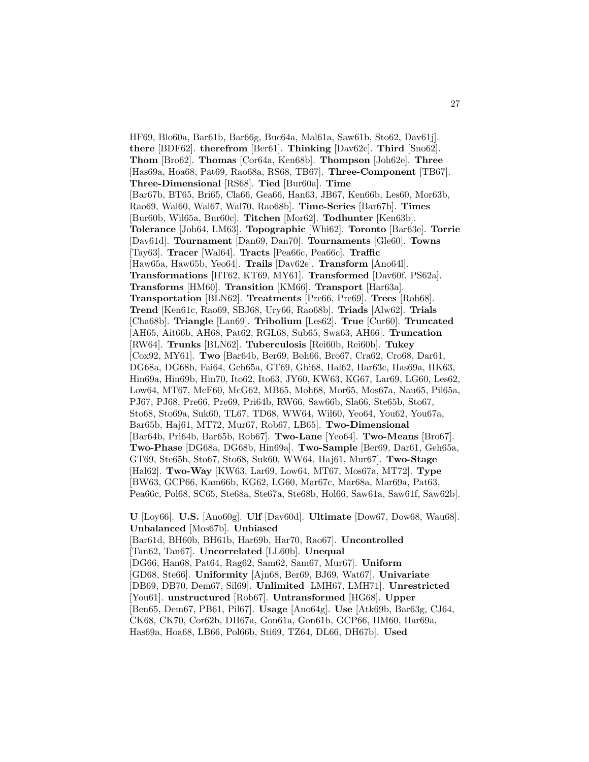HF69, Blo60a, Bar61b, Bar66g, Buc64a, Mal61a, Saw61b, Sto62, Dav61j]. **there** [BDF62]. **therefrom** [Ber61]. **Thinking** [Dav62c]. **Third** [Sno62]. **Thom** [Bro62]. **Thomas** [Cor64a, Ken68b]. **Thompson** [Joh62e]. **Three** [Has69a, Hoa68, Pat69, Rao68a, RS68, TB67]. **Three-Component** [TB67]. **Three-Dimensional** [RS68]. **Tied** [Bur60a]. **Time** [Bar67b, BT65, Bri65, Cla66, Gea66, Han63, JB67, Ken66b, Les60, Mor63b, Rao69, Wal60, Wal67, Wal70, Rao68b]. **Time-Series** [Bar67b]. **Times** [Bur60b, Wil65a, Bur60c]. **Titchen** [Mor62]. **Todhunter** [Ken63b]. **Tolerance** [Joh64, LM63]. **Topographic** [Whi62]. **Toronto** [Bar63e]. **Torrie** [Dav61d]. **Tournament** [Dan69, Dan70]. **Tournaments** [Gle60]. **Towns** [Tay63]. **Tracer** [Wal64]. **Tracts** [Pea66c, Pea66c]. **Traffic** [Haw65a, Haw65b, Yeo64]. **Trails** [Dav62e]. **Transform** [Ano64l]. **Transformations** [HT62, KT69, MY61]. **Transformed** [Dav60f, PS62a]. **Transforms** [HM60]. **Transition** [KM66]. **Transport** [Har63a]. **Transportation** [BLN62]. **Treatments** [Pre66, Pre69]. **Trees** [Rob68]. **Trend** [Ken61c, Rao69, SBJ68, Ury66, Rao68b]. **Triads** [Alw62]. **Trials** [Cha68b]. **Triangle** [Lan69]. **Tribolium** [Les62]. **True** [Cur60]. **Truncated** [AH65, Ait66b, AH68, Pat62, RGL68, Sub65, Swa63, AH66]. **Truncation** [RW64]. **Trunks** [BLN62]. **Tuberculosis** [Rei60b, Rei60b]. **Tukey** [Cox92, MY61]. **Two** [Bar64b, Ber69, Boh66, Bro67, Cra62, Cro68, Dar61, DG68a, DG68b, Fai64, Geh65a, GT69, Ghi68, Hal62, Har63c, Has69a, HK63, Hin69a, Hin69b, Hin70, Ito62, Ito63, JY60, KW63, KG67, Lar69, LG60, Les62, Low64, MT67, McF60, McG62, MB65, Moh68, Mor65, Mos67a, Nau65, Pil65a, PJ67, PJ68, Pre66, Pre69, Pri64b, RW66, Saw66b, Sla66, Ste65b, Sto67, Sto68, Sto69a, Suk60, TL67, TD68, WW64, Wil60, Yeo64, You62, You67a, Bar65b, Haj61, MT72, Mur67, Rob67, LB65]. **Two-Dimensional** [Bar64b, Pri64b, Bar65b, Rob67]. **Two-Lane** [Yeo64]. **Two-Means** [Bro67]. **Two-Phase** [DG68a, DG68b, Hin69a]. **Two-Sample** [Ber69, Dar61, Geh65a, GT69, Ste65b, Sto67, Sto68, Suk60, WW64, Haj61, Mur67]. **Two-Stage** [Hal62]. **Two-Way** [KW63, Lar69, Low64, MT67, Mos67a, MT72]. **Type** [BW63, GCP66, Kam66b, KG62, LG60, Mar67c, Mar68a, Mar69a, Pat63, Pea66c, Pol68, SC65, Ste68a, Ste67a, Ste68b, Hol66, Saw61a, Saw61f, Saw62b].

**U** [Loy66]. **U.S.** [Ano60g]. **Ulf** [Dav60d]. **Ultimate** [Dow67, Dow68, Wau68]. **Unbalanced** [Mos67b]. **Unbiased** [Bar61d, BH60b, BH61b, Har69b, Har70, Rao67]. **Uncontrolled** [Tan62, Tan67]. **Uncorrelated** [LL60b]. **Unequal** [DG66, Han68, Pat64, Rag62, Sam62, Sam67, Mur67]. **Uniform** [GD68, Ste66]. **Uniformity** [Ajn68, Ber69, BJ69, Wat67]. **Univariate** [DB69, DB70, Dem67, Sil69]. **Unlimited** [LMH67, LMH71]. **Unrestricted** [You61]. **unstructured** [Rob67]. **Untransformed** [HG68]. **Upper** [Ben65, Dem67, PB61, Pil67]. **Usage** [Ano64g]. **Use** [Atk69b, Bar63g, CJ64, CK68, CK70, Cor62b, DH67a, Gon61a, Gon61b, GCP66, HM60, Har69a, Has69a, Hoa68, LB66, Pol66b, Sti69, TZ64, DL66, DH67b]. **Used**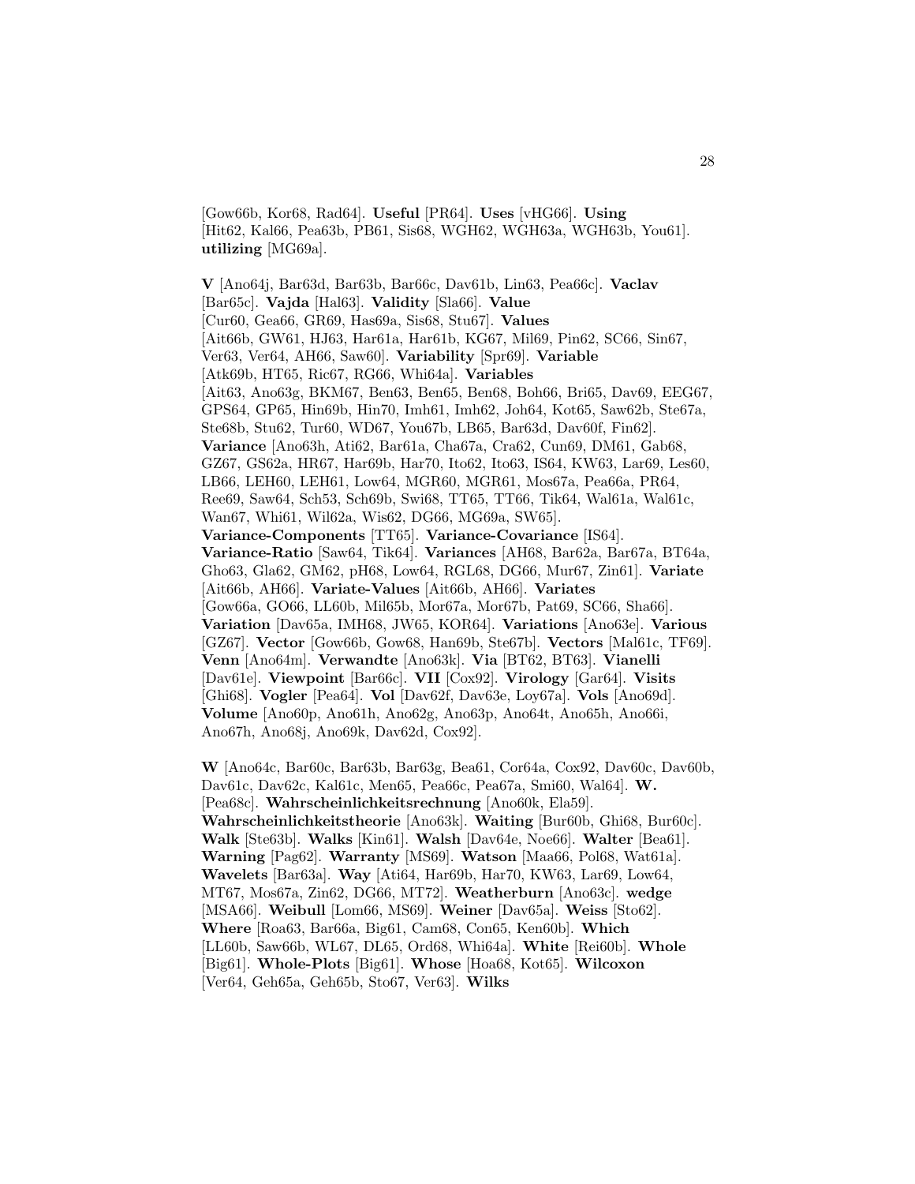[Gow66b, Kor68, Rad64]. **Useful** [PR64]. **Uses** [vHG66]. **Using** [Hit62, Kal66, Pea63b, PB61, Sis68, WGH62, WGH63a, WGH63b, You61]. **utilizing** [MG69a].

**V** [Ano64j, Bar63d, Bar63b, Bar66c, Dav61b, Lin63, Pea66c]. **Vaclav** [Bar65c]. **Vajda** [Hal63]. **Validity** [Sla66]. **Value** [Cur60, Gea66, GR69, Has69a, Sis68, Stu67]. **Values** [Ait66b, GW61, HJ63, Har61a, Har61b, KG67, Mil69, Pin62, SC66, Sin67, Ver63, Ver64, AH66, Saw60]. **Variability** [Spr69]. **Variable** [Atk69b, HT65, Ric67, RG66, Whi64a]. **Variables** [Ait63, Ano63g, BKM67, Ben63, Ben65, Ben68, Boh66, Bri65, Dav69, EEG67, GPS64, GP65, Hin69b, Hin70, Imh61, Imh62, Joh64, Kot65, Saw62b, Ste67a, Ste68b, Stu62, Tur60, WD67, You67b, LB65, Bar63d, Dav60f, Fin62]. **Variance** [Ano63h, Ati62, Bar61a, Cha67a, Cra62, Cun69, DM61, Gab68, GZ67, GS62a, HR67, Har69b, Har70, Ito62, Ito63, IS64, KW63, Lar69, Les60, LB66, LEH60, LEH61, Low64, MGR60, MGR61, Mos67a, Pea66a, PR64, Ree69, Saw64, Sch53, Sch69b, Swi68, TT65, TT66, Tik64, Wal61a, Wal61c, Wan67, Whi61, Wil62a, Wis62, DG66, MG69a, SW65]. **Variance-Components** [TT65]. **Variance-Covariance** [IS64]. **Variance-Ratio** [Saw64, Tik64]. **Variances** [AH68, Bar62a, Bar67a, BT64a, Gho63, Gla62, GM62, pH68, Low64, RGL68, DG66, Mur67, Zin61]. **Variate** [Ait66b, AH66]. **Variate-Values** [Ait66b, AH66]. **Variates** [Gow66a, GO66, LL60b, Mil65b, Mor67a, Mor67b, Pat69, SC66, Sha66]. **Variation** [Dav65a, IMH68, JW65, KOR64]. **Variations** [Ano63e]. **Various** [GZ67]. **Vector** [Gow66b, Gow68, Han69b, Ste67b]. **Vectors** [Mal61c, TF69]. **Venn** [Ano64m]. **Verwandte** [Ano63k]. **Via** [BT62, BT63]. **Vianelli** [Dav61e]. **Viewpoint** [Bar66c]. **VII** [Cox92]. **Virology** [Gar64]. **Visits** [Ghi68]. **Vogler** [Pea64]. **Vol** [Dav62f, Dav63e, Loy67a]. **Vols** [Ano69d]. **Volume** [Ano60p, Ano61h, Ano62g, Ano63p, Ano64t, Ano65h, Ano66i, Ano67h, Ano68j, Ano69k, Dav62d, Cox92].

**W** [Ano64c, Bar60c, Bar63b, Bar63g, Bea61, Cor64a, Cox92, Dav60c, Dav60b, Dav61c, Dav62c, Kal61c, Men65, Pea66c, Pea67a, Smi60, Wal64]. **W.** [Pea68c]. **Wahrscheinlichkeitsrechnung** [Ano60k, Ela59]. **Wahrscheinlichkeitstheorie** [Ano63k]. **Waiting** [Bur60b, Ghi68, Bur60c]. **Walk** [Ste63b]. **Walks** [Kin61]. **Walsh** [Dav64e, Noe66]. **Walter** [Bea61]. **Warning** [Pag62]. **Warranty** [MS69]. **Watson** [Maa66, Pol68, Wat61a]. **Wavelets** [Bar63a]. **Way** [Ati64, Har69b, Har70, KW63, Lar69, Low64, MT67, Mos67a, Zin62, DG66, MT72]. **Weatherburn** [Ano63c]. **wedge** [MSA66]. **Weibull** [Lom66, MS69]. **Weiner** [Dav65a]. **Weiss** [Sto62]. **Where** [Roa63, Bar66a, Big61, Cam68, Con65, Ken60b]. **Which** [LL60b, Saw66b, WL67, DL65, Ord68, Whi64a]. **White** [Rei60b]. **Whole** [Big61]. **Whole-Plots** [Big61]. **Whose** [Hoa68, Kot65]. **Wilcoxon** [Ver64, Geh65a, Geh65b, Sto67, Ver63]. **Wilks**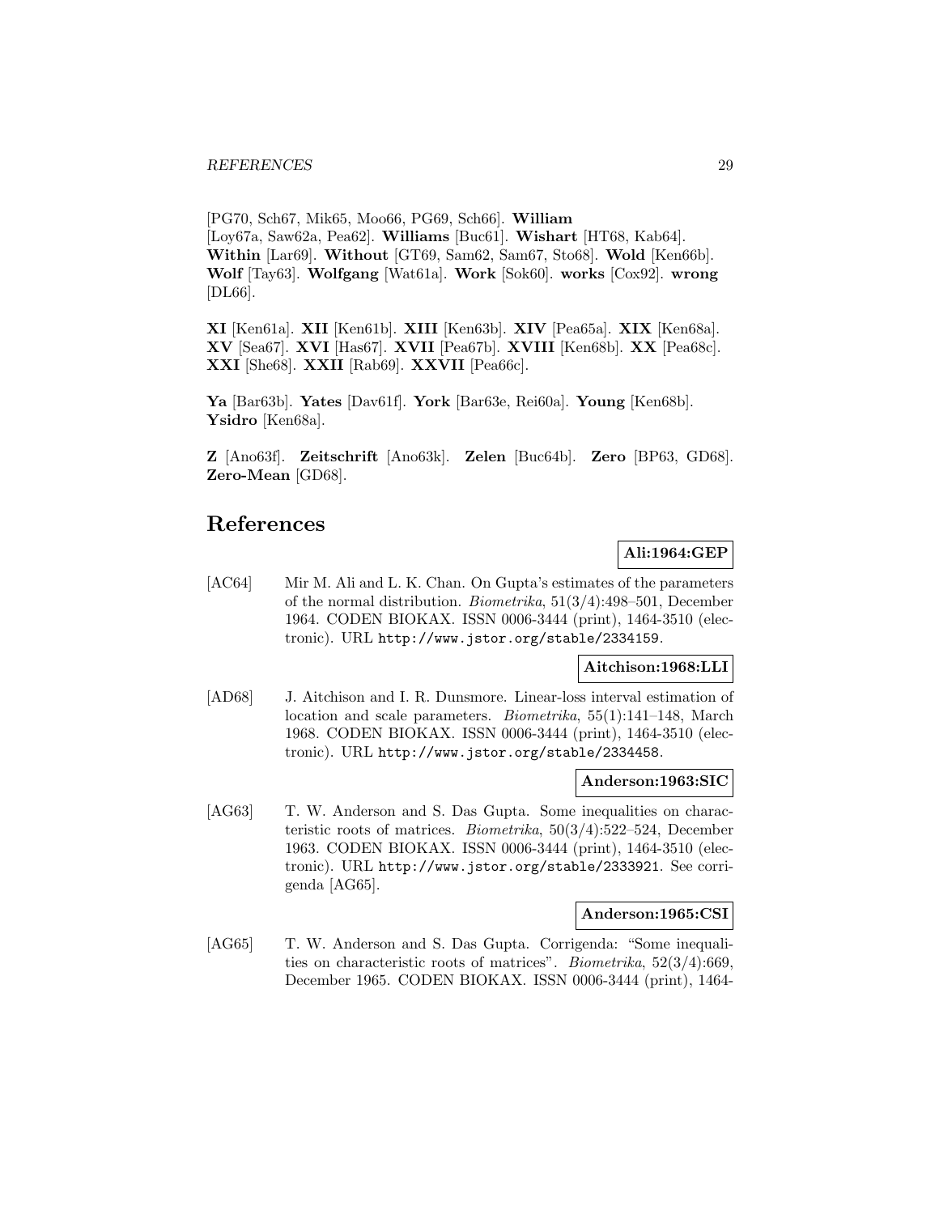[PG70, Sch67, Mik65, Moo66, PG69, Sch66]. **William** [Loy67a, Saw62a, Pea62]. **Williams** [Buc61]. **Wishart** [HT68, Kab64]. **Within** [Lar69]. **Without** [GT69, Sam62, Sam67, Sto68]. **Wold** [Ken66b]. **Wolf** [Tay63]. **Wolfgang** [Wat61a]. **Work** [Sok60]. **works** [Cox92]. **wrong** [DL66].

**XI** [Ken61a]. **XII** [Ken61b]. **XIII** [Ken63b]. **XIV** [Pea65a]. **XIX** [Ken68a]. **XV** [Sea67]. **XVI** [Has67]. **XVII** [Pea67b]. **XVIII** [Ken68b]. **XX** [Pea68c]. **XXI** [She68]. **XXII** [Rab69]. **XXVII** [Pea66c].

**Ya** [Bar63b]. **Yates** [Dav61f]. **York** [Bar63e, Rei60a]. **Young** [Ken68b]. **Ysidro** [Ken68a].

**Z** [Ano63f]. **Zeitschrift** [Ano63k]. **Zelen** [Buc64b]. **Zero** [BP63, GD68]. **Zero-Mean** [GD68].

# References

**Ali:1964:GEP**

[AC64] Mir M. Ali and L. K. Chan. On Gupta's estimates of the parameters of the normal distribution. *Biometrika*, 51(3/4):498–501, December 1964. CODEN BIOKAX. ISSN 0006-3444 (print), 1464-3510 (electronic). URL http://www.jstor.org/stable/2334159.

**Aitchison:1968:LLI**

[AD68] J. Aitchison and I. R. Dunsmore. Linear-loss interval estimation of location and scale parameters. *Biometrika*, 55(1):141–148, March 1968. CODEN BIOKAX. ISSN 0006-3444 (print), 1464-3510 (electronic). URL http://www.jstor.org/stable/2334458.

**Anderson:1963:SIC**

[AG63] T. W. Anderson and S. Das Gupta. Some inequalities on characteristic roots of matrices. *Biometrika*, 50(3/4):522–524, December 1963. CODEN BIOKAX. ISSN 0006-3444 (print), 1464-3510 (electronic). URL http://www.jstor.org/stable/2333921. See corrigenda [AG65].

**Anderson:1965:CSI**

[AG65] T. W. Anderson and S. Das Gupta. Corrigenda: "Some inequalities on characteristic roots of matrices". *Biometrika*, 52(3/4):669, December 1965. CODEN BIOKAX. ISSN 0006-3444 (print), 1464-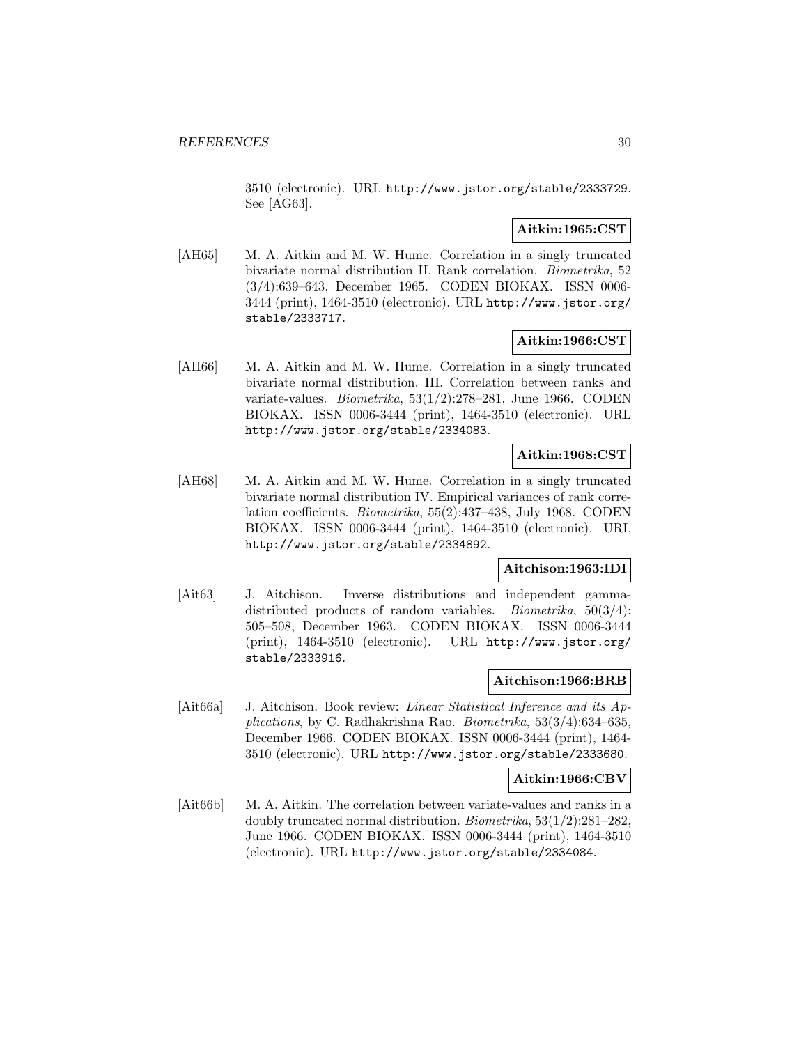3510 (electronic). URL http://www.jstor.org/stable/2333729. See [AG63].

**Aitkin:1965:CST**

[AH65] M. A. Aitkin and M. W. Hume. Correlation in a singly truncated bivariate normal distribution II. Rank correlation. *Biometrika*, 52 (3/4):639–643, December 1965. CODEN BIOKAX. ISSN 0006-3444 (print), 1464-3510 (electronic). URL http://www.jstor.org/stable/2333717.

**Aitkin:1966:CST**

[AH66] M. A. Aitkin and M. W. Hume. Correlation in a singly truncated bivariate normal distribution. III. Correlation between ranks and variate-values. *Biometrika*, 53(1/2):278–281, June 1966. CODEN BIOKAX. ISSN 0006-3444 (print), 1464-3510 (electronic). URL http://www.jstor.org/stable/2334083.

**Aitkin:1968:CST**

[AH68] M. A. Aitkin and M. W. Hume. Correlation in a singly truncated bivariate normal distribution IV. Empirical variances of rank correlation coefficients. *Biometrika*, 55(2):437–438, July 1968. CODEN BIOKAX. ISSN 0006-3444 (print), 1464-3510 (electronic). URL http://www.jstor.org/stable/2334892.

**Aitchison:1963:IDI**

[Ait63] J. Aitchison. Inverse distributions and independent gamma-distributed products of random variables. *Biometrika*, 50(3/4): 505–508, December 1963. CODEN BIOKAX. ISSN 0006-3444 (print), 1464-3510 (electronic). URL http://www.jstor.org/stable/2333916.

**Aitchison:1966:BRB**

[Ait66a] J. Aitchison. Book review: *Linear Statistical Inference and its Applications*, by C. Radhakrishna Rao. *Biometrika*, 53(3/4):634–635, December 1966. CODEN BIOKAX. ISSN 0006-3444 (print), 1464-3510 (electronic). URL http://www.jstor.org/stable/2333680.

**Aitkin:1966:CBV**

[Ait66b] M. A. Aitkin. The correlation between variate-values and ranks in a doubly truncated normal distribution. *Biometrika*, 53(1/2):281–282, June 1966. CODEN BIOKAX. ISSN 0006-3444 (print), 1464-3510 (electronic). URL http://www.jstor.org/stable/2334084.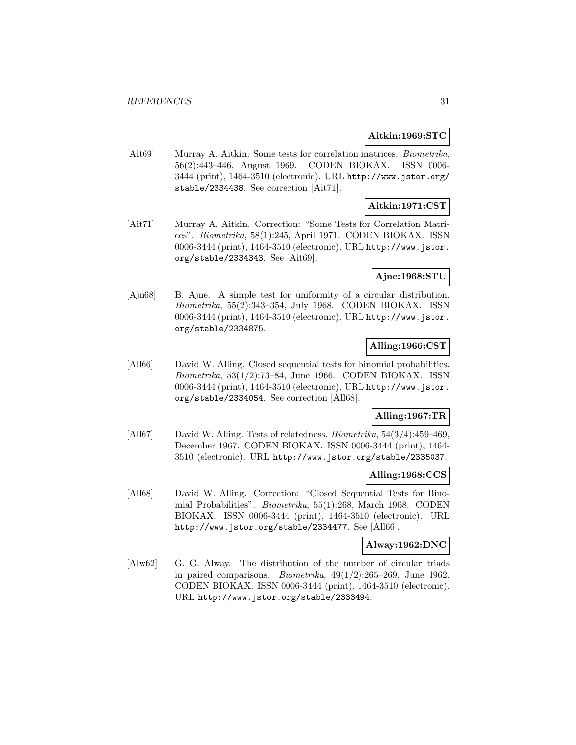**Aitkin:1969:STC**

[Ait69] Murray A. Aitkin. Some tests for correlation matrices. *Biometrika*, 56(2):443–446, August 1969. CODEN BIOKAX. ISSN 0006-3444 (print), 1464-3510 (electronic). URL http://www.jstor.org/stable/2334438. See correction [Ait71].

**Aitkin:1971:CST**

[Ait71] Murray A. Aitkin. Correction: "Some Tests for Correlation Matrices". *Biometrika*, 58(1):245, April 1971. CODEN BIOKAX. ISSN 0006-3444 (print), 1464-3510 (electronic). URL http://www.jstor.org/stable/2334343. See [Ait69].

**Ajne:1968:STU**

[Ajn68] B. Ajne. A simple test for uniformity of a circular distribution. *Biometrika*, 55(2):343–354, July 1968. CODEN BIOKAX. ISSN 0006-3444 (print), 1464-3510 (electronic). URL http://www.jstor.org/stable/2334875.

**Alling:1966:CST**

[All66] David W. Alling. Closed sequential tests for binomial probabilities. *Biometrika*, 53(1/2):73–84, June 1966. CODEN BIOKAX. ISSN 0006-3444 (print), 1464-3510 (electronic). URL http://www.jstor.org/stable/2334054. See correction [All68].

**Alling:1967:TR**

[All67] David W. Alling. Tests of relatedness. *Biometrika*, 54(3/4):459–469, December 1967. CODEN BIOKAX. ISSN 0006-3444 (print), 1464-3510 (electronic). URL http://www.jstor.org/stable/2335037.

**Alling:1968:CCS**

[All68] David W. Alling. Correction: "Closed Sequential Tests for Binomial Probabilities". *Biometrika*, 55(1):268, March 1968. CODEN BIOKAX. ISSN 0006-3444 (print), 1464-3510 (electronic). URL http://www.jstor.org/stable/2334477. See [All66].

**Alway:1962:DNC**

[Alw62] G. G. Alway. The distribution of the number of circular triads in paired comparisons. *Biometrika*, 49(1/2):265–269, June 1962. CODEN BIOKAX. ISSN 0006-3444 (print), 1464-3510 (electronic). URL http://www.jstor.org/stable/2333494.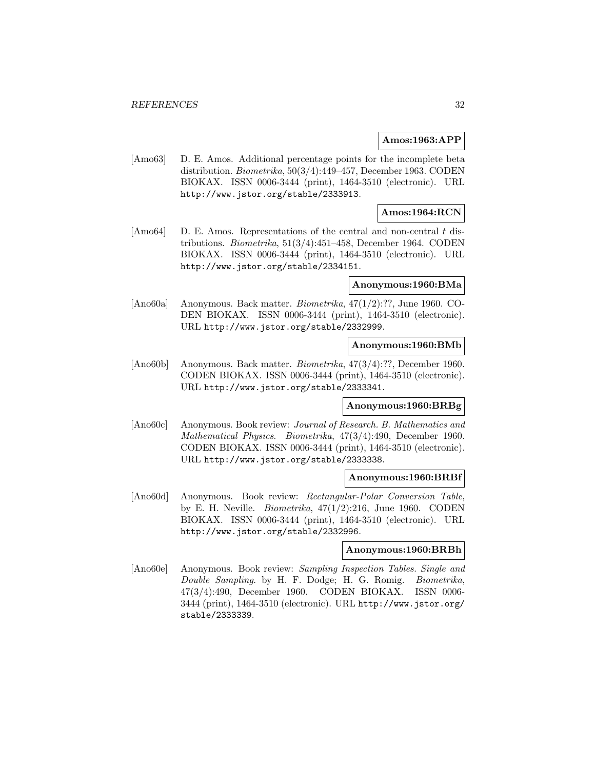**Amos:1963:APP**

[Amo63] D. E. Amos. Additional percentage points for the incomplete beta distribution. *Biometrika*, 50(3/4):449–457, December 1963. CODEN BIOKAX. ISSN 0006-3444 (print), 1464-3510 (electronic). URL http://www.jstor.org/stable/2333913.

**Amos:1964:RCN**

[Amo64] D. E. Amos. Representations of the central and non-central $t$ distributions. *Biometrika*, 51(3/4):451–458, December 1964. CODEN BIOKAX. ISSN 0006-3444 (print), 1464-3510 (electronic). URL http://www.jstor.org/stable/2334151.

**Anonymous:1960:BMa**

[Ano60a] Anonymous. Back matter. *Biometrika*, 47(1/2):??, June 1960. CODEN BIOKAX. ISSN 0006-3444 (print), 1464-3510 (electronic). URL http://www.jstor.org/stable/2332999.

**Anonymous:1960:BMb**

[Ano60b] Anonymous. Back matter. *Biometrika*, 47(3/4):??, December 1960. CODEN BIOKAX. ISSN 0006-3444 (print), 1464-3510 (electronic). URL http://www.jstor.org/stable/2333341.

**Anonymous:1960:BRBg**

[Ano60c] Anonymous. Book review: *Journal of Research. B. Mathematics and Mathematical Physics*. *Biometrika*, 47(3/4):490, December 1960. CODEN BIOKAX. ISSN 0006-3444 (print), 1464-3510 (electronic). URL http://www.jstor.org/stable/2333338.

**Anonymous:1960:BRBf**

[Ano60d] Anonymous. Book review: *Rectangular-Polar Conversion Table*, by E. H. Neville. *Biometrika*, 47(1/2):216, June 1960. CODEN BIOKAX. ISSN 0006-3444 (print), 1464-3510 (electronic). URL http://www.jstor.org/stable/2332996.

**Anonymous:1960:BRBh**

[Ano60e] Anonymous. Book review: *Sampling Inspection Tables. Single and Double Sampling*. by H. F. Dodge; H. G. Romig. *Biometrika*, 47(3/4):490, December 1960. CODEN BIOKAX. ISSN 0006-3444 (print), 1464-3510 (electronic). URL http://www.jstor.org/stable/2333339.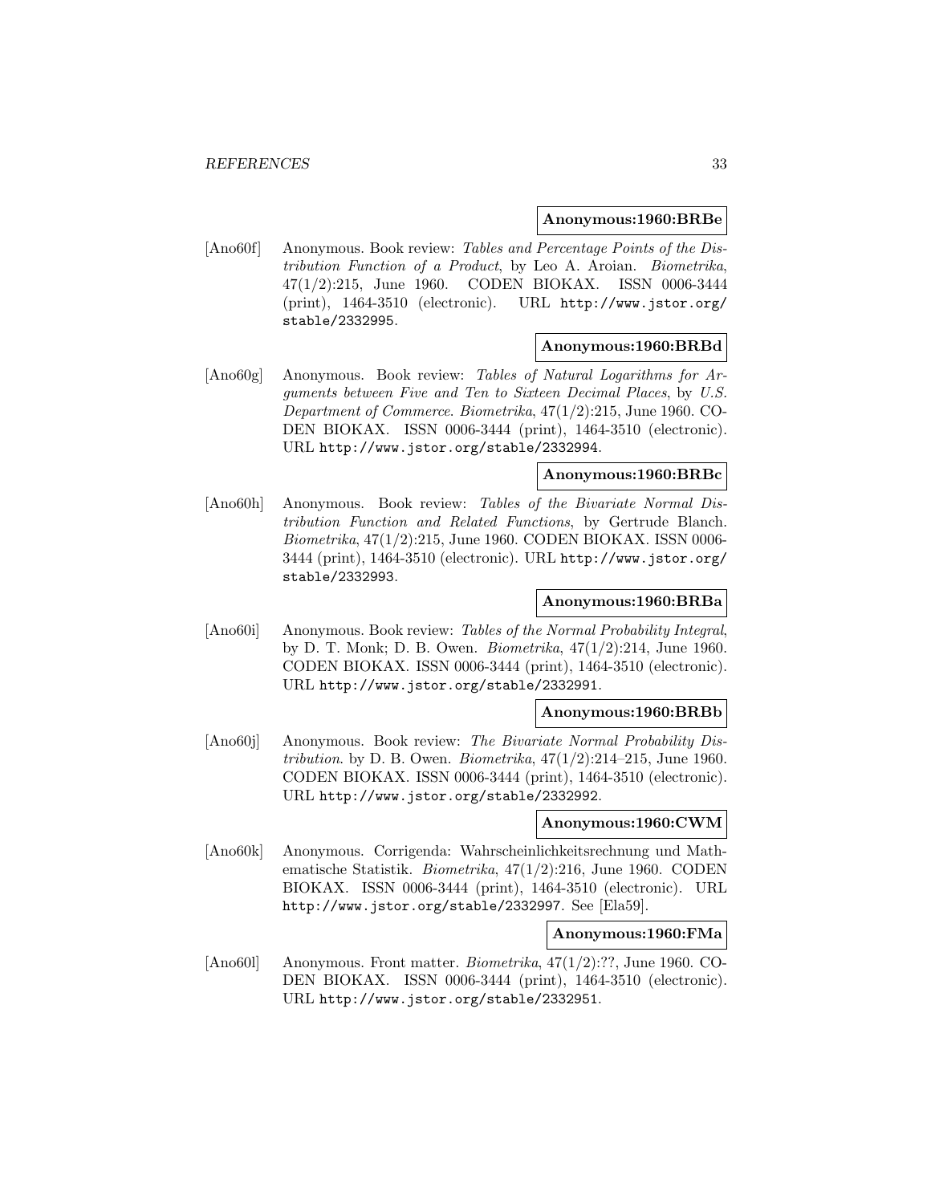**Anonymous:1960:BRBe**

[Ano60f] Anonymous. Book review: *Tables and Percentage Points of the Distribution Function of a Product*, by Leo A. Aroian. *Biometrika*, 47(1/2):215, June 1960. CODEN BIOKAX. ISSN 0006-3444 (print), 1464-3510 (electronic). URL http://www.jstor.org/stable/2332995.

**Anonymous:1960:BRBd**

[Ano60g] Anonymous. Book review: *Tables of Natural Logarithms for Arguments between Five and Ten to Sixteen Decimal Places*, by *U.S. Department of Commerce*. *Biometrika*, 47(1/2):215, June 1960. CODEN BIOKAX. ISSN 0006-3444 (print), 1464-3510 (electronic). URL http://www.jstor.org/stable/2332994.

**Anonymous:1960:BRBc**

[Ano60h] Anonymous. Book review: *Tables of the Bivariate Normal Distribution Function and Related Functions*, by Gertrude Blanch. *Biometrika*, 47(1/2):215, June 1960. CODEN BIOKAX. ISSN 0006-3444 (print), 1464-3510 (electronic). URL http://www.jstor.org/stable/2332993.

**Anonymous:1960:BRBa**

[Ano60i] Anonymous. Book review: *Tables of the Normal Probability Integral*, by D. T. Monk; D. B. Owen. *Biometrika*, 47(1/2):214, June 1960. CODEN BIOKAX. ISSN 0006-3444 (print), 1464-3510 (electronic). URL http://www.jstor.org/stable/2332991.

**Anonymous:1960:BRBb**

[Ano60j] Anonymous. Book review: *The Bivariate Normal Probability Distribution*. by D. B. Owen. *Biometrika*, 47(1/2):214–215, June 1960. CODEN BIOKAX. ISSN 0006-3444 (print), 1464-3510 (electronic). URL http://www.jstor.org/stable/2332992.

**Anonymous:1960:CWM**

[Ano60k] Anonymous. Corrigenda: Wahrscheinlichkeitsrechnung und Mathematische Statistik. *Biometrika*, 47(1/2):216, June 1960. CODEN BIOKAX. ISSN 0006-3444 (print), 1464-3510 (electronic). URL http://www.jstor.org/stable/2332997. See [Ela59].

**Anonymous:1960:FMa**

[Ano60l] Anonymous. Front matter. *Biometrika*, 47(1/2):??, June 1960. CODEN BIOKAX. ISSN 0006-3444 (print), 1464-3510 (electronic). URL http://www.jstor.org/stable/2332951.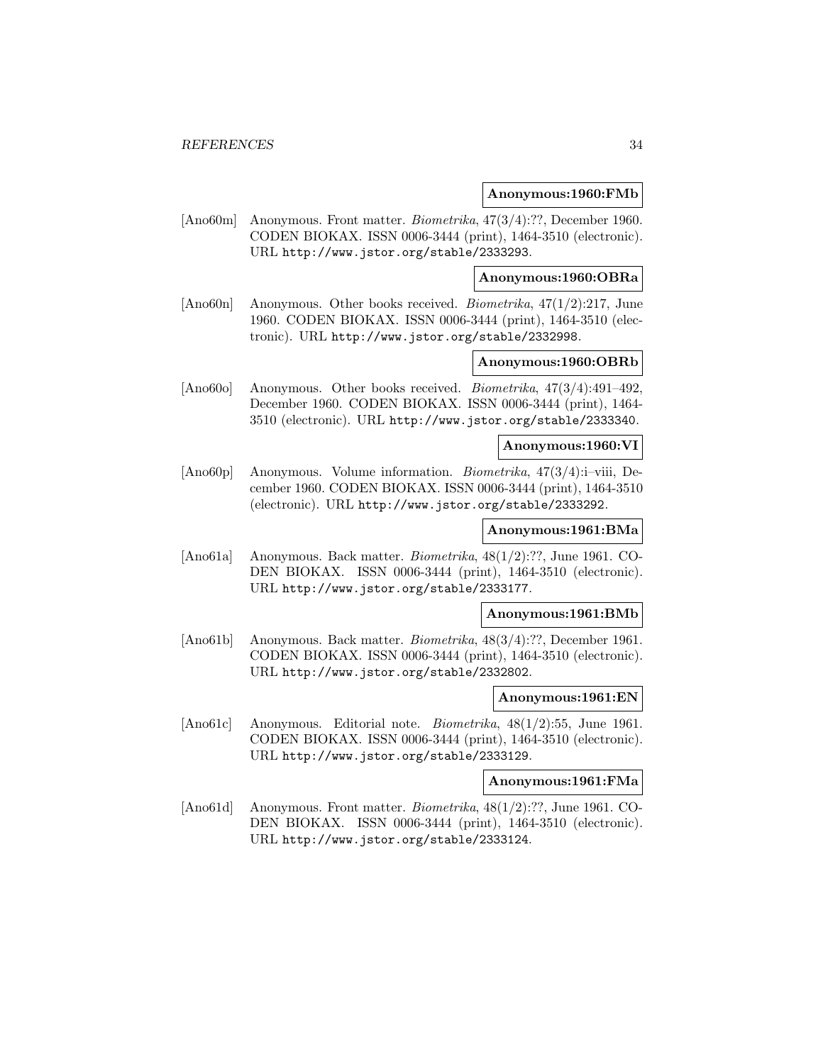**Anonymous:1960:FMb**

[Ano60m] Anonymous. Front matter. *Biometrika*, 47(3/4):??, December 1960. CODEN BIOKAX. ISSN 0006-3444 (print), 1464-3510 (electronic). URL http://www.jstor.org/stable/2333293.

**Anonymous:1960:OBRa**

[Ano60n] Anonymous. Other books received. *Biometrika*, 47(1/2):217, June 1960. CODEN BIOKAX. ISSN 0006-3444 (print), 1464-3510 (electronic). URL http://www.jstor.org/stable/2332998.

**Anonymous:1960:OBRb**

[Ano60o] Anonymous. Other books received. *Biometrika*, 47(3/4):491–492, December 1960. CODEN BIOKAX. ISSN 0006-3444 (print), 1464-3510 (electronic). URL http://www.jstor.org/stable/2333340.

**Anonymous:1960:VI**

[Ano60p] Anonymous. Volume information. *Biometrika*, 47(3/4):i–viii, December 1960. CODEN BIOKAX. ISSN 0006-3444 (print), 1464-3510 (electronic). URL http://www.jstor.org/stable/2333292.

**Anonymous:1961:BMa**

[Ano61a] Anonymous. Back matter. *Biometrika*, 48(1/2):??, June 1961. CODEN BIOKAX. ISSN 0006-3444 (print), 1464-3510 (electronic). URL http://www.jstor.org/stable/2333177.

**Anonymous:1961:BMb**

[Ano61b] Anonymous. Back matter. *Biometrika*, 48(3/4):??, December 1961. CODEN BIOKAX. ISSN 0006-3444 (print), 1464-3510 (electronic). URL http://www.jstor.org/stable/2332802.

**Anonymous:1961:EN**

[Ano61c] Anonymous. Editorial note. *Biometrika*, 48(1/2):55, June 1961. CODEN BIOKAX. ISSN 0006-3444 (print), 1464-3510 (electronic). URL http://www.jstor.org/stable/2333129.

**Anonymous:1961:FMa**

[Ano61d] Anonymous. Front matter. *Biometrika*, 48(1/2):??, June 1961. CODEN BIOKAX. ISSN 0006-3444 (print), 1464-3510 (electronic). URL http://www.jstor.org/stable/2333124.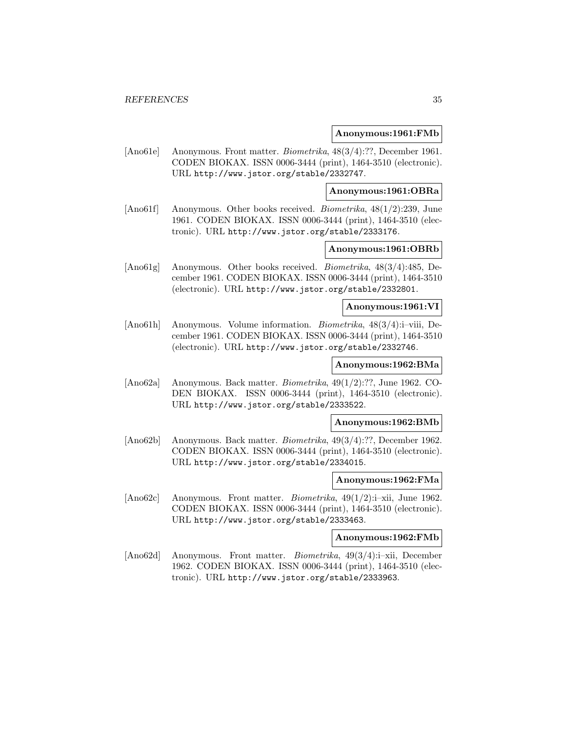**Anonymous:1961:FMb**

[Ano61e] Anonymous. Front matter. *Biometrika*, 48(3/4):??, December 1961. CODEN BIOKAX. ISSN 0006-3444 (print), 1464-3510 (electronic). URL http://www.jstor.org/stable/2332747.

**Anonymous:1961:OBRa**

[Ano61f] Anonymous. Other books received. *Biometrika*, 48(1/2):239, June 1961. CODEN BIOKAX. ISSN 0006-3444 (print), 1464-3510 (electronic). URL http://www.jstor.org/stable/2333176.

**Anonymous:1961:OBRb**

[Ano61g] Anonymous. Other books received. *Biometrika*, 48(3/4):485, December 1961. CODEN BIOKAX. ISSN 0006-3444 (print), 1464-3510 (electronic). URL http://www.jstor.org/stable/2332801.

**Anonymous:1961:VI**

[Ano61h] Anonymous. Volume information. *Biometrika*, 48(3/4):i–viii, December 1961. CODEN BIOKAX. ISSN 0006-3444 (print), 1464-3510 (electronic). URL http://www.jstor.org/stable/2332746.

**Anonymous:1962:BMa**

[Ano62a] Anonymous. Back matter. *Biometrika*, 49(1/2):??, June 1962. CODEN BIOKAX. ISSN 0006-3444 (print), 1464-3510 (electronic). URL http://www.jstor.org/stable/2333522.

**Anonymous:1962:BMb**

[Ano62b] Anonymous. Back matter. *Biometrika*, 49(3/4):??, December 1962. CODEN BIOKAX. ISSN 0006-3444 (print), 1464-3510 (electronic). URL http://www.jstor.org/stable/2334015.

**Anonymous:1962:FMa**

[Ano62c] Anonymous. Front matter. *Biometrika*, 49(1/2):i–xii, June 1962. CODEN BIOKAX. ISSN 0006-3444 (print), 1464-3510 (electronic). URL http://www.jstor.org/stable/2333463.

**Anonymous:1962:FMb**

[Ano62d] Anonymous. Front matter. *Biometrika*, 49(3/4):i–xii, December 1962. CODEN BIOKAX. ISSN 0006-3444 (print), 1464-3510 (electronic). URL http://www.jstor.org/stable/2333963.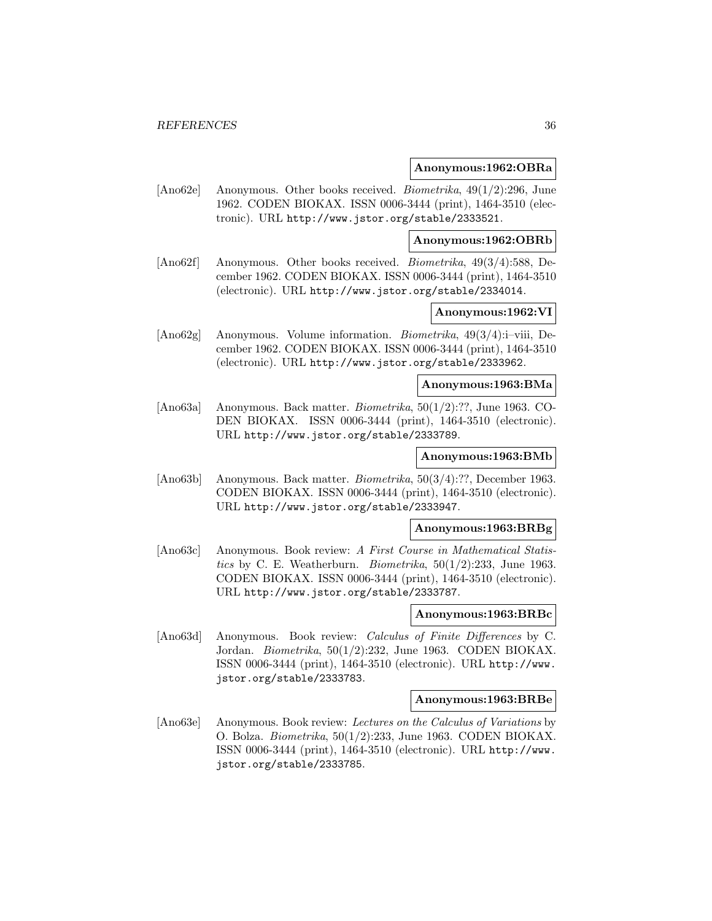**Anonymous:1962:OBRa**

[Ano62e] Anonymous. Other books received. *Biometrika*, 49(1/2):296, June 1962. CODEN BIOKAX. ISSN 0006-3444 (print), 1464-3510 (electronic). URL http://www.jstor.org/stable/2333521.

**Anonymous:1962:OBRb**

[Ano62f] Anonymous. Other books received. *Biometrika*, 49(3/4):588, December 1962. CODEN BIOKAX. ISSN 0006-3444 (print), 1464-3510 (electronic). URL http://www.jstor.org/stable/2334014.

**Anonymous:1962:VI**

[Ano62g] Anonymous. Volume information. *Biometrika*, 49(3/4):i–viii, December 1962. CODEN BIOKAX. ISSN 0006-3444 (print), 1464-3510 (electronic). URL http://www.jstor.org/stable/2333962.

**Anonymous:1963:BMa**

[Ano63a] Anonymous. Back matter. *Biometrika*, 50(1/2):??, June 1963. CODEN BIOKAX. ISSN 0006-3444 (print), 1464-3510 (electronic). URL http://www.jstor.org/stable/2333789.

**Anonymous:1963:BMb**

[Ano63b] Anonymous. Back matter. *Biometrika*, 50(3/4):??, December 1963. CODEN BIOKAX. ISSN 0006-3444 (print), 1464-3510 (electronic). URL http://www.jstor.org/stable/2333947.

**Anonymous:1963:BRBg**

[Ano63c] Anonymous. Book review: *A First Course in Mathematical Statistics* by C. E. Weatherburn. *Biometrika*, 50(1/2):233, June 1963. CODEN BIOKAX. ISSN 0006-3444 (print), 1464-3510 (electronic). URL http://www.jstor.org/stable/2333787.

**Anonymous:1963:BRBc**

[Ano63d] Anonymous. Book review: *Calculus of Finite Differences* by C. Jordan. *Biometrika*, 50(1/2):232, June 1963. CODEN BIOKAX. ISSN 0006-3444 (print), 1464-3510 (electronic). URL http://www.jstor.org/stable/2333783.

**Anonymous:1963:BRBe**

[Ano63e] Anonymous. Book review: *Lectures on the Calculus of Variations* by O. Bolza. *Biometrika*, 50(1/2):233, June 1963. CODEN BIOKAX. ISSN 0006-3444 (print), 1464-3510 (electronic). URL http://www.jstor.org/stable/2333785.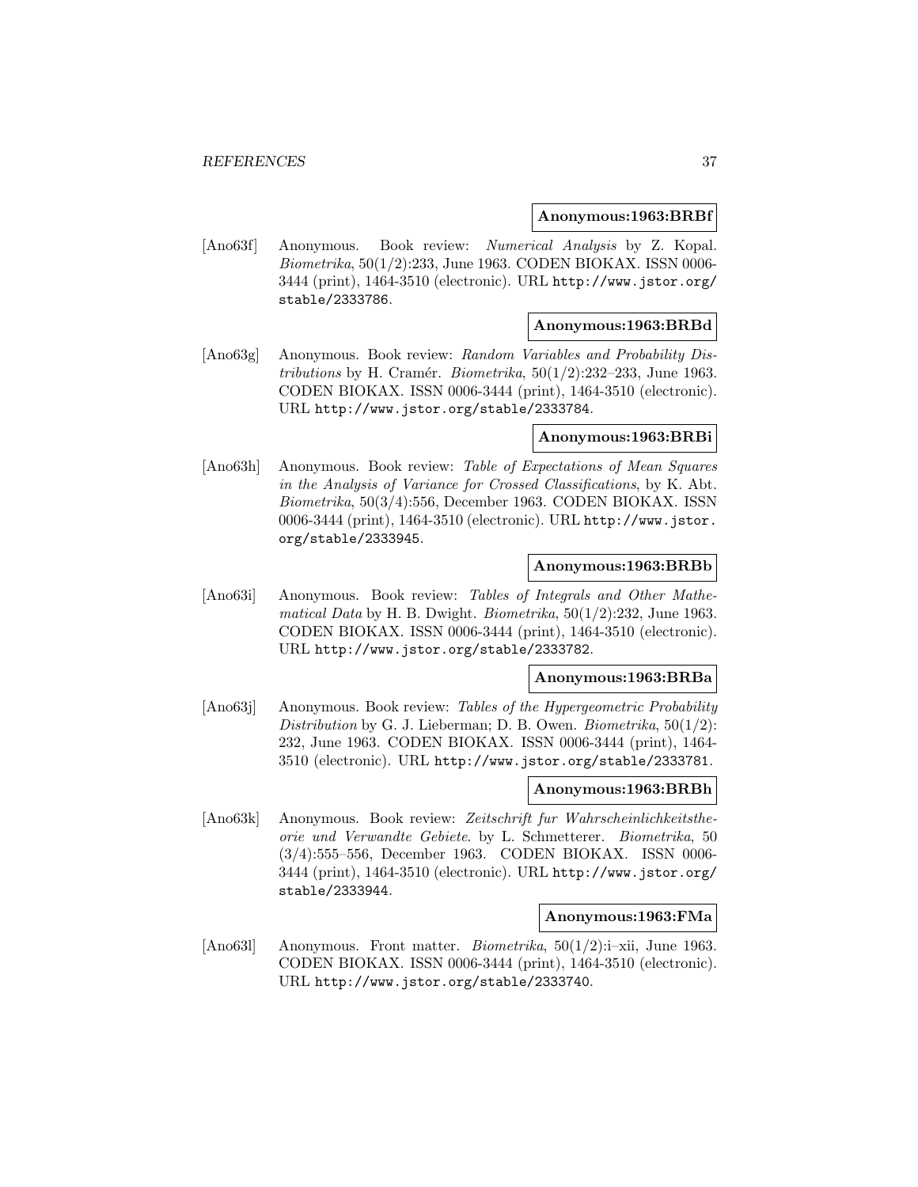**Anonymous:1963:BRBf**

[Ano63f] Anonymous. Book review: *Numerical Analysis* by Z. Kopal. *Biometrika*, 50(1/2):233, June 1963. CODEN BIOKAX. ISSN 0006-3444 (print), 1464-3510 (electronic). URL http://www.jstor.org/stable/2333786.

**Anonymous:1963:BRBd**

[Ano63g] Anonymous. Book review: *Random Variables and Probability Distributions* by H. Cramér. *Biometrika*, 50(1/2):232–233, June 1963. CODEN BIOKAX. ISSN 0006-3444 (print), 1464-3510 (electronic). URL http://www.jstor.org/stable/2333784.

**Anonymous:1963:BRBi**

[Ano63h] Anonymous. Book review: *Table of Expectations of Mean Squares in the Analysis of Variance for Crossed Classifications*, by K. Abt. *Biometrika*, 50(3/4):556, December 1963. CODEN BIOKAX. ISSN 0006-3444 (print), 1464-3510 (electronic). URL http://www.jstor.org/stable/2333945.

**Anonymous:1963:BRBb**

[Ano63i] Anonymous. Book review: *Tables of Integrals and Other Mathematical Data* by H. B. Dwight. *Biometrika*, 50(1/2):232, June 1963. CODEN BIOKAX. ISSN 0006-3444 (print), 1464-3510 (electronic). URL http://www.jstor.org/stable/2333782.

**Anonymous:1963:BRBa**

[Ano63j] Anonymous. Book review: *Tables of the Hypergeometric Probability Distribution* by G. J. Lieberman; D. B. Owen. *Biometrika*, 50(1/2):232, June 1963. CODEN BIOKAX. ISSN 0006-3444 (print), 1464-3510 (electronic). URL http://www.jstor.org/stable/2333781.

**Anonymous:1963:BRBh**

[Ano63k] Anonymous. Book review: *Zeitschrift fur Wahrscheinlichkeitstheorie und Verwandte Gebiete*. by L. Schmetterer. *Biometrika*, 50 (3/4):555–556, December 1963. CODEN BIOKAX. ISSN 0006-3444 (print), 1464-3510 (electronic). URL http://www.jstor.org/stable/2333944.

**Anonymous:1963:FMa**

[Ano63l] Anonymous. Front matter. *Biometrika*, 50(1/2):i–xii, June 1963. CODEN BIOKAX. ISSN 0006-3444 (print), 1464-3510 (electronic). URL http://www.jstor.org/stable/2333740.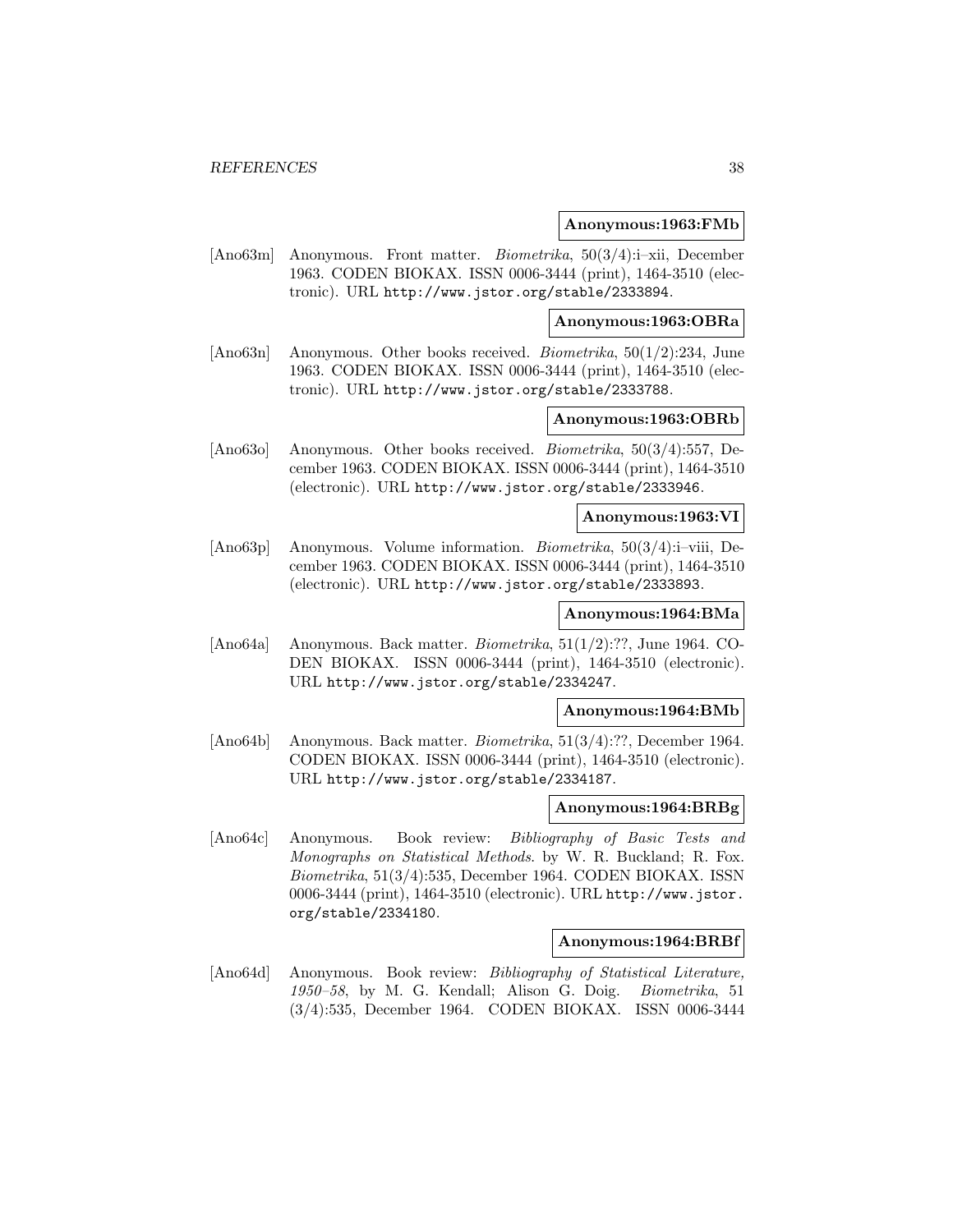**Anonymous:1963:FMb**

[Ano63m] Anonymous. Front matter. *Biometrika*, 50(3/4):i–xii, December 1963. CODEN BIOKAX. ISSN 0006-3444 (print), 1464-3510 (electronic). URL http://www.jstor.org/stable/2333894.

**Anonymous:1963:OBRa**

[Ano63n] Anonymous. Other books received. *Biometrika*, 50(1/2):234, June 1963. CODEN BIOKAX. ISSN 0006-3444 (print), 1464-3510 (electronic). URL http://www.jstor.org/stable/2333788.

**Anonymous:1963:OBRb**

[Ano63o] Anonymous. Other books received. *Biometrika*, 50(3/4):557, December 1963. CODEN BIOKAX. ISSN 0006-3444 (print), 1464-3510 (electronic). URL http://www.jstor.org/stable/2333946.

**Anonymous:1963:VI**

[Ano63p] Anonymous. Volume information. *Biometrika*, 50(3/4):i–viii, December 1963. CODEN BIOKAX. ISSN 0006-3444 (print), 1464-3510 (electronic). URL http://www.jstor.org/stable/2333893.

**Anonymous:1964:BMa**

[Ano64a] Anonymous. Back matter. *Biometrika*, 51(1/2):??, June 1964. CODEN BIOKAX. ISSN 0006-3444 (print), 1464-3510 (electronic). URL http://www.jstor.org/stable/2334247.

**Anonymous:1964:BMb**

[Ano64b] Anonymous. Back matter. *Biometrika*, 51(3/4):??, December 1964. CODEN BIOKAX. ISSN 0006-3444 (print), 1464-3510 (electronic). URL http://www.jstor.org/stable/2334187.

**Anonymous:1964:BRBg**

[Ano64c] Anonymous. Book review: *Bibliography of Basic Tests and Monographs on Statistical Methods*. by W. R. Buckland; R. Fox. *Biometrika*, 51(3/4):535, December 1964. CODEN BIOKAX. ISSN 0006-3444 (print), 1464-3510 (electronic). URL http://www.jstor.org/stable/2334180.

**Anonymous:1964:BRBf**

[Ano64d] Anonymous. Book review: *Bibliography of Statistical Literature, 1950–58*, by M. G. Kendall; Alison G. Doig. *Biometrika*, 51 (3/4):535, December 1964. CODEN BIOKAX. ISSN 0006-3444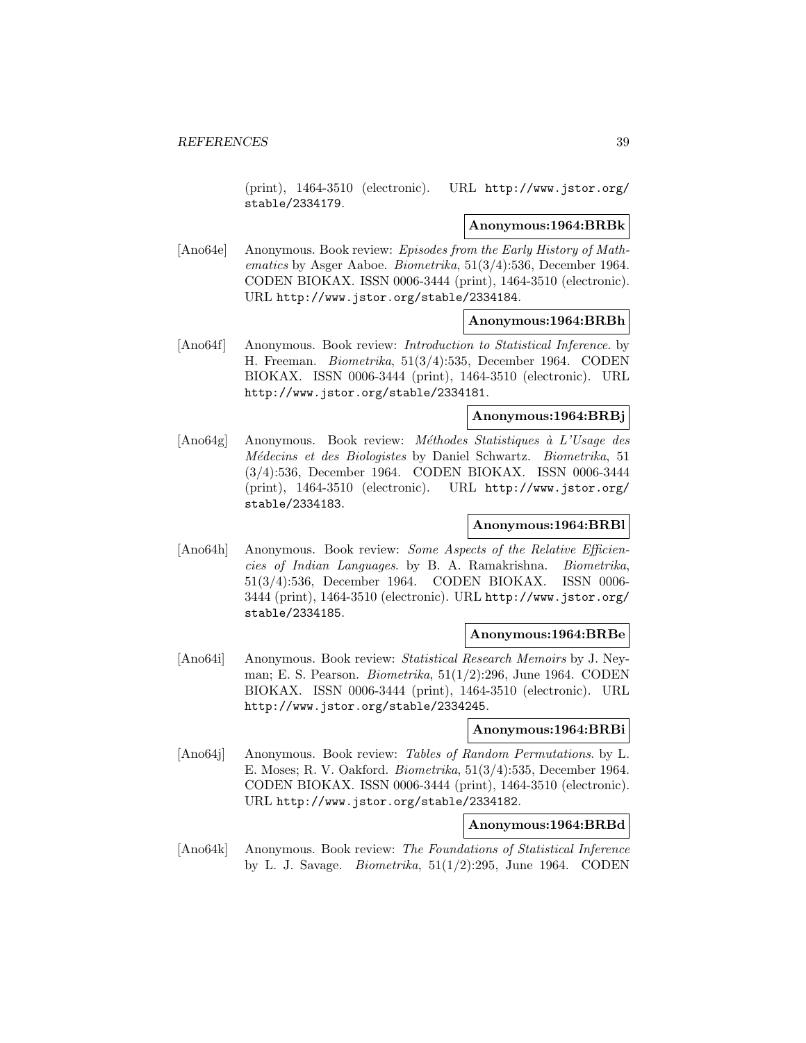(print), 1464-3510 (electronic). URL http://www.jstor.org/stable/2334179.

**Anonymous:1964:BRBk**

[Ano64e] Anonymous. Book review: *Episodes from the Early History of Mathematics* by Asger Aaboe. *Biometrika*, 51(3/4):536, December 1964. CODEN BIOKAX. ISSN 0006-3444 (print), 1464-3510 (electronic). URL http://www.jstor.org/stable/2334184.

**Anonymous:1964:BRBh**

[Ano64f] Anonymous. Book review: *Introduction to Statistical Inference*. by H. Freeman. *Biometrika*, 51(3/4):535, December 1964. CODEN BIOKAX. ISSN 0006-3444 (print), 1464-3510 (electronic). URL http://www.jstor.org/stable/2334181.

**Anonymous:1964:BRBj**

[Ano64g] Anonymous. Book review: *Méthodes Statistiques à L'Usage des Médecins et des Biologistes* by Daniel Schwartz. *Biometrika*, 51 (3/4):536, December 1964. CODEN BIOKAX. ISSN 0006-3444 (print), 1464-3510 (electronic). URL http://www.jstor.org/stable/2334183.

**Anonymous:1964:BRBl**

[Ano64h] Anonymous. Book review: *Some Aspects of the Relative Efficiencies of Indian Languages*. by B. A. Ramakrishna. *Biometrika*, 51(3/4):536, December 1964. CODEN BIOKAX. ISSN 0006-3444 (print), 1464-3510 (electronic). URL http://www.jstor.org/stable/2334185.

**Anonymous:1964:BRBe**

[Ano64i] Anonymous. Book review: *Statistical Research Memoirs* by J. Neyman; E. S. Pearson. *Biometrika*, 51(1/2):296, June 1964. CODEN BIOKAX. ISSN 0006-3444 (print), 1464-3510 (electronic). URL http://www.jstor.org/stable/2334245.

**Anonymous:1964:BRBi**

[Ano64j] Anonymous. Book review: *Tables of Random Permutations*. by L. E. Moses; R. V. Oakford. *Biometrika*, 51(3/4):535, December 1964. CODEN BIOKAX. ISSN 0006-3444 (print), 1464-3510 (electronic). URL http://www.jstor.org/stable/2334182.

**Anonymous:1964:BRBd**

[Ano64k] Anonymous. Book review: *The Foundations of Statistical Inference* by L. J. Savage. *Biometrika*, 51(1/2):295, June 1964. CODEN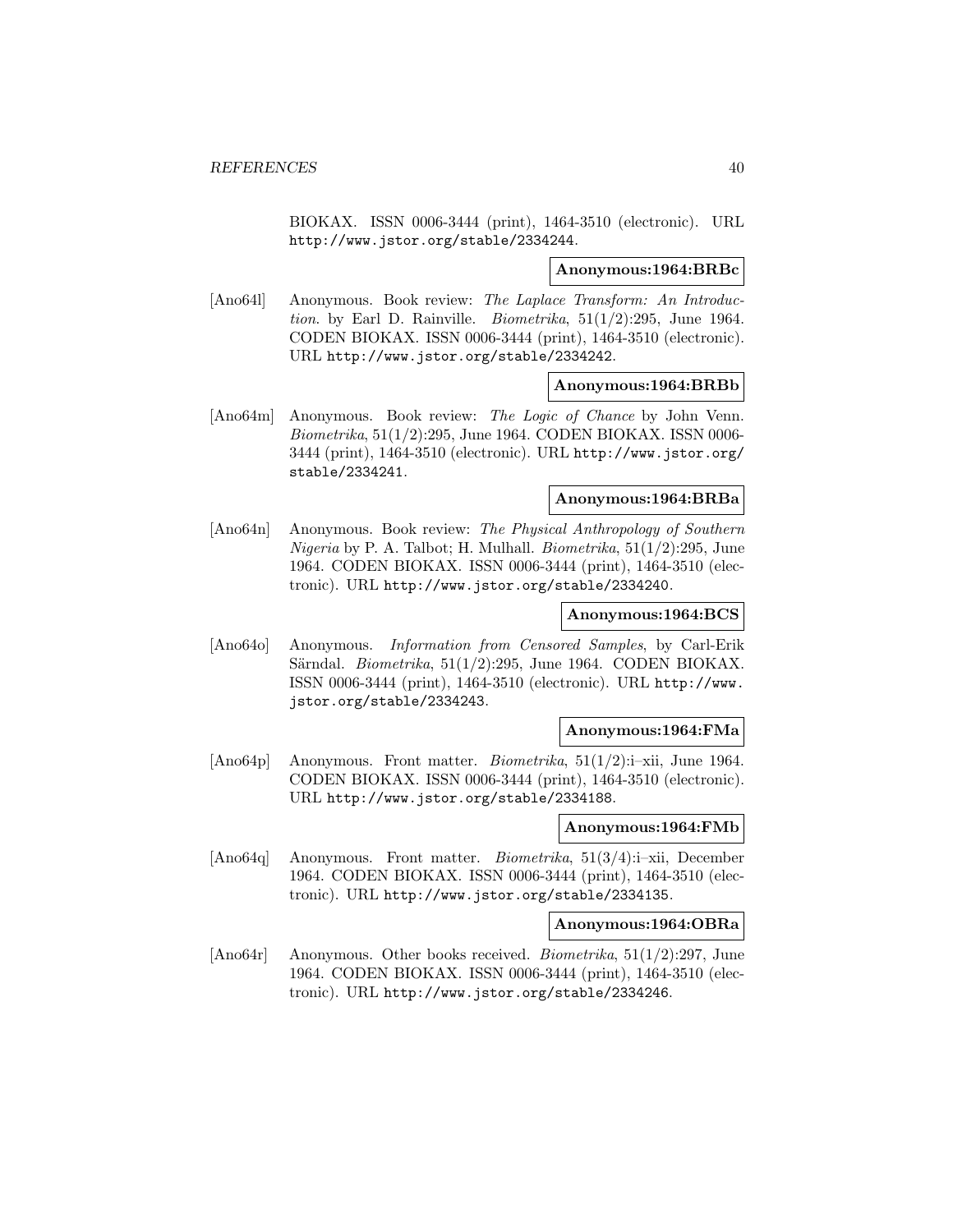BIOKAX. ISSN 0006-3444 (print), 1464-3510 (electronic). URL http://www.jstor.org/stable/2334244.

**Anonymous:1964:BRBc**

[Ano64l] Anonymous. Book review: *The Laplace Transform: An Introduction*. by Earl D. Rainville. *Biometrika*, 51(1/2):295, June 1964. CODEN BIOKAX. ISSN 0006-3444 (print), 1464-3510 (electronic). URL http://www.jstor.org/stable/2334242.

**Anonymous:1964:BRBb**

[Ano64m] Anonymous. Book review: *The Logic of Chance* by John Venn. *Biometrika*, 51(1/2):295, June 1964. CODEN BIOKAX. ISSN 0006-3444 (print), 1464-3510 (electronic). URL http://www.jstor.org/stable/2334241.

**Anonymous:1964:BRBa**

[Ano64n] Anonymous. Book review: *The Physical Anthropology of Southern Nigeria* by P. A. Talbot; H. Mulhall. *Biometrika*, 51(1/2):295, June 1964. CODEN BIOKAX. ISSN 0006-3444 (print), 1464-3510 (electronic). URL http://www.jstor.org/stable/2334240.

**Anonymous:1964:BCS**

[Ano64o] Anonymous. *Information from Censored Samples*, by Carl-Erik Särndal. *Biometrika*, 51(1/2):295, June 1964. CODEN BIOKAX. ISSN 0006-3444 (print), 1464-3510 (electronic). URL http://www.jstor.org/stable/2334243.

**Anonymous:1964:FMa**

[Ano64p] Anonymous. Front matter. *Biometrika*, 51(1/2):i–xii, June 1964. CODEN BIOKAX. ISSN 0006-3444 (print), 1464-3510 (electronic). URL http://www.jstor.org/stable/2334188.

**Anonymous:1964:FMb**

[Ano64q] Anonymous. Front matter. *Biometrika*, 51(3/4):i–xii, December 1964. CODEN BIOKAX. ISSN 0006-3444 (print), 1464-3510 (electronic). URL http://www.jstor.org/stable/2334135.

**Anonymous:1964:OBRa**

[Ano64r] Anonymous. Other books received. *Biometrika*, 51(1/2):297, June 1964. CODEN BIOKAX. ISSN 0006-3444 (print), 1464-3510 (electronic). URL http://www.jstor.org/stable/2334246.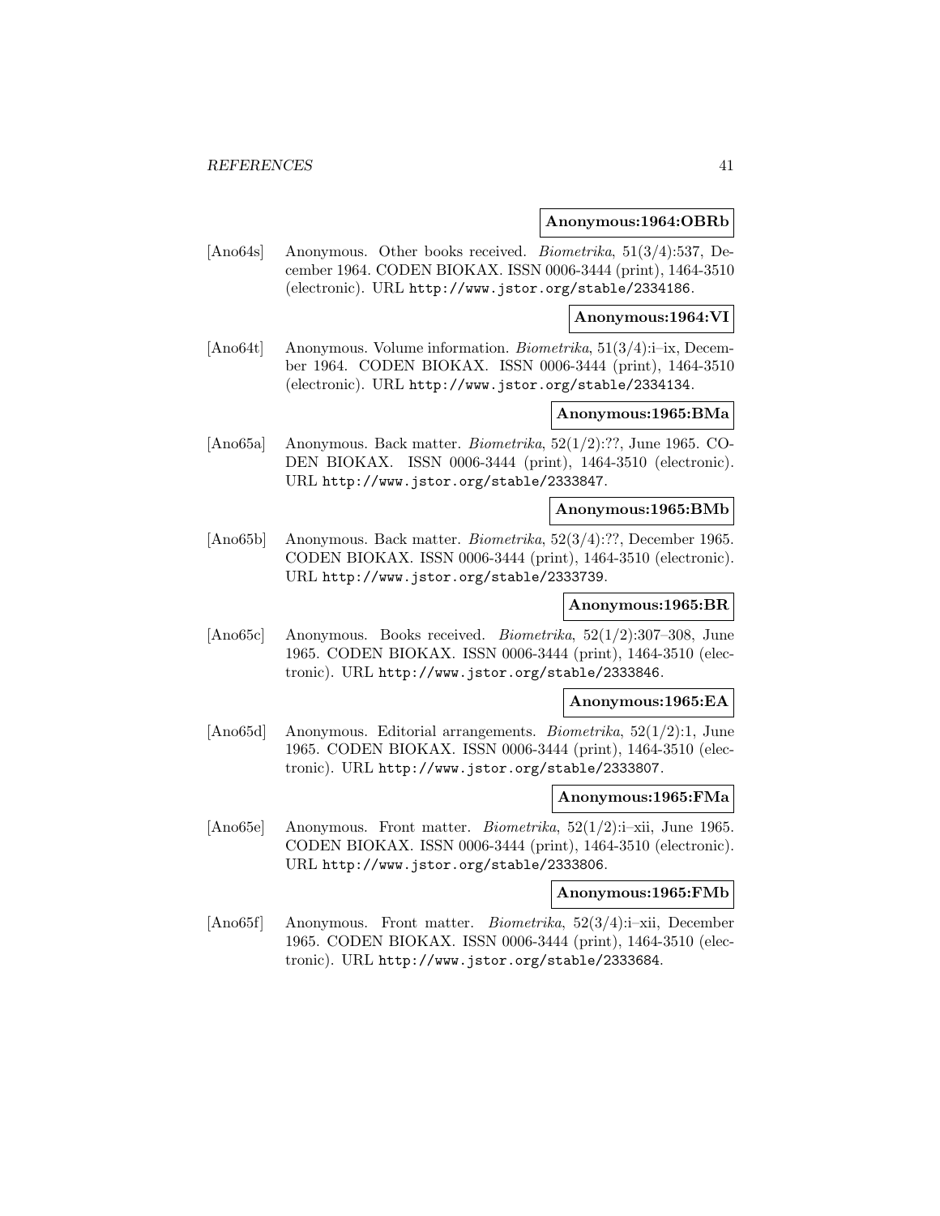**Anonymous:1964:OBRb**

[Ano64s] Anonymous. Other books received. *Biometrika*, 51(3/4):537, December 1964. CODEN BIOKAX. ISSN 0006-3444 (print), 1464-3510 (electronic). URL http://www.jstor.org/stable/2334186.

**Anonymous:1964:VI**

[Ano64t] Anonymous. Volume information. *Biometrika*, 51(3/4):i–ix, December 1964. CODEN BIOKAX. ISSN 0006-3444 (print), 1464-3510 (electronic). URL http://www.jstor.org/stable/2334134.

**Anonymous:1965:BMa**

[Ano65a] Anonymous. Back matter. *Biometrika*, 52(1/2):??, June 1965. CODEN BIOKAX. ISSN 0006-3444 (print), 1464-3510 (electronic). URL http://www.jstor.org/stable/2333847.

**Anonymous:1965:BMb**

[Ano65b] Anonymous. Back matter. *Biometrika*, 52(3/4):??, December 1965. CODEN BIOKAX. ISSN 0006-3444 (print), 1464-3510 (electronic). URL http://www.jstor.org/stable/2333739.

**Anonymous:1965:BR**

[Ano65c] Anonymous. Books received. *Biometrika*, 52(1/2):307–308, June 1965. CODEN BIOKAX. ISSN 0006-3444 (print), 1464-3510 (electronic). URL http://www.jstor.org/stable/2333846.

**Anonymous:1965:EA**

[Ano65d] Anonymous. Editorial arrangements. *Biometrika*, 52(1/2):1, June 1965. CODEN BIOKAX. ISSN 0006-3444 (print), 1464-3510 (electronic). URL http://www.jstor.org/stable/2333807.

**Anonymous:1965:FMa**

[Ano65e] Anonymous. Front matter. *Biometrika*, 52(1/2):i–xii, June 1965. CODEN BIOKAX. ISSN 0006-3444 (print), 1464-3510 (electronic). URL http://www.jstor.org/stable/2333806.

**Anonymous:1965:FMb**

[Ano65f] Anonymous. Front matter. *Biometrika*, 52(3/4):i–xii, December 1965. CODEN BIOKAX. ISSN 0006-3444 (print), 1464-3510 (electronic). URL http://www.jstor.org/stable/2333684.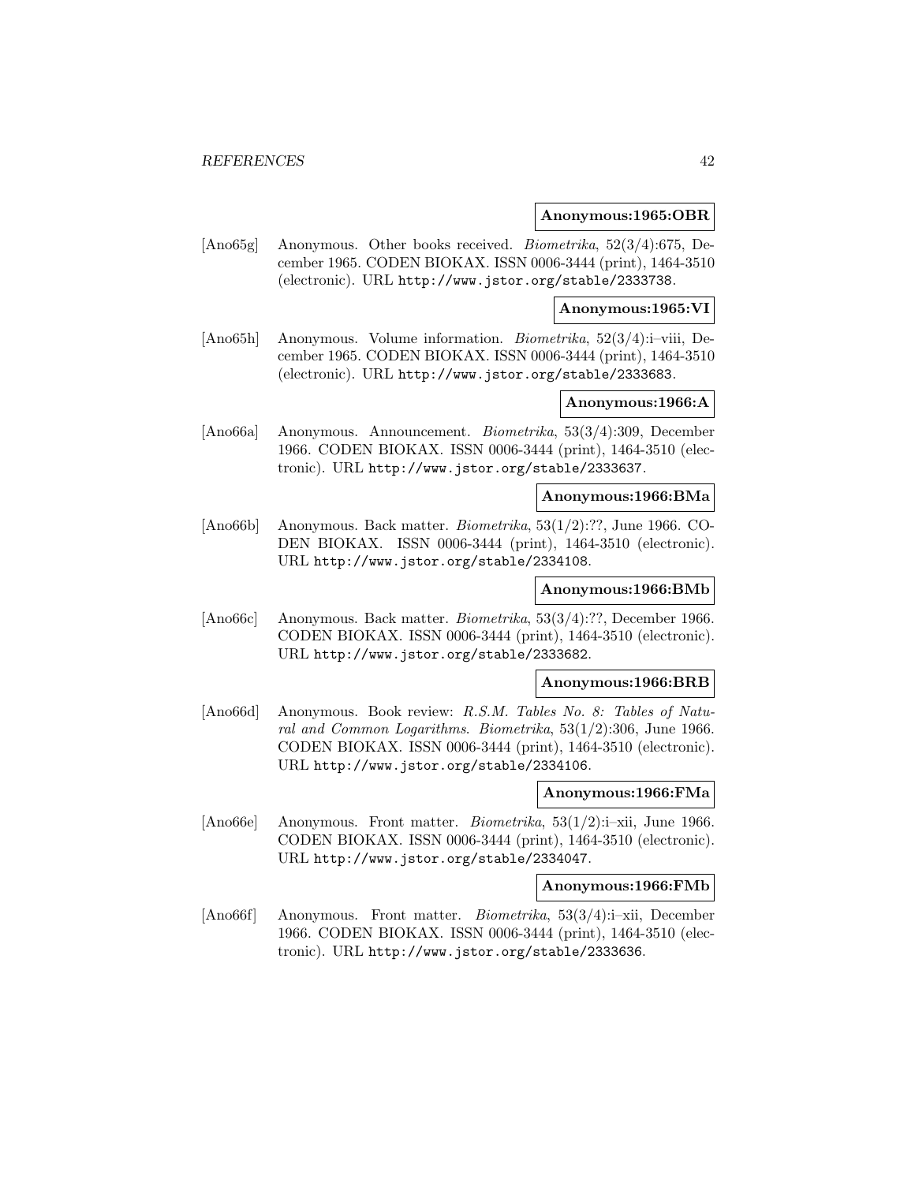**Anonymous:1965:OBR**

[Ano65g] Anonymous. Other books received. *Biometrika*, 52(3/4):675, December 1965. CODEN BIOKAX. ISSN 0006-3444 (print), 1464-3510 (electronic). URL http://www.jstor.org/stable/2333738.

**Anonymous:1965:VI**

[Ano65h] Anonymous. Volume information. *Biometrika*, 52(3/4):i–viii, December 1965. CODEN BIOKAX. ISSN 0006-3444 (print), 1464-3510 (electronic). URL http://www.jstor.org/stable/2333683.

**Anonymous:1966:A**

[Ano66a] Anonymous. Announcement. *Biometrika*, 53(3/4):309, December 1966. CODEN BIOKAX. ISSN 0006-3444 (print), 1464-3510 (electronic). URL http://www.jstor.org/stable/2333637.

**Anonymous:1966:BMa**

[Ano66b] Anonymous. Back matter. *Biometrika*, 53(1/2):??, June 1966. CODEN BIOKAX. ISSN 0006-3444 (print), 1464-3510 (electronic). URL http://www.jstor.org/stable/2334108.

**Anonymous:1966:BMb**

[Ano66c] Anonymous. Back matter. *Biometrika*, 53(3/4):??, December 1966. CODEN BIOKAX. ISSN 0006-3444 (print), 1464-3510 (electronic). URL http://www.jstor.org/stable/2333682.

**Anonymous:1966:BRB**

[Ano66d] Anonymous. Book review: *R.S.M. Tables No. 8: Tables of Natural and Common Logarithms*. *Biometrika*, 53(1/2):306, June 1966. CODEN BIOKAX. ISSN 0006-3444 (print), 1464-3510 (electronic). URL http://www.jstor.org/stable/2334106.

**Anonymous:1966:FMa**

[Ano66e] Anonymous. Front matter. *Biometrika*, 53(1/2):i–xii, June 1966. CODEN BIOKAX. ISSN 0006-3444 (print), 1464-3510 (electronic). URL http://www.jstor.org/stable/2334047.

**Anonymous:1966:FMb**

[Ano66f] Anonymous. Front matter. *Biometrika*, 53(3/4):i–xii, December 1966. CODEN BIOKAX. ISSN 0006-3444 (print), 1464-3510 (electronic). URL http://www.jstor.org/stable/2333636.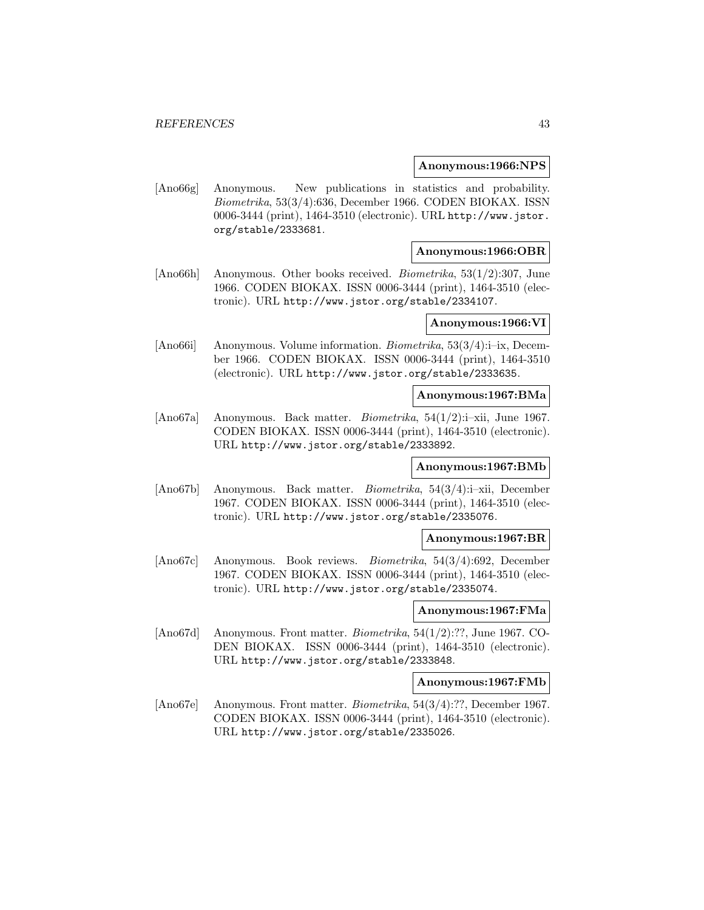**Anonymous:1966:NPS**

[Ano66g] Anonymous. New publications in statistics and probability. *Biometrika*, 53(3/4):636, December 1966. CODEN BIOKAX. ISSN 0006-3444 (print), 1464-3510 (electronic). URL http://www.jstor.org/stable/2333681.

**Anonymous:1966:OBR**

[Ano66h] Anonymous. Other books received. *Biometrika*, 53(1/2):307, June 1966. CODEN BIOKAX. ISSN 0006-3444 (print), 1464-3510 (electronic). URL http://www.jstor.org/stable/2334107.

**Anonymous:1966:VI**

[Ano66i] Anonymous. Volume information. *Biometrika*, 53(3/4):i–ix, December 1966. CODEN BIOKAX. ISSN 0006-3444 (print), 1464-3510 (electronic). URL http://www.jstor.org/stable/2333635.

**Anonymous:1967:BMa**

[Ano67a] Anonymous. Back matter. *Biometrika*, 54(1/2):i–xii, June 1967. CODEN BIOKAX. ISSN 0006-3444 (print), 1464-3510 (electronic). URL http://www.jstor.org/stable/2333892.

**Anonymous:1967:BMb**

[Ano67b] Anonymous. Back matter. *Biometrika*, 54(3/4):i–xii, December 1967. CODEN BIOKAX. ISSN 0006-3444 (print), 1464-3510 (electronic). URL http://www.jstor.org/stable/2335076.

**Anonymous:1967:BR**

[Ano67c] Anonymous. Book reviews. *Biometrika*, 54(3/4):692, December 1967. CODEN BIOKAX. ISSN 0006-3444 (print), 1464-3510 (electronic). URL http://www.jstor.org/stable/2335074.

**Anonymous:1967:FMa**

[Ano67d] Anonymous. Front matter. *Biometrika*, 54(1/2):??, June 1967. CODEN BIOKAX. ISSN 0006-3444 (print), 1464-3510 (electronic). URL http://www.jstor.org/stable/2333848.

**Anonymous:1967:FMb**

[Ano67e] Anonymous. Front matter. *Biometrika*, 54(3/4):??, December 1967. CODEN BIOKAX. ISSN 0006-3444 (print), 1464-3510 (electronic). URL http://www.jstor.org/stable/2335026.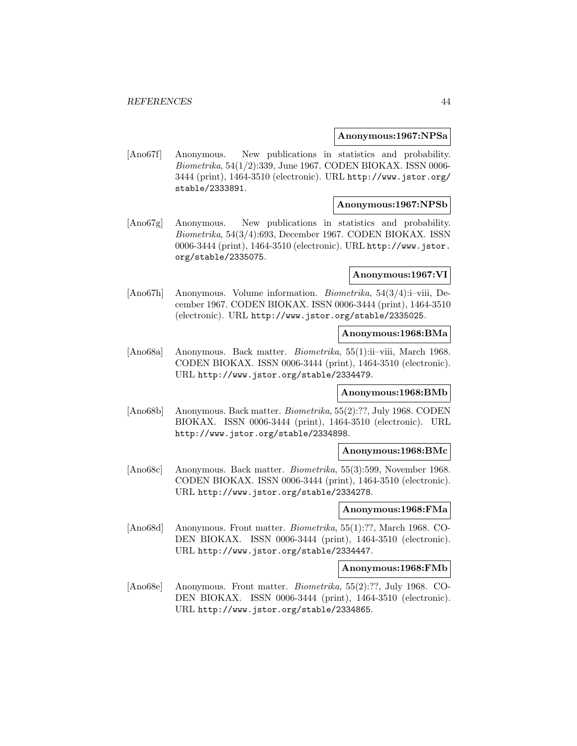**Anonymous:1967:NPSa**

[Ano67f] Anonymous. New publications in statistics and probability. *Biometrika*, 54(1/2):339, June 1967. CODEN BIOKAX. ISSN 0006-3444 (print), 1464-3510 (electronic). URL http://www.jstor.org/stable/2333891.

**Anonymous:1967:NPSb**

[Ano67g] Anonymous. New publications in statistics and probability. *Biometrika*, 54(3/4):693, December 1967. CODEN BIOKAX. ISSN 0006-3444 (print), 1464-3510 (electronic). URL http://www.jstor.org/stable/2335075.

**Anonymous:1967:VI**

[Ano67h] Anonymous. Volume information. *Biometrika*, 54(3/4):i–viii, December 1967. CODEN BIOKAX. ISSN 0006-3444 (print), 1464-3510 (electronic). URL http://www.jstor.org/stable/2335025.

**Anonymous:1968:BMa**

[Ano68a] Anonymous. Back matter. *Biometrika*, 55(1):ii–viii, March 1968. CODEN BIOKAX. ISSN 0006-3444 (print), 1464-3510 (electronic). URL http://www.jstor.org/stable/2334479.

**Anonymous:1968:BMb**

[Ano68b] Anonymous. Back matter. *Biometrika*, 55(2):??, July 1968. CODEN BIOKAX. ISSN 0006-3444 (print), 1464-3510 (electronic). URL http://www.jstor.org/stable/2334898.

**Anonymous:1968:BMc**

[Ano68c] Anonymous. Back matter. *Biometrika*, 55(3):599, November 1968. CODEN BIOKAX. ISSN 0006-3444 (print), 1464-3510 (electronic). URL http://www.jstor.org/stable/2334278.

**Anonymous:1968:FMa**

[Ano68d] Anonymous. Front matter. *Biometrika*, 55(1):??, March 1968. CODEN BIOKAX. ISSN 0006-3444 (print), 1464-3510 (electronic). URL http://www.jstor.org/stable/2334447.

**Anonymous:1968:FMb**

[Ano68e] Anonymous. Front matter. *Biometrika*, 55(2):??, July 1968. CODEN BIOKAX. ISSN 0006-3444 (print), 1464-3510 (electronic). URL http://www.jstor.org/stable/2334865.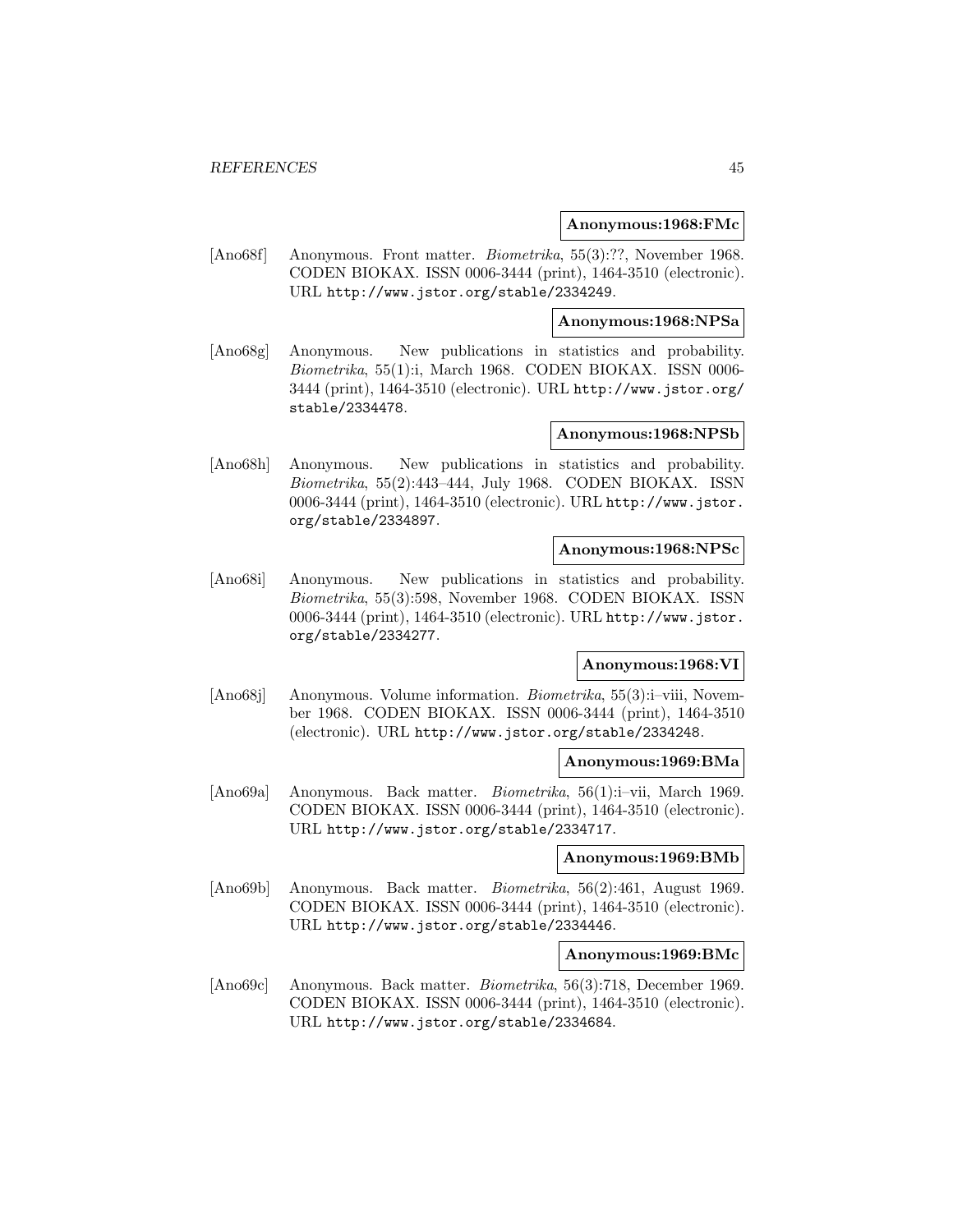**Anonymous:1968:FMc**

[Ano68f] Anonymous. Front matter. *Biometrika*, 55(3):??, November 1968. CODEN BIOKAX. ISSN 0006-3444 (print), 1464-3510 (electronic). URL http://www.jstor.org/stable/2334249.

**Anonymous:1968:NPSa**

[Ano68g] Anonymous. New publications in statistics and probability. *Biometrika*, 55(1):i, March 1968. CODEN BIOKAX. ISSN 0006-3444 (print), 1464-3510 (electronic). URL http://www.jstor.org/stable/2334478.

**Anonymous:1968:NPSb**

[Ano68h] Anonymous. New publications in statistics and probability. *Biometrika*, 55(2):443–444, July 1968. CODEN BIOKAX. ISSN 0006-3444 (print), 1464-3510 (electronic). URL http://www.jstor.org/stable/2334897.

**Anonymous:1968:NPSc**

[Ano68i] Anonymous. New publications in statistics and probability. *Biometrika*, 55(3):598, November 1968. CODEN BIOKAX. ISSN 0006-3444 (print), 1464-3510 (electronic). URL http://www.jstor.org/stable/2334277.

**Anonymous:1968:VI**

[Ano68j] Anonymous. Volume information. *Biometrika*, 55(3):i–viii, November 1968. CODEN BIOKAX. ISSN 0006-3444 (print), 1464-3510 (electronic). URL http://www.jstor.org/stable/2334248.

**Anonymous:1969:BMa**

[Ano69a] Anonymous. Back matter. *Biometrika*, 56(1):i–vii, March 1969. CODEN BIOKAX. ISSN 0006-3444 (print), 1464-3510 (electronic). URL http://www.jstor.org/stable/2334717.

**Anonymous:1969:BMb**

[Ano69b] Anonymous. Back matter. *Biometrika*, 56(2):461, August 1969. CODEN BIOKAX. ISSN 0006-3444 (print), 1464-3510 (electronic). URL http://www.jstor.org/stable/2334446.

**Anonymous:1969:BMc**

[Ano69c] Anonymous. Back matter. *Biometrika*, 56(3):718, December 1969. CODEN BIOKAX. ISSN 0006-3444 (print), 1464-3510 (electronic). URL http://www.jstor.org/stable/2334684.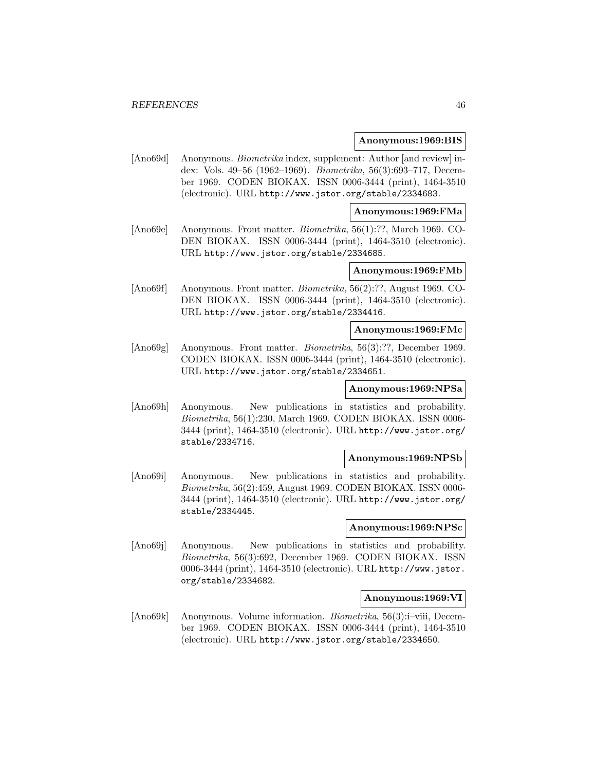**Anonymous:1969:BIS**

[Ano69d] Anonymous. *Biometrika* index, supplement: Author [and review] index: Vols. 49–56 (1962–1969). *Biometrika*, 56(3):693–717, December 1969. CODEN BIOKAX. ISSN 0006-3444 (print), 1464-3510 (electronic). URL `http://www.jstor.org/stable/2334683`.

**Anonymous:1969:FMa**

[Ano69e] Anonymous. Front matter. *Biometrika*, 56(1):??, March 1969. CODEN BIOKAX. ISSN 0006-3444 (print), 1464-3510 (electronic). URL `http://www.jstor.org/stable/2334685`.

**Anonymous:1969:FMb**

[Ano69f] Anonymous. Front matter. *Biometrika*, 56(2):??, August 1969. CODEN BIOKAX. ISSN 0006-3444 (print), 1464-3510 (electronic). URL `http://www.jstor.org/stable/2334416`.

**Anonymous:1969:FMc**

[Ano69g] Anonymous. Front matter. *Biometrika*, 56(3):??, December 1969. CODEN BIOKAX. ISSN 0006-3444 (print), 1464-3510 (electronic). URL `http://www.jstor.org/stable/2334651`.

**Anonymous:1969:NPSa**

[Ano69h] Anonymous. New publications in statistics and probability. *Biometrika*, 56(1):230, March 1969. CODEN BIOKAX. ISSN 0006-3444 (print), 1464-3510 (electronic). URL `http://www.jstor.org/stable/2334716`.

**Anonymous:1969:NPSb**

[Ano69i] Anonymous. New publications in statistics and probability. *Biometrika*, 56(2):459, August 1969. CODEN BIOKAX. ISSN 0006-3444 (print), 1464-3510 (electronic). URL `http://www.jstor.org/stable/2334445`.

**Anonymous:1969:NPSc**

[Ano69j] Anonymous. New publications in statistics and probability. *Biometrika*, 56(3):692, December 1969. CODEN BIOKAX. ISSN 0006-3444 (print), 1464-3510 (electronic). URL `http://www.jstor.org/stable/2334682`.

**Anonymous:1969:VI**

[Ano69k] Anonymous. Volume information. *Biometrika*, 56(3):i–viii, December 1969. CODEN BIOKAX. ISSN 0006-3444 (print), 1464-3510 (electronic). URL `http://www.jstor.org/stable/2334650`.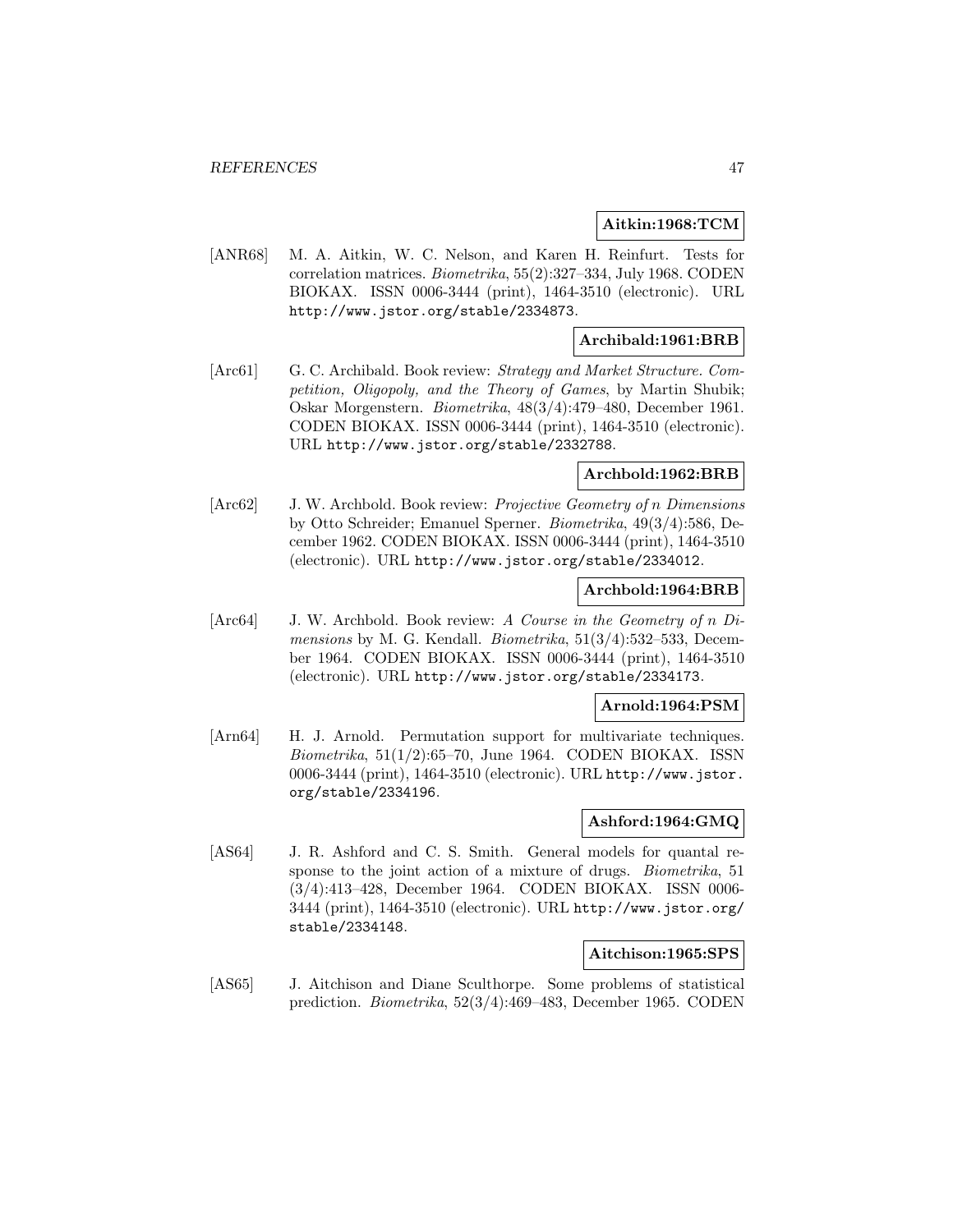**Aitkin:1968:TCM**

[ANR68] M. A. Aitkin, W. C. Nelson, and Karen H. Reinfurt. Tests for correlation matrices. *Biometrika*, 55(2):327–334, July 1968. CODEN BIOKAX. ISSN 0006-3444 (print), 1464-3510 (electronic). URL http://www.jstor.org/stable/2334873.

**Archibald:1961:BRB**

[Arc61] G. C. Archibald. Book review: *Strategy and Market Structure. Competition, Oligopoly, and the Theory of Games*, by Martin Shubik; Oskar Morgenstern. *Biometrika*, 48(3/4):479–480, December 1961. CODEN BIOKAX. ISSN 0006-3444 (print), 1464-3510 (electronic). URL http://www.jstor.org/stable/2332788.

**Archbold:1962:BRB**

[Arc62] J. W. Archbold. Book review: *Projective Geometry of n Dimensions* by Otto Schreider; Emanuel Sperner. *Biometrika*, 49(3/4):586, December 1962. CODEN BIOKAX. ISSN 0006-3444 (print), 1464-3510 (electronic). URL http://www.jstor.org/stable/2334012.

**Archbold:1964:BRB**

[Arc64] J. W. Archbold. Book review: *A Course in the Geometry of n Dimensions* by M. G. Kendall. *Biometrika*, 51(3/4):532–533, December 1964. CODEN BIOKAX. ISSN 0006-3444 (print), 1464-3510 (electronic). URL http://www.jstor.org/stable/2334173.

**Arnold:1964:PSM**

[Arn64] H. J. Arnold. Permutation support for multivariate techniques. *Biometrika*, 51(1/2):65–70, June 1964. CODEN BIOKAX. ISSN 0006-3444 (print), 1464-3510 (electronic). URL http://www.jstor.org/stable/2334196.

**Ashford:1964:GMQ**

[AS64] J. R. Ashford and C. S. Smith. General models for quantal response to the joint action of a mixture of drugs. *Biometrika*, 51 (3/4):413–428, December 1964. CODEN BIOKAX. ISSN 0006-3444 (print), 1464-3510 (electronic). URL http://www.jstor.org/stable/2334148.

**Aitchison:1965:SPS**

[AS65] J. Aitchison and Diane Sculthorpe. Some problems of statistical prediction. *Biometrika*, 52(3/4):469–483, December 1965. CODEN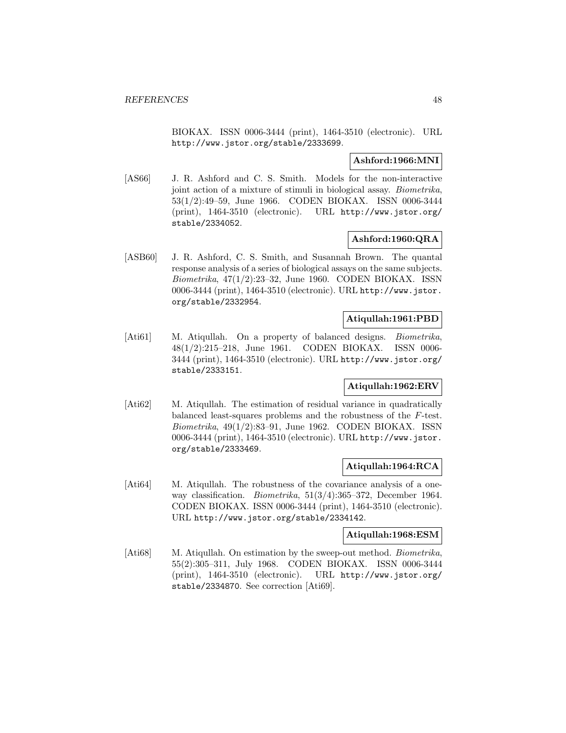BIOKAX. ISSN 0006-3444 (print), 1464-3510 (electronic). URL http://www.jstor.org/stable/2333699.

**Ashford:1966:MNI**

[AS66] J. R. Ashford and C. S. Smith. Models for the non-interactive joint action of a mixture of stimuli in biological assay. *Biometrika*, 53(1/2):49–59, June 1966. CODEN BIOKAX. ISSN 0006-3444 (print), 1464-3510 (electronic). URL http://www.jstor.org/stable/2334052.

**Ashford:1960:QRA**

[ASB60] J. R. Ashford, C. S. Smith, and Susannah Brown. The quantal response analysis of a series of biological assays on the same subjects. *Biometrika*, 47(1/2):23–32, June 1960. CODEN BIOKAX. ISSN 0006-3444 (print), 1464-3510 (electronic). URL http://www.jstor.org/stable/2332954.

**Atiqullah:1961:PBD**

[Ati61] M. Atiqullah. On a property of balanced designs. *Biometrika*, 48(1/2):215–218, June 1961. CODEN BIOKAX. ISSN 0006-3444 (print), 1464-3510 (electronic). URL http://www.jstor.org/stable/2333151.

**Atiqullah:1962:ERV**

[Ati62] M. Atiqullah. The estimation of residual variance in quadratically balanced least-squares problems and the robustness of the $F$-test. *Biometrika*, 49(1/2):83–91, June 1962. CODEN BIOKAX. ISSN 0006-3444 (print), 1464-3510 (electronic). URL http://www.jstor.org/stable/2333469.

**Atiqullah:1964:RCA**

[Ati64] M. Atiqullah. The robustness of the covariance analysis of a one-way classification. *Biometrika*, 51(3/4):365–372, December 1964. CODEN BIOKAX. ISSN 0006-3444 (print), 1464-3510 (electronic). URL http://www.jstor.org/stable/2334142.

**Atiqullah:1968:ESM**

[Ati68] M. Atiqullah. On estimation by the sweep-out method. *Biometrika*, 55(2):305–311, July 1968. CODEN BIOKAX. ISSN 0006-3444 (print), 1464-3510 (electronic). URL http://www.jstor.org/stable/2334870. See correction [Ati69].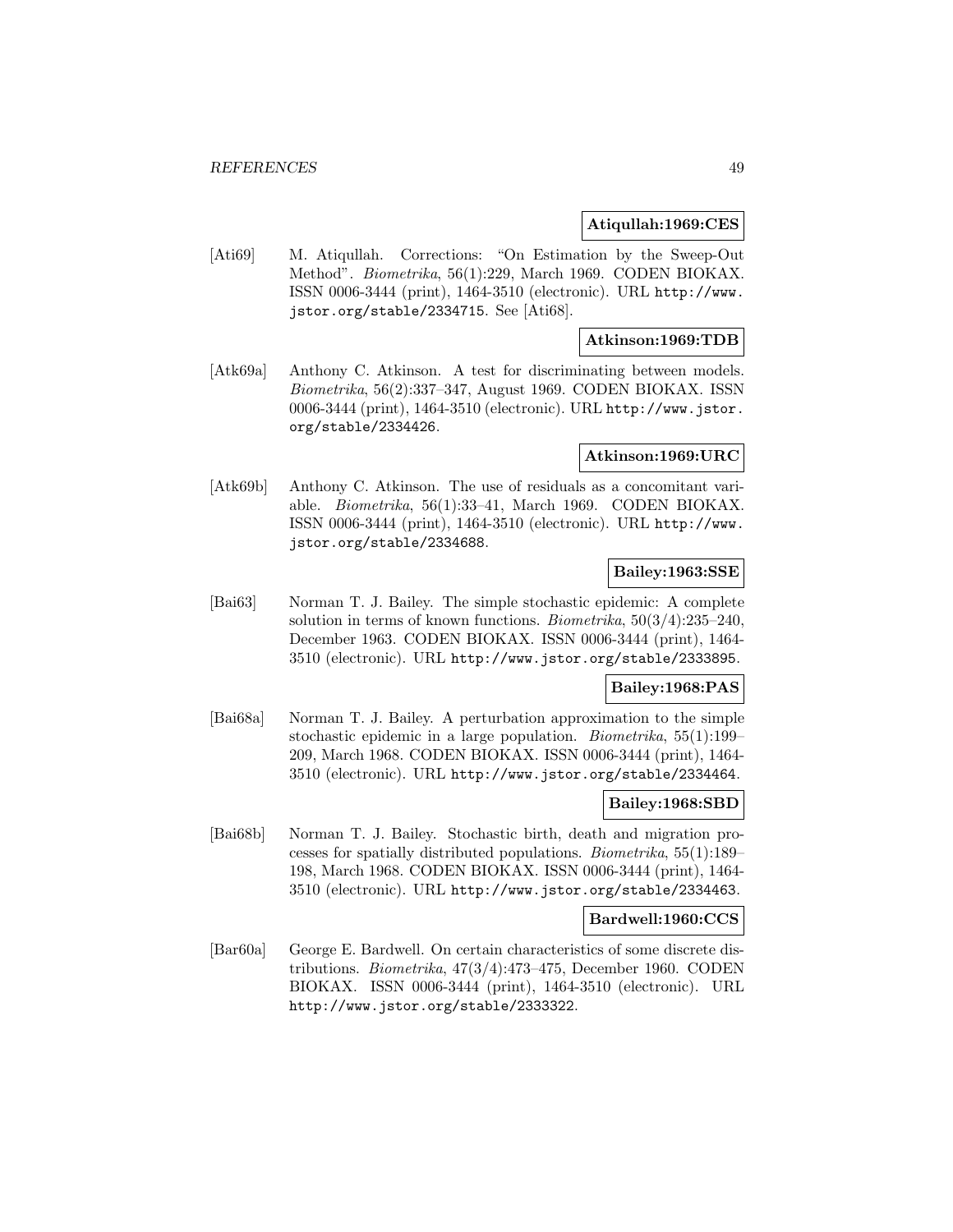**Atiqullah:1969:CES**

[Ati69] M. Atiqullah. Corrections: "On Estimation by the Sweep-Out Method". *Biometrika*, 56(1):229, March 1969. CODEN BIOKAX. ISSN 0006-3444 (print), 1464-3510 (electronic). URL http://www.jstor.org/stable/2334715. See [Ati68].

**Atkinson:1969:TDB**

[Atk69a] Anthony C. Atkinson. A test for discriminating between models. *Biometrika*, 56(2):337–347, August 1969. CODEN BIOKAX. ISSN 0006-3444 (print), 1464-3510 (electronic). URL http://www.jstor.org/stable/2334426.

**Atkinson:1969:URC**

[Atk69b] Anthony C. Atkinson. The use of residuals as a concomitant variable. *Biometrika*, 56(1):33–41, March 1969. CODEN BIOKAX. ISSN 0006-3444 (print), 1464-3510 (electronic). URL http://www.jstor.org/stable/2334688.

**Bailey:1963:SSE**

[Bai63] Norman T. J. Bailey. The simple stochastic epidemic: A complete solution in terms of known functions. *Biometrika*, 50(3/4):235–240, December 1963. CODEN BIOKAX. ISSN 0006-3444 (print), 1464-3510 (electronic). URL http://www.jstor.org/stable/2333895.

**Bailey:1968:PAS**

[Bai68a] Norman T. J. Bailey. A perturbation approximation to the simple stochastic epidemic in a large population. *Biometrika*, 55(1):199–209, March 1968. CODEN BIOKAX. ISSN 0006-3444 (print), 1464-3510 (electronic). URL http://www.jstor.org/stable/2334464.

**Bailey:1968:SBD**

[Bai68b] Norman T. J. Bailey. Stochastic birth, death and migration processes for spatially distributed populations. *Biometrika*, 55(1):189–198, March 1968. CODEN BIOKAX. ISSN 0006-3444 (print), 1464-3510 (electronic). URL http://www.jstor.org/stable/2334463.

**Bardwell:1960:CCS**

[Bar60a] George E. Bardwell. On certain characteristics of some discrete distributions. *Biometrika*, 47(3/4):473–475, December 1960. CODEN BIOKAX. ISSN 0006-3444 (print), 1464-3510 (electronic). URL http://www.jstor.org/stable/2333322.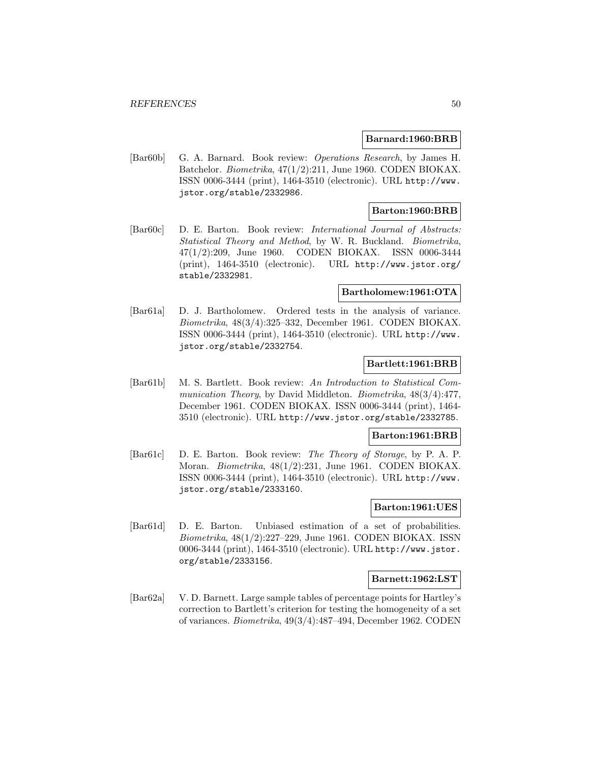**Barnard:1960:BRB**

[Bar60b] G. A. Barnard. Book review: *Operations Research*, by James H. Batchelor. *Biometrika*, 47(1/2):211, June 1960. CODEN BIOKAX. ISSN 0006-3444 (print), 1464-3510 (electronic). URL http://www.jstor.org/stable/2332986.

**Barton:1960:BRB**

[Bar60c] D. E. Barton. Book review: *International Journal of Abstracts: Statistical Theory and Method*, by W. R. Buckland. *Biometrika*, 47(1/2):209, June 1960. CODEN BIOKAX. ISSN 0006-3444 (print), 1464-3510 (electronic). URL http://www.jstor.org/stable/2332981.

**Bartholomew:1961:OTA**

[Bar61a] D. J. Bartholomew. Ordered tests in the analysis of variance. *Biometrika*, 48(3/4):325–332, December 1961. CODEN BIOKAX. ISSN 0006-3444 (print), 1464-3510 (electronic). URL http://www.jstor.org/stable/2332754.

**Bartlett:1961:BRB**

[Bar61b] M. S. Bartlett. Book review: *An Introduction to Statistical Communication Theory*, by David Middleton. *Biometrika*, 48(3/4):477, December 1961. CODEN BIOKAX. ISSN 0006-3444 (print), 1464-3510 (electronic). URL http://www.jstor.org/stable/2332785.

**Barton:1961:BRB**

[Bar61c] D. E. Barton. Book review: *The Theory of Storage*, by P. A. P. Moran. *Biometrika*, 48(1/2):231, June 1961. CODEN BIOKAX. ISSN 0006-3444 (print), 1464-3510 (electronic). URL http://www.jstor.org/stable/2333160.

**Barton:1961:UES**

[Bar61d] D. E. Barton. Unbiased estimation of a set of probabilities. *Biometrika*, 48(1/2):227–229, June 1961. CODEN BIOKAX. ISSN 0006-3444 (print), 1464-3510 (electronic). URL http://www.jstor.org/stable/2333156.

**Barnett:1962:LST**

[Bar62a] V. D. Barnett. Large sample tables of percentage points for Hartley's correction to Bartlett's criterion for testing the homogeneity of a set of variances. *Biometrika*, 49(3/4):487–494, December 1962. CODEN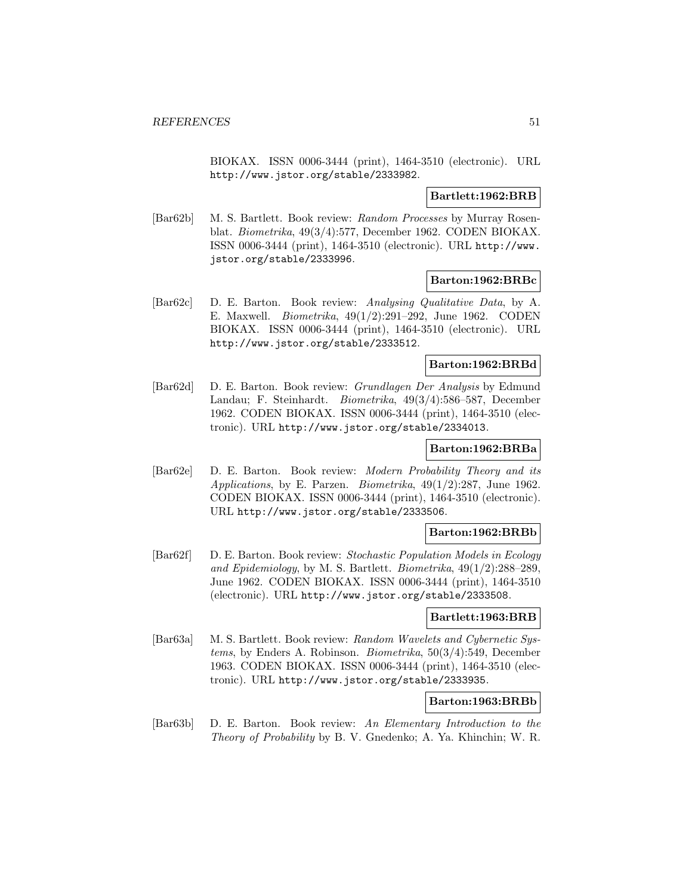BIOKAX. ISSN 0006-3444 (print), 1464-3510 (electronic). URL http://www.jstor.org/stable/2333982.

**Bartlett:1962:BRB**

[Bar62b] M. S. Bartlett. Book review: *Random Processes* by Murray Rosenblat. *Biometrika*, 49(3/4):577, December 1962. CODEN BIOKAX. ISSN 0006-3444 (print), 1464-3510 (electronic). URL http://www.jstor.org/stable/2333996.

**Barton:1962:BRBc**

[Bar62c] D. E. Barton. Book review: *Analysing Qualitative Data*, by A. E. Maxwell. *Biometrika*, 49(1/2):291–292, June 1962. CODEN BIOKAX. ISSN 0006-3444 (print), 1464-3510 (electronic). URL http://www.jstor.org/stable/2333512.

**Barton:1962:BRBd**

[Bar62d] D. E. Barton. Book review: *Grundlagen Der Analysis* by Edmund Landau; F. Steinhardt. *Biometrika*, 49(3/4):586–587, December 1962. CODEN BIOKAX. ISSN 0006-3444 (print), 1464-3510 (electronic). URL http://www.jstor.org/stable/2334013.

**Barton:1962:BRBa**

[Bar62e] D. E. Barton. Book review: *Modern Probability Theory and its Applications*, by E. Parzen. *Biometrika*, 49(1/2):287, June 1962. CODEN BIOKAX. ISSN 0006-3444 (print), 1464-3510 (electronic). URL http://www.jstor.org/stable/2333506.

**Barton:1962:BRBb**

[Bar62f] D. E. Barton. Book review: *Stochastic Population Models in Ecology and Epidemiology*, by M. S. Bartlett. *Biometrika*, 49(1/2):288–289, June 1962. CODEN BIOKAX. ISSN 0006-3444 (print), 1464-3510 (electronic). URL http://www.jstor.org/stable/2333508.

**Bartlett:1963:BRB**

[Bar63a] M. S. Bartlett. Book review: *Random Wavelets and Cybernetic Systems*, by Enders A. Robinson. *Biometrika*, 50(3/4):549, December 1963. CODEN BIOKAX. ISSN 0006-3444 (print), 1464-3510 (electronic). URL http://www.jstor.org/stable/2333935.

**Barton:1963:BRBb**

[Bar63b] D. E. Barton. Book review: *An Elementary Introduction to the Theory of Probability* by B. V. Gnedenko; A. Ya. Khinchin; W. R.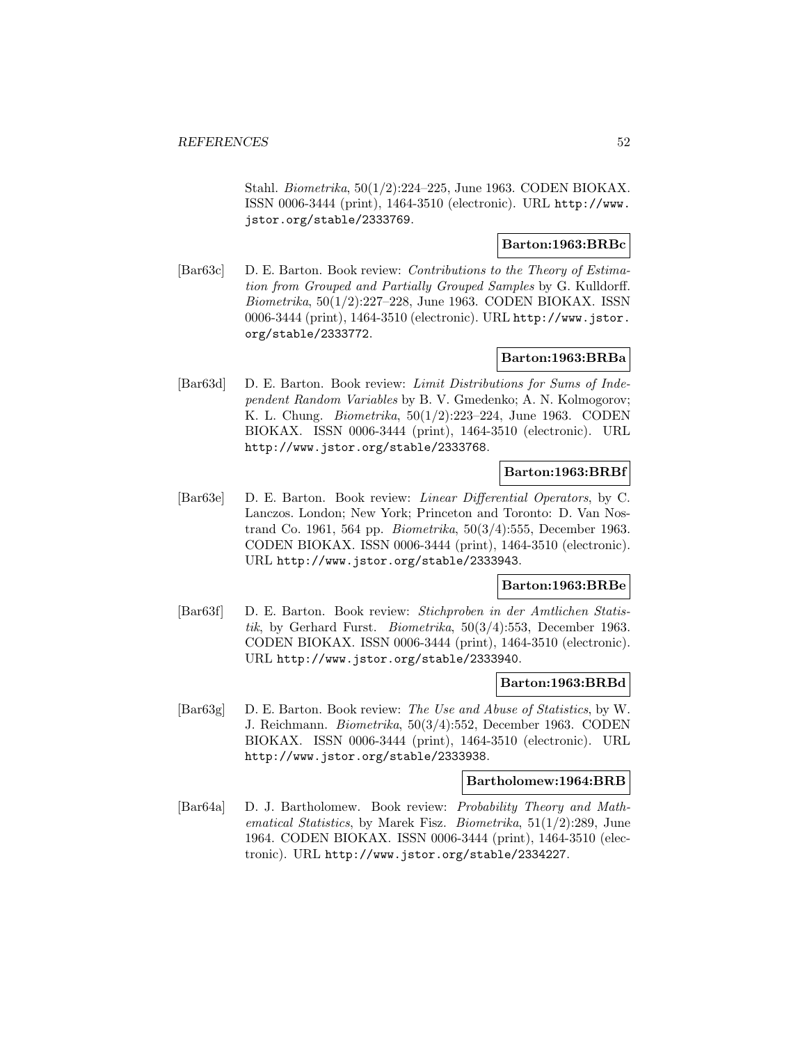Stahl. *Biometrika*, 50(1/2):224–225, June 1963. CODEN BIOKAX. ISSN 0006-3444 (print), 1464-3510 (electronic). URL http://www.jstor.org/stable/2333769.

**Barton:1963:BRBc**

[Bar63c] D. E. Barton. Book review: *Contributions to the Theory of Estimation from Grouped and Partially Grouped Samples* by G. Kulldorff. *Biometrika*, 50(1/2):227–228, June 1963. CODEN BIOKAX. ISSN 0006-3444 (print), 1464-3510 (electronic). URL http://www.jstor.org/stable/2333772.

**Barton:1963:BRBa**

[Bar63d] D. E. Barton. Book review: *Limit Distributions for Sums of Independent Random Variables* by B. V. Gmedenko; A. N. Kolmogorov; K. L. Chung. *Biometrika*, 50(1/2):223–224, June 1963. CODEN BIOKAX. ISSN 0006-3444 (print), 1464-3510 (electronic). URL http://www.jstor.org/stable/2333768.

**Barton:1963:BRBf**

[Bar63e] D. E. Barton. Book review: *Linear Differential Operators*, by C. Lanczos. London; New York; Princeton and Toronto: D. Van Nostrand Co. 1961, 564 pp. *Biometrika*, 50(3/4):555, December 1963. CODEN BIOKAX. ISSN 0006-3444 (print), 1464-3510 (electronic). URL http://www.jstor.org/stable/2333943.

**Barton:1963:BRBe**

[Bar63f] D. E. Barton. Book review: *Stichproben in der Amtlichen Statistik*, by Gerhard Furst. *Biometrika*, 50(3/4):553, December 1963. CODEN BIOKAX. ISSN 0006-3444 (print), 1464-3510 (electronic). URL http://www.jstor.org/stable/2333940.

**Barton:1963:BRBd**

[Bar63g] D. E. Barton. Book review: *The Use and Abuse of Statistics*, by W. J. Reichmann. *Biometrika*, 50(3/4):552, December 1963. CODEN BIOKAX. ISSN 0006-3444 (print), 1464-3510 (electronic). URL http://www.jstor.org/stable/2333938.

**Bartholomew:1964:BRB**

[Bar64a] D. J. Bartholomew. Book review: *Probability Theory and Mathematical Statistics*, by Marek Fisz. *Biometrika*, 51(1/2):289, June 1964. CODEN BIOKAX. ISSN 0006-3444 (print), 1464-3510 (electronic). URL http://www.jstor.org/stable/2334227.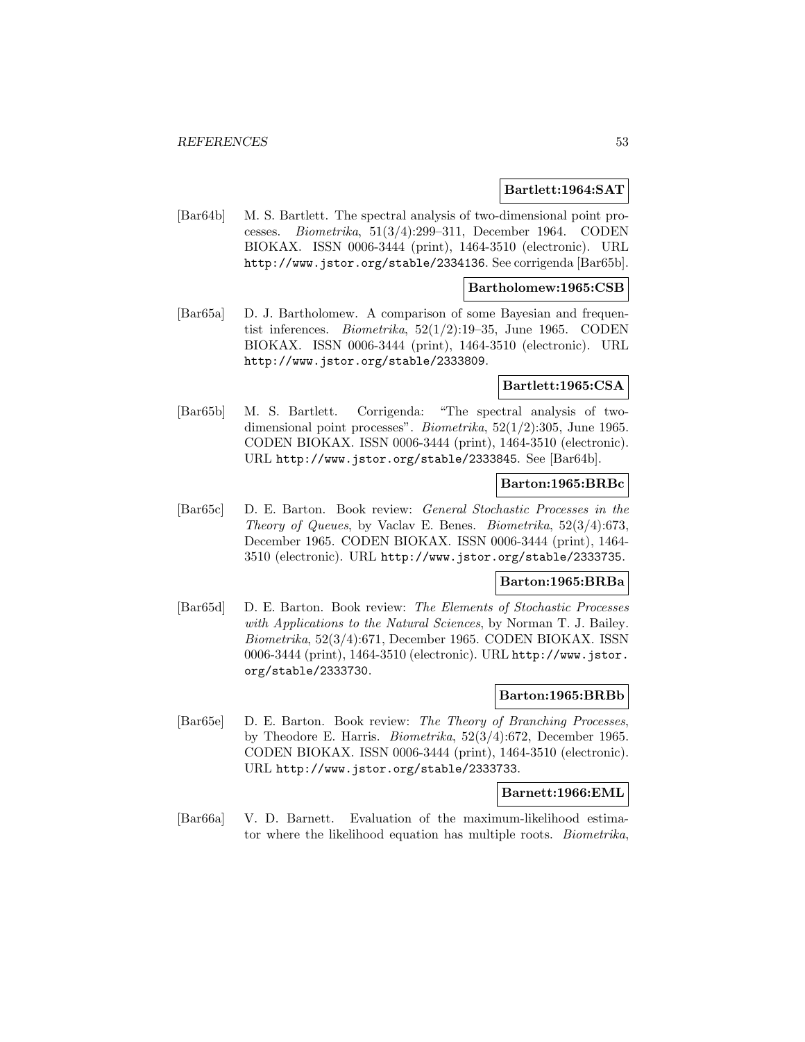**Bartlett:1964:SAT**

[Bar64b] M. S. Bartlett. The spectral analysis of two-dimensional point processes. *Biometrika*, 51(3/4):299–311, December 1964. CODEN BIOKAX. ISSN 0006-3444 (print), 1464-3510 (electronic). URL http://www.jstor.org/stable/2334136. See corrigenda [Bar65b].

**Bartholomew:1965:CSB**

[Bar65a] D. J. Bartholomew. A comparison of some Bayesian and frequentist inferences. *Biometrika*, 52(1/2):19–35, June 1965. CODEN BIOKAX. ISSN 0006-3444 (print), 1464-3510 (electronic). URL http://www.jstor.org/stable/2333809.

**Bartlett:1965:CSA**

[Bar65b] M. S. Bartlett. Corrigenda: "The spectral analysis of two-dimensional point processes". *Biometrika*, 52(1/2):305, June 1965. CODEN BIOKAX. ISSN 0006-3444 (print), 1464-3510 (electronic). URL http://www.jstor.org/stable/2333845. See [Bar64b].

**Barton:1965:BRBc**

[Bar65c] D. E. Barton. Book review: *General Stochastic Processes in the Theory of Queues*, by Vaclav E. Benes. *Biometrika*, 52(3/4):673, December 1965. CODEN BIOKAX. ISSN 0006-3444 (print), 1464-3510 (electronic). URL http://www.jstor.org/stable/2333735.

**Barton:1965:BRBa**

[Bar65d] D. E. Barton. Book review: *The Elements of Stochastic Processes with Applications to the Natural Sciences*, by Norman T. J. Bailey. *Biometrika*, 52(3/4):671, December 1965. CODEN BIOKAX. ISSN 0006-3444 (print), 1464-3510 (electronic). URL http://www.jstor.org/stable/2333730.

**Barton:1965:BRBb**

[Bar65e] D. E. Barton. Book review: *The Theory of Branching Processes*, by Theodore E. Harris. *Biometrika*, 52(3/4):672, December 1965. CODEN BIOKAX. ISSN 0006-3444 (print), 1464-3510 (electronic). URL http://www.jstor.org/stable/2333733.

**Barnett:1966:EML**

[Bar66a] V. D. Barnett. Evaluation of the maximum-likelihood estimator where the likelihood equation has multiple roots. *Biometrika*,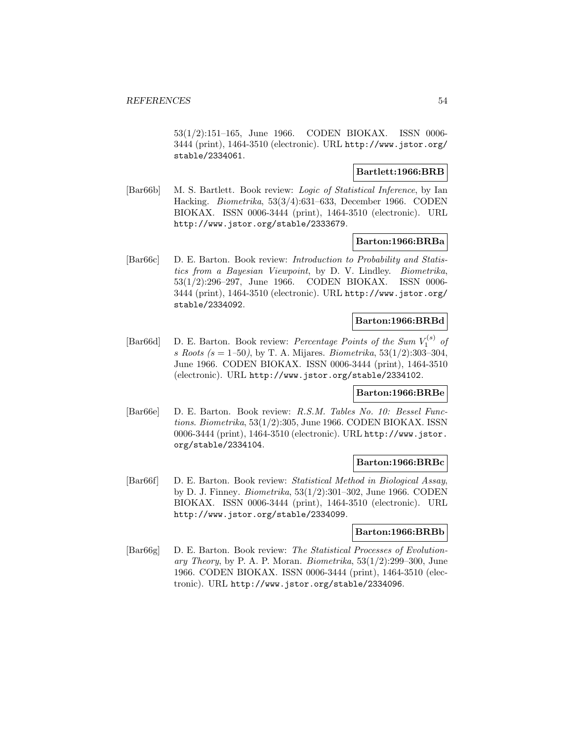53(1/2):151–165, June 1966. CODEN BIOKAX. ISSN 0006-3444 (print), 1464-3510 (electronic). URL http://www.jstor.org/stable/2334061.

**Bartlett:1966:BRB**

[Bar66b] M. S. Bartlett. Book review: *Logic of Statistical Inference*, by Ian Hacking. *Biometrika*, 53(3/4):631–633, December 1966. CODEN BIOKAX. ISSN 0006-3444 (print), 1464-3510 (electronic). URL http://www.jstor.org/stable/2333679.

**Barton:1966:BRBa**

[Bar66c] D. E. Barton. Book review: *Introduction to Probability and Statistics from a Bayesian Viewpoint*, by D. V. Lindley. *Biometrika*, 53(1/2):296–297, June 1966. CODEN BIOKAX. ISSN 0006-3444 (print), 1464-3510 (electronic). URL http://www.jstor.org/stable/2334092.

**Barton:1966:BRBd**

[Bar66d] D. E. Barton. Book review: *Percentage Points of the Sum $V_1^{(s)}$ of s Roots ($s = 1$–$50$)*, by T. A. Mijares. *Biometrika*, 53(1/2):303–304, June 1966. CODEN BIOKAX. ISSN 0006-3444 (print), 1464-3510 (electronic). URL http://www.jstor.org/stable/2334102.

**Barton:1966:BRBe**

[Bar66e] D. E. Barton. Book review: *R.S.M. Tables No. 10: Bessel Functions*. *Biometrika*, 53(1/2):305, June 1966. CODEN BIOKAX. ISSN 0006-3444 (print), 1464-3510 (electronic). URL http://www.jstor.org/stable/2334104.

**Barton:1966:BRBc**

[Bar66f] D. E. Barton. Book review: *Statistical Method in Biological Assay*, by D. J. Finney. *Biometrika*, 53(1/2):301–302, June 1966. CODEN BIOKAX. ISSN 0006-3444 (print), 1464-3510 (electronic). URL http://www.jstor.org/stable/2334099.

**Barton:1966:BRBb**

[Bar66g] D. E. Barton. Book review: *The Statistical Processes of Evolutionary Theory*, by P. A. P. Moran. *Biometrika*, 53(1/2):299–300, June 1966. CODEN BIOKAX. ISSN 0006-3444 (print), 1464-3510 (electronic). URL http://www.jstor.org/stable/2334096.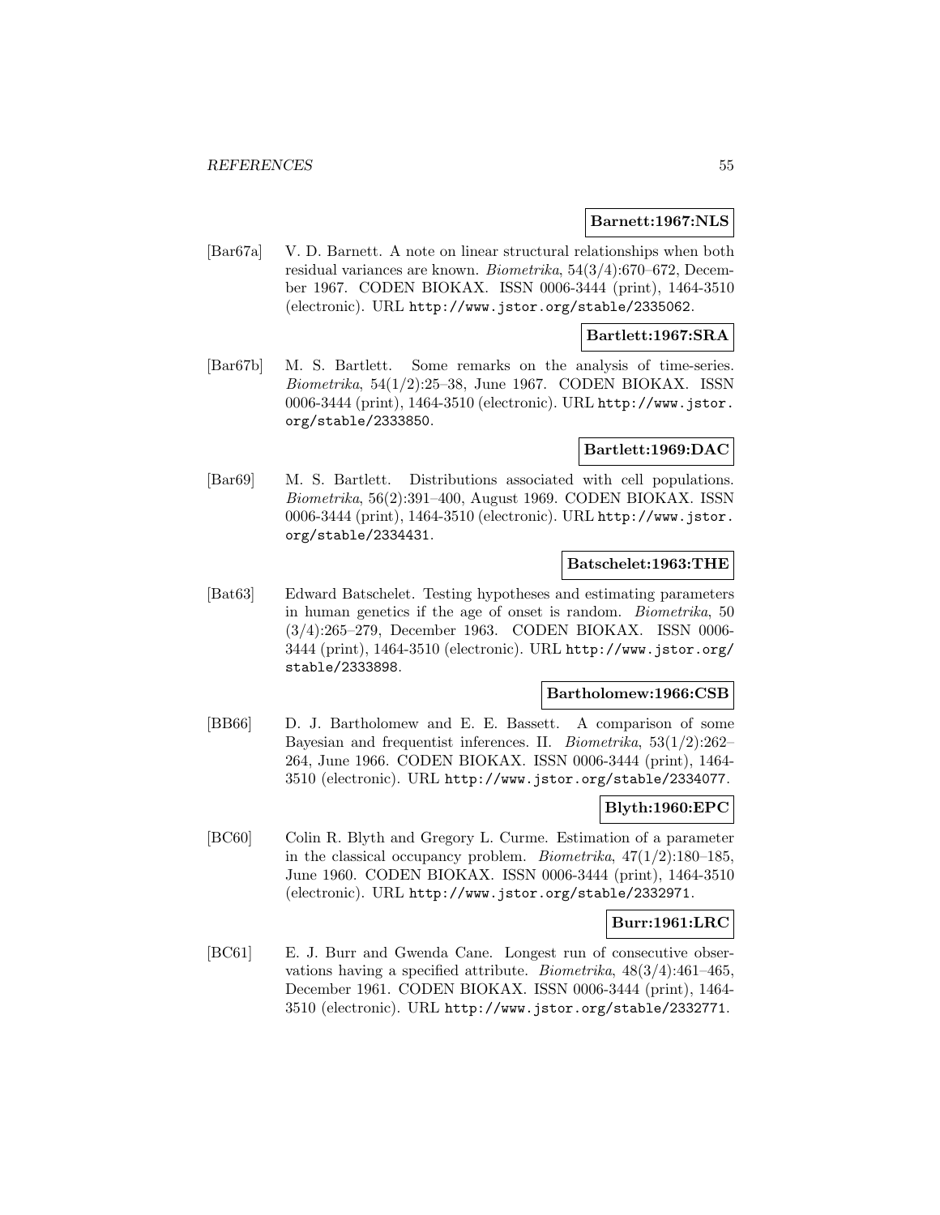**Barnett:1967:NLS**

[Bar67a] V. D. Barnett. A note on linear structural relationships when both residual variances are known. *Biometrika*, 54(3/4):670–672, December 1967. CODEN BIOKAX. ISSN 0006-3444 (print), 1464-3510 (electronic). URL http://www.jstor.org/stable/2335062.

**Bartlett:1967:SRA**

[Bar67b] M. S. Bartlett. Some remarks on the analysis of time-series. *Biometrika*, 54(1/2):25–38, June 1967. CODEN BIOKAX. ISSN 0006-3444 (print), 1464-3510 (electronic). URL http://www.jstor.org/stable/2333850.

**Bartlett:1969:DAC**

[Bar69] M. S. Bartlett. Distributions associated with cell populations. *Biometrika*, 56(2):391–400, August 1969. CODEN BIOKAX. ISSN 0006-3444 (print), 1464-3510 (electronic). URL http://www.jstor.org/stable/2334431.

**Batschelet:1963:THE**

[Bat63] Edward Batschelet. Testing hypotheses and estimating parameters in human genetics if the age of onset is random. *Biometrika*, 50 (3/4):265–279, December 1963. CODEN BIOKAX. ISSN 0006-3444 (print), 1464-3510 (electronic). URL http://www.jstor.org/stable/2333898.

**Bartholomew:1966:CSB**

[BB66] D. J. Bartholomew and E. E. Bassett. A comparison of some Bayesian and frequentist inferences. II. *Biometrika*, 53(1/2):262–264, June 1966. CODEN BIOKAX. ISSN 0006-3444 (print), 1464-3510 (electronic). URL http://www.jstor.org/stable/2334077.

**Blyth:1960:EPC**

[BC60] Colin R. Blyth and Gregory L. Curme. Estimation of a parameter in the classical occupancy problem. *Biometrika*, 47(1/2):180–185, June 1960. CODEN BIOKAX. ISSN 0006-3444 (print), 1464-3510 (electronic). URL http://www.jstor.org/stable/2332971.

**Burr:1961:LRC**

[BC61] E. J. Burr and Gwenda Cane. Longest run of consecutive observations having a specified attribute. *Biometrika*, 48(3/4):461–465, December 1961. CODEN BIOKAX. ISSN 0006-3444 (print), 1464-3510 (electronic). URL http://www.jstor.org/stable/2332771.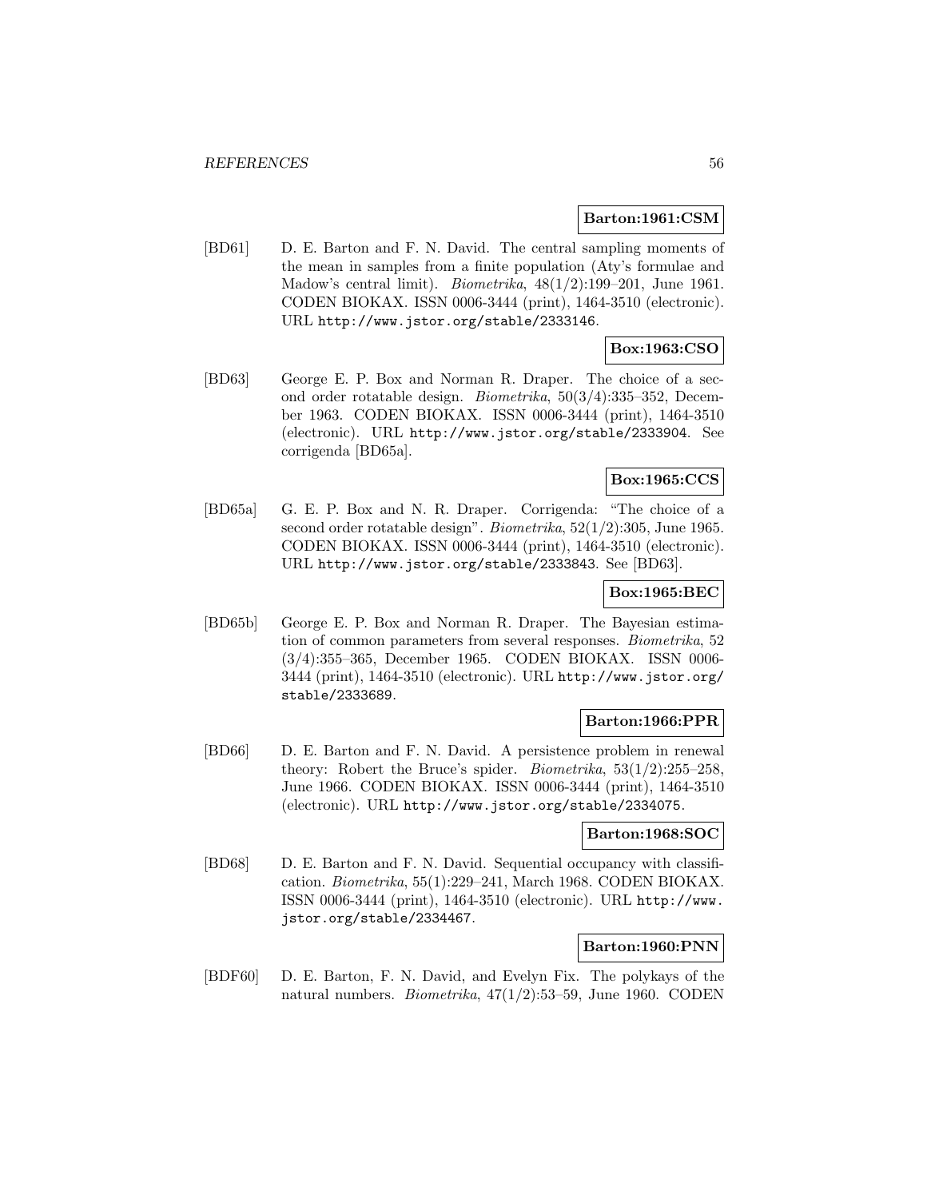**Barton:1961:CSM**

[BD61] D. E. Barton and F. N. David. The central sampling moments of the mean in samples from a finite population (Aty's formulae and Madow's central limit). *Biometrika*, 48(1/2):199–201, June 1961. CODEN BIOKAX. ISSN 0006-3444 (print), 1464-3510 (electronic). URL http://www.jstor.org/stable/2333146.

**Box:1963:CSO**

[BD63] George E. P. Box and Norman R. Draper. The choice of a second order rotatable design. *Biometrika*, 50(3/4):335–352, December 1963. CODEN BIOKAX. ISSN 0006-3444 (print), 1464-3510 (electronic). URL http://www.jstor.org/stable/2333904. See corrigenda [BD65a].

**Box:1965:CCS**

[BD65a] G. E. P. Box and N. R. Draper. Corrigenda: "The choice of a second order rotatable design". *Biometrika*, 52(1/2):305, June 1965. CODEN BIOKAX. ISSN 0006-3444 (print), 1464-3510 (electronic). URL http://www.jstor.org/stable/2333843. See [BD63].

**Box:1965:BEC**

[BD65b] George E. P. Box and Norman R. Draper. The Bayesian estimation of common parameters from several responses. *Biometrika*, 52 (3/4):355–365, December 1965. CODEN BIOKAX. ISSN 0006-3444 (print), 1464-3510 (electronic). URL http://www.jstor.org/stable/2333689.

**Barton:1966:PPR**

[BD66] D. E. Barton and F. N. David. A persistence problem in renewal theory: Robert the Bruce's spider. *Biometrika*, 53(1/2):255–258, June 1966. CODEN BIOKAX. ISSN 0006-3444 (print), 1464-3510 (electronic). URL http://www.jstor.org/stable/2334075.

**Barton:1968:SOC**

[BD68] D. E. Barton and F. N. David. Sequential occupancy with classification. *Biometrika*, 55(1):229–241, March 1968. CODEN BIOKAX. ISSN 0006-3444 (print), 1464-3510 (electronic). URL http://www.jstor.org/stable/2334467.

**Barton:1960:PNN**

[BDF60] D. E. Barton, F. N. David, and Evelyn Fix. The polykays of the natural numbers. *Biometrika*, 47(1/2):53–59, June 1960. CODEN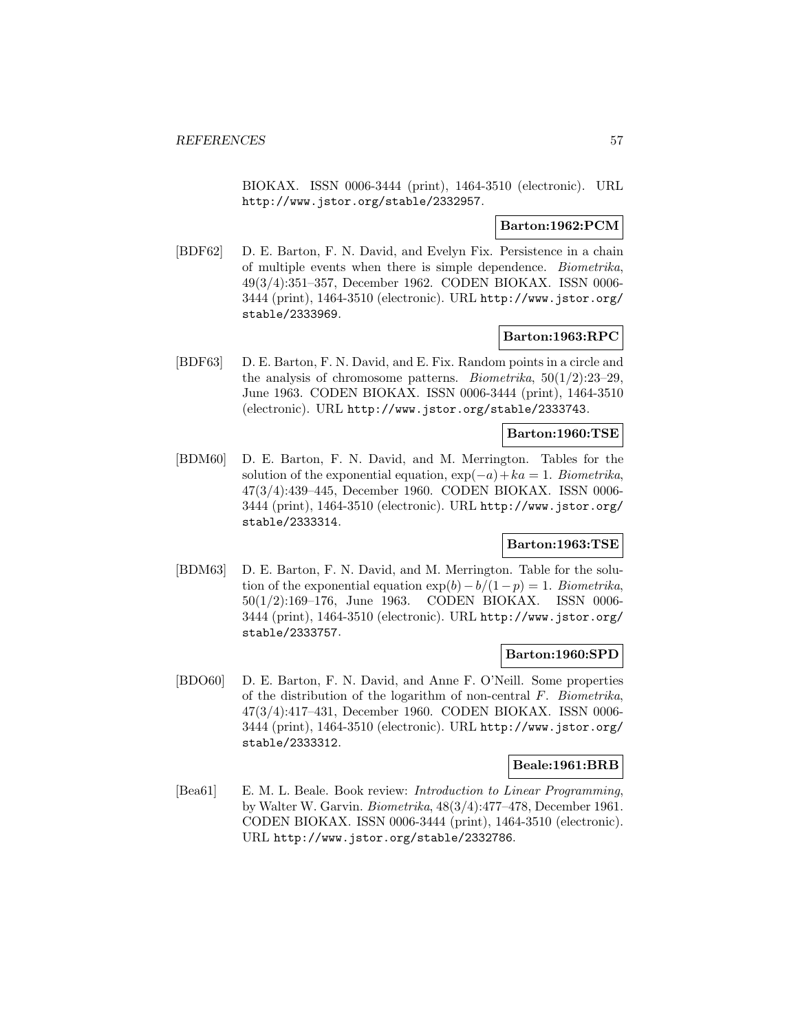BIOKAX. ISSN 0006-3444 (print), 1464-3510 (electronic). URL http://www.jstor.org/stable/2332957.

**Barton:1962:PCM**

[BDF62] D. E. Barton, F. N. David, and Evelyn Fix. Persistence in a chain of multiple events when there is simple dependence. *Biometrika*, 49(3/4):351–357, December 1962. CODEN BIOKAX. ISSN 0006-3444 (print), 1464-3510 (electronic). URL http://www.jstor.org/stable/2333969.

**Barton:1963:RPC**

[BDF63] D. E. Barton, F. N. David, and E. Fix. Random points in a circle and the analysis of chromosome patterns. *Biometrika*, 50(1/2):23–29, June 1963. CODEN BIOKAX. ISSN 0006-3444 (print), 1464-3510 (electronic). URL http://www.jstor.org/stable/2333743.

**Barton:1960:TSE**

[BDM60] D. E. Barton, F. N. David, and M. Merrington. Tables for the solution of the exponential equation, $\exp(-a)+ka=1$. *Biometrika*, 47(3/4):439–445, December 1960. CODEN BIOKAX. ISSN 0006-3444 (print), 1464-3510 (electronic). URL http://www.jstor.org/stable/2333314.

**Barton:1963:TSE**

[BDM63] D. E. Barton, F. N. David, and M. Merrington. Table for the solution of the exponential equation $\exp(b)-b/(1-p)=1$. *Biometrika*, 50(1/2):169–176, June 1963. CODEN BIOKAX. ISSN 0006-3444 (print), 1464-3510 (electronic). URL http://www.jstor.org/stable/2333757.

**Barton:1960:SPD**

[BDO60] D. E. Barton, F. N. David, and Anne F. O'Neill. Some properties of the distribution of the logarithm of non-central $F$. *Biometrika*, 47(3/4):417–431, December 1960. CODEN BIOKAX. ISSN 0006-3444 (print), 1464-3510 (electronic). URL http://www.jstor.org/stable/2333312.

**Beale:1961:BRB**

[Bea61] E. M. L. Beale. Book review: *Introduction to Linear Programming*, by Walter W. Garvin. *Biometrika*, 48(3/4):477–478, December 1961. CODEN BIOKAX. ISSN 0006-3444 (print), 1464-3510 (electronic). URL http://www.jstor.org/stable/2332786.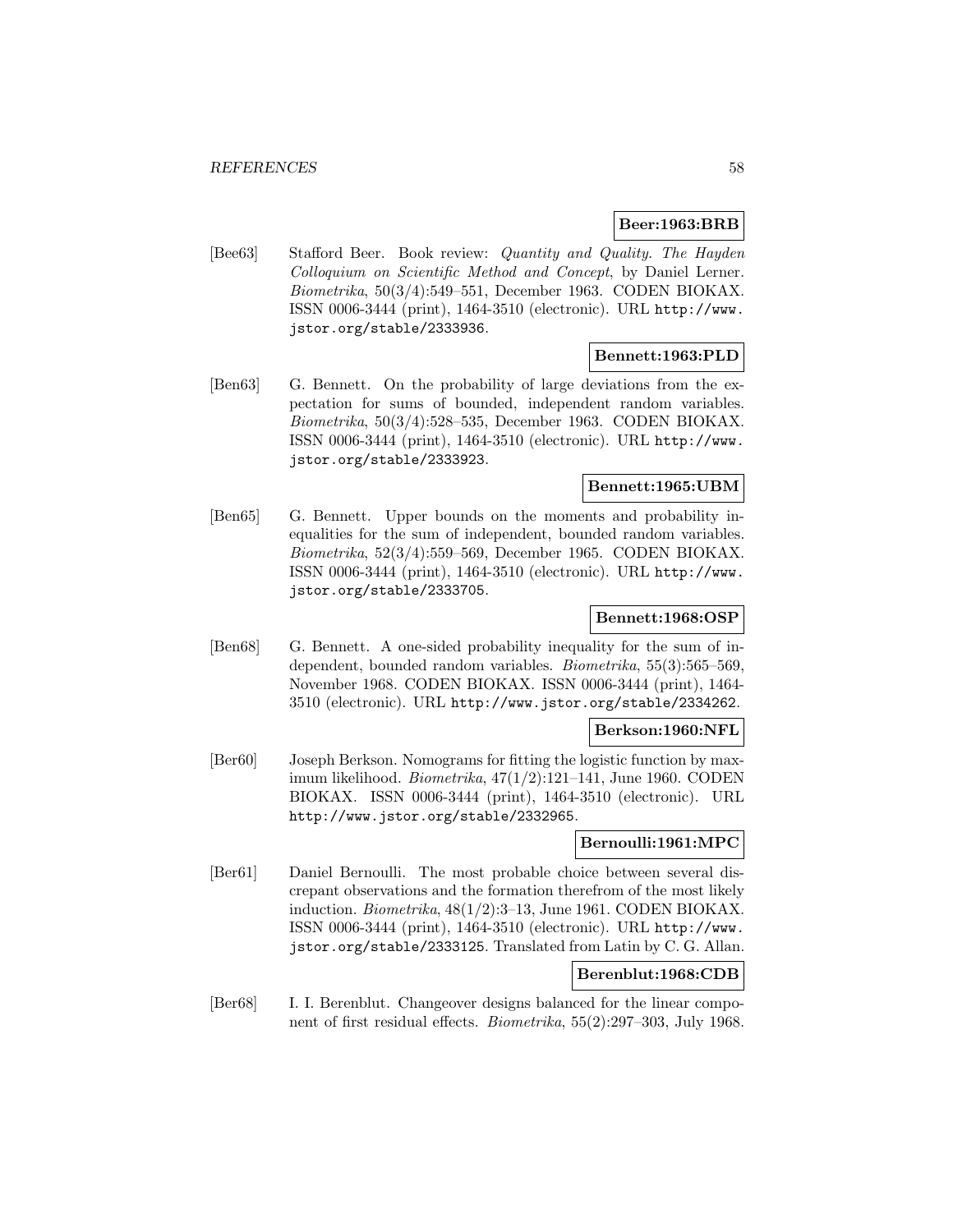**Beer:1963:BRB**

[Bee63] Stafford Beer. Book review: *Quantity and Quality. The Hayden Colloquium on Scientific Method and Concept*, by Daniel Lerner. *Biometrika*, 50(3/4):549–551, December 1963. CODEN BIOKAX. ISSN 0006-3444 (print), 1464-3510 (electronic). URL http://www.jstor.org/stable/2333936.

**Bennett:1963:PLD**

[Ben63] G. Bennett. On the probability of large deviations from the expectation for sums of bounded, independent random variables. *Biometrika*, 50(3/4):528–535, December 1963. CODEN BIOKAX. ISSN 0006-3444 (print), 1464-3510 (electronic). URL http://www.jstor.org/stable/2333923.

**Bennett:1965:UBM**

[Ben65] G. Bennett. Upper bounds on the moments and probability inequalities for the sum of independent, bounded random variables. *Biometrika*, 52(3/4):559–569, December 1965. CODEN BIOKAX. ISSN 0006-3444 (print), 1464-3510 (electronic). URL http://www.jstor.org/stable/2333705.

**Bennett:1968:OSP**

[Ben68] G. Bennett. A one-sided probability inequality for the sum of independent, bounded random variables. *Biometrika*, 55(3):565–569, November 1968. CODEN BIOKAX. ISSN 0006-3444 (print), 1464-3510 (electronic). URL http://www.jstor.org/stable/2334262.

**Berkson:1960:NFL**

[Ber60] Joseph Berkson. Nomograms for fitting the logistic function by maximum likelihood. *Biometrika*, 47(1/2):121–141, June 1960. CODEN BIOKAX. ISSN 0006-3444 (print), 1464-3510 (electronic). URL http://www.jstor.org/stable/2332965.

**Bernoulli:1961:MPC**

[Ber61] Daniel Bernoulli. The most probable choice between several discrepant observations and the formation therefrom of the most likely induction. *Biometrika*, 48(1/2):3–13, June 1961. CODEN BIOKAX. ISSN 0006-3444 (print), 1464-3510 (electronic). URL http://www.jstor.org/stable/2333125. Translated from Latin by C. G. Allan.

**Berenblut:1968:CDB**

[Ber68] I. I. Berenblut. Changeover designs balanced for the linear component of first residual effects. *Biometrika*, 55(2):297–303, July 1968.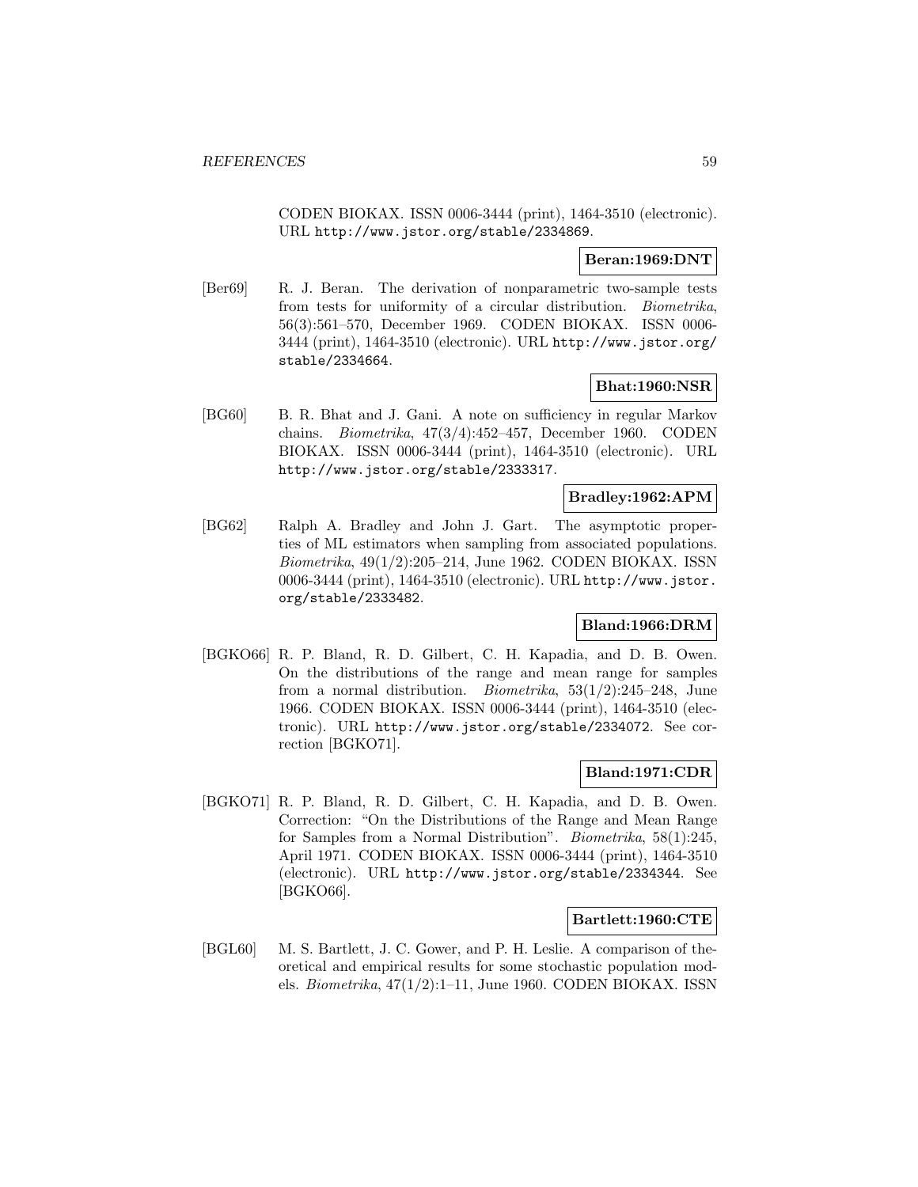CODEN BIOKAX. ISSN 0006-3444 (print), 1464-3510 (electronic). URL http://www.jstor.org/stable/2334869.

**Beran:1969:DNT**

[Ber69] R. J. Beran. The derivation of nonparametric two-sample tests from tests for uniformity of a circular distribution. *Biometrika*, 56(3):561–570, December 1969. CODEN BIOKAX. ISSN 0006-3444 (print), 1464-3510 (electronic). URL http://www.jstor.org/stable/2334664.

**Bhat:1960:NSR**

[BG60] B. R. Bhat and J. Gani. A note on sufficiency in regular Markov chains. *Biometrika*, 47(3/4):452–457, December 1960. CODEN BIOKAX. ISSN 0006-3444 (print), 1464-3510 (electronic). URL http://www.jstor.org/stable/2333317.

**Bradley:1962:APM**

[BG62] Ralph A. Bradley and John J. Gart. The asymptotic properties of ML estimators when sampling from associated populations. *Biometrika*, 49(1/2):205–214, June 1962. CODEN BIOKAX. ISSN 0006-3444 (print), 1464-3510 (electronic). URL http://www.jstor.org/stable/2333482.

**Bland:1966:DRM**

[BGKO66] R. P. Bland, R. D. Gilbert, C. H. Kapadia, and D. B. Owen. On the distributions of the range and mean range for samples from a normal distribution. *Biometrika*, 53(1/2):245–248, June 1966. CODEN BIOKAX. ISSN 0006-3444 (print), 1464-3510 (electronic). URL http://www.jstor.org/stable/2334072. See correction [BGKO71].

**Bland:1971:CDR**

[BGKO71] R. P. Bland, R. D. Gilbert, C. H. Kapadia, and D. B. Owen. Correction: "On the Distributions of the Range and Mean Range for Samples from a Normal Distribution". *Biometrika*, 58(1):245, April 1971. CODEN BIOKAX. ISSN 0006-3444 (print), 1464-3510 (electronic). URL http://www.jstor.org/stable/2334344. See [BGKO66].

**Bartlett:1960:CTE**

[BGL60] M. S. Bartlett, J. C. Gower, and P. H. Leslie. A comparison of theoretical and empirical results for some stochastic population models. *Biometrika*, 47(1/2):1–11, June 1960. CODEN BIOKAX. ISSN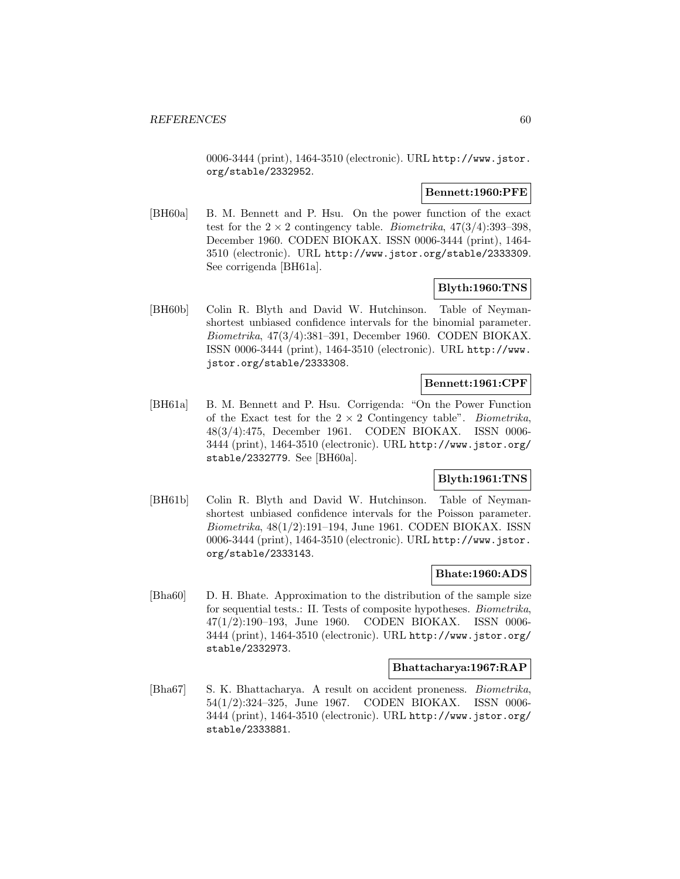0006-3444 (print), 1464-3510 (electronic). URL http://www.jstor.org/stable/2332952.

**Bennett:1960:PFE**

[BH60a] B. M. Bennett and P. Hsu. On the power function of the exact test for the $2 \times 2$ contingency table. *Biometrika*, 47(3/4):393–398, December 1960. CODEN BIOKAX. ISSN 0006-3444 (print), 1464-3510 (electronic). URL http://www.jstor.org/stable/2333309. See corrigenda [BH61a].

**Blyth:1960:TNS**

[BH60b] Colin R. Blyth and David W. Hutchinson. Table of Neyman-shortest unbiased confidence intervals for the binomial parameter. *Biometrika*, 47(3/4):381–391, December 1960. CODEN BIOKAX. ISSN 0006-3444 (print), 1464-3510 (electronic). URL http://www.jstor.org/stable/2333308.

**Bennett:1961:CPF**

[BH61a] B. M. Bennett and P. Hsu. Corrigenda: "On the Power Function of the Exact test for the $2 \times 2$ Contingency table". *Biometrika*, 48(3/4):475, December 1961. CODEN BIOKAX. ISSN 0006-3444 (print), 1464-3510 (electronic). URL http://www.jstor.org/stable/2332779. See [BH60a].

**Blyth:1961:TNS**

[BH61b] Colin R. Blyth and David W. Hutchinson. Table of Neyman-shortest unbiased confidence intervals for the Poisson parameter. *Biometrika*, 48(1/2):191–194, June 1961. CODEN BIOKAX. ISSN 0006-3444 (print), 1464-3510 (electronic). URL http://www.jstor.org/stable/2333143.

**Bhate:1960:ADS**

[Bha60] D. H. Bhate. Approximation to the distribution of the sample size for sequential tests.: II. Tests of composite hypotheses. *Biometrika*, 47(1/2):190–193, June 1960. CODEN BIOKAX. ISSN 0006-3444 (print), 1464-3510 (electronic). URL http://www.jstor.org/stable/2332973.

**Bhattacharya:1967:RAP**

[Bha67] S. K. Bhattacharya. A result on accident proneness. *Biometrika*, 54(1/2):324–325, June 1967. CODEN BIOKAX. ISSN 0006-3444 (print), 1464-3510 (electronic). URL http://www.jstor.org/stable/2333881.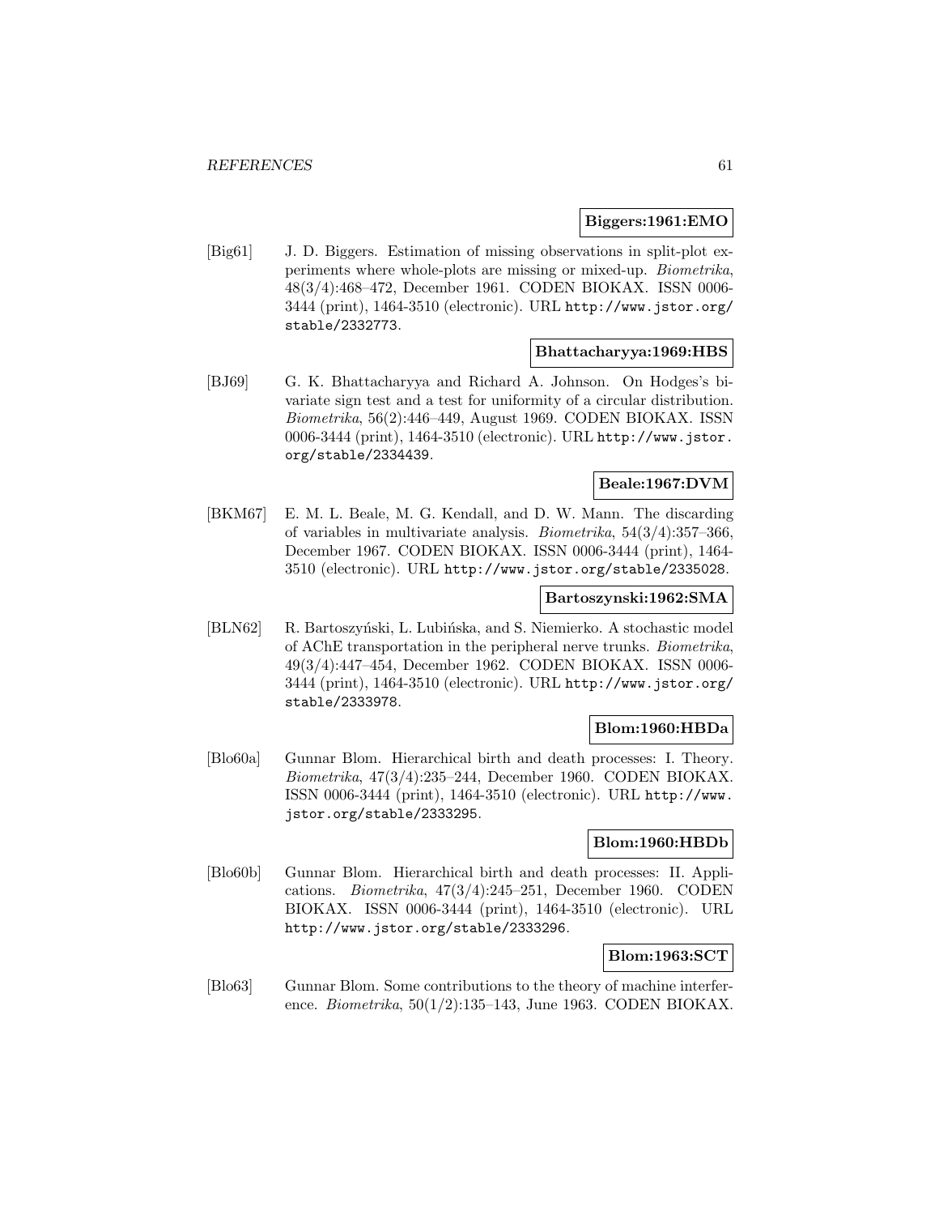**Biggers:1961:EMO**

[Big61] J. D. Biggers. Estimation of missing observations in split-plot experiments where whole-plots are missing or mixed-up. *Biometrika*, 48(3/4):468–472, December 1961. CODEN BIOKAX. ISSN 0006-3444 (print), 1464-3510 (electronic). URL http://www.jstor.org/stable/2332773.

**Bhattacharyya:1969:HBS**

[BJ69] G. K. Bhattacharyya and Richard A. Johnson. On Hodges's bivariate sign test and a test for uniformity of a circular distribution. *Biometrika*, 56(2):446–449, August 1969. CODEN BIOKAX. ISSN 0006-3444 (print), 1464-3510 (electronic). URL http://www.jstor.org/stable/2334439.

**Beale:1967:DVM**

[BKM67] E. M. L. Beale, M. G. Kendall, and D. W. Mann. The discarding of variables in multivariate analysis. *Biometrika*, 54(3/4):357–366, December 1967. CODEN BIOKAX. ISSN 0006-3444 (print), 1464-3510 (electronic). URL http://www.jstor.org/stable/2335028.

**Bartoszynski:1962:SMA**

[BLN62] R. Bartoszyński, L. Lubińska, and S. Niemierko. A stochastic model of AChE transportation in the peripheral nerve trunks. *Biometrika*, 49(3/4):447–454, December 1962. CODEN BIOKAX. ISSN 0006-3444 (print), 1464-3510 (electronic). URL http://www.jstor.org/stable/2333978.

**Blom:1960:HBDa**

[Blo60a] Gunnar Blom. Hierarchical birth and death processes: I. Theory. *Biometrika*, 47(3/4):235–244, December 1960. CODEN BIOKAX. ISSN 0006-3444 (print), 1464-3510 (electronic). URL http://www.jstor.org/stable/2333295.

**Blom:1960:HBDb**

[Blo60b] Gunnar Blom. Hierarchical birth and death processes: II. Applications. *Biometrika*, 47(3/4):245–251, December 1960. CODEN BIOKAX. ISSN 0006-3444 (print), 1464-3510 (electronic). URL http://www.jstor.org/stable/2333296.

**Blom:1963:SCT**

[Blo63] Gunnar Blom. Some contributions to the theory of machine interference. *Biometrika*, 50(1/2):135–143, June 1963. CODEN BIOKAX.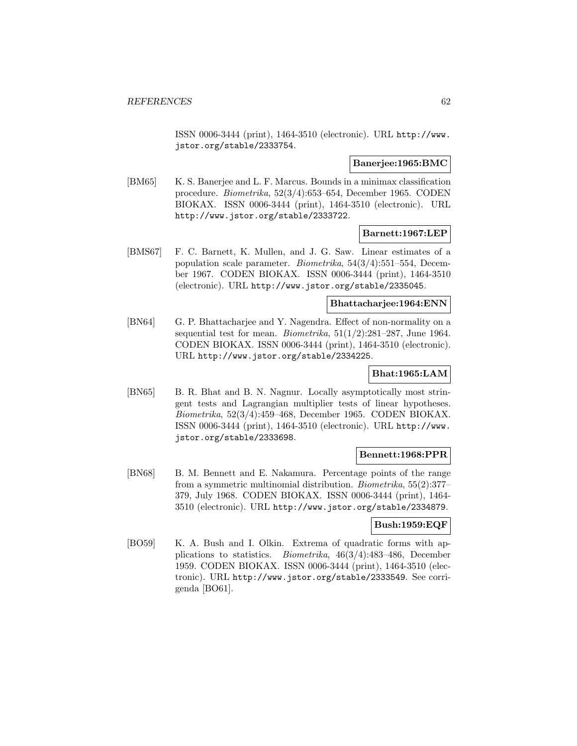ISSN 0006-3444 (print), 1464-3510 (electronic). URL http://www.jstor.org/stable/2333754.

**Banerjee:1965:BMC**

[BM65] K. S. Banerjee and L. F. Marcus. Bounds in a minimax classification procedure. *Biometrika*, 52(3/4):653–654, December 1965. CODEN BIOKAX. ISSN 0006-3444 (print), 1464-3510 (electronic). URL http://www.jstor.org/stable/2333722.

**Barnett:1967:LEP**

[BMS67] F. C. Barnett, K. Mullen, and J. G. Saw. Linear estimates of a population scale parameter. *Biometrika*, 54(3/4):551–554, December 1967. CODEN BIOKAX. ISSN 0006-3444 (print), 1464-3510 (electronic). URL http://www.jstor.org/stable/2335045.

**Bhattacharjee:1964:ENN**

[BN64] G. P. Bhattacharjee and Y. Nagendra. Effect of non-normality on a sequential test for mean. *Biometrika*, 51(1/2):281–287, June 1964. CODEN BIOKAX. ISSN 0006-3444 (print), 1464-3510 (electronic). URL http://www.jstor.org/stable/2334225.

**Bhat:1965:LAM**

[BN65] B. R. Bhat and B. N. Nagnur. Locally asymptotically most stringent tests and Lagrangian multiplier tests of linear hypotheses. *Biometrika*, 52(3/4):459–468, December 1965. CODEN BIOKAX. ISSN 0006-3444 (print), 1464-3510 (electronic). URL http://www.jstor.org/stable/2333698.

**Bennett:1968:PPR**

[BN68] B. M. Bennett and E. Nakamura. Percentage points of the range from a symmetric multinomial distribution. *Biometrika*, 55(2):377–379, July 1968. CODEN BIOKAX. ISSN 0006-3444 (print), 1464-3510 (electronic). URL http://www.jstor.org/stable/2334879.

**Bush:1959:EQF**

[BO59] K. A. Bush and I. Olkin. Extrema of quadratic forms with applications to statistics. *Biometrika*, 46(3/4):483–486, December 1959. CODEN BIOKAX. ISSN 0006-3444 (print), 1464-3510 (electronic). URL http://www.jstor.org/stable/2333549. See corrigenda [BO61].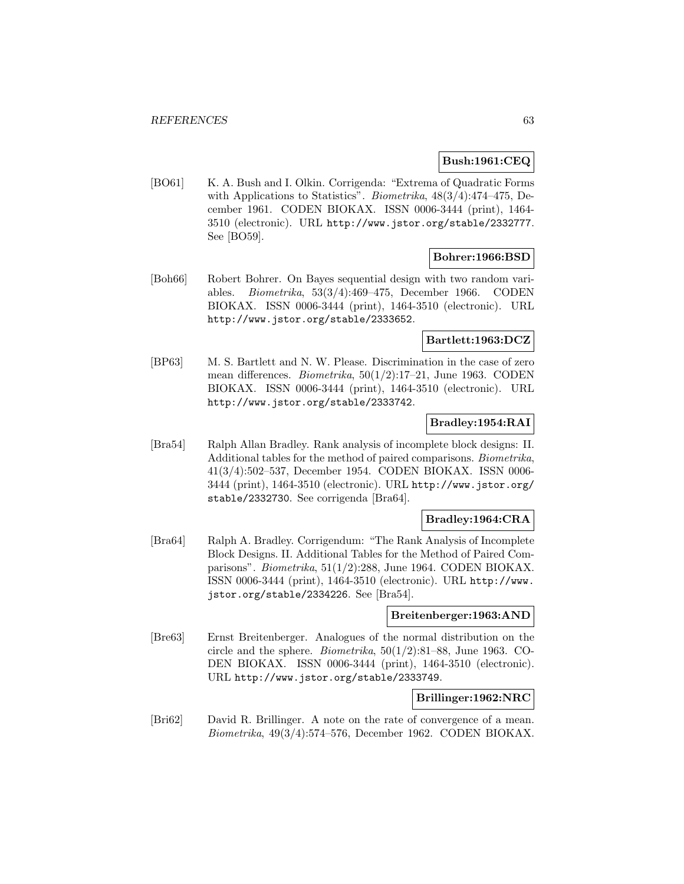**Bush:1961:CEQ**

[BO61] K. A. Bush and I. Olkin. Corrigenda: "Extrema of Quadratic Forms with Applications to Statistics". *Biometrika*, 48(3/4):474–475, December 1961. CODEN BIOKAX. ISSN 0006-3444 (print), 1464-3510 (electronic). URL http://www.jstor.org/stable/2332777. See [BO59].

**Bohrer:1966:BSD**

[Boh66] Robert Bohrer. On Bayes sequential design with two random variables. *Biometrika*, 53(3/4):469–475, December 1966. CODEN BIOKAX. ISSN 0006-3444 (print), 1464-3510 (electronic). URL http://www.jstor.org/stable/2333652.

**Bartlett:1963:DCZ**

[BP63] M. S. Bartlett and N. W. Please. Discrimination in the case of zero mean differences. *Biometrika*, 50(1/2):17–21, June 1963. CODEN BIOKAX. ISSN 0006-3444 (print), 1464-3510 (electronic). URL http://www.jstor.org/stable/2333742.

**Bradley:1954:RAI**

[Bra54] Ralph Allan Bradley. Rank analysis of incomplete block designs: II. Additional tables for the method of paired comparisons. *Biometrika*, 41(3/4):502–537, December 1954. CODEN BIOKAX. ISSN 0006-3444 (print), 1464-3510 (electronic). URL http://www.jstor.org/stable/2332730. See corrigenda [Bra64].

**Bradley:1964:CRA**

[Bra64] Ralph A. Bradley. Corrigendum: "The Rank Analysis of Incomplete Block Designs. II. Additional Tables for the Method of Paired Comparisons". *Biometrika*, 51(1/2):288, June 1964. CODEN BIOKAX. ISSN 0006-3444 (print), 1464-3510 (electronic). URL http://www.jstor.org/stable/2334226. See [Bra54].

**Breitenberger:1963:AND**

[Bre63] Ernst Breitenberger. Analogues of the normal distribution on the circle and the sphere. *Biometrika*, 50(1/2):81–88, June 1963. CODEN BIOKAX. ISSN 0006-3444 (print), 1464-3510 (electronic). URL http://www.jstor.org/stable/2333749.

**Brillinger:1962:NRC**

[Bri62] David R. Brillinger. A note on the rate of convergence of a mean. *Biometrika*, 49(3/4):574–576, December 1962. CODEN BIOKAX.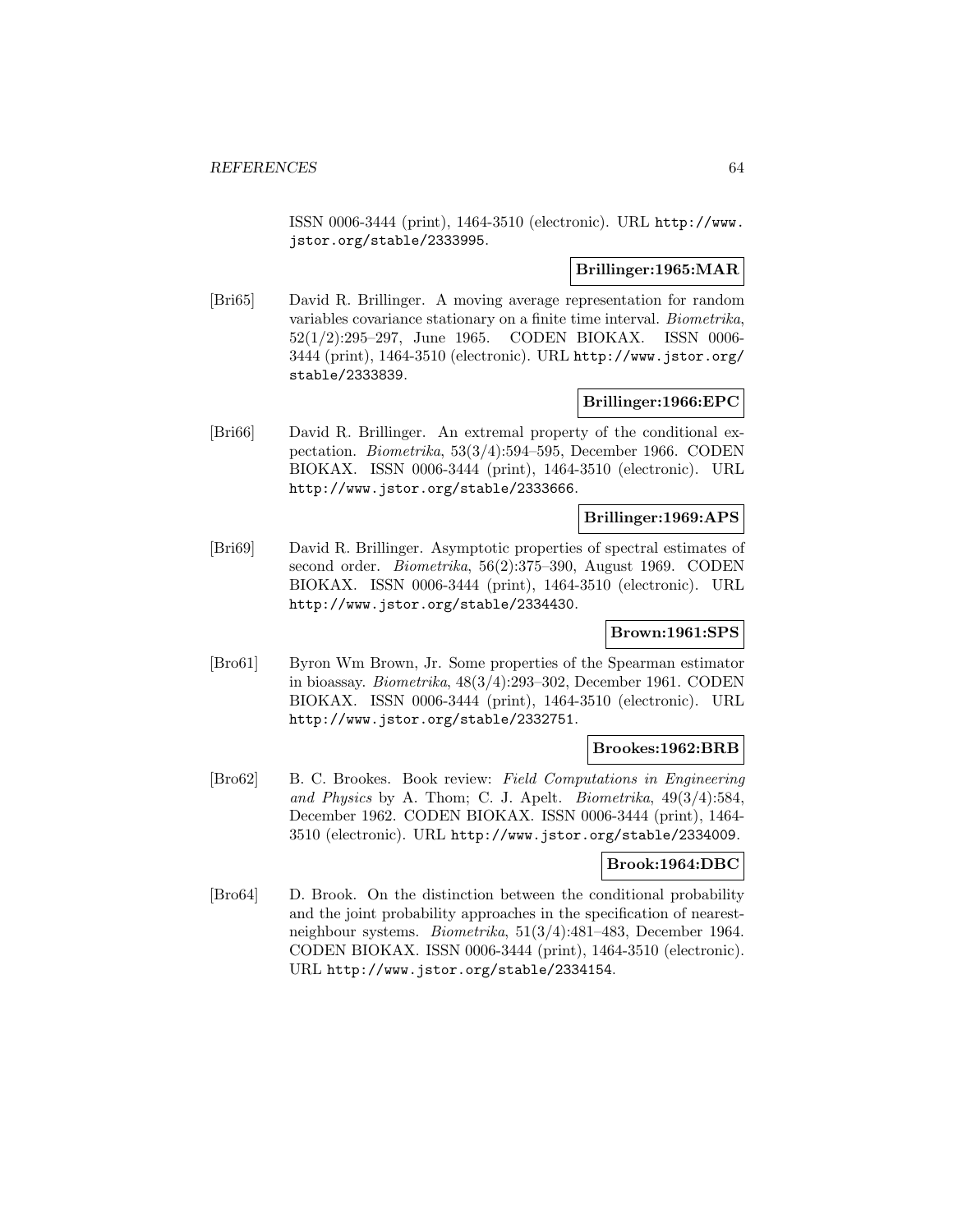ISSN 0006-3444 (print), 1464-3510 (electronic). URL http://www.jstor.org/stable/2333995.

**Brillinger:1965:MAR**

[Bri65] David R. Brillinger. A moving average representation for random variables covariance stationary on a finite time interval. *Biometrika*, 52(1/2):295–297, June 1965. CODEN BIOKAX. ISSN 0006-3444 (print), 1464-3510 (electronic). URL http://www.jstor.org/stable/2333839.

**Brillinger:1966:EPC**

[Bri66] David R. Brillinger. An extremal property of the conditional expectation. *Biometrika*, 53(3/4):594–595, December 1966. CODEN BIOKAX. ISSN 0006-3444 (print), 1464-3510 (electronic). URL http://www.jstor.org/stable/2333666.

**Brillinger:1969:APS**

[Bri69] David R. Brillinger. Asymptotic properties of spectral estimates of second order. *Biometrika*, 56(2):375–390, August 1969. CODEN BIOKAX. ISSN 0006-3444 (print), 1464-3510 (electronic). URL http://www.jstor.org/stable/2334430.

**Brown:1961:SPS**

[Bro61] Byron Wm Brown, Jr. Some properties of the Spearman estimator in bioassay. *Biometrika*, 48(3/4):293–302, December 1961. CODEN BIOKAX. ISSN 0006-3444 (print), 1464-3510 (electronic). URL http://www.jstor.org/stable/2332751.

**Brookes:1962:BRB**

[Bro62] B. C. Brookes. Book review: *Field Computations in Engineering and Physics* by A. Thom; C. J. Apelt. *Biometrika*, 49(3/4):584, December 1962. CODEN BIOKAX. ISSN 0006-3444 (print), 1464-3510 (electronic). URL http://www.jstor.org/stable/2334009.

**Brook:1964:DBC**

[Bro64] D. Brook. On the distinction between the conditional probability and the joint probability approaches in the specification of nearest-neighbour systems. *Biometrika*, 51(3/4):481–483, December 1964. CODEN BIOKAX. ISSN 0006-3444 (print), 1464-3510 (electronic). URL http://www.jstor.org/stable/2334154.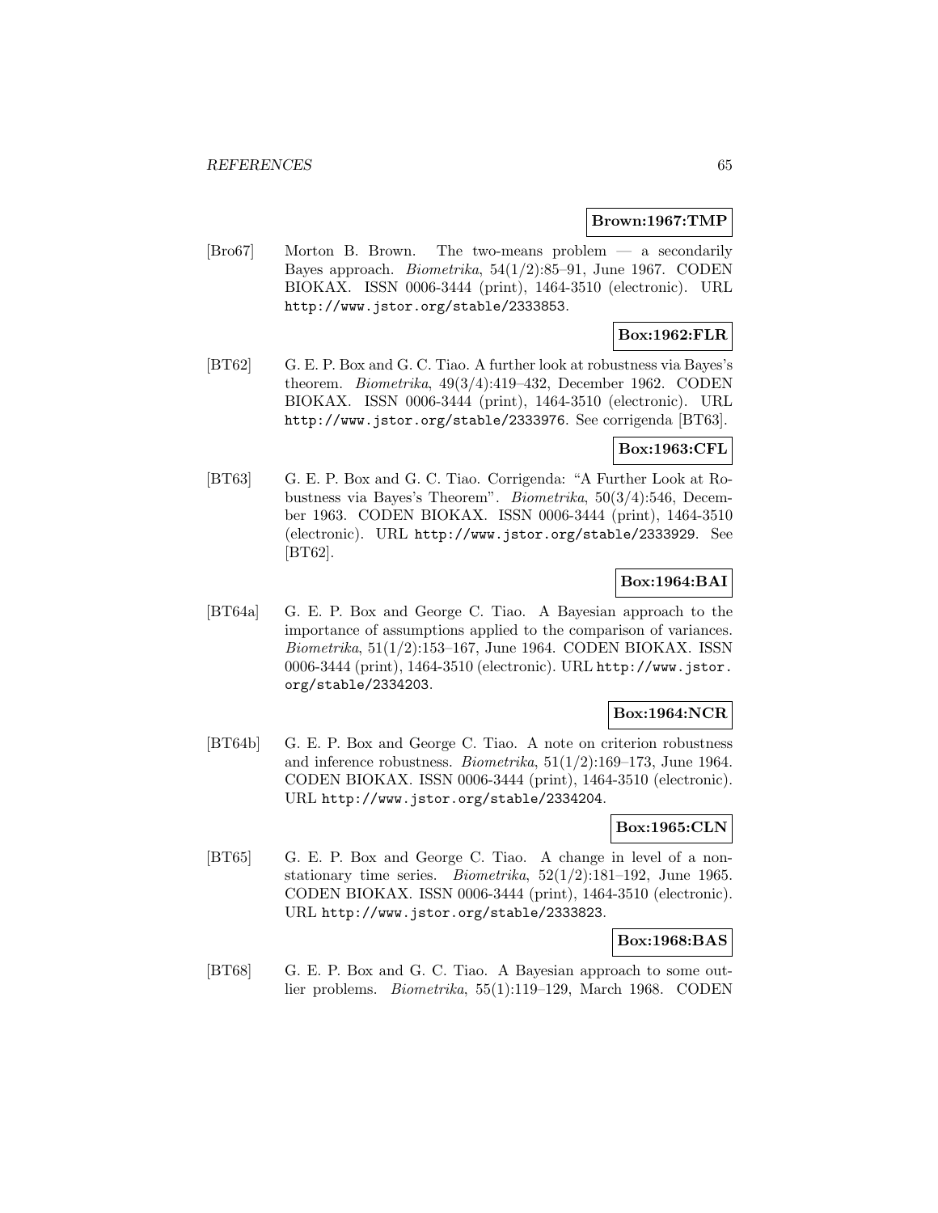**Brown:1967:TMP**

[Bro67] Morton B. Brown. The two-means problem — a secondarily Bayes approach. *Biometrika*, 54(1/2):85–91, June 1967. CODEN BIOKAX. ISSN 0006-3444 (print), 1464-3510 (electronic). URL http://www.jstor.org/stable/2333853.

**Box:1962:FLR**

[BT62] G. E. P. Box and G. C. Tiao. A further look at robustness via Bayes's theorem. *Biometrika*, 49(3/4):419–432, December 1962. CODEN BIOKAX. ISSN 0006-3444 (print), 1464-3510 (electronic). URL http://www.jstor.org/stable/2333976. See corrigenda [BT63].

**Box:1963:CFL**

[BT63] G. E. P. Box and G. C. Tiao. Corrigenda: "A Further Look at Robustness via Bayes's Theorem". *Biometrika*, 50(3/4):546, December 1963. CODEN BIOKAX. ISSN 0006-3444 (print), 1464-3510 (electronic). URL http://www.jstor.org/stable/2333929. See [BT62].

**Box:1964:BAI**

[BT64a] G. E. P. Box and George C. Tiao. A Bayesian approach to the importance of assumptions applied to the comparison of variances. *Biometrika*, 51(1/2):153–167, June 1964. CODEN BIOKAX. ISSN 0006-3444 (print), 1464-3510 (electronic). URL http://www.jstor.org/stable/2334203.

**Box:1964:NCR**

[BT64b] G. E. P. Box and George C. Tiao. A note on criterion robustness and inference robustness. *Biometrika*, 51(1/2):169–173, June 1964. CODEN BIOKAX. ISSN 0006-3444 (print), 1464-3510 (electronic). URL http://www.jstor.org/stable/2334204.

**Box:1965:CLN**

[BT65] G. E. P. Box and George C. Tiao. A change in level of a non-stationary time series. *Biometrika*, 52(1/2):181–192, June 1965. CODEN BIOKAX. ISSN 0006-3444 (print), 1464-3510 (electronic). URL http://www.jstor.org/stable/2333823.

**Box:1968:BAS**

[BT68] G. E. P. Box and G. C. Tiao. A Bayesian approach to some outlier problems. *Biometrika*, 55(1):119–129, March 1968. CODEN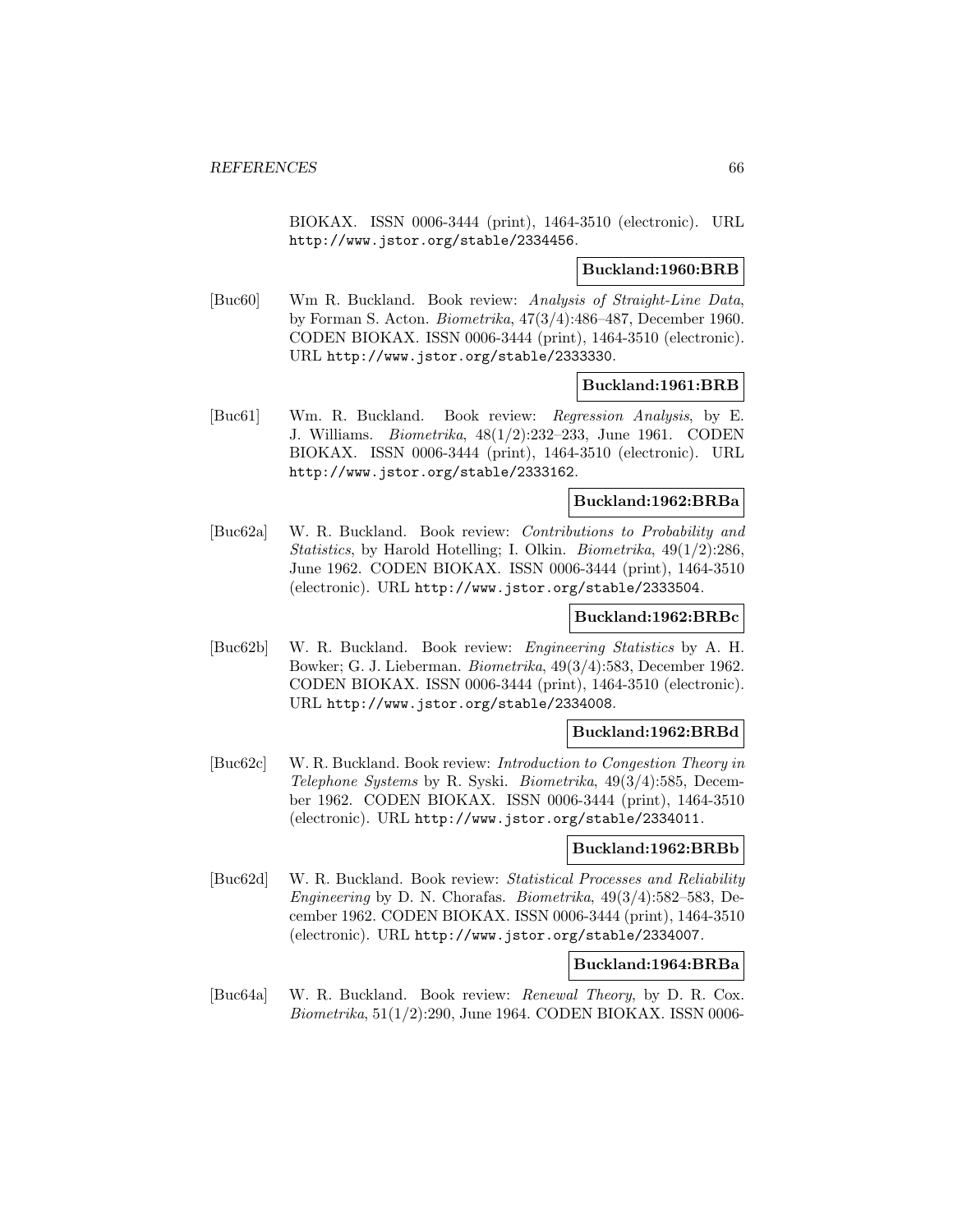BIOKAX. ISSN 0006-3444 (print), 1464-3510 (electronic). URL http://www.jstor.org/stable/2334456.

**Buckland:1960:BRB**

[Buc60] Wm R. Buckland. Book review: *Analysis of Straight-Line Data*, by Forman S. Acton. *Biometrika*, 47(3/4):486–487, December 1960. CODEN BIOKAX. ISSN 0006-3444 (print), 1464-3510 (electronic). URL http://www.jstor.org/stable/2333330.

**Buckland:1961:BRB**

[Buc61] Wm. R. Buckland. Book review: *Regression Analysis*, by E. J. Williams. *Biometrika*, 48(1/2):232–233, June 1961. CODEN BIOKAX. ISSN 0006-3444 (print), 1464-3510 (electronic). URL http://www.jstor.org/stable/2333162.

**Buckland:1962:BRBa**

[Buc62a] W. R. Buckland. Book review: *Contributions to Probability and Statistics*, by Harold Hotelling; I. Olkin. *Biometrika*, 49(1/2):286, June 1962. CODEN BIOKAX. ISSN 0006-3444 (print), 1464-3510 (electronic). URL http://www.jstor.org/stable/2333504.

**Buckland:1962:BRBc**

[Buc62b] W. R. Buckland. Book review: *Engineering Statistics* by A. H. Bowker; G. J. Lieberman. *Biometrika*, 49(3/4):583, December 1962. CODEN BIOKAX. ISSN 0006-3444 (print), 1464-3510 (electronic). URL http://www.jstor.org/stable/2334008.

**Buckland:1962:BRBd**

[Buc62c] W. R. Buckland. Book review: *Introduction to Congestion Theory in Telephone Systems* by R. Syski. *Biometrika*, 49(3/4):585, December 1962. CODEN BIOKAX. ISSN 0006-3444 (print), 1464-3510 (electronic). URL http://www.jstor.org/stable/2334011.

**Buckland:1962:BRBb**

[Buc62d] W. R. Buckland. Book review: *Statistical Processes and Reliability Engineering* by D. N. Chorafas. *Biometrika*, 49(3/4):582–583, December 1962. CODEN BIOKAX. ISSN 0006-3444 (print), 1464-3510 (electronic). URL http://www.jstor.org/stable/2334007.

**Buckland:1964:BRBa**

[Buc64a] W. R. Buckland. Book review: *Renewal Theory*, by D. R. Cox. *Biometrika*, 51(1/2):290, June 1964. CODEN BIOKAX. ISSN 0006-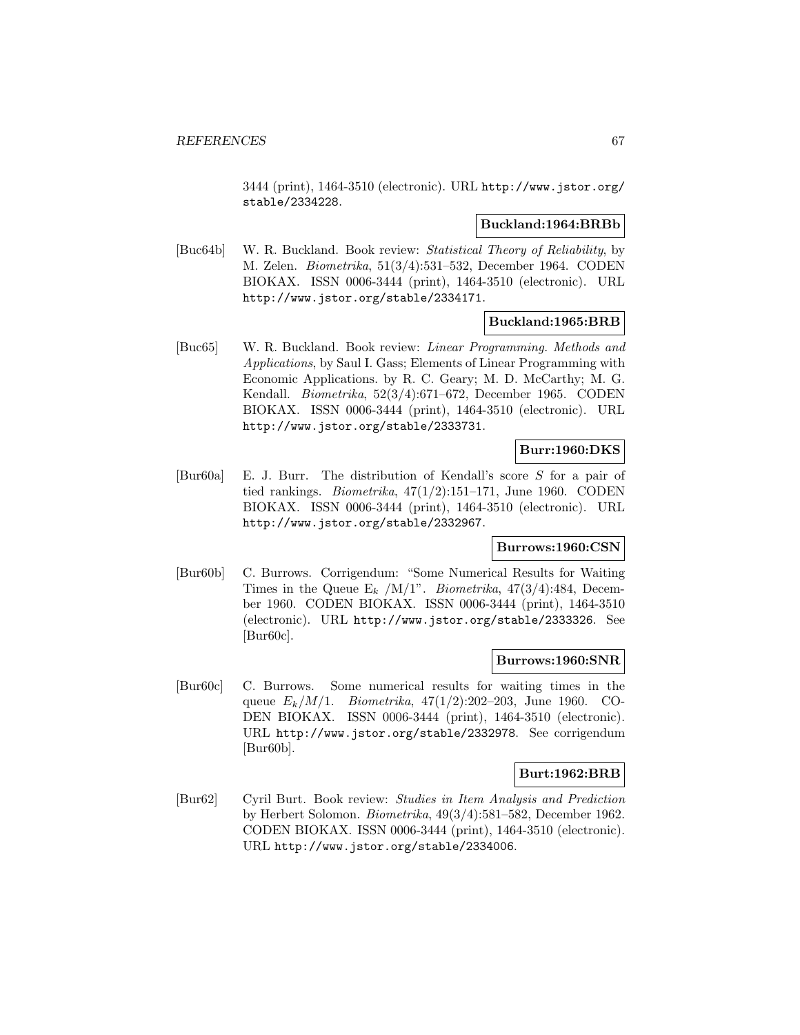3444 (print), 1464-3510 (electronic). URL http://www.jstor.org/stable/2334228.

**Buckland:1964:BRBb**

[Buc64b] W. R. Buckland. Book review: *Statistical Theory of Reliability*, by M. Zelen. *Biometrika*, 51(3/4):531–532, December 1964. CODEN BIOKAX. ISSN 0006-3444 (print), 1464-3510 (electronic). URL http://www.jstor.org/stable/2334171.

**Buckland:1965:BRB**

[Buc65] W. R. Buckland. Book review: *Linear Programming. Methods and Applications*, by Saul I. Gass; Elements of Linear Programming with Economic Applications. by R. C. Geary; M. D. McCarthy; M. G. Kendall. *Biometrika*, 52(3/4):671–672, December 1965. CODEN BIOKAX. ISSN 0006-3444 (print), 1464-3510 (electronic). URL http://www.jstor.org/stable/2333731.

**Burr:1960:DKS**

[Bur60a] E. J. Burr. The distribution of Kendall's score $S$ for a pair of tied rankings. *Biometrika*, 47(1/2):151–171, June 1960. CODEN BIOKAX. ISSN 0006-3444 (print), 1464-3510 (electronic). URL http://www.jstor.org/stable/2332967.

**Burrows:1960:CSN**

[Bur60b] C. Burrows. Corrigendum: "Some Numerical Results for Waiting Times in the Queue $\mathrm{E}_k$ /M/1". *Biometrika*, 47(3/4):484, December 1960. CODEN BIOKAX. ISSN 0006-3444 (print), 1464-3510 (electronic). URL http://www.jstor.org/stable/2333326. See [Bur60c].

**Burrows:1960:SNR**

[Bur60c] C. Burrows. Some numerical results for waiting times in the queue $E_k/M/1$. *Biometrika*, 47(1/2):202–203, June 1960. CODEN BIOKAX. ISSN 0006-3444 (print), 1464-3510 (electronic). URL http://www.jstor.org/stable/2332978. See corrigendum [Bur60b].

**Burt:1962:BRB**

[Bur62] Cyril Burt. Book review: *Studies in Item Analysis and Prediction* by Herbert Solomon. *Biometrika*, 49(3/4):581–582, December 1962. CODEN BIOKAX. ISSN 0006-3444 (print), 1464-3510 (electronic). URL http://www.jstor.org/stable/2334006.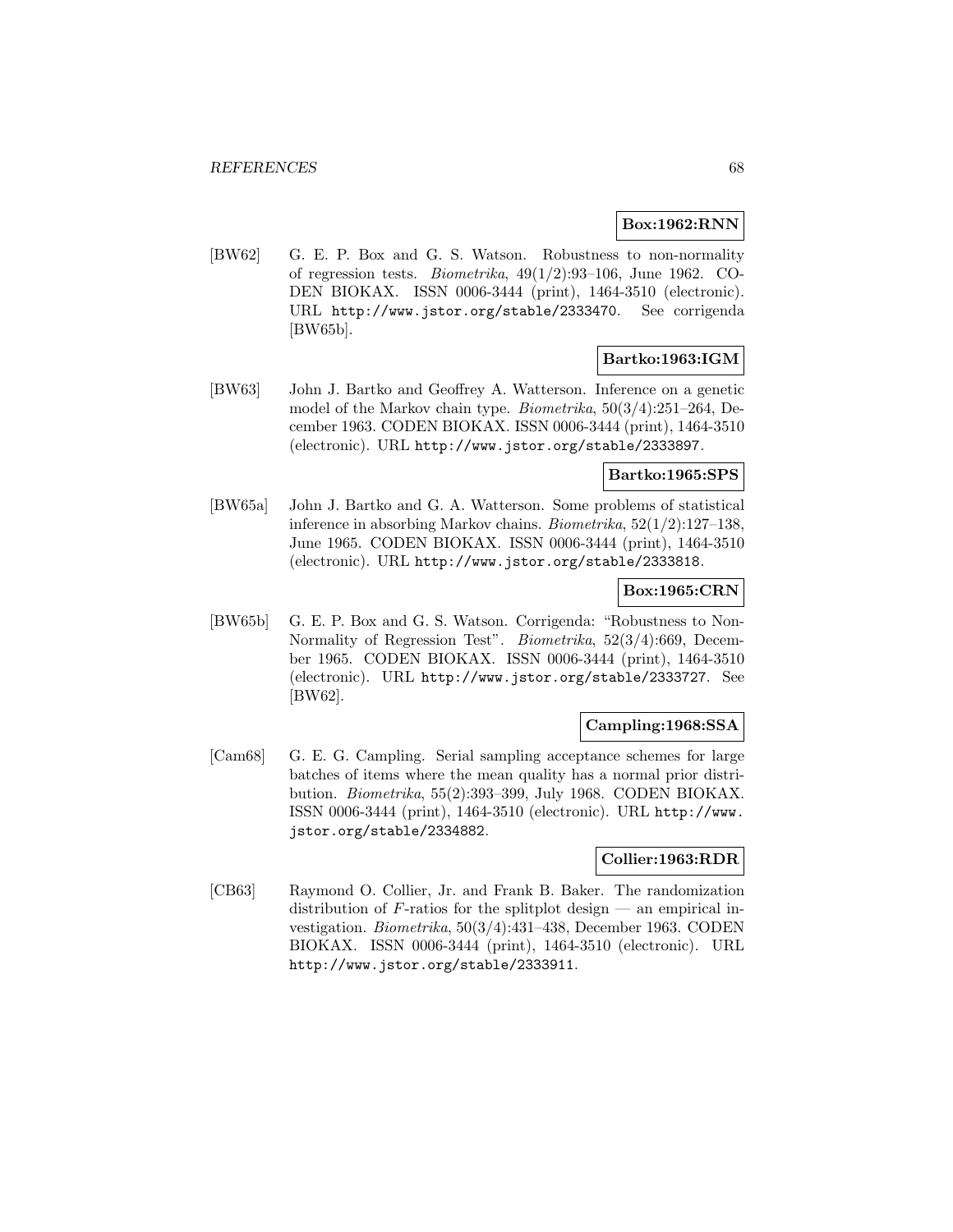**Box:1962:RNN**

[BW62] G. E. P. Box and G. S. Watson. Robustness to non-normality of regression tests. *Biometrika*, 49(1/2):93–106, June 1962. CODEN BIOKAX. ISSN 0006-3444 (print), 1464-3510 (electronic). URL http://www.jstor.org/stable/2333470. See corrigenda [BW65b].

**Bartko:1963:IGM**

[BW63] John J. Bartko and Geoffrey A. Watterson. Inference on a genetic model of the Markov chain type. *Biometrika*, 50(3/4):251–264, December 1963. CODEN BIOKAX. ISSN 0006-3444 (print), 1464-3510 (electronic). URL http://www.jstor.org/stable/2333897.

**Bartko:1965:SPS**

[BW65a] John J. Bartko and G. A. Watterson. Some problems of statistical inference in absorbing Markov chains. *Biometrika*, 52(1/2):127–138, June 1965. CODEN BIOKAX. ISSN 0006-3444 (print), 1464-3510 (electronic). URL http://www.jstor.org/stable/2333818.

**Box:1965:CRN**

[BW65b] G. E. P. Box and G. S. Watson. Corrigenda: "Robustness to Non-Normality of Regression Test". *Biometrika*, 52(3/4):669, December 1965. CODEN BIOKAX. ISSN 0006-3444 (print), 1464-3510 (electronic). URL http://www.jstor.org/stable/2333727. See [BW62].

**Campling:1968:SSA**

[Cam68] G. E. G. Campling. Serial sampling acceptance schemes for large batches of items where the mean quality has a normal prior distribution. *Biometrika*, 55(2):393–399, July 1968. CODEN BIOKAX. ISSN 0006-3444 (print), 1464-3510 (electronic). URL http://www.jstor.org/stable/2334882.

**Collier:1963:RDR**

[CB63] Raymond O. Collier, Jr. and Frank B. Baker. The randomization distribution of $F$-ratios for the splitplot design — an empirical investigation. *Biometrika*, 50(3/4):431–438, December 1963. CODEN BIOKAX. ISSN 0006-3444 (print), 1464-3510 (electronic). URL http://www.jstor.org/stable/2333911.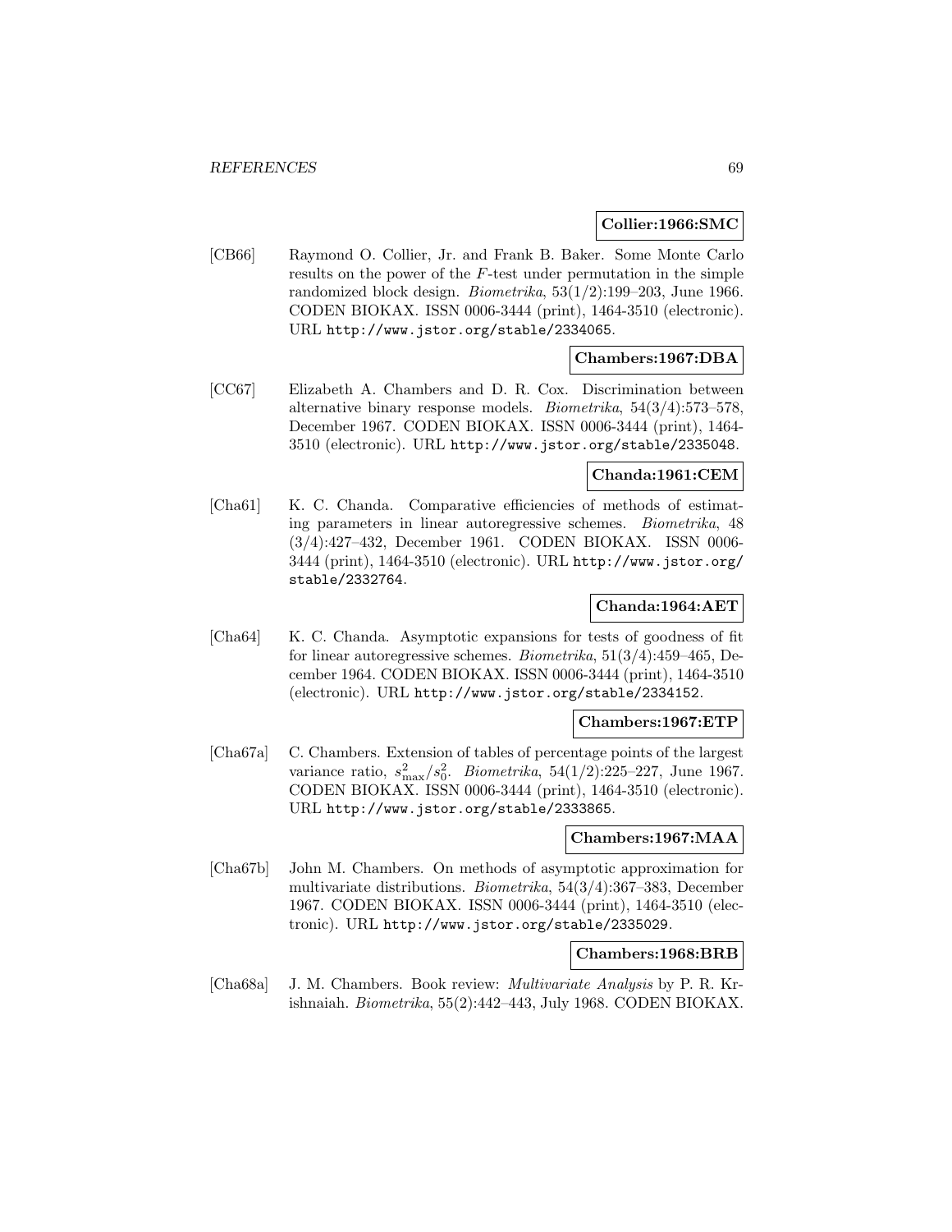**Collier:1966:SMC**

[CB66] Raymond O. Collier, Jr. and Frank B. Baker. Some Monte Carlo results on the power of the $F$-test under permutation in the simple randomized block design. *Biometrika*, 53(1/2):199–203, June 1966. CODEN BIOKAX. ISSN 0006-3444 (print), 1464-3510 (electronic). URL http://www.jstor.org/stable/2334065.

**Chambers:1967:DBA**

[CC67] Elizabeth A. Chambers and D. R. Cox. Discrimination between alternative binary response models. *Biometrika*, 54(3/4):573–578, December 1967. CODEN BIOKAX. ISSN 0006-3444 (print), 1464-3510 (electronic). URL http://www.jstor.org/stable/2335048.

**Chanda:1961:CEM**

[Cha61] K. C. Chanda. Comparative efficiencies of methods of estimating parameters in linear autoregressive schemes. *Biometrika*, 48 (3/4):427–432, December 1961. CODEN BIOKAX. ISSN 0006-3444 (print), 1464-3510 (electronic). URL http://www.jstor.org/stable/2332764.

**Chanda:1964:AET**

[Cha64] K. C. Chanda. Asymptotic expansions for tests of goodness of fit for linear autoregressive schemes. *Biometrika*, 51(3/4):459–465, December 1964. CODEN BIOKAX. ISSN 0006-3444 (print), 1464-3510 (electronic). URL http://www.jstor.org/stable/2334152.

**Chambers:1967:ETP**

[Cha67a] C. Chambers. Extension of tables of percentage points of the largest variance ratio, $s^2_{\max}/s^2_0$. *Biometrika*, 54(1/2):225–227, June 1967. CODEN BIOKAX. ISSN 0006-3444 (print), 1464-3510 (electronic). URL http://www.jstor.org/stable/2333865.

**Chambers:1967:MAA**

[Cha67b] John M. Chambers. On methods of asymptotic approximation for multivariate distributions. *Biometrika*, 54(3/4):367–383, December 1967. CODEN BIOKAX. ISSN 0006-3444 (print), 1464-3510 (electronic). URL http://www.jstor.org/stable/2335029.

**Chambers:1968:BRB**

[Cha68a] J. M. Chambers. Book review: *Multivariate Analysis* by P. R. Krishnaiah. *Biometrika*, 55(2):442–443, July 1968. CODEN BIOKAX.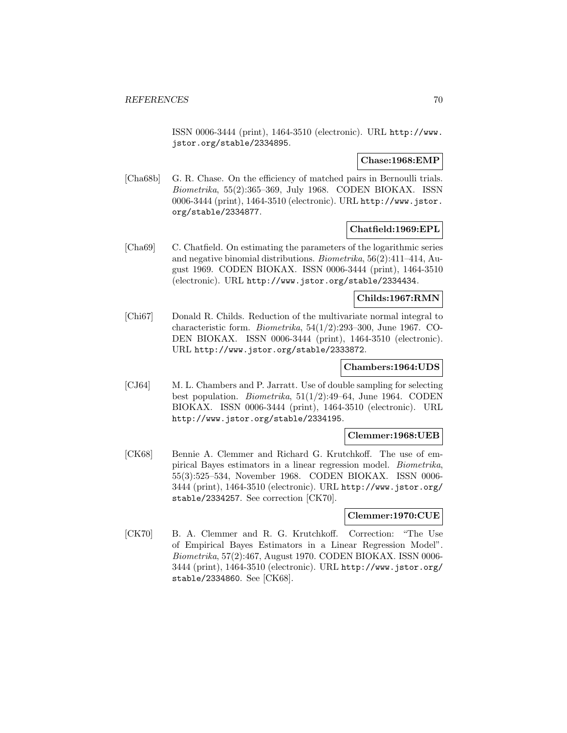ISSN 0006-3444 (print), 1464-3510 (electronic). URL `http://www.jstor.org/stable/2334895`.

**Chase:1968:EMP**

[Cha68b] G. R. Chase. On the efficiency of matched pairs in Bernoulli trials. *Biometrika*, 55(2):365–369, July 1968. CODEN BIOKAX. ISSN 0006-3444 (print), 1464-3510 (electronic). URL `http://www.jstor.org/stable/2334877`.

**Chatfield:1969:EPL**

[Cha69] C. Chatfield. On estimating the parameters of the logarithmic series and negative binomial distributions. *Biometrika*, 56(2):411–414, August 1969. CODEN BIOKAX. ISSN 0006-3444 (print), 1464-3510 (electronic). URL `http://www.jstor.org/stable/2334434`.

**Childs:1967:RMN**

[Chi67] Donald R. Childs. Reduction of the multivariate normal integral to characteristic form. *Biometrika*, 54(1/2):293–300, June 1967. CODEN BIOKAX. ISSN 0006-3444 (print), 1464-3510 (electronic). URL `http://www.jstor.org/stable/2333872`.

**Chambers:1964:UDS**

[CJ64] M. L. Chambers and P. Jarratt. Use of double sampling for selecting best population. *Biometrika*, 51(1/2):49–64, June 1964. CODEN BIOKAX. ISSN 0006-3444 (print), 1464-3510 (electronic). URL `http://www.jstor.org/stable/2334195`.

**Clemmer:1968:UEB**

[CK68] Bennie A. Clemmer and Richard G. Krutchkoff. The use of empirical Bayes estimators in a linear regression model. *Biometrika*, 55(3):525–534, November 1968. CODEN BIOKAX. ISSN 0006-3444 (print), 1464-3510 (electronic). URL `http://www.jstor.org/stable/2334257`. See correction [CK70].

**Clemmer:1970:CUE**

[CK70] B. A. Clemmer and R. G. Krutchkoff. Correction: "The Use of Empirical Bayes Estimators in a Linear Regression Model". *Biometrika*, 57(2):467, August 1970. CODEN BIOKAX. ISSN 0006-3444 (print), 1464-3510 (electronic). URL `http://www.jstor.org/stable/2334860`. See [CK68].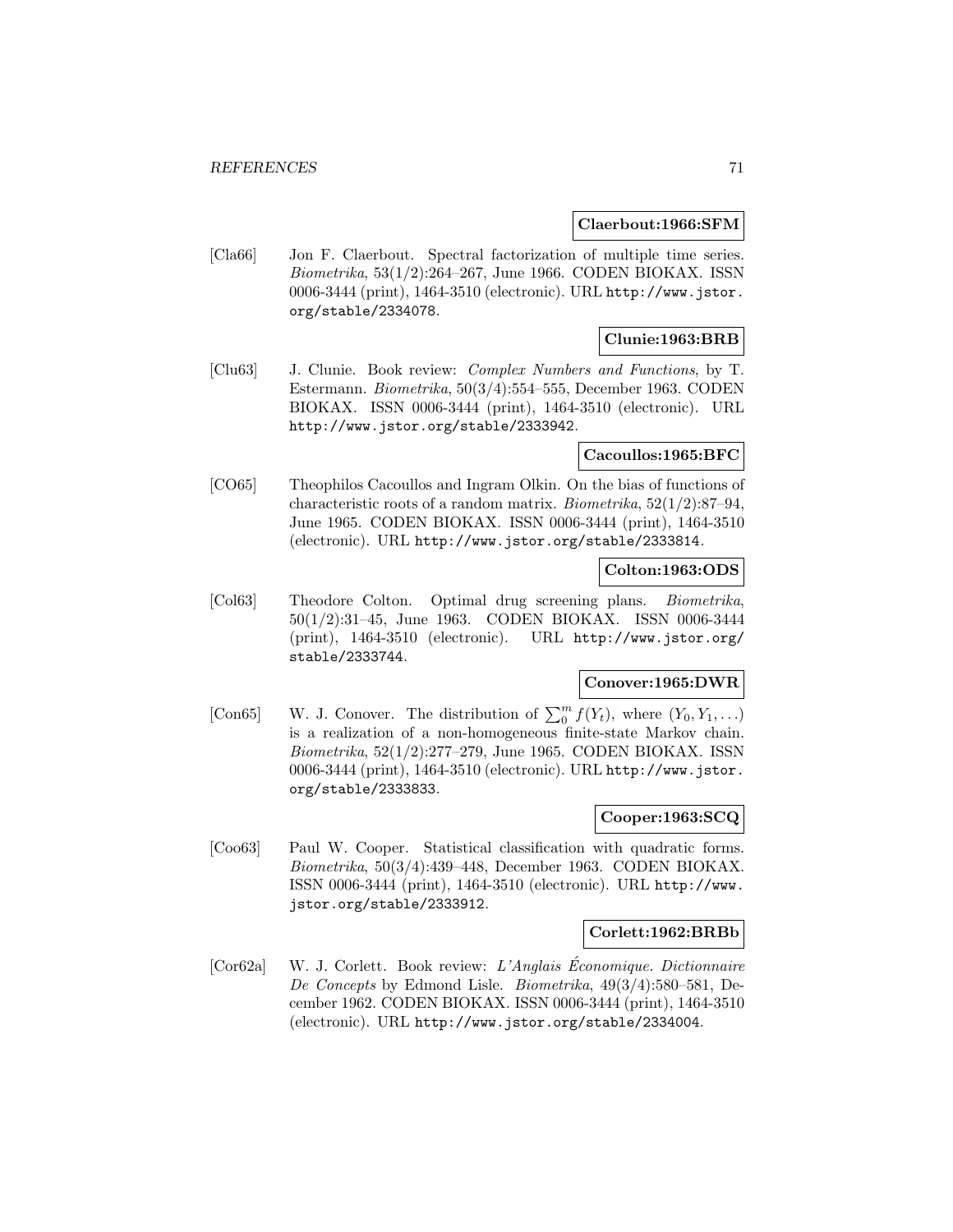**Claerbout:1966:SFM**

[Cla66] Jon F. Claerbout. Spectral factorization of multiple time series. *Biometrika*, 53(1/2):264–267, June 1966. CODEN BIOKAX. ISSN 0006-3444 (print), 1464-3510 (electronic). URL http://www.jstor.org/stable/2334078.

**Clunie:1963:BRB**

[Clu63] J. Clunie. Book review: *Complex Numbers and Functions*, by T. Estermann. *Biometrika*, 50(3/4):554–555, December 1963. CODEN BIOKAX. ISSN 0006-3444 (print), 1464-3510 (electronic). URL http://www.jstor.org/stable/2333942.

**Cacoullos:1965:BFC**

[CO65] Theophilos Cacoullos and Ingram Olkin. On the bias of functions of characteristic roots of a random matrix. *Biometrika*, 52(1/2):87–94, June 1965. CODEN BIOKAX. ISSN 0006-3444 (print), 1464-3510 (electronic). URL http://www.jstor.org/stable/2333814.

**Colton:1963:ODS**

[Col63] Theodore Colton. Optimal drug screening plans. *Biometrika*, 50(1/2):31–45, June 1963. CODEN BIOKAX. ISSN 0006-3444 (print), 1464-3510 (electronic). URL http://www.jstor.org/stable/2333744.

**Conover:1965:DWR**

[Con65] W. J. Conover. The distribution of $\sum_0^m f(Y_t)$, where $(Y_0, Y_1, \ldots)$ is a realization of a non-homogeneous finite-state Markov chain. *Biometrika*, 52(1/2):277–279, June 1965. CODEN BIOKAX. ISSN 0006-3444 (print), 1464-3510 (electronic). URL http://www.jstor.org/stable/2333833.

**Cooper:1963:SCQ**

[Coo63] Paul W. Cooper. Statistical classification with quadratic forms. *Biometrika*, 50(3/4):439–448, December 1963. CODEN BIOKAX. ISSN 0006-3444 (print), 1464-3510 (electronic). URL http://www.jstor.org/stable/2333912.

**Corlett:1962:BRBb**

[Cor62a] W. J. Corlett. Book review: *L'Anglais Économique. Dictionnaire De Concepts* by Edmond Lisle. *Biometrika*, 49(3/4):580–581, December 1962. CODEN BIOKAX. ISSN 0006-3444 (print), 1464-3510 (electronic). URL http://www.jstor.org/stable/2334004.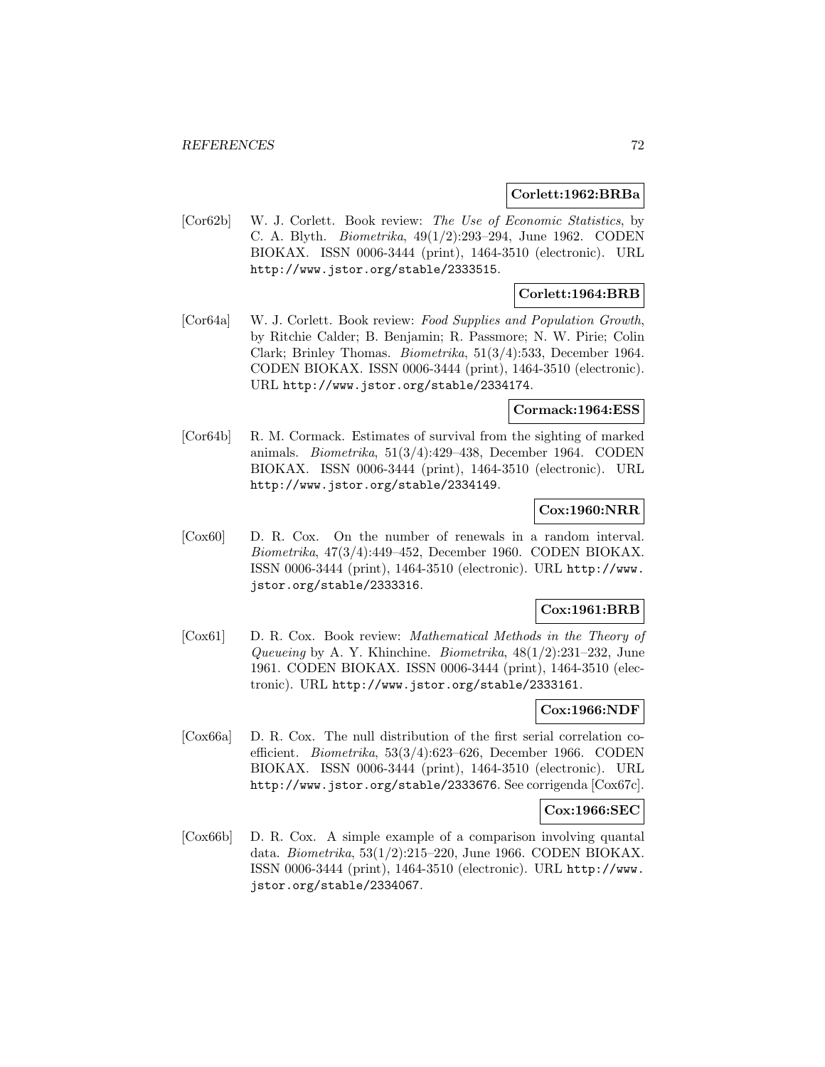**Corlett:1962:BRBa**

[Cor62b] W. J. Corlett. Book review: *The Use of Economic Statistics*, by C. A. Blyth. *Biometrika*, 49(1/2):293–294, June 1962. CODEN BIOKAX. ISSN 0006-3444 (print), 1464-3510 (electronic). URL http://www.jstor.org/stable/2333515.

**Corlett:1964:BRB**

[Cor64a] W. J. Corlett. Book review: *Food Supplies and Population Growth*, by Ritchie Calder; B. Benjamin; R. Passmore; N. W. Pirie; Colin Clark; Brinley Thomas. *Biometrika*, 51(3/4):533, December 1964. CODEN BIOKAX. ISSN 0006-3444 (print), 1464-3510 (electronic). URL http://www.jstor.org/stable/2334174.

**Cormack:1964:ESS**

[Cor64b] R. M. Cormack. Estimates of survival from the sighting of marked animals. *Biometrika*, 51(3/4):429–438, December 1964. CODEN BIOKAX. ISSN 0006-3444 (print), 1464-3510 (electronic). URL http://www.jstor.org/stable/2334149.

**Cox:1960:NRR**

[Cox60] D. R. Cox. On the number of renewals in a random interval. *Biometrika*, 47(3/4):449–452, December 1960. CODEN BIOKAX. ISSN 0006-3444 (print), 1464-3510 (electronic). URL http://www.jstor.org/stable/2333316.

**Cox:1961:BRB**

[Cox61] D. R. Cox. Book review: *Mathematical Methods in the Theory of Queueing* by A. Y. Khinchine. *Biometrika*, 48(1/2):231–232, June 1961. CODEN BIOKAX. ISSN 0006-3444 (print), 1464-3510 (electronic). URL http://www.jstor.org/stable/2333161.

**Cox:1966:NDF**

[Cox66a] D. R. Cox. The null distribution of the first serial correlation coefficient. *Biometrika*, 53(3/4):623–626, December 1966. CODEN BIOKAX. ISSN 0006-3444 (print), 1464-3510 (electronic). URL http://www.jstor.org/stable/2333676. See corrigenda [Cox67c].

**Cox:1966:SEC**

[Cox66b] D. R. Cox. A simple example of a comparison involving quantal data. *Biometrika*, 53(1/2):215–220, June 1966. CODEN BIOKAX. ISSN 0006-3444 (print), 1464-3510 (electronic). URL http://www.jstor.org/stable/2334067.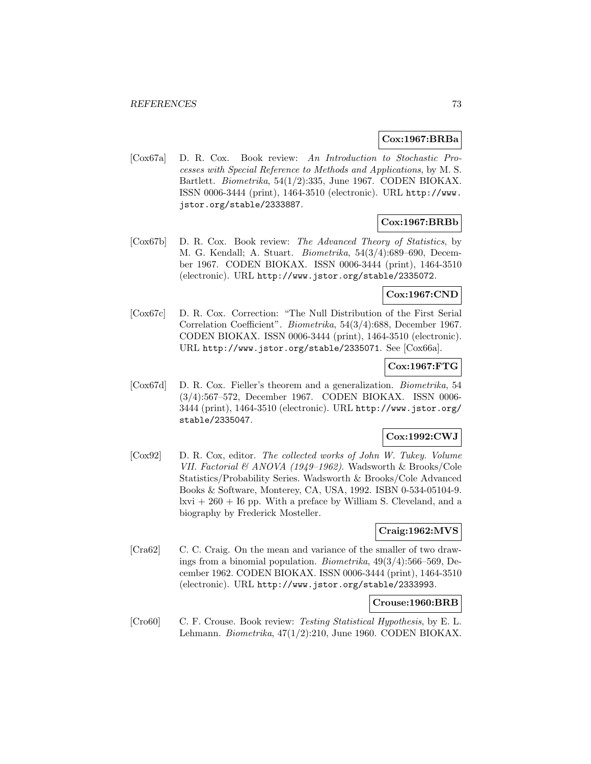**Cox:1967:BRBa**

[Cox67a] D. R. Cox. Book review: *An Introduction to Stochastic Processes with Special Reference to Methods and Applications*, by M. S. Bartlett. *Biometrika*, 54(1/2):335, June 1967. CODEN BIOKAX. ISSN 0006-3444 (print), 1464-3510 (electronic). URL http://www.jstor.org/stable/2333887.

**Cox:1967:BRBb**

[Cox67b] D. R. Cox. Book review: *The Advanced Theory of Statistics*, by M. G. Kendall; A. Stuart. *Biometrika*, 54(3/4):689–690, December 1967. CODEN BIOKAX. ISSN 0006-3444 (print), 1464-3510 (electronic). URL http://www.jstor.org/stable/2335072.

**Cox:1967:CND**

[Cox67c] D. R. Cox. Correction: "The Null Distribution of the First Serial Correlation Coefficient". *Biometrika*, 54(3/4):688, December 1967. CODEN BIOKAX. ISSN 0006-3444 (print), 1464-3510 (electronic). URL http://www.jstor.org/stable/2335071. See [Cox66a].

**Cox:1967:FTG**

[Cox67d] D. R. Cox. Fieller's theorem and a generalization. *Biometrika*, 54 (3/4):567–572, December 1967. CODEN BIOKAX. ISSN 0006-3444 (print), 1464-3510 (electronic). URL http://www.jstor.org/stable/2335047.

**Cox:1992:CWJ**

[Cox92] D. R. Cox, editor. *The collected works of John W. Tukey. Volume VII. Factorial & ANOVA (1949–1962)*. Wadsworth & Brooks/Cole Statistics/Probability Series. Wadsworth & Brooks/Cole Advanced Books & Software, Monterey, CA, USA, 1992. ISBN 0-534-05104-9. lxvi + 260 + I6 pp. With a preface by William S. Cleveland, and a biography by Frederick Mosteller.

**Craig:1962:MVS**

[Cra62] C. C. Craig. On the mean and variance of the smaller of two drawings from a binomial population. *Biometrika*, 49(3/4):566–569, December 1962. CODEN BIOKAX. ISSN 0006-3444 (print), 1464-3510 (electronic). URL http://www.jstor.org/stable/2333993.

**Crouse:1960:BRB**

[Cro60] C. F. Crouse. Book review: *Testing Statistical Hypothesis*, by E. L. Lehmann. *Biometrika*, 47(1/2):210, June 1960. CODEN BIOKAX.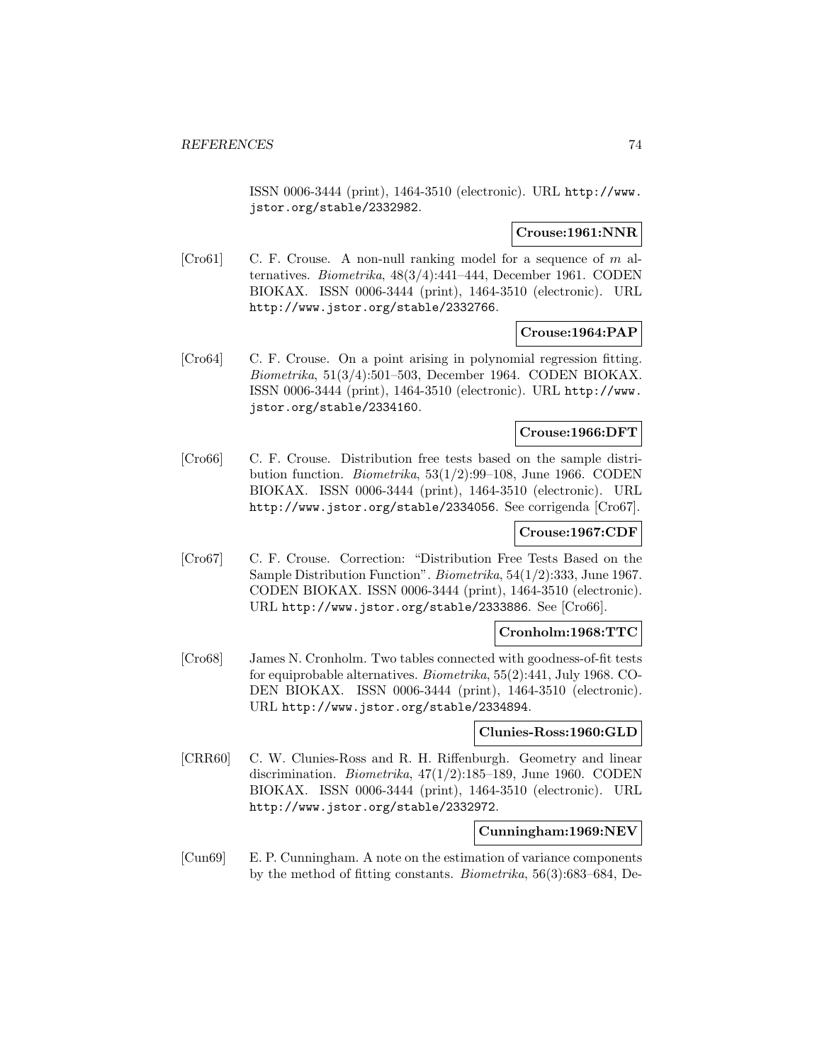ISSN 0006-3444 (print), 1464-3510 (electronic). URL http://www.jstor.org/stable/2332982.

**Crouse:1961:NNR**

[Cro61] C. F. Crouse. A non-null ranking model for a sequence of $m$ alternatives. *Biometrika*, 48(3/4):441–444, December 1961. CODEN BIOKAX. ISSN 0006-3444 (print), 1464-3510 (electronic). URL http://www.jstor.org/stable/2332766.

**Crouse:1964:PAP**

[Cro64] C. F. Crouse. On a point arising in polynomial regression fitting. *Biometrika*, 51(3/4):501–503, December 1964. CODEN BIOKAX. ISSN 0006-3444 (print), 1464-3510 (electronic). URL http://www.jstor.org/stable/2334160.

**Crouse:1966:DFT**

[Cro66] C. F. Crouse. Distribution free tests based on the sample distribution function. *Biometrika*, 53(1/2):99–108, June 1966. CODEN BIOKAX. ISSN 0006-3444 (print), 1464-3510 (electronic). URL http://www.jstor.org/stable/2334056. See corrigenda [Cro67].

**Crouse:1967:CDF**

[Cro67] C. F. Crouse. Correction: "Distribution Free Tests Based on the Sample Distribution Function". *Biometrika*, 54(1/2):333, June 1967. CODEN BIOKAX. ISSN 0006-3444 (print), 1464-3510 (electronic). URL http://www.jstor.org/stable/2333886. See [Cro66].

**Cronholm:1968:TTC**

[Cro68] James N. Cronholm. Two tables connected with goodness-of-fit tests for equiprobable alternatives. *Biometrika*, 55(2):441, July 1968. CODEN BIOKAX. ISSN 0006-3444 (print), 1464-3510 (electronic). URL http://www.jstor.org/stable/2334894.

**Clunies-Ross:1960:GLD**

[CRR60] C. W. Clunies-Ross and R. H. Riffenburgh. Geometry and linear discrimination. *Biometrika*, 47(1/2):185–189, June 1960. CODEN BIOKAX. ISSN 0006-3444 (print), 1464-3510 (electronic). URL http://www.jstor.org/stable/2332972.

**Cunningham:1969:NEV**

[Cun69] E. P. Cunningham. A note on the estimation of variance components by the method of fitting constants. *Biometrika*, 56(3):683–684, De-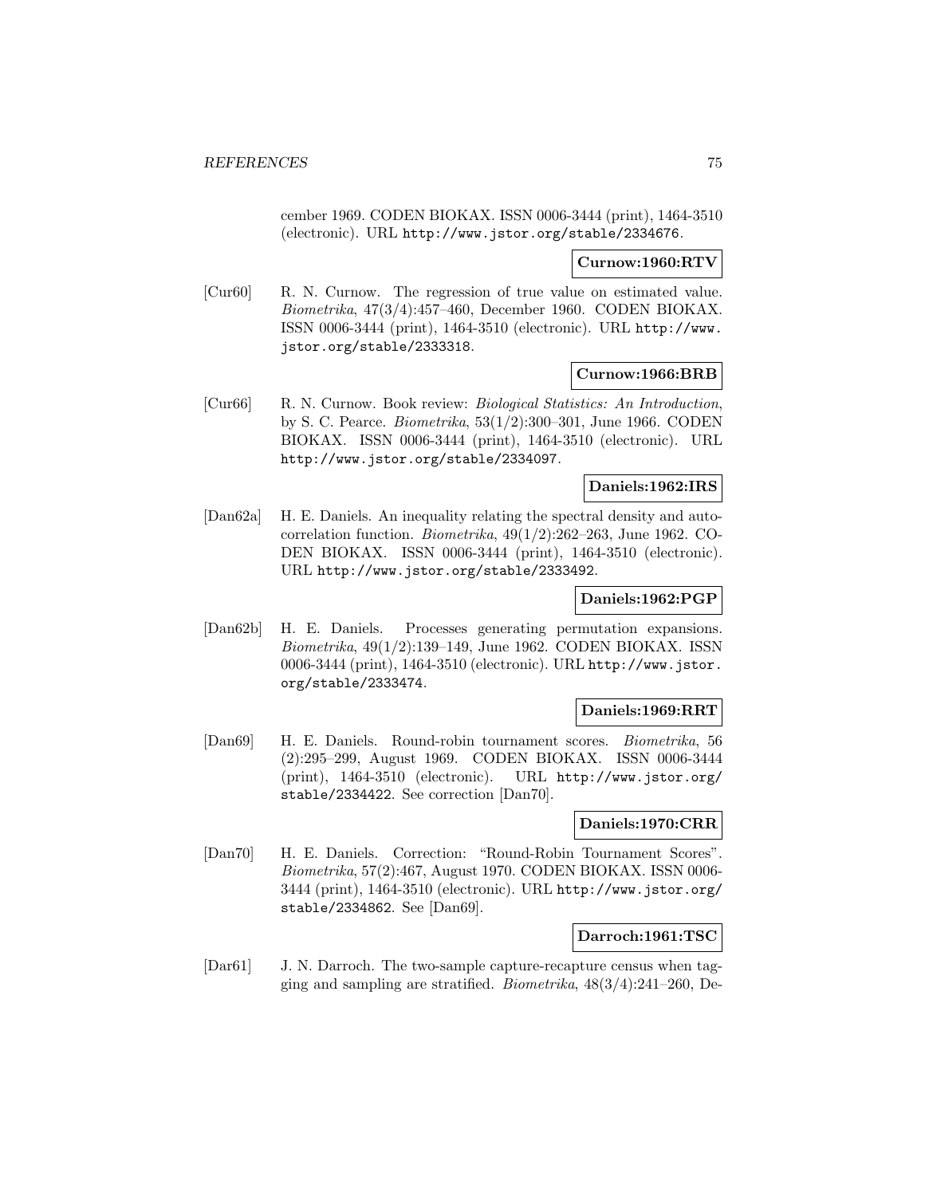cember 1969. CODEN BIOKAX. ISSN 0006-3444 (print), 1464-3510 (electronic). URL http://www.jstor.org/stable/2334676.

**Curnow:1960:RTV**

[Cur60] R. N. Curnow. The regression of true value on estimated value. *Biometrika*, 47(3/4):457–460, December 1960. CODEN BIOKAX. ISSN 0006-3444 (print), 1464-3510 (electronic). URL http://www.jstor.org/stable/2333318.

**Curnow:1966:BRB**

[Cur66] R. N. Curnow. Book review: *Biological Statistics: An Introduction*, by S. C. Pearce. *Biometrika*, 53(1/2):300–301, June 1966. CODEN BIOKAX. ISSN 0006-3444 (print), 1464-3510 (electronic). URL http://www.jstor.org/stable/2334097.

**Daniels:1962:IRS**

[Dan62a] H. E. Daniels. An inequality relating the spectral density and autocorrelation function. *Biometrika*, 49(1/2):262–263, June 1962. CODEN BIOKAX. ISSN 0006-3444 (print), 1464-3510 (electronic). URL http://www.jstor.org/stable/2333492.

**Daniels:1962:PGP**

[Dan62b] H. E. Daniels. Processes generating permutation expansions. *Biometrika*, 49(1/2):139–149, June 1962. CODEN BIOKAX. ISSN 0006-3444 (print), 1464-3510 (electronic). URL http://www.jstor.org/stable/2333474.

**Daniels:1969:RRT**

[Dan69] H. E. Daniels. Round-robin tournament scores. *Biometrika*, 56 (2):295–299, August 1969. CODEN BIOKAX. ISSN 0006-3444 (print), 1464-3510 (electronic). URL http://www.jstor.org/stable/2334422. See correction [Dan70].

**Daniels:1970:CRR**

[Dan70] H. E. Daniels. Correction: "Round-Robin Tournament Scores". *Biometrika*, 57(2):467, August 1970. CODEN BIOKAX. ISSN 0006-3444 (print), 1464-3510 (electronic). URL http://www.jstor.org/stable/2334862. See [Dan69].

**Darroch:1961:TSC**

[Dar61] J. N. Darroch. The two-sample capture-recapture census when tagging and sampling are stratified. *Biometrika*, 48(3/4):241–260, De-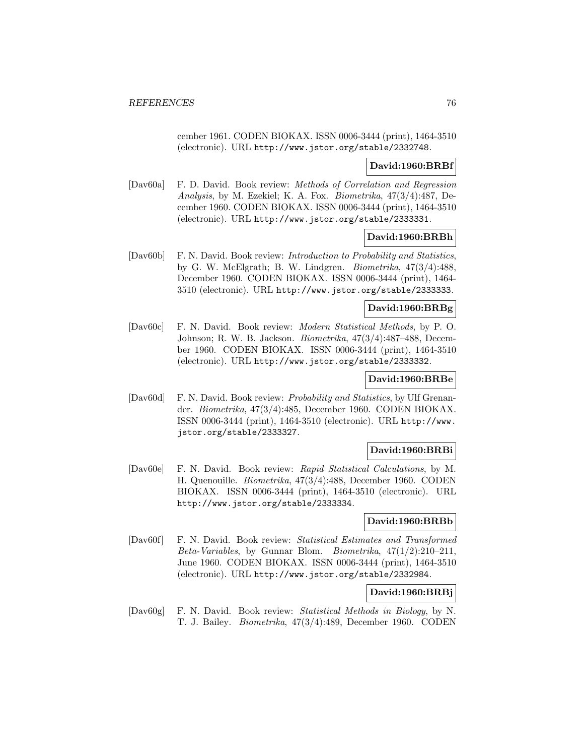cember 1961. CODEN BIOKAX. ISSN 0006-3444 (print), 1464-3510 (electronic). URL http://www.jstor.org/stable/2332748.

**David:1960:BRBf**

[Dav60a] F. D. David. Book review: *Methods of Correlation and Regression Analysis*, by M. Ezekiel; K. A. Fox. *Biometrika*, 47(3/4):487, December 1960. CODEN BIOKAX. ISSN 0006-3444 (print), 1464-3510 (electronic). URL http://www.jstor.org/stable/2333331.

**David:1960:BRBh**

[Dav60b] F. N. David. Book review: *Introduction to Probability and Statistics*, by G. W. McElgrath; B. W. Lindgren. *Biometrika*, 47(3/4):488, December 1960. CODEN BIOKAX. ISSN 0006-3444 (print), 1464-3510 (electronic). URL http://www.jstor.org/stable/2333333.

**David:1960:BRBg**

[Dav60c] F. N. David. Book review: *Modern Statistical Methods*, by P. O. Johnson; R. W. B. Jackson. *Biometrika*, 47(3/4):487–488, December 1960. CODEN BIOKAX. ISSN 0006-3444 (print), 1464-3510 (electronic). URL http://www.jstor.org/stable/2333332.

**David:1960:BRBe**

[Dav60d] F. N. David. Book review: *Probability and Statistics*, by Ulf Grenander. *Biometrika*, 47(3/4):485, December 1960. CODEN BIOKAX. ISSN 0006-3444 (print), 1464-3510 (electronic). URL http://www.jstor.org/stable/2333327.

**David:1960:BRBi**

[Dav60e] F. N. David. Book review: *Rapid Statistical Calculations*, by M. H. Quenouille. *Biometrika*, 47(3/4):488, December 1960. CODEN BIOKAX. ISSN 0006-3444 (print), 1464-3510 (electronic). URL http://www.jstor.org/stable/2333334.

**David:1960:BRBb**

[Dav60f] F. N. David. Book review: *Statistical Estimates and Transformed Beta-Variables*, by Gunnar Blom. *Biometrika*, 47(1/2):210–211, June 1960. CODEN BIOKAX. ISSN 0006-3444 (print), 1464-3510 (electronic). URL http://www.jstor.org/stable/2332984.

**David:1960:BRBj**

[Dav60g] F. N. David. Book review: *Statistical Methods in Biology*, by N. T. J. Bailey. *Biometrika*, 47(3/4):489, December 1960. CODEN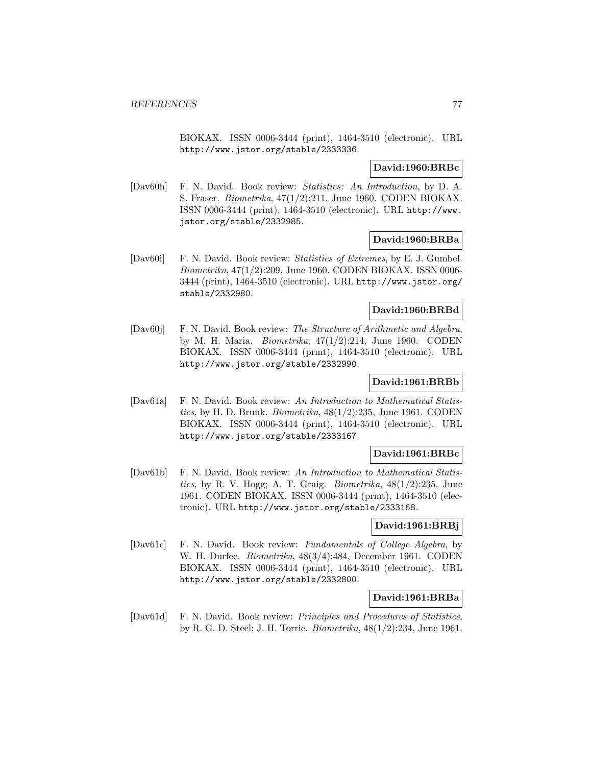BIOKAX. ISSN 0006-3444 (print), 1464-3510 (electronic). URL http://www.jstor.org/stable/2333336.

**David:1960:BRBc**

[Dav60h] F. N. David. Book review: *Statistics: An Introduction*, by D. A. S. Fraser. *Biometrika*, 47(1/2):211, June 1960. CODEN BIOKAX. ISSN 0006-3444 (print), 1464-3510 (electronic). URL http://www.jstor.org/stable/2332985.

**David:1960:BRBa**

[Dav60i] F. N. David. Book review: *Statistics of Extremes*, by E. J. Gumbel. *Biometrika*, 47(1/2):209, June 1960. CODEN BIOKAX. ISSN 0006-3444 (print), 1464-3510 (electronic). URL http://www.jstor.org/stable/2332980.

**David:1960:BRBd**

[Dav60j] F. N. David. Book review: *The Structure of Arithmetic and Algebra*, by M. H. Maria. *Biometrika*, 47(1/2):214, June 1960. CODEN BIOKAX. ISSN 0006-3444 (print), 1464-3510 (electronic). URL http://www.jstor.org/stable/2332990.

**David:1961:BRBb**

[Dav61a] F. N. David. Book review: *An Introduction to Mathematical Statistics*, by H. D. Brunk. *Biometrika*, 48(1/2):235, June 1961. CODEN BIOKAX. ISSN 0006-3444 (print), 1464-3510 (electronic). URL http://www.jstor.org/stable/2333167.

**David:1961:BRBc**

[Dav61b] F. N. David. Book review: *An Introduction to Mathematical Statistics*, by R. V. Hogg; A. T. Graig. *Biometrika*, 48(1/2):235, June 1961. CODEN BIOKAX. ISSN 0006-3444 (print), 1464-3510 (electronic). URL http://www.jstor.org/stable/2333168.

**David:1961:BRBj**

[Dav61c] F. N. David. Book review: *Fundamentals of College Algebra*, by W. H. Durfee. *Biometrika*, 48(3/4):484, December 1961. CODEN BIOKAX. ISSN 0006-3444 (print), 1464-3510 (electronic). URL http://www.jstor.org/stable/2332800.

**David:1961:BRBa**

[Dav61d] F. N. David. Book review: *Principles and Procedures of Statistics*, by R. G. D. Steel; J. H. Torrie. *Biometrika*, 48(1/2):234, June 1961.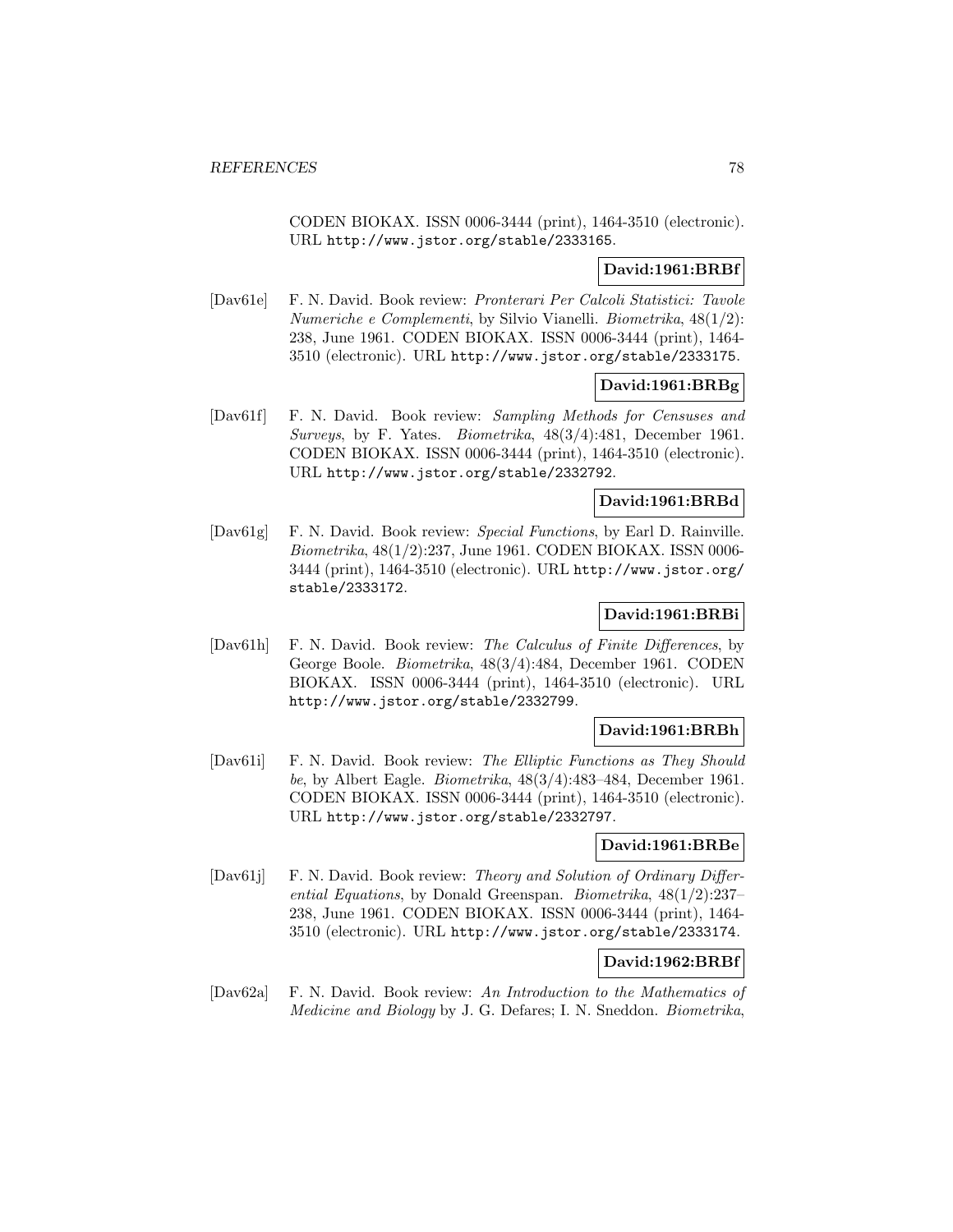CODEN BIOKAX. ISSN 0006-3444 (print), 1464-3510 (electronic). URL http://www.jstor.org/stable/2333165.

**David:1961:BRBf**

[Dav61e] F. N. David. Book review: *Pronterari Per Calcoli Statistici: Tavole Numeriche e Complementi*, by Silvio Vianelli. *Biometrika*, 48(1/2): 238, June 1961. CODEN BIOKAX. ISSN 0006-3444 (print), 1464-3510 (electronic). URL http://www.jstor.org/stable/2333175.

**David:1961:BRBg**

[Dav61f] F. N. David. Book review: *Sampling Methods for Censuses and Surveys*, by F. Yates. *Biometrika*, 48(3/4):481, December 1961. CODEN BIOKAX. ISSN 0006-3444 (print), 1464-3510 (electronic). URL http://www.jstor.org/stable/2332792.

**David:1961:BRBd**

[Dav61g] F. N. David. Book review: *Special Functions*, by Earl D. Rainville. *Biometrika*, 48(1/2):237, June 1961. CODEN BIOKAX. ISSN 0006-3444 (print), 1464-3510 (electronic). URL http://www.jstor.org/stable/2333172.

**David:1961:BRBi**

[Dav61h] F. N. David. Book review: *The Calculus of Finite Differences*, by George Boole. *Biometrika*, 48(3/4):484, December 1961. CODEN BIOKAX. ISSN 0006-3444 (print), 1464-3510 (electronic). URL http://www.jstor.org/stable/2332799.

**David:1961:BRBh**

[Dav61i] F. N. David. Book review: *The Elliptic Functions as They Should be*, by Albert Eagle. *Biometrika*, 48(3/4):483–484, December 1961. CODEN BIOKAX. ISSN 0006-3444 (print), 1464-3510 (electronic). URL http://www.jstor.org/stable/2332797.

**David:1961:BRBe**

[Dav61j] F. N. David. Book review: *Theory and Solution of Ordinary Differential Equations*, by Donald Greenspan. *Biometrika*, 48(1/2):237–238, June 1961. CODEN BIOKAX. ISSN 0006-3444 (print), 1464-3510 (electronic). URL http://www.jstor.org/stable/2333174.

**David:1962:BRBf**

[Dav62a] F. N. David. Book review: *An Introduction to the Mathematics of Medicine and Biology* by J. G. Defares; I. N. Sneddon. *Biometrika*,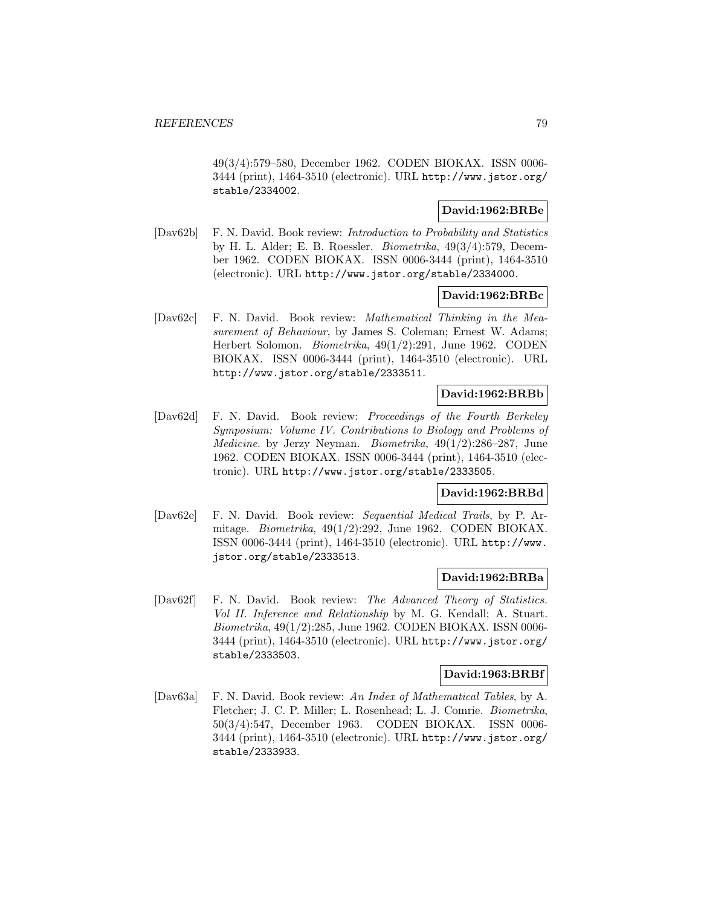49(3/4):579–580, December 1962. CODEN BIOKAX. ISSN 0006-3444 (print), 1464-3510 (electronic). URL http://www.jstor.org/stable/2334002.

**David:1962:BRBe**

[Dav62b] F. N. David. Book review: *Introduction to Probability and Statistics* by H. L. Alder; E. B. Roessler. *Biometrika*, 49(3/4):579, December 1962. CODEN BIOKAX. ISSN 0006-3444 (print), 1464-3510 (electronic). URL http://www.jstor.org/stable/2334000.

**David:1962:BRBc**

[Dav62c] F. N. David. Book review: *Mathematical Thinking in the Measurement of Behaviour*, by James S. Coleman; Ernest W. Adams; Herbert Solomon. *Biometrika*, 49(1/2):291, June 1962. CODEN BIOKAX. ISSN 0006-3444 (print), 1464-3510 (electronic). URL http://www.jstor.org/stable/2333511.

**David:1962:BRBb**

[Dav62d] F. N. David. Book review: *Proceedings of the Fourth Berkeley Symposium: Volume IV. Contributions to Biology and Problems of Medicine*. by Jerzy Neyman. *Biometrika*, 49(1/2):286–287, June 1962. CODEN BIOKAX. ISSN 0006-3444 (print), 1464-3510 (electronic). URL http://www.jstor.org/stable/2333505.

**David:1962:BRBd**

[Dav62e] F. N. David. Book review: *Sequential Medical Trails*, by P. Armitage. *Biometrika*, 49(1/2):292, June 1962. CODEN BIOKAX. ISSN 0006-3444 (print), 1464-3510 (electronic). URL http://www.jstor.org/stable/2333513.

**David:1962:BRBa**

[Dav62f] F. N. David. Book review: *The Advanced Theory of Statistics. Vol II. Inference and Relationship* by M. G. Kendall; A. Stuart. *Biometrika*, 49(1/2):285, June 1962. CODEN BIOKAX. ISSN 0006-3444 (print), 1464-3510 (electronic). URL http://www.jstor.org/stable/2333503.

**David:1963:BRBf**

[Dav63a] F. N. David. Book review: *An Index of Mathematical Tables*, by A. Fletcher; J. C. P. Miller; L. Rosenhead; L. J. Comrie. *Biometrika*, 50(3/4):547, December 1963. CODEN BIOKAX. ISSN 0006-3444 (print), 1464-3510 (electronic). URL http://www.jstor.org/stable/2333933.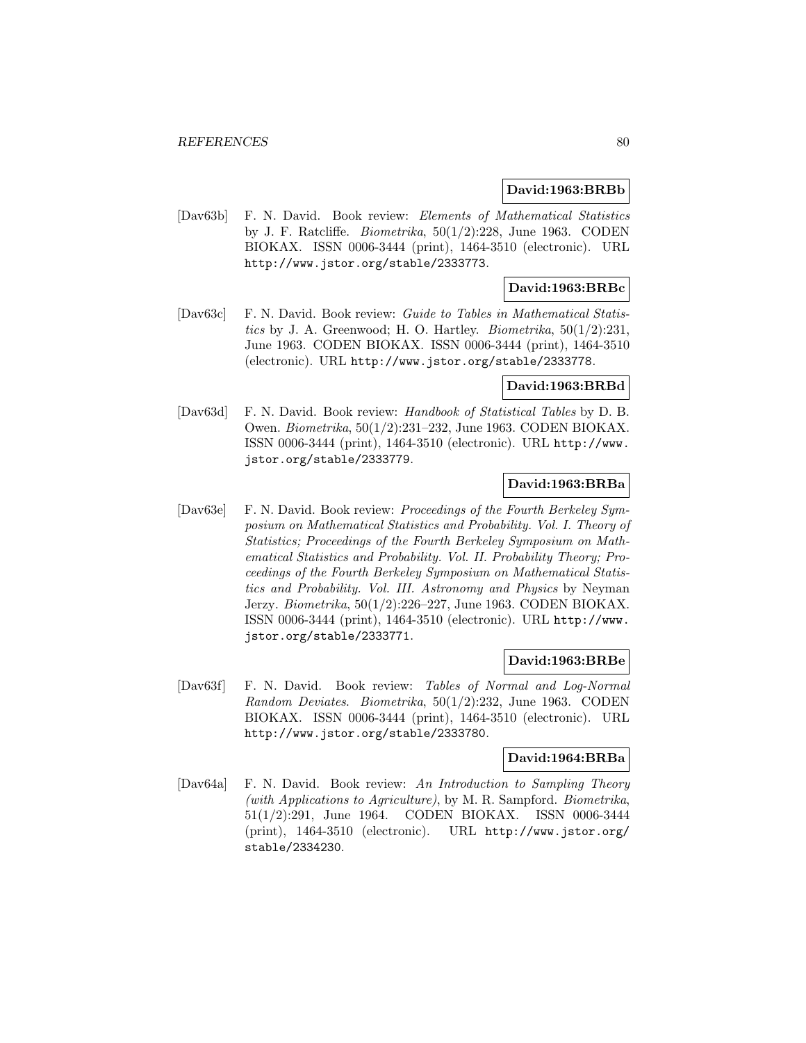**David:1963:BRBb**

[Dav63b] F. N. David. Book review: *Elements of Mathematical Statistics* by J. F. Ratcliffe. *Biometrika*, 50(1/2):228, June 1963. CODEN BIOKAX. ISSN 0006-3444 (print), 1464-3510 (electronic). URL http://www.jstor.org/stable/2333773.

**David:1963:BRBc**

[Dav63c] F. N. David. Book review: *Guide to Tables in Mathematical Statistics* by J. A. Greenwood; H. O. Hartley. *Biometrika*, 50(1/2):231, June 1963. CODEN BIOKAX. ISSN 0006-3444 (print), 1464-3510 (electronic). URL http://www.jstor.org/stable/2333778.

**David:1963:BRBd**

[Dav63d] F. N. David. Book review: *Handbook of Statistical Tables* by D. B. Owen. *Biometrika*, 50(1/2):231–232, June 1963. CODEN BIOKAX. ISSN 0006-3444 (print), 1464-3510 (electronic). URL http://www.jstor.org/stable/2333779.

**David:1963:BRBa**

[Dav63e] F. N. David. Book review: *Proceedings of the Fourth Berkeley Symposium on Mathematical Statistics and Probability. Vol. I. Theory of Statistics; Proceedings of the Fourth Berkeley Symposium on Mathematical Statistics and Probability. Vol. II. Probability Theory; Proceedings of the Fourth Berkeley Symposium on Mathematical Statistics and Probability. Vol. III. Astronomy and Physics* by Neyman Jerzy. *Biometrika*, 50(1/2):226–227, June 1963. CODEN BIOKAX. ISSN 0006-3444 (print), 1464-3510 (electronic). URL http://www.jstor.org/stable/2333771.

**David:1963:BRBe**

[Dav63f] F. N. David. Book review: *Tables of Normal and Log-Normal Random Deviates*. *Biometrika*, 50(1/2):232, June 1963. CODEN BIOKAX. ISSN 0006-3444 (print), 1464-3510 (electronic). URL http://www.jstor.org/stable/2333780.

**David:1964:BRBa**

[Dav64a] F. N. David. Book review: *An Introduction to Sampling Theory (with Applications to Agriculture)*, by M. R. Sampford. *Biometrika*, 51(1/2):291, June 1964. CODEN BIOKAX. ISSN 0006-3444 (print), 1464-3510 (electronic). URL http://www.jstor.org/stable/2334230.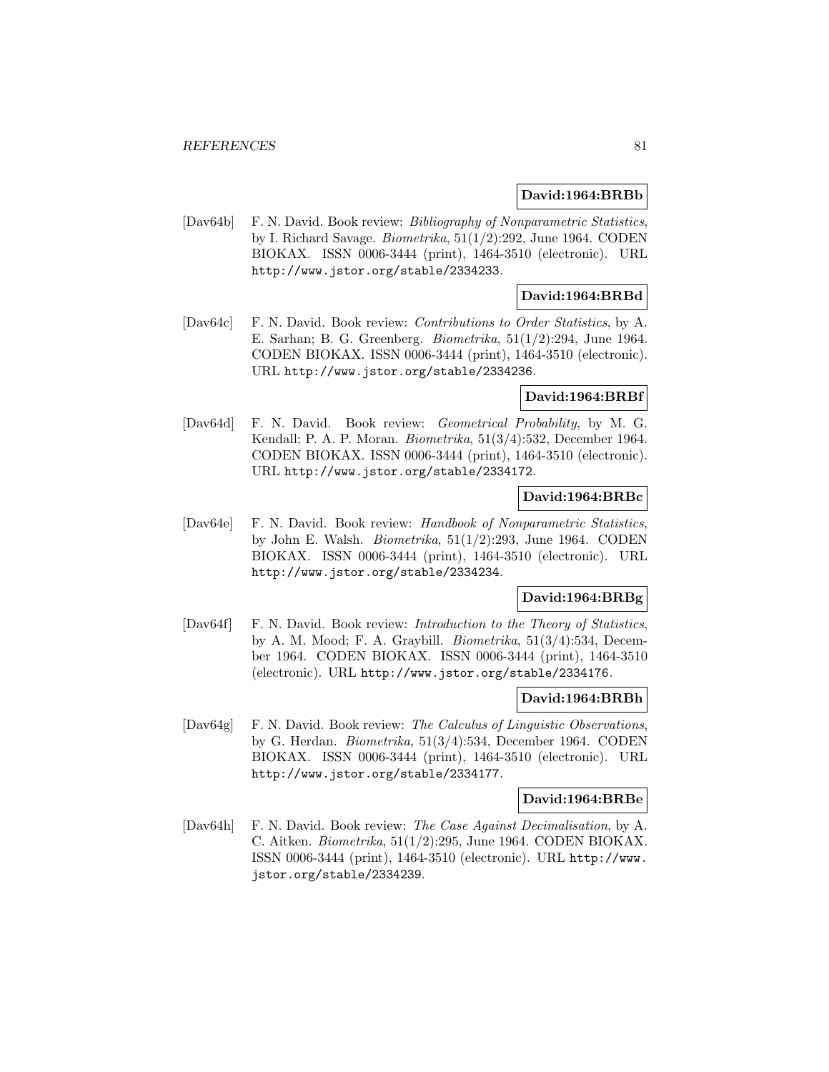**David:1964:BRBb**

[Dav64b] F. N. David. Book review: *Bibliography of Nonparametric Statistics*, by I. Richard Savage. *Biometrika*, 51(1/2):292, June 1964. CODEN BIOKAX. ISSN 0006-3444 (print), 1464-3510 (electronic). URL http://www.jstor.org/stable/2334233.

**David:1964:BRBd**

[Dav64c] F. N. David. Book review: *Contributions to Order Statistics*, by A. E. Sarhan; B. G. Greenberg. *Biometrika*, 51(1/2):294, June 1964. CODEN BIOKAX. ISSN 0006-3444 (print), 1464-3510 (electronic). URL http://www.jstor.org/stable/2334236.

**David:1964:BRBf**

[Dav64d] F. N. David. Book review: *Geometrical Probability*, by M. G. Kendall; P. A. P. Moran. *Biometrika*, 51(3/4):532, December 1964. CODEN BIOKAX. ISSN 0006-3444 (print), 1464-3510 (electronic). URL http://www.jstor.org/stable/2334172.

**David:1964:BRBc**

[Dav64e] F. N. David. Book review: *Handbook of Nonparametric Statistics*, by John E. Walsh. *Biometrika*, 51(1/2):293, June 1964. CODEN BIOKAX. ISSN 0006-3444 (print), 1464-3510 (electronic). URL http://www.jstor.org/stable/2334234.

**David:1964:BRBg**

[Dav64f] F. N. David. Book review: *Introduction to the Theory of Statistics*, by A. M. Mood; F. A. Graybill. *Biometrika*, 51(3/4):534, December 1964. CODEN BIOKAX. ISSN 0006-3444 (print), 1464-3510 (electronic). URL http://www.jstor.org/stable/2334176.

**David:1964:BRBh**

[Dav64g] F. N. David. Book review: *The Calculus of Linguistic Observations*, by G. Herdan. *Biometrika*, 51(3/4):534, December 1964. CODEN BIOKAX. ISSN 0006-3444 (print), 1464-3510 (electronic). URL http://www.jstor.org/stable/2334177.

**David:1964:BRBe**

[Dav64h] F. N. David. Book review: *The Case Against Decimalisation*, by A. C. Aitken. *Biometrika*, 51(1/2):295, June 1964. CODEN BIOKAX. ISSN 0006-3444 (print), 1464-3510 (electronic). URL http://www.jstor.org/stable/2334239.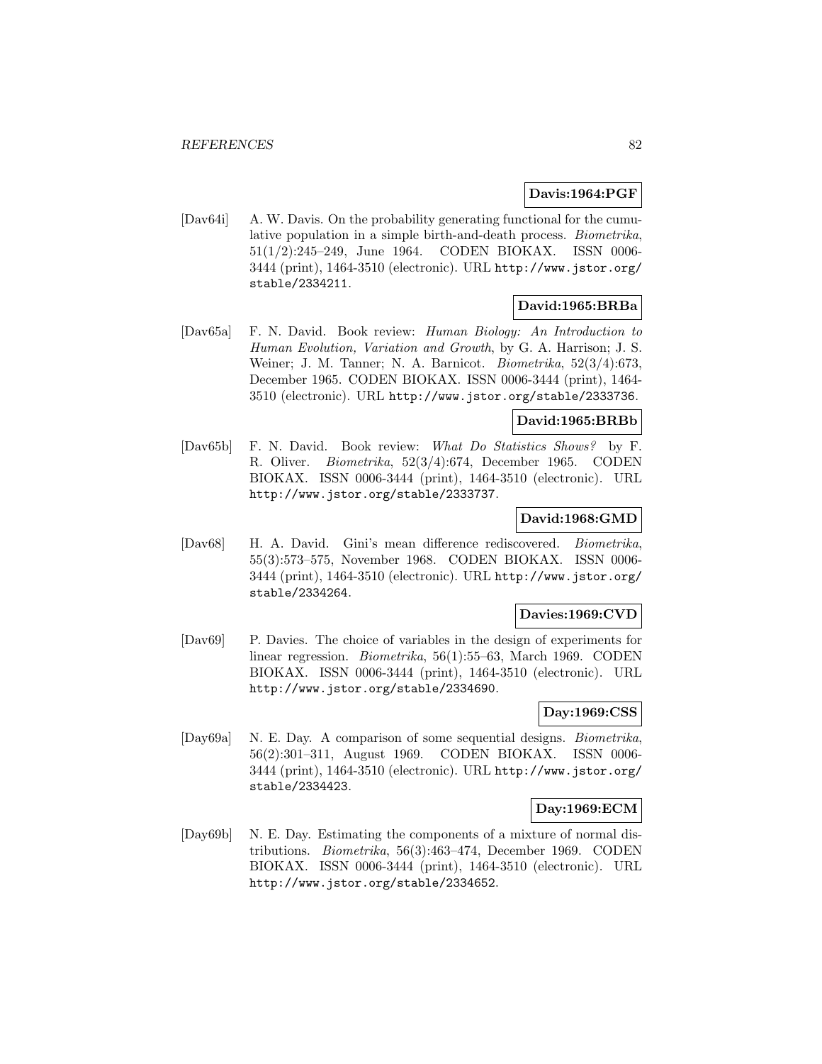**Davis:1964:PGF**

[Dav64i] A. W. Davis. On the probability generating functional for the cumulative population in a simple birth-and-death process. *Biometrika*, 51(1/2):245–249, June 1964. CODEN BIOKAX. ISSN 0006-3444 (print), 1464-3510 (electronic). URL `http://www.jstor.org/stable/2334211`.

**David:1965:BRBa**

[Dav65a] F. N. David. Book review: *Human Biology: An Introduction to Human Evolution, Variation and Growth*, by G. A. Harrison; J. S. Weiner; J. M. Tanner; N. A. Barnicot. *Biometrika*, 52(3/4):673, December 1965. CODEN BIOKAX. ISSN 0006-3444 (print), 1464-3510 (electronic). URL `http://www.jstor.org/stable/2333736`.

**David:1965:BRBb**

[Dav65b] F. N. David. Book review: *What Do Statistics Shows?* by F. R. Oliver. *Biometrika*, 52(3/4):674, December 1965. CODEN BIOKAX. ISSN 0006-3444 (print), 1464-3510 (electronic). URL `http://www.jstor.org/stable/2333737`.

**David:1968:GMD**

[Dav68] H. A. David. Gini's mean difference rediscovered. *Biometrika*, 55(3):573–575, November 1968. CODEN BIOKAX. ISSN 0006-3444 (print), 1464-3510 (electronic). URL `http://www.jstor.org/stable/2334264`.

**Davies:1969:CVD**

[Dav69] P. Davies. The choice of variables in the design of experiments for linear regression. *Biometrika*, 56(1):55–63, March 1969. CODEN BIOKAX. ISSN 0006-3444 (print), 1464-3510 (electronic). URL `http://www.jstor.org/stable/2334690`.

**Day:1969:CSS**

[Day69a] N. E. Day. A comparison of some sequential designs. *Biometrika*, 56(2):301–311, August 1969. CODEN BIOKAX. ISSN 0006-3444 (print), 1464-3510 (electronic). URL `http://www.jstor.org/stable/2334423`.

**Day:1969:ECM**

[Day69b] N. E. Day. Estimating the components of a mixture of normal distributions. *Biometrika*, 56(3):463–474, December 1969. CODEN BIOKAX. ISSN 0006-3444 (print), 1464-3510 (electronic). URL `http://www.jstor.org/stable/2334652`.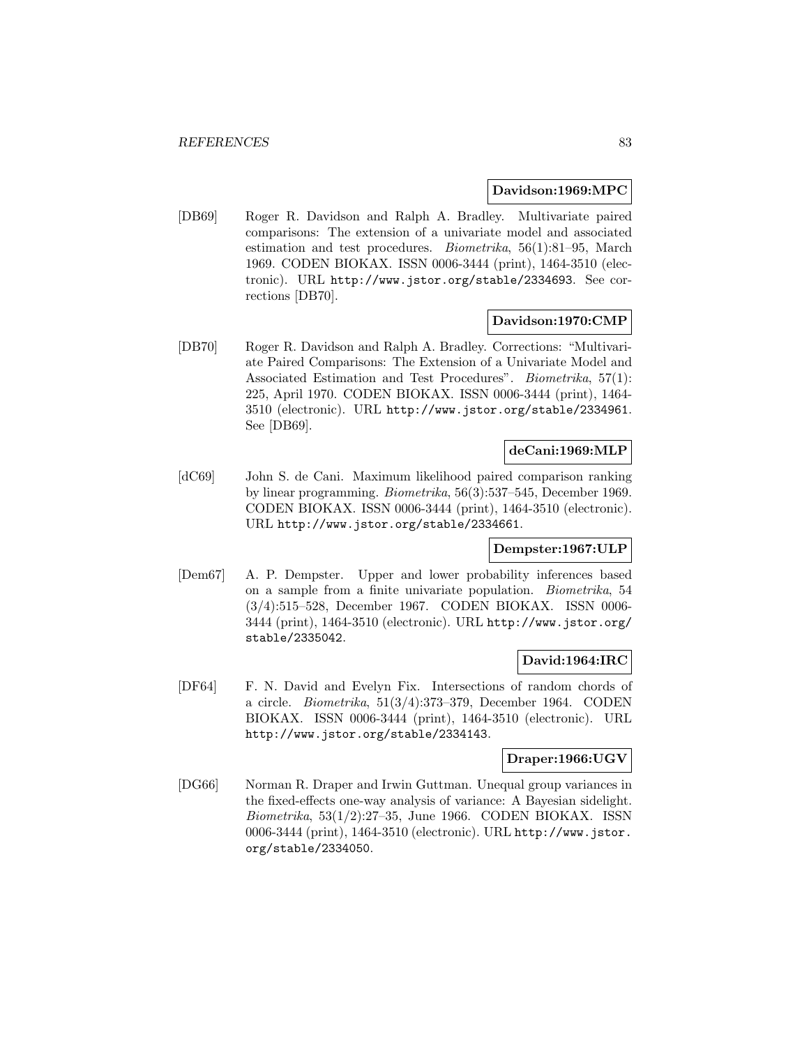**Davidson:1969:MPC**

[DB69] Roger R. Davidson and Ralph A. Bradley. Multivariate paired comparisons: The extension of a univariate model and associated estimation and test procedures. *Biometrika*, 56(1):81–95, March 1969. CODEN BIOKAX. ISSN 0006-3444 (print), 1464-3510 (electronic). URL http://www.jstor.org/stable/2334693. See corrections [DB70].

**Davidson:1970:CMP**

[DB70] Roger R. Davidson and Ralph A. Bradley. Corrections: "Multivariate Paired Comparisons: The Extension of a Univariate Model and Associated Estimation and Test Procedures". *Biometrika*, 57(1): 225, April 1970. CODEN BIOKAX. ISSN 0006-3444 (print), 1464-3510 (electronic). URL http://www.jstor.org/stable/2334961. See [DB69].

**deCani:1969:MLP**

[dC69] John S. de Cani. Maximum likelihood paired comparison ranking by linear programming. *Biometrika*, 56(3):537–545, December 1969. CODEN BIOKAX. ISSN 0006-3444 (print), 1464-3510 (electronic). URL http://www.jstor.org/stable/2334661.

**Dempster:1967:ULP**

[Dem67] A. P. Dempster. Upper and lower probability inferences based on a sample from a finite univariate population. *Biometrika*, 54 (3/4):515–528, December 1967. CODEN BIOKAX. ISSN 0006-3444 (print), 1464-3510 (electronic). URL http://www.jstor.org/stable/2335042.

**David:1964:IRC**

[DF64] F. N. David and Evelyn Fix. Intersections of random chords of a circle. *Biometrika*, 51(3/4):373–379, December 1964. CODEN BIOKAX. ISSN 0006-3444 (print), 1464-3510 (electronic). URL http://www.jstor.org/stable/2334143.

**Draper:1966:UGV**

[DG66] Norman R. Draper and Irwin Guttman. Unequal group variances in the fixed-effects one-way analysis of variance: A Bayesian sidelight. *Biometrika*, 53(1/2):27–35, June 1966. CODEN BIOKAX. ISSN 0006-3444 (print), 1464-3510 (electronic). URL http://www.jstor.org/stable/2334050.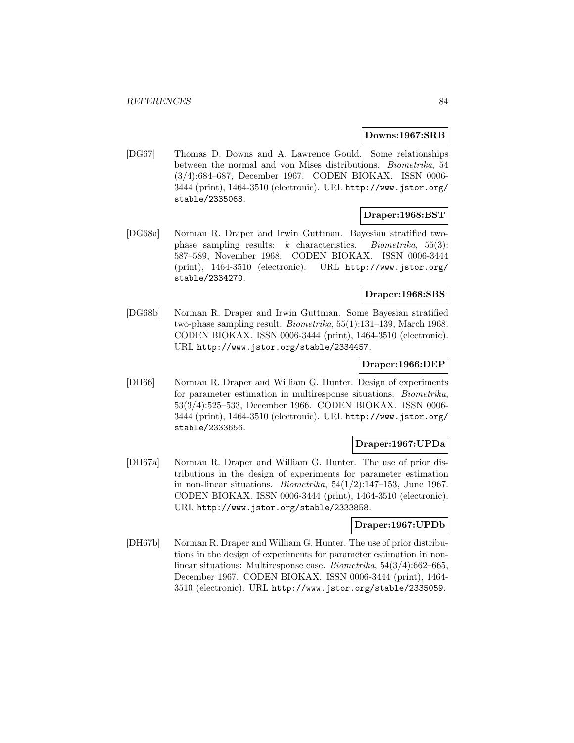**Downs:1967:SRB**

[DG67] Thomas D. Downs and A. Lawrence Gould. Some relationships between the normal and von Mises distributions. *Biometrika*, 54 (3/4):684–687, December 1967. CODEN BIOKAX. ISSN 0006-3444 (print), 1464-3510 (electronic). URL http://www.jstor.org/stable/2335068.

**Draper:1968:BST**

[DG68a] Norman R. Draper and Irwin Guttman. Bayesian stratified two-phase sampling results: $k$ characteristics. *Biometrika*, 55(3): 587–589, November 1968. CODEN BIOKAX. ISSN 0006-3444 (print), 1464-3510 (electronic). URL http://www.jstor.org/stable/2334270.

**Draper:1968:SBS**

[DG68b] Norman R. Draper and Irwin Guttman. Some Bayesian stratified two-phase sampling result. *Biometrika*, 55(1):131–139, March 1968. CODEN BIOKAX. ISSN 0006-3444 (print), 1464-3510 (electronic). URL http://www.jstor.org/stable/2334457.

**Draper:1966:DEP**

[DH66] Norman R. Draper and William G. Hunter. Design of experiments for parameter estimation in multiresponse situations. *Biometrika*, 53(3/4):525–533, December 1966. CODEN BIOKAX. ISSN 0006-3444 (print), 1464-3510 (electronic). URL http://www.jstor.org/stable/2333656.

**Draper:1967:UPDa**

[DH67a] Norman R. Draper and William G. Hunter. The use of prior distributions in the design of experiments for parameter estimation in non-linear situations. *Biometrika*, 54(1/2):147–153, June 1967. CODEN BIOKAX. ISSN 0006-3444 (print), 1464-3510 (electronic). URL http://www.jstor.org/stable/2333858.

**Draper:1967:UPDb**

[DH67b] Norman R. Draper and William G. Hunter. The use of prior distributions in the design of experiments for parameter estimation in non-linear situations: Multiresponse case. *Biometrika*, 54(3/4):662–665, December 1967. CODEN BIOKAX. ISSN 0006-3444 (print), 1464-3510 (electronic). URL http://www.jstor.org/stable/2335059.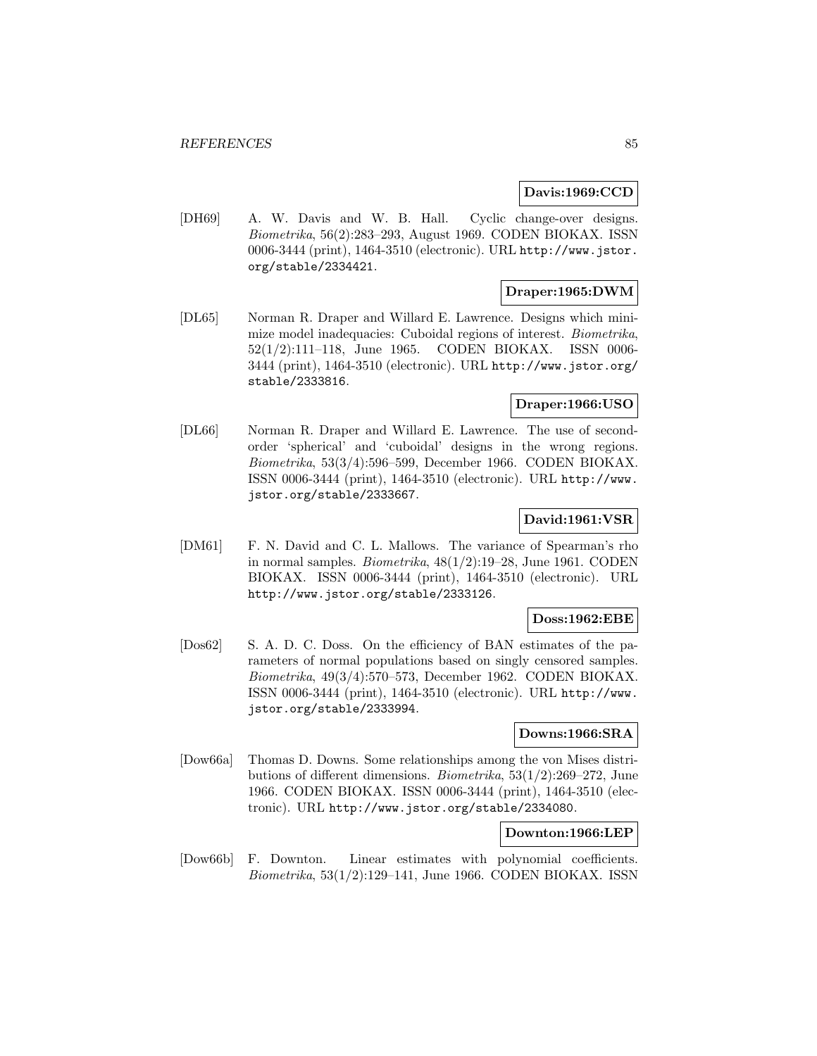**Davis:1969:CCD**

[DH69] A. W. Davis and W. B. Hall. Cyclic change-over designs. *Biometrika*, 56(2):283–293, August 1969. CODEN BIOKAX. ISSN 0006-3444 (print), 1464-3510 (electronic). URL http://www.jstor.org/stable/2334421.

**Draper:1965:DWM**

[DL65] Norman R. Draper and Willard E. Lawrence. Designs which minimize model inadequacies: Cuboidal regions of interest. *Biometrika*, 52(1/2):111–118, June 1965. CODEN BIOKAX. ISSN 0006-3444 (print), 1464-3510 (electronic). URL http://www.jstor.org/stable/2333816.

**Draper:1966:USO**

[DL66] Norman R. Draper and Willard E. Lawrence. The use of second-order 'spherical' and 'cuboidal' designs in the wrong regions. *Biometrika*, 53(3/4):596–599, December 1966. CODEN BIOKAX. ISSN 0006-3444 (print), 1464-3510 (electronic). URL http://www.jstor.org/stable/2333667.

**David:1961:VSR**

[DM61] F. N. David and C. L. Mallows. The variance of Spearman's rho in normal samples. *Biometrika*, 48(1/2):19–28, June 1961. CODEN BIOKAX. ISSN 0006-3444 (print), 1464-3510 (electronic). URL http://www.jstor.org/stable/2333126.

**Doss:1962:EBE**

[Dos62] S. A. D. C. Doss. On the efficiency of BAN estimates of the parameters of normal populations based on singly censored samples. *Biometrika*, 49(3/4):570–573, December 1962. CODEN BIOKAX. ISSN 0006-3444 (print), 1464-3510 (electronic). URL http://www.jstor.org/stable/2333994.

**Downs:1966:SRA**

[Dow66a] Thomas D. Downs. Some relationships among the von Mises distributions of different dimensions. *Biometrika*, 53(1/2):269–272, June 1966. CODEN BIOKAX. ISSN 0006-3444 (print), 1464-3510 (electronic). URL http://www.jstor.org/stable/2334080.

**Downton:1966:LEP**

[Dow66b] F. Downton. Linear estimates with polynomial coefficients. *Biometrika*, 53(1/2):129–141, June 1966. CODEN BIOKAX. ISSN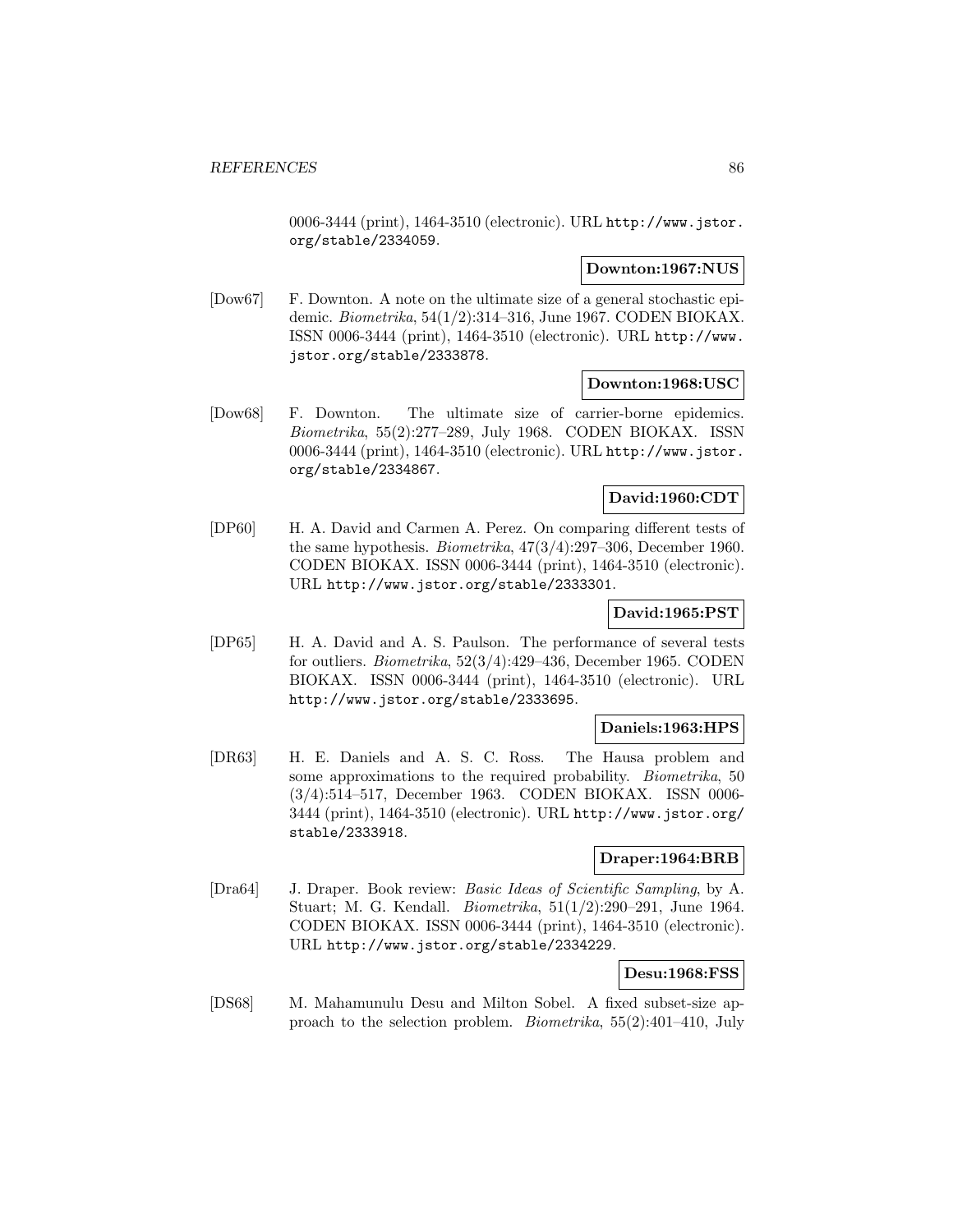0006-3444 (print), 1464-3510 (electronic). URL http://www.jstor.org/stable/2334059.

**Downton:1967:NUS**

[Dow67] F. Downton. A note on the ultimate size of a general stochastic epidemic. *Biometrika*, 54(1/2):314–316, June 1967. CODEN BIOKAX. ISSN 0006-3444 (print), 1464-3510 (electronic). URL http://www.jstor.org/stable/2333878.

**Downton:1968:USC**

[Dow68] F. Downton. The ultimate size of carrier-borne epidemics. *Biometrika*, 55(2):277–289, July 1968. CODEN BIOKAX. ISSN 0006-3444 (print), 1464-3510 (electronic). URL http://www.jstor.org/stable/2334867.

**David:1960:CDT**

[DP60] H. A. David and Carmen A. Perez. On comparing different tests of the same hypothesis. *Biometrika*, 47(3/4):297–306, December 1960. CODEN BIOKAX. ISSN 0006-3444 (print), 1464-3510 (electronic). URL http://www.jstor.org/stable/2333301.

**David:1965:PST**

[DP65] H. A. David and A. S. Paulson. The performance of several tests for outliers. *Biometrika*, 52(3/4):429–436, December 1965. CODEN BIOKAX. ISSN 0006-3444 (print), 1464-3510 (electronic). URL http://www.jstor.org/stable/2333695.

**Daniels:1963:HPS**

[DR63] H. E. Daniels and A. S. C. Ross. The Hausa problem and some approximations to the required probability. *Biometrika*, 50 (3/4):514–517, December 1963. CODEN BIOKAX. ISSN 0006-3444 (print), 1464-3510 (electronic). URL http://www.jstor.org/stable/2333918.

**Draper:1964:BRB**

[Dra64] J. Draper. Book review: *Basic Ideas of Scientific Sampling*, by A. Stuart; M. G. Kendall. *Biometrika*, 51(1/2):290–291, June 1964. CODEN BIOKAX. ISSN 0006-3444 (print), 1464-3510 (electronic). URL http://www.jstor.org/stable/2334229.

**Desu:1968:FSS**

[DS68] M. Mahamunulu Desu and Milton Sobel. A fixed subset-size approach to the selection problem. *Biometrika*, 55(2):401–410, July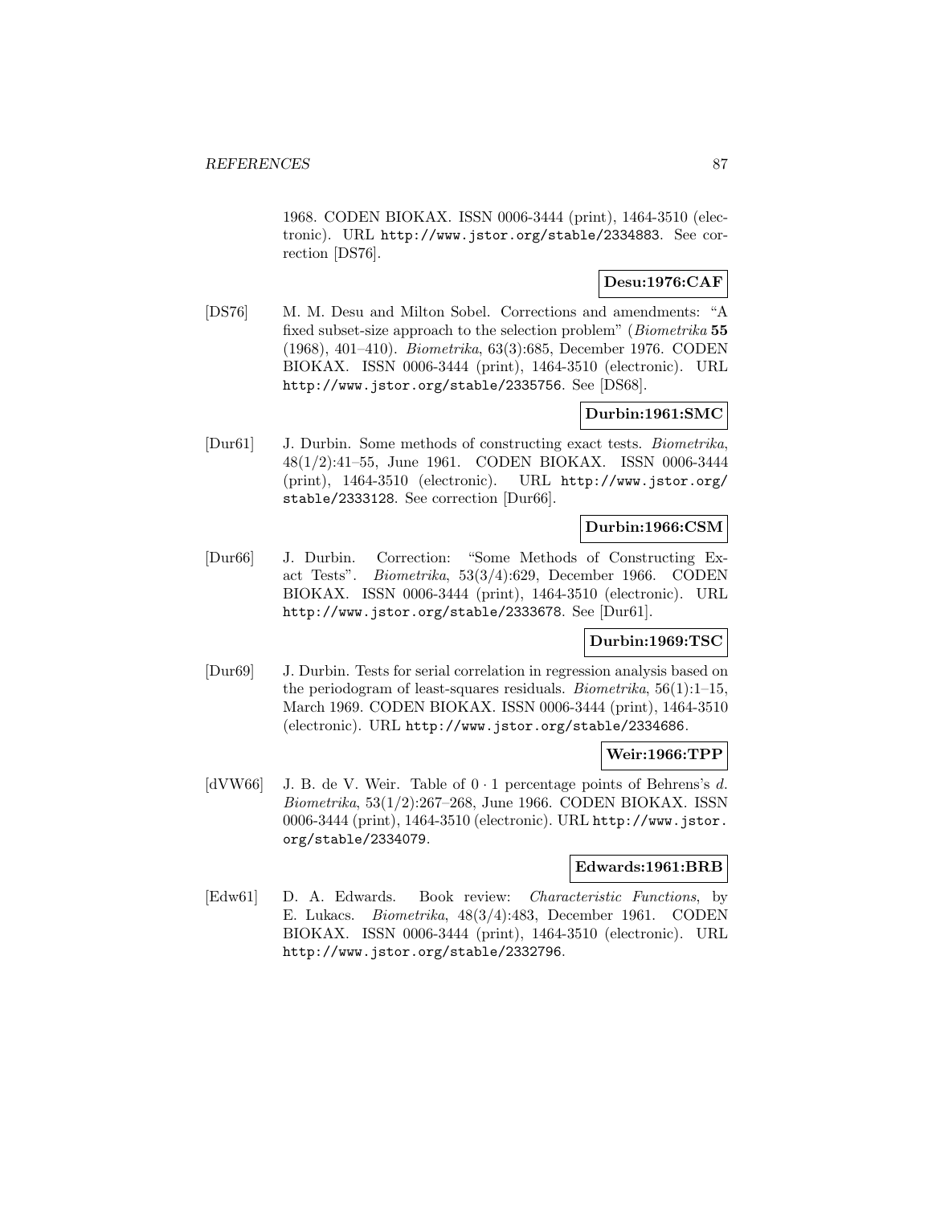1968. CODEN BIOKAX. ISSN 0006-3444 (print), 1464-3510 (electronic). URL http://www.jstor.org/stable/2334883. See correction [DS76].

**Desu:1976:CAF**

[DS76] M. M. Desu and Milton Sobel. Corrections and amendments: "A fixed subset-size approach to the selection problem" (*Biometrika* **55** (1968), 401–410). *Biometrika*, 63(3):685, December 1976. CODEN BIOKAX. ISSN 0006-3444 (print), 1464-3510 (electronic). URL http://www.jstor.org/stable/2335756. See [DS68].

**Durbin:1961:SMC**

[Dur61] J. Durbin. Some methods of constructing exact tests. *Biometrika*, 48(1/2):41–55, June 1961. CODEN BIOKAX. ISSN 0006-3444 (print), 1464-3510 (electronic). URL http://www.jstor.org/stable/2333128. See correction [Dur66].

**Durbin:1966:CSM**

[Dur66] J. Durbin. Correction: "Some Methods of Constructing Exact Tests". *Biometrika*, 53(3/4):629, December 1966. CODEN BIOKAX. ISSN 0006-3444 (print), 1464-3510 (electronic). URL http://www.jstor.org/stable/2333678. See [Dur61].

**Durbin:1969:TSC**

[Dur69] J. Durbin. Tests for serial correlation in regression analysis based on the periodogram of least-squares residuals. *Biometrika*, 56(1):1–15, March 1969. CODEN BIOKAX. ISSN 0006-3444 (print), 1464-3510 (electronic). URL http://www.jstor.org/stable/2334686.

**Weir:1966:TPP**

[dVW66] J. B. de V. Weir. Table of $0 \cdot 1$ percentage points of Behrens's $d$. *Biometrika*, 53(1/2):267–268, June 1966. CODEN BIOKAX. ISSN 0006-3444 (print), 1464-3510 (electronic). URL http://www.jstor.org/stable/2334079.

**Edwards:1961:BRB**

[Edw61] D. A. Edwards. Book review: *Characteristic Functions*, by E. Lukacs. *Biometrika*, 48(3/4):483, December 1961. CODEN BIOKAX. ISSN 0006-3444 (print), 1464-3510 (electronic). URL http://www.jstor.org/stable/2332796.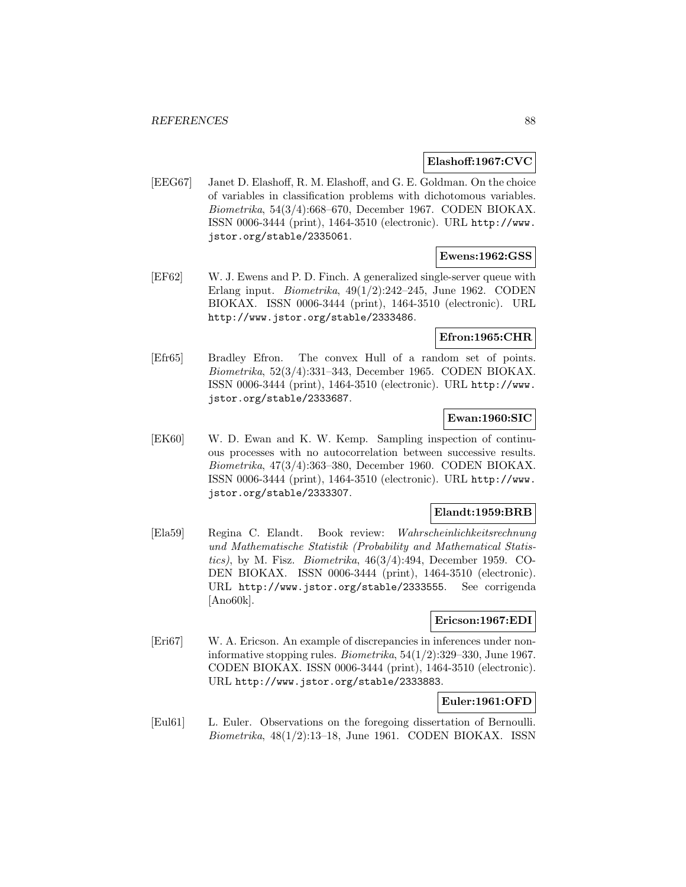**Elashoff:1967:CVC**

[EEG67] Janet D. Elashoff, R. M. Elashoff, and G. E. Goldman. On the choice of variables in classification problems with dichotomous variables. *Biometrika*, 54(3/4):668–670, December 1967. CODEN BIOKAX. ISSN 0006-3444 (print), 1464-3510 (electronic). URL http://www.jstor.org/stable/2335061.

**Ewens:1962:GSS**

[EF62] W. J. Ewens and P. D. Finch. A generalized single-server queue with Erlang input. *Biometrika*, 49(1/2):242–245, June 1962. CODEN BIOKAX. ISSN 0006-3444 (print), 1464-3510 (electronic). URL http://www.jstor.org/stable/2333486.

**Efron:1965:CHR**

[Efr65] Bradley Efron. The convex Hull of a random set of points. *Biometrika*, 52(3/4):331–343, December 1965. CODEN BIOKAX. ISSN 0006-3444 (print), 1464-3510 (electronic). URL http://www.jstor.org/stable/2333687.

**Ewan:1960:SIC**

[EK60] W. D. Ewan and K. W. Kemp. Sampling inspection of continuous processes with no autocorrelation between successive results. *Biometrika*, 47(3/4):363–380, December 1960. CODEN BIOKAX. ISSN 0006-3444 (print), 1464-3510 (electronic). URL http://www.jstor.org/stable/2333307.

**Elandt:1959:BRB**

[Ela59] Regina C. Elandt. Book review: *Wahrscheinlichkeitsrechnung und Mathematische Statistik (Probability and Mathematical Statistics)*, by M. Fisz. *Biometrika*, 46(3/4):494, December 1959. CODEN BIOKAX. ISSN 0006-3444 (print), 1464-3510 (electronic). URL http://www.jstor.org/stable/2333555. See corrigenda [Ano60k].

**Ericson:1967:EDI**

[Eri67] W. A. Ericson. An example of discrepancies in inferences under noninformative stopping rules. *Biometrika*, 54(1/2):329–330, June 1967. CODEN BIOKAX. ISSN 0006-3444 (print), 1464-3510 (electronic). URL http://www.jstor.org/stable/2333883.

**Euler:1961:OFD**

[Eul61] L. Euler. Observations on the foregoing dissertation of Bernoulli. *Biometrika*, 48(1/2):13–18, June 1961. CODEN BIOKAX. ISSN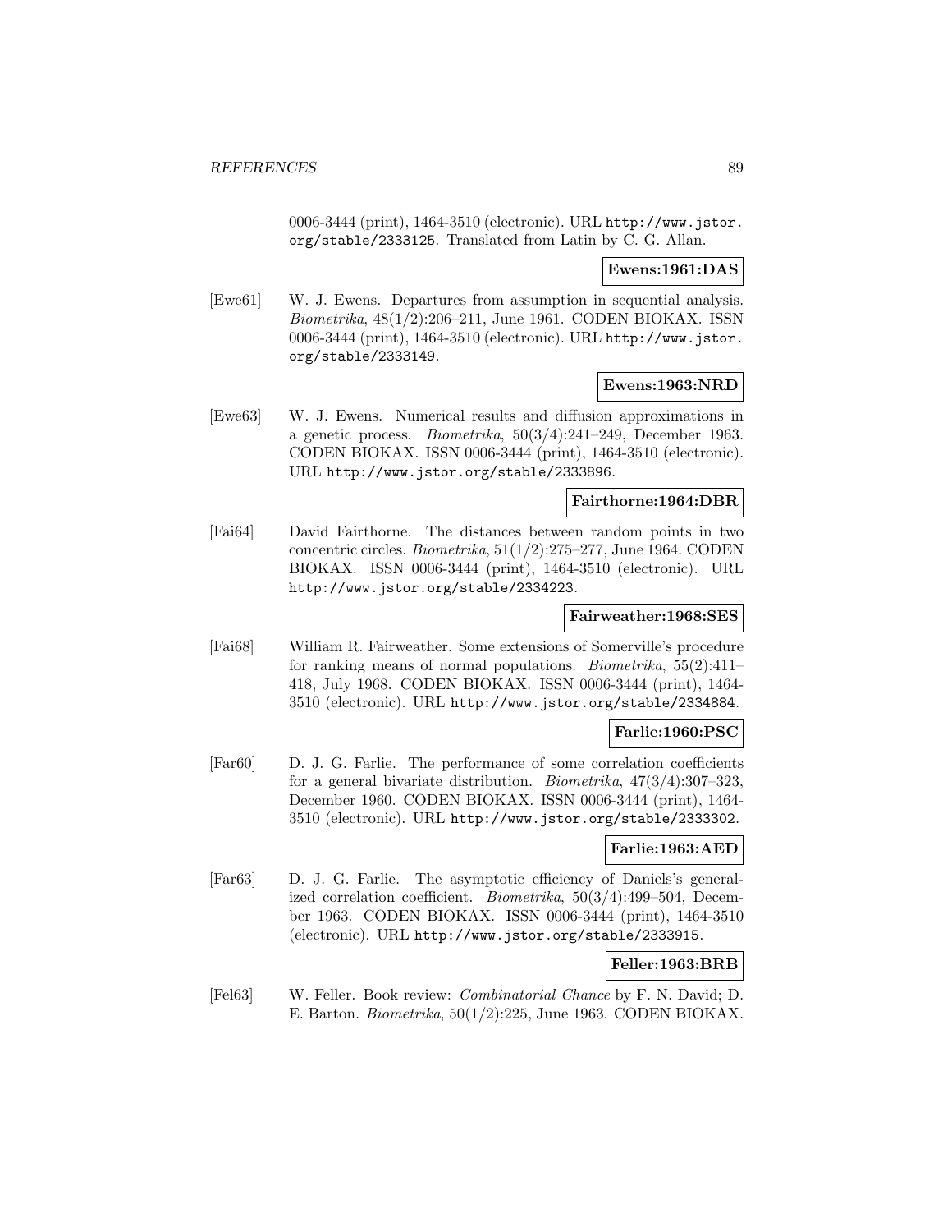0006-3444 (print), 1464-3510 (electronic). URL http://www.jstor.org/stable/2333125. Translated from Latin by C. G. Allan.

**Ewens:1961:DAS**

[Ewe61] W. J. Ewens. Departures from assumption in sequential analysis. *Biometrika*, 48(1/2):206–211, June 1961. CODEN BIOKAX. ISSN 0006-3444 (print), 1464-3510 (electronic). URL http://www.jstor.org/stable/2333149.

**Ewens:1963:NRD**

[Ewe63] W. J. Ewens. Numerical results and diffusion approximations in a genetic process. *Biometrika*, 50(3/4):241–249, December 1963. CODEN BIOKAX. ISSN 0006-3444 (print), 1464-3510 (electronic). URL http://www.jstor.org/stable/2333896.

**Fairthorne:1964:DBR**

[Fai64] David Fairthorne. The distances between random points in two concentric circles. *Biometrika*, 51(1/2):275–277, June 1964. CODEN BIOKAX. ISSN 0006-3444 (print), 1464-3510 (electronic). URL http://www.jstor.org/stable/2334223.

**Fairweather:1968:SES**

[Fai68] William R. Fairweather. Some extensions of Somerville's procedure for ranking means of normal populations. *Biometrika*, 55(2):411–418, July 1968. CODEN BIOKAX. ISSN 0006-3444 (print), 1464-3510 (electronic). URL http://www.jstor.org/stable/2334884.

**Farlie:1960:PSC**

[Far60] D. J. G. Farlie. The performance of some correlation coefficients for a general bivariate distribution. *Biometrika*, 47(3/4):307–323, December 1960. CODEN BIOKAX. ISSN 0006-3444 (print), 1464-3510 (electronic). URL http://www.jstor.org/stable/2333302.

**Farlie:1963:AED**

[Far63] D. J. G. Farlie. The asymptotic efficiency of Daniels's generalized correlation coefficient. *Biometrika*, 50(3/4):499–504, December 1963. CODEN BIOKAX. ISSN 0006-3444 (print), 1464-3510 (electronic). URL http://www.jstor.org/stable/2333915.

**Feller:1963:BRB**

[Fel63] W. Feller. Book review: *Combinatorial Chance* by F. N. David; D. E. Barton. *Biometrika*, 50(1/2):225, June 1963. CODEN BIOKAX.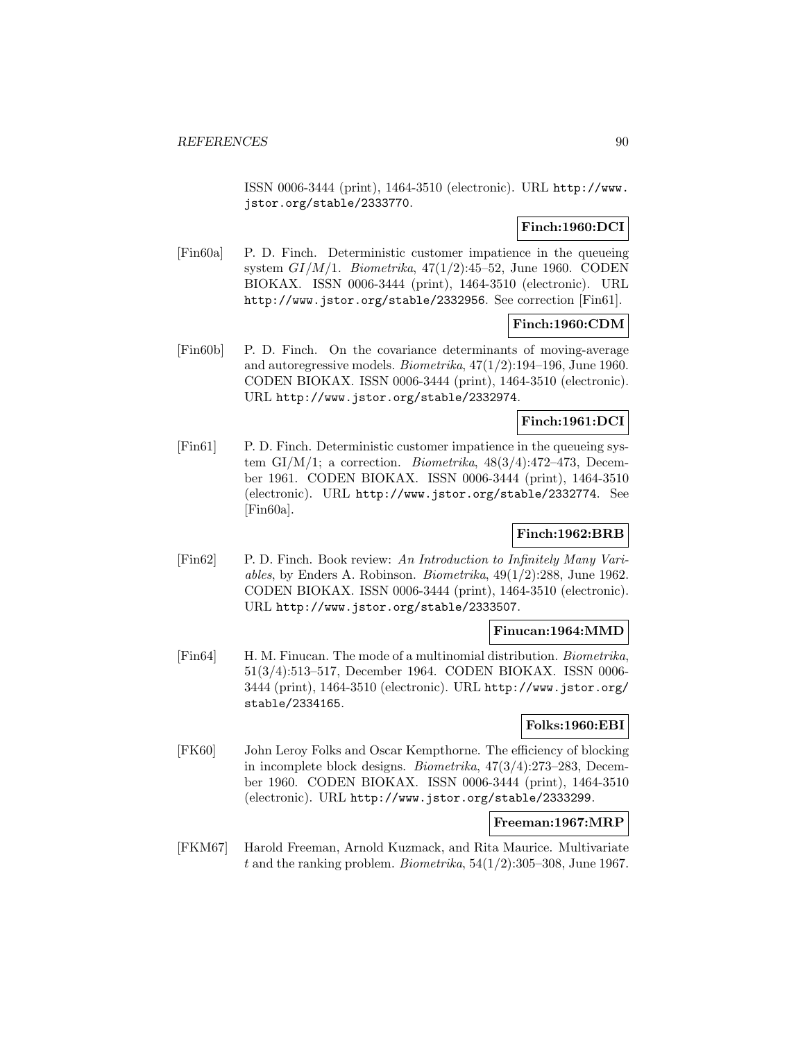ISSN 0006-3444 (print), 1464-3510 (electronic). URL http://www.jstor.org/stable/2333770.

**Finch:1960:DCI**

[Fin60a] P. D. Finch. Deterministic customer impatience in the queueing system $GI/M/1$. *Biometrika*, 47(1/2):45–52, June 1960. CODEN BIOKAX. ISSN 0006-3444 (print), 1464-3510 (electronic). URL http://www.jstor.org/stable/2332956. See correction [Fin61].

**Finch:1960:CDM**

[Fin60b] P. D. Finch. On the covariance determinants of moving-average and autoregressive models. *Biometrika*, 47(1/2):194–196, June 1960. CODEN BIOKAX. ISSN 0006-3444 (print), 1464-3510 (electronic). URL http://www.jstor.org/stable/2332974.

**Finch:1961:DCI**

[Fin61] P. D. Finch. Deterministic customer impatience in the queueing system GI/M/1; a correction. *Biometrika*, 48(3/4):472–473, December 1961. CODEN BIOKAX. ISSN 0006-3444 (print), 1464-3510 (electronic). URL http://www.jstor.org/stable/2332774. See [Fin60a].

**Finch:1962:BRB**

[Fin62] P. D. Finch. Book review: *An Introduction to Infinitely Many Variables*, by Enders A. Robinson. *Biometrika*, 49(1/2):288, June 1962. CODEN BIOKAX. ISSN 0006-3444 (print), 1464-3510 (electronic). URL http://www.jstor.org/stable/2333507.

**Finucan:1964:MMD**

[Fin64] H. M. Finucan. The mode of a multinomial distribution. *Biometrika*, 51(3/4):513–517, December 1964. CODEN BIOKAX. ISSN 0006-3444 (print), 1464-3510 (electronic). URL http://www.jstor.org/stable/2334165.

**Folks:1960:EBI**

[FK60] John Leroy Folks and Oscar Kempthorne. The efficiency of blocking in incomplete block designs. *Biometrika*, 47(3/4):273–283, December 1960. CODEN BIOKAX. ISSN 0006-3444 (print), 1464-3510 (electronic). URL http://www.jstor.org/stable/2333299.

**Freeman:1967:MRP**

[FKM67] Harold Freeman, Arnold Kuzmack, and Rita Maurice. Multivariate $t$ and the ranking problem. *Biometrika*, 54(1/2):305–308, June 1967.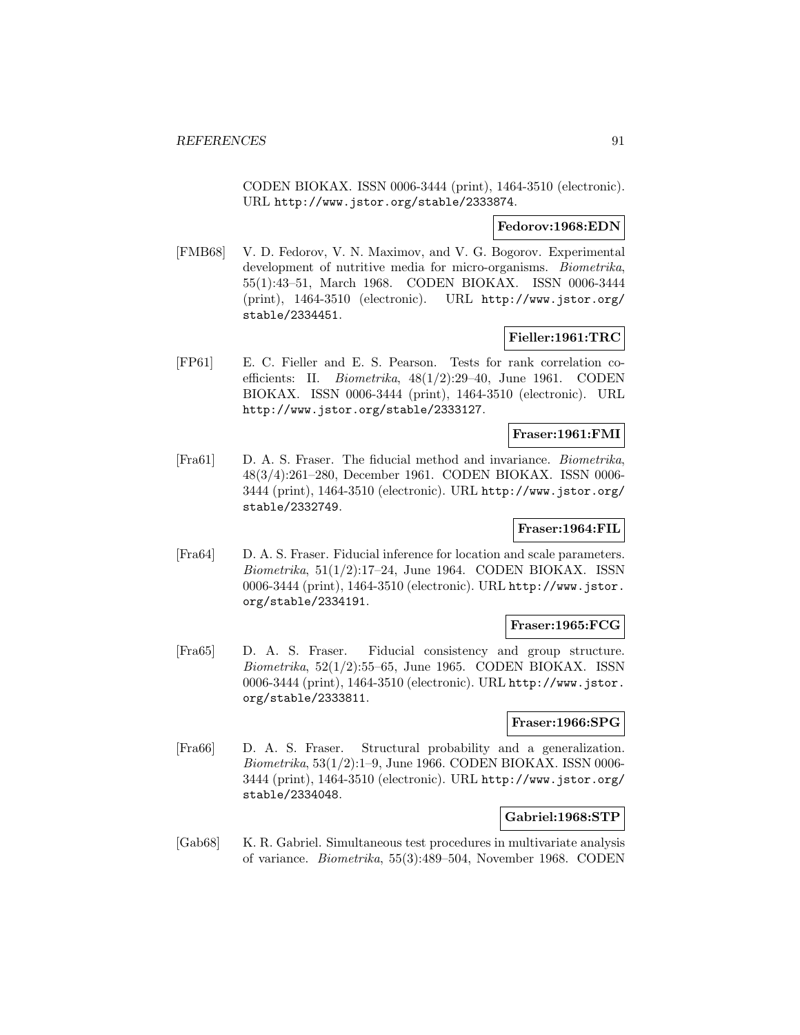CODEN BIOKAX. ISSN 0006-3444 (print), 1464-3510 (electronic). URL http://www.jstor.org/stable/2333874.

**Fedorov:1968:EDN**

[FMB68] V. D. Fedorov, V. N. Maximov, and V. G. Bogorov. Experimental development of nutritive media for micro-organisms. *Biometrika*, 55(1):43–51, March 1968. CODEN BIOKAX. ISSN 0006-3444 (print), 1464-3510 (electronic). URL http://www.jstor.org/stable/2334451.

**Fieller:1961:TRC**

[FP61] E. C. Fieller and E. S. Pearson. Tests for rank correlation coefficients: II. *Biometrika*, 48(1/2):29–40, June 1961. CODEN BIOKAX. ISSN 0006-3444 (print), 1464-3510 (electronic). URL http://www.jstor.org/stable/2333127.

**Fraser:1961:FMI**

[Fra61] D. A. S. Fraser. The fiducial method and invariance. *Biometrika*, 48(3/4):261–280, December 1961. CODEN BIOKAX. ISSN 0006-3444 (print), 1464-3510 (electronic). URL http://www.jstor.org/stable/2332749.

**Fraser:1964:FIL**

[Fra64] D. A. S. Fraser. Fiducial inference for location and scale parameters. *Biometrika*, 51(1/2):17–24, June 1964. CODEN BIOKAX. ISSN 0006-3444 (print), 1464-3510 (electronic). URL http://www.jstor.org/stable/2334191.

**Fraser:1965:FCG**

[Fra65] D. A. S. Fraser. Fiducial consistency and group structure. *Biometrika*, 52(1/2):55–65, June 1965. CODEN BIOKAX. ISSN 0006-3444 (print), 1464-3510 (electronic). URL http://www.jstor.org/stable/2333811.

**Fraser:1966:SPG**

[Fra66] D. A. S. Fraser. Structural probability and a generalization. *Biometrika*, 53(1/2):1–9, June 1966. CODEN BIOKAX. ISSN 0006-3444 (print), 1464-3510 (electronic). URL http://www.jstor.org/stable/2334048.

**Gabriel:1968:STP**

[Gab68] K. R. Gabriel. Simultaneous test procedures in multivariate analysis of variance. *Biometrika*, 55(3):489–504, November 1968. CODEN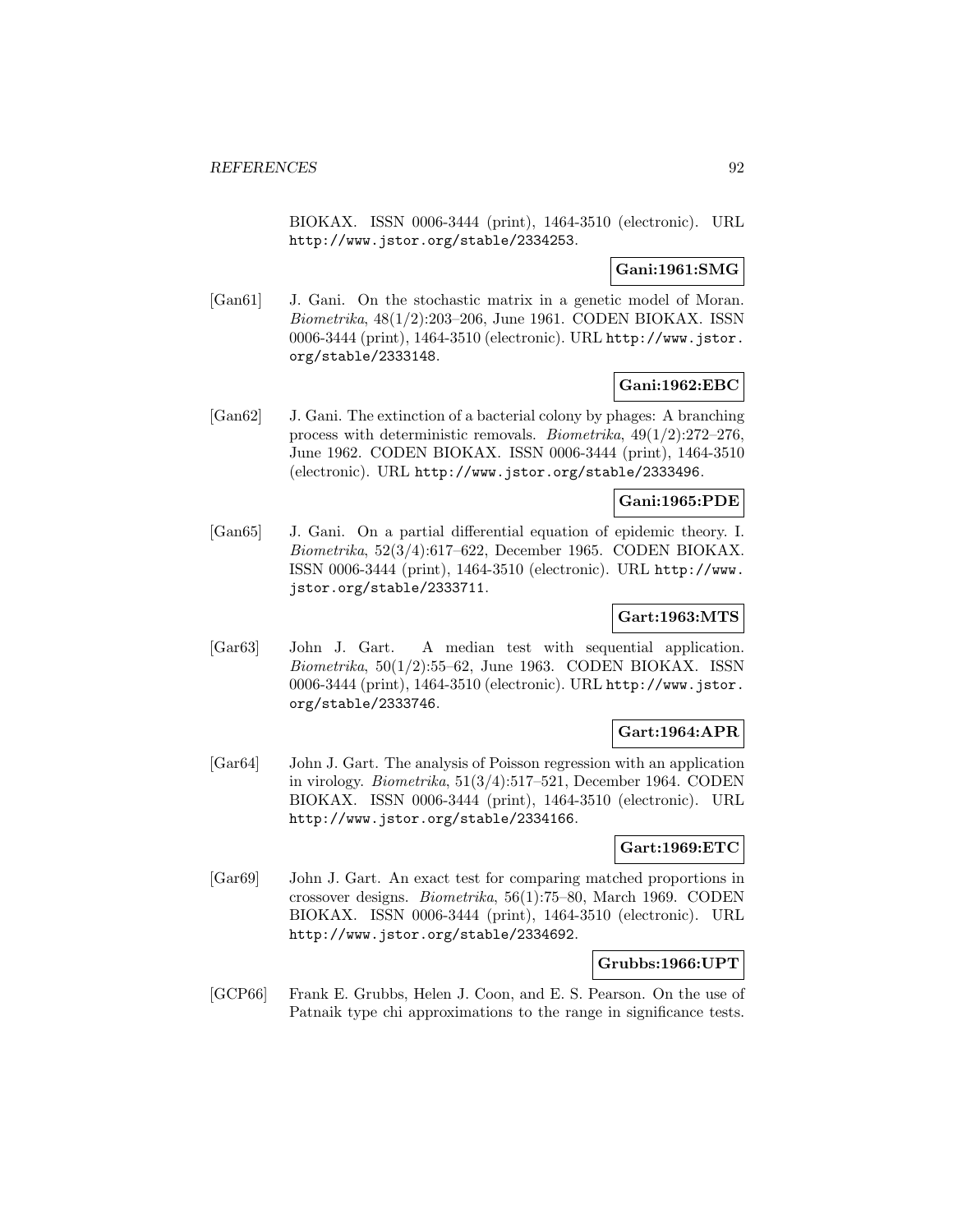BIOKAX. ISSN 0006-3444 (print), 1464-3510 (electronic). URL http://www.jstor.org/stable/2334253.

**Gani:1961:SMG**

[Gan61] J. Gani. On the stochastic matrix in a genetic model of Moran. *Biometrika*, 48(1/2):203–206, June 1961. CODEN BIOKAX. ISSN 0006-3444 (print), 1464-3510 (electronic). URL http://www.jstor.org/stable/2333148.

**Gani:1962:EBC**

[Gan62] J. Gani. The extinction of a bacterial colony by phages: A branching process with deterministic removals. *Biometrika*, 49(1/2):272–276, June 1962. CODEN BIOKAX. ISSN 0006-3444 (print), 1464-3510 (electronic). URL http://www.jstor.org/stable/2333496.

**Gani:1965:PDE**

[Gan65] J. Gani. On a partial differential equation of epidemic theory. I. *Biometrika*, 52(3/4):617–622, December 1965. CODEN BIOKAX. ISSN 0006-3444 (print), 1464-3510 (electronic). URL http://www.jstor.org/stable/2333711.

**Gart:1963:MTS**

[Gar63] John J. Gart. A median test with sequential application. *Biometrika*, 50(1/2):55–62, June 1963. CODEN BIOKAX. ISSN 0006-3444 (print), 1464-3510 (electronic). URL http://www.jstor.org/stable/2333746.

**Gart:1964:APR**

[Gar64] John J. Gart. The analysis of Poisson regression with an application in virology. *Biometrika*, 51(3/4):517–521, December 1964. CODEN BIOKAX. ISSN 0006-3444 (print), 1464-3510 (electronic). URL http://www.jstor.org/stable/2334166.

**Gart:1969:ETC**

[Gar69] John J. Gart. An exact test for comparing matched proportions in crossover designs. *Biometrika*, 56(1):75–80, March 1969. CODEN BIOKAX. ISSN 0006-3444 (print), 1464-3510 (electronic). URL http://www.jstor.org/stable/2334692.

**Grubbs:1966:UPT**

[GCP66] Frank E. Grubbs, Helen J. Coon, and E. S. Pearson. On the use of Patnaik type chi approximations to the range in significance tests.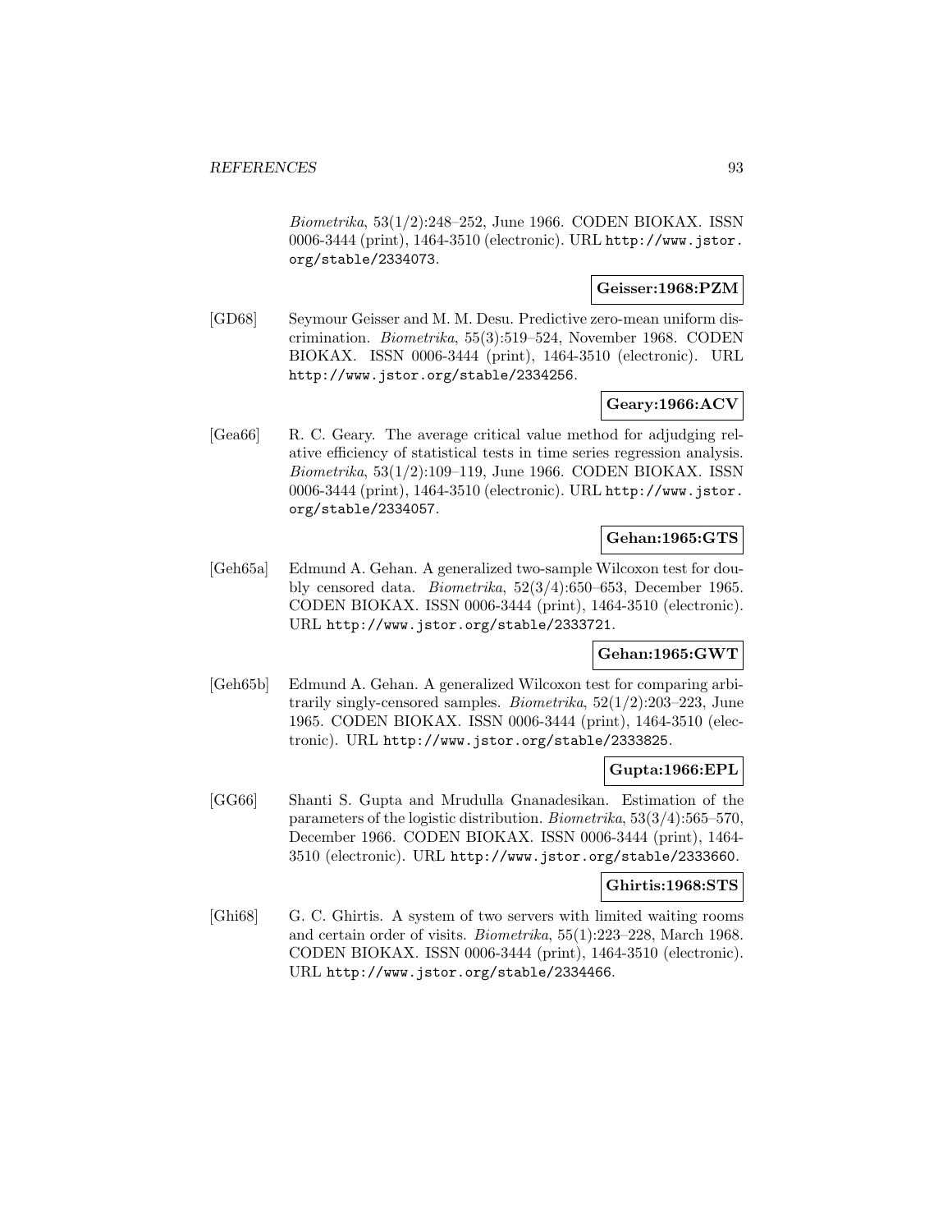*Biometrika*, 53(1/2):248–252, June 1966. CODEN BIOKAX. ISSN 0006-3444 (print), 1464-3510 (electronic). URL http://www.jstor.org/stable/2334073.

**Geisser:1968:PZM**

[GD68] Seymour Geisser and M. M. Desu. Predictive zero-mean uniform discrimination. *Biometrika*, 55(3):519–524, November 1968. CODEN BIOKAX. ISSN 0006-3444 (print), 1464-3510 (electronic). URL http://www.jstor.org/stable/2334256.

**Geary:1966:ACV**

[Gea66] R. C. Geary. The average critical value method for adjudging relative efficiency of statistical tests in time series regression analysis. *Biometrika*, 53(1/2):109–119, June 1966. CODEN BIOKAX. ISSN 0006-3444 (print), 1464-3510 (electronic). URL http://www.jstor.org/stable/2334057.

**Gehan:1965:GTS**

[Geh65a] Edmund A. Gehan. A generalized two-sample Wilcoxon test for doubly censored data. *Biometrika*, 52(3/4):650–653, December 1965. CODEN BIOKAX. ISSN 0006-3444 (print), 1464-3510 (electronic). URL http://www.jstor.org/stable/2333721.

**Gehan:1965:GWT**

[Geh65b] Edmund A. Gehan. A generalized Wilcoxon test for comparing arbitrarily singly-censored samples. *Biometrika*, 52(1/2):203–223, June 1965. CODEN BIOKAX. ISSN 0006-3444 (print), 1464-3510 (electronic). URL http://www.jstor.org/stable/2333825.

**Gupta:1966:EPL**

[GG66] Shanti S. Gupta and Mrudulla Gnanadesikan. Estimation of the parameters of the logistic distribution. *Biometrika*, 53(3/4):565–570, December 1966. CODEN BIOKAX. ISSN 0006-3444 (print), 1464-3510 (electronic). URL http://www.jstor.org/stable/2333660.

**Ghirtis:1968:STS**

[Ghi68] G. C. Ghirtis. A system of two servers with limited waiting rooms and certain order of visits. *Biometrika*, 55(1):223–228, March 1968. CODEN BIOKAX. ISSN 0006-3444 (print), 1464-3510 (electronic). URL http://www.jstor.org/stable/2334466.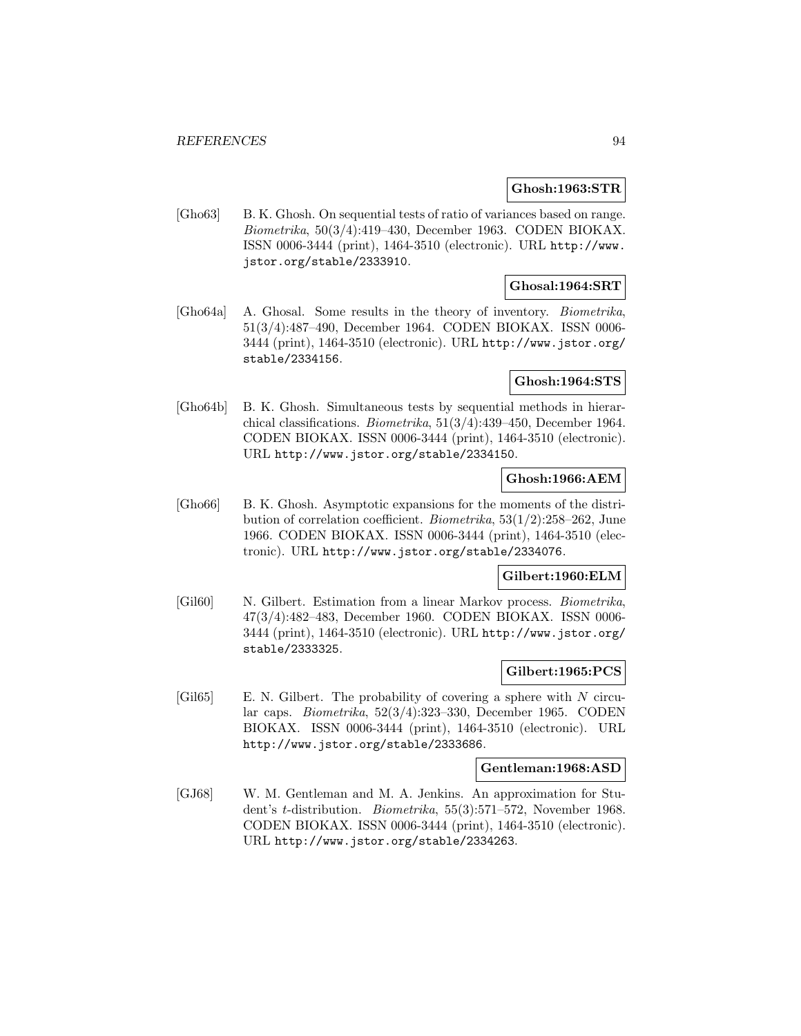**Ghosh:1963:STR**

[Gho63] B. K. Ghosh. On sequential tests of ratio of variances based on range. *Biometrika*, 50(3/4):419–430, December 1963. CODEN BIOKAX. ISSN 0006-3444 (print), 1464-3510 (electronic). URL http://www.jstor.org/stable/2333910.

**Ghosal:1964:SRT**

[Gho64a] A. Ghosal. Some results in the theory of inventory. *Biometrika*, 51(3/4):487–490, December 1964. CODEN BIOKAX. ISSN 0006-3444 (print), 1464-3510 (electronic). URL http://www.jstor.org/stable/2334156.

**Ghosh:1964:STS**

[Gho64b] B. K. Ghosh. Simultaneous tests by sequential methods in hierarchical classifications. *Biometrika*, 51(3/4):439–450, December 1964. CODEN BIOKAX. ISSN 0006-3444 (print), 1464-3510 (electronic). URL http://www.jstor.org/stable/2334150.

**Ghosh:1966:AEM**

[Gho66] B. K. Ghosh. Asymptotic expansions for the moments of the distribution of correlation coefficient. *Biometrika*, 53(1/2):258–262, June 1966. CODEN BIOKAX. ISSN 0006-3444 (print), 1464-3510 (electronic). URL http://www.jstor.org/stable/2334076.

**Gilbert:1960:ELM**

[Gil60] N. Gilbert. Estimation from a linear Markov process. *Biometrika*, 47(3/4):482–483, December 1960. CODEN BIOKAX. ISSN 0006-3444 (print), 1464-3510 (electronic). URL http://www.jstor.org/stable/2333325.

**Gilbert:1965:PCS**

[Gil65] E. N. Gilbert. The probability of covering a sphere with $N$ circular caps. *Biometrika*, 52(3/4):323–330, December 1965. CODEN BIOKAX. ISSN 0006-3444 (print), 1464-3510 (electronic). URL http://www.jstor.org/stable/2333686.

**Gentleman:1968:ASD**

[GJ68] W. M. Gentleman and M. A. Jenkins. An approximation for Student's $t$-distribution. *Biometrika*, 55(3):571–572, November 1968. CODEN BIOKAX. ISSN 0006-3444 (print), 1464-3510 (electronic). URL http://www.jstor.org/stable/2334263.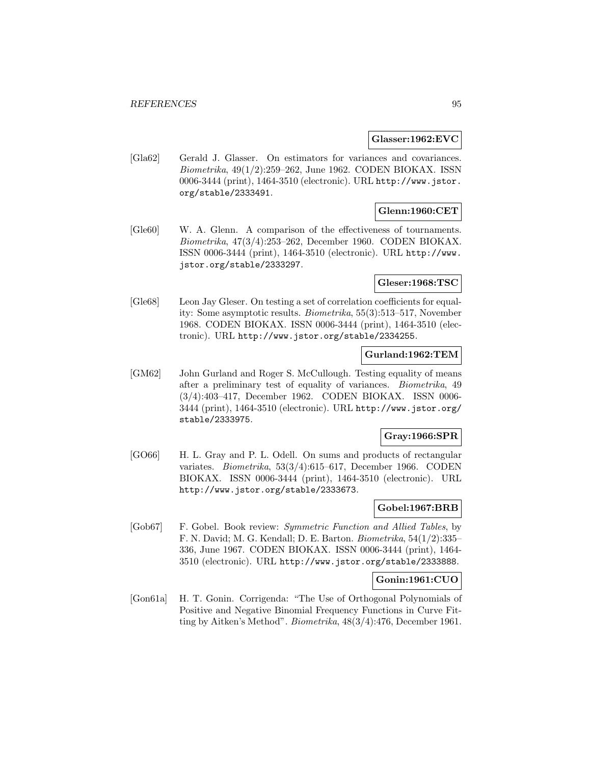**Glasser:1962:EVC**

[Gla62] Gerald J. Glasser. On estimators for variances and covariances. *Biometrika*, 49(1/2):259–262, June 1962. CODEN BIOKAX. ISSN 0006-3444 (print), 1464-3510 (electronic). URL http://www.jstor.org/stable/2333491.

**Glenn:1960:CET**

[Gle60] W. A. Glenn. A comparison of the effectiveness of tournaments. *Biometrika*, 47(3/4):253–262, December 1960. CODEN BIOKAX. ISSN 0006-3444 (print), 1464-3510 (electronic). URL http://www.jstor.org/stable/2333297.

**Gleser:1968:TSC**

[Gle68] Leon Jay Gleser. On testing a set of correlation coefficients for equality: Some asymptotic results. *Biometrika*, 55(3):513–517, November 1968. CODEN BIOKAX. ISSN 0006-3444 (print), 1464-3510 (electronic). URL http://www.jstor.org/stable/2334255.

**Gurland:1962:TEM**

[GM62] John Gurland and Roger S. McCullough. Testing equality of means after a preliminary test of equality of variances. *Biometrika*, 49 (3/4):403–417, December 1962. CODEN BIOKAX. ISSN 0006-3444 (print), 1464-3510 (electronic). URL http://www.jstor.org/stable/2333975.

**Gray:1966:SPR**

[GO66] H. L. Gray and P. L. Odell. On sums and products of rectangular variates. *Biometrika*, 53(3/4):615–617, December 1966. CODEN BIOKAX. ISSN 0006-3444 (print), 1464-3510 (electronic). URL http://www.jstor.org/stable/2333673.

**Gobel:1967:BRB**

[Gob67] F. Gobel. Book review: *Symmetric Function and Allied Tables*, by F. N. David; M. G. Kendall; D. E. Barton. *Biometrika*, 54(1/2):335–336, June 1967. CODEN BIOKAX. ISSN 0006-3444 (print), 1464-3510 (electronic). URL http://www.jstor.org/stable/2333888.

**Gonin:1961:CUO**

[Gon61a] H. T. Gonin. Corrigenda: "The Use of Orthogonal Polynomials of Positive and Negative Binomial Frequency Functions in Curve Fitting by Aitken's Method". *Biometrika*, 48(3/4):476, December 1961.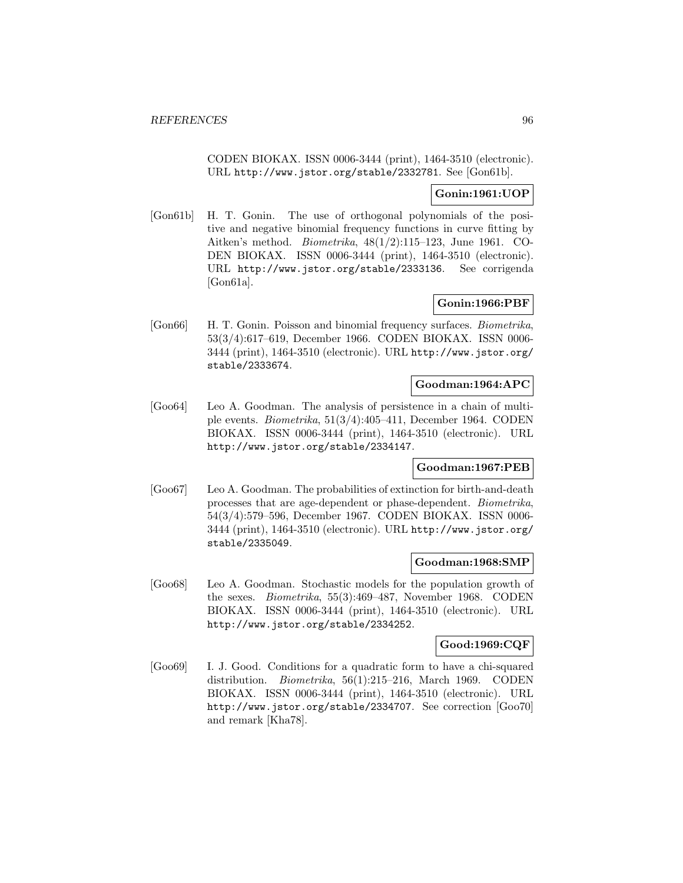CODEN BIOKAX. ISSN 0006-3444 (print), 1464-3510 (electronic). URL http://www.jstor.org/stable/2332781. See [Gon61b].

**Gonin:1961:UOP**

[Gon61b] H. T. Gonin. The use of orthogonal polynomials of the positive and negative binomial frequency functions in curve fitting by Aitken's method. *Biometrika*, 48(1/2):115–123, June 1961. CODEN BIOKAX. ISSN 0006-3444 (print), 1464-3510 (electronic). URL http://www.jstor.org/stable/2333136. See corrigenda [Gon61a].

**Gonin:1966:PBF**

[Gon66] H. T. Gonin. Poisson and binomial frequency surfaces. *Biometrika*, 53(3/4):617–619, December 1966. CODEN BIOKAX. ISSN 0006-3444 (print), 1464-3510 (electronic). URL http://www.jstor.org/stable/2333674.

**Goodman:1964:APC**

[Goo64] Leo A. Goodman. The analysis of persistence in a chain of multiple events. *Biometrika*, 51(3/4):405–411, December 1964. CODEN BIOKAX. ISSN 0006-3444 (print), 1464-3510 (electronic). URL http://www.jstor.org/stable/2334147.

**Goodman:1967:PEB**

[Goo67] Leo A. Goodman. The probabilities of extinction for birth-and-death processes that are age-dependent or phase-dependent. *Biometrika*, 54(3/4):579–596, December 1967. CODEN BIOKAX. ISSN 0006-3444 (print), 1464-3510 (electronic). URL http://www.jstor.org/stable/2335049.

**Goodman:1968:SMP**

[Goo68] Leo A. Goodman. Stochastic models for the population growth of the sexes. *Biometrika*, 55(3):469–487, November 1968. CODEN BIOKAX. ISSN 0006-3444 (print), 1464-3510 (electronic). URL http://www.jstor.org/stable/2334252.

**Good:1969:CQF**

[Goo69] I. J. Good. Conditions for a quadratic form to have a chi-squared distribution. *Biometrika*, 56(1):215–216, March 1969. CODEN BIOKAX. ISSN 0006-3444 (print), 1464-3510 (electronic). URL http://www.jstor.org/stable/2334707. See correction [Goo70] and remark [Kha78].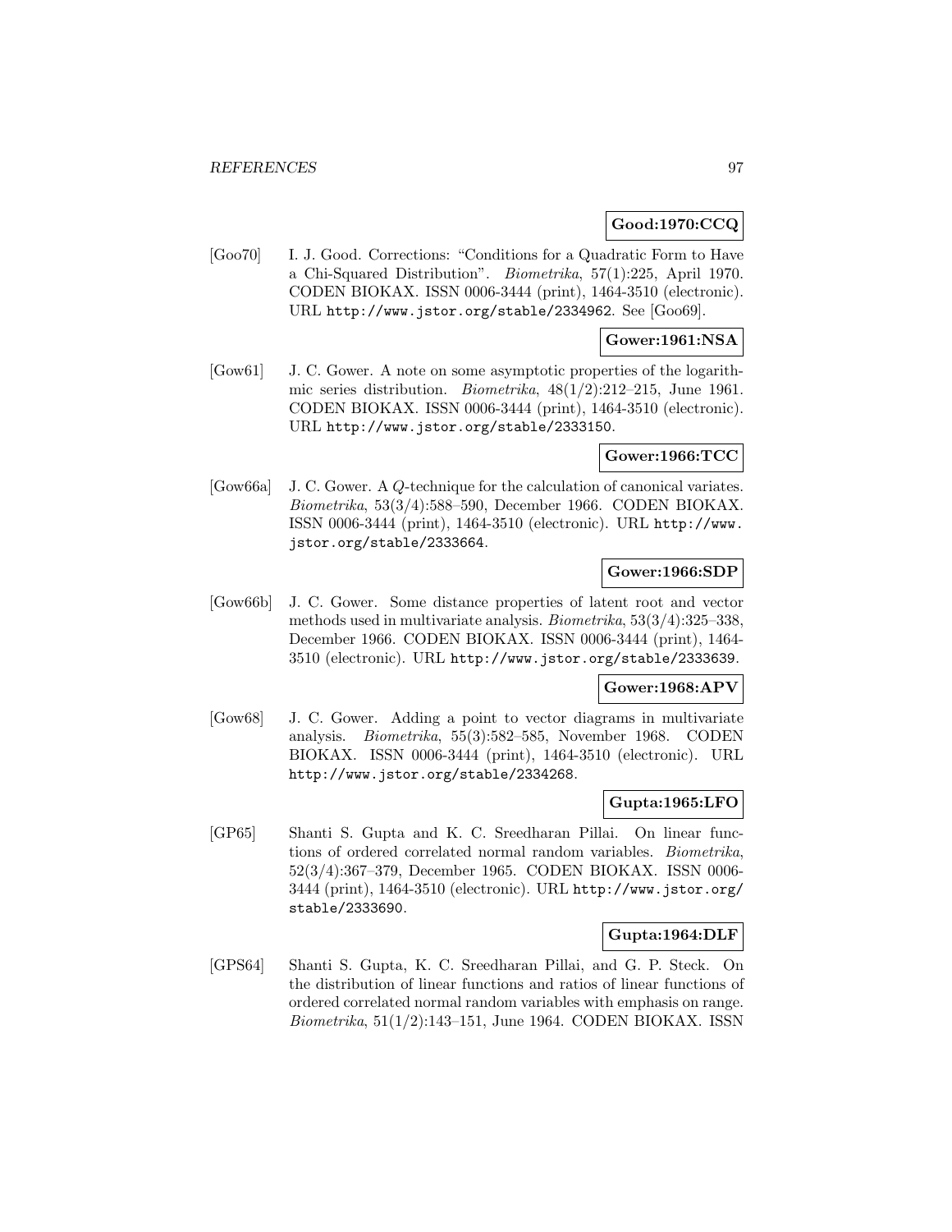**Good:1970:CCQ**

[Goo70] I. J. Good. Corrections: “Conditions for a Quadratic Form to Have a Chi-Squared Distribution”. *Biometrika*, 57(1):225, April 1970. CODEN BIOKAX. ISSN 0006-3444 (print), 1464-3510 (electronic). URL http://www.jstor.org/stable/2334962. See [Goo69].

**Gower:1961:NSA**

[Gow61] J. C. Gower. A note on some asymptotic properties of the logarithmic series distribution. *Biometrika*, 48(1/2):212–215, June 1961. CODEN BIOKAX. ISSN 0006-3444 (print), 1464-3510 (electronic). URL http://www.jstor.org/stable/2333150.

**Gower:1966:TCC**

[Gow66a] J. C. Gower. A $Q$-technique for the calculation of canonical variates. *Biometrika*, 53(3/4):588–590, December 1966. CODEN BIOKAX. ISSN 0006-3444 (print), 1464-3510 (electronic). URL http://www.jstor.org/stable/2333664.

**Gower:1966:SDP**

[Gow66b] J. C. Gower. Some distance properties of latent root and vector methods used in multivariate analysis. *Biometrika*, 53(3/4):325–338, December 1966. CODEN BIOKAX. ISSN 0006-3444 (print), 1464-3510 (electronic). URL http://www.jstor.org/stable/2333639.

**Gower:1968:APV**

[Gow68] J. C. Gower. Adding a point to vector diagrams in multivariate analysis. *Biometrika*, 55(3):582–585, November 1968. CODEN BIOKAX. ISSN 0006-3444 (print), 1464-3510 (electronic). URL http://www.jstor.org/stable/2334268.

**Gupta:1965:LFO**

[GP65] Shanti S. Gupta and K. C. Sreedharan Pillai. On linear functions of ordered correlated normal random variables. *Biometrika*, 52(3/4):367–379, December 1965. CODEN BIOKAX. ISSN 0006-3444 (print), 1464-3510 (electronic). URL http://www.jstor.org/stable/2333690.

**Gupta:1964:DLF**

[GPS64] Shanti S. Gupta, K. C. Sreedharan Pillai, and G. P. Steck. On the distribution of linear functions and ratios of linear functions of ordered correlated normal random variables with emphasis on range. *Biometrika*, 51(1/2):143–151, June 1964. CODEN BIOKAX. ISSN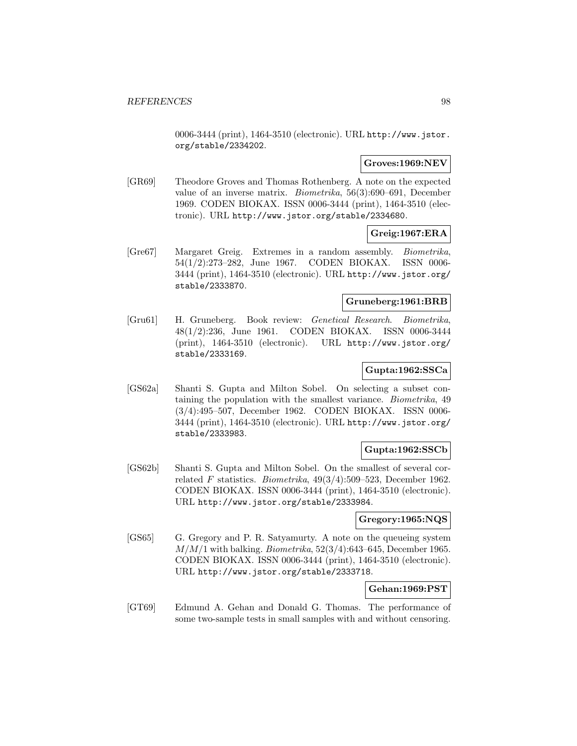0006-3444 (print), 1464-3510 (electronic). URL http://www.jstor.org/stable/2334202.

**Groves:1969:NEV**

[GR69] Theodore Groves and Thomas Rothenberg. A note on the expected value of an inverse matrix. *Biometrika*, 56(3):690–691, December 1969. CODEN BIOKAX. ISSN 0006-3444 (print), 1464-3510 (electronic). URL http://www.jstor.org/stable/2334680.

**Greig:1967:ERA**

[Gre67] Margaret Greig. Extremes in a random assembly. *Biometrika*, 54(1/2):273–282, June 1967. CODEN BIOKAX. ISSN 0006-3444 (print), 1464-3510 (electronic). URL http://www.jstor.org/stable/2333870.

**Gruneberg:1961:BRB**

[Gru61] H. Gruneberg. Book review: *Genetical Research*. *Biometrika*, 48(1/2):236, June 1961. CODEN BIOKAX. ISSN 0006-3444 (print), 1464-3510 (electronic). URL http://www.jstor.org/stable/2333169.

**Gupta:1962:SSCa**

[GS62a] Shanti S. Gupta and Milton Sobel. On selecting a subset containing the population with the smallest variance. *Biometrika*, 49 (3/4):495–507, December 1962. CODEN BIOKAX. ISSN 0006-3444 (print), 1464-3510 (electronic). URL http://www.jstor.org/stable/2333983.

**Gupta:1962:SSCb**

[GS62b] Shanti S. Gupta and Milton Sobel. On the smallest of several correlated $F$ statistics. *Biometrika*, 49(3/4):509–523, December 1962. CODEN BIOKAX. ISSN 0006-3444 (print), 1464-3510 (electronic). URL http://www.jstor.org/stable/2333984.

**Gregory:1965:NQS**

[GS65] G. Gregory and P. R. Satyamurty. A note on the queueing system $M/M/1$ with balking. *Biometrika*, 52(3/4):643–645, December 1965. CODEN BIOKAX. ISSN 0006-3444 (print), 1464-3510 (electronic). URL http://www.jstor.org/stable/2333718.

**Gehan:1969:PST**

[GT69] Edmund A. Gehan and Donald G. Thomas. The performance of some two-sample tests in small samples with and without censoring.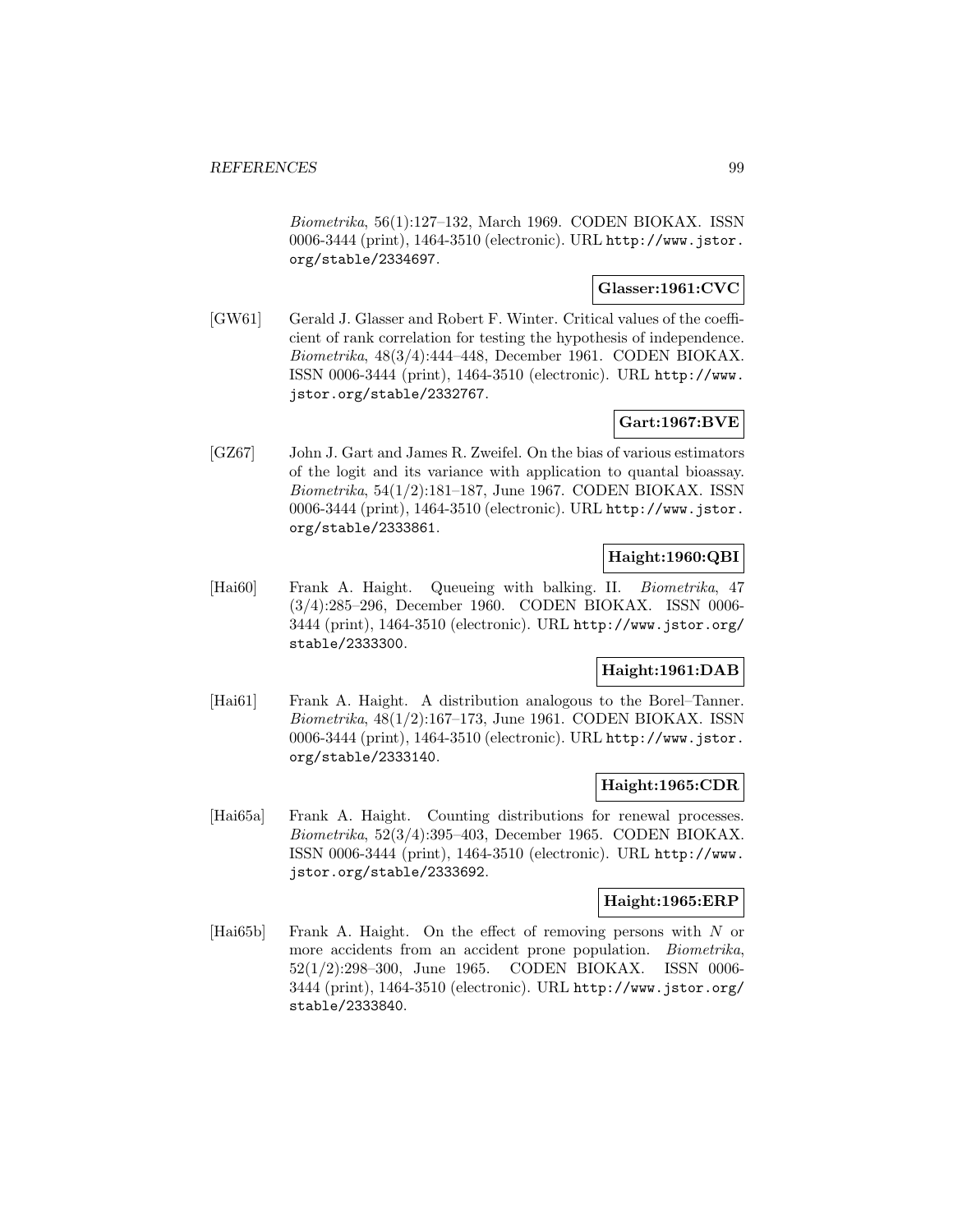*Biometrika*, 56(1):127–132, March 1969. CODEN BIOKAX. ISSN 0006-3444 (print), 1464-3510 (electronic). URL http://www.jstor.org/stable/2334697.

**Glasser:1961:CVC**

[GW61] Gerald J. Glasser and Robert F. Winter. Critical values of the coefficient of rank correlation for testing the hypothesis of independence. *Biometrika*, 48(3/4):444–448, December 1961. CODEN BIOKAX. ISSN 0006-3444 (print), 1464-3510 (electronic). URL http://www.jstor.org/stable/2332767.

**Gart:1967:BVE**

[GZ67] John J. Gart and James R. Zweifel. On the bias of various estimators of the logit and its variance with application to quantal bioassay. *Biometrika*, 54(1/2):181–187, June 1967. CODEN BIOKAX. ISSN 0006-3444 (print), 1464-3510 (electronic). URL http://www.jstor.org/stable/2333861.

**Haight:1960:QBI**

[Hai60] Frank A. Haight. Queueing with balking. II. *Biometrika*, 47 (3/4):285–296, December 1960. CODEN BIOKAX. ISSN 0006-3444 (print), 1464-3510 (electronic). URL http://www.jstor.org/stable/2333300.

**Haight:1961:DAB**

[Hai61] Frank A. Haight. A distribution analogous to the Borel–Tanner. *Biometrika*, 48(1/2):167–173, June 1961. CODEN BIOKAX. ISSN 0006-3444 (print), 1464-3510 (electronic). URL http://www.jstor.org/stable/2333140.

**Haight:1965:CDR**

[Hai65a] Frank A. Haight. Counting distributions for renewal processes. *Biometrika*, 52(3/4):395–403, December 1965. CODEN BIOKAX. ISSN 0006-3444 (print), 1464-3510 (electronic). URL http://www.jstor.org/stable/2333692.

**Haight:1965:ERP**

[Hai65b] Frank A. Haight. On the effect of removing persons with $N$ or more accidents from an accident prone population. *Biometrika*, 52(1/2):298–300, June 1965. CODEN BIOKAX. ISSN 0006-3444 (print), 1464-3510 (electronic). URL http://www.jstor.org/stable/2333840.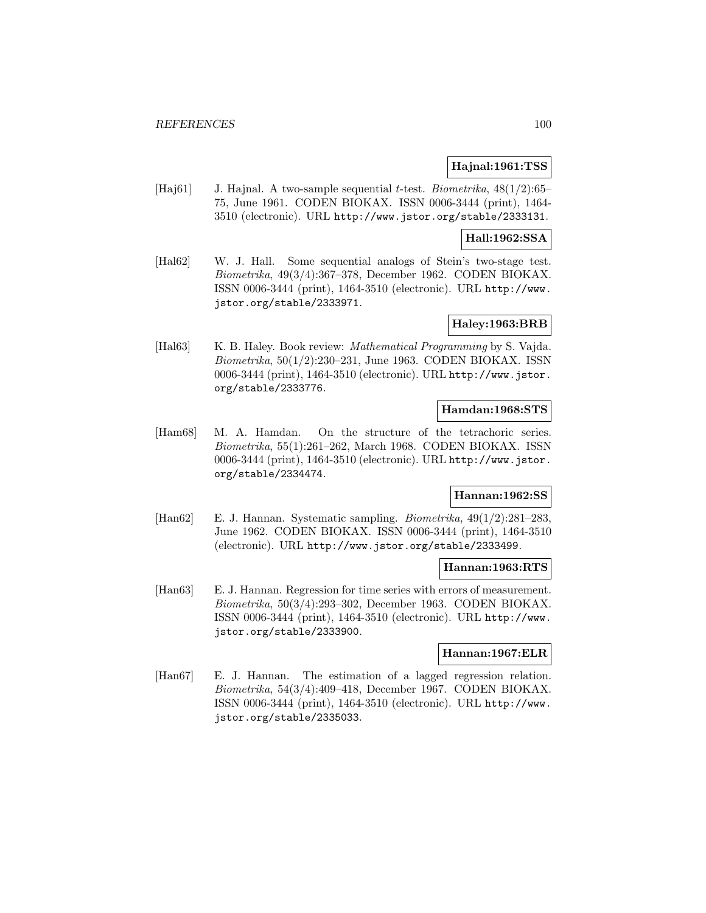**Hajnal:1961:TSS**

[Haj61] J. Hajnal. A two-sample sequential $t$-test. *Biometrika*, 48(1/2):65–75, June 1961. CODEN BIOKAX. ISSN 0006-3444 (print), 1464-3510 (electronic). URL http://www.jstor.org/stable/2333131.

**Hall:1962:SSA**

[Hal62] W. J. Hall. Some sequential analogs of Stein's two-stage test. *Biometrika*, 49(3/4):367–378, December 1962. CODEN BIOKAX. ISSN 0006-3444 (print), 1464-3510 (electronic). URL http://www.jstor.org/stable/2333971.

**Haley:1963:BRB**

[Hal63] K. B. Haley. Book review: *Mathematical Programming* by S. Vajda. *Biometrika*, 50(1/2):230–231, June 1963. CODEN BIOKAX. ISSN 0006-3444 (print), 1464-3510 (electronic). URL http://www.jstor.org/stable/2333776.

**Hamdan:1968:STS**

[Ham68] M. A. Hamdan. On the structure of the tetrachoric series. *Biometrika*, 55(1):261–262, March 1968. CODEN BIOKAX. ISSN 0006-3444 (print), 1464-3510 (electronic). URL http://www.jstor.org/stable/2334474.

**Hannan:1962:SS**

[Han62] E. J. Hannan. Systematic sampling. *Biometrika*, 49(1/2):281–283, June 1962. CODEN BIOKAX. ISSN 0006-3444 (print), 1464-3510 (electronic). URL http://www.jstor.org/stable/2333499.

**Hannan:1963:RTS**

[Han63] E. J. Hannan. Regression for time series with errors of measurement. *Biometrika*, 50(3/4):293–302, December 1963. CODEN BIOKAX. ISSN 0006-3444 (print), 1464-3510 (electronic). URL http://www.jstor.org/stable/2333900.

**Hannan:1967:ELR**

[Han67] E. J. Hannan. The estimation of a lagged regression relation. *Biometrika*, 54(3/4):409–418, December 1967. CODEN BIOKAX. ISSN 0006-3444 (print), 1464-3510 (electronic). URL http://www.jstor.org/stable/2335033.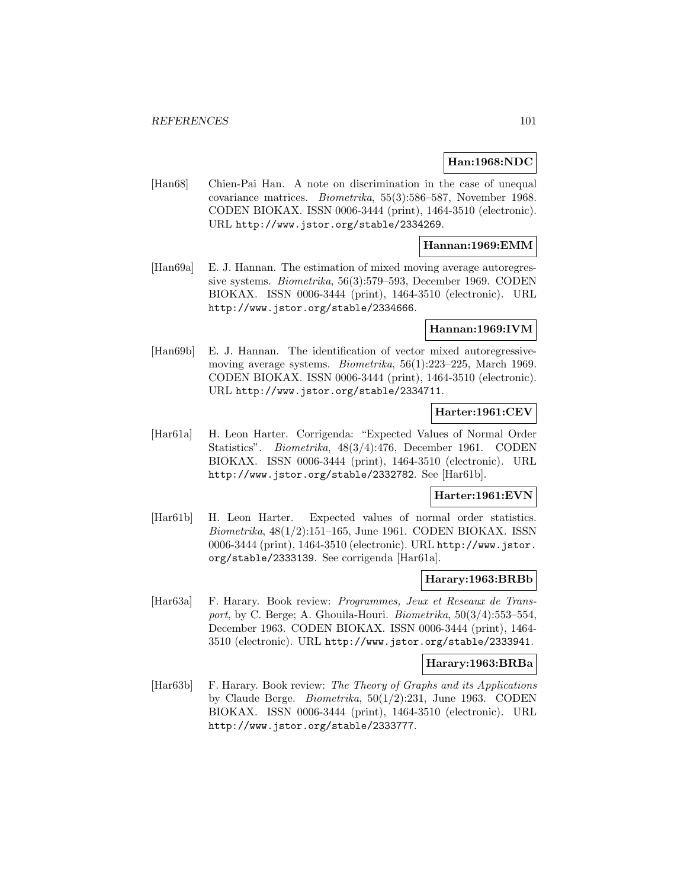**Han:1968:NDC**

[Han68] Chien-Pai Han. A note on discrimination in the case of unequal covariance matrices. *Biometrika*, 55(3):586–587, November 1968. CODEN BIOKAX. ISSN 0006-3444 (print), 1464-3510 (electronic). URL http://www.jstor.org/stable/2334269.

**Hannan:1969:EMM**

[Han69a] E. J. Hannan. The estimation of mixed moving average autoregressive systems. *Biometrika*, 56(3):579–593, December 1969. CODEN BIOKAX. ISSN 0006-3444 (print), 1464-3510 (electronic). URL http://www.jstor.org/stable/2334666.

**Hannan:1969:IVM**

[Han69b] E. J. Hannan. The identification of vector mixed autoregressive-moving average systems. *Biometrika*, 56(1):223–225, March 1969. CODEN BIOKAX. ISSN 0006-3444 (print), 1464-3510 (electronic). URL http://www.jstor.org/stable/2334711.

**Harter:1961:CEV**

[Har61a] H. Leon Harter. Corrigenda: "Expected Values of Normal Order Statistics". *Biometrika*, 48(3/4):476, December 1961. CODEN BIOKAX. ISSN 0006-3444 (print), 1464-3510 (electronic). URL http://www.jstor.org/stable/2332782. See [Har61b].

**Harter:1961:EVN**

[Har61b] H. Leon Harter. Expected values of normal order statistics. *Biometrika*, 48(1/2):151–165, June 1961. CODEN BIOKAX. ISSN 0006-3444 (print), 1464-3510 (electronic). URL http://www.jstor.org/stable/2333139. See corrigenda [Har61a].

**Harary:1963:BRBb**

[Har63a] F. Harary. Book review: *Programmes, Jeux et Reseaux de Transport*, by C. Berge; A. Ghouila-Houri. *Biometrika*, 50(3/4):553–554, December 1963. CODEN BIOKAX. ISSN 0006-3444 (print), 1464-3510 (electronic). URL http://www.jstor.org/stable/2333941.

**Harary:1963:BRBa**

[Har63b] F. Harary. Book review: *The Theory of Graphs and its Applications* by Claude Berge. *Biometrika*, 50(1/2):231, June 1963. CODEN BIOKAX. ISSN 0006-3444 (print), 1464-3510 (electronic). URL http://www.jstor.org/stable/2333777.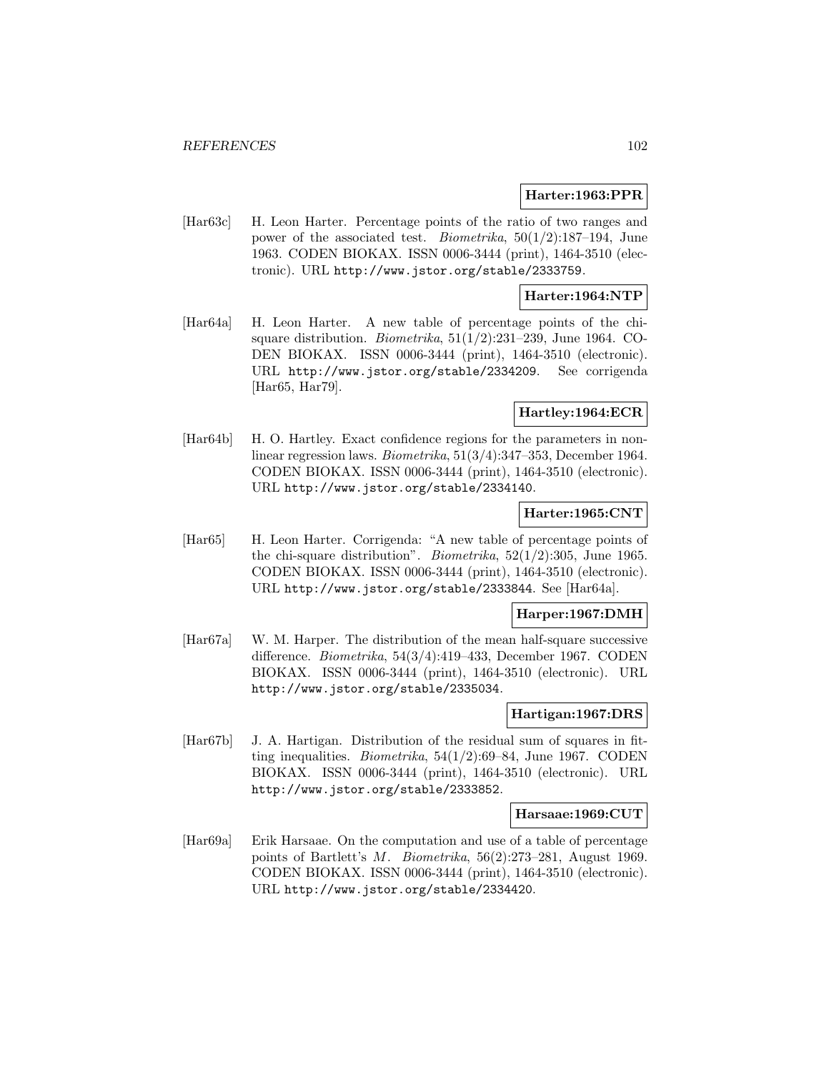**Harter:1963:PPR**

[Har63c] H. Leon Harter. Percentage points of the ratio of two ranges and power of the associated test. *Biometrika*, 50(1/2):187–194, June 1963. CODEN BIOKAX. ISSN 0006-3444 (print), 1464-3510 (electronic). URL http://www.jstor.org/stable/2333759.

**Harter:1964:NTP**

[Har64a] H. Leon Harter. A new table of percentage points of the chi-square distribution. *Biometrika*, 51(1/2):231–239, June 1964. CODEN BIOKAX. ISSN 0006-3444 (print), 1464-3510 (electronic). URL http://www.jstor.org/stable/2334209. See corrigenda [Har65, Har79].

**Hartley:1964:ECR**

[Har64b] H. O. Hartley. Exact confidence regions for the parameters in non-linear regression laws. *Biometrika*, 51(3/4):347–353, December 1964. CODEN BIOKAX. ISSN 0006-3444 (print), 1464-3510 (electronic). URL http://www.jstor.org/stable/2334140.

**Harter:1965:CNT**

[Har65] H. Leon Harter. Corrigenda: "A new table of percentage points of the chi-square distribution". *Biometrika*, 52(1/2):305, June 1965. CODEN BIOKAX. ISSN 0006-3444 (print), 1464-3510 (electronic). URL http://www.jstor.org/stable/2333844. See [Har64a].

**Harper:1967:DMH**

[Har67a] W. M. Harper. The distribution of the mean half-square successive difference. *Biometrika*, 54(3/4):419–433, December 1967. CODEN BIOKAX. ISSN 0006-3444 (print), 1464-3510 (electronic). URL http://www.jstor.org/stable/2335034.

**Hartigan:1967:DRS**

[Har67b] J. A. Hartigan. Distribution of the residual sum of squares in fitting inequalities. *Biometrika*, 54(1/2):69–84, June 1967. CODEN BIOKAX. ISSN 0006-3444 (print), 1464-3510 (electronic). URL http://www.jstor.org/stable/2333852.

**Harsaae:1969:CUT**

[Har69a] Erik Harsaae. On the computation and use of a table of percentage points of Bartlett's $M$. *Biometrika*, 56(2):273–281, August 1969. CODEN BIOKAX. ISSN 0006-3444 (print), 1464-3510 (electronic). URL http://www.jstor.org/stable/2334420.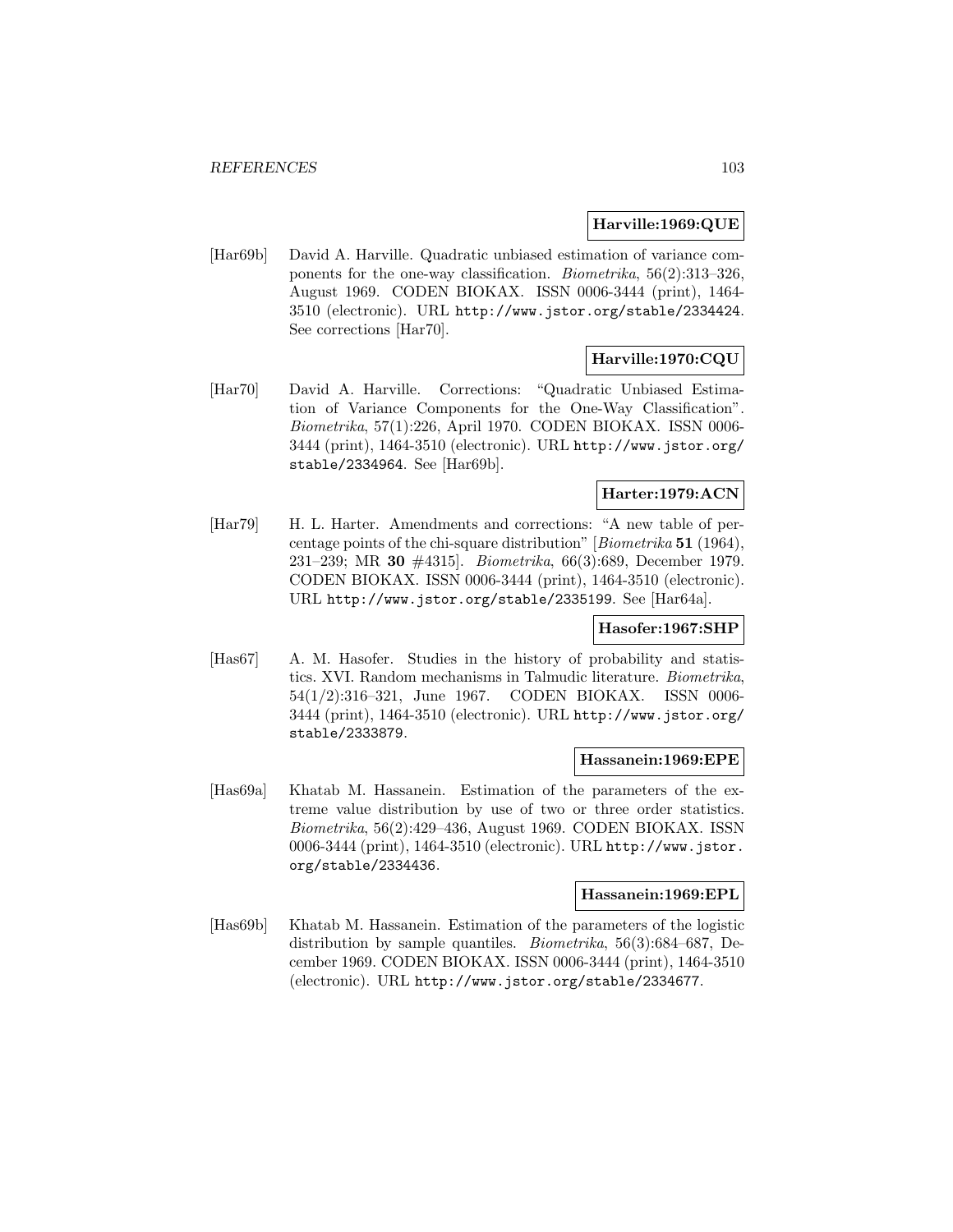**Harville:1969:QUE**

[Har69b] David A. Harville. Quadratic unbiased estimation of variance components for the one-way classification. *Biometrika*, 56(2):313–326, August 1969. CODEN BIOKAX. ISSN 0006-3444 (print), 1464-3510 (electronic). URL http://www.jstor.org/stable/2334424. See corrections [Har70].

**Harville:1970:CQU**

[Har70] David A. Harville. Corrections: "Quadratic Unbiased Estimation of Variance Components for the One-Way Classification". *Biometrika*, 57(1):226, April 1970. CODEN BIOKAX. ISSN 0006-3444 (print), 1464-3510 (electronic). URL http://www.jstor.org/stable/2334964. See [Har69b].

**Harter:1979:ACN**

[Har79] H. L. Harter. Amendments and corrections: "A new table of percentage points of the chi-square distribution" [*Biometrika* **51** (1964), 231–239; MR **30** #4315]. *Biometrika*, 66(3):689, December 1979. CODEN BIOKAX. ISSN 0006-3444 (print), 1464-3510 (electronic). URL http://www.jstor.org/stable/2335199. See [Har64a].

**Hasofer:1967:SHP**

[Has67] A. M. Hasofer. Studies in the history of probability and statistics. XVI. Random mechanisms in Talmudic literature. *Biometrika*, 54(1/2):316–321, June 1967. CODEN BIOKAX. ISSN 0006-3444 (print), 1464-3510 (electronic). URL http://www.jstor.org/stable/2333879.

**Hassanein:1969:EPE**

[Has69a] Khatab M. Hassanein. Estimation of the parameters of the extreme value distribution by use of two or three order statistics. *Biometrika*, 56(2):429–436, August 1969. CODEN BIOKAX. ISSN 0006-3444 (print), 1464-3510 (electronic). URL http://www.jstor.org/stable/2334436.

**Hassanein:1969:EPL**

[Has69b] Khatab M. Hassanein. Estimation of the parameters of the logistic distribution by sample quantiles. *Biometrika*, 56(3):684–687, December 1969. CODEN BIOKAX. ISSN 0006-3444 (print), 1464-3510 (electronic). URL http://www.jstor.org/stable/2334677.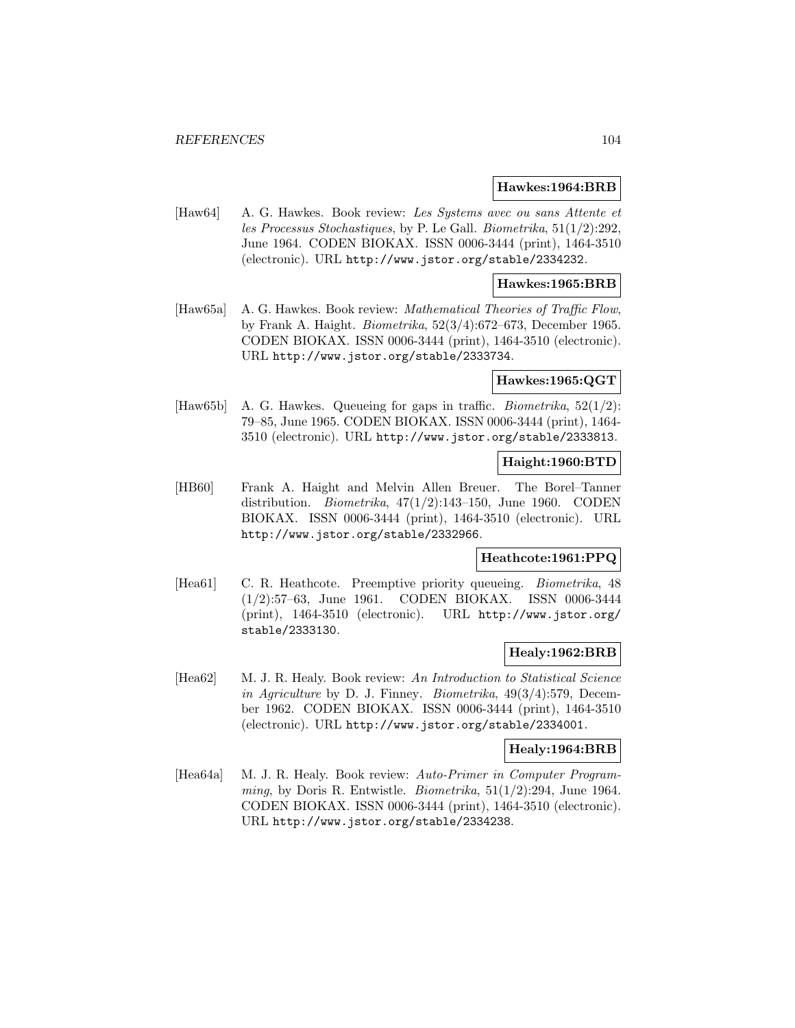**Hawkes:1964:BRB**

[Haw64] A. G. Hawkes. Book review: *Les Systems avec ou sans Attente et les Processus Stochastiques*, by P. Le Gall. *Biometrika*, 51(1/2):292, June 1964. CODEN BIOKAX. ISSN 0006-3444 (print), 1464-3510 (electronic). URL http://www.jstor.org/stable/2334232.

**Hawkes:1965:BRB**

[Haw65a] A. G. Hawkes. Book review: *Mathematical Theories of Traffic Flow*, by Frank A. Haight. *Biometrika*, 52(3/4):672–673, December 1965. CODEN BIOKAX. ISSN 0006-3444 (print), 1464-3510 (electronic). URL http://www.jstor.org/stable/2333734.

**Hawkes:1965:QGT**

[Haw65b] A. G. Hawkes. Queueing for gaps in traffic. *Biometrika*, 52(1/2):79–85, June 1965. CODEN BIOKAX. ISSN 0006-3444 (print), 1464-3510 (electronic). URL http://www.jstor.org/stable/2333813.

**Haight:1960:BTD**

[HB60] Frank A. Haight and Melvin Allen Breuer. The Borel–Tanner distribution. *Biometrika*, 47(1/2):143–150, June 1960. CODEN BIOKAX. ISSN 0006-3444 (print), 1464-3510 (electronic). URL http://www.jstor.org/stable/2332966.

**Heathcote:1961:PPQ**

[Hea61] C. R. Heathcote. Preemptive priority queueing. *Biometrika*, 48 (1/2):57–63, June 1961. CODEN BIOKAX. ISSN 0006-3444 (print), 1464-3510 (electronic). URL http://www.jstor.org/stable/2333130.

**Healy:1962:BRB**

[Hea62] M. J. R. Healy. Book review: *An Introduction to Statistical Science in Agriculture* by D. J. Finney. *Biometrika*, 49(3/4):579, December 1962. CODEN BIOKAX. ISSN 0006-3444 (print), 1464-3510 (electronic). URL http://www.jstor.org/stable/2334001.

**Healy:1964:BRB**

[Hea64a] M. J. R. Healy. Book review: *Auto-Primer in Computer Programming*, by Doris R. Entwistle. *Biometrika*, 51(1/2):294, June 1964. CODEN BIOKAX. ISSN 0006-3444 (print), 1464-3510 (electronic). URL http://www.jstor.org/stable/2334238.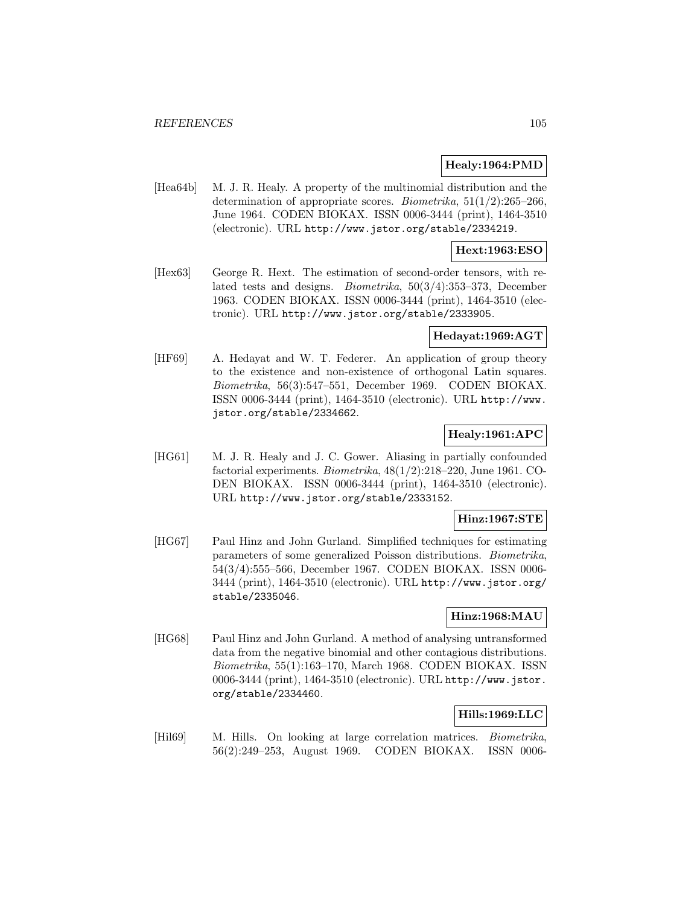**Healy:1964:PMD**

[Hea64b] M. J. R. Healy. A property of the multinomial distribution and the determination of appropriate scores. *Biometrika*, 51(1/2):265–266, June 1964. CODEN BIOKAX. ISSN 0006-3444 (print), 1464-3510 (electronic). URL http://www.jstor.org/stable/2334219.

**Hext:1963:ESO**

[Hex63] George R. Hext. The estimation of second-order tensors, with related tests and designs. *Biometrika*, 50(3/4):353–373, December 1963. CODEN BIOKAX. ISSN 0006-3444 (print), 1464-3510 (electronic). URL http://www.jstor.org/stable/2333905.

**Hedayat:1969:AGT**

[HF69] A. Hedayat and W. T. Federer. An application of group theory to the existence and non-existence of orthogonal Latin squares. *Biometrika*, 56(3):547–551, December 1969. CODEN BIOKAX. ISSN 0006-3444 (print), 1464-3510 (electronic). URL http://www.jstor.org/stable/2334662.

**Healy:1961:APC**

[HG61] M. J. R. Healy and J. C. Gower. Aliasing in partially confounded factorial experiments. *Biometrika*, 48(1/2):218–220, June 1961. CODEN BIOKAX. ISSN 0006-3444 (print), 1464-3510 (electronic). URL http://www.jstor.org/stable/2333152.

**Hinz:1967:STE**

[HG67] Paul Hinz and John Gurland. Simplified techniques for estimating parameters of some generalized Poisson distributions. *Biometrika*, 54(3/4):555–566, December 1967. CODEN BIOKAX. ISSN 0006-3444 (print), 1464-3510 (electronic). URL http://www.jstor.org/stable/2335046.

**Hinz:1968:MAU**

[HG68] Paul Hinz and John Gurland. A method of analysing untransformed data from the negative binomial and other contagious distributions. *Biometrika*, 55(1):163–170, March 1968. CODEN BIOKAX. ISSN 0006-3444 (print), 1464-3510 (electronic). URL http://www.jstor.org/stable/2334460.

**Hills:1969:LLC**

[Hil69] M. Hills. On looking at large correlation matrices. *Biometrika*, 56(2):249–253, August 1969. CODEN BIOKAX. ISSN 0006-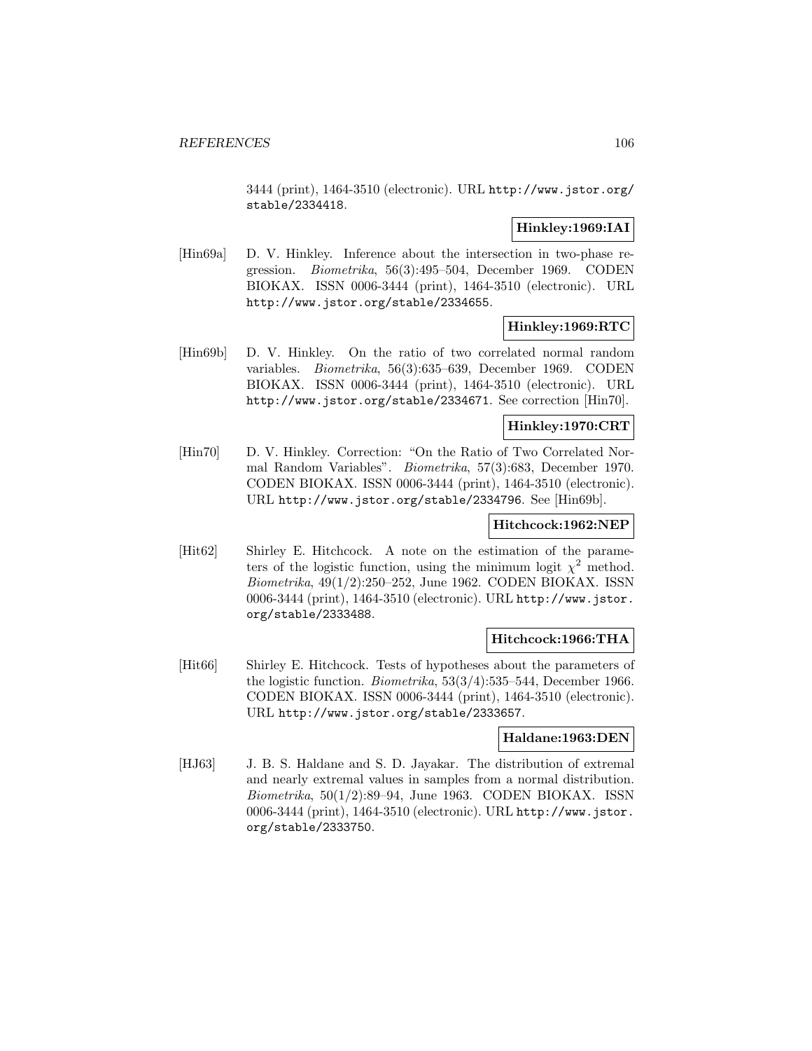3444 (print), 1464-3510 (electronic). URL http://www.jstor.org/stable/2334418.

**Hinkley:1969:IAI**

[Hin69a] D. V. Hinkley. Inference about the intersection in two-phase regression. *Biometrika*, 56(3):495–504, December 1969. CODEN BIOKAX. ISSN 0006-3444 (print), 1464-3510 (electronic). URL http://www.jstor.org/stable/2334655.

**Hinkley:1969:RTC**

[Hin69b] D. V. Hinkley. On the ratio of two correlated normal random variables. *Biometrika*, 56(3):635–639, December 1969. CODEN BIOKAX. ISSN 0006-3444 (print), 1464-3510 (electronic). URL http://www.jstor.org/stable/2334671. See correction [Hin70].

**Hinkley:1970:CRT**

[Hin70] D. V. Hinkley. Correction: "On the Ratio of Two Correlated Normal Random Variables". *Biometrika*, 57(3):683, December 1970. CODEN BIOKAX. ISSN 0006-3444 (print), 1464-3510 (electronic). URL http://www.jstor.org/stable/2334796. See [Hin69b].

**Hitchcock:1962:NEP**

[Hit62] Shirley E. Hitchcock. A note on the estimation of the parameters of the logistic function, using the minimum logit $\chi^2$ method. *Biometrika*, 49(1/2):250–252, June 1962. CODEN BIOKAX. ISSN 0006-3444 (print), 1464-3510 (electronic). URL http://www.jstor.org/stable/2333488.

**Hitchcock:1966:THA**

[Hit66] Shirley E. Hitchcock. Tests of hypotheses about the parameters of the logistic function. *Biometrika*, 53(3/4):535–544, December 1966. CODEN BIOKAX. ISSN 0006-3444 (print), 1464-3510 (electronic). URL http://www.jstor.org/stable/2333657.

**Haldane:1963:DEN**

[HJ63] J. B. S. Haldane and S. D. Jayakar. The distribution of extremal and nearly extremal values in samples from a normal distribution. *Biometrika*, 50(1/2):89–94, June 1963. CODEN BIOKAX. ISSN 0006-3444 (print), 1464-3510 (electronic). URL http://www.jstor.org/stable/2333750.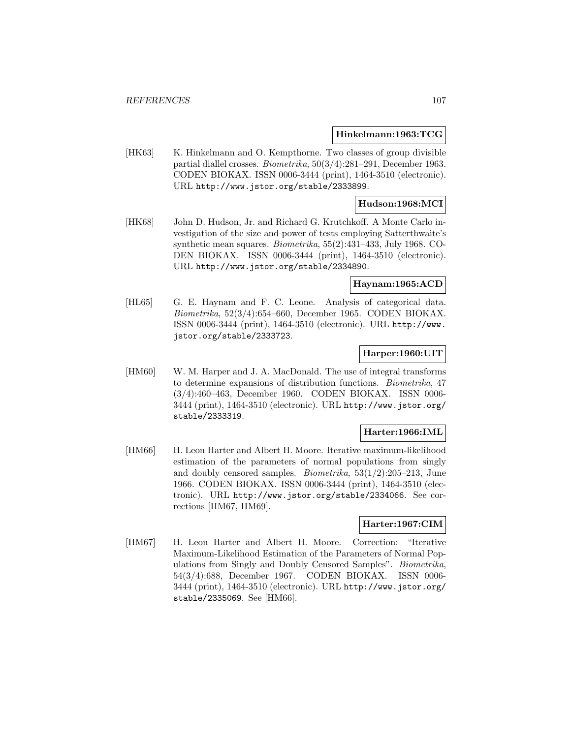**Hinkelmann:1963:TCG**

[HK63] K. Hinkelmann and O. Kempthorne. Two classes of group divisible partial diallel crosses. *Biometrika*, 50(3/4):281–291, December 1963. CODEN BIOKAX. ISSN 0006-3444 (print), 1464-3510 (electronic). URL http://www.jstor.org/stable/2333899.

**Hudson:1968:MCI**

[HK68] John D. Hudson, Jr. and Richard G. Krutchkoff. A Monte Carlo investigation of the size and power of tests employing Satterthwaite's synthetic mean squares. *Biometrika*, 55(2):431–433, July 1968. CODEN BIOKAX. ISSN 0006-3444 (print), 1464-3510 (electronic). URL http://www.jstor.org/stable/2334890.

**Haynam:1965:ACD**

[HL65] G. E. Haynam and F. C. Leone. Analysis of categorical data. *Biometrika*, 52(3/4):654–660, December 1965. CODEN BIOKAX. ISSN 0006-3444 (print), 1464-3510 (electronic). URL http://www.jstor.org/stable/2333723.

**Harper:1960:UIT**

[HM60] W. M. Harper and J. A. MacDonald. The use of integral transforms to determine expansions of distribution functions. *Biometrika*, 47 (3/4):460–463, December 1960. CODEN BIOKAX. ISSN 0006-3444 (print), 1464-3510 (electronic). URL http://www.jstor.org/stable/2333319.

**Harter:1966:IML**

[HM66] H. Leon Harter and Albert H. Moore. Iterative maximum-likelihood estimation of the parameters of normal populations from singly and doubly censored samples. *Biometrika*, 53(1/2):205–213, June 1966. CODEN BIOKAX. ISSN 0006-3444 (print), 1464-3510 (electronic). URL http://www.jstor.org/stable/2334066. See corrections [HM67, HM69].

**Harter:1967:CIM**

[HM67] H. Leon Harter and Albert H. Moore. Correction: "Iterative Maximum-Likelihood Estimation of the Parameters of Normal Populations from Singly and Doubly Censored Samples". *Biometrika*, 54(3/4):688, December 1967. CODEN BIOKAX. ISSN 0006-3444 (print), 1464-3510 (electronic). URL http://www.jstor.org/stable/2335069. See [HM66].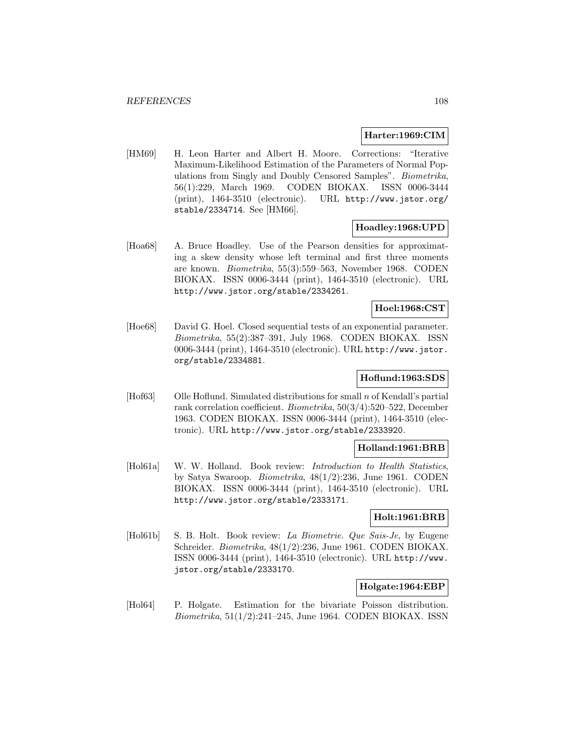**Harter:1969:CIM**

[HM69] H. Leon Harter and Albert H. Moore. Corrections: "Iterative Maximum-Likelihood Estimation of the Parameters of Normal Populations from Singly and Doubly Censored Samples". *Biometrika*, 56(1):229, March 1969. CODEN BIOKAX. ISSN 0006-3444 (print), 1464-3510 (electronic). URL http://www.jstor.org/stable/2334714. See [HM66].

**Hoadley:1968:UPD**

[Hoa68] A. Bruce Hoadley. Use of the Pearson densities for approximating a skew density whose left terminal and first three moments are known. *Biometrika*, 55(3):559–563, November 1968. CODEN BIOKAX. ISSN 0006-3444 (print), 1464-3510 (electronic). URL http://www.jstor.org/stable/2334261.

**Hoel:1968:CST**

[Hoe68] David G. Hoel. Closed sequential tests of an exponential parameter. *Biometrika*, 55(2):387–391, July 1968. CODEN BIOKAX. ISSN 0006-3444 (print), 1464-3510 (electronic). URL http://www.jstor.org/stable/2334881.

**Hoflund:1963:SDS**

[Hof63] Olle Hoflund. Simulated distributions for small $n$ of Kendall's partial rank correlation coefficient. *Biometrika*, 50(3/4):520–522, December 1963. CODEN BIOKAX. ISSN 0006-3444 (print), 1464-3510 (electronic). URL http://www.jstor.org/stable/2333920.

**Holland:1961:BRB**

[Hol61a] W. W. Holland. Book review: *Introduction to Health Statistics*, by Satya Swaroop. *Biometrika*, 48(1/2):236, June 1961. CODEN BIOKAX. ISSN 0006-3444 (print), 1464-3510 (electronic). URL http://www.jstor.org/stable/2333171.

**Holt:1961:BRB**

[Hol61b] S. B. Holt. Book review: *La Biometrie. Que Sais-Je*, by Eugene Schreider. *Biometrika*, 48(1/2):236, June 1961. CODEN BIOKAX. ISSN 0006-3444 (print), 1464-3510 (electronic). URL http://www.jstor.org/stable/2333170.

**Holgate:1964:EBP**

[Hol64] P. Holgate. Estimation for the bivariate Poisson distribution. *Biometrika*, 51(1/2):241–245, June 1964. CODEN BIOKAX. ISSN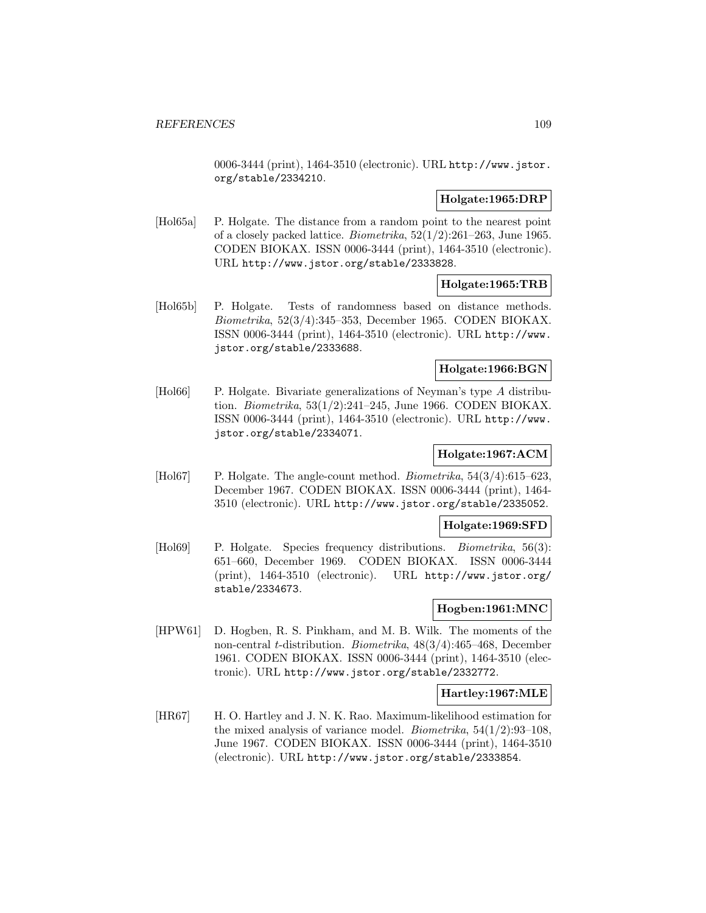0006-3444 (print), 1464-3510 (electronic). URL http://www.jstor.org/stable/2334210.

**Holgate:1965:DRP**

[Hol65a] P. Holgate. The distance from a random point to the nearest point of a closely packed lattice. *Biometrika*, 52(1/2):261–263, June 1965. CODEN BIOKAX. ISSN 0006-3444 (print), 1464-3510 (electronic). URL http://www.jstor.org/stable/2333828.

**Holgate:1965:TRB**

[Hol65b] P. Holgate. Tests of randomness based on distance methods. *Biometrika*, 52(3/4):345–353, December 1965. CODEN BIOKAX. ISSN 0006-3444 (print), 1464-3510 (electronic). URL http://www.jstor.org/stable/2333688.

**Holgate:1966:BGN**

[Hol66] P. Holgate. Bivariate generalizations of Neyman's type $A$ distribution. *Biometrika*, 53(1/2):241–245, June 1966. CODEN BIOKAX. ISSN 0006-3444 (print), 1464-3510 (electronic). URL http://www.jstor.org/stable/2334071.

**Holgate:1967:ACM**

[Hol67] P. Holgate. The angle-count method. *Biometrika*, 54(3/4):615–623, December 1967. CODEN BIOKAX. ISSN 0006-3444 (print), 1464-3510 (electronic). URL http://www.jstor.org/stable/2335052.

**Holgate:1969:SFD**

[Hol69] P. Holgate. Species frequency distributions. *Biometrika*, 56(3): 651–660, December 1969. CODEN BIOKAX. ISSN 0006-3444 (print), 1464-3510 (electronic). URL http://www.jstor.org/stable/2334673.

**Hogben:1961:MNC**

[HPW61] D. Hogben, R. S. Pinkham, and M. B. Wilk. The moments of the non-central $t$-distribution. *Biometrika*, 48(3/4):465–468, December 1961. CODEN BIOKAX. ISSN 0006-3444 (print), 1464-3510 (electronic). URL http://www.jstor.org/stable/2332772.

**Hartley:1967:MLE**

[HR67] H. O. Hartley and J. N. K. Rao. Maximum-likelihood estimation for the mixed analysis of variance model. *Biometrika*, 54(1/2):93–108, June 1967. CODEN BIOKAX. ISSN 0006-3444 (print), 1464-3510 (electronic). URL http://www.jstor.org/stable/2333854.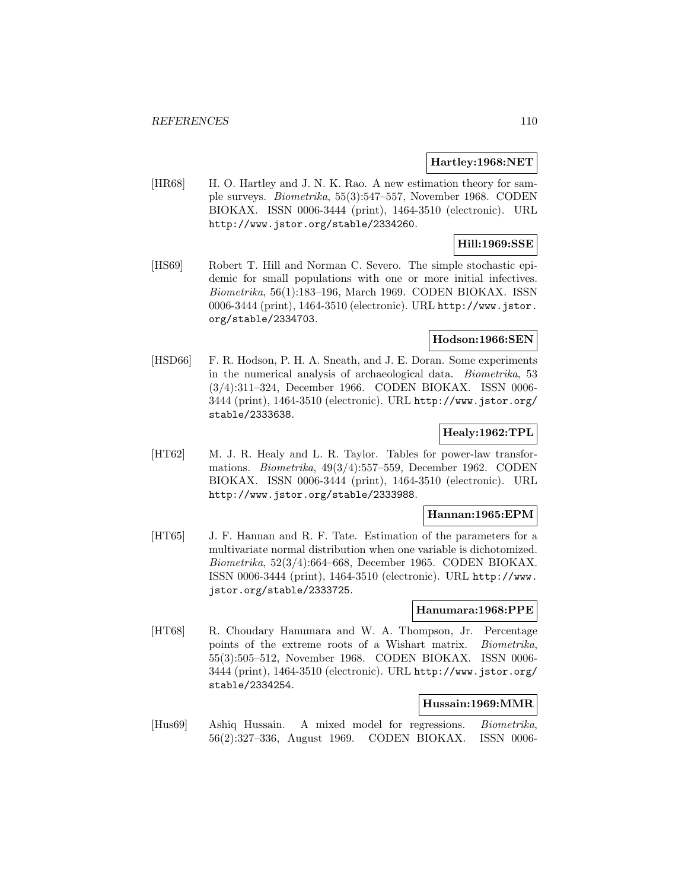**Hartley:1968:NET**

[HR68] H. O. Hartley and J. N. K. Rao. A new estimation theory for sample surveys. *Biometrika*, 55(3):547–557, November 1968. CODEN BIOKAX. ISSN 0006-3444 (print), 1464-3510 (electronic). URL http://www.jstor.org/stable/2334260.

**Hill:1969:SSE**

[HS69] Robert T. Hill and Norman C. Severo. The simple stochastic epidemic for small populations with one or more initial infectives. *Biometrika*, 56(1):183–196, March 1969. CODEN BIOKAX. ISSN 0006-3444 (print), 1464-3510 (electronic). URL http://www.jstor.org/stable/2334703.

**Hodson:1966:SEN**

[HSD66] F. R. Hodson, P. H. A. Sneath, and J. E. Doran. Some experiments in the numerical analysis of archaeological data. *Biometrika*, 53 (3/4):311–324, December 1966. CODEN BIOKAX. ISSN 0006-3444 (print), 1464-3510 (electronic). URL http://www.jstor.org/stable/2333638.

**Healy:1962:TPL**

[HT62] M. J. R. Healy and L. R. Taylor. Tables for power-law transformations. *Biometrika*, 49(3/4):557–559, December 1962. CODEN BIOKAX. ISSN 0006-3444 (print), 1464-3510 (electronic). URL http://www.jstor.org/stable/2333988.

**Hannan:1965:EPM**

[HT65] J. F. Hannan and R. F. Tate. Estimation of the parameters for a multivariate normal distribution when one variable is dichotomized. *Biometrika*, 52(3/4):664–668, December 1965. CODEN BIOKAX. ISSN 0006-3444 (print), 1464-3510 (electronic). URL http://www.jstor.org/stable/2333725.

**Hanumara:1968:PPE**

[HT68] R. Choudary Hanumara and W. A. Thompson, Jr. Percentage points of the extreme roots of a Wishart matrix. *Biometrika*, 55(3):505–512, November 1968. CODEN BIOKAX. ISSN 0006-3444 (print), 1464-3510 (electronic). URL http://www.jstor.org/stable/2334254.

**Hussain:1969:MMR**

[Hus69] Ashiq Hussain. A mixed model for regressions. *Biometrika*, 56(2):327–336, August 1969. CODEN BIOKAX. ISSN 0006-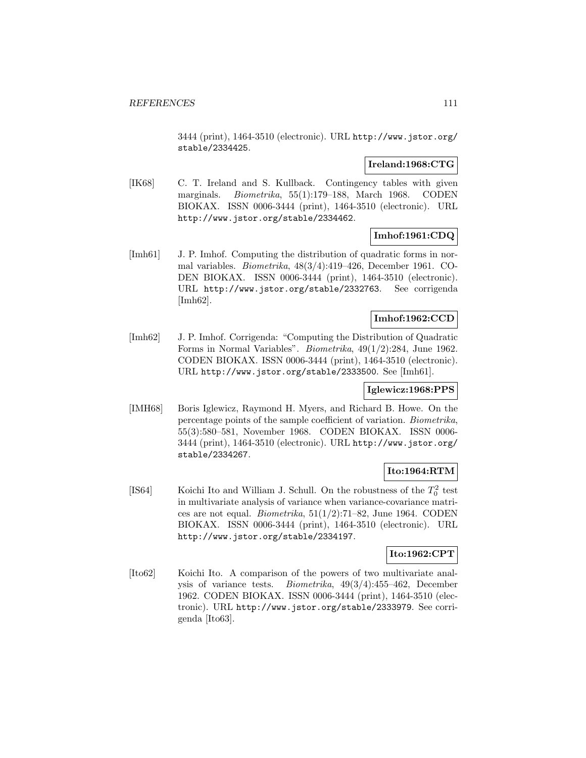3444 (print), 1464-3510 (electronic). URL http://www.jstor.org/stable/2334425.

**Ireland:1968:CTG**

[IK68] C. T. Ireland and S. Kullback. Contingency tables with given marginals. *Biometrika*, 55(1):179–188, March 1968. CODEN BIOKAX. ISSN 0006-3444 (print), 1464-3510 (electronic). URL http://www.jstor.org/stable/2334462.

**Imhof:1961:CDQ**

[Imh61] J. P. Imhof. Computing the distribution of quadratic forms in normal variables. *Biometrika*, 48(3/4):419–426, December 1961. CODEN BIOKAX. ISSN 0006-3444 (print), 1464-3510 (electronic). URL http://www.jstor.org/stable/2332763. See corrigenda [Imh62].

**Imhof:1962:CCD**

[Imh62] J. P. Imhof. Corrigenda: "Computing the Distribution of Quadratic Forms in Normal Variables". *Biometrika*, 49(1/2):284, June 1962. CODEN BIOKAX. ISSN 0006-3444 (print), 1464-3510 (electronic). URL http://www.jstor.org/stable/2333500. See [Imh61].

**Iglewicz:1968:PPS**

[IMH68] Boris Iglewicz, Raymond H. Myers, and Richard B. Howe. On the percentage points of the sample coefficient of variation. *Biometrika*, 55(3):580–581, November 1968. CODEN BIOKAX. ISSN 0006-3444 (print), 1464-3510 (electronic). URL http://www.jstor.org/stable/2334267.

**Ito:1964:RTM**

[IS64] Koichi Ito and William J. Schull. On the robustness of the $T_0^2$ test in multivariate analysis of variance when variance-covariance matrices are not equal. *Biometrika*, 51(1/2):71–82, June 1964. CODEN BIOKAX. ISSN 0006-3444 (print), 1464-3510 (electronic). URL http://www.jstor.org/stable/2334197.

**Ito:1962:CPT**

[Ito62] Koichi Ito. A comparison of the powers of two multivariate analysis of variance tests. *Biometrika*, 49(3/4):455–462, December 1962. CODEN BIOKAX. ISSN 0006-3444 (print), 1464-3510 (electronic). URL http://www.jstor.org/stable/2333979. See corrigenda [Ito63].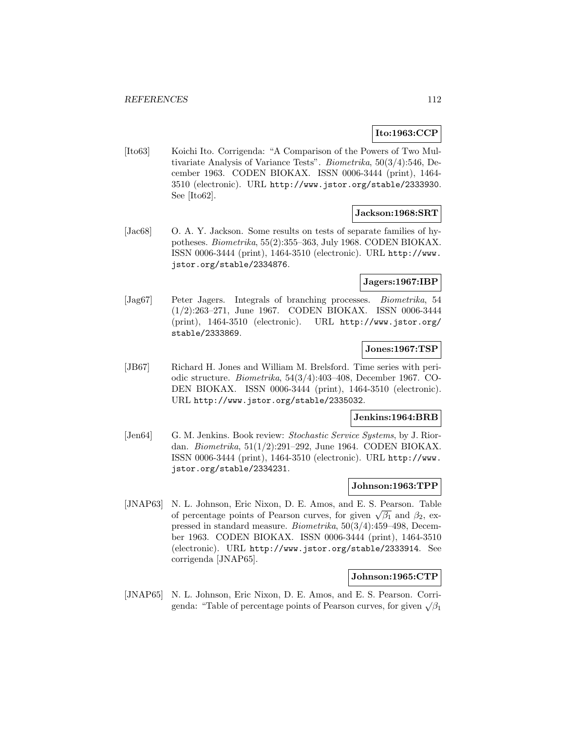**Ito:1963:CCP**

[Ito63] Koichi Ito. Corrigenda: "A Comparison of the Powers of Two Multivariate Analysis of Variance Tests". *Biometrika*, 50(3/4):546, December 1963. CODEN BIOKAX. ISSN 0006-3444 (print), 1464-3510 (electronic). URL http://www.jstor.org/stable/2333930. See [Ito62].

**Jackson:1968:SRT**

[Jac68] O. A. Y. Jackson. Some results on tests of separate families of hypotheses. *Biometrika*, 55(2):355–363, July 1968. CODEN BIOKAX. ISSN 0006-3444 (print), 1464-3510 (electronic). URL http://www.jstor.org/stable/2334876.

**Jagers:1967:IBP**

[Jag67] Peter Jagers. Integrals of branching processes. *Biometrika*, 54 (1/2):263–271, June 1967. CODEN BIOKAX. ISSN 0006-3444 (print), 1464-3510 (electronic). URL http://www.jstor.org/stable/2333869.

**Jones:1967:TSP**

[JB67] Richard H. Jones and William M. Brelsford. Time series with periodic structure. *Biometrika*, 54(3/4):403–408, December 1967. CODEN BIOKAX. ISSN 0006-3444 (print), 1464-3510 (electronic). URL http://www.jstor.org/stable/2335032.

**Jenkins:1964:BRB**

[Jen64] G. M. Jenkins. Book review: *Stochastic Service Systems*, by J. Riordan. *Biometrika*, 51(1/2):291–292, June 1964. CODEN BIOKAX. ISSN 0006-3444 (print), 1464-3510 (electronic). URL http://www.jstor.org/stable/2334231.

**Johnson:1963:TPP**

[JNAP63] N. L. Johnson, Eric Nixon, D. E. Amos, and E. S. Pearson. Table of percentage points of Pearson curves, for given $\sqrt{\beta_1}$ and $\beta_2$, expressed in standard measure. *Biometrika*, 50(3/4):459–498, December 1963. CODEN BIOKAX. ISSN 0006-3444 (print), 1464-3510 (electronic). URL http://www.jstor.org/stable/2333914. See corrigenda [JNAP65].

**Johnson:1965:CTP**

[JNAP65] N. L. Johnson, Eric Nixon, D. E. Amos, and E. S. Pearson. Corrigenda: "Table of percentage points of Pearson curves, for given $\sqrt{\beta_1}$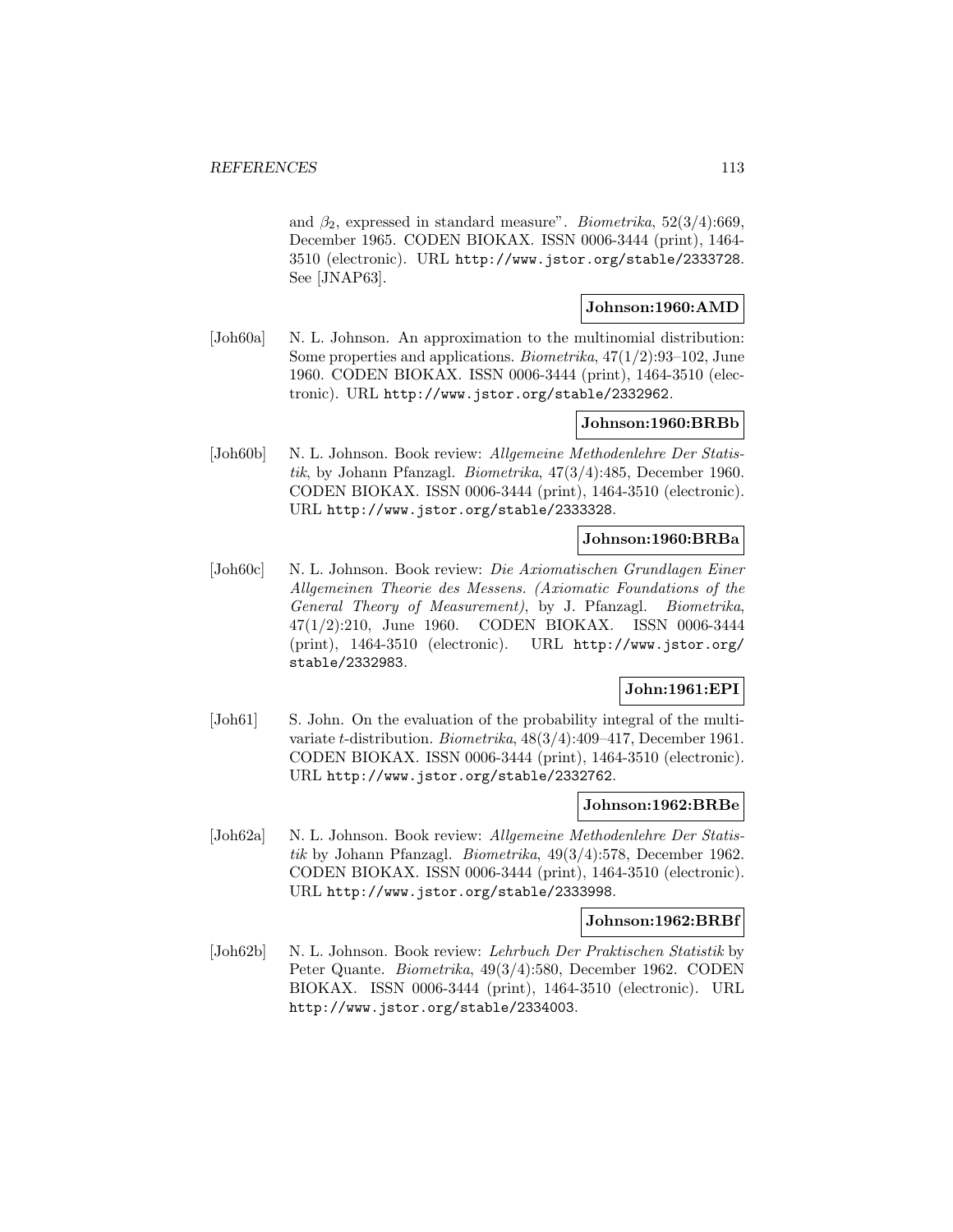and $\beta_2$, expressed in standard measure". *Biometrika*, 52(3/4):669, December 1965. CODEN BIOKAX. ISSN 0006-3444 (print), 1464-3510 (electronic). URL http://www.jstor.org/stable/2333728. See [JNAP63].

**Johnson:1960:AMD**

[Joh60a] N. L. Johnson. An approximation to the multinomial distribution: Some properties and applications. *Biometrika*, 47(1/2):93–102, June 1960. CODEN BIOKAX. ISSN 0006-3444 (print), 1464-3510 (electronic). URL http://www.jstor.org/stable/2332962.

**Johnson:1960:BRBb**

[Joh60b] N. L. Johnson. Book review: *Allgemeine Methodenlehre Der Statistik*, by Johann Pfanzagl. *Biometrika*, 47(3/4):485, December 1960. CODEN BIOKAX. ISSN 0006-3444 (print), 1464-3510 (electronic). URL http://www.jstor.org/stable/2333328.

**Johnson:1960:BRBa**

[Joh60c] N. L. Johnson. Book review: *Die Axiomatischen Grundlagen Einer Allgemeinen Theorie des Messens. (Axiomatic Foundations of the General Theory of Measurement)*, by J. Pfanzagl. *Biometrika*, 47(1/2):210, June 1960. CODEN BIOKAX. ISSN 0006-3444 (print), 1464-3510 (electronic). URL http://www.jstor.org/stable/2332983.

**John:1961:EPI**

[Joh61] S. John. On the evaluation of the probability integral of the multivariate $t$-distribution. *Biometrika*, 48(3/4):409–417, December 1961. CODEN BIOKAX. ISSN 0006-3444 (print), 1464-3510 (electronic). URL http://www.jstor.org/stable/2332762.

**Johnson:1962:BRBe**

[Joh62a] N. L. Johnson. Book review: *Allgemeine Methodenlehre Der Statistik* by Johann Pfanzagl. *Biometrika*, 49(3/4):578, December 1962. CODEN BIOKAX. ISSN 0006-3444 (print), 1464-3510 (electronic). URL http://www.jstor.org/stable/2333998.

**Johnson:1962:BRBf**

[Joh62b] N. L. Johnson. Book review: *Lehrbuch Der Praktischen Statistik* by Peter Quante. *Biometrika*, 49(3/4):580, December 1962. CODEN BIOKAX. ISSN 0006-3444 (print), 1464-3510 (electronic). URL http://www.jstor.org/stable/2334003.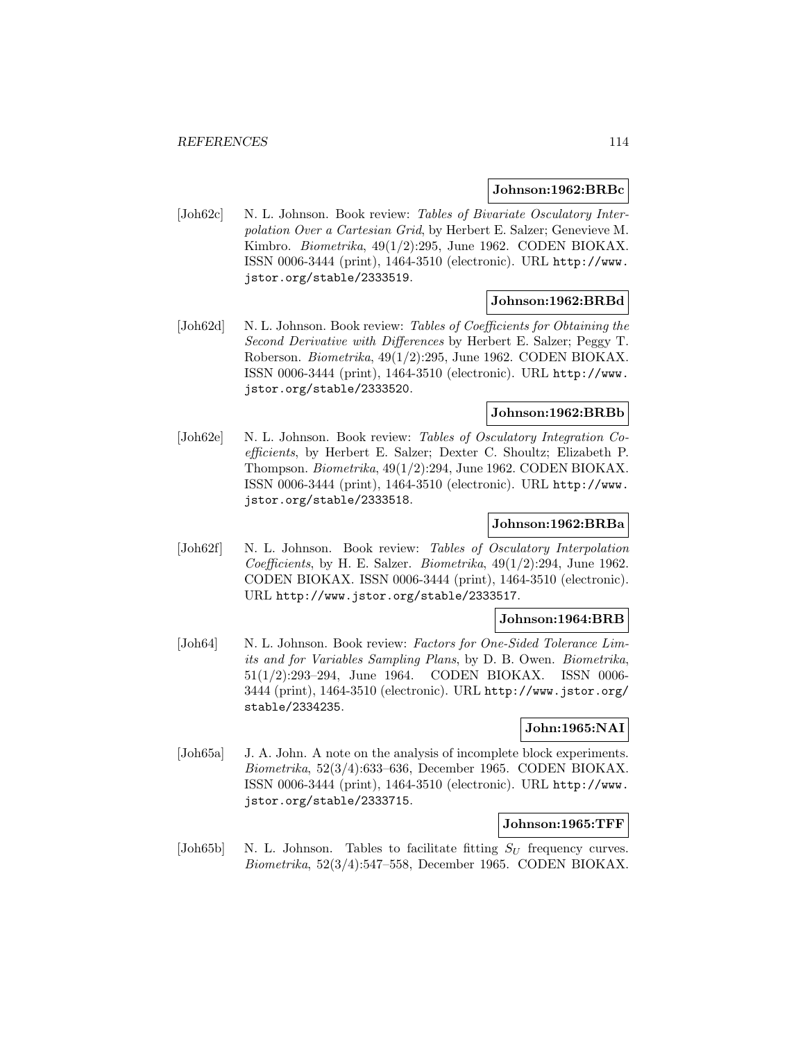**Johnson:1962:BRBc**

[Joh62c] N. L. Johnson. Book review: *Tables of Bivariate Osculatory Interpolation Over a Cartesian Grid*, by Herbert E. Salzer; Genevieve M. Kimbro. *Biometrika*, 49(1/2):295, June 1962. CODEN BIOKAX. ISSN 0006-3444 (print), 1464-3510 (electronic). URL http://www.jstor.org/stable/2333519.

**Johnson:1962:BRBd**

[Joh62d] N. L. Johnson. Book review: *Tables of Coefficients for Obtaining the Second Derivative with Differences* by Herbert E. Salzer; Peggy T. Roberson. *Biometrika*, 49(1/2):295, June 1962. CODEN BIOKAX. ISSN 0006-3444 (print), 1464-3510 (electronic). URL http://www.jstor.org/stable/2333520.

**Johnson:1962:BRBb**

[Joh62e] N. L. Johnson. Book review: *Tables of Osculatory Integration Coefficients*, by Herbert E. Salzer; Dexter C. Shoultz; Elizabeth P. Thompson. *Biometrika*, 49(1/2):294, June 1962. CODEN BIOKAX. ISSN 0006-3444 (print), 1464-3510 (electronic). URL http://www.jstor.org/stable/2333518.

**Johnson:1962:BRBa**

[Joh62f] N. L. Johnson. Book review: *Tables of Osculatory Interpolation Coefficients*, by H. E. Salzer. *Biometrika*, 49(1/2):294, June 1962. CODEN BIOKAX. ISSN 0006-3444 (print), 1464-3510 (electronic). URL http://www.jstor.org/stable/2333517.

**Johnson:1964:BRB**

[Joh64] N. L. Johnson. Book review: *Factors for One-Sided Tolerance Limits and for Variables Sampling Plans*, by D. B. Owen. *Biometrika*, 51(1/2):293–294, June 1964. CODEN BIOKAX. ISSN 0006-3444 (print), 1464-3510 (electronic). URL http://www.jstor.org/stable/2334235.

**John:1965:NAI**

[Joh65a] J. A. John. A note on the analysis of incomplete block experiments. *Biometrika*, 52(3/4):633–636, December 1965. CODEN BIOKAX. ISSN 0006-3444 (print), 1464-3510 (electronic). URL http://www.jstor.org/stable/2333715.

**Johnson:1965:TFF**

[Joh65b] N. L. Johnson. Tables to facilitate fitting $S_U$ frequency curves. *Biometrika*, 52(3/4):547–558, December 1965. CODEN BIOKAX.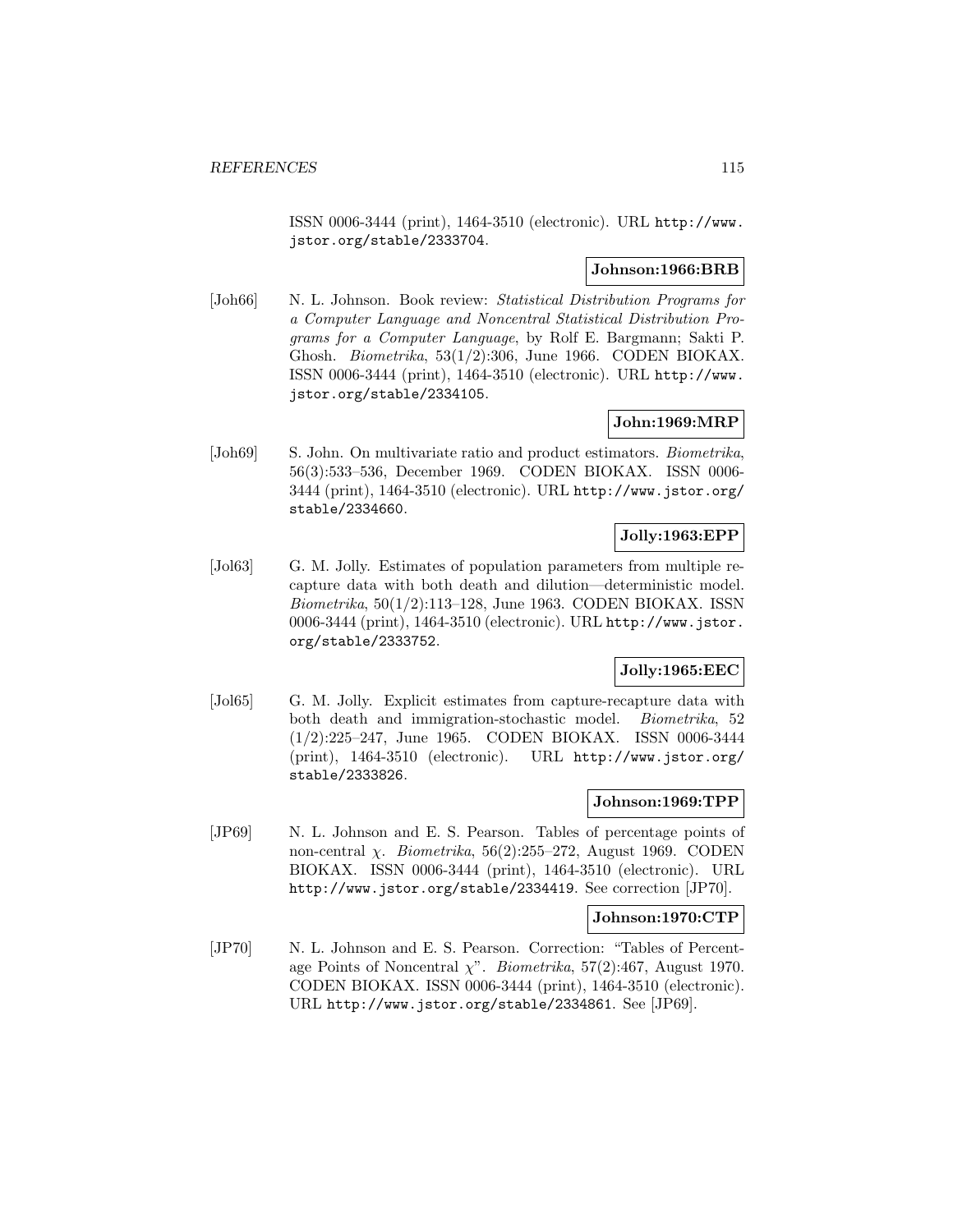ISSN 0006-3444 (print), 1464-3510 (electronic). URL http://www.jstor.org/stable/2333704.

**Johnson:1966:BRB**

[Joh66] N. L. Johnson. Book review: *Statistical Distribution Programs for a Computer Language and Noncentral Statistical Distribution Programs for a Computer Language*, by Rolf E. Bargmann; Sakti P. Ghosh. *Biometrika*, 53(1/2):306, June 1966. CODEN BIOKAX. ISSN 0006-3444 (print), 1464-3510 (electronic). URL http://www.jstor.org/stable/2334105.

**John:1969:MRP**

[Joh69] S. John. On multivariate ratio and product estimators. *Biometrika*, 56(3):533–536, December 1969. CODEN BIOKAX. ISSN 0006-3444 (print), 1464-3510 (electronic). URL http://www.jstor.org/stable/2334660.

**Jolly:1963:EPP**

[Jol63] G. M. Jolly. Estimates of population parameters from multiple recapture data with both death and dilution—deterministic model. *Biometrika*, 50(1/2):113–128, June 1963. CODEN BIOKAX. ISSN 0006-3444 (print), 1464-3510 (electronic). URL http://www.jstor.org/stable/2333752.

**Jolly:1965:EEC**

[Jol65] G. M. Jolly. Explicit estimates from capture-recapture data with both death and immigration-stochastic model. *Biometrika*, 52 (1/2):225–247, June 1965. CODEN BIOKAX. ISSN 0006-3444 (print), 1464-3510 (electronic). URL http://www.jstor.org/stable/2333826.

**Johnson:1969:TPP**

[JP69] N. L. Johnson and E. S. Pearson. Tables of percentage points of non-central $\chi$. *Biometrika*, 56(2):255–272, August 1969. CODEN BIOKAX. ISSN 0006-3444 (print), 1464-3510 (electronic). URL http://www.jstor.org/stable/2334419. See correction [JP70].

**Johnson:1970:CTP**

[JP70] N. L. Johnson and E. S. Pearson. Correction: "Tables of Percentage Points of Noncentral $\chi$". *Biometrika*, 57(2):467, August 1970. CODEN BIOKAX. ISSN 0006-3444 (print), 1464-3510 (electronic). URL http://www.jstor.org/stable/2334861. See [JP69].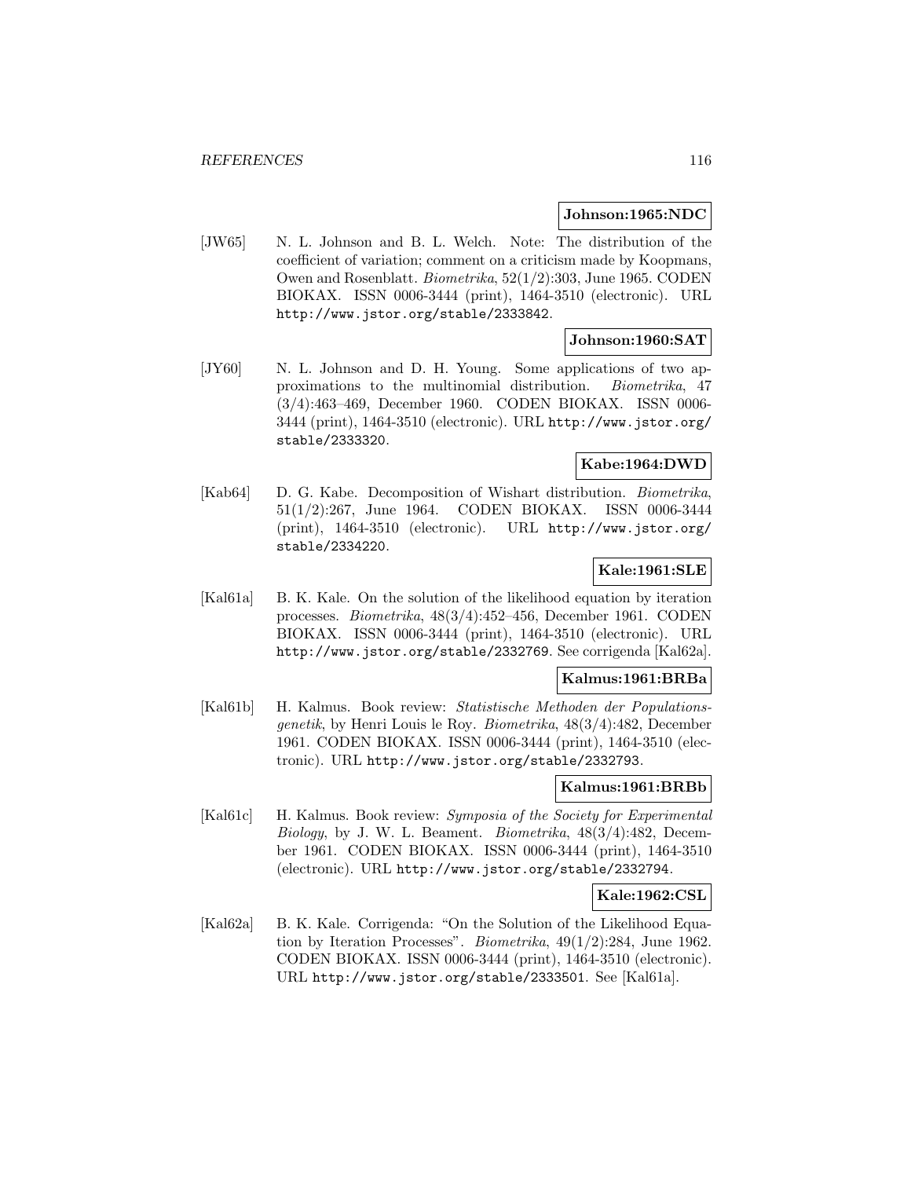**Johnson:1965:NDC**

[JW65] N. L. Johnson and B. L. Welch. Note: The distribution of the coefficient of variation; comment on a criticism made by Koopmans, Owen and Rosenblatt. *Biometrika*, 52(1/2):303, June 1965. CODEN BIOKAX. ISSN 0006-3444 (print), 1464-3510 (electronic). URL http://www.jstor.org/stable/2333842.

**Johnson:1960:SAT**

[JY60] N. L. Johnson and D. H. Young. Some applications of two approximations to the multinomial distribution. *Biometrika*, 47 (3/4):463–469, December 1960. CODEN BIOKAX. ISSN 0006-3444 (print), 1464-3510 (electronic). URL http://www.jstor.org/stable/2333320.

**Kabe:1964:DWD**

[Kab64] D. G. Kabe. Decomposition of Wishart distribution. *Biometrika*, 51(1/2):267, June 1964. CODEN BIOKAX. ISSN 0006-3444 (print), 1464-3510 (electronic). URL http://www.jstor.org/stable/2334220.

**Kale:1961:SLE**

[Kal61a] B. K. Kale. On the solution of the likelihood equation by iteration processes. *Biometrika*, 48(3/4):452–456, December 1961. CODEN BIOKAX. ISSN 0006-3444 (print), 1464-3510 (electronic). URL http://www.jstor.org/stable/2332769. See corrigenda [Kal62a].

**Kalmus:1961:BRBa**

[Kal61b] H. Kalmus. Book review: *Statistische Methoden der Populationsgenetik*, by Henri Louis le Roy. *Biometrika*, 48(3/4):482, December 1961. CODEN BIOKAX. ISSN 0006-3444 (print), 1464-3510 (electronic). URL http://www.jstor.org/stable/2332793.

**Kalmus:1961:BRBb**

[Kal61c] H. Kalmus. Book review: *Symposia of the Society for Experimental Biology*, by J. W. L. Beament. *Biometrika*, 48(3/4):482, December 1961. CODEN BIOKAX. ISSN 0006-3444 (print), 1464-3510 (electronic). URL http://www.jstor.org/stable/2332794.

**Kale:1962:CSL**

[Kal62a] B. K. Kale. Corrigenda: "On the Solution of the Likelihood Equation by Iteration Processes". *Biometrika*, 49(1/2):284, June 1962. CODEN BIOKAX. ISSN 0006-3444 (print), 1464-3510 (electronic). URL http://www.jstor.org/stable/2333501. See [Kal61a].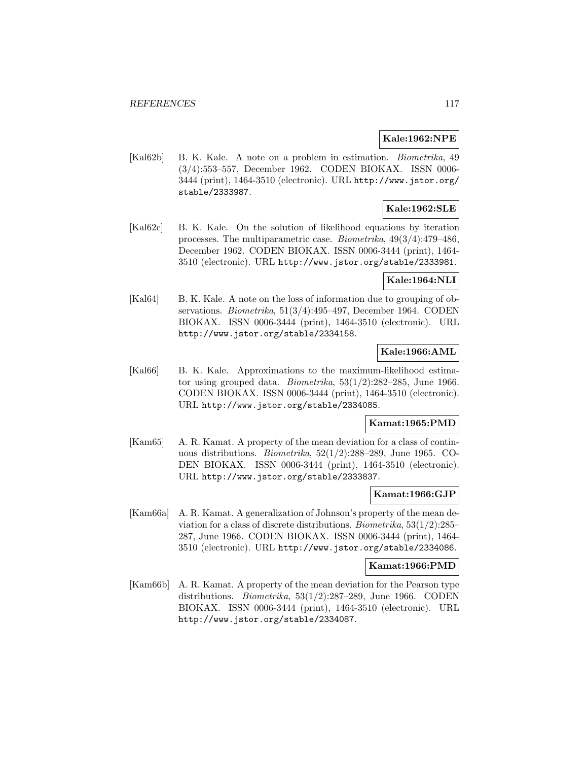**Kale:1962:NPE**

[Kal62b] B. K. Kale. A note on a problem in estimation. *Biometrika*, 49 (3/4):553–557, December 1962. CODEN BIOKAX. ISSN 0006-3444 (print), 1464-3510 (electronic). URL http://www.jstor.org/stable/2333987.

**Kale:1962:SLE**

[Kal62c] B. K. Kale. On the solution of likelihood equations by iteration processes. The multiparametric case. *Biometrika*, 49(3/4):479–486, December 1962. CODEN BIOKAX. ISSN 0006-3444 (print), 1464-3510 (electronic). URL http://www.jstor.org/stable/2333981.

**Kale:1964:NLI**

[Kal64] B. K. Kale. A note on the loss of information due to grouping of observations. *Biometrika*, 51(3/4):495–497, December 1964. CODEN BIOKAX. ISSN 0006-3444 (print), 1464-3510 (electronic). URL http://www.jstor.org/stable/2334158.

**Kale:1966:AML**

[Kal66] B. K. Kale. Approximations to the maximum-likelihood estimator using grouped data. *Biometrika*, 53(1/2):282–285, June 1966. CODEN BIOKAX. ISSN 0006-3444 (print), 1464-3510 (electronic). URL http://www.jstor.org/stable/2334085.

**Kamat:1965:PMD**

[Kam65] A. R. Kamat. A property of the mean deviation for a class of continuous distributions. *Biometrika*, 52(1/2):288–289, June 1965. CODEN BIOKAX. ISSN 0006-3444 (print), 1464-3510 (electronic). URL http://www.jstor.org/stable/2333837.

**Kamat:1966:GJP**

[Kam66a] A. R. Kamat. A generalization of Johnson's property of the mean deviation for a class of discrete distributions. *Biometrika*, 53(1/2):285–287, June 1966. CODEN BIOKAX. ISSN 0006-3444 (print), 1464-3510 (electronic). URL http://www.jstor.org/stable/2334086.

**Kamat:1966:PMD**

[Kam66b] A. R. Kamat. A property of the mean deviation for the Pearson type distributions. *Biometrika*, 53(1/2):287–289, June 1966. CODEN BIOKAX. ISSN 0006-3444 (print), 1464-3510 (electronic). URL http://www.jstor.org/stable/2334087.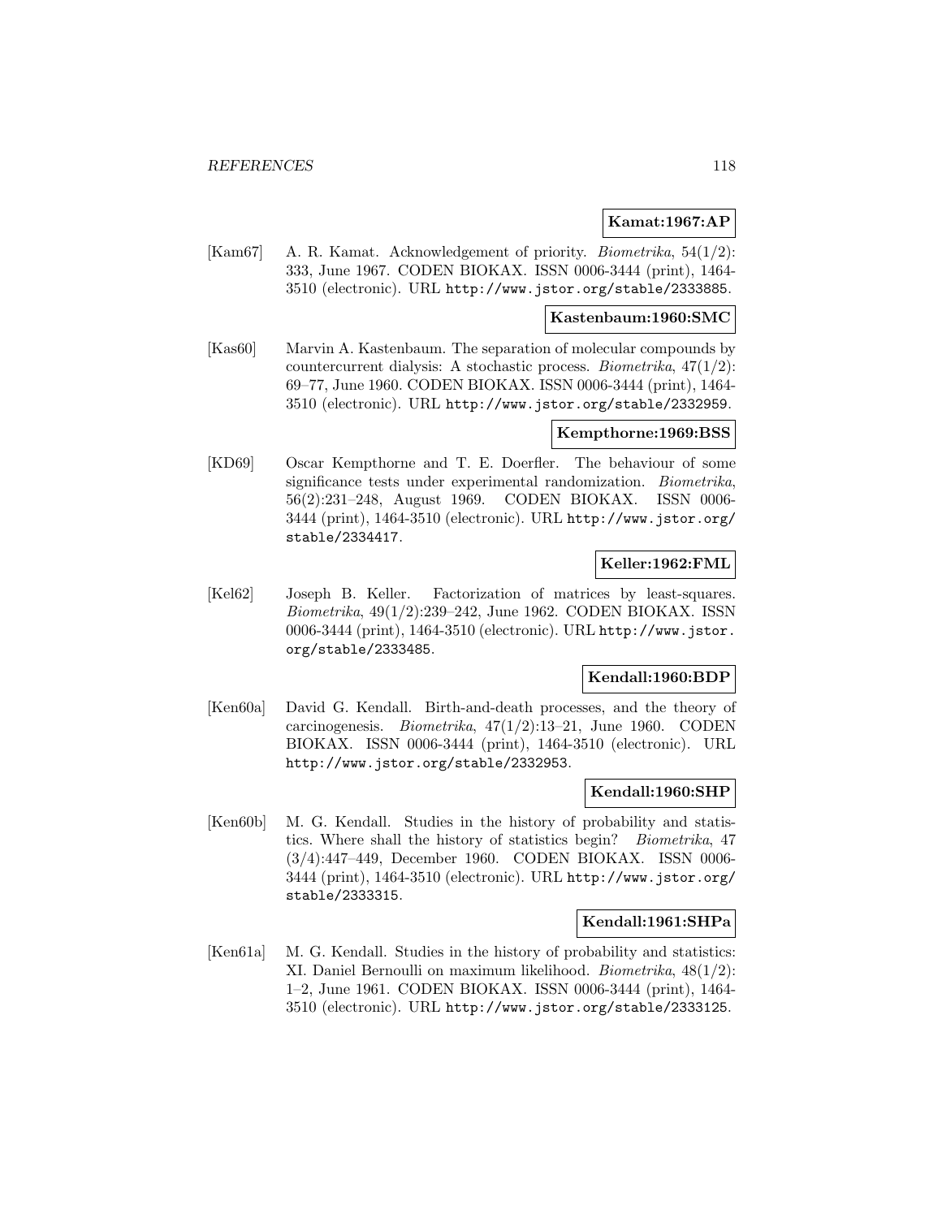**Kamat:1967:AP**

[Kam67] A. R. Kamat. Acknowledgement of priority. *Biometrika*, 54(1/2): 333, June 1967. CODEN BIOKAX. ISSN 0006-3444 (print), 1464-3510 (electronic). URL http://www.jstor.org/stable/2333885.

**Kastenbaum:1960:SMC**

[Kas60] Marvin A. Kastenbaum. The separation of molecular compounds by countercurrent dialysis: A stochastic process. *Biometrika*, 47(1/2): 69–77, June 1960. CODEN BIOKAX. ISSN 0006-3444 (print), 1464-3510 (electronic). URL http://www.jstor.org/stable/2332959.

**Kempthorne:1969:BSS**

[KD69] Oscar Kempthorne and T. E. Doerfler. The behaviour of some significance tests under experimental randomization. *Biometrika*, 56(2):231–248, August 1969. CODEN BIOKAX. ISSN 0006-3444 (print), 1464-3510 (electronic). URL http://www.jstor.org/stable/2334417.

**Keller:1962:FML**

[Kel62] Joseph B. Keller. Factorization of matrices by least-squares. *Biometrika*, 49(1/2):239–242, June 1962. CODEN BIOKAX. ISSN 0006-3444 (print), 1464-3510 (electronic). URL http://www.jstor.org/stable/2333485.

**Kendall:1960:BDP**

[Ken60a] David G. Kendall. Birth-and-death processes, and the theory of carcinogenesis. *Biometrika*, 47(1/2):13–21, June 1960. CODEN BIOKAX. ISSN 0006-3444 (print), 1464-3510 (electronic). URL http://www.jstor.org/stable/2332953.

**Kendall:1960:SHP**

[Ken60b] M. G. Kendall. Studies in the history of probability and statistics. Where shall the history of statistics begin? *Biometrika*, 47 (3/4):447–449, December 1960. CODEN BIOKAX. ISSN 0006-3444 (print), 1464-3510 (electronic). URL http://www.jstor.org/stable/2333315.

**Kendall:1961:SHPa**

[Ken61a] M. G. Kendall. Studies in the history of probability and statistics: XI. Daniel Bernoulli on maximum likelihood. *Biometrika*, 48(1/2): 1–2, June 1961. CODEN BIOKAX. ISSN 0006-3444 (print), 1464-3510 (electronic). URL http://www.jstor.org/stable/2333125.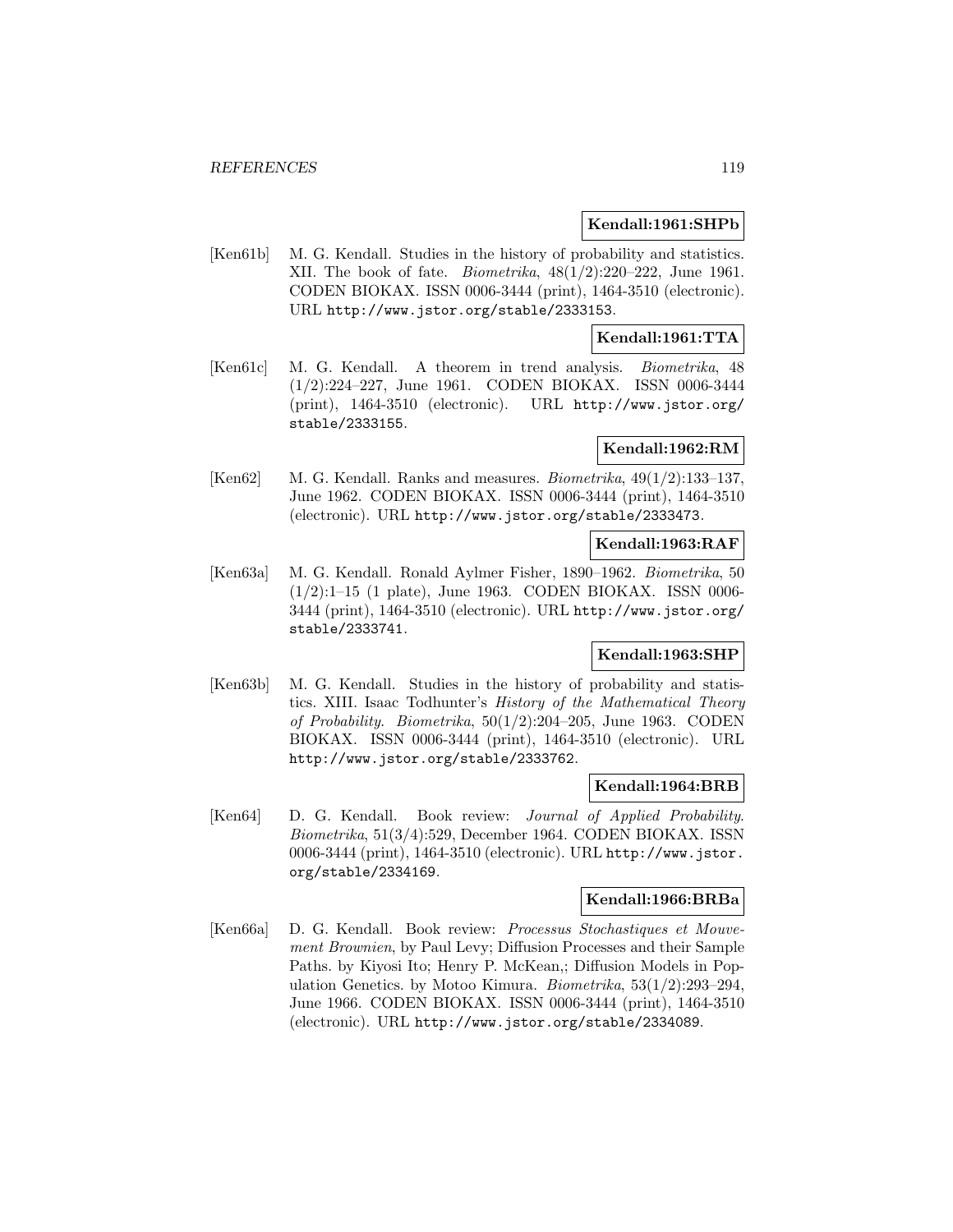**Kendall:1961:SHPb**

[Ken61b] M. G. Kendall. Studies in the history of probability and statistics. XII. The book of fate. *Biometrika*, 48(1/2):220–222, June 1961. CODEN BIOKAX. ISSN 0006-3444 (print), 1464-3510 (electronic). URL http://www.jstor.org/stable/2333153.

**Kendall:1961:TTA**

[Ken61c] M. G. Kendall. A theorem in trend analysis. *Biometrika*, 48 (1/2):224–227, June 1961. CODEN BIOKAX. ISSN 0006-3444 (print), 1464-3510 (electronic). URL http://www.jstor.org/stable/2333155.

**Kendall:1962:RM**

[Ken62] M. G. Kendall. Ranks and measures. *Biometrika*, 49(1/2):133–137, June 1962. CODEN BIOKAX. ISSN 0006-3444 (print), 1464-3510 (electronic). URL http://www.jstor.org/stable/2333473.

**Kendall:1963:RAF**

[Ken63a] M. G. Kendall. Ronald Aylmer Fisher, 1890–1962. *Biometrika*, 50 (1/2):1–15 (1 plate), June 1963. CODEN BIOKAX. ISSN 0006-3444 (print), 1464-3510 (electronic). URL http://www.jstor.org/stable/2333741.

**Kendall:1963:SHP**

[Ken63b] M. G. Kendall. Studies in the history of probability and statistics. XIII. Isaac Todhunter's *History of the Mathematical Theory of Probability*. *Biometrika*, 50(1/2):204–205, June 1963. CODEN BIOKAX. ISSN 0006-3444 (print), 1464-3510 (electronic). URL http://www.jstor.org/stable/2333762.

**Kendall:1964:BRB**

[Ken64] D. G. Kendall. Book review: *Journal of Applied Probability*. *Biometrika*, 51(3/4):529, December 1964. CODEN BIOKAX. ISSN 0006-3444 (print), 1464-3510 (electronic). URL http://www.jstor.org/stable/2334169.

**Kendall:1966:BRBa**

[Ken66a] D. G. Kendall. Book review: *Processus Stochastiques et Mouvement Brownien*, by Paul Levy; Diffusion Processes and their Sample Paths. by Kiyosi Ito; Henry P. McKean,; Diffusion Models in Population Genetics. by Motoo Kimura. *Biometrika*, 53(1/2):293–294, June 1966. CODEN BIOKAX. ISSN 0006-3444 (print), 1464-3510 (electronic). URL http://www.jstor.org/stable/2334089.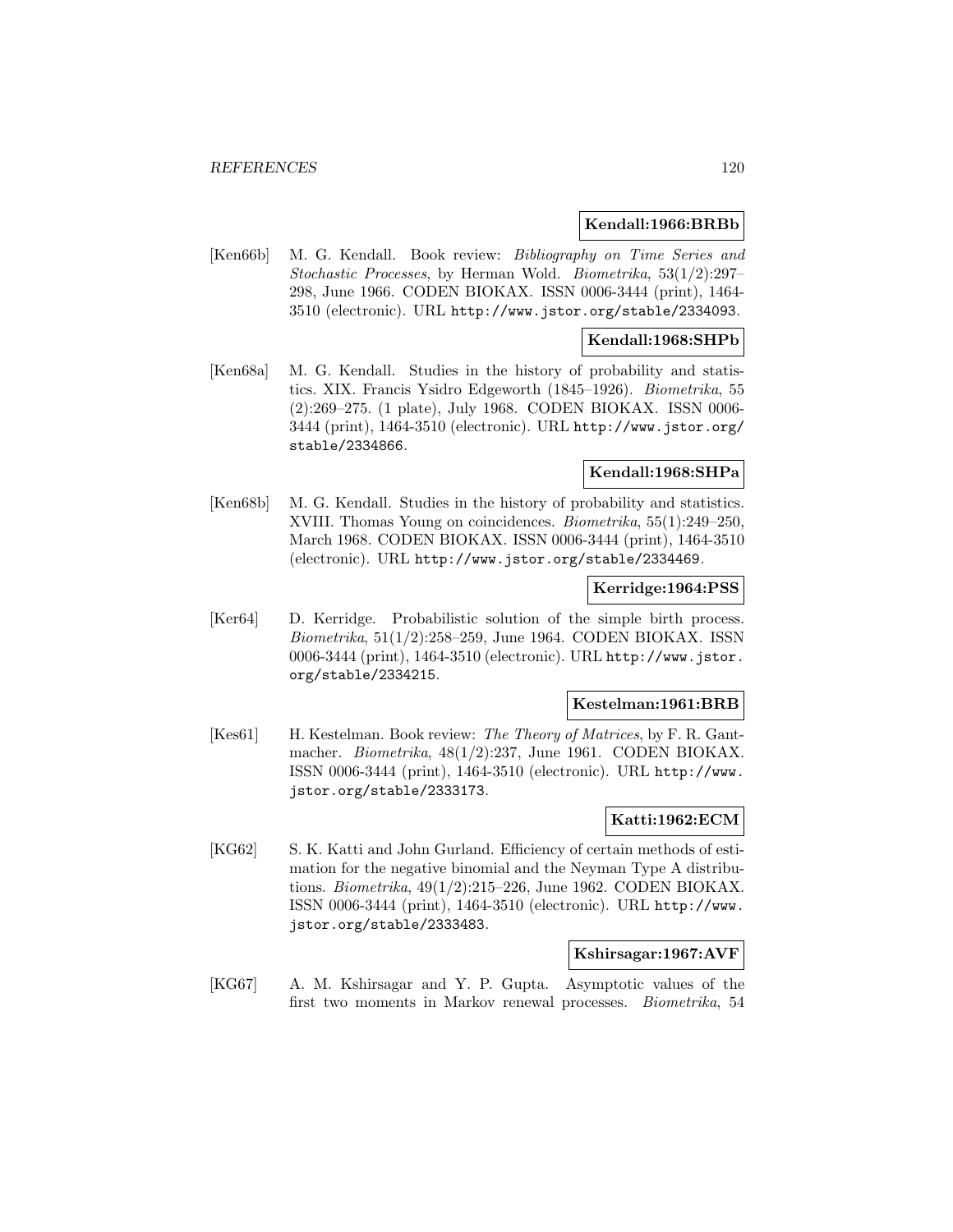**Kendall:1966:BRBb**

[Ken66b] M. G. Kendall. Book review: *Bibliography on Time Series and Stochastic Processes*, by Herman Wold. *Biometrika*, 53(1/2):297–298, June 1966. CODEN BIOKAX. ISSN 0006-3444 (print), 1464-3510 (electronic). URL http://www.jstor.org/stable/2334093.

**Kendall:1968:SHPb**

[Ken68a] M. G. Kendall. Studies in the history of probability and statistics. XIX. Francis Ysidro Edgeworth (1845–1926). *Biometrika*, 55 (2):269–275. (1 plate), July 1968. CODEN BIOKAX. ISSN 0006-3444 (print), 1464-3510 (electronic). URL http://www.jstor.org/stable/2334866.

**Kendall:1968:SHPa**

[Ken68b] M. G. Kendall. Studies in the history of probability and statistics. XVIII. Thomas Young on coincidences. *Biometrika*, 55(1):249–250, March 1968. CODEN BIOKAX. ISSN 0006-3444 (print), 1464-3510 (electronic). URL http://www.jstor.org/stable/2334469.

**Kerridge:1964:PSS**

[Ker64] D. Kerridge. Probabilistic solution of the simple birth process. *Biometrika*, 51(1/2):258–259, June 1964. CODEN BIOKAX. ISSN 0006-3444 (print), 1464-3510 (electronic). URL http://www.jstor.org/stable/2334215.

**Kestelman:1961:BRB**

[Kes61] H. Kestelman. Book review: *The Theory of Matrices*, by F. R. Gantmacher. *Biometrika*, 48(1/2):237, June 1961. CODEN BIOKAX. ISSN 0006-3444 (print), 1464-3510 (electronic). URL http://www.jstor.org/stable/2333173.

**Katti:1962:ECM**

[KG62] S. K. Katti and John Gurland. Efficiency of certain methods of estimation for the negative binomial and the Neyman Type A distributions. *Biometrika*, 49(1/2):215–226, June 1962. CODEN BIOKAX. ISSN 0006-3444 (print), 1464-3510 (electronic). URL http://www.jstor.org/stable/2333483.

**Kshirsagar:1967:AVF**

[KG67] A. M. Kshirsagar and Y. P. Gupta. Asymptotic values of the first two moments in Markov renewal processes. *Biometrika*, 54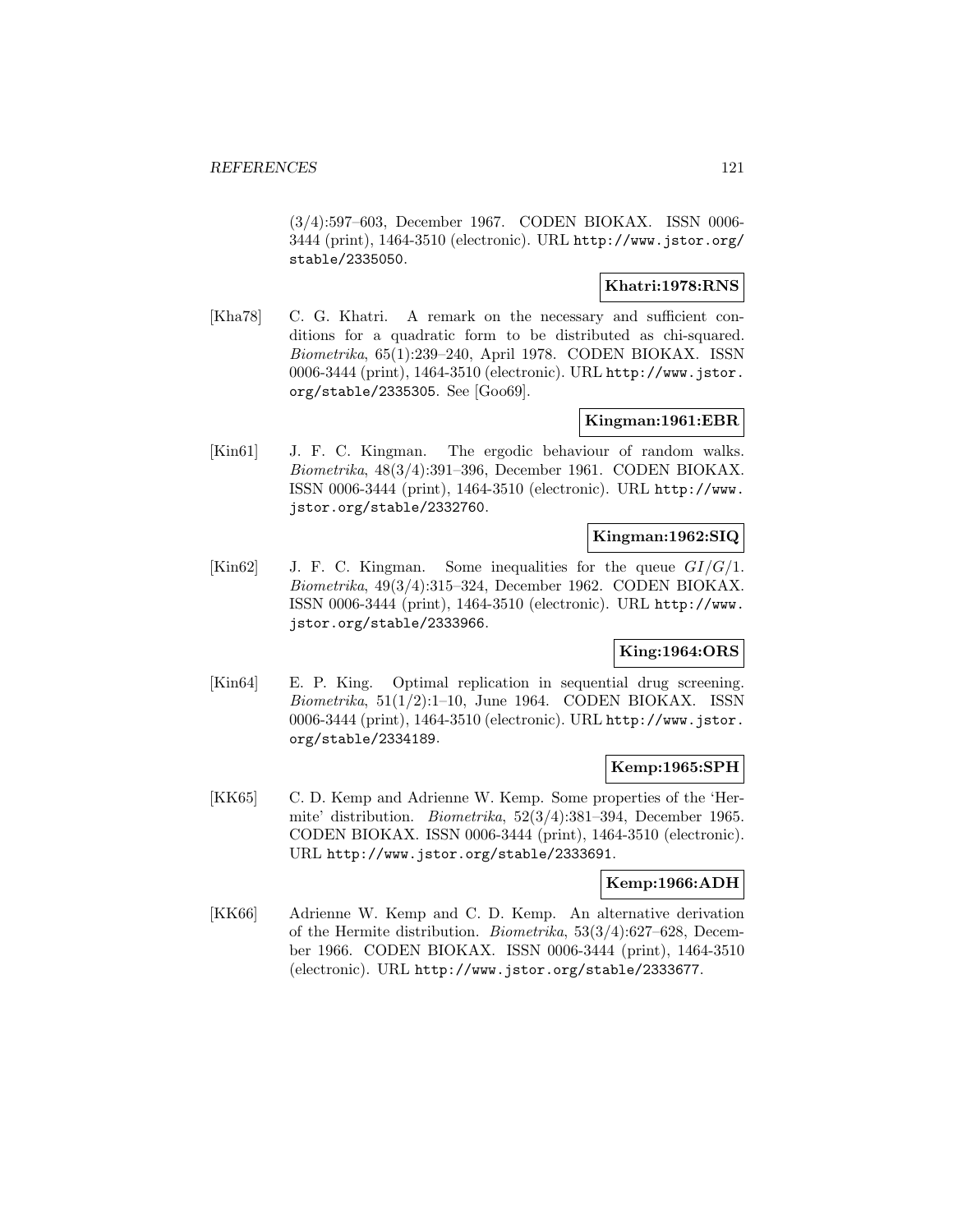(3/4):597–603, December 1967. CODEN BIOKAX. ISSN 0006-3444 (print), 1464-3510 (electronic). URL http://www.jstor.org/stable/2335050.

**Khatri:1978:RNS**

[Kha78] C. G. Khatri. A remark on the necessary and sufficient conditions for a quadratic form to be distributed as chi-squared. *Biometrika*, 65(1):239–240, April 1978. CODEN BIOKAX. ISSN 0006-3444 (print), 1464-3510 (electronic). URL http://www.jstor.org/stable/2335305. See [Goo69].

**Kingman:1961:EBR**

[Kin61] J. F. C. Kingman. The ergodic behaviour of random walks. *Biometrika*, 48(3/4):391–396, December 1961. CODEN BIOKAX. ISSN 0006-3444 (print), 1464-3510 (electronic). URL http://www.jstor.org/stable/2332760.

**Kingman:1962:SIQ**

[Kin62] J. F. C. Kingman. Some inequalities for the queue $GI/G/1$. *Biometrika*, 49(3/4):315–324, December 1962. CODEN BIOKAX. ISSN 0006-3444 (print), 1464-3510 (electronic). URL http://www.jstor.org/stable/2333966.

**King:1964:ORS**

[Kin64] E. P. King. Optimal replication in sequential drug screening. *Biometrika*, 51(1/2):1–10, June 1964. CODEN BIOKAX. ISSN 0006-3444 (print), 1464-3510 (electronic). URL http://www.jstor.org/stable/2334189.

**Kemp:1965:SPH**

[KK65] C. D. Kemp and Adrienne W. Kemp. Some properties of the 'Hermite' distribution. *Biometrika*, 52(3/4):381–394, December 1965. CODEN BIOKAX. ISSN 0006-3444 (print), 1464-3510 (electronic). URL http://www.jstor.org/stable/2333691.

**Kemp:1966:ADH**

[KK66] Adrienne W. Kemp and C. D. Kemp. An alternative derivation of the Hermite distribution. *Biometrika*, 53(3/4):627–628, December 1966. CODEN BIOKAX. ISSN 0006-3444 (print), 1464-3510 (electronic). URL http://www.jstor.org/stable/2333677.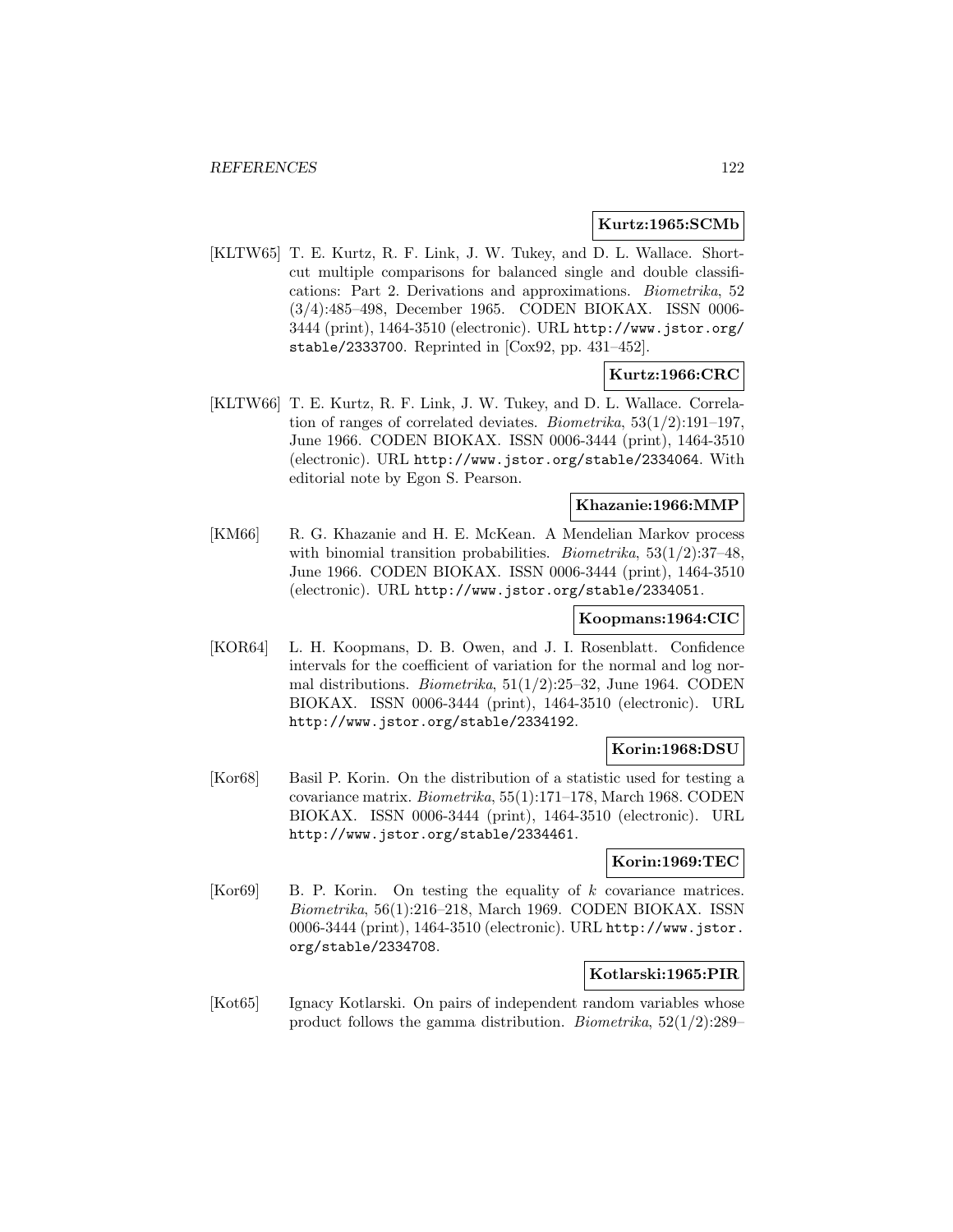**Kurtz:1965:SCMb**

[KLTW65] T. E. Kurtz, R. F. Link, J. W. Tukey, and D. L. Wallace. Short-cut multiple comparisons for balanced single and double classifications: Part 2. Derivations and approximations. *Biometrika*, 52 (3/4):485–498, December 1965. CODEN BIOKAX. ISSN 0006-3444 (print), 1464-3510 (electronic). URL http://www.jstor.org/stable/2333700. Reprinted in [Cox92, pp. 431–452].

**Kurtz:1966:CRC**

[KLTW66] T. E. Kurtz, R. F. Link, J. W. Tukey, and D. L. Wallace. Correlation of ranges of correlated deviates. *Biometrika*, 53(1/2):191–197, June 1966. CODEN BIOKAX. ISSN 0006-3444 (print), 1464-3510 (electronic). URL http://www.jstor.org/stable/2334064. With editorial note by Egon S. Pearson.

**Khazanie:1966:MMP**

[KM66] R. G. Khazanie and H. E. McKean. A Mendelian Markov process with binomial transition probabilities. *Biometrika*, 53(1/2):37–48, June 1966. CODEN BIOKAX. ISSN 0006-3444 (print), 1464-3510 (electronic). URL http://www.jstor.org/stable/2334051.

**Koopmans:1964:CIC**

[KOR64] L. H. Koopmans, D. B. Owen, and J. I. Rosenblatt. Confidence intervals for the coefficient of variation for the normal and log normal distributions. *Biometrika*, 51(1/2):25–32, June 1964. CODEN BIOKAX. ISSN 0006-3444 (print), 1464-3510 (electronic). URL http://www.jstor.org/stable/2334192.

**Korin:1968:DSU**

[Kor68] Basil P. Korin. On the distribution of a statistic used for testing a covariance matrix. *Biometrika*, 55(1):171–178, March 1968. CODEN BIOKAX. ISSN 0006-3444 (print), 1464-3510 (electronic). URL http://www.jstor.org/stable/2334461.

**Korin:1969:TEC**

[Kor69] B. P. Korin. On testing the equality of $k$ covariance matrices. *Biometrika*, 56(1):216–218, March 1969. CODEN BIOKAX. ISSN 0006-3444 (print), 1464-3510 (electronic). URL http://www.jstor.org/stable/2334708.

**Kotlarski:1965:PIR**

[Kot65] Ignacy Kotlarski. On pairs of independent random variables whose product follows the gamma distribution. *Biometrika*, 52(1/2):289–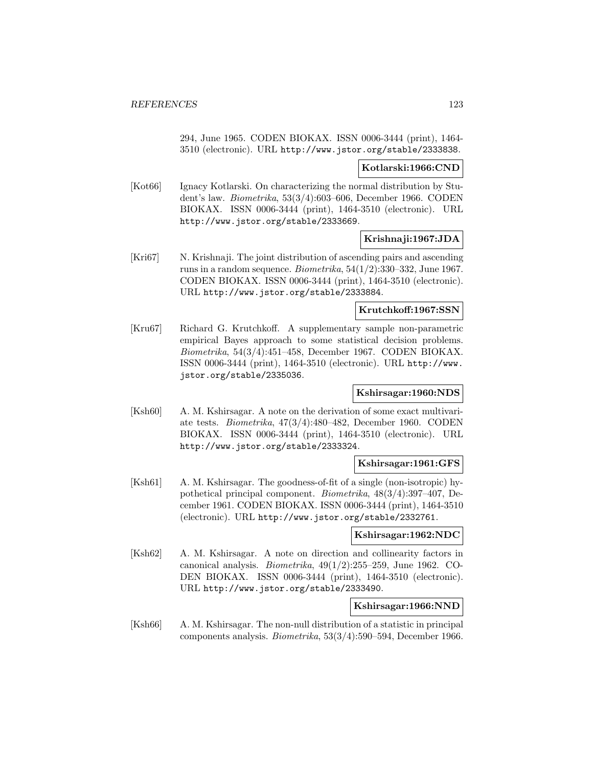294, June 1965. CODEN BIOKAX. ISSN 0006-3444 (print), 1464-3510 (electronic). URL http://www.jstor.org/stable/2333838.

**Kotlarski:1966:CND**

[Kot66] Ignacy Kotlarski. On characterizing the normal distribution by Student's law. *Biometrika*, 53(3/4):603–606, December 1966. CODEN BIOKAX. ISSN 0006-3444 (print), 1464-3510 (electronic). URL http://www.jstor.org/stable/2333669.

**Krishnaji:1967:JDA**

[Kri67] N. Krishnaji. The joint distribution of ascending pairs and ascending runs in a random sequence. *Biometrika*, 54(1/2):330–332, June 1967. CODEN BIOKAX. ISSN 0006-3444 (print), 1464-3510 (electronic). URL http://www.jstor.org/stable/2333884.

**Krutchkoff:1967:SSN**

[Kru67] Richard G. Krutchkoff. A supplementary sample non-parametric empirical Bayes approach to some statistical decision problems. *Biometrika*, 54(3/4):451–458, December 1967. CODEN BIOKAX. ISSN 0006-3444 (print), 1464-3510 (electronic). URL http://www.jstor.org/stable/2335036.

**Kshirsagar:1960:NDS**

[Ksh60] A. M. Kshirsagar. A note on the derivation of some exact multivariate tests. *Biometrika*, 47(3/4):480–482, December 1960. CODEN BIOKAX. ISSN 0006-3444 (print), 1464-3510 (electronic). URL http://www.jstor.org/stable/2333324.

**Kshirsagar:1961:GFS**

[Ksh61] A. M. Kshirsagar. The goodness-of-fit of a single (non-isotropic) hypothetical principal component. *Biometrika*, 48(3/4):397–407, December 1961. CODEN BIOKAX. ISSN 0006-3444 (print), 1464-3510 (electronic). URL http://www.jstor.org/stable/2332761.

**Kshirsagar:1962:NDC**

[Ksh62] A. M. Kshirsagar. A note on direction and collinearity factors in canonical analysis. *Biometrika*, 49(1/2):255–259, June 1962. CODEN BIOKAX. ISSN 0006-3444 (print), 1464-3510 (electronic). URL http://www.jstor.org/stable/2333490.

**Kshirsagar:1966:NND**

[Ksh66] A. M. Kshirsagar. The non-null distribution of a statistic in principal components analysis. *Biometrika*, 53(3/4):590–594, December 1966.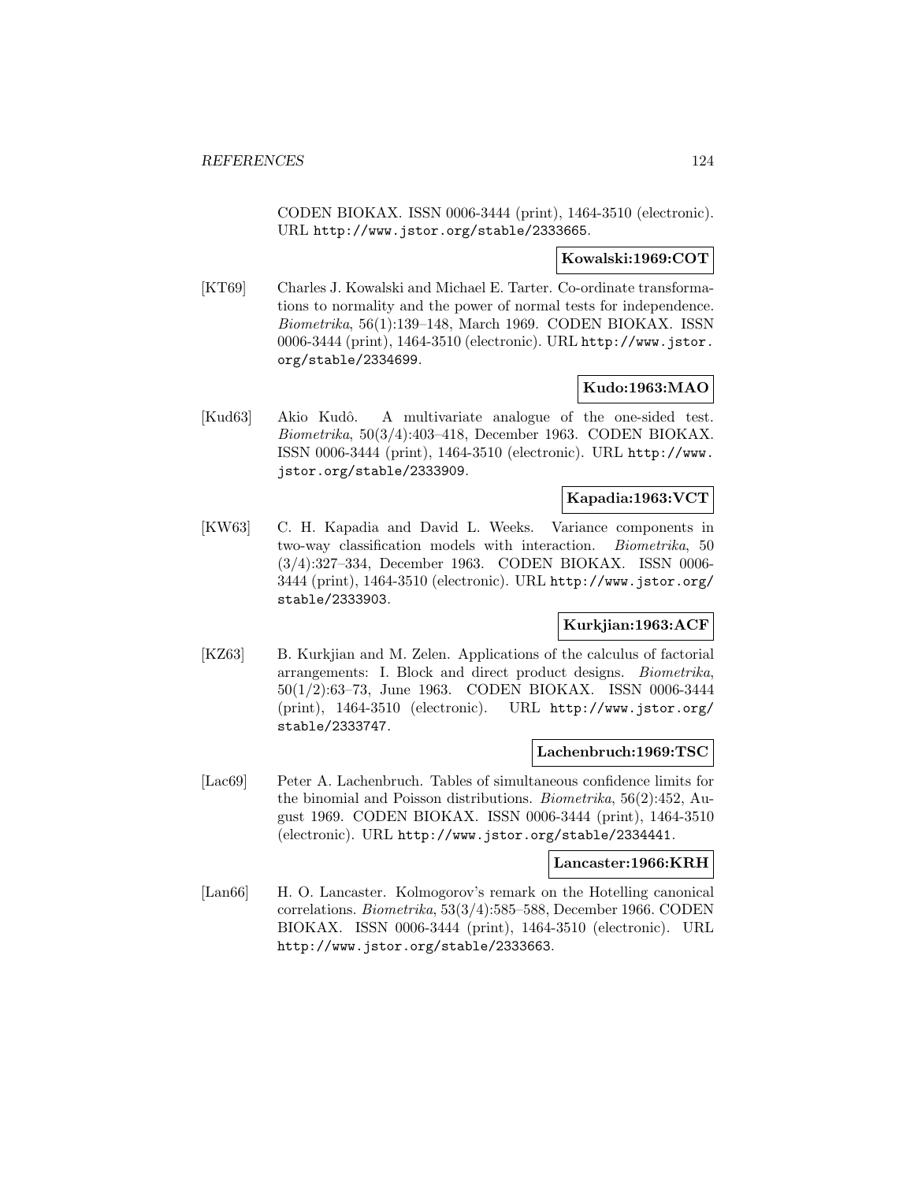CODEN BIOKAX. ISSN 0006-3444 (print), 1464-3510 (electronic). URL http://www.jstor.org/stable/2333665.

**Kowalski:1969:COT**

[KT69] Charles J. Kowalski and Michael E. Tarter. Co-ordinate transformations to normality and the power of normal tests for independence. *Biometrika*, 56(1):139–148, March 1969. CODEN BIOKAX. ISSN 0006-3444 (print), 1464-3510 (electronic). URL http://www.jstor.org/stable/2334699.

**Kudo:1963:MAO**

[Kud63] Akio Kudô. A multivariate analogue of the one-sided test. *Biometrika*, 50(3/4):403–418, December 1963. CODEN BIOKAX. ISSN 0006-3444 (print), 1464-3510 (electronic). URL http://www.jstor.org/stable/2333909.

**Kapadia:1963:VCT**

[KW63] C. H. Kapadia and David L. Weeks. Variance components in two-way classification models with interaction. *Biometrika*, 50 (3/4):327–334, December 1963. CODEN BIOKAX. ISSN 0006-3444 (print), 1464-3510 (electronic). URL http://www.jstor.org/stable/2333903.

**Kurkjian:1963:ACF**

[KZ63] B. Kurkjian and M. Zelen. Applications of the calculus of factorial arrangements: I. Block and direct product designs. *Biometrika*, 50(1/2):63–73, June 1963. CODEN BIOKAX. ISSN 0006-3444 (print), 1464-3510 (electronic). URL http://www.jstor.org/stable/2333747.

**Lachenbruch:1969:TSC**

[Lac69] Peter A. Lachenbruch. Tables of simultaneous confidence limits for the binomial and Poisson distributions. *Biometrika*, 56(2):452, August 1969. CODEN BIOKAX. ISSN 0006-3444 (print), 1464-3510 (electronic). URL http://www.jstor.org/stable/2334441.

**Lancaster:1966:KRH**

[Lan66] H. O. Lancaster. Kolmogorov's remark on the Hotelling canonical correlations. *Biometrika*, 53(3/4):585–588, December 1966. CODEN BIOKAX. ISSN 0006-3444 (print), 1464-3510 (electronic). URL http://www.jstor.org/stable/2333663.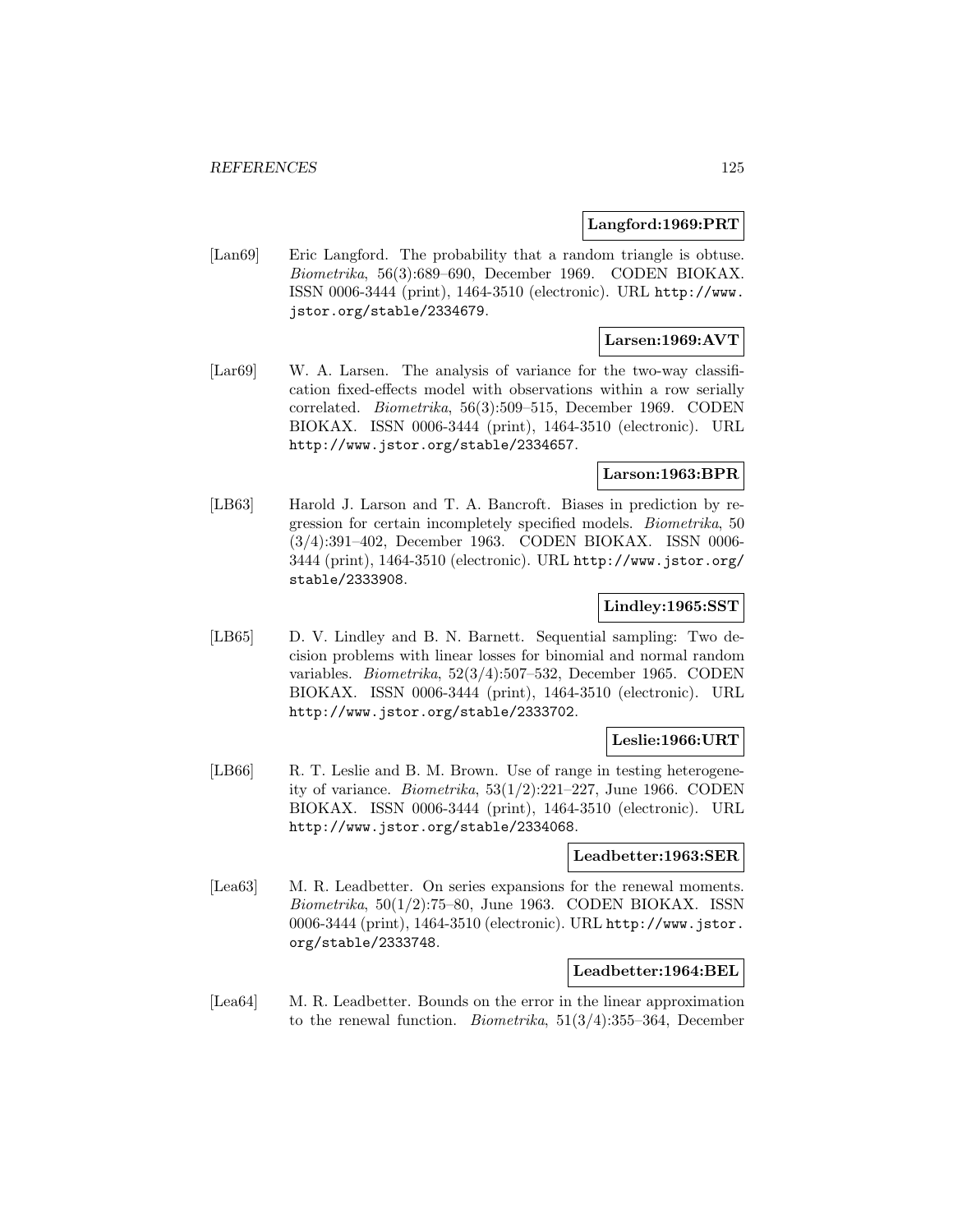**Langford:1969:PRT**

[Lan69] Eric Langford. The probability that a random triangle is obtuse. *Biometrika*, 56(3):689–690, December 1969. CODEN BIOKAX. ISSN 0006-3444 (print), 1464-3510 (electronic). URL http://www.jstor.org/stable/2334679.

**Larsen:1969:AVT**

[Lar69] W. A. Larsen. The analysis of variance for the two-way classification fixed-effects model with observations within a row serially correlated. *Biometrika*, 56(3):509–515, December 1969. CODEN BIOKAX. ISSN 0006-3444 (print), 1464-3510 (electronic). URL http://www.jstor.org/stable/2334657.

**Larson:1963:BPR**

[LB63] Harold J. Larson and T. A. Bancroft. Biases in prediction by regression for certain incompletely specified models. *Biometrika*, 50 (3/4):391–402, December 1963. CODEN BIOKAX. ISSN 0006-3444 (print), 1464-3510 (electronic). URL http://www.jstor.org/stable/2333908.

**Lindley:1965:SST**

[LB65] D. V. Lindley and B. N. Barnett. Sequential sampling: Two decision problems with linear losses for binomial and normal random variables. *Biometrika*, 52(3/4):507–532, December 1965. CODEN BIOKAX. ISSN 0006-3444 (print), 1464-3510 (electronic). URL http://www.jstor.org/stable/2333702.

**Leslie:1966:URT**

[LB66] R. T. Leslie and B. M. Brown. Use of range in testing heterogeneity of variance. *Biometrika*, 53(1/2):221–227, June 1966. CODEN BIOKAX. ISSN 0006-3444 (print), 1464-3510 (electronic). URL http://www.jstor.org/stable/2334068.

**Leadbetter:1963:SER**

[Lea63] M. R. Leadbetter. On series expansions for the renewal moments. *Biometrika*, 50(1/2):75–80, June 1963. CODEN BIOKAX. ISSN 0006-3444 (print), 1464-3510 (electronic). URL http://www.jstor.org/stable/2333748.

**Leadbetter:1964:BEL**

[Lea64] M. R. Leadbetter. Bounds on the error in the linear approximation to the renewal function. *Biometrika*, 51(3/4):355–364, December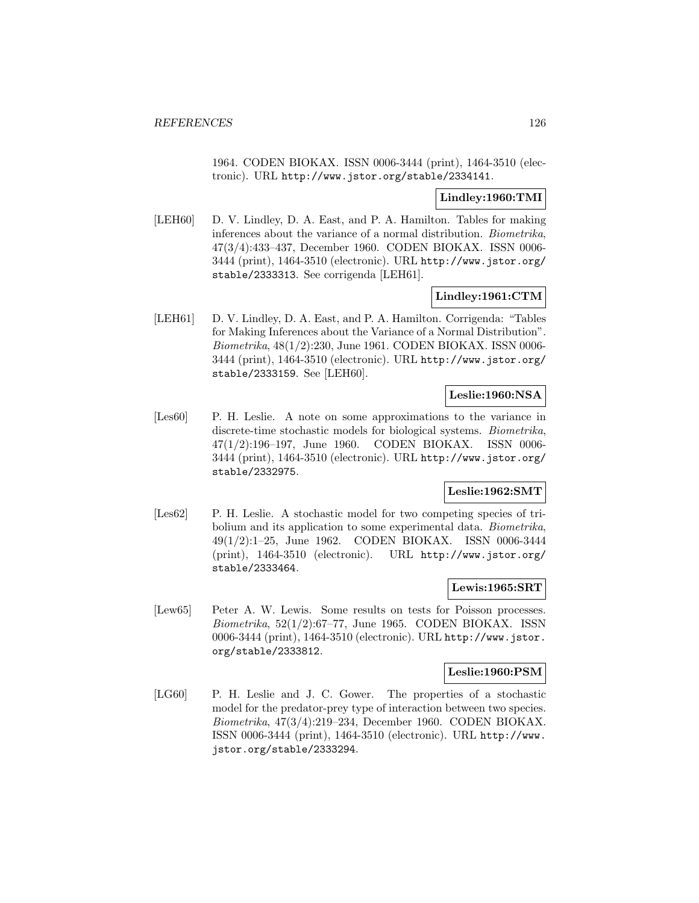1964. CODEN BIOKAX. ISSN 0006-3444 (print), 1464-3510 (electronic). URL http://www.jstor.org/stable/2334141.

**Lindley:1960:TMI**

[LEH60] D. V. Lindley, D. A. East, and P. A. Hamilton. Tables for making inferences about the variance of a normal distribution. *Biometrika*, 47(3/4):433–437, December 1960. CODEN BIOKAX. ISSN 0006-3444 (print), 1464-3510 (electronic). URL http://www.jstor.org/stable/2333313. See corrigenda [LEH61].

**Lindley:1961:CTM**

[LEH61] D. V. Lindley, D. A. East, and P. A. Hamilton. Corrigenda: "Tables for Making Inferences about the Variance of a Normal Distribution". *Biometrika*, 48(1/2):230, June 1961. CODEN BIOKAX. ISSN 0006-3444 (print), 1464-3510 (electronic). URL http://www.jstor.org/stable/2333159. See [LEH60].

**Leslie:1960:NSA**

[Les60] P. H. Leslie. A note on some approximations to the variance in discrete-time stochastic models for biological systems. *Biometrika*, 47(1/2):196–197, June 1960. CODEN BIOKAX. ISSN 0006-3444 (print), 1464-3510 (electronic). URL http://www.jstor.org/stable/2332975.

**Leslie:1962:SMT**

[Les62] P. H. Leslie. A stochastic model for two competing species of tribolium and its application to some experimental data. *Biometrika*, 49(1/2):1–25, June 1962. CODEN BIOKAX. ISSN 0006-3444 (print), 1464-3510 (electronic). URL http://www.jstor.org/stable/2333464.

**Lewis:1965:SRT**

[Lew65] Peter A. W. Lewis. Some results on tests for Poisson processes. *Biometrika*, 52(1/2):67–77, June 1965. CODEN BIOKAX. ISSN 0006-3444 (print), 1464-3510 (electronic). URL http://www.jstor.org/stable/2333812.

**Leslie:1960:PSM**

[LG60] P. H. Leslie and J. C. Gower. The properties of a stochastic model for the predator-prey type of interaction between two species. *Biometrika*, 47(3/4):219–234, December 1960. CODEN BIOKAX. ISSN 0006-3444 (print), 1464-3510 (electronic). URL http://www.jstor.org/stable/2333294.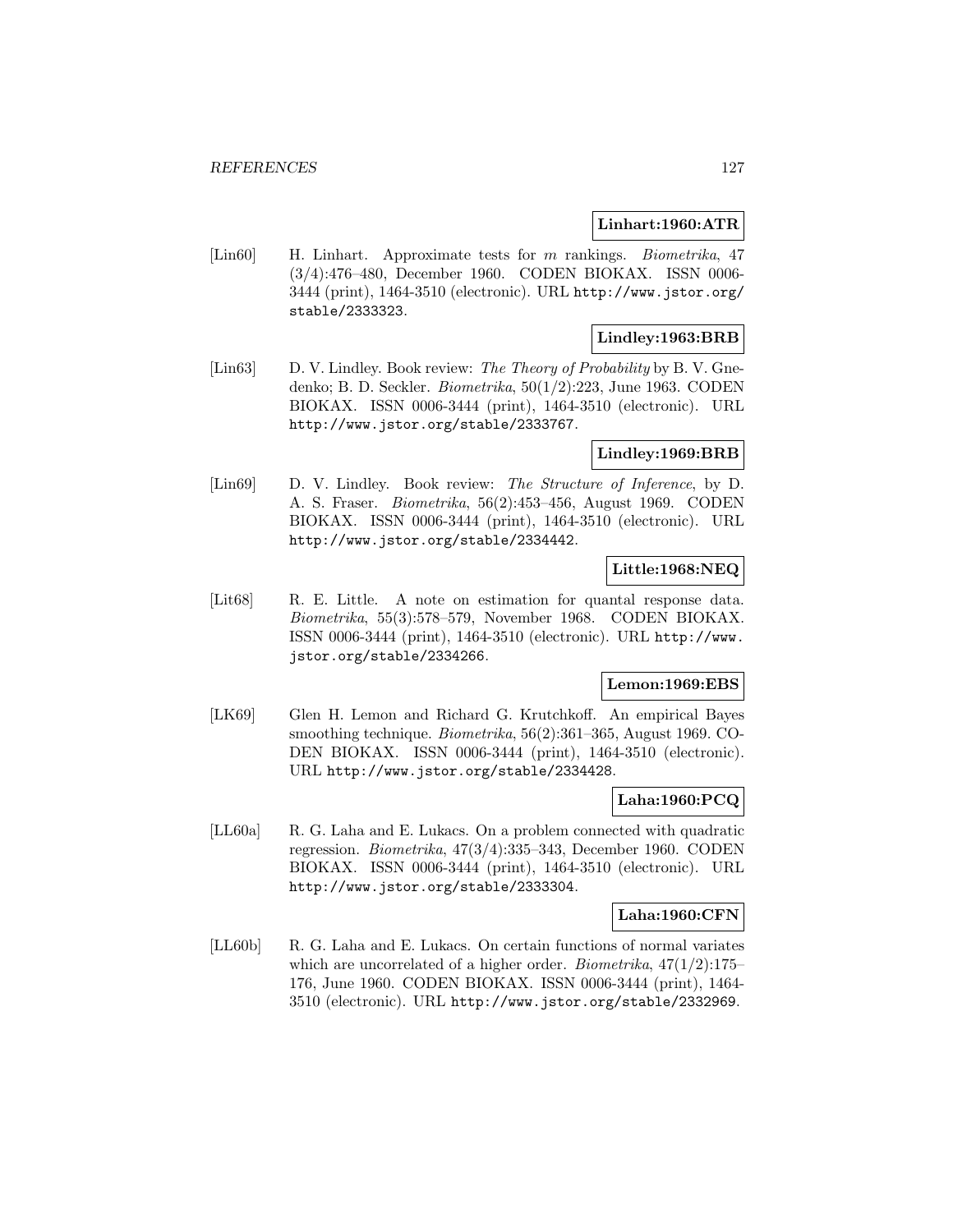**Linhart:1960:ATR**

[Lin60] H. Linhart. Approximate tests for $m$ rankings. *Biometrika*, 47 (3/4):476–480, December 1960. CODEN BIOKAX. ISSN 0006-3444 (print), 1464-3510 (electronic). URL http://www.jstor.org/stable/2333323.

**Lindley:1963:BRB**

[Lin63] D. V. Lindley. Book review: *The Theory of Probability* by B. V. Gnedenko; B. D. Seckler. *Biometrika*, 50(1/2):223, June 1963. CODEN BIOKAX. ISSN 0006-3444 (print), 1464-3510 (electronic). URL http://www.jstor.org/stable/2333767.

**Lindley:1969:BRB**

[Lin69] D. V. Lindley. Book review: *The Structure of Inference*, by D. A. S. Fraser. *Biometrika*, 56(2):453–456, August 1969. CODEN BIOKAX. ISSN 0006-3444 (print), 1464-3510 (electronic). URL http://www.jstor.org/stable/2334442.

**Little:1968:NEQ**

[Lit68] R. E. Little. A note on estimation for quantal response data. *Biometrika*, 55(3):578–579, November 1968. CODEN BIOKAX. ISSN 0006-3444 (print), 1464-3510 (electronic). URL http://www.jstor.org/stable/2334266.

**Lemon:1969:EBS**

[LK69] Glen H. Lemon and Richard G. Krutchkoff. An empirical Bayes smoothing technique. *Biometrika*, 56(2):361–365, August 1969. CODEN BIOKAX. ISSN 0006-3444 (print), 1464-3510 (electronic). URL http://www.jstor.org/stable/2334428.

**Laha:1960:PCQ**

[LL60a] R. G. Laha and E. Lukacs. On a problem connected with quadratic regression. *Biometrika*, 47(3/4):335–343, December 1960. CODEN BIOKAX. ISSN 0006-3444 (print), 1464-3510 (electronic). URL http://www.jstor.org/stable/2333304.

**Laha:1960:CFN**

[LL60b] R. G. Laha and E. Lukacs. On certain functions of normal variates which are uncorrelated of a higher order. *Biometrika*, 47(1/2):175–176, June 1960. CODEN BIOKAX. ISSN 0006-3444 (print), 1464-3510 (electronic). URL http://www.jstor.org/stable/2332969.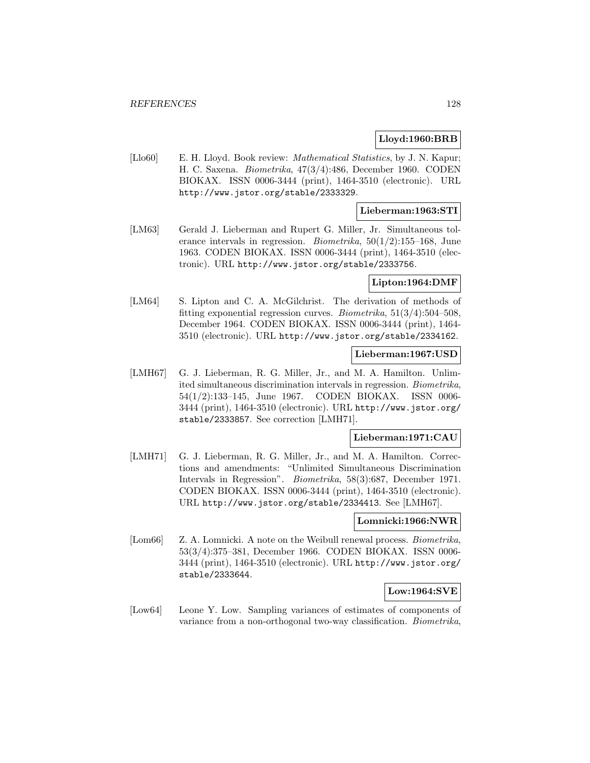**Lloyd:1960:BRB**

[Llo60] E. H. Lloyd. Book review: *Mathematical Statistics*, by J. N. Kapur; H. C. Saxena. *Biometrika*, 47(3/4):486, December 1960. CODEN BIOKAX. ISSN 0006-3444 (print), 1464-3510 (electronic). URL http://www.jstor.org/stable/2333329.

**Lieberman:1963:STI**

[LM63] Gerald J. Lieberman and Rupert G. Miller, Jr. Simultaneous tolerance intervals in regression. *Biometrika*, 50(1/2):155–168, June 1963. CODEN BIOKAX. ISSN 0006-3444 (print), 1464-3510 (electronic). URL http://www.jstor.org/stable/2333756.

**Lipton:1964:DMF**

[LM64] S. Lipton and C. A. McGilchrist. The derivation of methods of fitting exponential regression curves. *Biometrika*, 51(3/4):504–508, December 1964. CODEN BIOKAX. ISSN 0006-3444 (print), 1464-3510 (electronic). URL http://www.jstor.org/stable/2334162.

**Lieberman:1967:USD**

[LMH67] G. J. Lieberman, R. G. Miller, Jr., and M. A. Hamilton. Unlimited simultaneous discrimination intervals in regression. *Biometrika*, 54(1/2):133–145, June 1967. CODEN BIOKAX. ISSN 0006-3444 (print), 1464-3510 (electronic). URL http://www.jstor.org/stable/2333857. See correction [LMH71].

**Lieberman:1971:CAU**

[LMH71] G. J. Lieberman, R. G. Miller, Jr., and M. A. Hamilton. Corrections and amendments: "Unlimited Simultaneous Discrimination Intervals in Regression". *Biometrika*, 58(3):687, December 1971. CODEN BIOKAX. ISSN 0006-3444 (print), 1464-3510 (electronic). URL http://www.jstor.org/stable/2334413. See [LMH67].

**Lomnicki:1966:NWR**

[Lom66] Z. A. Lomnicki. A note on the Weibull renewal process. *Biometrika*, 53(3/4):375–381, December 1966. CODEN BIOKAX. ISSN 0006-3444 (print), 1464-3510 (electronic). URL http://www.jstor.org/stable/2333644.

**Low:1964:SVE**

[Low64] Leone Y. Low. Sampling variances of estimates of components of variance from a non-orthogonal two-way classification. *Biometrika*,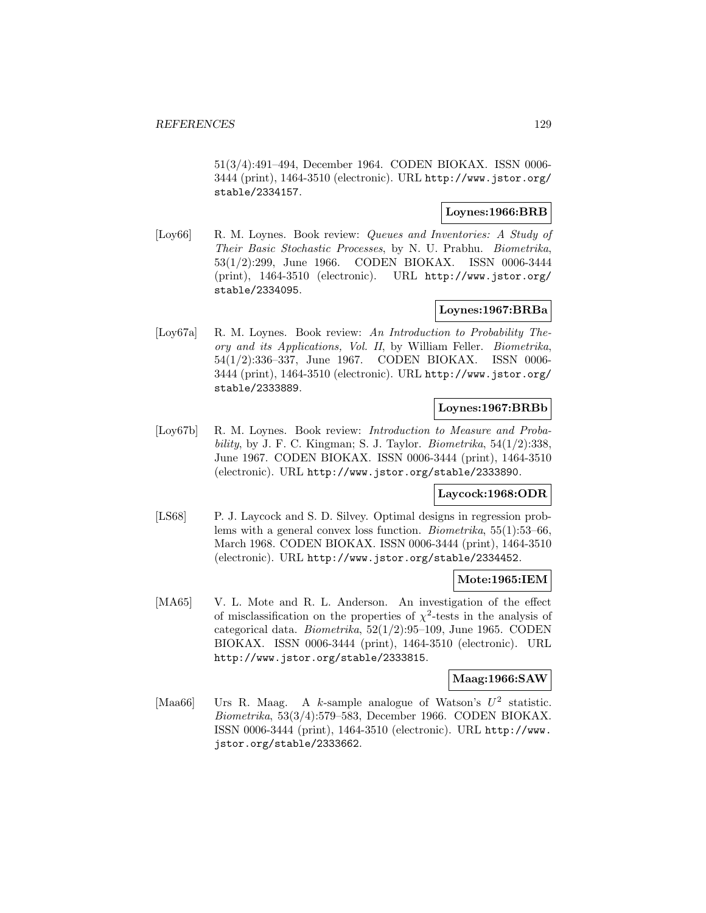51(3/4):491–494, December 1964. CODEN BIOKAX. ISSN 0006-3444 (print), 1464-3510 (electronic). URL http://www.jstor.org/stable/2334157.

**Loynes:1966:BRB**

[Loy66] R. M. Loynes. Book review: *Queues and Inventories: A Study of Their Basic Stochastic Processes*, by N. U. Prabhu. *Biometrika*, 53(1/2):299, June 1966. CODEN BIOKAX. ISSN 0006-3444 (print), 1464-3510 (electronic). URL http://www.jstor.org/stable/2334095.

**Loynes:1967:BRBa**

[Loy67a] R. M. Loynes. Book review: *An Introduction to Probability Theory and its Applications, Vol. II*, by William Feller. *Biometrika*, 54(1/2):336–337, June 1967. CODEN BIOKAX. ISSN 0006-3444 (print), 1464-3510 (electronic). URL http://www.jstor.org/stable/2333889.

**Loynes:1967:BRBb**

[Loy67b] R. M. Loynes. Book review: *Introduction to Measure and Probability*, by J. F. C. Kingman; S. J. Taylor. *Biometrika*, 54(1/2):338, June 1967. CODEN BIOKAX. ISSN 0006-3444 (print), 1464-3510 (electronic). URL http://www.jstor.org/stable/2333890.

**Laycock:1968:ODR**

[LS68] P. J. Laycock and S. D. Silvey. Optimal designs in regression problems with a general convex loss function. *Biometrika*, 55(1):53–66, March 1968. CODEN BIOKAX. ISSN 0006-3444 (print), 1464-3510 (electronic). URL http://www.jstor.org/stable/2334452.

**Mote:1965:IEM**

[MA65] V. L. Mote and R. L. Anderson. An investigation of the effect of misclassification on the properties of $\chi^2$-tests in the analysis of categorical data. *Biometrika*, 52(1/2):95–109, June 1965. CODEN BIOKAX. ISSN 0006-3444 (print), 1464-3510 (electronic). URL http://www.jstor.org/stable/2333815.

**Maag:1966:SAW**

[Maa66] Urs R. Maag. A $k$-sample analogue of Watson's $U^2$ statistic. *Biometrika*, 53(3/4):579–583, December 1966. CODEN BIOKAX. ISSN 0006-3444 (print), 1464-3510 (electronic). URL http://www.jstor.org/stable/2333662.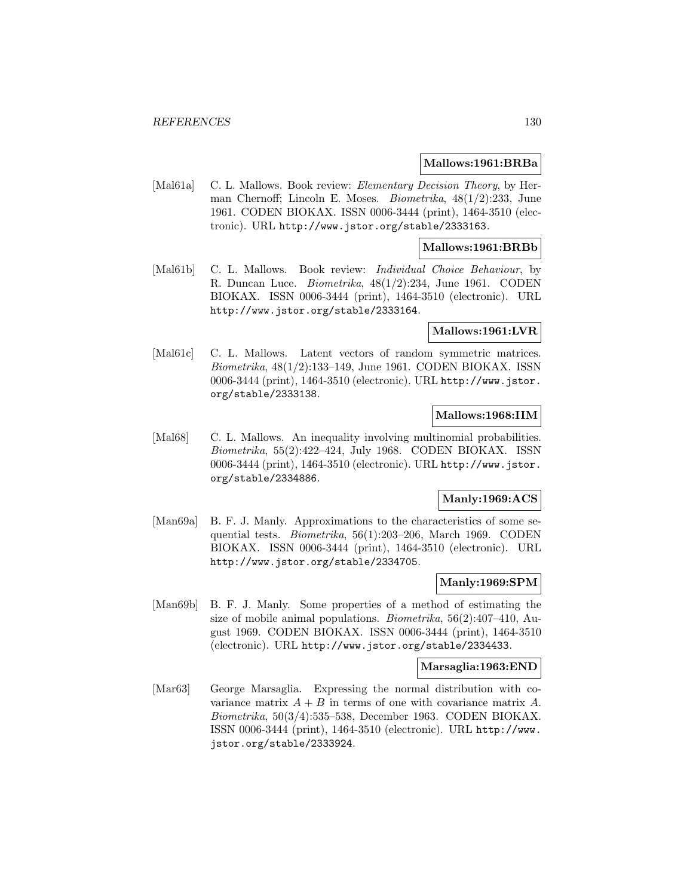**Mallows:1961:BRBa**

[Mal61a] C. L. Mallows. Book review: *Elementary Decision Theory*, by Herman Chernoff; Lincoln E. Moses. *Biometrika*, 48(1/2):233, June 1961. CODEN BIOKAX. ISSN 0006-3444 (print), 1464-3510 (electronic). URL http://www.jstor.org/stable/2333163.

**Mallows:1961:BRBb**

[Mal61b] C. L. Mallows. Book review: *Individual Choice Behaviour*, by R. Duncan Luce. *Biometrika*, 48(1/2):234, June 1961. CODEN BIOKAX. ISSN 0006-3444 (print), 1464-3510 (electronic). URL http://www.jstor.org/stable/2333164.

**Mallows:1961:LVR**

[Mal61c] C. L. Mallows. Latent vectors of random symmetric matrices. *Biometrika*, 48(1/2):133–149, June 1961. CODEN BIOKAX. ISSN 0006-3444 (print), 1464-3510 (electronic). URL http://www.jstor.org/stable/2333138.

**Mallows:1968:IIM**

[Mal68] C. L. Mallows. An inequality involving multinomial probabilities. *Biometrika*, 55(2):422–424, July 1968. CODEN BIOKAX. ISSN 0006-3444 (print), 1464-3510 (electronic). URL http://www.jstor.org/stable/2334886.

**Manly:1969:ACS**

[Man69a] B. F. J. Manly. Approximations to the characteristics of some sequential tests. *Biometrika*, 56(1):203–206, March 1969. CODEN BIOKAX. ISSN 0006-3444 (print), 1464-3510 (electronic). URL http://www.jstor.org/stable/2334705.

**Manly:1969:SPM**

[Man69b] B. F. J. Manly. Some properties of a method of estimating the size of mobile animal populations. *Biometrika*, 56(2):407–410, August 1969. CODEN BIOKAX. ISSN 0006-3444 (print), 1464-3510 (electronic). URL http://www.jstor.org/stable/2334433.

**Marsaglia:1963:END**

[Mar63] George Marsaglia. Expressing the normal distribution with covariance matrix $A + B$ in terms of one with covariance matrix $A$. *Biometrika*, 50(3/4):535–538, December 1963. CODEN BIOKAX. ISSN 0006-3444 (print), 1464-3510 (electronic). URL http://www.jstor.org/stable/2333924.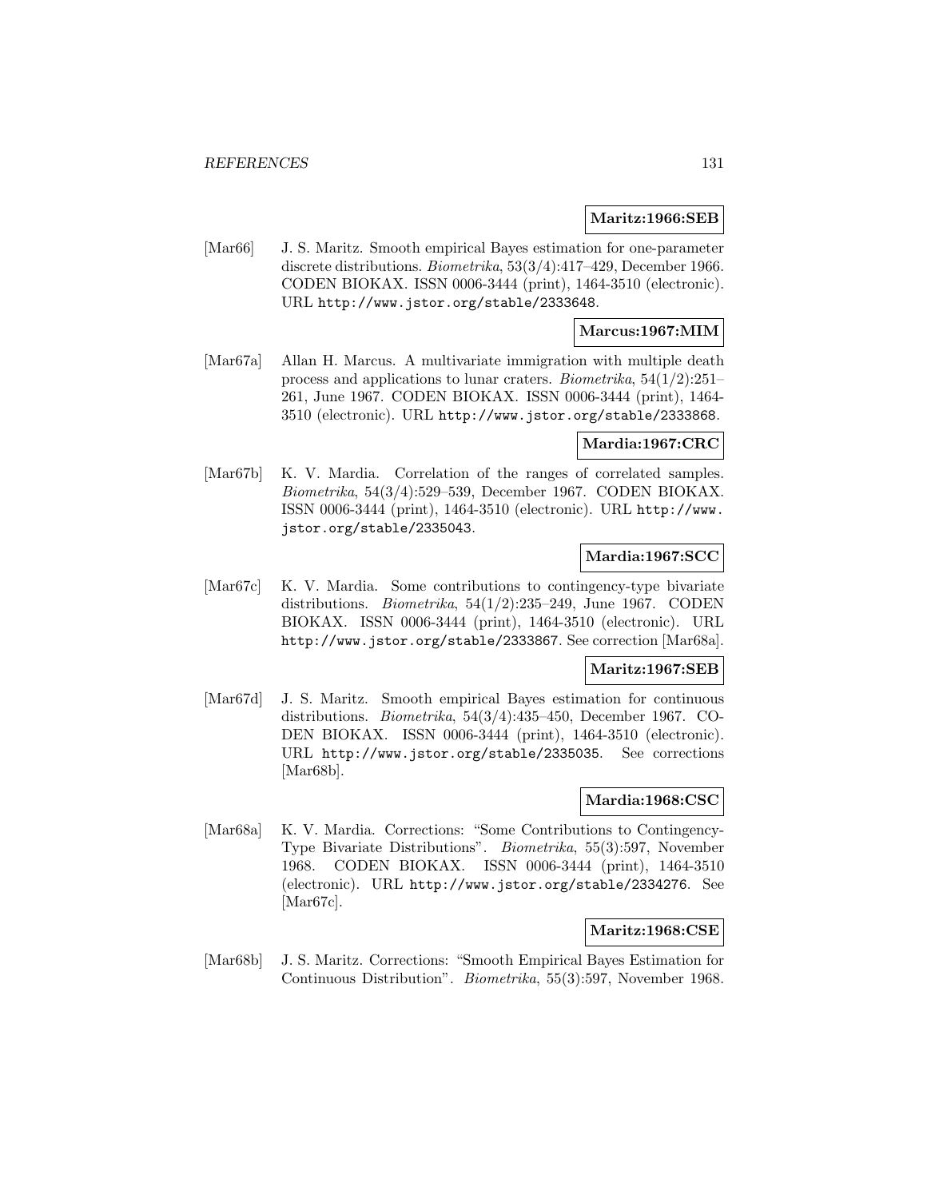**Maritz:1966:SEB**

[Mar66] J. S. Maritz. Smooth empirical Bayes estimation for one-parameter discrete distributions. *Biometrika*, 53(3/4):417–429, December 1966. CODEN BIOKAX. ISSN 0006-3444 (print), 1464-3510 (electronic). URL http://www.jstor.org/stable/2333648.

**Marcus:1967:MIM**

[Mar67a] Allan H. Marcus. A multivariate immigration with multiple death process and applications to lunar craters. *Biometrika*, 54(1/2):251–261, June 1967. CODEN BIOKAX. ISSN 0006-3444 (print), 1464-3510 (electronic). URL http://www.jstor.org/stable/2333868.

**Mardia:1967:CRC**

[Mar67b] K. V. Mardia. Correlation of the ranges of correlated samples. *Biometrika*, 54(3/4):529–539, December 1967. CODEN BIOKAX. ISSN 0006-3444 (print), 1464-3510 (electronic). URL http://www.jstor.org/stable/2335043.

**Mardia:1967:SCC**

[Mar67c] K. V. Mardia. Some contributions to contingency-type bivariate distributions. *Biometrika*, 54(1/2):235–249, June 1967. CODEN BIOKAX. ISSN 0006-3444 (print), 1464-3510 (electronic). URL http://www.jstor.org/stable/2333867. See correction [Mar68a].

**Maritz:1967:SEB**

[Mar67d] J. S. Maritz. Smooth empirical Bayes estimation for continuous distributions. *Biometrika*, 54(3/4):435–450, December 1967. CODEN BIOKAX. ISSN 0006-3444 (print), 1464-3510 (electronic). URL http://www.jstor.org/stable/2335035. See corrections [Mar68b].

**Mardia:1968:CSC**

[Mar68a] K. V. Mardia. Corrections: "Some Contributions to Contingency-Type Bivariate Distributions". *Biometrika*, 55(3):597, November 1968. CODEN BIOKAX. ISSN 0006-3444 (print), 1464-3510 (electronic). URL http://www.jstor.org/stable/2334276. See [Mar67c].

**Maritz:1968:CSE**

[Mar68b] J. S. Maritz. Corrections: "Smooth Empirical Bayes Estimation for Continuous Distribution". *Biometrika*, 55(3):597, November 1968.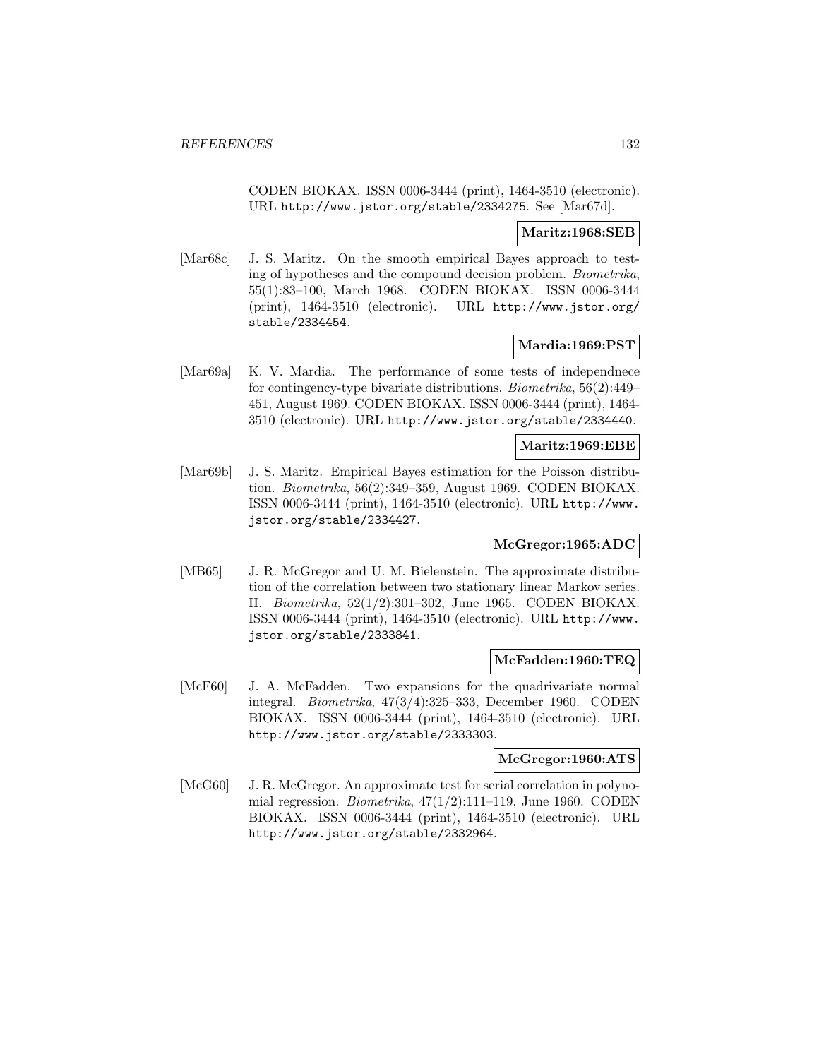CODEN BIOKAX. ISSN 0006-3444 (print), 1464-3510 (electronic). URL http://www.jstor.org/stable/2334275. See [Mar67d].

**Maritz:1968:SEB**

[Mar68c] J. S. Maritz. On the smooth empirical Bayes approach to testing of hypotheses and the compound decision problem. *Biometrika*, 55(1):83–100, March 1968. CODEN BIOKAX. ISSN 0006-3444 (print), 1464-3510 (electronic). URL http://www.jstor.org/stable/2334454.

**Mardia:1969:PST**

[Mar69a] K. V. Mardia. The performance of some tests of independnece for contingency-type bivariate distributions. *Biometrika*, 56(2):449–451, August 1969. CODEN BIOKAX. ISSN 0006-3444 (print), 1464-3510 (electronic). URL http://www.jstor.org/stable/2334440.

**Maritz:1969:EBE**

[Mar69b] J. S. Maritz. Empirical Bayes estimation for the Poisson distribution. *Biometrika*, 56(2):349–359, August 1969. CODEN BIOKAX. ISSN 0006-3444 (print), 1464-3510 (electronic). URL http://www.jstor.org/stable/2334427.

**McGregor:1965:ADC**

[MB65] J. R. McGregor and U. M. Bielenstein. The approximate distribution of the correlation between two stationary linear Markov series. II. *Biometrika*, 52(1/2):301–302, June 1965. CODEN BIOKAX. ISSN 0006-3444 (print), 1464-3510 (electronic). URL http://www.jstor.org/stable/2333841.

**McFadden:1960:TEQ**

[McF60] J. A. McFadden. Two expansions for the quadrivariate normal integral. *Biometrika*, 47(3/4):325–333, December 1960. CODEN BIOKAX. ISSN 0006-3444 (print), 1464-3510 (electronic). URL http://www.jstor.org/stable/2333303.

**McGregor:1960:ATS**

[McG60] J. R. McGregor. An approximate test for serial correlation in polynomial regression. *Biometrika*, 47(1/2):111–119, June 1960. CODEN BIOKAX. ISSN 0006-3444 (print), 1464-3510 (electronic). URL http://www.jstor.org/stable/2332964.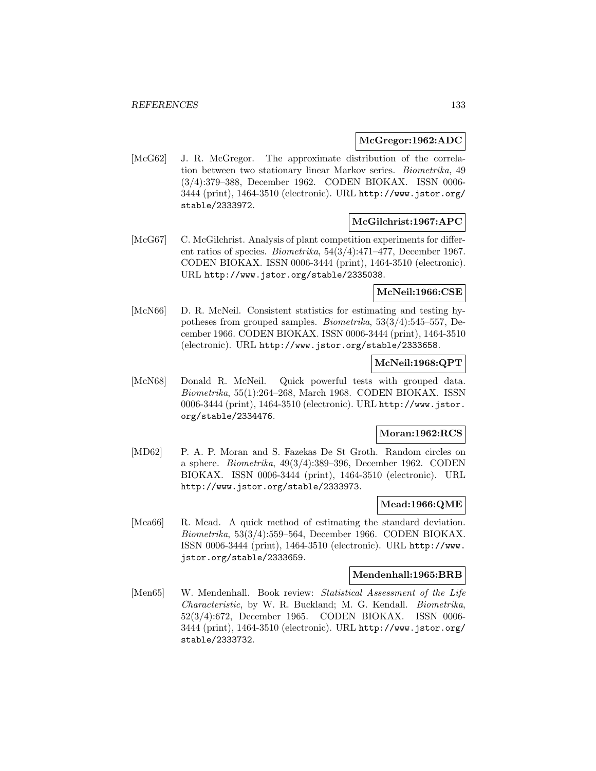**McGregor:1962:ADC**

[McG62] J. R. McGregor. The approximate distribution of the correlation between two stationary linear Markov series. *Biometrika*, 49 (3/4):379–388, December 1962. CODEN BIOKAX. ISSN 0006-3444 (print), 1464-3510 (electronic). URL http://www.jstor.org/stable/2333972.

**McGilchrist:1967:APC**

[McG67] C. McGilchrist. Analysis of plant competition experiments for different ratios of species. *Biometrika*, 54(3/4):471–477, December 1967. CODEN BIOKAX. ISSN 0006-3444 (print), 1464-3510 (electronic). URL http://www.jstor.org/stable/2335038.

**McNeil:1966:CSE**

[McN66] D. R. McNeil. Consistent statistics for estimating and testing hypotheses from grouped samples. *Biometrika*, 53(3/4):545–557, December 1966. CODEN BIOKAX. ISSN 0006-3444 (print), 1464-3510 (electronic). URL http://www.jstor.org/stable/2333658.

**McNeil:1968:QPT**

[McN68] Donald R. McNeil. Quick powerful tests with grouped data. *Biometrika*, 55(1):264–268, March 1968. CODEN BIOKAX. ISSN 0006-3444 (print), 1464-3510 (electronic). URL http://www.jstor.org/stable/2334476.

**Moran:1962:RCS**

[MD62] P. A. P. Moran and S. Fazekas De St Groth. Random circles on a sphere. *Biometrika*, 49(3/4):389–396, December 1962. CODEN BIOKAX. ISSN 0006-3444 (print), 1464-3510 (electronic). URL http://www.jstor.org/stable/2333973.

**Mead:1966:QME**

[Mea66] R. Mead. A quick method of estimating the standard deviation. *Biometrika*, 53(3/4):559–564, December 1966. CODEN BIOKAX. ISSN 0006-3444 (print), 1464-3510 (electronic). URL http://www.jstor.org/stable/2333659.

**Mendenhall:1965:BRB**

[Men65] W. Mendenhall. Book review: *Statistical Assessment of the Life Characteristic*, by W. R. Buckland; M. G. Kendall. *Biometrika*, 52(3/4):672, December 1965. CODEN BIOKAX. ISSN 0006-3444 (print), 1464-3510 (electronic). URL http://www.jstor.org/stable/2333732.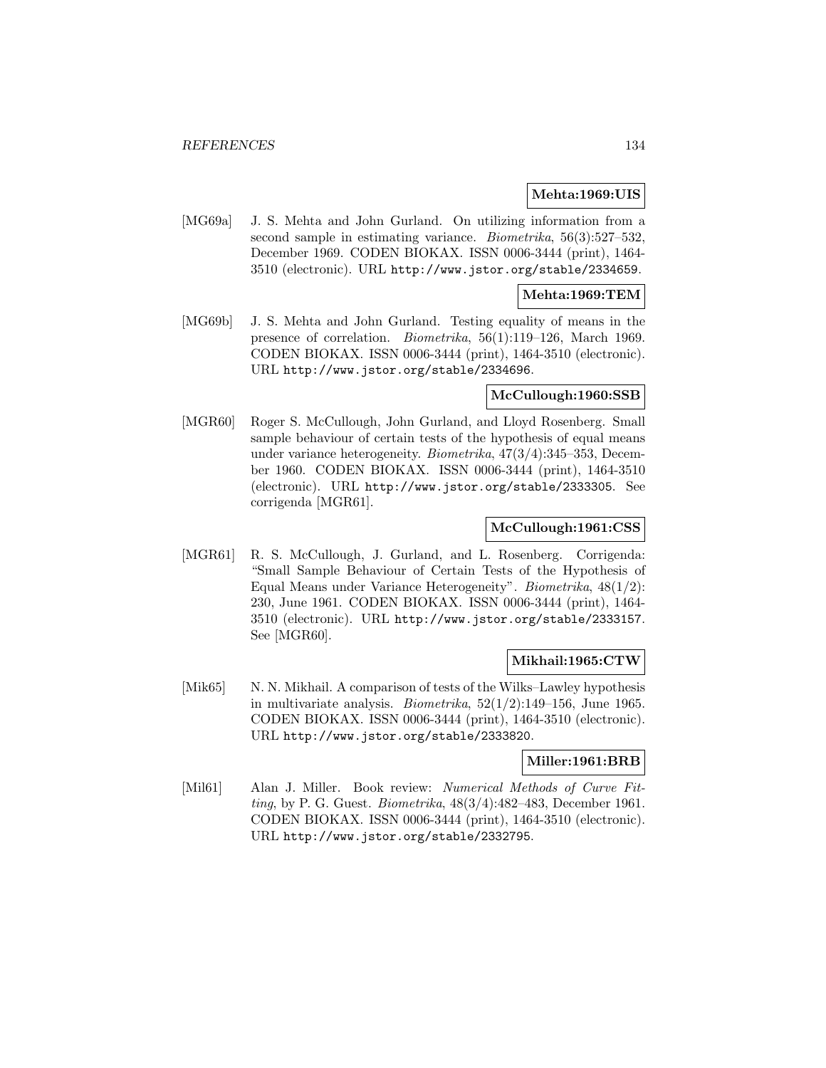**Mehta:1969:UIS**

[MG69a] J. S. Mehta and John Gurland. On utilizing information from a second sample in estimating variance. *Biometrika*, 56(3):527–532, December 1969. CODEN BIOKAX. ISSN 0006-3444 (print), 1464-3510 (electronic). URL http://www.jstor.org/stable/2334659.

**Mehta:1969:TEM**

[MG69b] J. S. Mehta and John Gurland. Testing equality of means in the presence of correlation. *Biometrika*, 56(1):119–126, March 1969. CODEN BIOKAX. ISSN 0006-3444 (print), 1464-3510 (electronic). URL http://www.jstor.org/stable/2334696.

**McCullough:1960:SSB**

[MGR60] Roger S. McCullough, John Gurland, and Lloyd Rosenberg. Small sample behaviour of certain tests of the hypothesis of equal means under variance heterogeneity. *Biometrika*, 47(3/4):345–353, December 1960. CODEN BIOKAX. ISSN 0006-3444 (print), 1464-3510 (electronic). URL http://www.jstor.org/stable/2333305. See corrigenda [MGR61].

**McCullough:1961:CSS**

[MGR61] R. S. McCullough, J. Gurland, and L. Rosenberg. Corrigenda: "Small Sample Behaviour of Certain Tests of the Hypothesis of Equal Means under Variance Heterogeneity". *Biometrika*, 48(1/2): 230, June 1961. CODEN BIOKAX. ISSN 0006-3444 (print), 1464-3510 (electronic). URL http://www.jstor.org/stable/2333157. See [MGR60].

**Mikhail:1965:CTW**

[Mik65] N. N. Mikhail. A comparison of tests of the Wilks–Lawley hypothesis in multivariate analysis. *Biometrika*, 52(1/2):149–156, June 1965. CODEN BIOKAX. ISSN 0006-3444 (print), 1464-3510 (electronic). URL http://www.jstor.org/stable/2333820.

**Miller:1961:BRB**

[Mil61] Alan J. Miller. Book review: *Numerical Methods of Curve Fitting*, by P. G. Guest. *Biometrika*, 48(3/4):482–483, December 1961. CODEN BIOKAX. ISSN 0006-3444 (print), 1464-3510 (electronic). URL http://www.jstor.org/stable/2332795.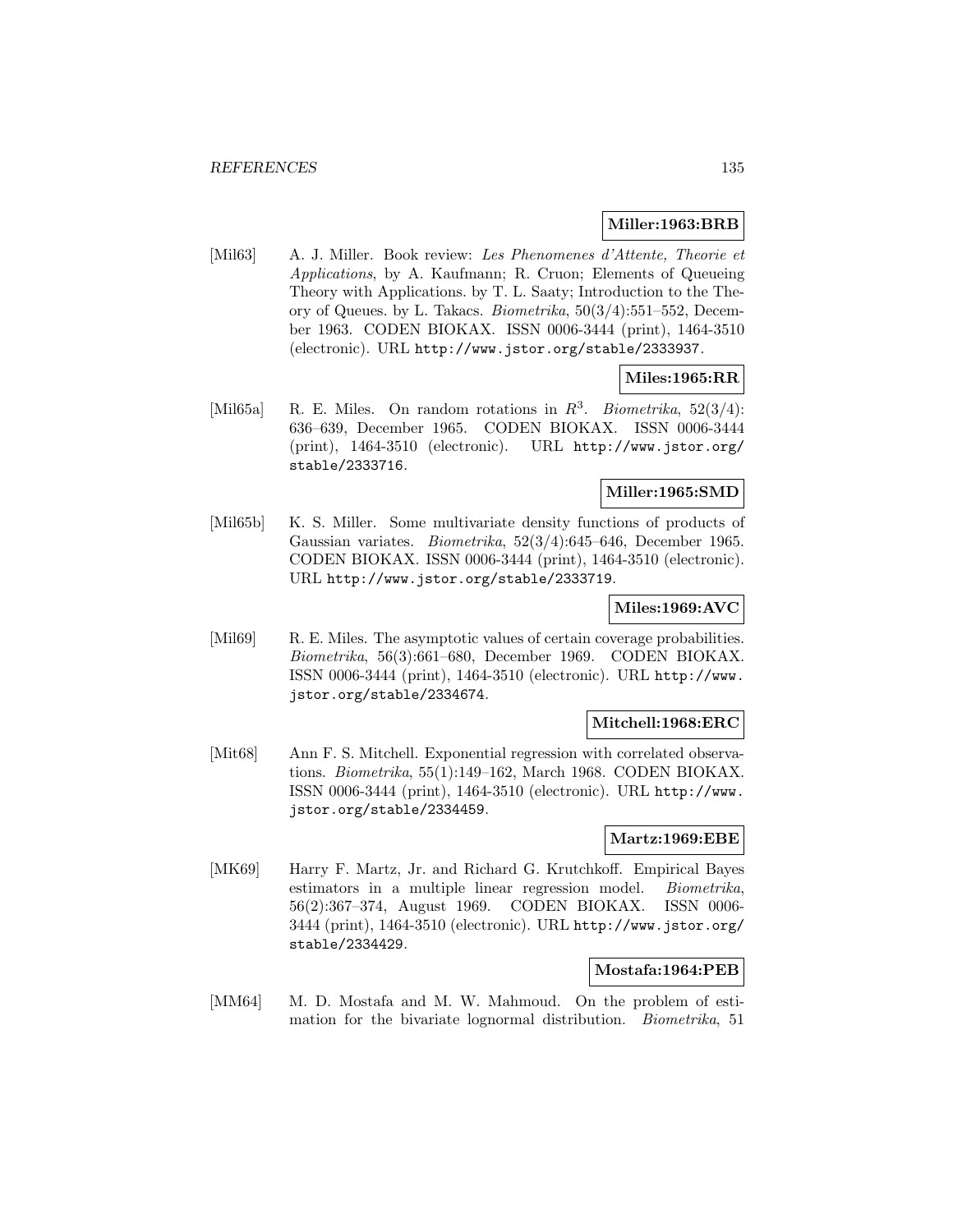**Miller:1963:BRB**

[Mil63] A. J. Miller. Book review: *Les Phenomenes d'Attente, Theorie et Applications*, by A. Kaufmann; R. Cruon; Elements of Queueing Theory with Applications. by T. L. Saaty; Introduction to the Theory of Queues. by L. Takacs. *Biometrika*, 50(3/4):551–552, December 1963. CODEN BIOKAX. ISSN 0006-3444 (print), 1464-3510 (electronic). URL `http://www.jstor.org/stable/2333937`.

**Miles:1965:RR**

[Mil65a] R. E. Miles. On random rotations in $R^3$. *Biometrika*, 52(3/4): 636–639, December 1965. CODEN BIOKAX. ISSN 0006-3444 (print), 1464-3510 (electronic). URL `http://www.jstor.org/stable/2333716`.

**Miller:1965:SMD**

[Mil65b] K. S. Miller. Some multivariate density functions of products of Gaussian variates. *Biometrika*, 52(3/4):645–646, December 1965. CODEN BIOKAX. ISSN 0006-3444 (print), 1464-3510 (electronic). URL `http://www.jstor.org/stable/2333719`.

**Miles:1969:AVC**

[Mil69] R. E. Miles. The asymptotic values of certain coverage probabilities. *Biometrika*, 56(3):661–680, December 1969. CODEN BIOKAX. ISSN 0006-3444 (print), 1464-3510 (electronic). URL `http://www.jstor.org/stable/2334674`.

**Mitchell:1968:ERC**

[Mit68] Ann F. S. Mitchell. Exponential regression with correlated observations. *Biometrika*, 55(1):149–162, March 1968. CODEN BIOKAX. ISSN 0006-3444 (print), 1464-3510 (electronic). URL `http://www.jstor.org/stable/2334459`.

**Martz:1969:EBE**

[MK69] Harry F. Martz, Jr. and Richard G. Krutchkoff. Empirical Bayes estimators in a multiple linear regression model. *Biometrika*, 56(2):367–374, August 1969. CODEN BIOKAX. ISSN 0006-3444 (print), 1464-3510 (electronic). URL `http://www.jstor.org/stable/2334429`.

**Mostafa:1964:PEB**

[MM64] M. D. Mostafa and M. W. Mahmoud. On the problem of estimation for the bivariate lognormal distribution. *Biometrika*, 51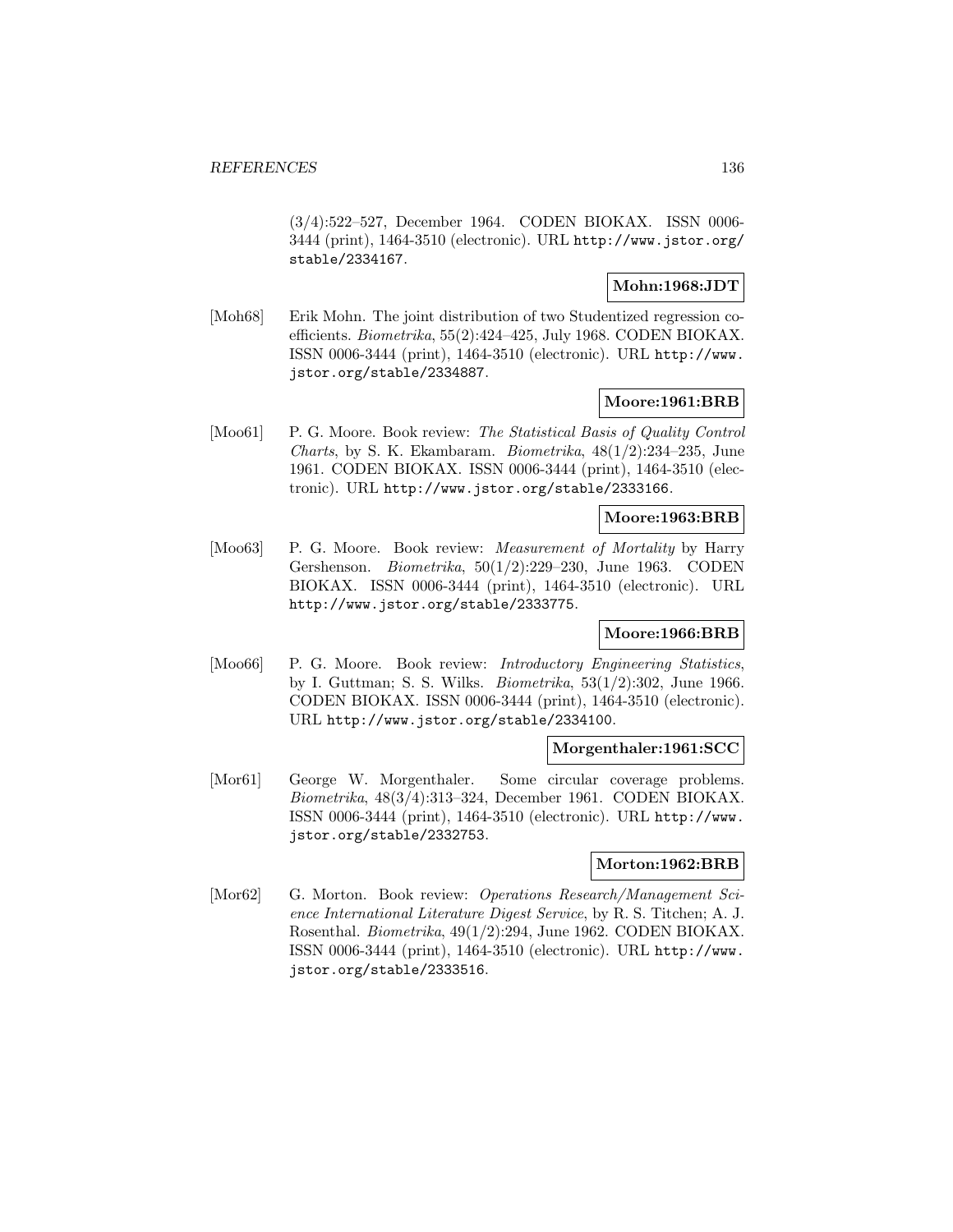(3/4):522–527, December 1964. CODEN BIOKAX. ISSN 0006-3444 (print), 1464-3510 (electronic). URL http://www.jstor.org/stable/2334167.

**Mohn:1968:JDT**

[Moh68] Erik Mohn. The joint distribution of two Studentized regression coefficients. *Biometrika*, 55(2):424–425, July 1968. CODEN BIOKAX. ISSN 0006-3444 (print), 1464-3510 (electronic). URL http://www.jstor.org/stable/2334887.

**Moore:1961:BRB**

[Moo61] P. G. Moore. Book review: *The Statistical Basis of Quality Control Charts*, by S. K. Ekambaram. *Biometrika*, 48(1/2):234–235, June 1961. CODEN BIOKAX. ISSN 0006-3444 (print), 1464-3510 (electronic). URL http://www.jstor.org/stable/2333166.

**Moore:1963:BRB**

[Moo63] P. G. Moore. Book review: *Measurement of Mortality* by Harry Gershenson. *Biometrika*, 50(1/2):229–230, June 1963. CODEN BIOKAX. ISSN 0006-3444 (print), 1464-3510 (electronic). URL http://www.jstor.org/stable/2333775.

**Moore:1966:BRB**

[Moo66] P. G. Moore. Book review: *Introductory Engineering Statistics*, by I. Guttman; S. S. Wilks. *Biometrika*, 53(1/2):302, June 1966. CODEN BIOKAX. ISSN 0006-3444 (print), 1464-3510 (electronic). URL http://www.jstor.org/stable/2334100.

**Morgenthaler:1961:SCC**

[Mor61] George W. Morgenthaler. Some circular coverage problems. *Biometrika*, 48(3/4):313–324, December 1961. CODEN BIOKAX. ISSN 0006-3444 (print), 1464-3510 (electronic). URL http://www.jstor.org/stable/2332753.

**Morton:1962:BRB**

[Mor62] G. Morton. Book review: *Operations Research/Management Science International Literature Digest Service*, by R. S. Titchen; A. J. Rosenthal. *Biometrika*, 49(1/2):294, June 1962. CODEN BIOKAX. ISSN 0006-3444 (print), 1464-3510 (electronic). URL http://www.jstor.org/stable/2333516.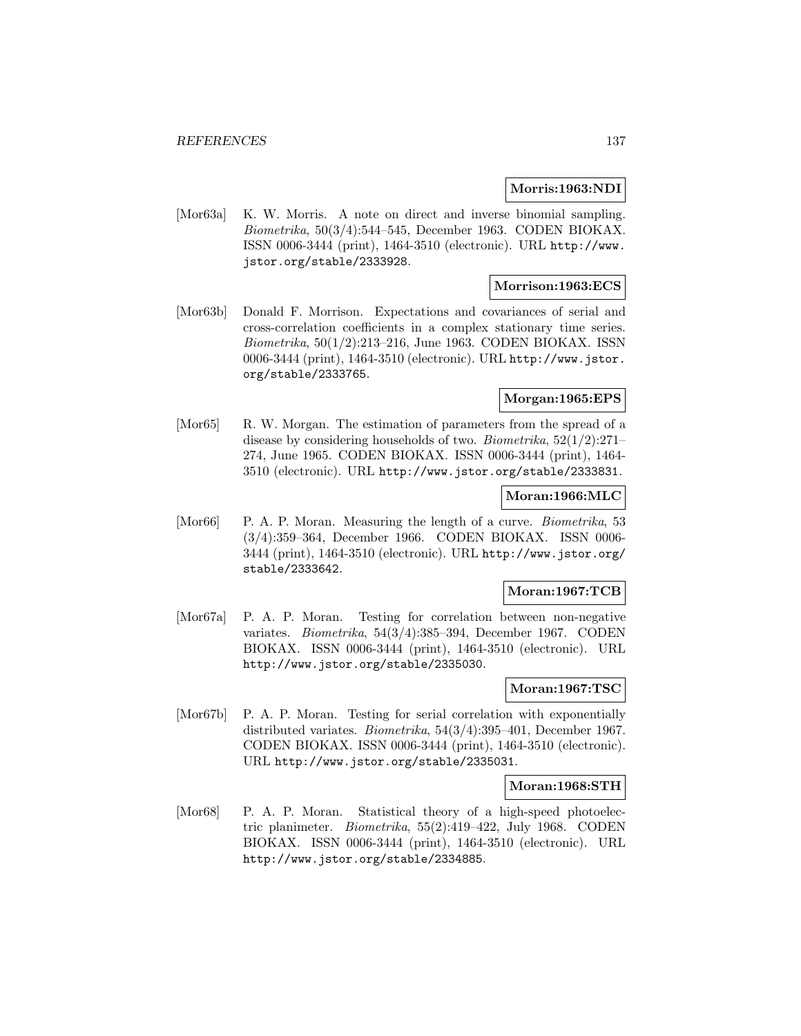**Morris:1963:NDI**

[Mor63a] K. W. Morris. A note on direct and inverse binomial sampling. *Biometrika*, 50(3/4):544–545, December 1963. CODEN BIOKAX. ISSN 0006-3444 (print), 1464-3510 (electronic). URL http://www.jstor.org/stable/2333928.

**Morrison:1963:ECS**

[Mor63b] Donald F. Morrison. Expectations and covariances of serial and cross-correlation coefficients in a complex stationary time series. *Biometrika*, 50(1/2):213–216, June 1963. CODEN BIOKAX. ISSN 0006-3444 (print), 1464-3510 (electronic). URL http://www.jstor.org/stable/2333765.

**Morgan:1965:EPS**

[Mor65] R. W. Morgan. The estimation of parameters from the spread of a disease by considering households of two. *Biometrika*, 52(1/2):271–274, June 1965. CODEN BIOKAX. ISSN 0006-3444 (print), 1464-3510 (electronic). URL http://www.jstor.org/stable/2333831.

**Moran:1966:MLC**

[Mor66] P. A. P. Moran. Measuring the length of a curve. *Biometrika*, 53 (3/4):359–364, December 1966. CODEN BIOKAX. ISSN 0006-3444 (print), 1464-3510 (electronic). URL http://www.jstor.org/stable/2333642.

**Moran:1967:TCB**

[Mor67a] P. A. P. Moran. Testing for correlation between non-negative variates. *Biometrika*, 54(3/4):385–394, December 1967. CODEN BIOKAX. ISSN 0006-3444 (print), 1464-3510 (electronic). URL http://www.jstor.org/stable/2335030.

**Moran:1967:TSC**

[Mor67b] P. A. P. Moran. Testing for serial correlation with exponentially distributed variates. *Biometrika*, 54(3/4):395–401, December 1967. CODEN BIOKAX. ISSN 0006-3444 (print), 1464-3510 (electronic). URL http://www.jstor.org/stable/2335031.

**Moran:1968:STH**

[Mor68] P. A. P. Moran. Statistical theory of a high-speed photoelectric planimeter. *Biometrika*, 55(2):419–422, July 1968. CODEN BIOKAX. ISSN 0006-3444 (print), 1464-3510 (electronic). URL http://www.jstor.org/stable/2334885.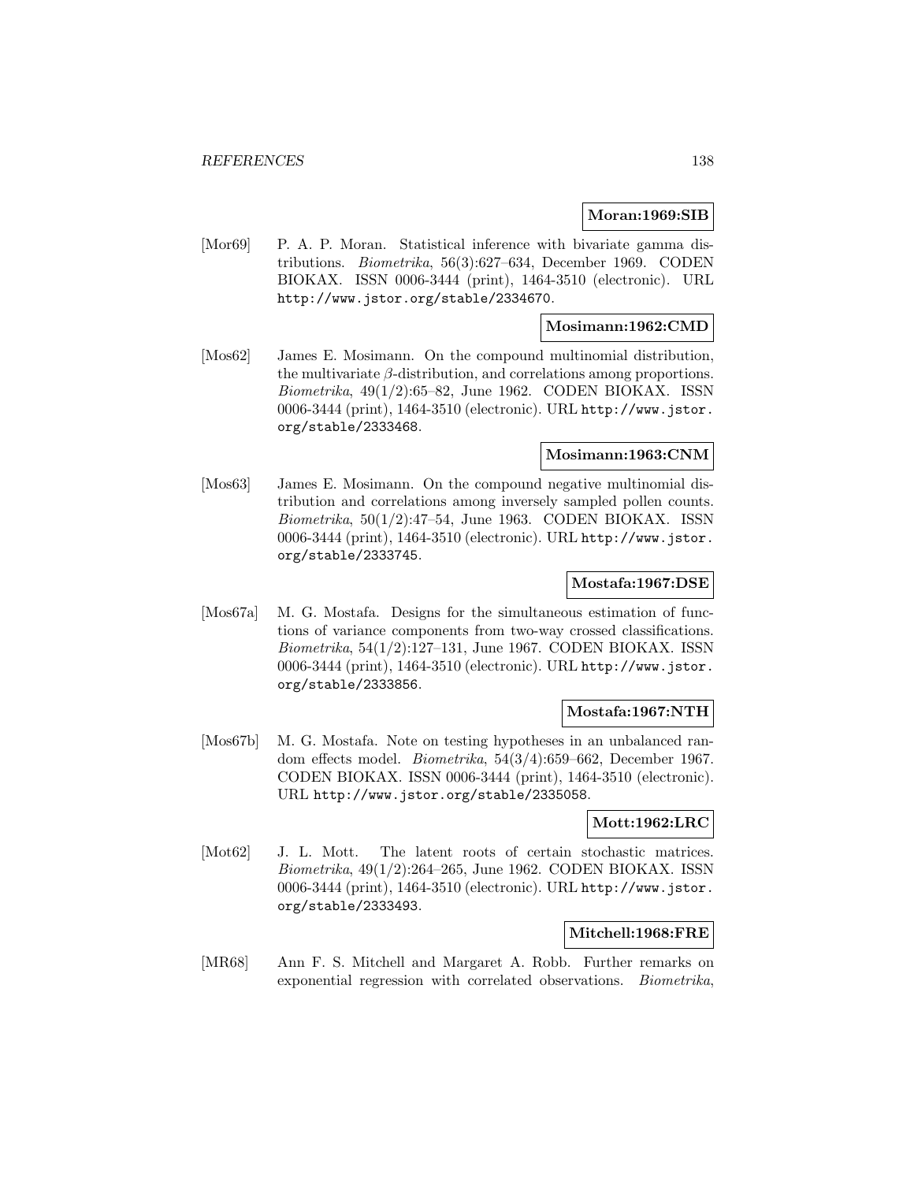**Moran:1969:SIB**

[Mor69] P. A. P. Moran. Statistical inference with bivariate gamma distributions. *Biometrika*, 56(3):627–634, December 1969. CODEN BIOKAX. ISSN 0006-3444 (print), 1464-3510 (electronic). URL http://www.jstor.org/stable/2334670.

**Mosimann:1962:CMD**

[Mos62] James E. Mosimann. On the compound multinomial distribution, the multivariate $\beta$-distribution, and correlations among proportions. *Biometrika*, 49(1/2):65–82, June 1962. CODEN BIOKAX. ISSN 0006-3444 (print), 1464-3510 (electronic). URL http://www.jstor.org/stable/2333468.

**Mosimann:1963:CNM**

[Mos63] James E. Mosimann. On the compound negative multinomial distribution and correlations among inversely sampled pollen counts. *Biometrika*, 50(1/2):47–54, June 1963. CODEN BIOKAX. ISSN 0006-3444 (print), 1464-3510 (electronic). URL http://www.jstor.org/stable/2333745.

**Mostafa:1967:DSE**

[Mos67a] M. G. Mostafa. Designs for the simultaneous estimation of functions of variance components from two-way crossed classifications. *Biometrika*, 54(1/2):127–131, June 1967. CODEN BIOKAX. ISSN 0006-3444 (print), 1464-3510 (electronic). URL http://www.jstor.org/stable/2333856.

**Mostafa:1967:NTH**

[Mos67b] M. G. Mostafa. Note on testing hypotheses in an unbalanced random effects model. *Biometrika*, 54(3/4):659–662, December 1967. CODEN BIOKAX. ISSN 0006-3444 (print), 1464-3510 (electronic). URL http://www.jstor.org/stable/2335058.

**Mott:1962:LRC**

[Mot62] J. L. Mott. The latent roots of certain stochastic matrices. *Biometrika*, 49(1/2):264–265, June 1962. CODEN BIOKAX. ISSN 0006-3444 (print), 1464-3510 (electronic). URL http://www.jstor.org/stable/2333493.

**Mitchell:1968:FRE**

[MR68] Ann F. S. Mitchell and Margaret A. Robb. Further remarks on exponential regression with correlated observations. *Biometrika*,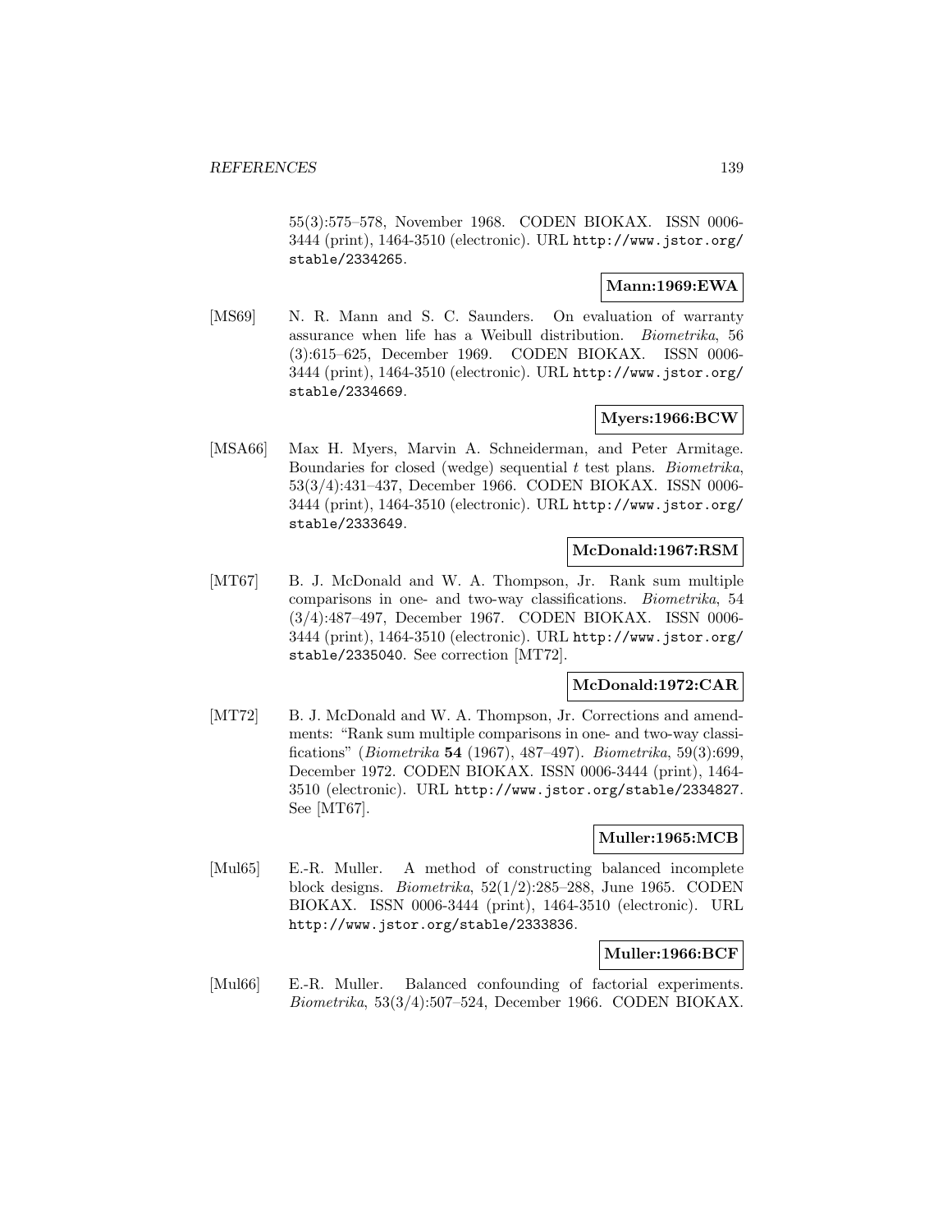55(3):575–578, November 1968. CODEN BIOKAX. ISSN 0006-3444 (print), 1464-3510 (electronic). URL http://www.jstor.org/stable/2334265.

**Mann:1969:EWA**

[MS69] N. R. Mann and S. C. Saunders. On evaluation of warranty assurance when life has a Weibull distribution. *Biometrika*, 56 (3):615–625, December 1969. CODEN BIOKAX. ISSN 0006-3444 (print), 1464-3510 (electronic). URL http://www.jstor.org/stable/2334669.

**Myers:1966:BCW**

[MSA66] Max H. Myers, Marvin A. Schneiderman, and Peter Armitage. Boundaries for closed (wedge) sequential $t$ test plans. *Biometrika*, 53(3/4):431–437, December 1966. CODEN BIOKAX. ISSN 0006-3444 (print), 1464-3510 (electronic). URL http://www.jstor.org/stable/2333649.

**McDonald:1967:RSM**

[MT67] B. J. McDonald and W. A. Thompson, Jr. Rank sum multiple comparisons in one- and two-way classifications. *Biometrika*, 54 (3/4):487–497, December 1967. CODEN BIOKAX. ISSN 0006-3444 (print), 1464-3510 (electronic). URL http://www.jstor.org/stable/2335040. See correction [MT72].

**McDonald:1972:CAR**

[MT72] B. J. McDonald and W. A. Thompson, Jr. Corrections and amendments: "Rank sum multiple comparisons in one- and two-way classifications" (*Biometrika* **54** (1967), 487–497). *Biometrika*, 59(3):699, December 1972. CODEN BIOKAX. ISSN 0006-3444 (print), 1464-3510 (electronic). URL http://www.jstor.org/stable/2334827. See [MT67].

**Muller:1965:MCB**

[Mul65] E.-R. Muller. A method of constructing balanced incomplete block designs. *Biometrika*, 52(1/2):285–288, June 1965. CODEN BIOKAX. ISSN 0006-3444 (print), 1464-3510 (electronic). URL http://www.jstor.org/stable/2333836.

**Muller:1966:BCF**

[Mul66] E.-R. Muller. Balanced confounding of factorial experiments. *Biometrika*, 53(3/4):507–524, December 1966. CODEN BIOKAX.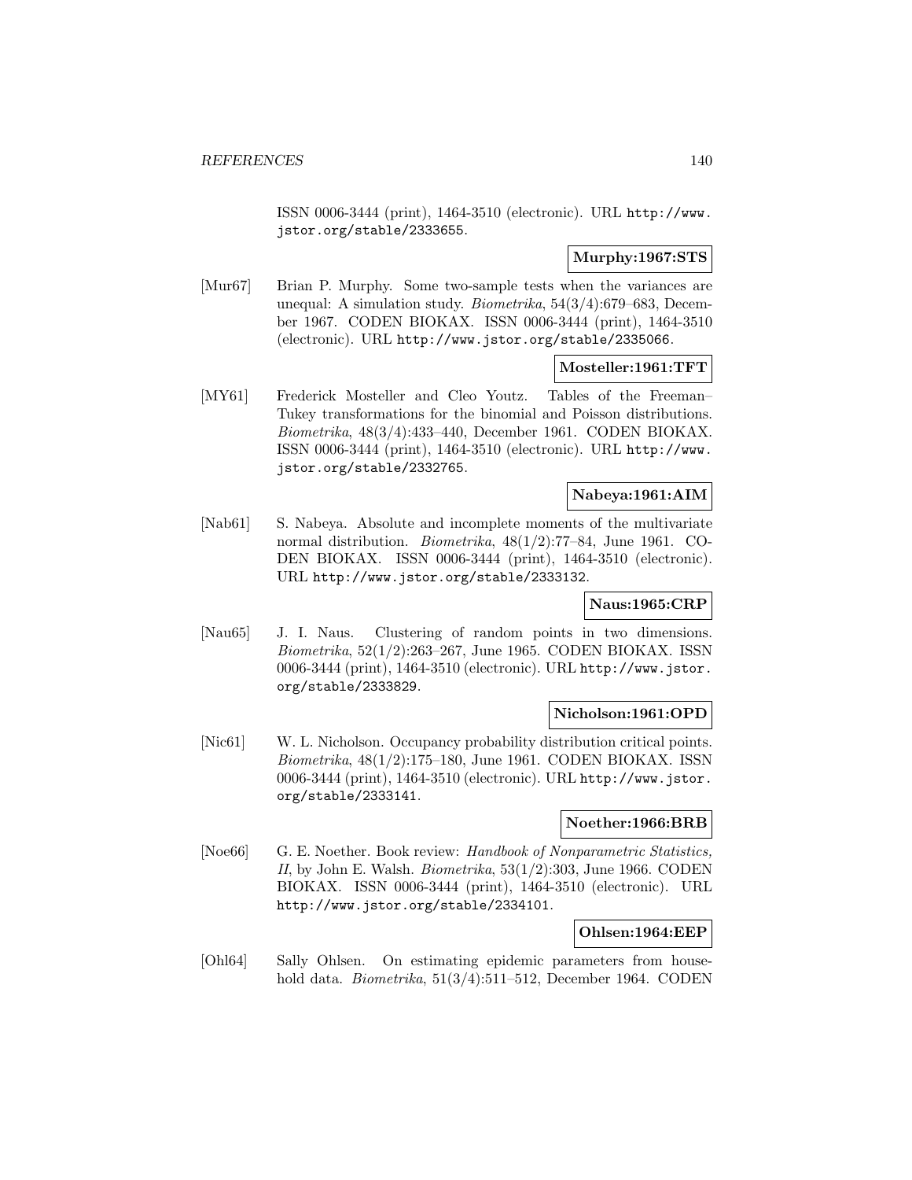ISSN 0006-3444 (print), 1464-3510 (electronic). URL http://www.jstor.org/stable/2333655.

**Murphy:1967:STS**

[Mur67] Brian P. Murphy. Some two-sample tests when the variances are unequal: A simulation study. *Biometrika*, 54(3/4):679–683, December 1967. CODEN BIOKAX. ISSN 0006-3444 (print), 1464-3510 (electronic). URL http://www.jstor.org/stable/2335066.

**Mosteller:1961:TFT**

[MY61] Frederick Mosteller and Cleo Youtz. Tables of the Freeman–Tukey transformations for the binomial and Poisson distributions. *Biometrika*, 48(3/4):433–440, December 1961. CODEN BIOKAX. ISSN 0006-3444 (print), 1464-3510 (electronic). URL http://www.jstor.org/stable/2332765.

**Nabeya:1961:AIM**

[Nab61] S. Nabeya. Absolute and incomplete moments of the multivariate normal distribution. *Biometrika*, 48(1/2):77–84, June 1961. CODEN BIOKAX. ISSN 0006-3444 (print), 1464-3510 (electronic). URL http://www.jstor.org/stable/2333132.

**Naus:1965:CRP**

[Nau65] J. I. Naus. Clustering of random points in two dimensions. *Biometrika*, 52(1/2):263–267, June 1965. CODEN BIOKAX. ISSN 0006-3444 (print), 1464-3510 (electronic). URL http://www.jstor.org/stable/2333829.

**Nicholson:1961:OPD**

[Nic61] W. L. Nicholson. Occupancy probability distribution critical points. *Biometrika*, 48(1/2):175–180, June 1961. CODEN BIOKAX. ISSN 0006-3444 (print), 1464-3510 (electronic). URL http://www.jstor.org/stable/2333141.

**Noether:1966:BRB**

[Noe66] G. E. Noether. Book review: *Handbook of Nonparametric Statistics, II*, by John E. Walsh. *Biometrika*, 53(1/2):303, June 1966. CODEN BIOKAX. ISSN 0006-3444 (print), 1464-3510 (electronic). URL http://www.jstor.org/stable/2334101.

**Ohlsen:1964:EEP**

[Ohl64] Sally Ohlsen. On estimating epidemic parameters from household data. *Biometrika*, 51(3/4):511–512, December 1964. CODEN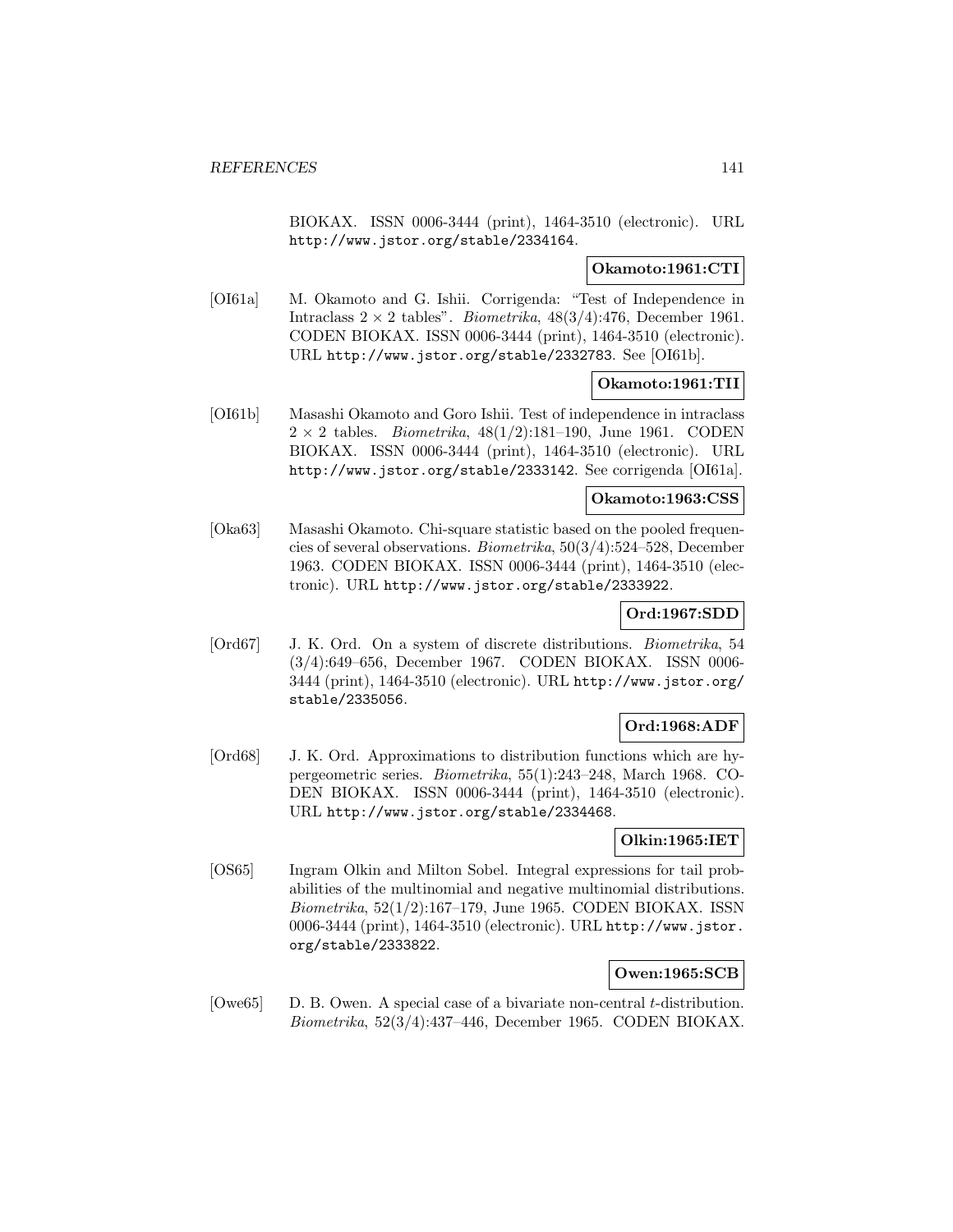BIOKAX. ISSN 0006-3444 (print), 1464-3510 (electronic). URL http://www.jstor.org/stable/2334164.

**Okamoto:1961:CTI**

[OI61a] M. Okamoto and G. Ishii. Corrigenda: "Test of Independence in Intraclass $2 \times 2$ tables". *Biometrika*, 48(3/4):476, December 1961. CODEN BIOKAX. ISSN 0006-3444 (print), 1464-3510 (electronic). URL http://www.jstor.org/stable/2332783. See [OI61b].

**Okamoto:1961:TII**

[OI61b] Masashi Okamoto and Goro Ishii. Test of independence in intraclass $2 \times 2$ tables. *Biometrika*, 48(1/2):181–190, June 1961. CODEN BIOKAX. ISSN 0006-3444 (print), 1464-3510 (electronic). URL http://www.jstor.org/stable/2333142. See corrigenda [OI61a].

**Okamoto:1963:CSS**

[Oka63] Masashi Okamoto. Chi-square statistic based on the pooled frequencies of several observations. *Biometrika*, 50(3/4):524–528, December 1963. CODEN BIOKAX. ISSN 0006-3444 (print), 1464-3510 (electronic). URL http://www.jstor.org/stable/2333922.

**Ord:1967:SDD**

[Ord67] J. K. Ord. On a system of discrete distributions. *Biometrika*, 54 (3/4):649–656, December 1967. CODEN BIOKAX. ISSN 0006-3444 (print), 1464-3510 (electronic). URL http://www.jstor.org/stable/2335056.

**Ord:1968:ADF**

[Ord68] J. K. Ord. Approximations to distribution functions which are hypergeometric series. *Biometrika*, 55(1):243–248, March 1968. CODEN BIOKAX. ISSN 0006-3444 (print), 1464-3510 (electronic). URL http://www.jstor.org/stable/2334468.

**Olkin:1965:IET**

[OS65] Ingram Olkin and Milton Sobel. Integral expressions for tail probabilities of the multinomial and negative multinomial distributions. *Biometrika*, 52(1/2):167–179, June 1965. CODEN BIOKAX. ISSN 0006-3444 (print), 1464-3510 (electronic). URL http://www.jstor.org/stable/2333822.

**Owen:1965:SCB**

[Owe65] D. B. Owen. A special case of a bivariate non-central $t$-distribution. *Biometrika*, 52(3/4):437–446, December 1965. CODEN BIOKAX.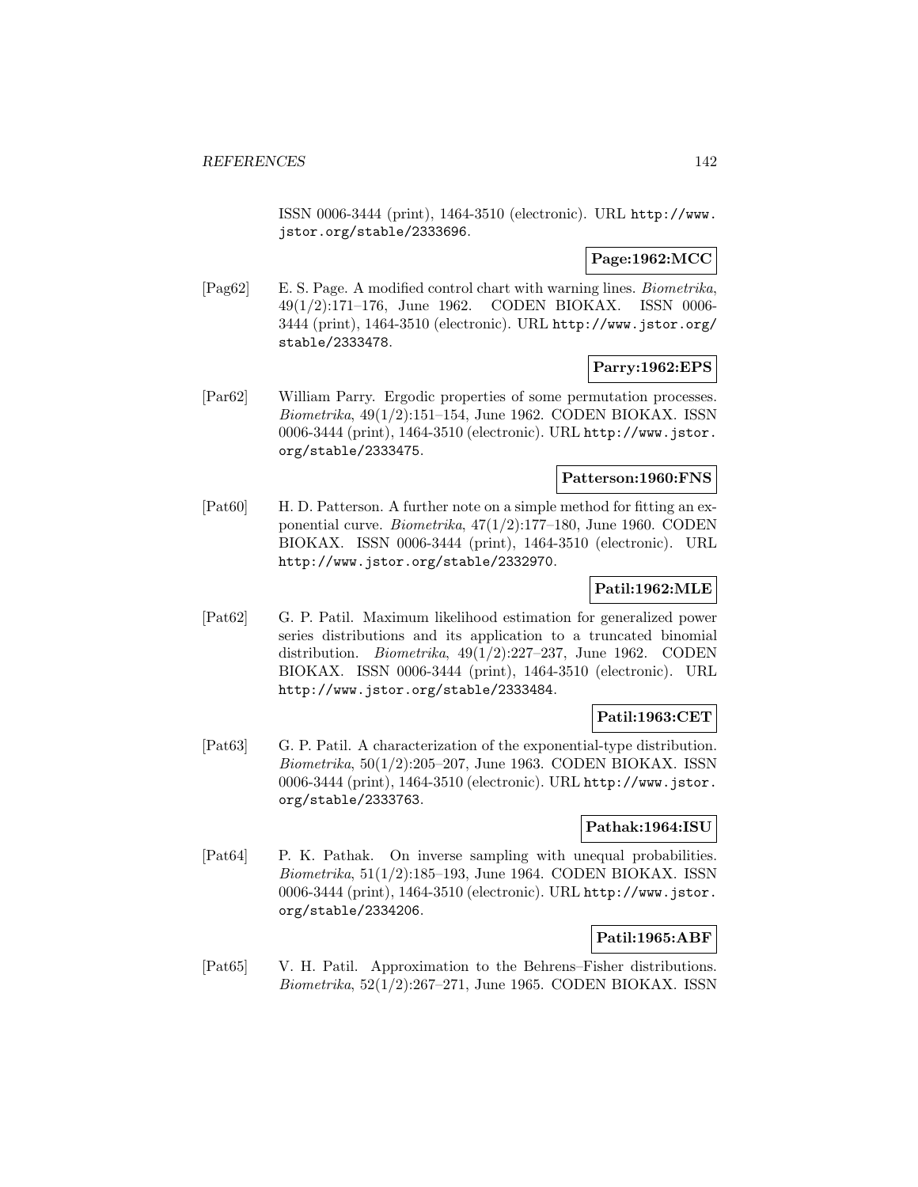ISSN 0006-3444 (print), 1464-3510 (electronic). URL http://www.jstor.org/stable/2333696.

**Page:1962:MCC**

[Pag62] E. S. Page. A modified control chart with warning lines. *Biometrika*, 49(1/2):171–176, June 1962. CODEN BIOKAX. ISSN 0006-3444 (print), 1464-3510 (electronic). URL http://www.jstor.org/stable/2333478.

**Parry:1962:EPS**

[Par62] William Parry. Ergodic properties of some permutation processes. *Biometrika*, 49(1/2):151–154, June 1962. CODEN BIOKAX. ISSN 0006-3444 (print), 1464-3510 (electronic). URL http://www.jstor.org/stable/2333475.

**Patterson:1960:FNS**

[Pat60] H. D. Patterson. A further note on a simple method for fitting an exponential curve. *Biometrika*, 47(1/2):177–180, June 1960. CODEN BIOKAX. ISSN 0006-3444 (print), 1464-3510 (electronic). URL http://www.jstor.org/stable/2332970.

**Patil:1962:MLE**

[Pat62] G. P. Patil. Maximum likelihood estimation for generalized power series distributions and its application to a truncated binomial distribution. *Biometrika*, 49(1/2):227–237, June 1962. CODEN BIOKAX. ISSN 0006-3444 (print), 1464-3510 (electronic). URL http://www.jstor.org/stable/2333484.

**Patil:1963:CET**

[Pat63] G. P. Patil. A characterization of the exponential-type distribution. *Biometrika*, 50(1/2):205–207, June 1963. CODEN BIOKAX. ISSN 0006-3444 (print), 1464-3510 (electronic). URL http://www.jstor.org/stable/2333763.

**Pathak:1964:ISU**

[Pat64] P. K. Pathak. On inverse sampling with unequal probabilities. *Biometrika*, 51(1/2):185–193, June 1964. CODEN BIOKAX. ISSN 0006-3444 (print), 1464-3510 (electronic). URL http://www.jstor.org/stable/2334206.

**Patil:1965:ABF**

[Pat65] V. H. Patil. Approximation to the Behrens–Fisher distributions. *Biometrika*, 52(1/2):267–271, June 1965. CODEN BIOKAX. ISSN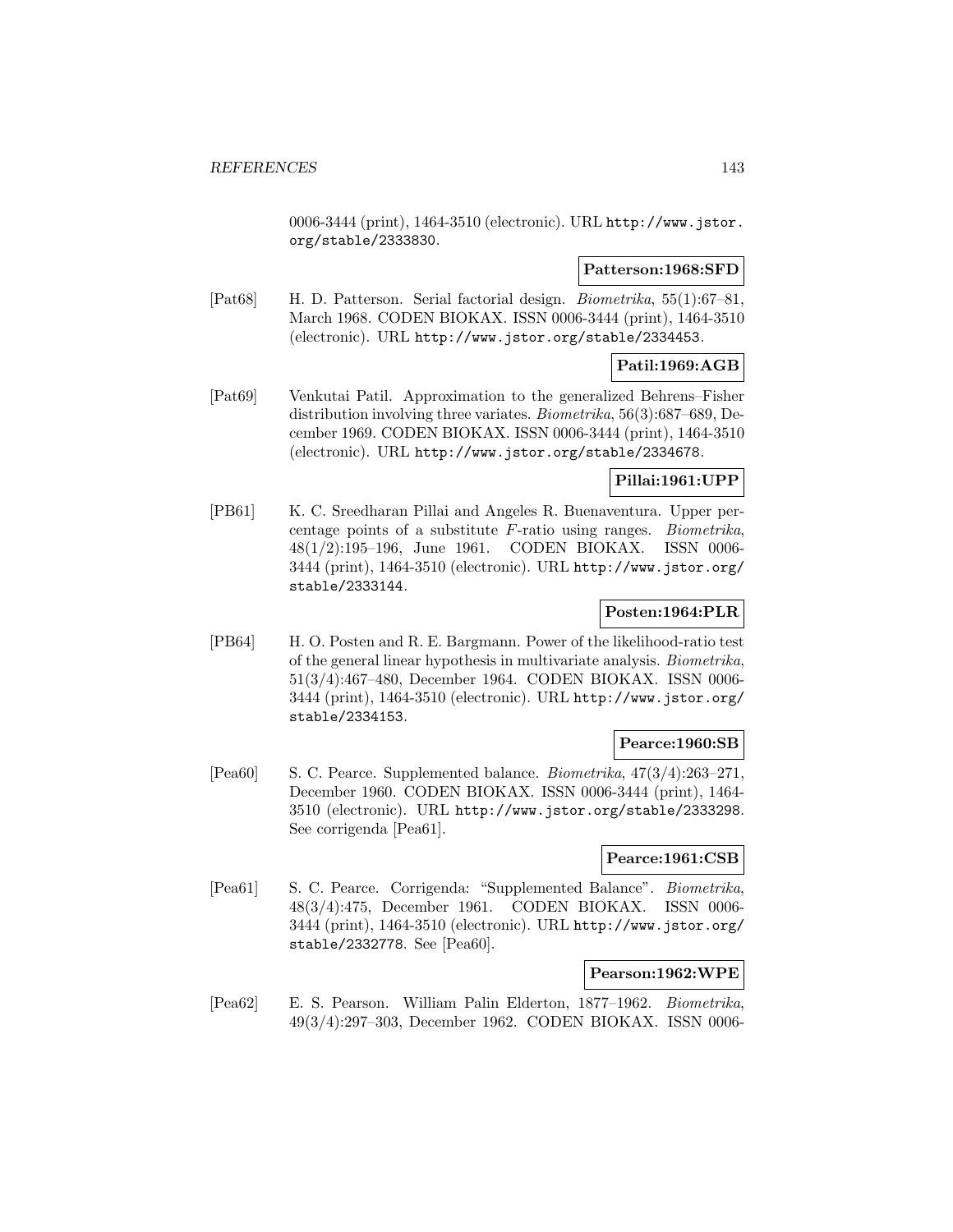0006-3444 (print), 1464-3510 (electronic). URL http://www.jstor.org/stable/2333830.

**Patterson:1968:SFD**

[Pat68] H. D. Patterson. Serial factorial design. *Biometrika*, 55(1):67–81, March 1968. CODEN BIOKAX. ISSN 0006-3444 (print), 1464-3510 (electronic). URL http://www.jstor.org/stable/2334453.

**Patil:1969:AGB**

[Pat69] Venkutai Patil. Approximation to the generalized Behrens–Fisher distribution involving three variates. *Biometrika*, 56(3):687–689, December 1969. CODEN BIOKAX. ISSN 0006-3444 (print), 1464-3510 (electronic). URL http://www.jstor.org/stable/2334678.

**Pillai:1961:UPP**

[PB61] K. C. Sreedharan Pillai and Angeles R. Buenaventura. Upper percentage points of a substitute $F$-ratio using ranges. *Biometrika*, 48(1/2):195–196, June 1961. CODEN BIOKAX. ISSN 0006-3444 (print), 1464-3510 (electronic). URL http://www.jstor.org/stable/2333144.

**Posten:1964:PLR**

[PB64] H. O. Posten and R. E. Bargmann. Power of the likelihood-ratio test of the general linear hypothesis in multivariate analysis. *Biometrika*, 51(3/4):467–480, December 1964. CODEN BIOKAX. ISSN 0006-3444 (print), 1464-3510 (electronic). URL http://www.jstor.org/stable/2334153.

**Pearce:1960:SB**

[Pea60] S. C. Pearce. Supplemented balance. *Biometrika*, 47(3/4):263–271, December 1960. CODEN BIOKAX. ISSN 0006-3444 (print), 1464-3510 (electronic). URL http://www.jstor.org/stable/2333298. See corrigenda [Pea61].

**Pearce:1961:CSB**

[Pea61] S. C. Pearce. Corrigenda: "Supplemented Balance". *Biometrika*, 48(3/4):475, December 1961. CODEN BIOKAX. ISSN 0006-3444 (print), 1464-3510 (electronic). URL http://www.jstor.org/stable/2332778. See [Pea60].

**Pearson:1962:WPE**

[Pea62] E. S. Pearson. William Palin Elderton, 1877–1962. *Biometrika*, 49(3/4):297–303, December 1962. CODEN BIOKAX. ISSN 0006-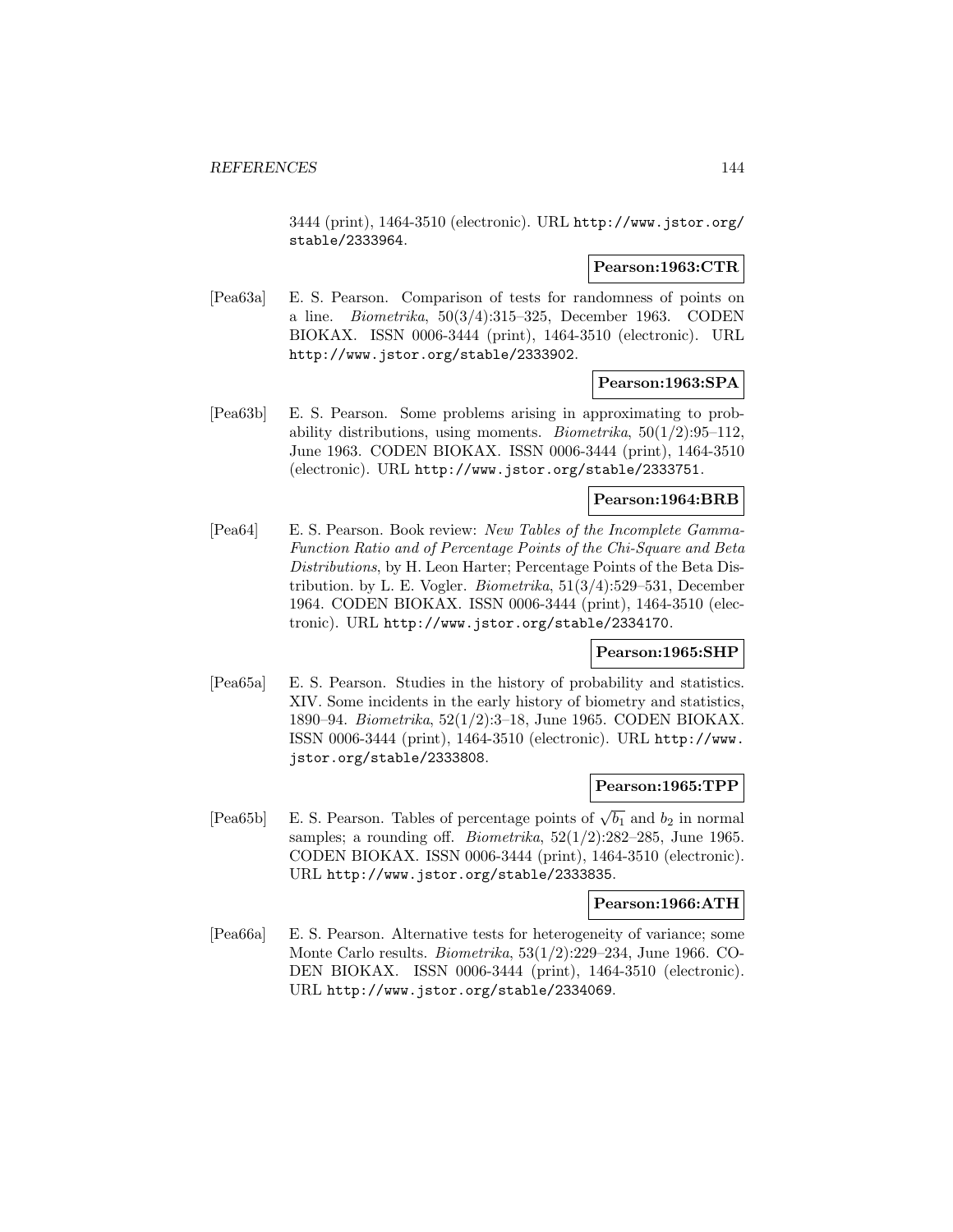3444 (print), 1464-3510 (electronic). URL http://www.jstor.org/stable/2333964.

**Pearson:1963:CTR**

[Pea63a] E. S. Pearson. Comparison of tests for randomness of points on a line. *Biometrika*, 50(3/4):315–325, December 1963. CODEN BIOKAX. ISSN 0006-3444 (print), 1464-3510 (electronic). URL http://www.jstor.org/stable/2333902.

**Pearson:1963:SPA**

[Pea63b] E. S. Pearson. Some problems arising in approximating to probability distributions, using moments. *Biometrika*, 50(1/2):95–112, June 1963. CODEN BIOKAX. ISSN 0006-3444 (print), 1464-3510 (electronic). URL http://www.jstor.org/stable/2333751.

**Pearson:1964:BRB**

[Pea64] E. S. Pearson. Book review: *New Tables of the Incomplete Gamma-Function Ratio and of Percentage Points of the Chi-Square and Beta Distributions*, by H. Leon Harter; Percentage Points of the Beta Distribution. by L. E. Vogler. *Biometrika*, 51(3/4):529–531, December 1964. CODEN BIOKAX. ISSN 0006-3444 (print), 1464-3510 (electronic). URL http://www.jstor.org/stable/2334170.

**Pearson:1965:SHP**

[Pea65a] E. S. Pearson. Studies in the history of probability and statistics. XIV. Some incidents in the early history of biometry and statistics, 1890–94. *Biometrika*, 52(1/2):3–18, June 1965. CODEN BIOKAX. ISSN 0006-3444 (print), 1464-3510 (electronic). URL http://www.jstor.org/stable/2333808.

**Pearson:1965:TPP**

[Pea65b] E. S. Pearson. Tables of percentage points of $\sqrt{b_1}$ and $b_2$ in normal samples; a rounding off. *Biometrika*, 52(1/2):282–285, June 1965. CODEN BIOKAX. ISSN 0006-3444 (print), 1464-3510 (electronic). URL http://www.jstor.org/stable/2333835.

**Pearson:1966:ATH**

[Pea66a] E. S. Pearson. Alternative tests for heterogeneity of variance; some Monte Carlo results. *Biometrika*, 53(1/2):229–234, June 1966. CODEN BIOKAX. ISSN 0006-3444 (print), 1464-3510 (electronic). URL http://www.jstor.org/stable/2334069.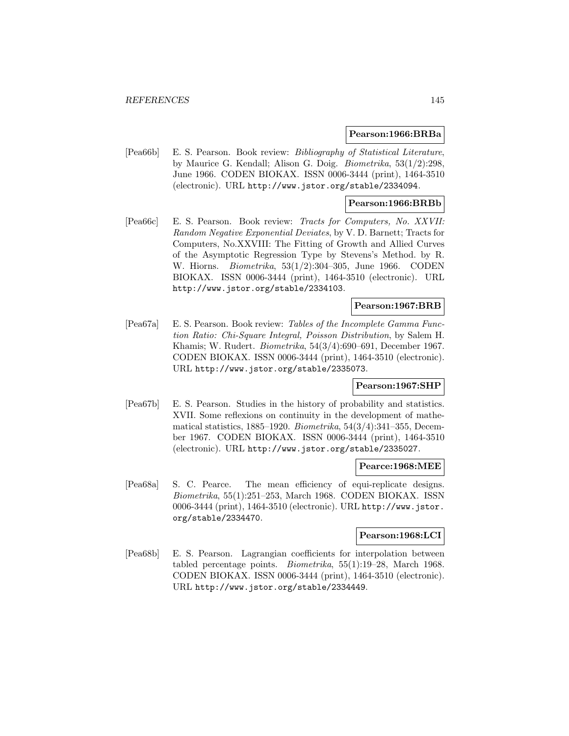**Pearson:1966:BRBa**

[Pea66b] E. S. Pearson. Book review: *Bibliography of Statistical Literature*, by Maurice G. Kendall; Alison G. Doig. *Biometrika*, 53(1/2):298, June 1966. CODEN BIOKAX. ISSN 0006-3444 (print), 1464-3510 (electronic). URL http://www.jstor.org/stable/2334094.

**Pearson:1966:BRBb**

[Pea66c] E. S. Pearson. Book review: *Tracts for Computers, No. XXVII: Random Negative Exponential Deviates*, by V. D. Barnett; Tracts for Computers, No.XXVIII: The Fitting of Growth and Allied Curves of the Asymptotic Regression Type by Stevens's Method. by R. W. Hiorns. *Biometrika*, 53(1/2):304–305, June 1966. CODEN BIOKAX. ISSN 0006-3444 (print), 1464-3510 (electronic). URL http://www.jstor.org/stable/2334103.

**Pearson:1967:BRB**

[Pea67a] E. S. Pearson. Book review: *Tables of the Incomplete Gamma Function Ratio: Chi-Square Integral, Poisson Distribution*, by Salem H. Khamis; W. Rudert. *Biometrika*, 54(3/4):690–691, December 1967. CODEN BIOKAX. ISSN 0006-3444 (print), 1464-3510 (electronic). URL http://www.jstor.org/stable/2335073.

**Pearson:1967:SHP**

[Pea67b] E. S. Pearson. Studies in the history of probability and statistics. XVII. Some reflexions on continuity in the development of mathematical statistics, 1885–1920. *Biometrika*, 54(3/4):341–355, December 1967. CODEN BIOKAX. ISSN 0006-3444 (print), 1464-3510 (electronic). URL http://www.jstor.org/stable/2335027.

**Pearce:1968:MEE**

[Pea68a] S. C. Pearce. The mean efficiency of equi-replicate designs. *Biometrika*, 55(1):251–253, March 1968. CODEN BIOKAX. ISSN 0006-3444 (print), 1464-3510 (electronic). URL http://www.jstor.org/stable/2334470.

**Pearson:1968:LCI**

[Pea68b] E. S. Pearson. Lagrangian coefficients for interpolation between tabled percentage points. *Biometrika*, 55(1):19–28, March 1968. CODEN BIOKAX. ISSN 0006-3444 (print), 1464-3510 (electronic). URL http://www.jstor.org/stable/2334449.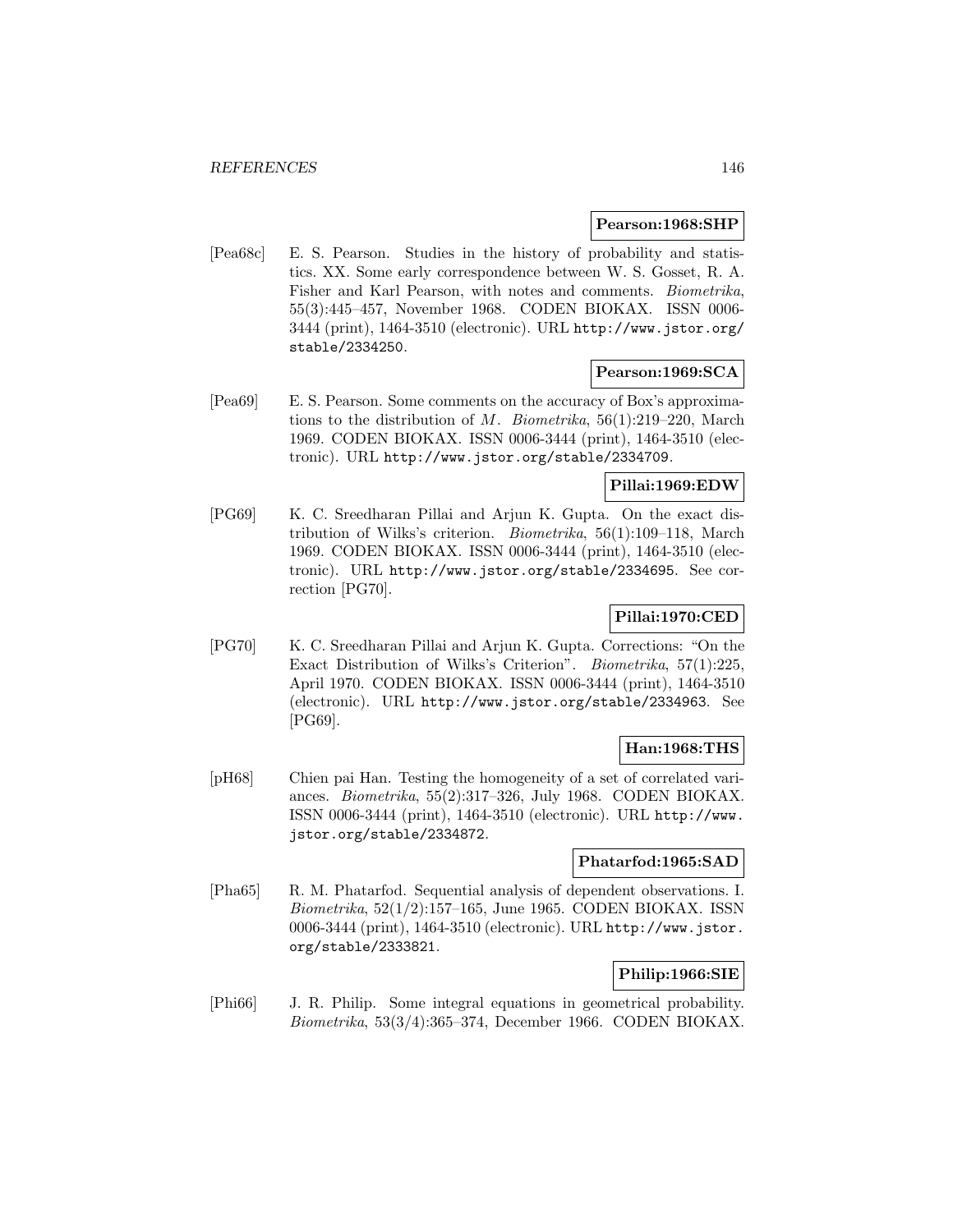**Pearson:1968:SHP**

[Pea68c] E. S. Pearson. Studies in the history of probability and statistics. XX. Some early correspondence between W. S. Gosset, R. A. Fisher and Karl Pearson, with notes and comments. *Biometrika*, 55(3):445–457, November 1968. CODEN BIOKAX. ISSN 0006-3444 (print), 1464-3510 (electronic). URL http://www.jstor.org/stable/2334250.

**Pearson:1969:SCA**

[Pea69] E. S. Pearson. Some comments on the accuracy of Box's approximations to the distribution of $M$. *Biometrika*, 56(1):219–220, March 1969. CODEN BIOKAX. ISSN 0006-3444 (print), 1464-3510 (electronic). URL http://www.jstor.org/stable/2334709.

**Pillai:1969:EDW**

[PG69] K. C. Sreedharan Pillai and Arjun K. Gupta. On the exact distribution of Wilks's criterion. *Biometrika*, 56(1):109–118, March 1969. CODEN BIOKAX. ISSN 0006-3444 (print), 1464-3510 (electronic). URL http://www.jstor.org/stable/2334695. See correction [PG70].

**Pillai:1970:CED**

[PG70] K. C. Sreedharan Pillai and Arjun K. Gupta. Corrections: "On the Exact Distribution of Wilks's Criterion". *Biometrika*, 57(1):225, April 1970. CODEN BIOKAX. ISSN 0006-3444 (print), 1464-3510 (electronic). URL http://www.jstor.org/stable/2334963. See [PG69].

**Han:1968:THS**

[pH68] Chien pai Han. Testing the homogeneity of a set of correlated variances. *Biometrika*, 55(2):317–326, July 1968. CODEN BIOKAX. ISSN 0006-3444 (print), 1464-3510 (electronic). URL http://www.jstor.org/stable/2334872.

**Phatarfod:1965:SAD**

[Pha65] R. M. Phatarfod. Sequential analysis of dependent observations. I. *Biometrika*, 52(1/2):157–165, June 1965. CODEN BIOKAX. ISSN 0006-3444 (print), 1464-3510 (electronic). URL http://www.jstor.org/stable/2333821.

**Philip:1966:SIE**

[Phi66] J. R. Philip. Some integral equations in geometrical probability. *Biometrika*, 53(3/4):365–374, December 1966. CODEN BIOKAX.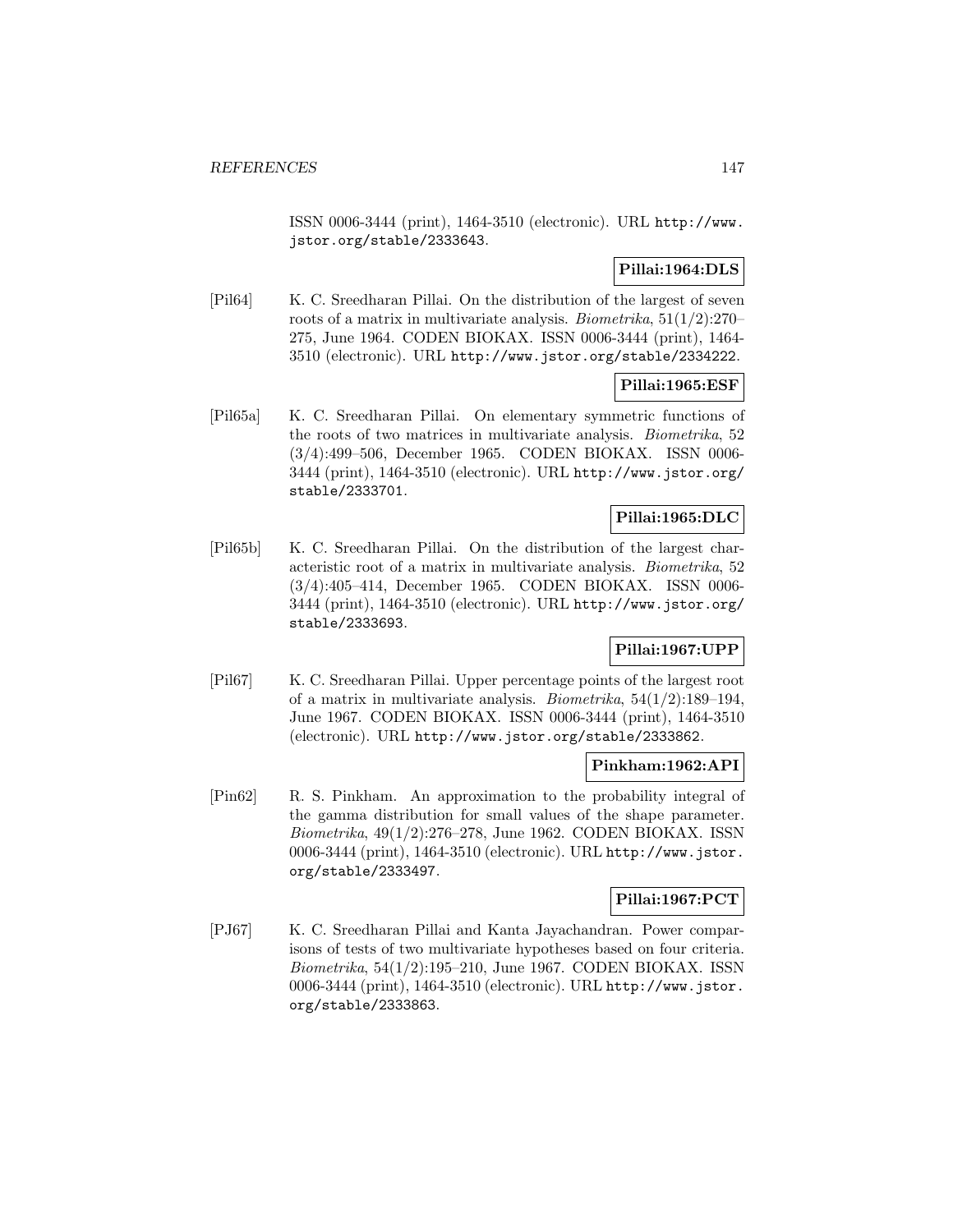ISSN 0006-3444 (print), 1464-3510 (electronic). URL http://www.jstor.org/stable/2333643.

**Pillai:1964:DLS**

[Pil64] K. C. Sreedharan Pillai. On the distribution of the largest of seven roots of a matrix in multivariate analysis. *Biometrika*, 51(1/2):270–275, June 1964. CODEN BIOKAX. ISSN 0006-3444 (print), 1464-3510 (electronic). URL http://www.jstor.org/stable/2334222.

**Pillai:1965:ESF**

[Pil65a] K. C. Sreedharan Pillai. On elementary symmetric functions of the roots of two matrices in multivariate analysis. *Biometrika*, 52 (3/4):499–506, December 1965. CODEN BIOKAX. ISSN 0006-3444 (print), 1464-3510 (electronic). URL http://www.jstor.org/stable/2333701.

**Pillai:1965:DLC**

[Pil65b] K. C. Sreedharan Pillai. On the distribution of the largest characteristic root of a matrix in multivariate analysis. *Biometrika*, 52 (3/4):405–414, December 1965. CODEN BIOKAX. ISSN 0006-3444 (print), 1464-3510 (electronic). URL http://www.jstor.org/stable/2333693.

**Pillai:1967:UPP**

[Pil67] K. C. Sreedharan Pillai. Upper percentage points of the largest root of a matrix in multivariate analysis. *Biometrika*, 54(1/2):189–194, June 1967. CODEN BIOKAX. ISSN 0006-3444 (print), 1464-3510 (electronic). URL http://www.jstor.org/stable/2333862.

**Pinkham:1962:API**

[Pin62] R. S. Pinkham. An approximation to the probability integral of the gamma distribution for small values of the shape parameter. *Biometrika*, 49(1/2):276–278, June 1962. CODEN BIOKAX. ISSN 0006-3444 (print), 1464-3510 (electronic). URL http://www.jstor.org/stable/2333497.

**Pillai:1967:PCT**

[PJ67] K. C. Sreedharan Pillai and Kanta Jayachandran. Power comparisons of tests of two multivariate hypotheses based on four criteria. *Biometrika*, 54(1/2):195–210, June 1967. CODEN BIOKAX. ISSN 0006-3444 (print), 1464-3510 (electronic). URL http://www.jstor.org/stable/2333863.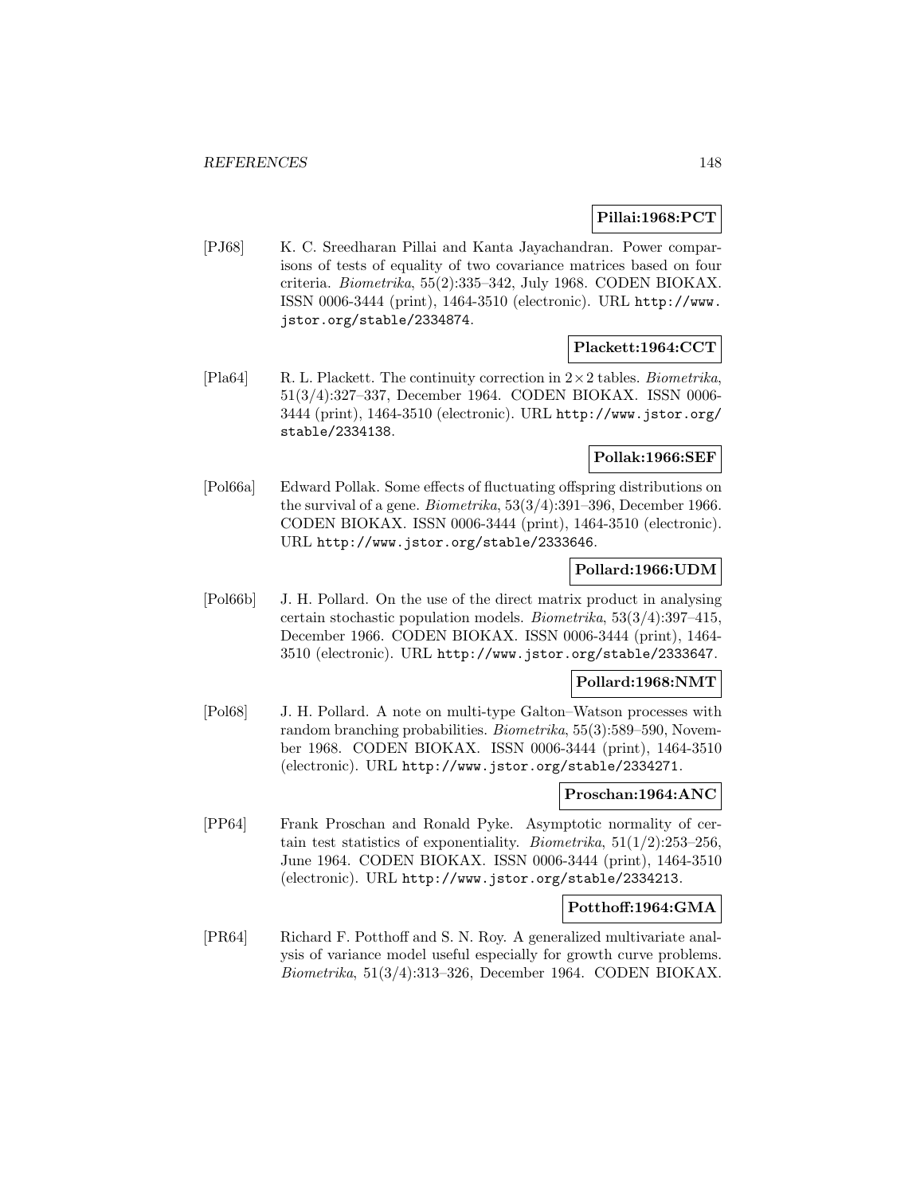**Pillai:1968:PCT**

[PJ68] K. C. Sreedharan Pillai and Kanta Jayachandran. Power comparisons of tests of equality of two covariance matrices based on four criteria. *Biometrika*, 55(2):335–342, July 1968. CODEN BIOKAX. ISSN 0006-3444 (print), 1464-3510 (electronic). URL http://www.jstor.org/stable/2334874.

**Plackett:1964:CCT**

[Pla64] R. L. Plackett. The continuity correction in $2 \times 2$ tables. *Biometrika*, 51(3/4):327–337, December 1964. CODEN BIOKAX. ISSN 0006-3444 (print), 1464-3510 (electronic). URL http://www.jstor.org/stable/2334138.

**Pollak:1966:SEF**

[Pol66a] Edward Pollak. Some effects of fluctuating offspring distributions on the survival of a gene. *Biometrika*, 53(3/4):391–396, December 1966. CODEN BIOKAX. ISSN 0006-3444 (print), 1464-3510 (electronic). URL http://www.jstor.org/stable/2333646.

**Pollard:1966:UDM**

[Pol66b] J. H. Pollard. On the use of the direct matrix product in analysing certain stochastic population models. *Biometrika*, 53(3/4):397–415, December 1966. CODEN BIOKAX. ISSN 0006-3444 (print), 1464-3510 (electronic). URL http://www.jstor.org/stable/2333647.

**Pollard:1968:NMT**

[Pol68] J. H. Pollard. A note on multi-type Galton–Watson processes with random branching probabilities. *Biometrika*, 55(3):589–590, November 1968. CODEN BIOKAX. ISSN 0006-3444 (print), 1464-3510 (electronic). URL http://www.jstor.org/stable/2334271.

**Proschan:1964:ANC**

[PP64] Frank Proschan and Ronald Pyke. Asymptotic normality of certain test statistics of exponentiality. *Biometrika*, 51(1/2):253–256, June 1964. CODEN BIOKAX. ISSN 0006-3444 (print), 1464-3510 (electronic). URL http://www.jstor.org/stable/2334213.

**Potthoff:1964:GMA**

[PR64] Richard F. Potthoff and S. N. Roy. A generalized multivariate analysis of variance model useful especially for growth curve problems. *Biometrika*, 51(3/4):313–326, December 1964. CODEN BIOKAX.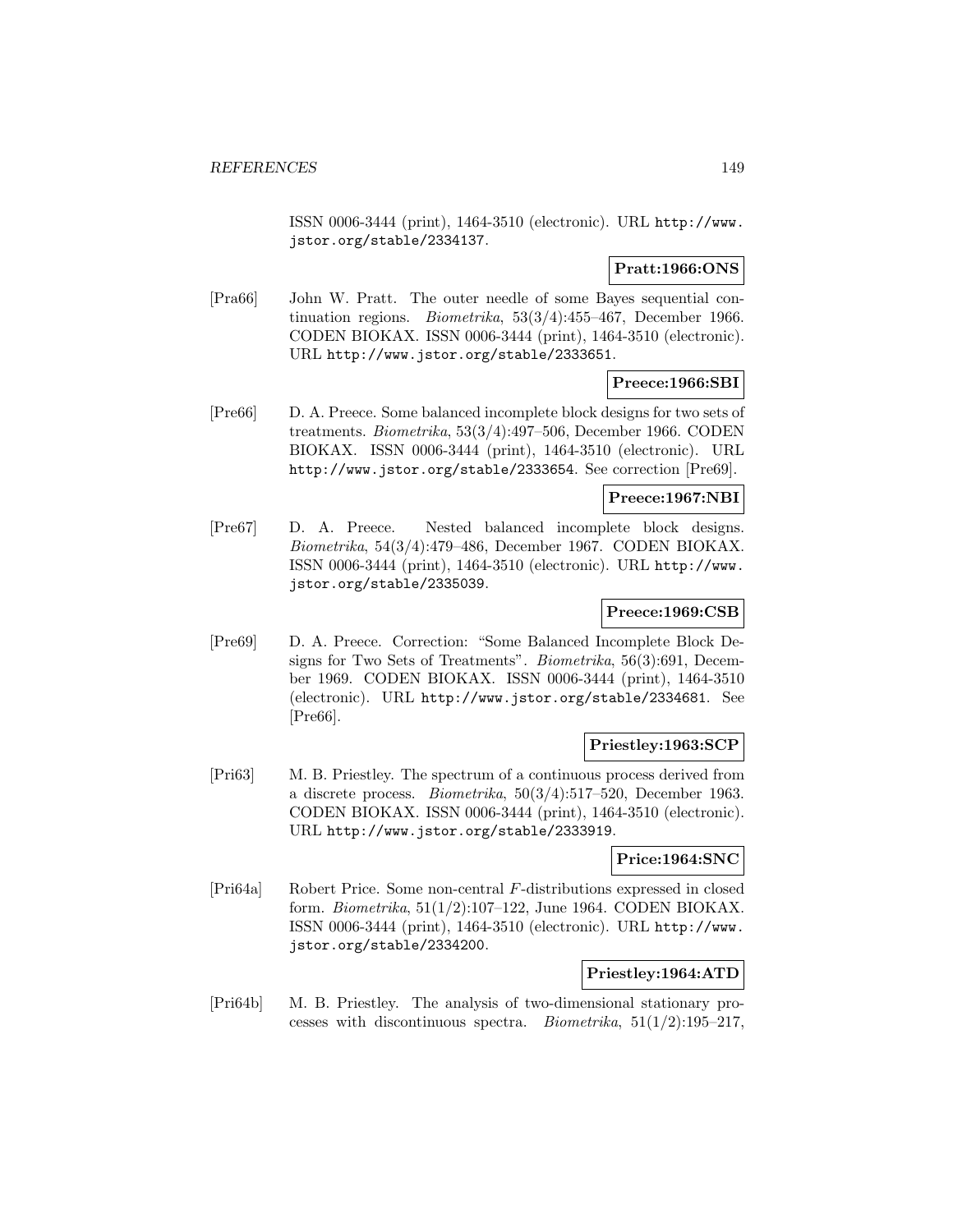ISSN 0006-3444 (print), 1464-3510 (electronic). URL http://www.jstor.org/stable/2334137.

**Pratt:1966:ONS**

[Pra66] John W. Pratt. The outer needle of some Bayes sequential continuation regions. *Biometrika*, 53(3/4):455–467, December 1966. CODEN BIOKAX. ISSN 0006-3444 (print), 1464-3510 (electronic). URL http://www.jstor.org/stable/2333651.

**Preece:1966:SBI**

[Pre66] D. A. Preece. Some balanced incomplete block designs for two sets of treatments. *Biometrika*, 53(3/4):497–506, December 1966. CODEN BIOKAX. ISSN 0006-3444 (print), 1464-3510 (electronic). URL http://www.jstor.org/stable/2333654. See correction [Pre69].

**Preece:1967:NBI**

[Pre67] D. A. Preece. Nested balanced incomplete block designs. *Biometrika*, 54(3/4):479–486, December 1967. CODEN BIOKAX. ISSN 0006-3444 (print), 1464-3510 (electronic). URL http://www.jstor.org/stable/2335039.

**Preece:1969:CSB**

[Pre69] D. A. Preece. Correction: "Some Balanced Incomplete Block Designs for Two Sets of Treatments". *Biometrika*, 56(3):691, December 1969. CODEN BIOKAX. ISSN 0006-3444 (print), 1464-3510 (electronic). URL http://www.jstor.org/stable/2334681. See [Pre66].

**Priestley:1963:SCP**

[Pri63] M. B. Priestley. The spectrum of a continuous process derived from a discrete process. *Biometrika*, 50(3/4):517–520, December 1963. CODEN BIOKAX. ISSN 0006-3444 (print), 1464-3510 (electronic). URL http://www.jstor.org/stable/2333919.

**Price:1964:SNC**

[Pri64a] Robert Price. Some non-central $F$-distributions expressed in closed form. *Biometrika*, 51(1/2):107–122, June 1964. CODEN BIOKAX. ISSN 0006-3444 (print), 1464-3510 (electronic). URL http://www.jstor.org/stable/2334200.

**Priestley:1964:ATD**

[Pri64b] M. B. Priestley. The analysis of two-dimensional stationary processes with discontinuous spectra. *Biometrika*, 51(1/2):195–217,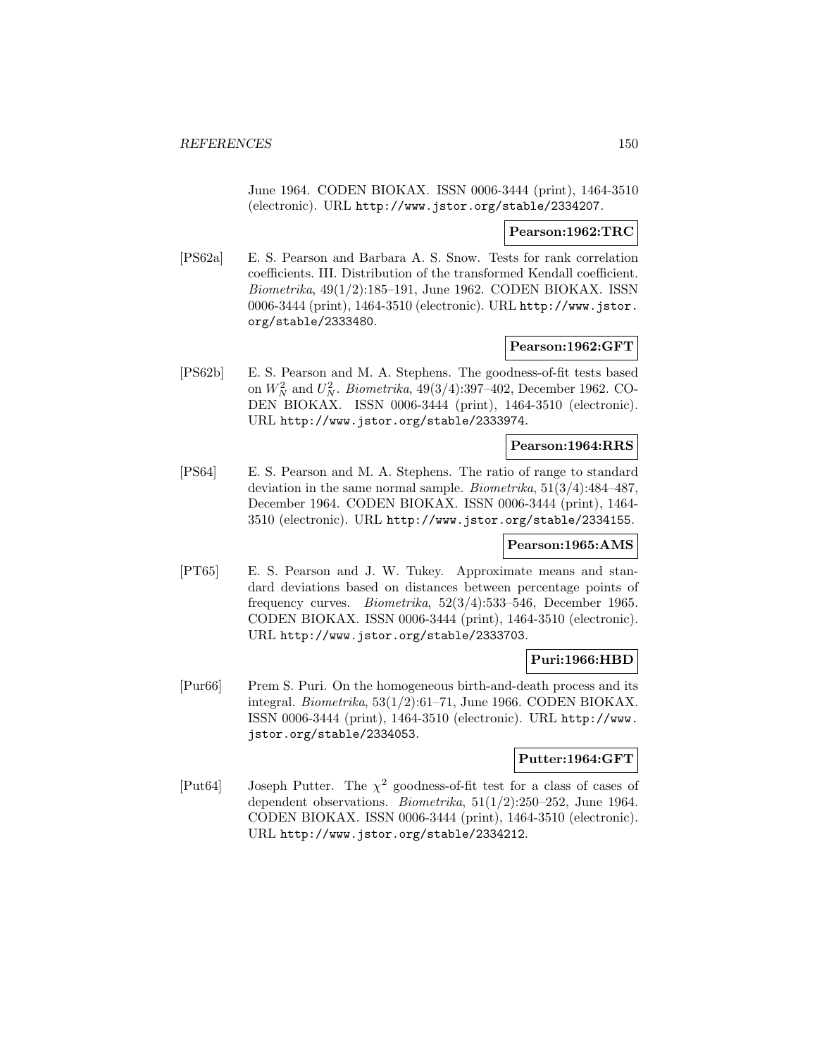June 1964. CODEN BIOKAX. ISSN 0006-3444 (print), 1464-3510 (electronic). URL http://www.jstor.org/stable/2334207.

**Pearson:1962:TRC**

[PS62a] E. S. Pearson and Barbara A. S. Snow. Tests for rank correlation coefficients. III. Distribution of the transformed Kendall coefficient. *Biometrika*, 49(1/2):185–191, June 1962. CODEN BIOKAX. ISSN 0006-3444 (print), 1464-3510 (electronic). URL http://www.jstor.org/stable/2333480.

**Pearson:1962:GFT**

[PS62b] E. S. Pearson and M. A. Stephens. The goodness-of-fit tests based on $W_N^2$ and $U_N^2$. *Biometrika*, 49(3/4):397–402, December 1962. CODEN BIOKAX. ISSN 0006-3444 (print), 1464-3510 (electronic). URL http://www.jstor.org/stable/2333974.

**Pearson:1964:RRS**

[PS64] E. S. Pearson and M. A. Stephens. The ratio of range to standard deviation in the same normal sample. *Biometrika*, 51(3/4):484–487, December 1964. CODEN BIOKAX. ISSN 0006-3444 (print), 1464-3510 (electronic). URL http://www.jstor.org/stable/2334155.

**Pearson:1965:AMS**

[PT65] E. S. Pearson and J. W. Tukey. Approximate means and standard deviations based on distances between percentage points of frequency curves. *Biometrika*, 52(3/4):533–546, December 1965. CODEN BIOKAX. ISSN 0006-3444 (print), 1464-3510 (electronic). URL http://www.jstor.org/stable/2333703.

**Puri:1966:HBD**

[Pur66] Prem S. Puri. On the homogeneous birth-and-death process and its integral. *Biometrika*, 53(1/2):61–71, June 1966. CODEN BIOKAX. ISSN 0006-3444 (print), 1464-3510 (electronic). URL http://www.jstor.org/stable/2334053.

**Putter:1964:GFT**

[Put64] Joseph Putter. The $\chi^2$ goodness-of-fit test for a class of cases of dependent observations. *Biometrika*, 51(1/2):250–252, June 1964. CODEN BIOKAX. ISSN 0006-3444 (print), 1464-3510 (electronic). URL http://www.jstor.org/stable/2334212.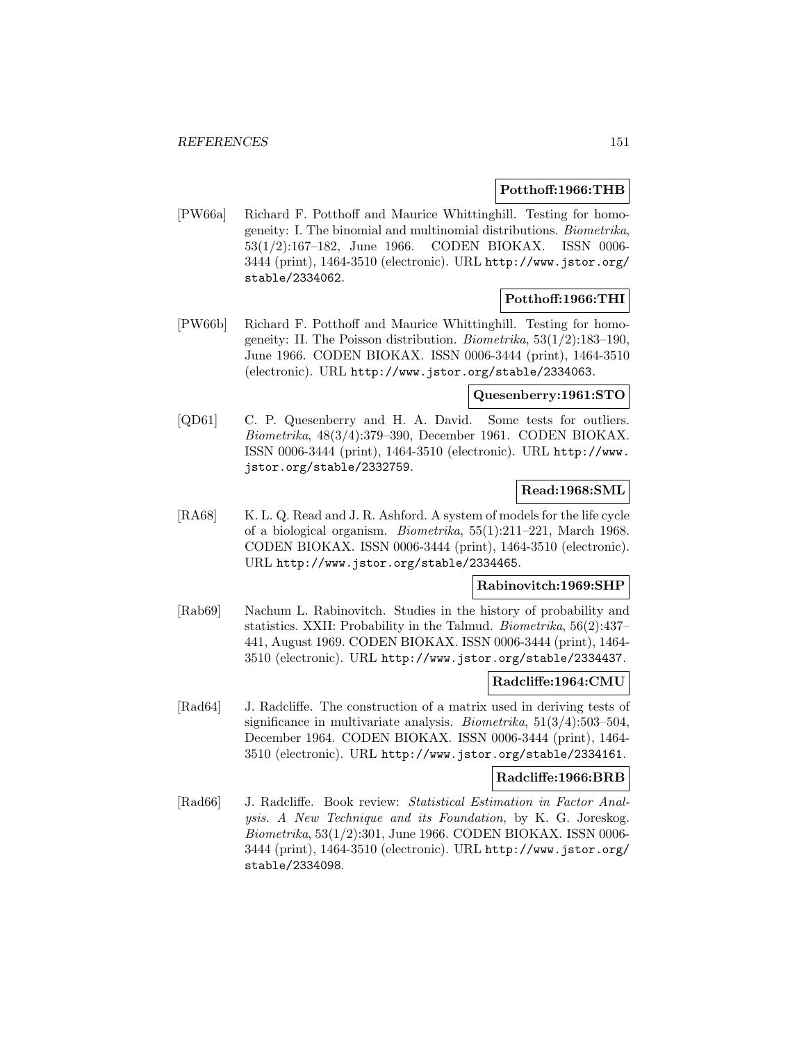**Potthoff:1966:THB**

[PW66a] Richard F. Potthoff and Maurice Whittinghill. Testing for homogeneity: I. The binomial and multinomial distributions. *Biometrika*, 53(1/2):167–182, June 1966. CODEN BIOKAX. ISSN 0006-3444 (print), 1464-3510 (electronic). URL http://www.jstor.org/stable/2334062.

**Potthoff:1966:THI**

[PW66b] Richard F. Potthoff and Maurice Whittinghill. Testing for homogeneity: II. The Poisson distribution. *Biometrika*, 53(1/2):183–190, June 1966. CODEN BIOKAX. ISSN 0006-3444 (print), 1464-3510 (electronic). URL http://www.jstor.org/stable/2334063.

**Quesenberry:1961:STO**

[QD61] C. P. Quesenberry and H. A. David. Some tests for outliers. *Biometrika*, 48(3/4):379–390, December 1961. CODEN BIOKAX. ISSN 0006-3444 (print), 1464-3510 (electronic). URL http://www.jstor.org/stable/2332759.

**Read:1968:SML**

[RA68] K. L. Q. Read and J. R. Ashford. A system of models for the life cycle of a biological organism. *Biometrika*, 55(1):211–221, March 1968. CODEN BIOKAX. ISSN 0006-3444 (print), 1464-3510 (electronic). URL http://www.jstor.org/stable/2334465.

**Rabinovitch:1969:SHP**

[Rab69] Nachum L. Rabinovitch. Studies in the history of probability and statistics. XXII: Probability in the Talmud. *Biometrika*, 56(2):437–441, August 1969. CODEN BIOKAX. ISSN 0006-3444 (print), 1464-3510 (electronic). URL http://www.jstor.org/stable/2334437.

**Radcliffe:1964:CMU**

[Rad64] J. Radcliffe. The construction of a matrix used in deriving tests of significance in multivariate analysis. *Biometrika*, 51(3/4):503–504, December 1964. CODEN BIOKAX. ISSN 0006-3444 (print), 1464-3510 (electronic). URL http://www.jstor.org/stable/2334161.

**Radcliffe:1966:BRB**

[Rad66] J. Radcliffe. Book review: *Statistical Estimation in Factor Analysis. A New Technique and its Foundation*, by K. G. Joreskog. *Biometrika*, 53(1/2):301, June 1966. CODEN BIOKAX. ISSN 0006-3444 (print), 1464-3510 (electronic). URL http://www.jstor.org/stable/2334098.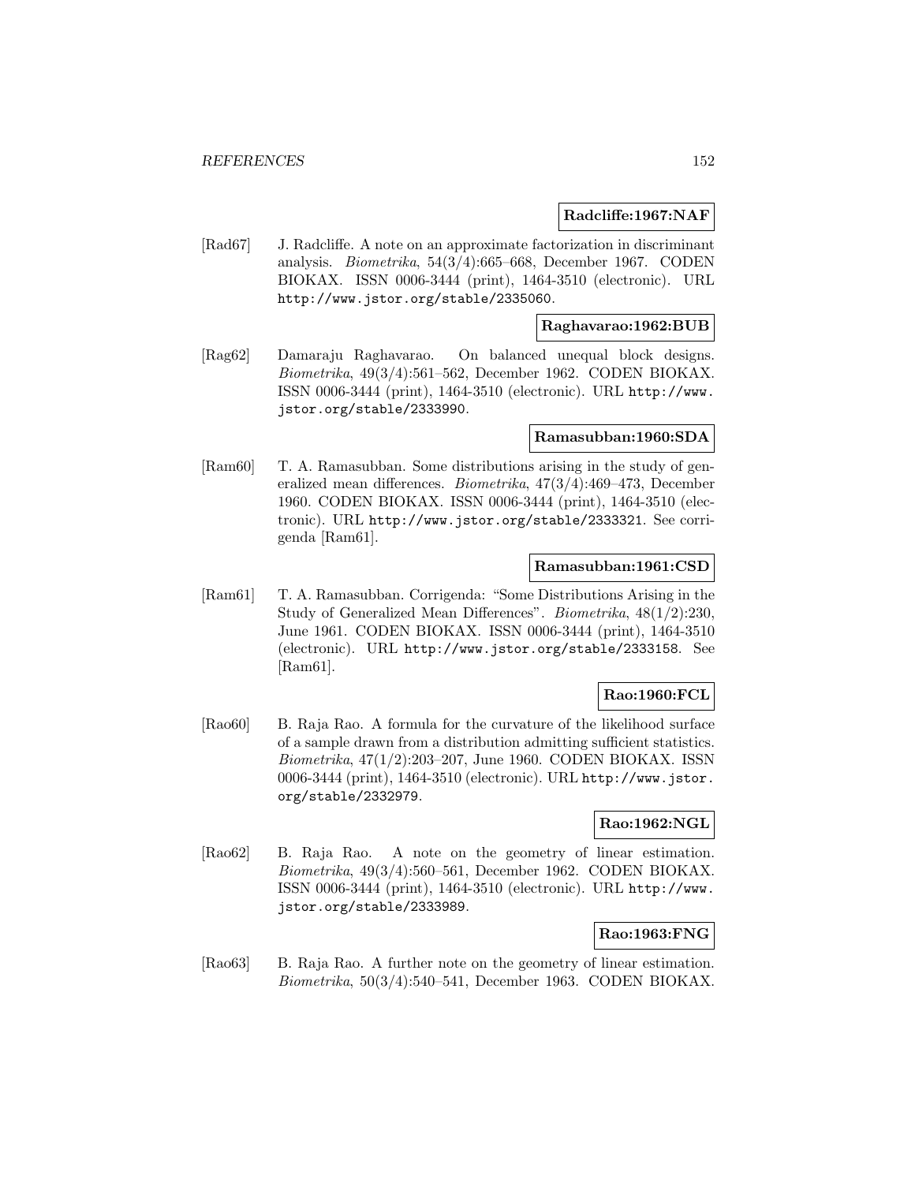**Radcliffe:1967:NAF**

[Rad67] J. Radcliffe. A note on an approximate factorization in discriminant analysis. *Biometrika*, 54(3/4):665–668, December 1967. CODEN BIOKAX. ISSN 0006-3444 (print), 1464-3510 (electronic). URL http://www.jstor.org/stable/2335060.

**Raghavarao:1962:BUB**

[Rag62] Damaraju Raghavarao. On balanced unequal block designs. *Biometrika*, 49(3/4):561–562, December 1962. CODEN BIOKAX. ISSN 0006-3444 (print), 1464-3510 (electronic). URL http://www.jstor.org/stable/2333990.

**Ramasubban:1960:SDA**

[Ram60] T. A. Ramasubban. Some distributions arising in the study of generalized mean differences. *Biometrika*, 47(3/4):469–473, December 1960. CODEN BIOKAX. ISSN 0006-3444 (print), 1464-3510 (electronic). URL http://www.jstor.org/stable/2333321. See corrigenda [Ram61].

**Ramasubban:1961:CSD**

[Ram61] T. A. Ramasubban. Corrigenda: "Some Distributions Arising in the Study of Generalized Mean Differences". *Biometrika*, 48(1/2):230, June 1961. CODEN BIOKAX. ISSN 0006-3444 (print), 1464-3510 (electronic). URL http://www.jstor.org/stable/2333158. See [Ram61].

**Rao:1960:FCL**

[Rao60] B. Raja Rao. A formula for the curvature of the likelihood surface of a sample drawn from a distribution admitting sufficient statistics. *Biometrika*, 47(1/2):203–207, June 1960. CODEN BIOKAX. ISSN 0006-3444 (print), 1464-3510 (electronic). URL http://www.jstor.org/stable/2332979.

**Rao:1962:NGL**

[Rao62] B. Raja Rao. A note on the geometry of linear estimation. *Biometrika*, 49(3/4):560–561, December 1962. CODEN BIOKAX. ISSN 0006-3444 (print), 1464-3510 (electronic). URL http://www.jstor.org/stable/2333989.

**Rao:1963:FNG**

[Rao63] B. Raja Rao. A further note on the geometry of linear estimation. *Biometrika*, 50(3/4):540–541, December 1963. CODEN BIOKAX.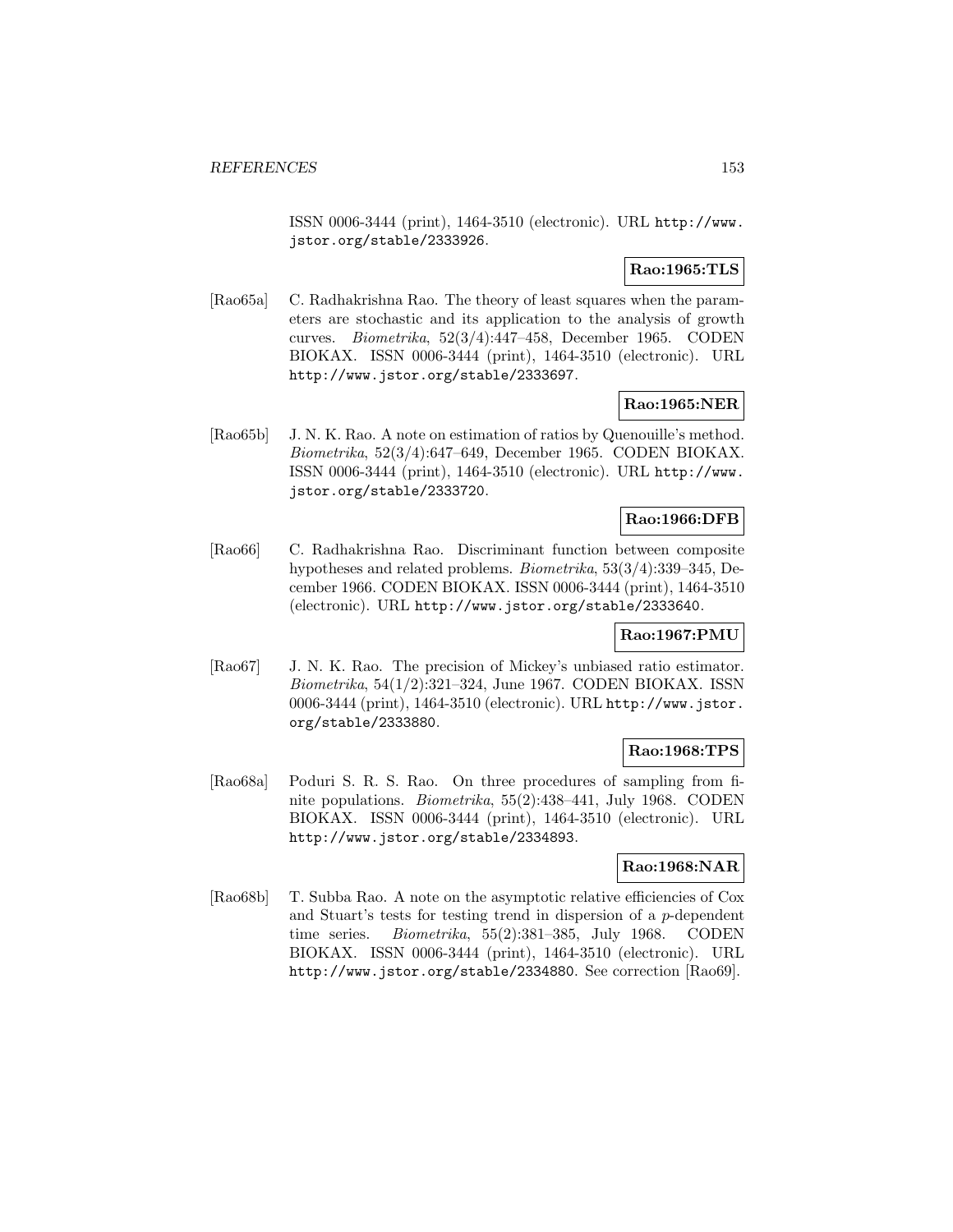ISSN 0006-3444 (print), 1464-3510 (electronic). URL http://www.jstor.org/stable/2333926.

**Rao:1965:TLS**

[Rao65a] C. Radhakrishna Rao. The theory of least squares when the parameters are stochastic and its application to the analysis of growth curves. *Biometrika*, 52(3/4):447–458, December 1965. CODEN BIOKAX. ISSN 0006-3444 (print), 1464-3510 (electronic). URL http://www.jstor.org/stable/2333697.

**Rao:1965:NER**

[Rao65b] J. N. K. Rao. A note on estimation of ratios by Quenouille's method. *Biometrika*, 52(3/4):647–649, December 1965. CODEN BIOKAX. ISSN 0006-3444 (print), 1464-3510 (electronic). URL http://www.jstor.org/stable/2333720.

**Rao:1966:DFB**

[Rao66] C. Radhakrishna Rao. Discriminant function between composite hypotheses and related problems. *Biometrika*, 53(3/4):339–345, December 1966. CODEN BIOKAX. ISSN 0006-3444 (print), 1464-3510 (electronic). URL http://www.jstor.org/stable/2333640.

**Rao:1967:PMU**

[Rao67] J. N. K. Rao. The precision of Mickey's unbiased ratio estimator. *Biometrika*, 54(1/2):321–324, June 1967. CODEN BIOKAX. ISSN 0006-3444 (print), 1464-3510 (electronic). URL http://www.jstor.org/stable/2333880.

**Rao:1968:TPS**

[Rao68a] Poduri S. R. S. Rao. On three procedures of sampling from finite populations. *Biometrika*, 55(2):438–441, July 1968. CODEN BIOKAX. ISSN 0006-3444 (print), 1464-3510 (electronic). URL http://www.jstor.org/stable/2334893.

**Rao:1968:NAR**

[Rao68b] T. Subba Rao. A note on the asymptotic relative efficiencies of Cox and Stuart's tests for testing trend in dispersion of a $p$-dependent time series. *Biometrika*, 55(2):381–385, July 1968. CODEN BIOKAX. ISSN 0006-3444 (print), 1464-3510 (electronic). URL http://www.jstor.org/stable/2334880. See correction [Rao69].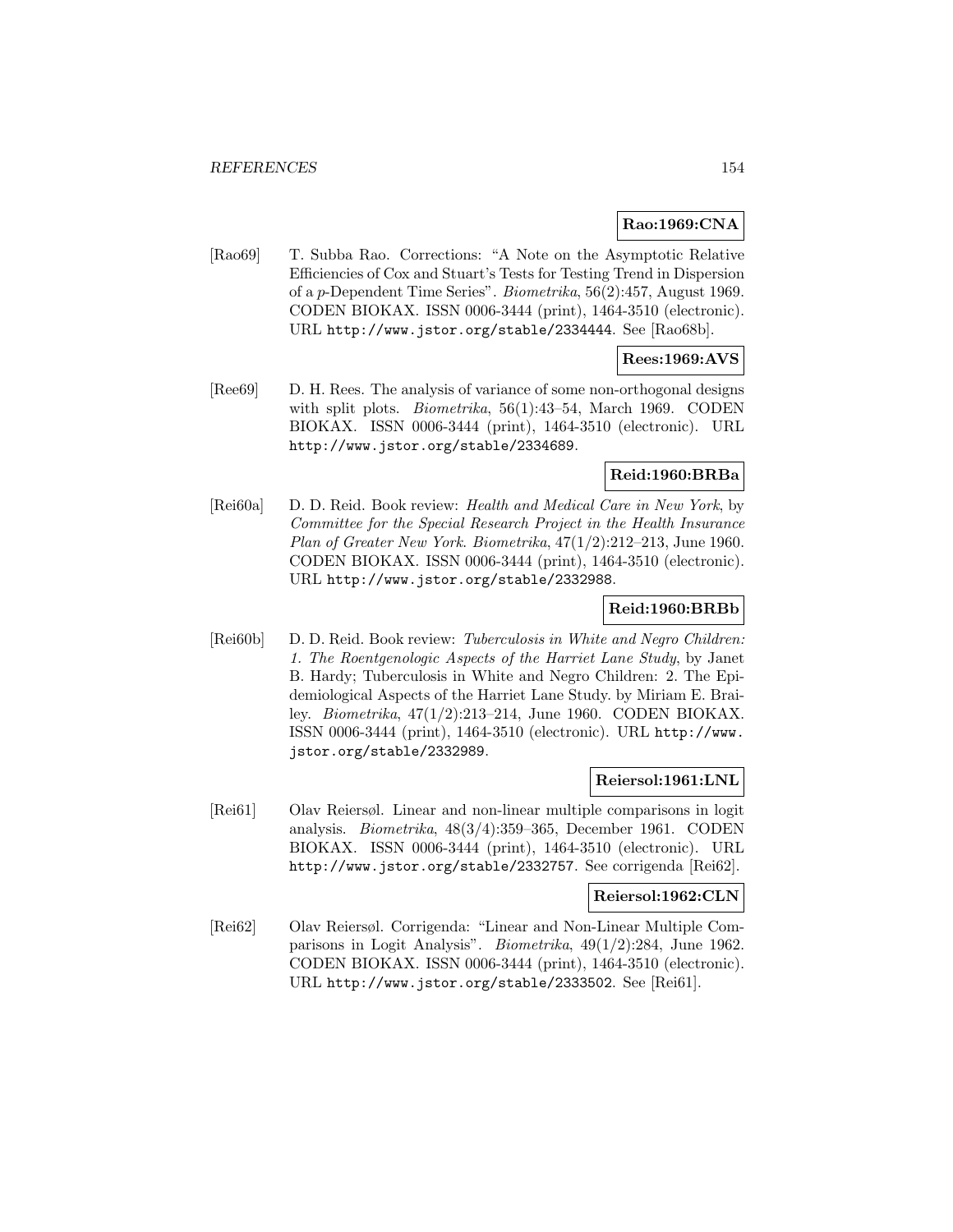**Rao:1969:CNA**

[Rao69] T. Subba Rao. Corrections: "A Note on the Asymptotic Relative Efficiencies of Cox and Stuart's Tests for Testing Trend in Dispersion of a $p$-Dependent Time Series". *Biometrika*, 56(2):457, August 1969. CODEN BIOKAX. ISSN 0006-3444 (print), 1464-3510 (electronic). URL http://www.jstor.org/stable/2334444. See [Rao68b].

**Rees:1969:AVS**

[Ree69] D. H. Rees. The analysis of variance of some non-orthogonal designs with split plots. *Biometrika*, 56(1):43–54, March 1969. CODEN BIOKAX. ISSN 0006-3444 (print), 1464-3510 (electronic). URL http://www.jstor.org/stable/2334689.

**Reid:1960:BRBa**

[Rei60a] D. D. Reid. Book review: *Health and Medical Care in New York*, by *Committee for the Special Research Project in the Health Insurance Plan of Greater New York*. *Biometrika*, 47(1/2):212–213, June 1960. CODEN BIOKAX. ISSN 0006-3444 (print), 1464-3510 (electronic). URL http://www.jstor.org/stable/2332988.

**Reid:1960:BRBb**

[Rei60b] D. D. Reid. Book review: *Tuberculosis in White and Negro Children: 1. The Roentgenologic Aspects of the Harriet Lane Study*, by Janet B. Hardy; Tuberculosis in White and Negro Children: 2. The Epidemiological Aspects of the Harriet Lane Study. by Miriam E. Brailey. *Biometrika*, 47(1/2):213–214, June 1960. CODEN BIOKAX. ISSN 0006-3444 (print), 1464-3510 (electronic). URL http://www.jstor.org/stable/2332989.

**Reiersol:1961:LNL**

[Rei61] Olav Reiersøl. Linear and non-linear multiple comparisons in logit analysis. *Biometrika*, 48(3/4):359–365, December 1961. CODEN BIOKAX. ISSN 0006-3444 (print), 1464-3510 (electronic). URL http://www.jstor.org/stable/2332757. See corrigenda [Rei62].

**Reiersol:1962:CLN**

[Rei62] Olav Reiersøl. Corrigenda: "Linear and Non-Linear Multiple Comparisons in Logit Analysis". *Biometrika*, 49(1/2):284, June 1962. CODEN BIOKAX. ISSN 0006-3444 (print), 1464-3510 (electronic). URL http://www.jstor.org/stable/2333502. See [Rei61].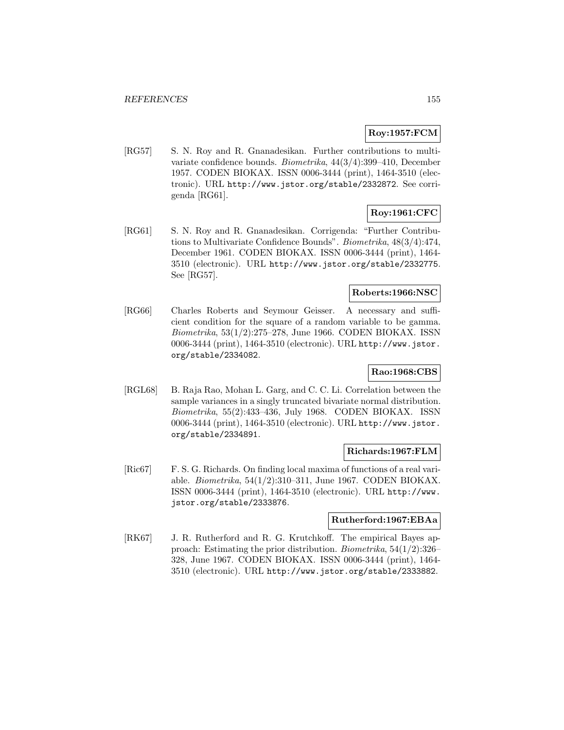**Roy:1957:FCM**

[RG57] S. N. Roy and R. Gnanadesikan. Further contributions to multivariate confidence bounds. *Biometrika*, 44(3/4):399–410, December 1957. CODEN BIOKAX. ISSN 0006-3444 (print), 1464-3510 (electronic). URL `http://www.jstor.org/stable/2332872`. See corrigenda [RG61].

**Roy:1961:CFC**

[RG61] S. N. Roy and R. Gnanadesikan. Corrigenda: "Further Contributions to Multivariate Confidence Bounds". *Biometrika*, 48(3/4):474, December 1961. CODEN BIOKAX. ISSN 0006-3444 (print), 1464-3510 (electronic). URL `http://www.jstor.org/stable/2332775`. See [RG57].

**Roberts:1966:NSC**

[RG66] Charles Roberts and Seymour Geisser. A necessary and sufficient condition for the square of a random variable to be gamma. *Biometrika*, 53(1/2):275–278, June 1966. CODEN BIOKAX. ISSN 0006-3444 (print), 1464-3510 (electronic). URL `http://www.jstor.org/stable/2334082`.

**Rao:1968:CBS**

[RGL68] B. Raja Rao, Mohan L. Garg, and C. C. Li. Correlation between the sample variances in a singly truncated bivariate normal distribution. *Biometrika*, 55(2):433–436, July 1968. CODEN BIOKAX. ISSN 0006-3444 (print), 1464-3510 (electronic). URL `http://www.jstor.org/stable/2334891`.

**Richards:1967:FLM**

[Ric67] F. S. G. Richards. On finding local maxima of functions of a real variable. *Biometrika*, 54(1/2):310–311, June 1967. CODEN BIOKAX. ISSN 0006-3444 (print), 1464-3510 (electronic). URL `http://www.jstor.org/stable/2333876`.

**Rutherford:1967:EBAa**

[RK67] J. R. Rutherford and R. G. Krutchkoff. The empirical Bayes approach: Estimating the prior distribution. *Biometrika*, 54(1/2):326–328, June 1967. CODEN BIOKAX. ISSN 0006-3444 (print), 1464-3510 (electronic). URL `http://www.jstor.org/stable/2333882`.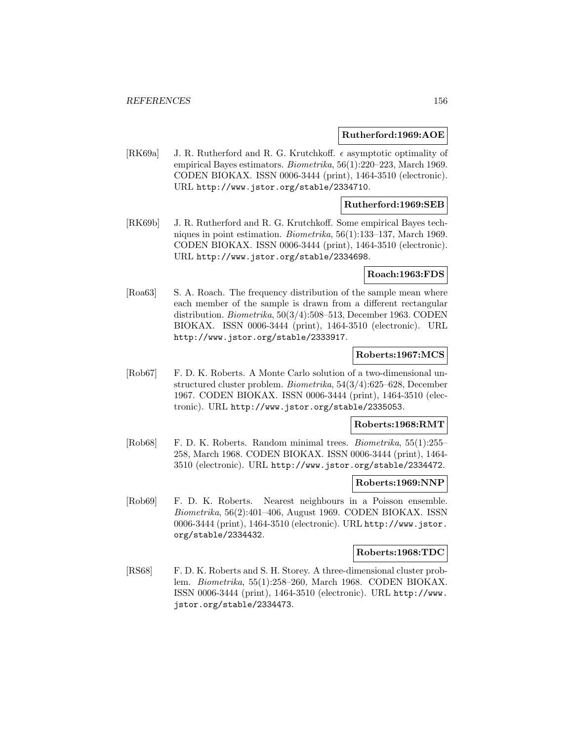**Rutherford:1969:AOE**

[RK69a] J. R. Rutherford and R. G. Krutchkoff. $\epsilon$ asymptotic optimality of empirical Bayes estimators. *Biometrika*, 56(1):220–223, March 1969. CODEN BIOKAX. ISSN 0006-3444 (print), 1464-3510 (electronic). URL http://www.jstor.org/stable/2334710.

**Rutherford:1969:SEB**

[RK69b] J. R. Rutherford and R. G. Krutchkoff. Some empirical Bayes techniques in point estimation. *Biometrika*, 56(1):133–137, March 1969. CODEN BIOKAX. ISSN 0006-3444 (print), 1464-3510 (electronic). URL http://www.jstor.org/stable/2334698.

**Roach:1963:FDS**

[Roa63] S. A. Roach. The frequency distribution of the sample mean where each member of the sample is drawn from a different rectangular distribution. *Biometrika*, 50(3/4):508–513, December 1963. CODEN BIOKAX. ISSN 0006-3444 (print), 1464-3510 (electronic). URL http://www.jstor.org/stable/2333917.

**Roberts:1967:MCS**

[Rob67] F. D. K. Roberts. A Monte Carlo solution of a two-dimensional unstructured cluster problem. *Biometrika*, 54(3/4):625–628, December 1967. CODEN BIOKAX. ISSN 0006-3444 (print), 1464-3510 (electronic). URL http://www.jstor.org/stable/2335053.

**Roberts:1968:RMT**

[Rob68] F. D. K. Roberts. Random minimal trees. *Biometrika*, 55(1):255–258, March 1968. CODEN BIOKAX. ISSN 0006-3444 (print), 1464-3510 (electronic). URL http://www.jstor.org/stable/2334472.

**Roberts:1969:NNP**

[Rob69] F. D. K. Roberts. Nearest neighbours in a Poisson ensemble. *Biometrika*, 56(2):401–406, August 1969. CODEN BIOKAX. ISSN 0006-3444 (print), 1464-3510 (electronic). URL http://www.jstor.org/stable/2334432.

**Roberts:1968:TDC**

[RS68] F. D. K. Roberts and S. H. Storey. A three-dimensional cluster problem. *Biometrika*, 55(1):258–260, March 1968. CODEN BIOKAX. ISSN 0006-3444 (print), 1464-3510 (electronic). URL http://www.jstor.org/stable/2334473.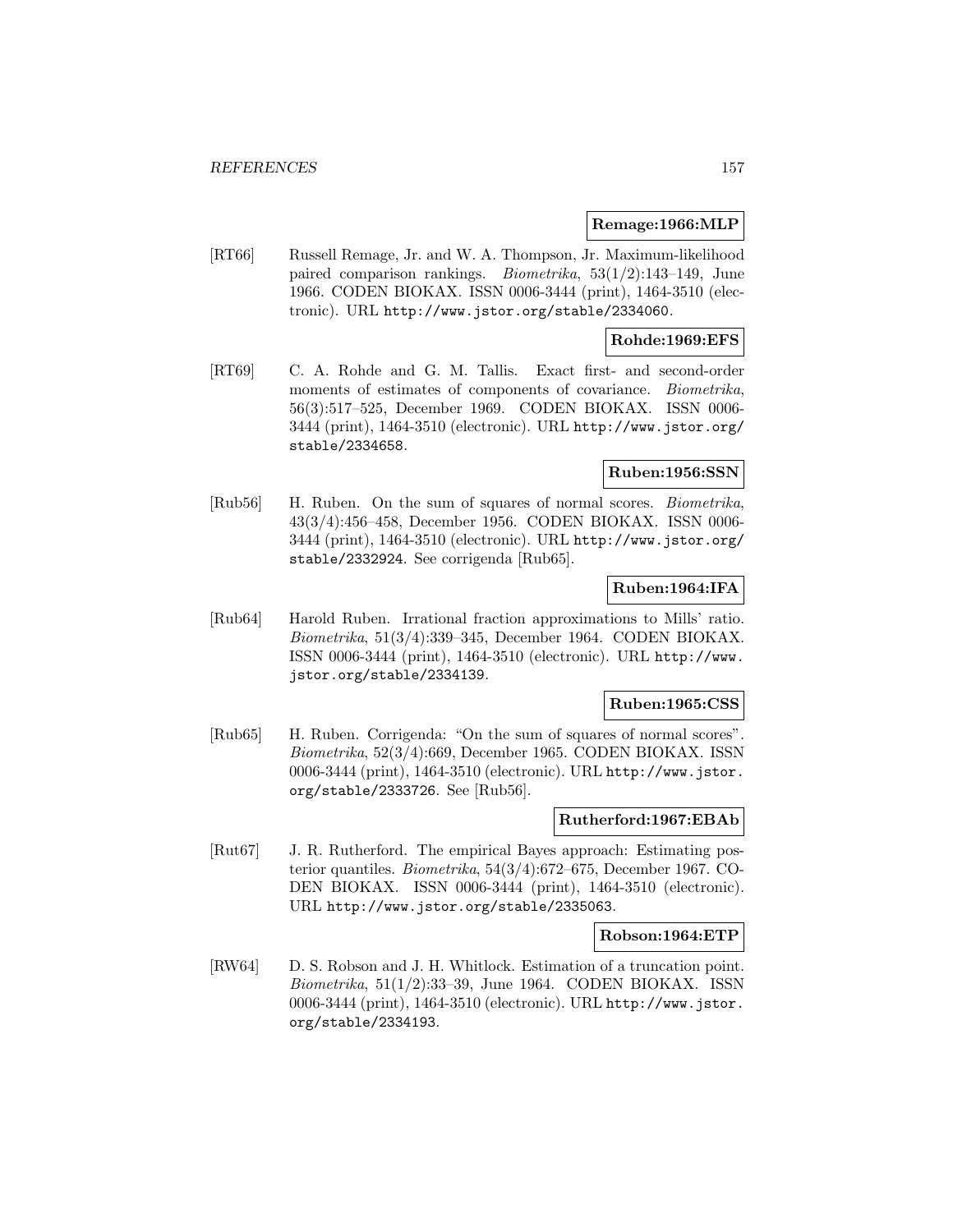**Remage:1966:MLP**

[RT66] Russell Remage, Jr. and W. A. Thompson, Jr. Maximum-likelihood paired comparison rankings. *Biometrika*, 53(1/2):143–149, June 1966. CODEN BIOKAX. ISSN 0006-3444 (print), 1464-3510 (electronic). URL http://www.jstor.org/stable/2334060.

**Rohde:1969:EFS**

[RT69] C. A. Rohde and G. M. Tallis. Exact first- and second-order moments of estimates of components of covariance. *Biometrika*, 56(3):517–525, December 1969. CODEN BIOKAX. ISSN 0006-3444 (print), 1464-3510 (electronic). URL http://www.jstor.org/stable/2334658.

**Ruben:1956:SSN**

[Rub56] H. Ruben. On the sum of squares of normal scores. *Biometrika*, 43(3/4):456–458, December 1956. CODEN BIOKAX. ISSN 0006-3444 (print), 1464-3510 (electronic). URL http://www.jstor.org/stable/2332924. See corrigenda [Rub65].

**Ruben:1964:IFA**

[Rub64] Harold Ruben. Irrational fraction approximations to Mills' ratio. *Biometrika*, 51(3/4):339–345, December 1964. CODEN BIOKAX. ISSN 0006-3444 (print), 1464-3510 (electronic). URL http://www.jstor.org/stable/2334139.

**Ruben:1965:CSS**

[Rub65] H. Ruben. Corrigenda: "On the sum of squares of normal scores". *Biometrika*, 52(3/4):669, December 1965. CODEN BIOKAX. ISSN 0006-3444 (print), 1464-3510 (electronic). URL http://www.jstor.org/stable/2333726. See [Rub56].

**Rutherford:1967:EBAb**

[Rut67] J. R. Rutherford. The empirical Bayes approach: Estimating posterior quantiles. *Biometrika*, 54(3/4):672–675, December 1967. CODEN BIOKAX. ISSN 0006-3444 (print), 1464-3510 (electronic). URL http://www.jstor.org/stable/2335063.

**Robson:1964:ETP**

[RW64] D. S. Robson and J. H. Whitlock. Estimation of a truncation point. *Biometrika*, 51(1/2):33–39, June 1964. CODEN BIOKAX. ISSN 0006-3444 (print), 1464-3510 (electronic). URL http://www.jstor.org/stable/2334193.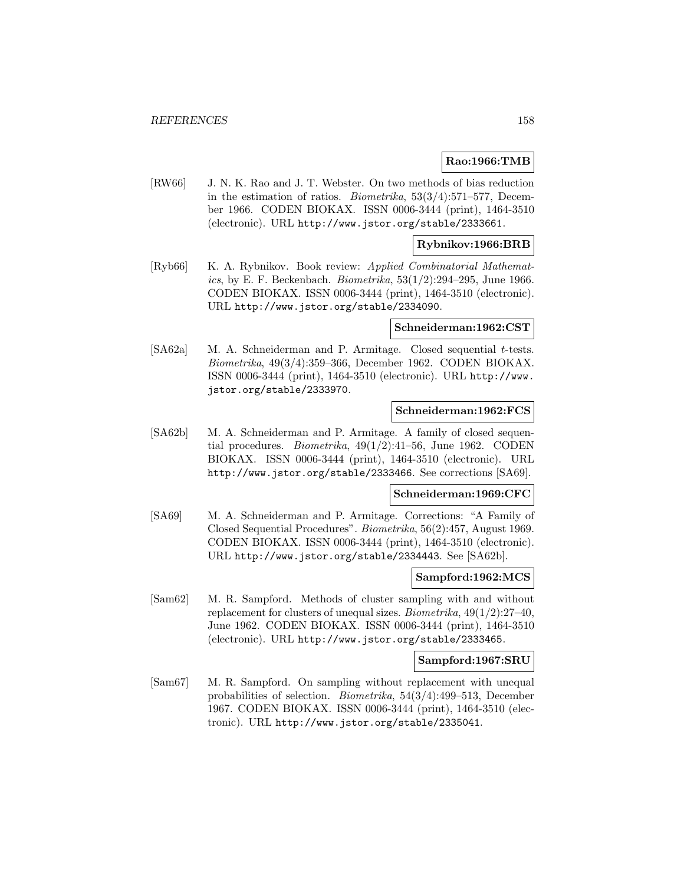**Rao:1966:TMB**

[RW66] J. N. K. Rao and J. T. Webster. On two methods of bias reduction in the estimation of ratios. *Biometrika*, 53(3/4):571–577, December 1966. CODEN BIOKAX. ISSN 0006-3444 (print), 1464-3510 (electronic). URL http://www.jstor.org/stable/2333661.

**Rybnikov:1966:BRB**

[Ryb66] K. A. Rybnikov. Book review: *Applied Combinatorial Mathematics*, by E. F. Beckenbach. *Biometrika*, 53(1/2):294–295, June 1966. CODEN BIOKAX. ISSN 0006-3444 (print), 1464-3510 (electronic). URL http://www.jstor.org/stable/2334090.

**Schneiderman:1962:CST**

[SA62a] M. A. Schneiderman and P. Armitage. Closed sequential $t$-tests. *Biometrika*, 49(3/4):359–366, December 1962. CODEN BIOKAX. ISSN 0006-3444 (print), 1464-3510 (electronic). URL http://www.jstor.org/stable/2333970.

**Schneiderman:1962:FCS**

[SA62b] M. A. Schneiderman and P. Armitage. A family of closed sequential procedures. *Biometrika*, 49(1/2):41–56, June 1962. CODEN BIOKAX. ISSN 0006-3444 (print), 1464-3510 (electronic). URL http://www.jstor.org/stable/2333466. See corrections [SA69].

**Schneiderman:1969:CFC**

[SA69] M. A. Schneiderman and P. Armitage. Corrections: "A Family of Closed Sequential Procedures". *Biometrika*, 56(2):457, August 1969. CODEN BIOKAX. ISSN 0006-3444 (print), 1464-3510 (electronic). URL http://www.jstor.org/stable/2334443. See [SA62b].

**Sampford:1962:MCS**

[Sam62] M. R. Sampford. Methods of cluster sampling with and without replacement for clusters of unequal sizes. *Biometrika*, 49(1/2):27–40, June 1962. CODEN BIOKAX. ISSN 0006-3444 (print), 1464-3510 (electronic). URL http://www.jstor.org/stable/2333465.

**Sampford:1967:SRU**

[Sam67] M. R. Sampford. On sampling without replacement with unequal probabilities of selection. *Biometrika*, 54(3/4):499–513, December 1967. CODEN BIOKAX. ISSN 0006-3444 (print), 1464-3510 (electronic). URL http://www.jstor.org/stable/2335041.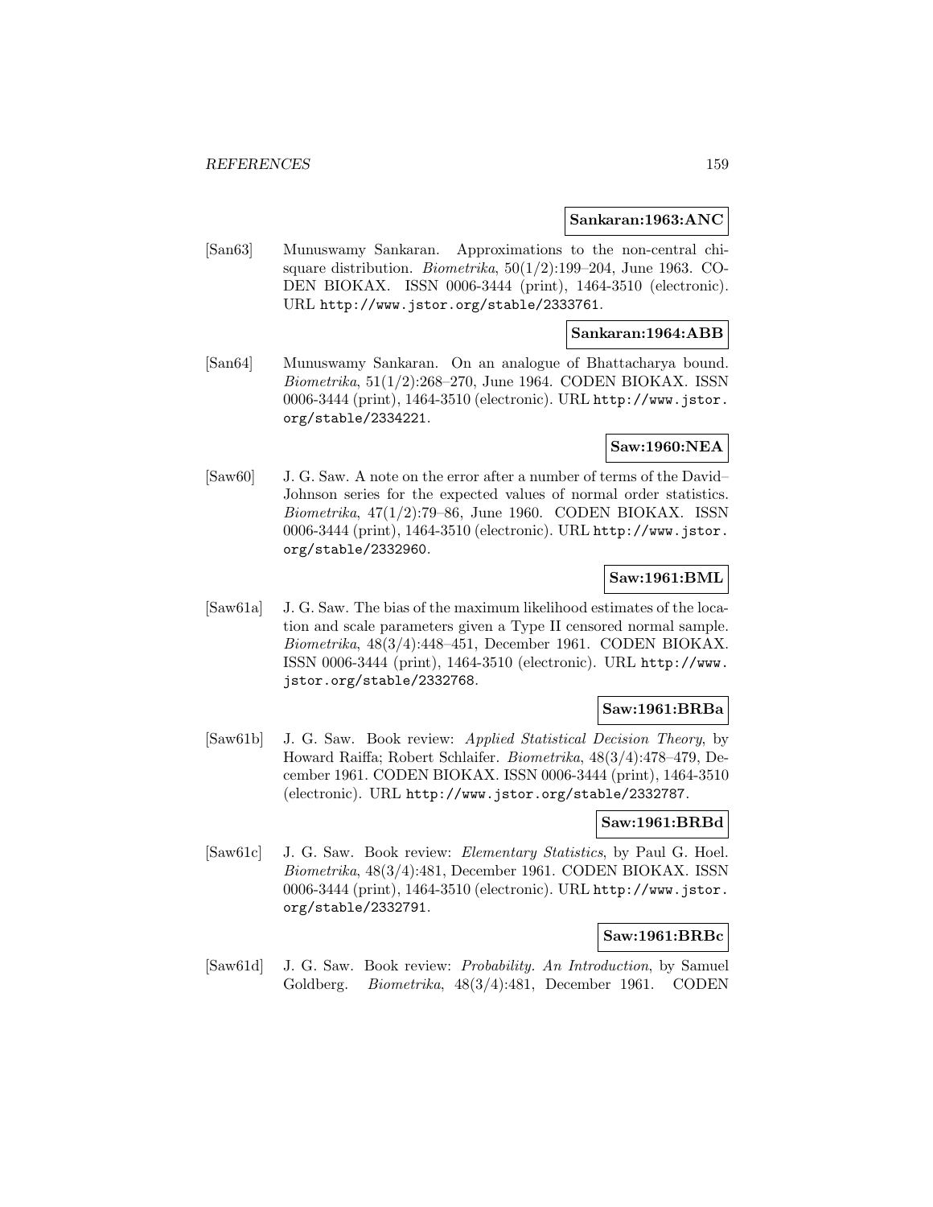**Sankaran:1963:ANC**

[San63] Munuswamy Sankaran. Approximations to the non-central chi-square distribution. *Biometrika*, 50(1/2):199–204, June 1963. CODEN BIOKAX. ISSN 0006-3444 (print), 1464-3510 (electronic). URL http://www.jstor.org/stable/2333761.

**Sankaran:1964:ABB**

[San64] Munuswamy Sankaran. On an analogue of Bhattacharya bound. *Biometrika*, 51(1/2):268–270, June 1964. CODEN BIOKAX. ISSN 0006-3444 (print), 1464-3510 (electronic). URL http://www.jstor.org/stable/2334221.

**Saw:1960:NEA**

[Saw60] J. G. Saw. A note on the error after a number of terms of the David–Johnson series for the expected values of normal order statistics. *Biometrika*, 47(1/2):79–86, June 1960. CODEN BIOKAX. ISSN 0006-3444 (print), 1464-3510 (electronic). URL http://www.jstor.org/stable/2332960.

**Saw:1961:BML**

[Saw61a] J. G. Saw. The bias of the maximum likelihood estimates of the location and scale parameters given a Type II censored normal sample. *Biometrika*, 48(3/4):448–451, December 1961. CODEN BIOKAX. ISSN 0006-3444 (print), 1464-3510 (electronic). URL http://www.jstor.org/stable/2332768.

**Saw:1961:BRBa**

[Saw61b] J. G. Saw. Book review: *Applied Statistical Decision Theory*, by Howard Raiffa; Robert Schlaifer. *Biometrika*, 48(3/4):478–479, December 1961. CODEN BIOKAX. ISSN 0006-3444 (print), 1464-3510 (electronic). URL http://www.jstor.org/stable/2332787.

**Saw:1961:BRBd**

[Saw61c] J. G. Saw. Book review: *Elementary Statistics*, by Paul G. Hoel. *Biometrika*, 48(3/4):481, December 1961. CODEN BIOKAX. ISSN 0006-3444 (print), 1464-3510 (electronic). URL http://www.jstor.org/stable/2332791.

**Saw:1961:BRBc**

[Saw61d] J. G. Saw. Book review: *Probability. An Introduction*, by Samuel Goldberg. *Biometrika*, 48(3/4):481, December 1961. CODEN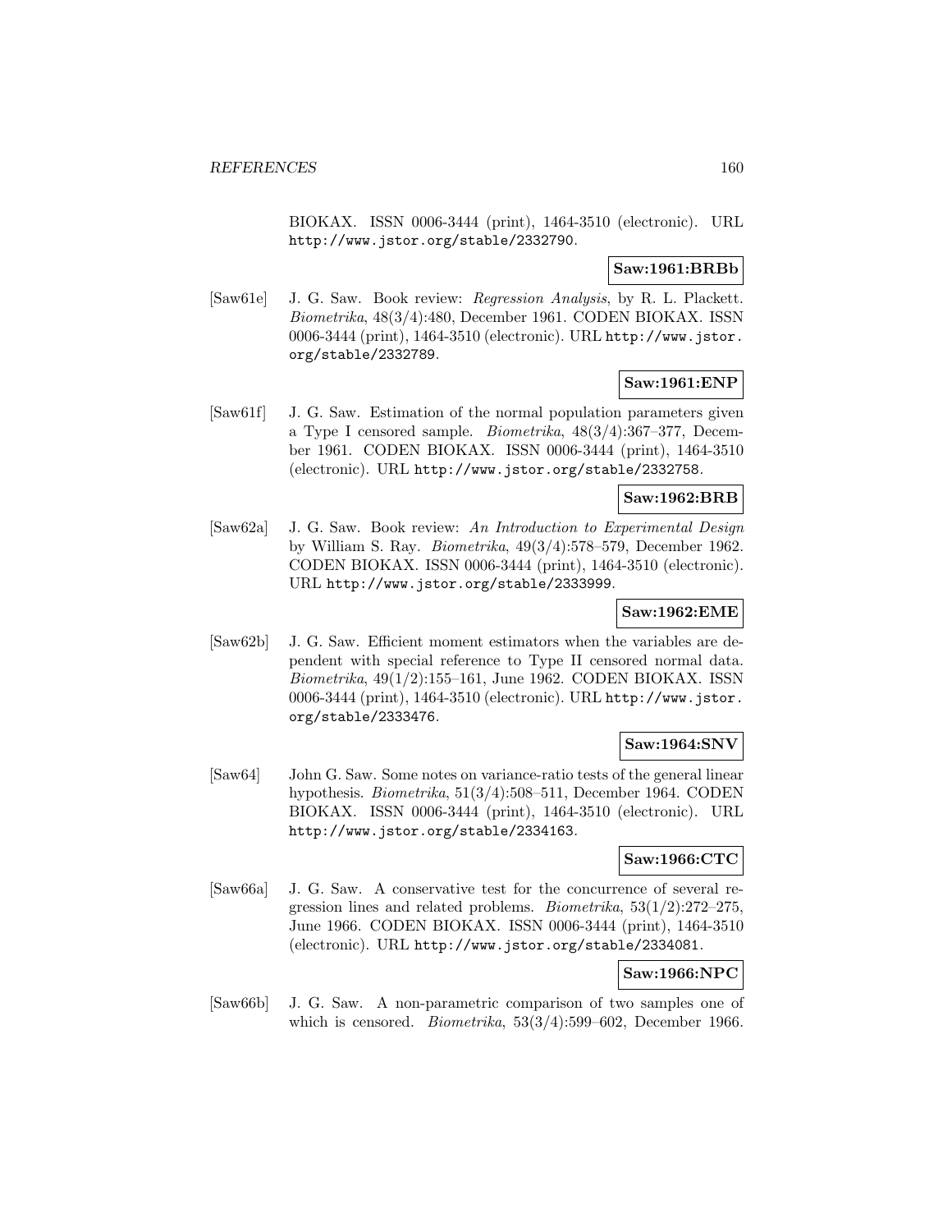BIOKAX. ISSN 0006-3444 (print), 1464-3510 (electronic). URL http://www.jstor.org/stable/2332790.

**Saw:1961:BRBb**

[Saw61e] J. G. Saw. Book review: *Regression Analysis*, by R. L. Plackett. *Biometrika*, 48(3/4):480, December 1961. CODEN BIOKAX. ISSN 0006-3444 (print), 1464-3510 (electronic). URL http://www.jstor.org/stable/2332789.

**Saw:1961:ENP**

[Saw61f] J. G. Saw. Estimation of the normal population parameters given a Type I censored sample. *Biometrika*, 48(3/4):367–377, December 1961. CODEN BIOKAX. ISSN 0006-3444 (print), 1464-3510 (electronic). URL http://www.jstor.org/stable/2332758.

**Saw:1962:BRB**

[Saw62a] J. G. Saw. Book review: *An Introduction to Experimental Design* by William S. Ray. *Biometrika*, 49(3/4):578–579, December 1962. CODEN BIOKAX. ISSN 0006-3444 (print), 1464-3510 (electronic). URL http://www.jstor.org/stable/2333999.

**Saw:1962:EME**

[Saw62b] J. G. Saw. Efficient moment estimators when the variables are dependent with special reference to Type II censored normal data. *Biometrika*, 49(1/2):155–161, June 1962. CODEN BIOKAX. ISSN 0006-3444 (print), 1464-3510 (electronic). URL http://www.jstor.org/stable/2333476.

**Saw:1964:SNV**

[Saw64] John G. Saw. Some notes on variance-ratio tests of the general linear hypothesis. *Biometrika*, 51(3/4):508–511, December 1964. CODEN BIOKAX. ISSN 0006-3444 (print), 1464-3510 (electronic). URL http://www.jstor.org/stable/2334163.

**Saw:1966:CTC**

[Saw66a] J. G. Saw. A conservative test for the concurrence of several regression lines and related problems. *Biometrika*, 53(1/2):272–275, June 1966. CODEN BIOKAX. ISSN 0006-3444 (print), 1464-3510 (electronic). URL http://www.jstor.org/stable/2334081.

**Saw:1966:NPC**

[Saw66b] J. G. Saw. A non-parametric comparison of two samples one of which is censored. *Biometrika*, 53(3/4):599–602, December 1966.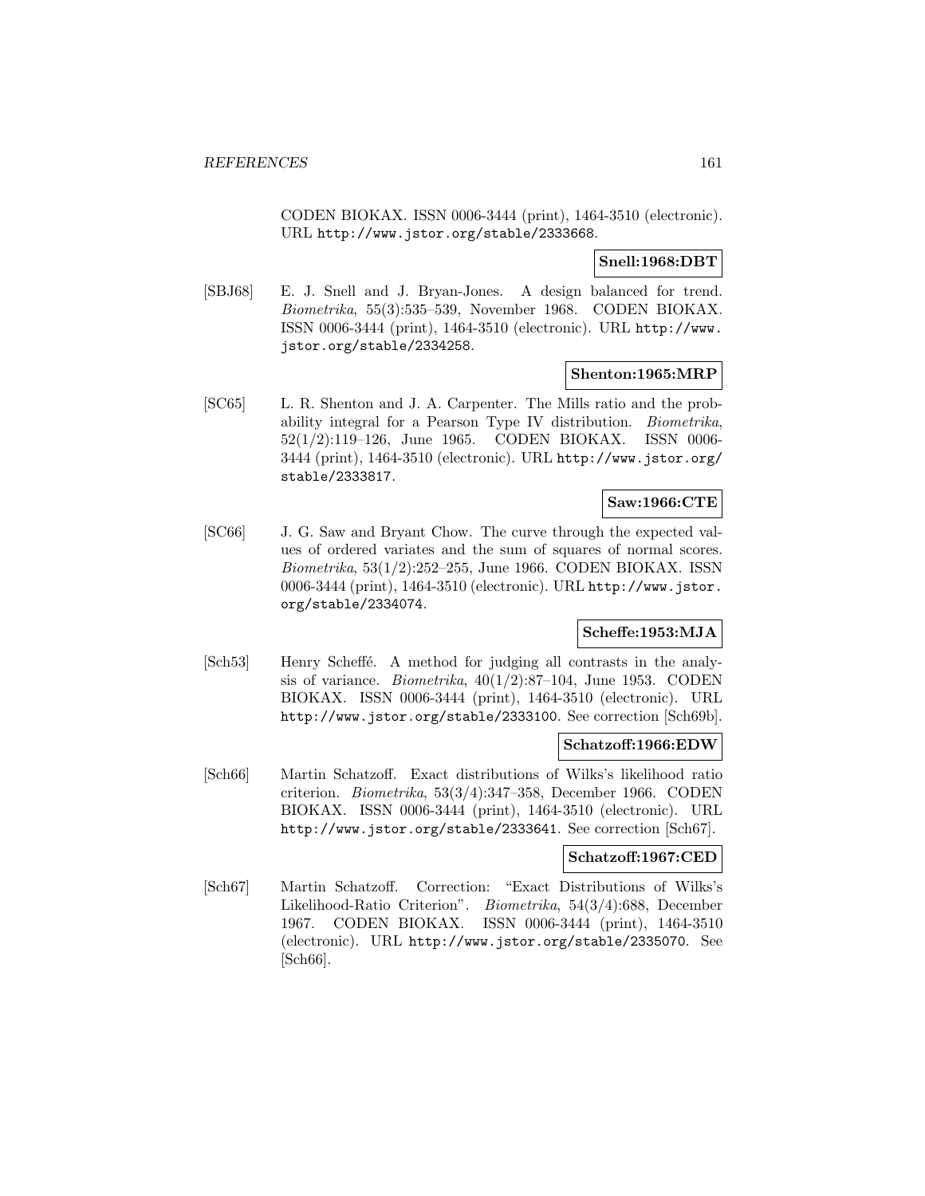CODEN BIOKAX. ISSN 0006-3444 (print), 1464-3510 (electronic). URL http://www.jstor.org/stable/2333668.

**Snell:1968:DBT**

[SBJ68] E. J. Snell and J. Bryan-Jones. A design balanced for trend. *Biometrika*, 55(3):535–539, November 1968. CODEN BIOKAX. ISSN 0006-3444 (print), 1464-3510 (electronic). URL http://www.jstor.org/stable/2334258.

**Shenton:1965:MRP**

[SC65] L. R. Shenton and J. A. Carpenter. The Mills ratio and the probability integral for a Pearson Type IV distribution. *Biometrika*, 52(1/2):119–126, June 1965. CODEN BIOKAX. ISSN 0006-3444 (print), 1464-3510 (electronic). URL http://www.jstor.org/stable/2333817.

**Saw:1966:CTE**

[SC66] J. G. Saw and Bryant Chow. The curve through the expected values of ordered variates and the sum of squares of normal scores. *Biometrika*, 53(1/2):252–255, June 1966. CODEN BIOKAX. ISSN 0006-3444 (print), 1464-3510 (electronic). URL http://www.jstor.org/stable/2334074.

**Scheffe:1953:MJA**

[Sch53] Henry Scheffé. A method for judging all contrasts in the analysis of variance. *Biometrika*, 40(1/2):87–104, June 1953. CODEN BIOKAX. ISSN 0006-3444 (print), 1464-3510 (electronic). URL http://www.jstor.org/stable/2333100. See correction [Sch69b].

**Schatzoff:1966:EDW**

[Sch66] Martin Schatzoff. Exact distributions of Wilks's likelihood ratio criterion. *Biometrika*, 53(3/4):347–358, December 1966. CODEN BIOKAX. ISSN 0006-3444 (print), 1464-3510 (electronic). URL http://www.jstor.org/stable/2333641. See correction [Sch67].

**Schatzoff:1967:CED**

[Sch67] Martin Schatzoff. Correction: "Exact Distributions of Wilks's Likelihood-Ratio Criterion". *Biometrika*, 54(3/4):688, December 1967. CODEN BIOKAX. ISSN 0006-3444 (print), 1464-3510 (electronic). URL http://www.jstor.org/stable/2335070. See [Sch66].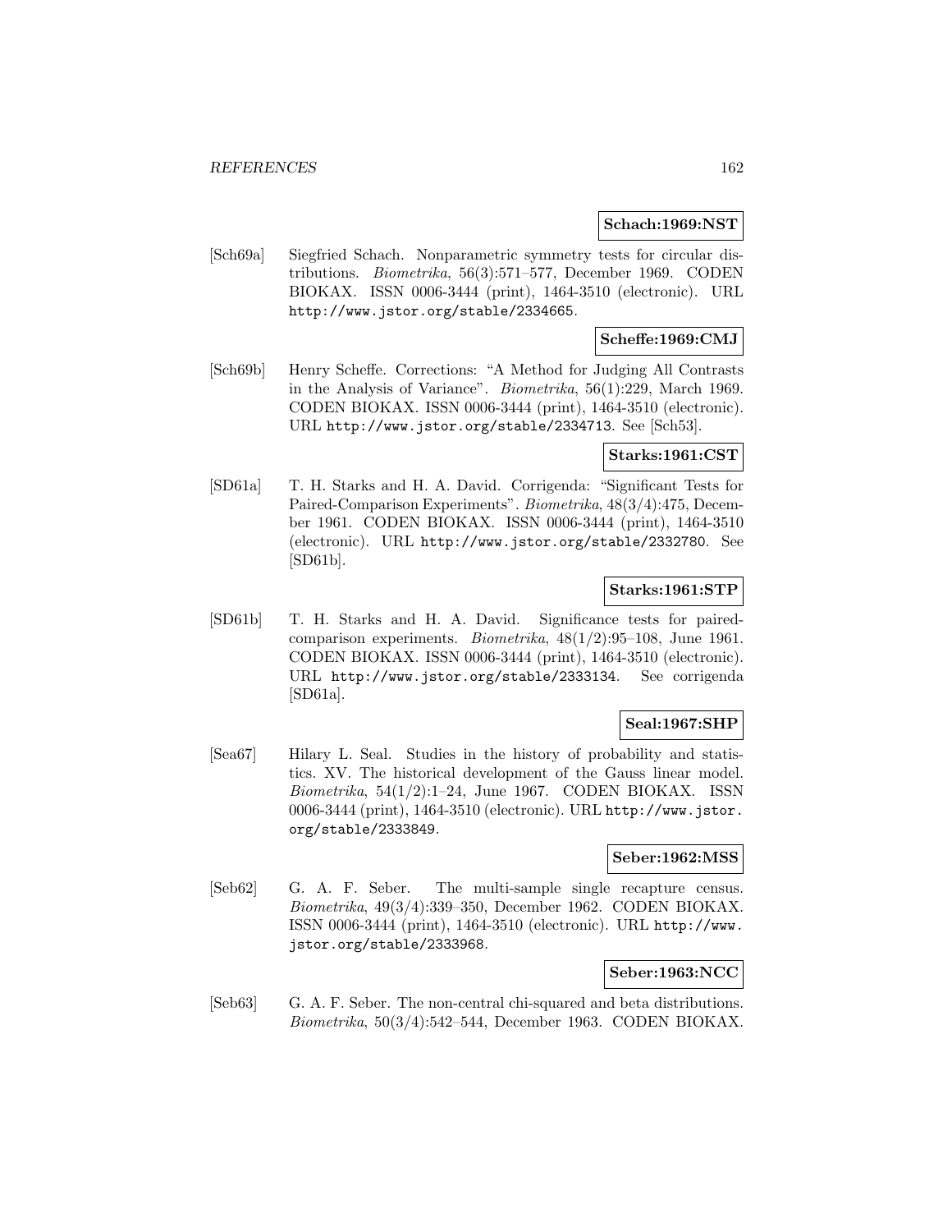**Schach:1969:NST**

[Sch69a] Siegfried Schach. Nonparametric symmetry tests for circular distributions. *Biometrika*, 56(3):571–577, December 1969. CODEN BIOKAX. ISSN 0006-3444 (print), 1464-3510 (electronic). URL http://www.jstor.org/stable/2334665.

**Scheffe:1969:CMJ**

[Sch69b] Henry Scheffe. Corrections: "A Method for Judging All Contrasts in the Analysis of Variance". *Biometrika*, 56(1):229, March 1969. CODEN BIOKAX. ISSN 0006-3444 (print), 1464-3510 (electronic). URL http://www.jstor.org/stable/2334713. See [Sch53].

**Starks:1961:CST**

[SD61a] T. H. Starks and H. A. David. Corrigenda: "Significant Tests for Paired-Comparison Experiments". *Biometrika*, 48(3/4):475, December 1961. CODEN BIOKAX. ISSN 0006-3444 (print), 1464-3510 (electronic). URL http://www.jstor.org/stable/2332780. See [SD61b].

**Starks:1961:STP**

[SD61b] T. H. Starks and H. A. David. Significance tests for paired-comparison experiments. *Biometrika*, 48(1/2):95–108, June 1961. CODEN BIOKAX. ISSN 0006-3444 (print), 1464-3510 (electronic). URL http://www.jstor.org/stable/2333134. See corrigenda [SD61a].

**Seal:1967:SHP**

[Sea67] Hilary L. Seal. Studies in the history of probability and statistics. XV. The historical development of the Gauss linear model. *Biometrika*, 54(1/2):1–24, June 1967. CODEN BIOKAX. ISSN 0006-3444 (print), 1464-3510 (electronic). URL http://www.jstor.org/stable/2333849.

**Seber:1962:MSS**

[Seb62] G. A. F. Seber. The multi-sample single recapture census. *Biometrika*, 49(3/4):339–350, December 1962. CODEN BIOKAX. ISSN 0006-3444 (print), 1464-3510 (electronic). URL http://www.jstor.org/stable/2333968.

**Seber:1963:NCC**

[Seb63] G. A. F. Seber. The non-central chi-squared and beta distributions. *Biometrika*, 50(3/4):542–544, December 1963. CODEN BIOKAX.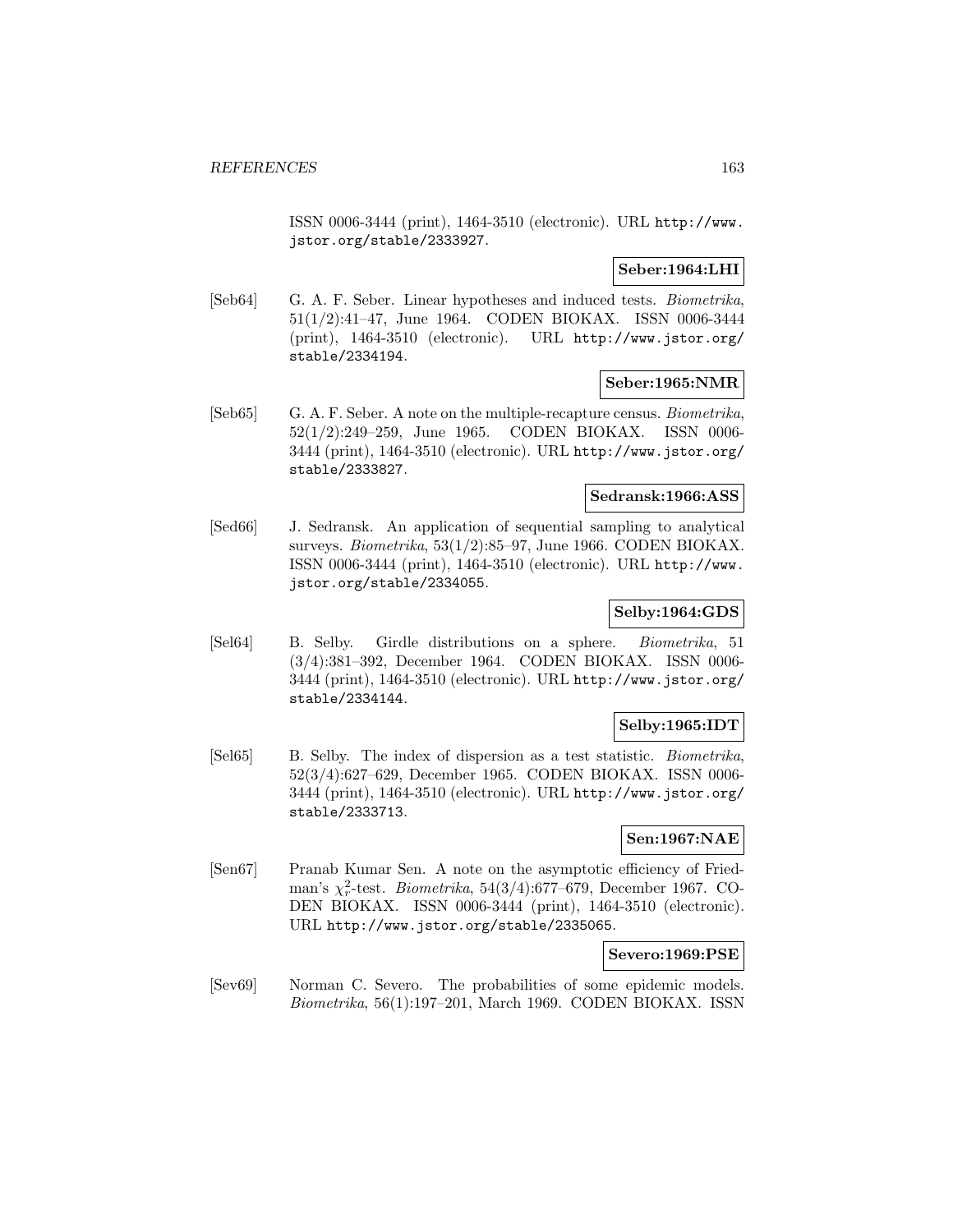ISSN 0006-3444 (print), 1464-3510 (electronic). URL http://www.jstor.org/stable/2333927.

**Seber:1964:LHI**

[Seb64] G. A. F. Seber. Linear hypotheses and induced tests. *Biometrika*, 51(1/2):41–47, June 1964. CODEN BIOKAX. ISSN 0006-3444 (print), 1464-3510 (electronic). URL http://www.jstor.org/stable/2334194.

**Seber:1965:NMR**

[Seb65] G. A. F. Seber. A note on the multiple-recapture census. *Biometrika*, 52(1/2):249–259, June 1965. CODEN BIOKAX. ISSN 0006-3444 (print), 1464-3510 (electronic). URL http://www.jstor.org/stable/2333827.

**Sedransk:1966:ASS**

[Sed66] J. Sedransk. An application of sequential sampling to analytical surveys. *Biometrika*, 53(1/2):85–97, June 1966. CODEN BIOKAX. ISSN 0006-3444 (print), 1464-3510 (electronic). URL http://www.jstor.org/stable/2334055.

**Selby:1964:GDS**

[Sel64] B. Selby. Girdle distributions on a sphere. *Biometrika*, 51 (3/4):381–392, December 1964. CODEN BIOKAX. ISSN 0006-3444 (print), 1464-3510 (electronic). URL http://www.jstor.org/stable/2334144.

**Selby:1965:IDT**

[Sel65] B. Selby. The index of dispersion as a test statistic. *Biometrika*, 52(3/4):627–629, December 1965. CODEN BIOKAX. ISSN 0006-3444 (print), 1464-3510 (electronic). URL http://www.jstor.org/stable/2333713.

**Sen:1967:NAE**

[Sen67] Pranab Kumar Sen. A note on the asymptotic efficiency of Friedman's $\chi_r^2$-test. *Biometrika*, 54(3/4):677–679, December 1967. CODEN BIOKAX. ISSN 0006-3444 (print), 1464-3510 (electronic). URL http://www.jstor.org/stable/2335065.

**Severo:1969:PSE**

[Sev69] Norman C. Severo. The probabilities of some epidemic models. *Biometrika*, 56(1):197–201, March 1969. CODEN BIOKAX. ISSN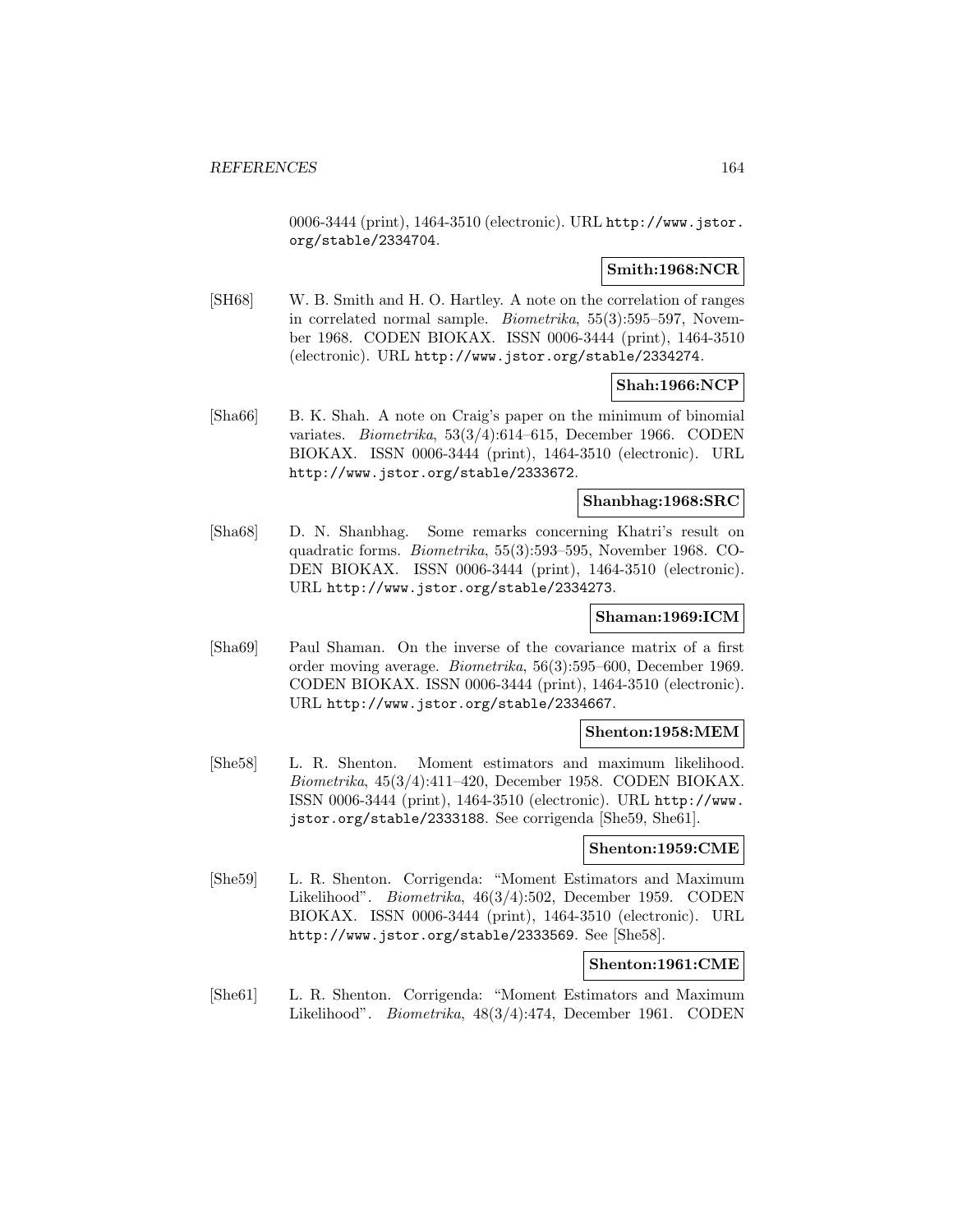0006-3444 (print), 1464-3510 (electronic). URL http://www.jstor.org/stable/2334704.

**Smith:1968:NCR**

[SH68] W. B. Smith and H. O. Hartley. A note on the correlation of ranges in correlated normal sample. *Biometrika*, 55(3):595–597, November 1968. CODEN BIOKAX. ISSN 0006-3444 (print), 1464-3510 (electronic). URL http://www.jstor.org/stable/2334274.

**Shah:1966:NCP**

[Sha66] B. K. Shah. A note on Craig's paper on the minimum of binomial variates. *Biometrika*, 53(3/4):614–615, December 1966. CODEN BIOKAX. ISSN 0006-3444 (print), 1464-3510 (electronic). URL http://www.jstor.org/stable/2333672.

**Shanbhag:1968:SRC**

[Sha68] D. N. Shanbhag. Some remarks concerning Khatri's result on quadratic forms. *Biometrika*, 55(3):593–595, November 1968. CODEN BIOKAX. ISSN 0006-3444 (print), 1464-3510 (electronic). URL http://www.jstor.org/stable/2334273.

**Shaman:1969:ICM**

[Sha69] Paul Shaman. On the inverse of the covariance matrix of a first order moving average. *Biometrika*, 56(3):595–600, December 1969. CODEN BIOKAX. ISSN 0006-3444 (print), 1464-3510 (electronic). URL http://www.jstor.org/stable/2334667.

**Shenton:1958:MEM**

[She58] L. R. Shenton. Moment estimators and maximum likelihood. *Biometrika*, 45(3/4):411–420, December 1958. CODEN BIOKAX. ISSN 0006-3444 (print), 1464-3510 (electronic). URL http://www.jstor.org/stable/2333188. See corrigenda [She59, She61].

**Shenton:1959:CME**

[She59] L. R. Shenton. Corrigenda: "Moment Estimators and Maximum Likelihood". *Biometrika*, 46(3/4):502, December 1959. CODEN BIOKAX. ISSN 0006-3444 (print), 1464-3510 (electronic). URL http://www.jstor.org/stable/2333569. See [She58].

**Shenton:1961:CME**

[She61] L. R. Shenton. Corrigenda: "Moment Estimators and Maximum Likelihood". *Biometrika*, 48(3/4):474, December 1961. CODEN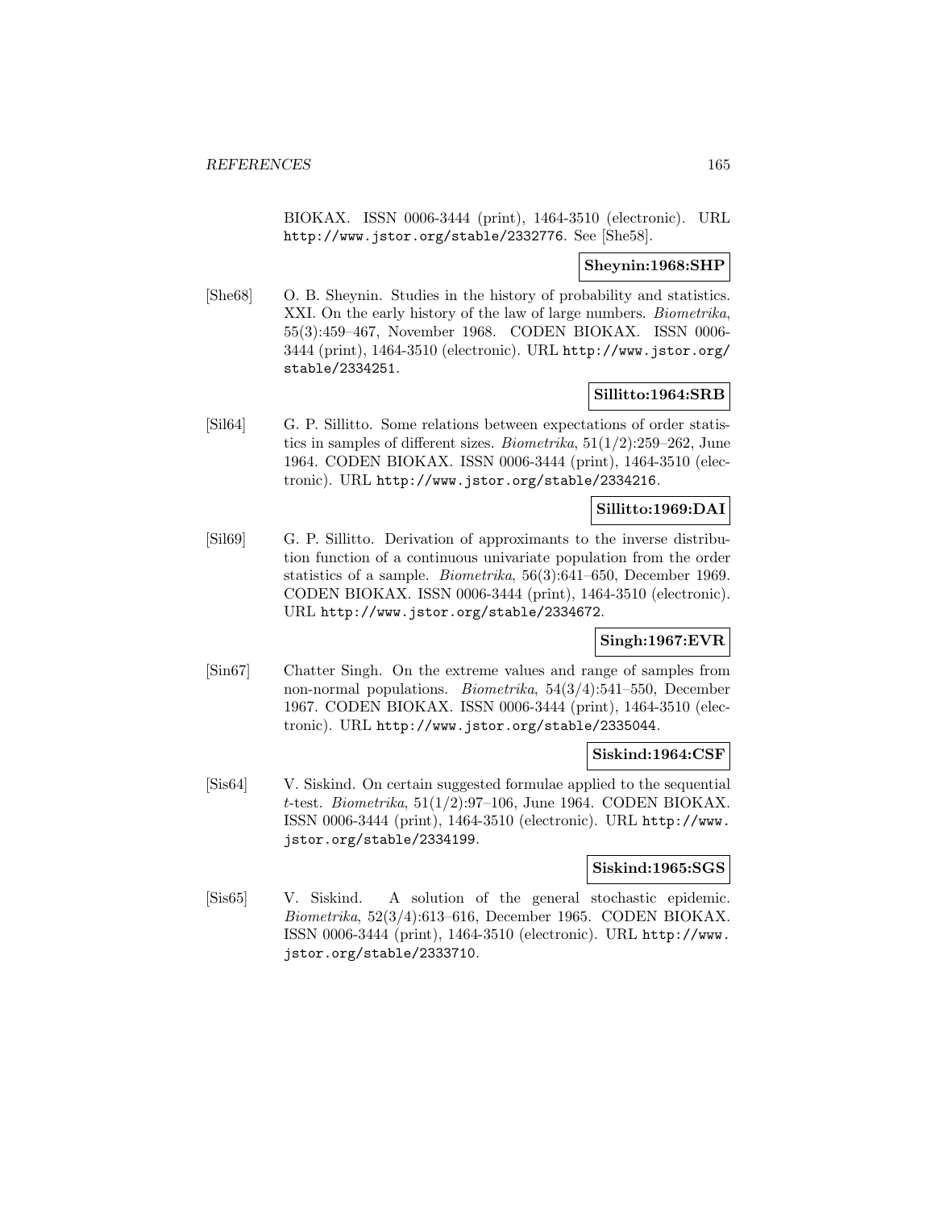BIOKAX. ISSN 0006-3444 (print), 1464-3510 (electronic). URL http://www.jstor.org/stable/2332776. See [She58].

**Sheynin:1968:SHP**

[She68] O. B. Sheynin. Studies in the history of probability and statistics. XXI. On the early history of the law of large numbers. *Biometrika*, 55(3):459–467, November 1968. CODEN BIOKAX. ISSN 0006-3444 (print), 1464-3510 (electronic). URL http://www.jstor.org/stable/2334251.

**Sillitto:1964:SRB**

[Sil64] G. P. Sillitto. Some relations between expectations of order statistics in samples of different sizes. *Biometrika*, 51(1/2):259–262, June 1964. CODEN BIOKAX. ISSN 0006-3444 (print), 1464-3510 (electronic). URL http://www.jstor.org/stable/2334216.

**Sillitto:1969:DAI**

[Sil69] G. P. Sillitto. Derivation of approximants to the inverse distribution function of a continuous univariate population from the order statistics of a sample. *Biometrika*, 56(3):641–650, December 1969. CODEN BIOKAX. ISSN 0006-3444 (print), 1464-3510 (electronic). URL http://www.jstor.org/stable/2334672.

**Singh:1967:EVR**

[Sin67] Chatter Singh. On the extreme values and range of samples from non-normal populations. *Biometrika*, 54(3/4):541–550, December 1967. CODEN BIOKAX. ISSN 0006-3444 (print), 1464-3510 (electronic). URL http://www.jstor.org/stable/2335044.

**Siskind:1964:CSF**

[Sis64] V. Siskind. On certain suggested formulae applied to the sequential $t$-test. *Biometrika*, 51(1/2):97–106, June 1964. CODEN BIOKAX. ISSN 0006-3444 (print), 1464-3510 (electronic). URL http://www.jstor.org/stable/2334199.

**Siskind:1965:SGS**

[Sis65] V. Siskind. A solution of the general stochastic epidemic. *Biometrika*, 52(3/4):613–616, December 1965. CODEN BIOKAX. ISSN 0006-3444 (print), 1464-3510 (electronic). URL http://www.jstor.org/stable/2333710.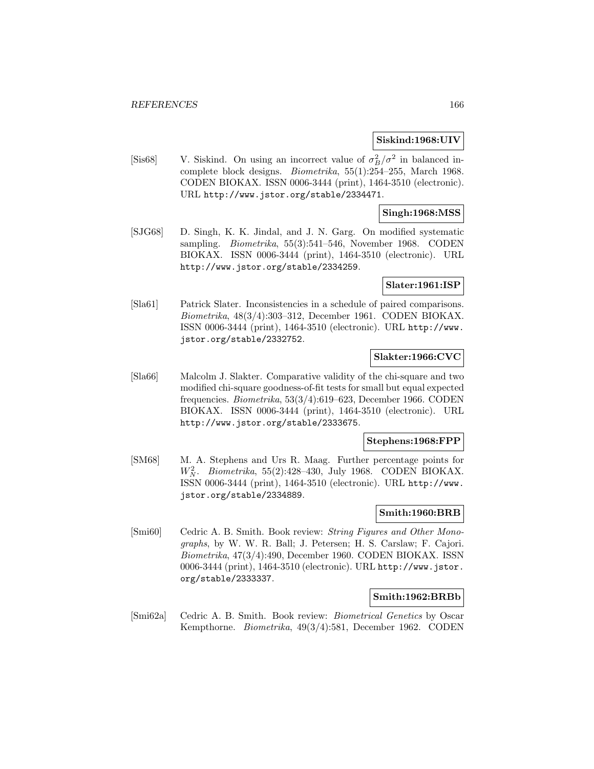**Siskind:1968:UIV**

[Sis68] V. Siskind. On using an incorrect value of $\sigma_B^2/\sigma^2$ in balanced incomplete block designs. *Biometrika*, 55(1):254–255, March 1968. CODEN BIOKAX. ISSN 0006-3444 (print), 1464-3510 (electronic). URL http://www.jstor.org/stable/2334471.

**Singh:1968:MSS**

[SJG68] D. Singh, K. K. Jindal, and J. N. Garg. On modified systematic sampling. *Biometrika*, 55(3):541–546, November 1968. CODEN BIOKAX. ISSN 0006-3444 (print), 1464-3510 (electronic). URL http://www.jstor.org/stable/2334259.

**Slater:1961:ISP**

[Sla61] Patrick Slater. Inconsistencies in a schedule of paired comparisons. *Biometrika*, 48(3/4):303–312, December 1961. CODEN BIOKAX. ISSN 0006-3444 (print), 1464-3510 (electronic). URL http://www.jstor.org/stable/2332752.

**Slakter:1966:CVC**

[Sla66] Malcolm J. Slakter. Comparative validity of the chi-square and two modified chi-square goodness-of-fit tests for small but equal expected frequencies. *Biometrika*, 53(3/4):619–623, December 1966. CODEN BIOKAX. ISSN 0006-3444 (print), 1464-3510 (electronic). URL http://www.jstor.org/stable/2333675.

**Stephens:1968:FPP**

[SM68] M. A. Stephens and Urs R. Maag. Further percentage points for $W_N^2$. *Biometrika*, 55(2):428–430, July 1968. CODEN BIOKAX. ISSN 0006-3444 (print), 1464-3510 (electronic). URL http://www.jstor.org/stable/2334889.

**Smith:1960:BRB**

[Smi60] Cedric A. B. Smith. Book review: *String Figures and Other Monographs*, by W. W. R. Ball; J. Petersen; H. S. Carslaw; F. Cajori. *Biometrika*, 47(3/4):490, December 1960. CODEN BIOKAX. ISSN 0006-3444 (print), 1464-3510 (electronic). URL http://www.jstor.org/stable/2333337.

**Smith:1962:BRBb**

[Smi62a] Cedric A. B. Smith. Book review: *Biometrical Genetics* by Oscar Kempthorne. *Biometrika*, 49(3/4):581, December 1962. CODEN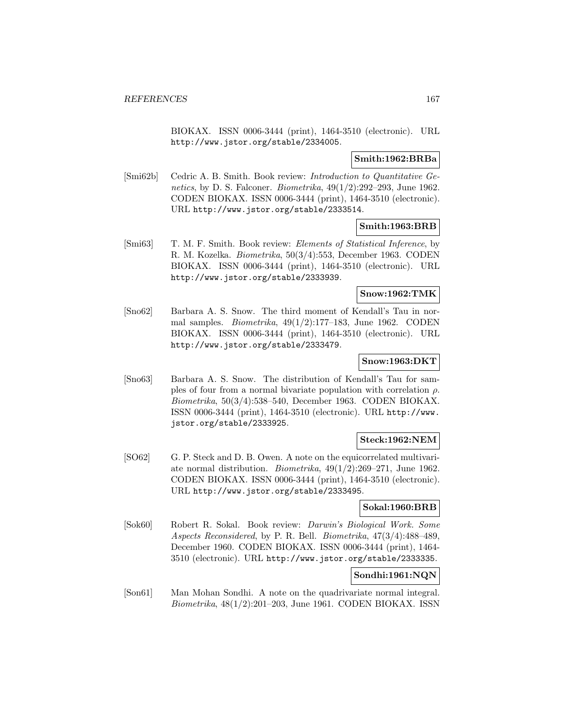BIOKAX. ISSN 0006-3444 (print), 1464-3510 (electronic). URL http://www.jstor.org/stable/2334005.

**Smith:1962:BRBa**

[Smi62b] Cedric A. B. Smith. Book review: *Introduction to Quantitative Genetics*, by D. S. Falconer. *Biometrika*, 49(1/2):292–293, June 1962. CODEN BIOKAX. ISSN 0006-3444 (print), 1464-3510 (electronic). URL http://www.jstor.org/stable/2333514.

**Smith:1963:BRB**

[Smi63] T. M. F. Smith. Book review: *Elements of Statistical Inference*, by R. M. Kozelka. *Biometrika*, 50(3/4):553, December 1963. CODEN BIOKAX. ISSN 0006-3444 (print), 1464-3510 (electronic). URL http://www.jstor.org/stable/2333939.

**Snow:1962:TMK**

[Sno62] Barbara A. S. Snow. The third moment of Kendall's Tau in normal samples. *Biometrika*, 49(1/2):177–183, June 1962. CODEN BIOKAX. ISSN 0006-3444 (print), 1464-3510 (electronic). URL http://www.jstor.org/stable/2333479.

**Snow:1963:DKT**

[Sno63] Barbara A. S. Snow. The distribution of Kendall's Tau for samples of four from a normal bivariate population with correlation $\rho$. *Biometrika*, 50(3/4):538–540, December 1963. CODEN BIOKAX. ISSN 0006-3444 (print), 1464-3510 (electronic). URL http://www.jstor.org/stable/2333925.

**Steck:1962:NEM**

[SO62] G. P. Steck and D. B. Owen. A note on the equicorrelated multivariate normal distribution. *Biometrika*, 49(1/2):269–271, June 1962. CODEN BIOKAX. ISSN 0006-3444 (print), 1464-3510 (electronic). URL http://www.jstor.org/stable/2333495.

**Sokal:1960:BRB**

[Sok60] Robert R. Sokal. Book review: *Darwin's Biological Work. Some Aspects Reconsidered*, by P. R. Bell. *Biometrika*, 47(3/4):488–489, December 1960. CODEN BIOKAX. ISSN 0006-3444 (print), 1464-3510 (electronic). URL http://www.jstor.org/stable/2333335.

**Sondhi:1961:NQN**

[Son61] Man Mohan Sondhi. A note on the quadrivariate normal integral. *Biometrika*, 48(1/2):201–203, June 1961. CODEN BIOKAX. ISSN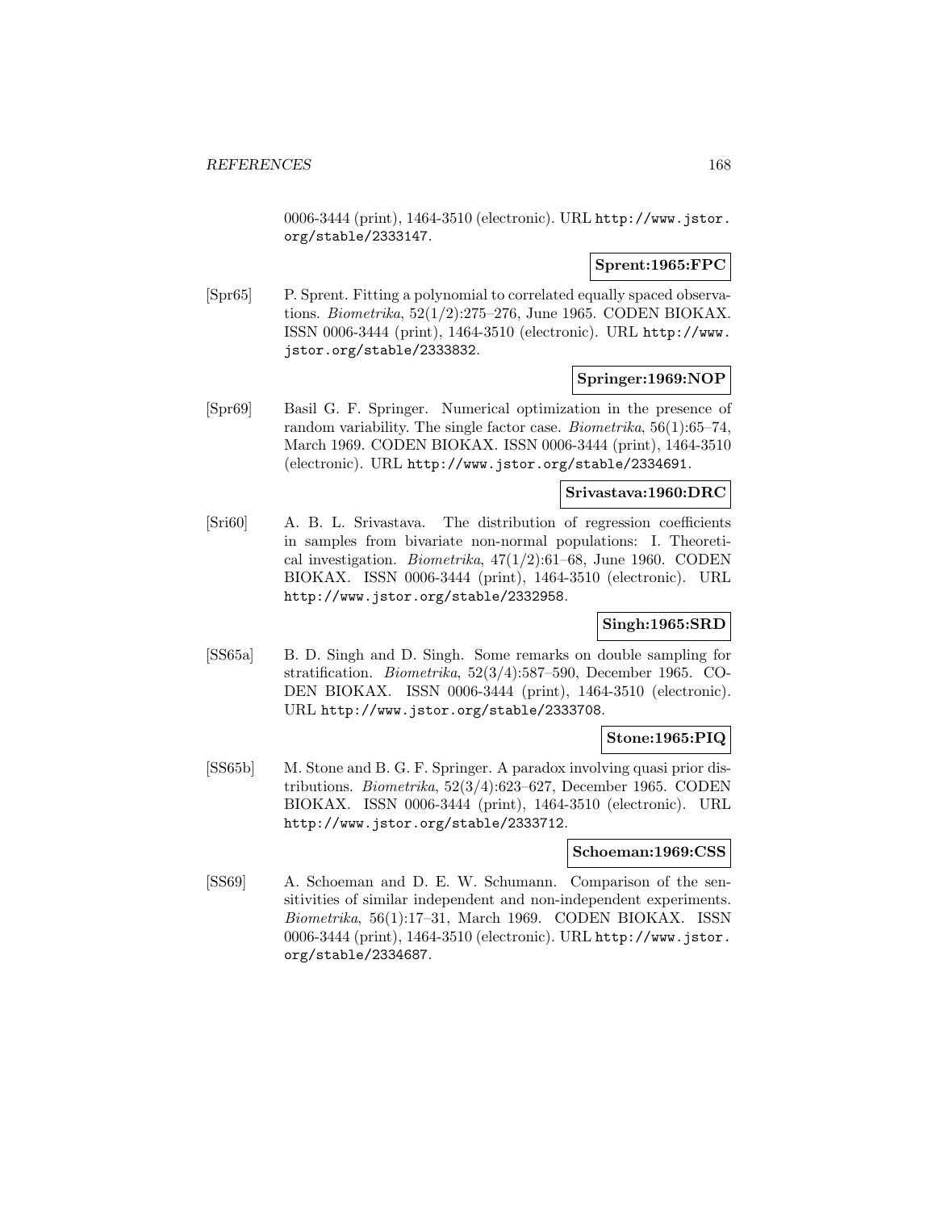0006-3444 (print), 1464-3510 (electronic). URL http://www.jstor.org/stable/2333147.

**Sprent:1965:FPC**

[Spr65] P. Sprent. Fitting a polynomial to correlated equally spaced observations. *Biometrika*, 52(1/2):275–276, June 1965. CODEN BIOKAX. ISSN 0006-3444 (print), 1464-3510 (electronic). URL http://www.jstor.org/stable/2333832.

**Springer:1969:NOP**

[Spr69] Basil G. F. Springer. Numerical optimization in the presence of random variability. The single factor case. *Biometrika*, 56(1):65–74, March 1969. CODEN BIOKAX. ISSN 0006-3444 (print), 1464-3510 (electronic). URL http://www.jstor.org/stable/2334691.

**Srivastava:1960:DRC**

[Sri60] A. B. L. Srivastava. The distribution of regression coefficients in samples from bivariate non-normal populations: I. Theoretical investigation. *Biometrika*, 47(1/2):61–68, June 1960. CODEN BIOKAX. ISSN 0006-3444 (print), 1464-3510 (electronic). URL http://www.jstor.org/stable/2332958.

**Singh:1965:SRD**

[SS65a] B. D. Singh and D. Singh. Some remarks on double sampling for stratification. *Biometrika*, 52(3/4):587–590, December 1965. CODEN BIOKAX. ISSN 0006-3444 (print), 1464-3510 (electronic). URL http://www.jstor.org/stable/2333708.

**Stone:1965:PIQ**

[SS65b] M. Stone and B. G. F. Springer. A paradox involving quasi prior distributions. *Biometrika*, 52(3/4):623–627, December 1965. CODEN BIOKAX. ISSN 0006-3444 (print), 1464-3510 (electronic). URL http://www.jstor.org/stable/2333712.

**Schoeman:1969:CSS**

[SS69] A. Schoeman and D. E. W. Schumann. Comparison of the sensitivities of similar independent and non-independent experiments. *Biometrika*, 56(1):17–31, March 1969. CODEN BIOKAX. ISSN 0006-3444 (print), 1464-3510 (electronic). URL http://www.jstor.org/stable/2334687.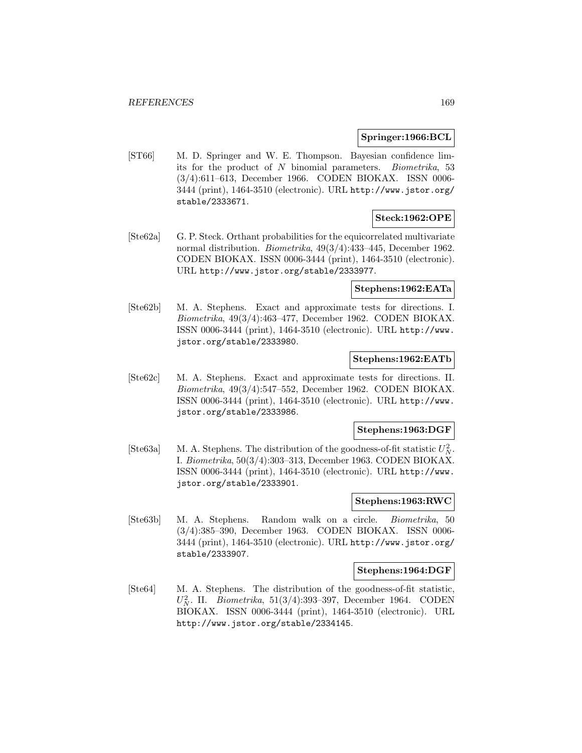**Springer:1966:BCL**

[ST66] M. D. Springer and W. E. Thompson. Bayesian confidence limits for the product of $N$ binomial parameters. *Biometrika*, 53 (3/4):611–613, December 1966. CODEN BIOKAX. ISSN 0006-3444 (print), 1464-3510 (electronic). URL http://www.jstor.org/stable/2333671.

**Steck:1962:OPE**

[Ste62a] G. P. Steck. Orthant probabilities for the equicorrelated multivariate normal distribution. *Biometrika*, 49(3/4):433–445, December 1962. CODEN BIOKAX. ISSN 0006-3444 (print), 1464-3510 (electronic). URL http://www.jstor.org/stable/2333977.

**Stephens:1962:EATa**

[Ste62b] M. A. Stephens. Exact and approximate tests for directions. I. *Biometrika*, 49(3/4):463–477, December 1962. CODEN BIOKAX. ISSN 0006-3444 (print), 1464-3510 (electronic). URL http://www.jstor.org/stable/2333980.

**Stephens:1962:EATb**

[Ste62c] M. A. Stephens. Exact and approximate tests for directions. II. *Biometrika*, 49(3/4):547–552, December 1962. CODEN BIOKAX. ISSN 0006-3444 (print), 1464-3510 (electronic). URL http://www.jstor.org/stable/2333986.

**Stephens:1963:DGF**

[Ste63a] M. A. Stephens. The distribution of the goodness-of-fit statistic $U_N^2$. I. *Biometrika*, 50(3/4):303–313, December 1963. CODEN BIOKAX. ISSN 0006-3444 (print), 1464-3510 (electronic). URL http://www.jstor.org/stable/2333901.

**Stephens:1963:RWC**

[Ste63b] M. A. Stephens. Random walk on a circle. *Biometrika*, 50 (3/4):385–390, December 1963. CODEN BIOKAX. ISSN 0006-3444 (print), 1464-3510 (electronic). URL http://www.jstor.org/stable/2333907.

**Stephens:1964:DGF**

[Ste64] M. A. Stephens. The distribution of the goodness-of-fit statistic, $U_N^2$. II. *Biometrika*, 51(3/4):393–397, December 1964. CODEN BIOKAX. ISSN 0006-3444 (print), 1464-3510 (electronic). URL http://www.jstor.org/stable/2334145.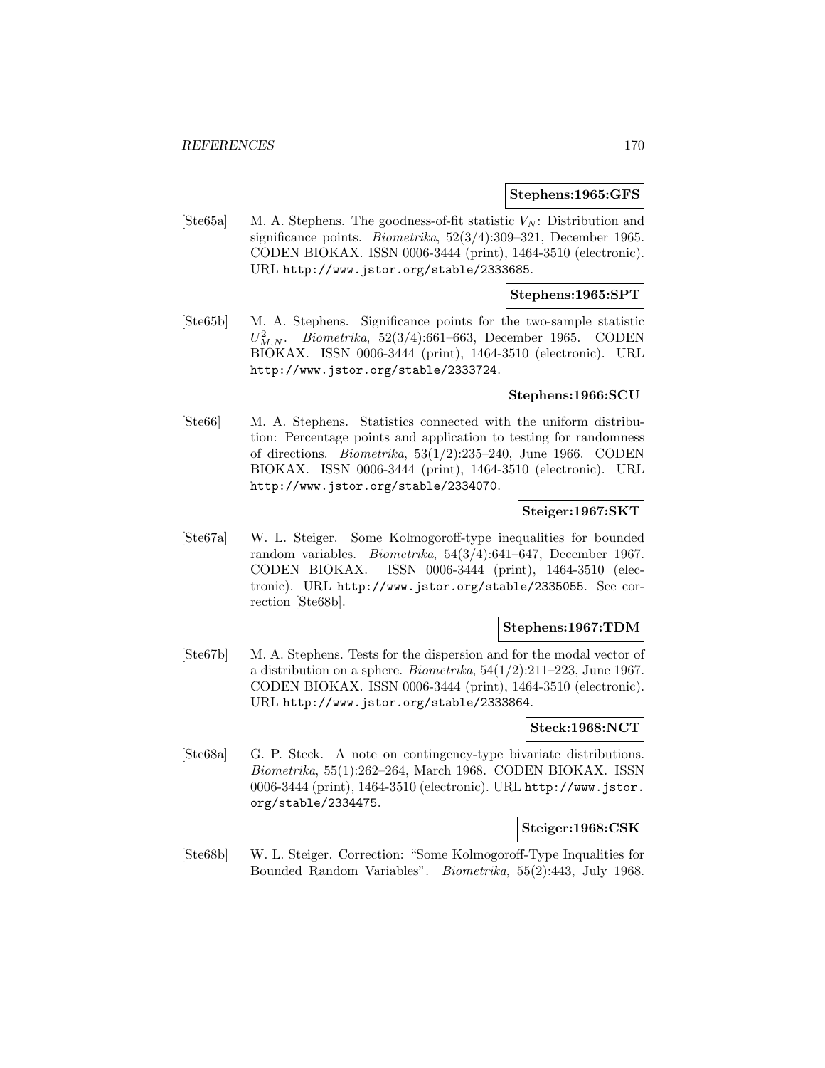**Stephens:1965:GFS**

[Ste65a] M. A. Stephens. The goodness-of-fit statistic $V_N$: Distribution and significance points. *Biometrika*, 52(3/4):309–321, December 1965. CODEN BIOKAX. ISSN 0006-3444 (print), 1464-3510 (electronic). URL http://www.jstor.org/stable/2333685.

**Stephens:1965:SPT**

[Ste65b] M. A. Stephens. Significance points for the two-sample statistic $U^2_{M,N}$. *Biometrika*, 52(3/4):661–663, December 1965. CODEN BIOKAX. ISSN 0006-3444 (print), 1464-3510 (electronic). URL http://www.jstor.org/stable/2333724.

**Stephens:1966:SCU**

[Ste66] M. A. Stephens. Statistics connected with the uniform distribution: Percentage points and application to testing for randomness of directions. *Biometrika*, 53(1/2):235–240, June 1966. CODEN BIOKAX. ISSN 0006-3444 (print), 1464-3510 (electronic). URL http://www.jstor.org/stable/2334070.

**Steiger:1967:SKT**

[Ste67a] W. L. Steiger. Some Kolmogoroff-type inequalities for bounded random variables. *Biometrika*, 54(3/4):641–647, December 1967. CODEN BIOKAX. ISSN 0006-3444 (print), 1464-3510 (electronic). URL http://www.jstor.org/stable/2335055. See correction [Ste68b].

**Stephens:1967:TDM**

[Ste67b] M. A. Stephens. Tests for the dispersion and for the modal vector of a distribution on a sphere. *Biometrika*, 54(1/2):211–223, June 1967. CODEN BIOKAX. ISSN 0006-3444 (print), 1464-3510 (electronic). URL http://www.jstor.org/stable/2333864.

**Steck:1968:NCT**

[Ste68a] G. P. Steck. A note on contingency-type bivariate distributions. *Biometrika*, 55(1):262–264, March 1968. CODEN BIOKAX. ISSN 0006-3444 (print), 1464-3510 (electronic). URL http://www.jstor.org/stable/2334475.

**Steiger:1968:CSK**

[Ste68b] W. L. Steiger. Correction: "Some Kolmogoroff-Type Inqualities for Bounded Random Variables". *Biometrika*, 55(2):443, July 1968.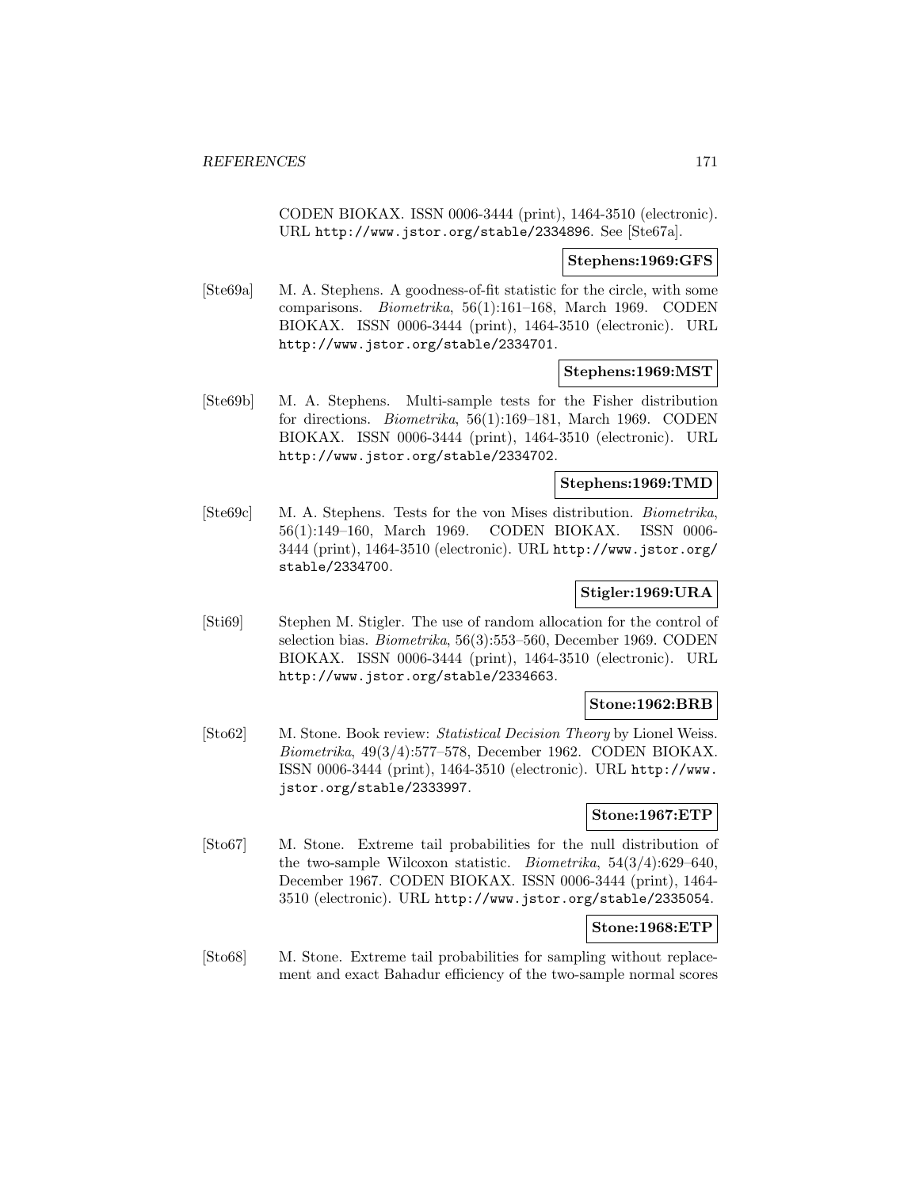CODEN BIOKAX. ISSN 0006-3444 (print), 1464-3510 (electronic). URL http://www.jstor.org/stable/2334896. See [Ste67a].

**Stephens:1969:GFS**

[Ste69a] M. A. Stephens. A goodness-of-fit statistic for the circle, with some comparisons. *Biometrika*, 56(1):161–168, March 1969. CODEN BIOKAX. ISSN 0006-3444 (print), 1464-3510 (electronic). URL http://www.jstor.org/stable/2334701.

**Stephens:1969:MST**

[Ste69b] M. A. Stephens. Multi-sample tests for the Fisher distribution for directions. *Biometrika*, 56(1):169–181, March 1969. CODEN BIOKAX. ISSN 0006-3444 (print), 1464-3510 (electronic). URL http://www.jstor.org/stable/2334702.

**Stephens:1969:TMD**

[Ste69c] M. A. Stephens. Tests for the von Mises distribution. *Biometrika*, 56(1):149–160, March 1969. CODEN BIOKAX. ISSN 0006-3444 (print), 1464-3510 (electronic). URL http://www.jstor.org/stable/2334700.

**Stigler:1969:URA**

[Sti69] Stephen M. Stigler. The use of random allocation for the control of selection bias. *Biometrika*, 56(3):553–560, December 1969. CODEN BIOKAX. ISSN 0006-3444 (print), 1464-3510 (electronic). URL http://www.jstor.org/stable/2334663.

**Stone:1962:BRB**

[Sto62] M. Stone. Book review: *Statistical Decision Theory* by Lionel Weiss. *Biometrika*, 49(3/4):577–578, December 1962. CODEN BIOKAX. ISSN 0006-3444 (print), 1464-3510 (electronic). URL http://www.jstor.org/stable/2333997.

**Stone:1967:ETP**

[Sto67] M. Stone. Extreme tail probabilities for the null distribution of the two-sample Wilcoxon statistic. *Biometrika*, 54(3/4):629–640, December 1967. CODEN BIOKAX. ISSN 0006-3444 (print), 1464-3510 (electronic). URL http://www.jstor.org/stable/2335054.

**Stone:1968:ETP**

[Sto68] M. Stone. Extreme tail probabilities for sampling without replacement and exact Bahadur efficiency of the two-sample normal scores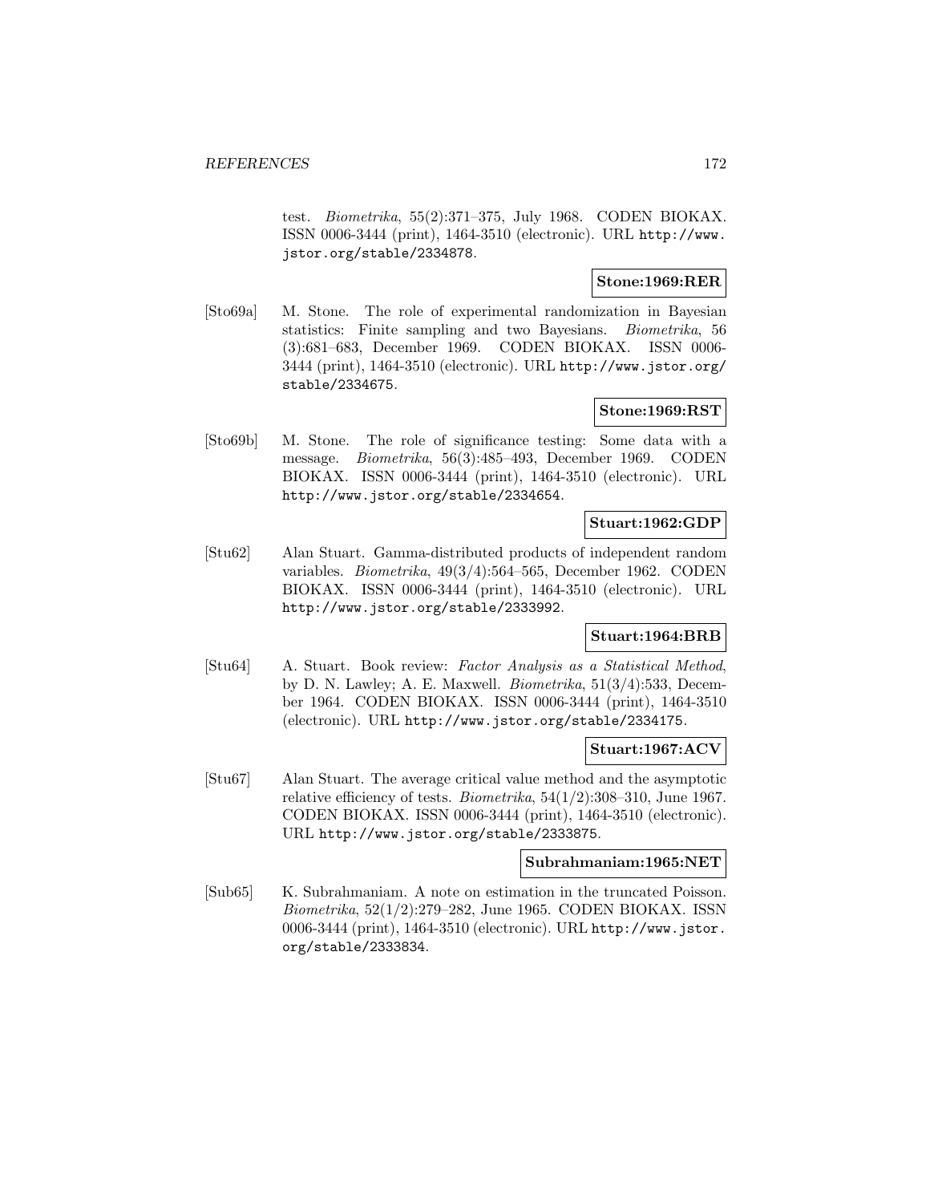test. *Biometrika*, 55(2):371–375, July 1968. CODEN BIOKAX. ISSN 0006-3444 (print), 1464-3510 (electronic). URL http://www.jstor.org/stable/2334878.

**Stone:1969:RER**

[Sto69a] M. Stone. The role of experimental randomization in Bayesian statistics: Finite sampling and two Bayesians. *Biometrika*, 56 (3):681–683, December 1969. CODEN BIOKAX. ISSN 0006-3444 (print), 1464-3510 (electronic). URL http://www.jstor.org/stable/2334675.

**Stone:1969:RST**

[Sto69b] M. Stone. The role of significance testing: Some data with a message. *Biometrika*, 56(3):485–493, December 1969. CODEN BIOKAX. ISSN 0006-3444 (print), 1464-3510 (electronic). URL http://www.jstor.org/stable/2334654.

**Stuart:1962:GDP**

[Stu62] Alan Stuart. Gamma-distributed products of independent random variables. *Biometrika*, 49(3/4):564–565, December 1962. CODEN BIOKAX. ISSN 0006-3444 (print), 1464-3510 (electronic). URL http://www.jstor.org/stable/2333992.

**Stuart:1964:BRB**

[Stu64] A. Stuart. Book review: *Factor Analysis as a Statistical Method*, by D. N. Lawley; A. E. Maxwell. *Biometrika*, 51(3/4):533, December 1964. CODEN BIOKAX. ISSN 0006-3444 (print), 1464-3510 (electronic). URL http://www.jstor.org/stable/2334175.

**Stuart:1967:ACV**

[Stu67] Alan Stuart. The average critical value method and the asymptotic relative efficiency of tests. *Biometrika*, 54(1/2):308–310, June 1967. CODEN BIOKAX. ISSN 0006-3444 (print), 1464-3510 (electronic). URL http://www.jstor.org/stable/2333875.

**Subrahmaniam:1965:NET**

[Sub65] K. Subrahmaniam. A note on estimation in the truncated Poisson. *Biometrika*, 52(1/2):279–282, June 1965. CODEN BIOKAX. ISSN 0006-3444 (print), 1464-3510 (electronic). URL http://www.jstor.org/stable/2333834.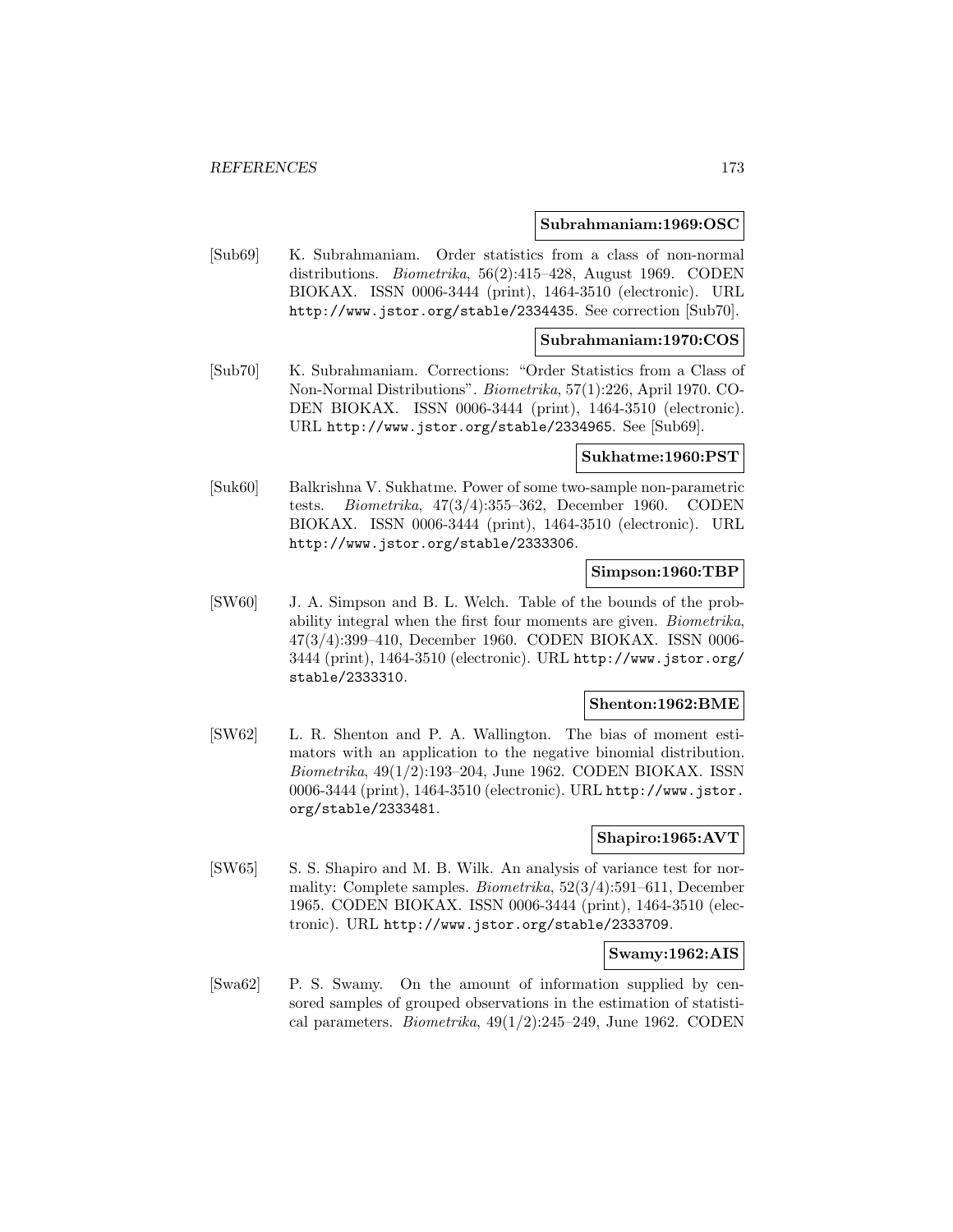**Subrahmaniam:1969:OSC**

[Sub69] K. Subrahmaniam. Order statistics from a class of non-normal distributions. *Biometrika*, 56(2):415–428, August 1969. CODEN BIOKAX. ISSN 0006-3444 (print), 1464-3510 (electronic). URL http://www.jstor.org/stable/2334435. See correction [Sub70].

**Subrahmaniam:1970:COS**

[Sub70] K. Subrahmaniam. Corrections: "Order Statistics from a Class of Non-Normal Distributions". *Biometrika*, 57(1):226, April 1970. CODEN BIOKAX. ISSN 0006-3444 (print), 1464-3510 (electronic). URL http://www.jstor.org/stable/2334965. See [Sub69].

**Sukhatme:1960:PST**

[Suk60] Balkrishna V. Sukhatme. Power of some two-sample non-parametric tests. *Biometrika*, 47(3/4):355–362, December 1960. CODEN BIOKAX. ISSN 0006-3444 (print), 1464-3510 (electronic). URL http://www.jstor.org/stable/2333306.

**Simpson:1960:TBP**

[SW60] J. A. Simpson and B. L. Welch. Table of the bounds of the probability integral when the first four moments are given. *Biometrika*, 47(3/4):399–410, December 1960. CODEN BIOKAX. ISSN 0006-3444 (print), 1464-3510 (electronic). URL http://www.jstor.org/stable/2333310.

**Shenton:1962:BME**

[SW62] L. R. Shenton and P. A. Wallington. The bias of moment estimators with an application to the negative binomial distribution. *Biometrika*, 49(1/2):193–204, June 1962. CODEN BIOKAX. ISSN 0006-3444 (print), 1464-3510 (electronic). URL http://www.jstor.org/stable/2333481.

**Shapiro:1965:AVT**

[SW65] S. S. Shapiro and M. B. Wilk. An analysis of variance test for normality: Complete samples. *Biometrika*, 52(3/4):591–611, December 1965. CODEN BIOKAX. ISSN 0006-3444 (print), 1464-3510 (electronic). URL http://www.jstor.org/stable/2333709.

**Swamy:1962:AIS**

[Swa62] P. S. Swamy. On the amount of information supplied by censored samples of grouped observations in the estimation of statistical parameters. *Biometrika*, 49(1/2):245–249, June 1962. CODEN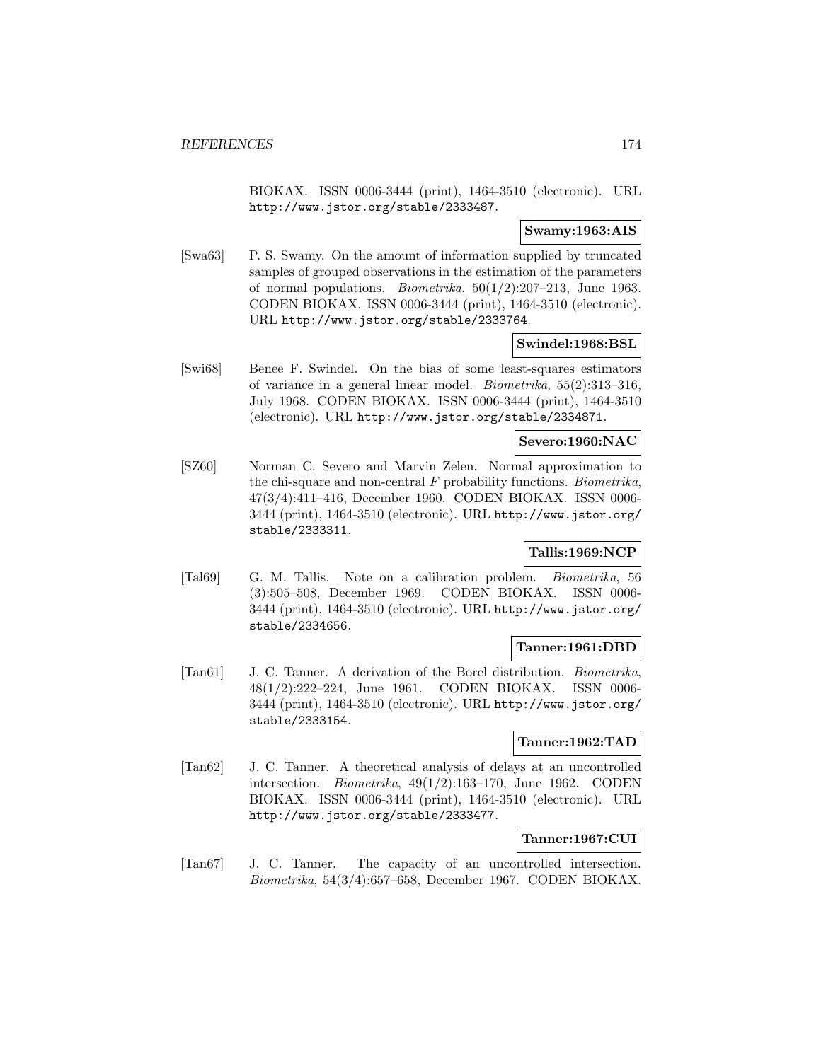BIOKAX. ISSN 0006-3444 (print), 1464-3510 (electronic). URL http://www.jstor.org/stable/2333487.

**Swamy:1963:AIS**

[Swa63] P. S. Swamy. On the amount of information supplied by truncated samples of grouped observations in the estimation of the parameters of normal populations. *Biometrika*, 50(1/2):207–213, June 1963. CODEN BIOKAX. ISSN 0006-3444 (print), 1464-3510 (electronic). URL http://www.jstor.org/stable/2333764.

**Swindel:1968:BSL**

[Swi68] Benee F. Swindel. On the bias of some least-squares estimators of variance in a general linear model. *Biometrika*, 55(2):313–316, July 1968. CODEN BIOKAX. ISSN 0006-3444 (print), 1464-3510 (electronic). URL http://www.jstor.org/stable/2334871.

**Severo:1960:NAC**

[SZ60] Norman C. Severo and Marvin Zelen. Normal approximation to the chi-square and non-central $F$ probability functions. *Biometrika*, 47(3/4):411–416, December 1960. CODEN BIOKAX. ISSN 0006-3444 (print), 1464-3510 (electronic). URL http://www.jstor.org/stable/2333311.

**Tallis:1969:NCP**

[Tal69] G. M. Tallis. Note on a calibration problem. *Biometrika*, 56 (3):505–508, December 1969. CODEN BIOKAX. ISSN 0006-3444 (print), 1464-3510 (electronic). URL http://www.jstor.org/stable/2334656.

**Tanner:1961:DBD**

[Tan61] J. C. Tanner. A derivation of the Borel distribution. *Biometrika*, 48(1/2):222–224, June 1961. CODEN BIOKAX. ISSN 0006-3444 (print), 1464-3510 (electronic). URL http://www.jstor.org/stable/2333154.

**Tanner:1962:TAD**

[Tan62] J. C. Tanner. A theoretical analysis of delays at an uncontrolled intersection. *Biometrika*, 49(1/2):163–170, June 1962. CODEN BIOKAX. ISSN 0006-3444 (print), 1464-3510 (electronic). URL http://www.jstor.org/stable/2333477.

**Tanner:1967:CUI**

[Tan67] J. C. Tanner. The capacity of an uncontrolled intersection. *Biometrika*, 54(3/4):657–658, December 1967. CODEN BIOKAX.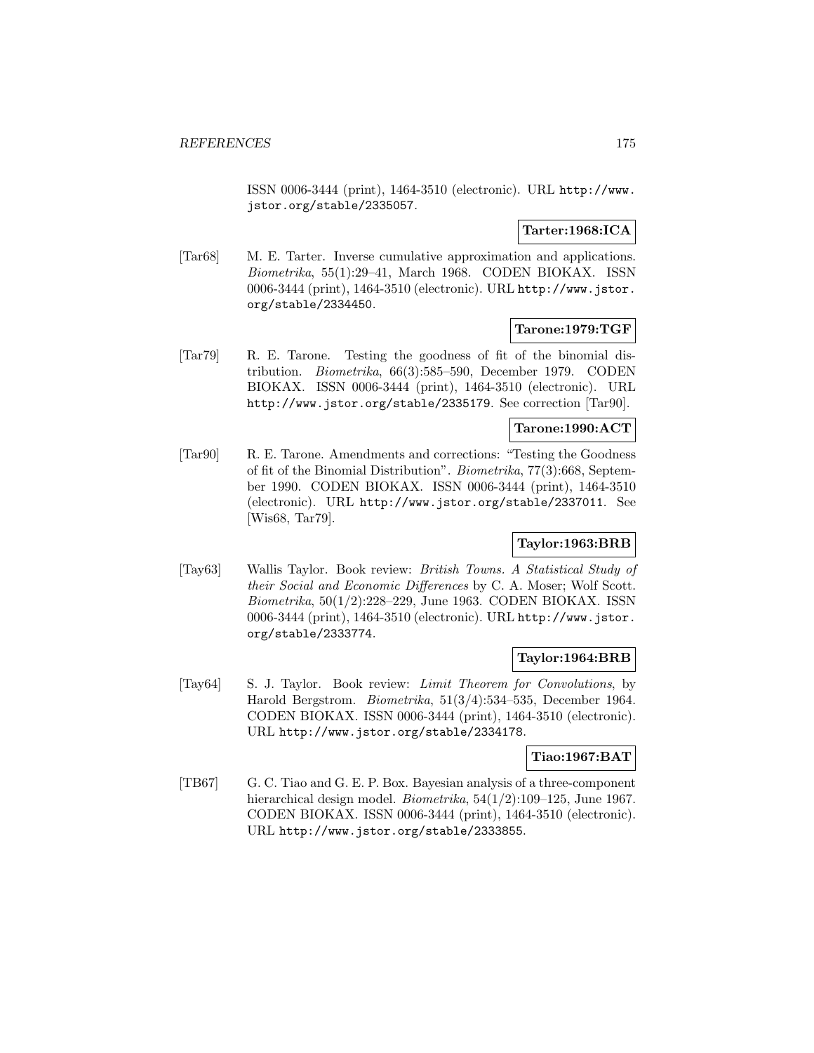ISSN 0006-3444 (print), 1464-3510 (electronic). URL http://www.jstor.org/stable/2335057.

**Tarter:1968:ICA**

[Tar68] M. E. Tarter. Inverse cumulative approximation and applications. *Biometrika*, 55(1):29–41, March 1968. CODEN BIOKAX. ISSN 0006-3444 (print), 1464-3510 (electronic). URL http://www.jstor.org/stable/2334450.

**Tarone:1979:TGF**

[Tar79] R. E. Tarone. Testing the goodness of fit of the binomial distribution. *Biometrika*, 66(3):585–590, December 1979. CODEN BIOKAX. ISSN 0006-3444 (print), 1464-3510 (electronic). URL http://www.jstor.org/stable/2335179. See correction [Tar90].

**Tarone:1990:ACT**

[Tar90] R. E. Tarone. Amendments and corrections: "Testing the Goodness of fit of the Binomial Distribution". *Biometrika*, 77(3):668, September 1990. CODEN BIOKAX. ISSN 0006-3444 (print), 1464-3510 (electronic). URL http://www.jstor.org/stable/2337011. See [Wis68, Tar79].

**Taylor:1963:BRB**

[Tay63] Wallis Taylor. Book review: *British Towns. A Statistical Study of their Social and Economic Differences* by C. A. Moser; Wolf Scott. *Biometrika*, 50(1/2):228–229, June 1963. CODEN BIOKAX. ISSN 0006-3444 (print), 1464-3510 (electronic). URL http://www.jstor.org/stable/2333774.

**Taylor:1964:BRB**

[Tay64] S. J. Taylor. Book review: *Limit Theorem for Convolutions*, by Harold Bergstrom. *Biometrika*, 51(3/4):534–535, December 1964. CODEN BIOKAX. ISSN 0006-3444 (print), 1464-3510 (electronic). URL http://www.jstor.org/stable/2334178.

**Tiao:1967:BAT**

[TB67] G. C. Tiao and G. E. P. Box. Bayesian analysis of a three-component hierarchical design model. *Biometrika*, 54(1/2):109–125, June 1967. CODEN BIOKAX. ISSN 0006-3444 (print), 1464-3510 (electronic). URL http://www.jstor.org/stable/2333855.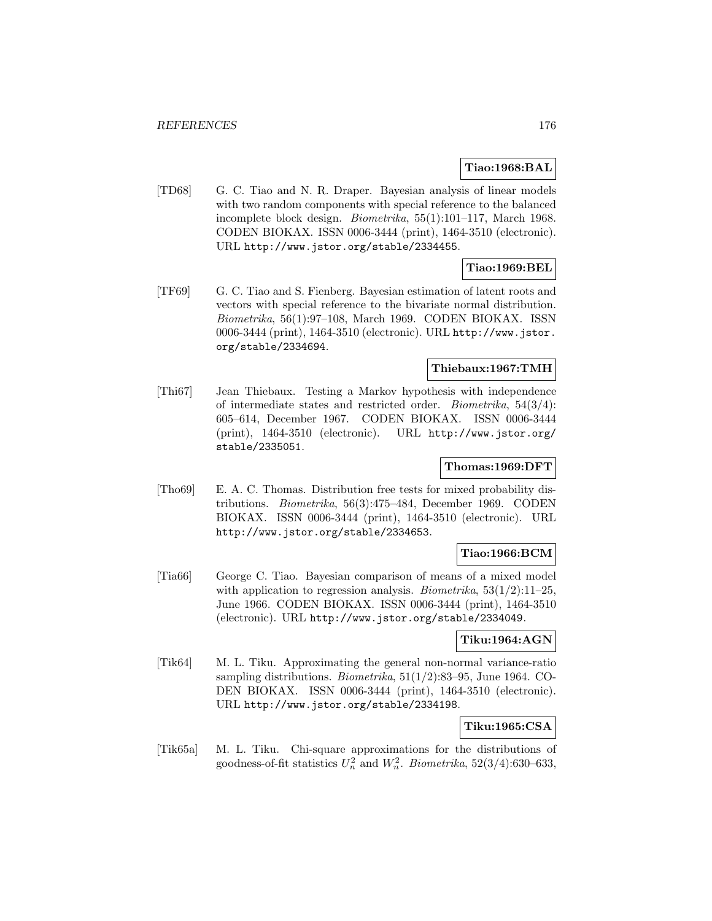**Tiao:1968:BAL**

[TD68] G. C. Tiao and N. R. Draper. Bayesian analysis of linear models with two random components with special reference to the balanced incomplete block design. *Biometrika*, 55(1):101–117, March 1968. CODEN BIOKAX. ISSN 0006-3444 (print), 1464-3510 (electronic). URL http://www.jstor.org/stable/2334455.

**Tiao:1969:BEL**

[TF69] G. C. Tiao and S. Fienberg. Bayesian estimation of latent roots and vectors with special reference to the bivariate normal distribution. *Biometrika*, 56(1):97–108, March 1969. CODEN BIOKAX. ISSN 0006-3444 (print), 1464-3510 (electronic). URL http://www.jstor.org/stable/2334694.

**Thiebaux:1967:TMH**

[Thi67] Jean Thiebaux. Testing a Markov hypothesis with independence of intermediate states and restricted order. *Biometrika*, 54(3/4): 605–614, December 1967. CODEN BIOKAX. ISSN 0006-3444 (print), 1464-3510 (electronic). URL http://www.jstor.org/stable/2335051.

**Thomas:1969:DFT**

[Tho69] E. A. C. Thomas. Distribution free tests for mixed probability distributions. *Biometrika*, 56(3):475–484, December 1969. CODEN BIOKAX. ISSN 0006-3444 (print), 1464-3510 (electronic). URL http://www.jstor.org/stable/2334653.

**Tiao:1966:BCM**

[Tia66] George C. Tiao. Bayesian comparison of means of a mixed model with application to regression analysis. *Biometrika*, 53(1/2):11–25, June 1966. CODEN BIOKAX. ISSN 0006-3444 (print), 1464-3510 (electronic). URL http://www.jstor.org/stable/2334049.

**Tiku:1964:AGN**

[Tik64] M. L. Tiku. Approximating the general non-normal variance-ratio sampling distributions. *Biometrika*, 51(1/2):83–95, June 1964. CODEN BIOKAX. ISSN 0006-3444 (print), 1464-3510 (electronic). URL http://www.jstor.org/stable/2334198.

**Tiku:1965:CSA**

[Tik65a] M. L. Tiku. Chi-square approximations for the distributions of goodness-of-fit statistics $U_n^2$ and $W_n^2$. *Biometrika*, 52(3/4):630–633,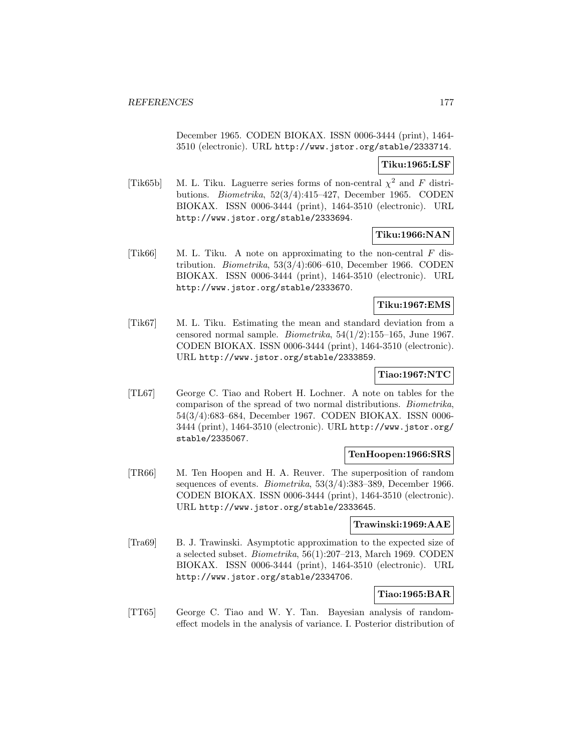December 1965. CODEN BIOKAX. ISSN 0006-3444 (print), 1464-3510 (electronic). URL http://www.jstor.org/stable/2333714.

**Tiku:1965:LSF**

[Tik65b] M. L. Tiku. Laguerre series forms of non-central $\chi^2$ and $F$ distributions. *Biometrika*, 52(3/4):415–427, December 1965. CODEN BIOKAX. ISSN 0006-3444 (print), 1464-3510 (electronic). URL http://www.jstor.org/stable/2333694.

**Tiku:1966:NAN**

[Tik66] M. L. Tiku. A note on approximating to the non-central $F$ distribution. *Biometrika*, 53(3/4):606–610, December 1966. CODEN BIOKAX. ISSN 0006-3444 (print), 1464-3510 (electronic). URL http://www.jstor.org/stable/2333670.

**Tiku:1967:EMS**

[Tik67] M. L. Tiku. Estimating the mean and standard deviation from a censored normal sample. *Biometrika*, 54(1/2):155–165, June 1967. CODEN BIOKAX. ISSN 0006-3444 (print), 1464-3510 (electronic). URL http://www.jstor.org/stable/2333859.

**Tiao:1967:NTC**

[TL67] George C. Tiao and Robert H. Lochner. A note on tables for the comparison of the spread of two normal distributions. *Biometrika*, 54(3/4):683–684, December 1967. CODEN BIOKAX. ISSN 0006-3444 (print), 1464-3510 (electronic). URL http://www.jstor.org/stable/2335067.

**TenHoopen:1966:SRS**

[TR66] M. Ten Hoopen and H. A. Reuver. The superposition of random sequences of events. *Biometrika*, 53(3/4):383–389, December 1966. CODEN BIOKAX. ISSN 0006-3444 (print), 1464-3510 (electronic). URL http://www.jstor.org/stable/2333645.

**Trawinski:1969:AAE**

[Tra69] B. J. Trawinski. Asymptotic approximation to the expected size of a selected subset. *Biometrika*, 56(1):207–213, March 1969. CODEN BIOKAX. ISSN 0006-3444 (print), 1464-3510 (electronic). URL http://www.jstor.org/stable/2334706.

**Tiao:1965:BAR**

[TT65] George C. Tiao and W. Y. Tan. Bayesian analysis of random-effect models in the analysis of variance. I. Posterior distribution of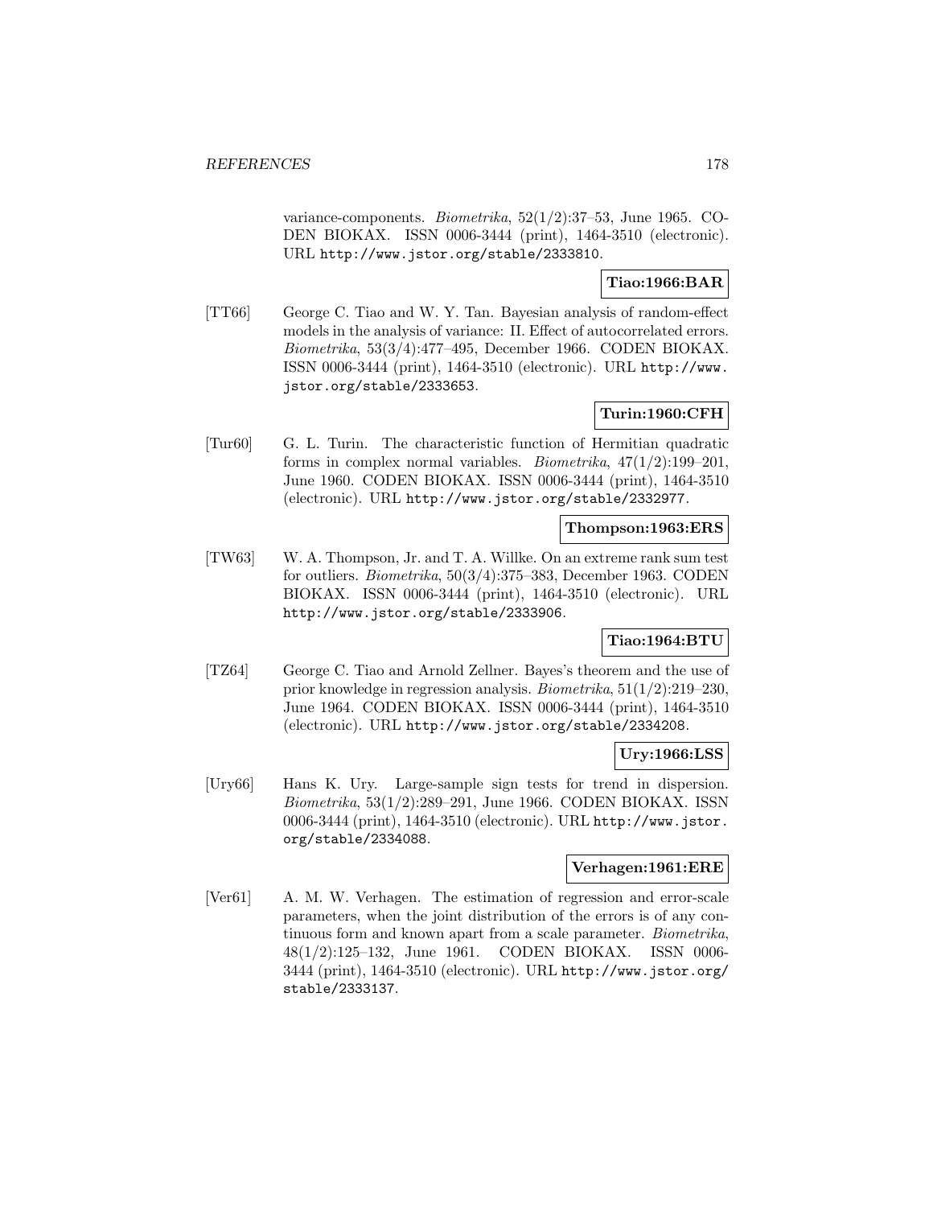variance-components. *Biometrika*, 52(1/2):37–53, June 1965. CODEN BIOKAX. ISSN 0006-3444 (print), 1464-3510 (electronic). URL http://www.jstor.org/stable/2333810.

**Tiao:1966:BAR**

[TT66] George C. Tiao and W. Y. Tan. Bayesian analysis of random-effect models in the analysis of variance: II. Effect of autocorrelated errors. *Biometrika*, 53(3/4):477–495, December 1966. CODEN BIOKAX. ISSN 0006-3444 (print), 1464-3510 (electronic). URL http://www.jstor.org/stable/2333653.

**Turin:1960:CFH**

[Tur60] G. L. Turin. The characteristic function of Hermitian quadratic forms in complex normal variables. *Biometrika*, 47(1/2):199–201, June 1960. CODEN BIOKAX. ISSN 0006-3444 (print), 1464-3510 (electronic). URL http://www.jstor.org/stable/2332977.

**Thompson:1963:ERS**

[TW63] W. A. Thompson, Jr. and T. A. Willke. On an extreme rank sum test for outliers. *Biometrika*, 50(3/4):375–383, December 1963. CODEN BIOKAX. ISSN 0006-3444 (print), 1464-3510 (electronic). URL http://www.jstor.org/stable/2333906.

**Tiao:1964:BTU**

[TZ64] George C. Tiao and Arnold Zellner. Bayes's theorem and the use of prior knowledge in regression analysis. *Biometrika*, 51(1/2):219–230, June 1964. CODEN BIOKAX. ISSN 0006-3444 (print), 1464-3510 (electronic). URL http://www.jstor.org/stable/2334208.

**Ury:1966:LSS**

[Ury66] Hans K. Ury. Large-sample sign tests for trend in dispersion. *Biometrika*, 53(1/2):289–291, June 1966. CODEN BIOKAX. ISSN 0006-3444 (print), 1464-3510 (electronic). URL http://www.jstor.org/stable/2334088.

**Verhagen:1961:ERE**

[Ver61] A. M. W. Verhagen. The estimation of regression and error-scale parameters, when the joint distribution of the errors is of any continuous form and known apart from a scale parameter. *Biometrika*, 48(1/2):125–132, June 1961. CODEN BIOKAX. ISSN 0006-3444 (print), 1464-3510 (electronic). URL http://www.jstor.org/stable/2333137.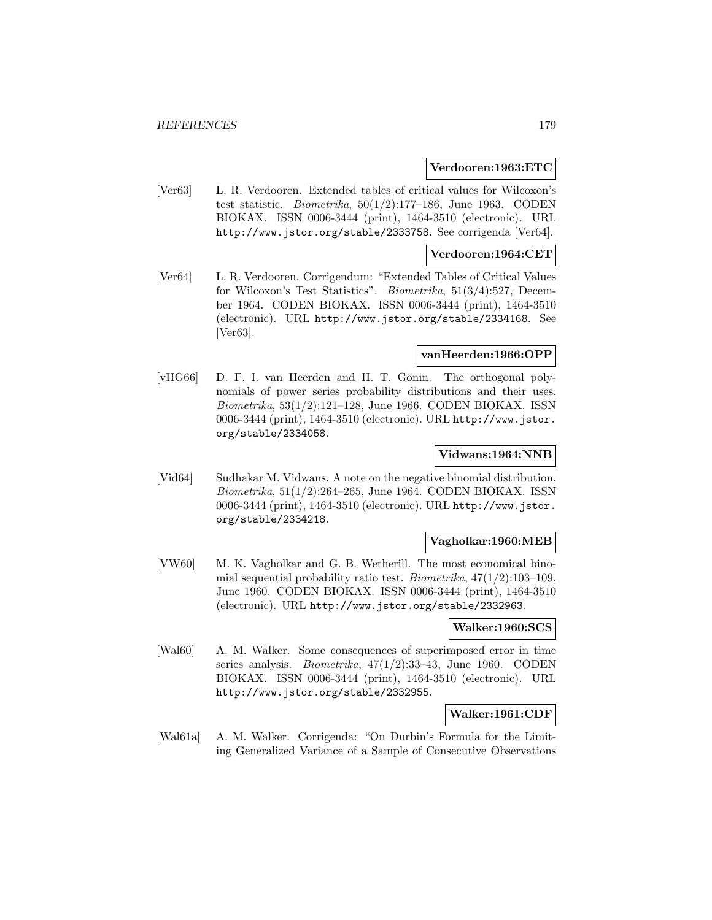**Verdooren:1963:ETC**

[Ver63] L. R. Verdooren. Extended tables of critical values for Wilcoxon's test statistic. *Biometrika*, 50(1/2):177–186, June 1963. CODEN BIOKAX. ISSN 0006-3444 (print), 1464-3510 (electronic). URL http://www.jstor.org/stable/2333758. See corrigenda [Ver64].

**Verdooren:1964:CET**

[Ver64] L. R. Verdooren. Corrigendum: "Extended Tables of Critical Values for Wilcoxon's Test Statistics". *Biometrika*, 51(3/4):527, December 1964. CODEN BIOKAX. ISSN 0006-3444 (print), 1464-3510 (electronic). URL http://www.jstor.org/stable/2334168. See [Ver63].

**vanHeerden:1966:OPP**

[vHG66] D. F. I. van Heerden and H. T. Gonin. The orthogonal polynomials of power series probability distributions and their uses. *Biometrika*, 53(1/2):121–128, June 1966. CODEN BIOKAX. ISSN 0006-3444 (print), 1464-3510 (electronic). URL http://www.jstor.org/stable/2334058.

**Vidwans:1964:NNB**

[Vid64] Sudhakar M. Vidwans. A note on the negative binomial distribution. *Biometrika*, 51(1/2):264–265, June 1964. CODEN BIOKAX. ISSN 0006-3444 (print), 1464-3510 (electronic). URL http://www.jstor.org/stable/2334218.

**Vagholkar:1960:MEB**

[VW60] M. K. Vagholkar and G. B. Wetherill. The most economical binomial sequential probability ratio test. *Biometrika*, 47(1/2):103–109, June 1960. CODEN BIOKAX. ISSN 0006-3444 (print), 1464-3510 (electronic). URL http://www.jstor.org/stable/2332963.

**Walker:1960:SCS**

[Wal60] A. M. Walker. Some consequences of superimposed error in time series analysis. *Biometrika*, 47(1/2):33–43, June 1960. CODEN BIOKAX. ISSN 0006-3444 (print), 1464-3510 (electronic). URL http://www.jstor.org/stable/2332955.

**Walker:1961:CDF**

[Wal61a] A. M. Walker. Corrigenda: "On Durbin's Formula for the Limiting Generalized Variance of a Sample of Consecutive Observations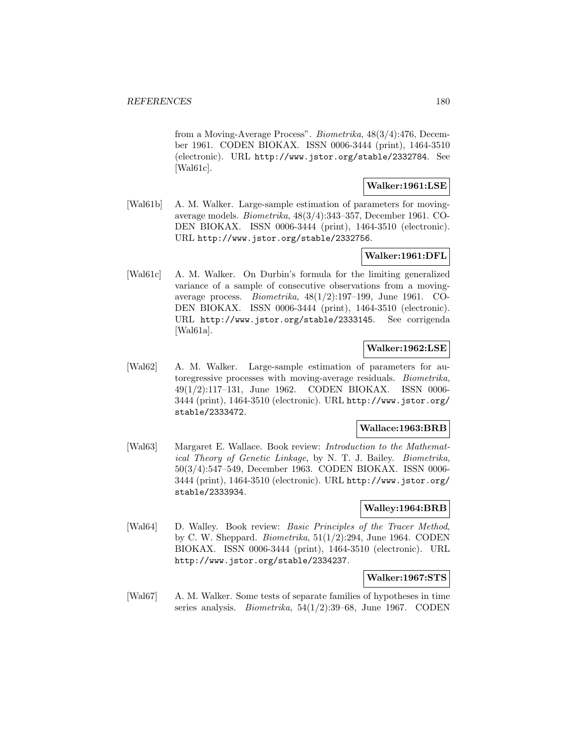from a Moving-Average Process". *Biometrika*, 48(3/4):476, December 1961. CODEN BIOKAX. ISSN 0006-3444 (print), 1464-3510 (electronic). URL http://www.jstor.org/stable/2332784. See [Wal61c].

**Walker:1961:LSE**

[Wal61b] A. M. Walker. Large-sample estimation of parameters for moving-average models. *Biometrika*, 48(3/4):343–357, December 1961. CODEN BIOKAX. ISSN 0006-3444 (print), 1464-3510 (electronic). URL http://www.jstor.org/stable/2332756.

**Walker:1961:DFL**

[Wal61c] A. M. Walker. On Durbin's formula for the limiting generalized variance of a sample of consecutive observations from a moving-average process. *Biometrika*, 48(1/2):197–199, June 1961. CODEN BIOKAX. ISSN 0006-3444 (print), 1464-3510 (electronic). URL http://www.jstor.org/stable/2333145. See corrigenda [Wal61a].

**Walker:1962:LSE**

[Wal62] A. M. Walker. Large-sample estimation of parameters for autoregressive processes with moving-average residuals. *Biometrika*, 49(1/2):117–131, June 1962. CODEN BIOKAX. ISSN 0006-3444 (print), 1464-3510 (electronic). URL http://www.jstor.org/stable/2333472.

**Wallace:1963:BRB**

[Wal63] Margaret E. Wallace. Book review: *Introduction to the Mathematical Theory of Genetic Linkage*, by N. T. J. Bailey. *Biometrika*, 50(3/4):547–549, December 1963. CODEN BIOKAX. ISSN 0006-3444 (print), 1464-3510 (electronic). URL http://www.jstor.org/stable/2333934.

**Walley:1964:BRB**

[Wal64] D. Walley. Book review: *Basic Principles of the Tracer Method*, by C. W. Sheppard. *Biometrika*, 51(1/2):294, June 1964. CODEN BIOKAX. ISSN 0006-3444 (print), 1464-3510 (electronic). URL http://www.jstor.org/stable/2334237.

**Walker:1967:STS**

[Wal67] A. M. Walker. Some tests of separate families of hypotheses in time series analysis. *Biometrika*, 54(1/2):39–68, June 1967. CODEN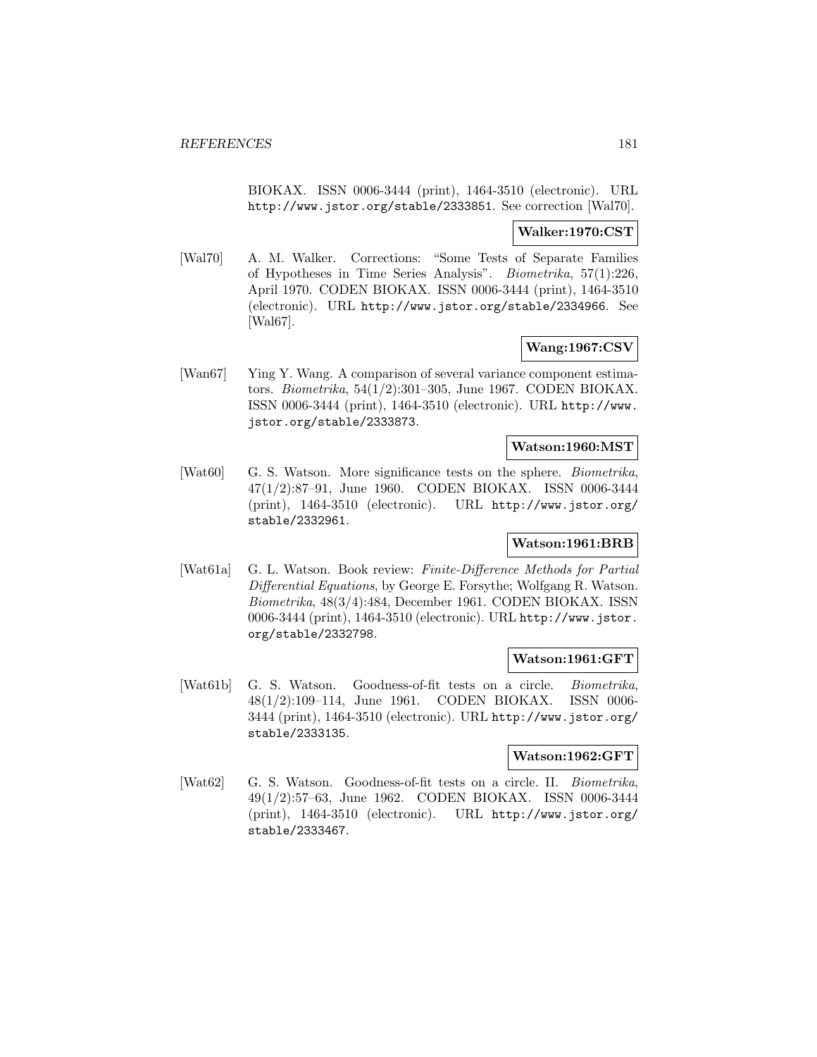BIOKAX. ISSN 0006-3444 (print), 1464-3510 (electronic). URL http://www.jstor.org/stable/2333851. See correction [Wal70].

**Walker:1970:CST**

[Wal70] A. M. Walker. Corrections: "Some Tests of Separate Families of Hypotheses in Time Series Analysis". *Biometrika*, 57(1):226, April 1970. CODEN BIOKAX. ISSN 0006-3444 (print), 1464-3510 (electronic). URL http://www.jstor.org/stable/2334966. See [Wal67].

**Wang:1967:CSV**

[Wan67] Ying Y. Wang. A comparison of several variance component estimators. *Biometrika*, 54(1/2):301–305, June 1967. CODEN BIOKAX. ISSN 0006-3444 (print), 1464-3510 (electronic). URL http://www.jstor.org/stable/2333873.

**Watson:1960:MST**

[Wat60] G. S. Watson. More significance tests on the sphere. *Biometrika*, 47(1/2):87–91, June 1960. CODEN BIOKAX. ISSN 0006-3444 (print), 1464-3510 (electronic). URL http://www.jstor.org/stable/2332961.

**Watson:1961:BRB**

[Wat61a] G. L. Watson. Book review: *Finite-Difference Methods for Partial Differential Equations*, by George E. Forsythe; Wolfgang R. Watson. *Biometrika*, 48(3/4):484, December 1961. CODEN BIOKAX. ISSN 0006-3444 (print), 1464-3510 (electronic). URL http://www.jstor.org/stable/2332798.

**Watson:1961:GFT**

[Wat61b] G. S. Watson. Goodness-of-fit tests on a circle. *Biometrika*, 48(1/2):109–114, June 1961. CODEN BIOKAX. ISSN 0006-3444 (print), 1464-3510 (electronic). URL http://www.jstor.org/stable/2333135.

**Watson:1962:GFT**

[Wat62] G. S. Watson. Goodness-of-fit tests on a circle. II. *Biometrika*, 49(1/2):57–63, June 1962. CODEN BIOKAX. ISSN 0006-3444 (print), 1464-3510 (electronic). URL http://www.jstor.org/stable/2333467.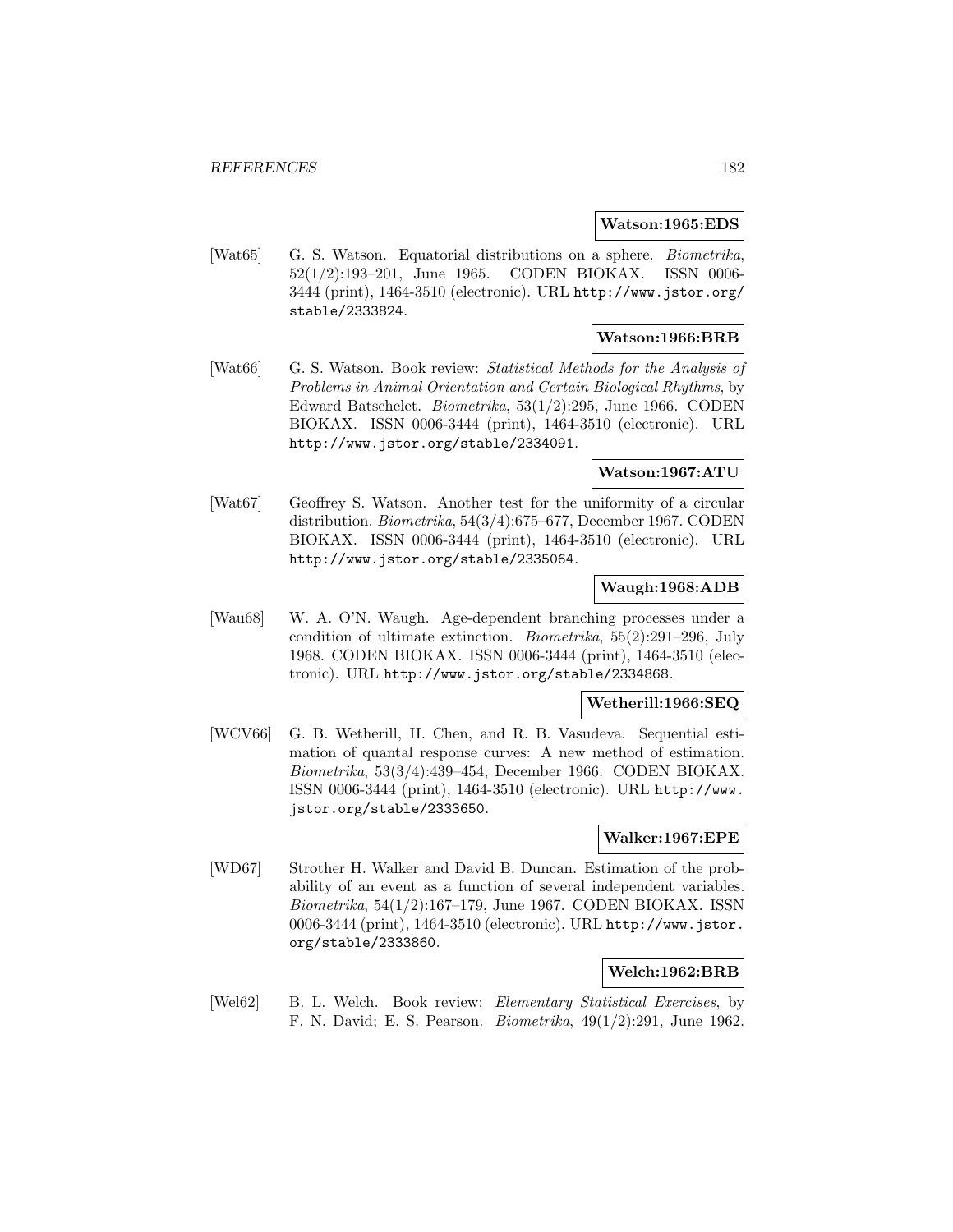**Watson:1965:EDS**

[Wat65] G. S. Watson. Equatorial distributions on a sphere. *Biometrika*, 52(1/2):193–201, June 1965. CODEN BIOKAX. ISSN 0006-3444 (print), 1464-3510 (electronic). URL http://www.jstor.org/stable/2333824.

**Watson:1966:BRB**

[Wat66] G. S. Watson. Book review: *Statistical Methods for the Analysis of Problems in Animal Orientation and Certain Biological Rhythms*, by Edward Batschelet. *Biometrika*, 53(1/2):295, June 1966. CODEN BIOKAX. ISSN 0006-3444 (print), 1464-3510 (electronic). URL http://www.jstor.org/stable/2334091.

**Watson:1967:ATU**

[Wat67] Geoffrey S. Watson. Another test for the uniformity of a circular distribution. *Biometrika*, 54(3/4):675–677, December 1967. CODEN BIOKAX. ISSN 0006-3444 (print), 1464-3510 (electronic). URL http://www.jstor.org/stable/2335064.

**Waugh:1968:ADB**

[Wau68] W. A. O'N. Waugh. Age-dependent branching processes under a condition of ultimate extinction. *Biometrika*, 55(2):291–296, July 1968. CODEN BIOKAX. ISSN 0006-3444 (print), 1464-3510 (electronic). URL http://www.jstor.org/stable/2334868.

**Wetherill:1966:SEQ**

[WCV66] G. B. Wetherill, H. Chen, and R. B. Vasudeva. Sequential estimation of quantal response curves: A new method of estimation. *Biometrika*, 53(3/4):439–454, December 1966. CODEN BIOKAX. ISSN 0006-3444 (print), 1464-3510 (electronic). URL http://www.jstor.org/stable/2333650.

**Walker:1967:EPE**

[WD67] Strother H. Walker and David B. Duncan. Estimation of the probability of an event as a function of several independent variables. *Biometrika*, 54(1/2):167–179, June 1967. CODEN BIOKAX. ISSN 0006-3444 (print), 1464-3510 (electronic). URL http://www.jstor.org/stable/2333860.

**Welch:1962:BRB**

[Wel62] B. L. Welch. Book review: *Elementary Statistical Exercises*, by F. N. David; E. S. Pearson. *Biometrika*, 49(1/2):291, June 1962.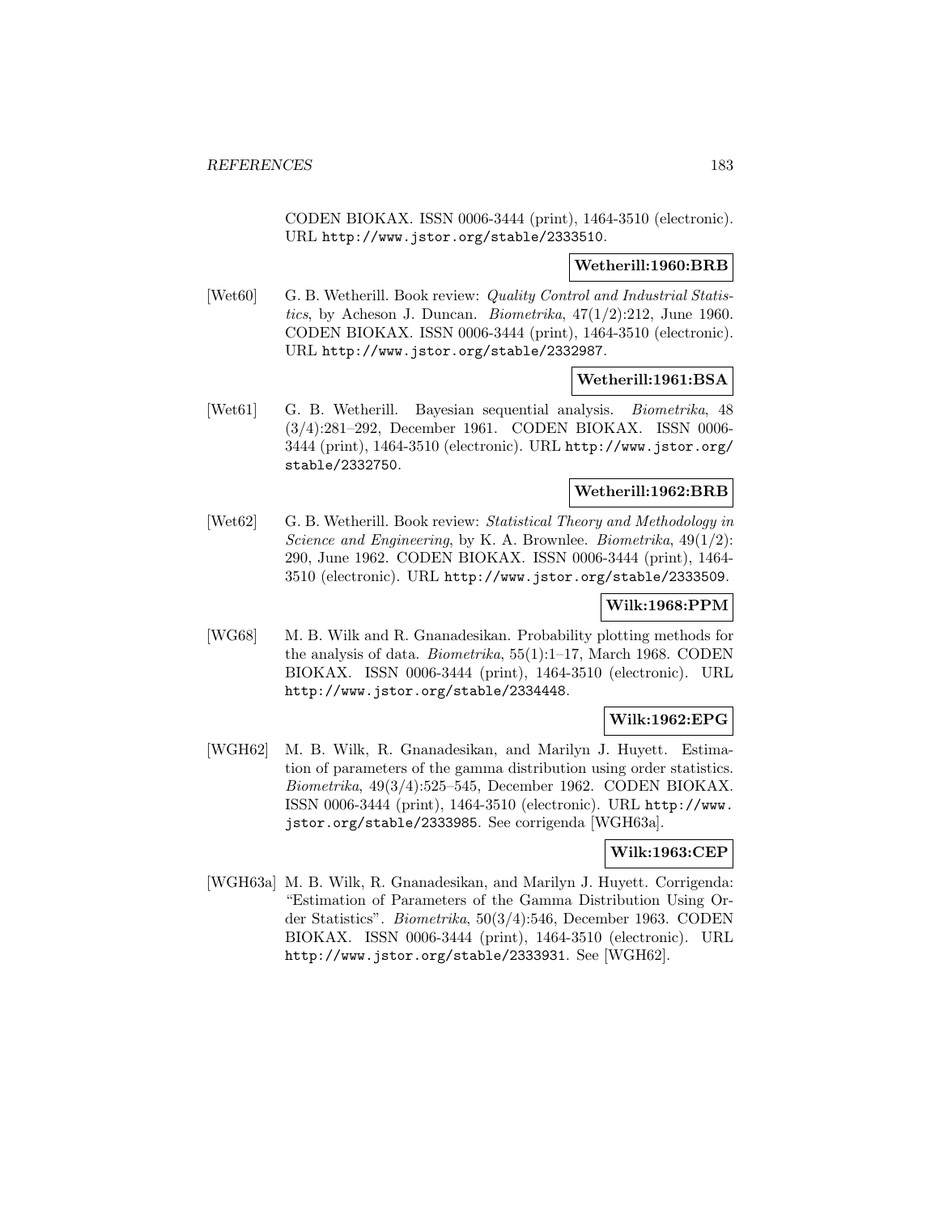CODEN BIOKAX. ISSN 0006-3444 (print), 1464-3510 (electronic). URL http://www.jstor.org/stable/2333510.

**Wetherill:1960:BRB**

[Wet60] G. B. Wetherill. Book review: *Quality Control and Industrial Statistics*, by Acheson J. Duncan. *Biometrika*, 47(1/2):212, June 1960. CODEN BIOKAX. ISSN 0006-3444 (print), 1464-3510 (electronic). URL http://www.jstor.org/stable/2332987.

**Wetherill:1961:BSA**

[Wet61] G. B. Wetherill. Bayesian sequential analysis. *Biometrika*, 48 (3/4):281–292, December 1961. CODEN BIOKAX. ISSN 0006-3444 (print), 1464-3510 (electronic). URL http://www.jstor.org/stable/2332750.

**Wetherill:1962:BRB**

[Wet62] G. B. Wetherill. Book review: *Statistical Theory and Methodology in Science and Engineering*, by K. A. Brownlee. *Biometrika*, 49(1/2): 290, June 1962. CODEN BIOKAX. ISSN 0006-3444 (print), 1464-3510 (electronic). URL http://www.jstor.org/stable/2333509.

**Wilk:1968:PPM**

[WG68] M. B. Wilk and R. Gnanadesikan. Probability plotting methods for the analysis of data. *Biometrika*, 55(1):1–17, March 1968. CODEN BIOKAX. ISSN 0006-3444 (print), 1464-3510 (electronic). URL http://www.jstor.org/stable/2334448.

**Wilk:1962:EPG**

[WGH62] M. B. Wilk, R. Gnanadesikan, and Marilyn J. Huyett. Estimation of parameters of the gamma distribution using order statistics. *Biometrika*, 49(3/4):525–545, December 1962. CODEN BIOKAX. ISSN 0006-3444 (print), 1464-3510 (electronic). URL http://www.jstor.org/stable/2333985. See corrigenda [WGH63a].

**Wilk:1963:CEP**

[WGH63a] M. B. Wilk, R. Gnanadesikan, and Marilyn J. Huyett. Corrigenda: "Estimation of Parameters of the Gamma Distribution Using Order Statistics". *Biometrika*, 50(3/4):546, December 1963. CODEN BIOKAX. ISSN 0006-3444 (print), 1464-3510 (electronic). URL http://www.jstor.org/stable/2333931. See [WGH62].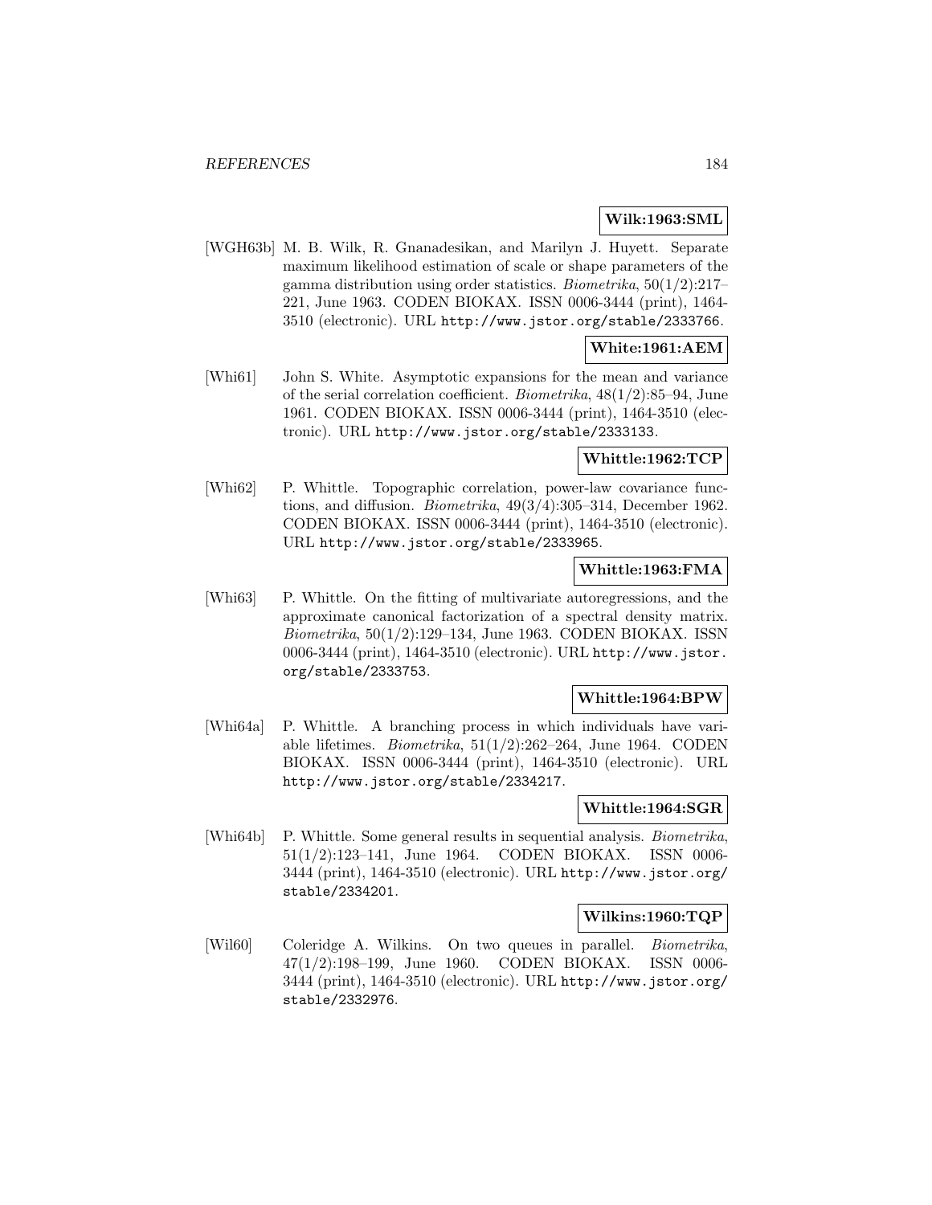**Wilk:1963:SML**

[WGH63b] M. B. Wilk, R. Gnanadesikan, and Marilyn J. Huyett. Separate maximum likelihood estimation of scale or shape parameters of the gamma distribution using order statistics. *Biometrika*, 50(1/2):217–221, June 1963. CODEN BIOKAX. ISSN 0006-3444 (print), 1464-3510 (electronic). URL http://www.jstor.org/stable/2333766.

**White:1961:AEM**

[Whi61] John S. White. Asymptotic expansions for the mean and variance of the serial correlation coefficient. *Biometrika*, 48(1/2):85–94, June 1961. CODEN BIOKAX. ISSN 0006-3444 (print), 1464-3510 (electronic). URL http://www.jstor.org/stable/2333133.

**Whittle:1962:TCP**

[Whi62] P. Whittle. Topographic correlation, power-law covariance functions, and diffusion. *Biometrika*, 49(3/4):305–314, December 1962. CODEN BIOKAX. ISSN 0006-3444 (print), 1464-3510 (electronic). URL http://www.jstor.org/stable/2333965.

**Whittle:1963:FMA**

[Whi63] P. Whittle. On the fitting of multivariate autoregressions, and the approximate canonical factorization of a spectral density matrix. *Biometrika*, 50(1/2):129–134, June 1963. CODEN BIOKAX. ISSN 0006-3444 (print), 1464-3510 (electronic). URL http://www.jstor.org/stable/2333753.

**Whittle:1964:BPW**

[Whi64a] P. Whittle. A branching process in which individuals have variable lifetimes. *Biometrika*, 51(1/2):262–264, June 1964. CODEN BIOKAX. ISSN 0006-3444 (print), 1464-3510 (electronic). URL http://www.jstor.org/stable/2334217.

**Whittle:1964:SGR**

[Whi64b] P. Whittle. Some general results in sequential analysis. *Biometrika*, 51(1/2):123–141, June 1964. CODEN BIOKAX. ISSN 0006-3444 (print), 1464-3510 (electronic). URL http://www.jstor.org/stable/2334201.

**Wilkins:1960:TQP**

[Wil60] Coleridge A. Wilkins. On two queues in parallel. *Biometrika*, 47(1/2):198–199, June 1960. CODEN BIOKAX. ISSN 0006-3444 (print), 1464-3510 (electronic). URL http://www.jstor.org/stable/2332976.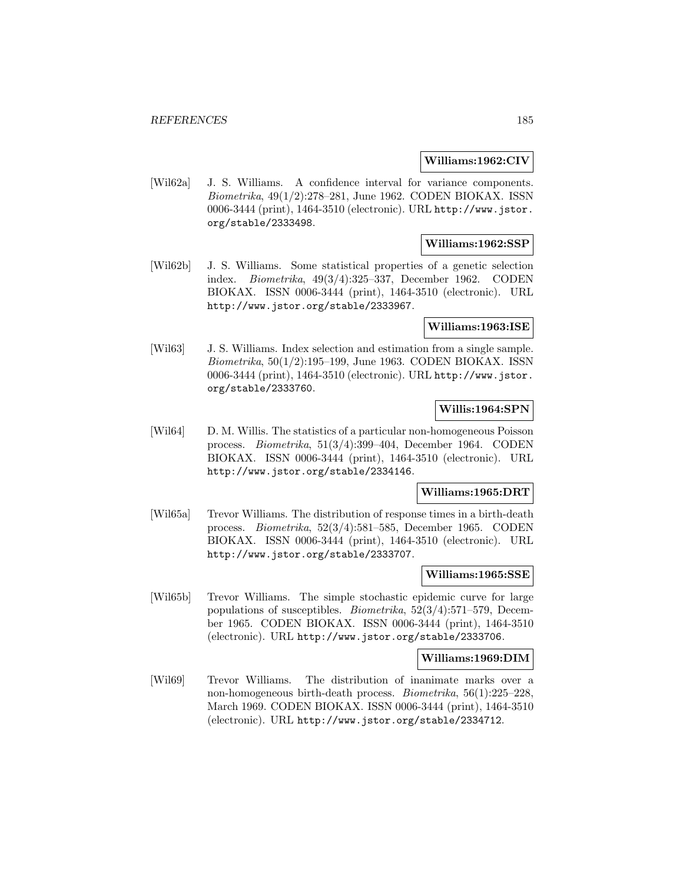**Williams:1962:CIV**

[Wil62a] J. S. Williams. A confidence interval for variance components. *Biometrika*, 49(1/2):278–281, June 1962. CODEN BIOKAX. ISSN 0006-3444 (print), 1464-3510 (electronic). URL http://www.jstor.org/stable/2333498.

**Williams:1962:SSP**

[Wil62b] J. S. Williams. Some statistical properties of a genetic selection index. *Biometrika*, 49(3/4):325–337, December 1962. CODEN BIOKAX. ISSN 0006-3444 (print), 1464-3510 (electronic). URL http://www.jstor.org/stable/2333967.

**Williams:1963:ISE**

[Wil63] J. S. Williams. Index selection and estimation from a single sample. *Biometrika*, 50(1/2):195–199, June 1963. CODEN BIOKAX. ISSN 0006-3444 (print), 1464-3510 (electronic). URL http://www.jstor.org/stable/2333760.

**Willis:1964:SPN**

[Wil64] D. M. Willis. The statistics of a particular non-homogeneous Poisson process. *Biometrika*, 51(3/4):399–404, December 1964. CODEN BIOKAX. ISSN 0006-3444 (print), 1464-3510 (electronic). URL http://www.jstor.org/stable/2334146.

**Williams:1965:DRT**

[Wil65a] Trevor Williams. The distribution of response times in a birth-death process. *Biometrika*, 52(3/4):581–585, December 1965. CODEN BIOKAX. ISSN 0006-3444 (print), 1464-3510 (electronic). URL http://www.jstor.org/stable/2333707.

**Williams:1965:SSE**

[Wil65b] Trevor Williams. The simple stochastic epidemic curve for large populations of susceptibles. *Biometrika*, 52(3/4):571–579, December 1965. CODEN BIOKAX. ISSN 0006-3444 (print), 1464-3510 (electronic). URL http://www.jstor.org/stable/2333706.

**Williams:1969:DIM**

[Wil69] Trevor Williams. The distribution of inanimate marks over a non-homogeneous birth-death process. *Biometrika*, 56(1):225–228, March 1969. CODEN BIOKAX. ISSN 0006-3444 (print), 1464-3510 (electronic). URL http://www.jstor.org/stable/2334712.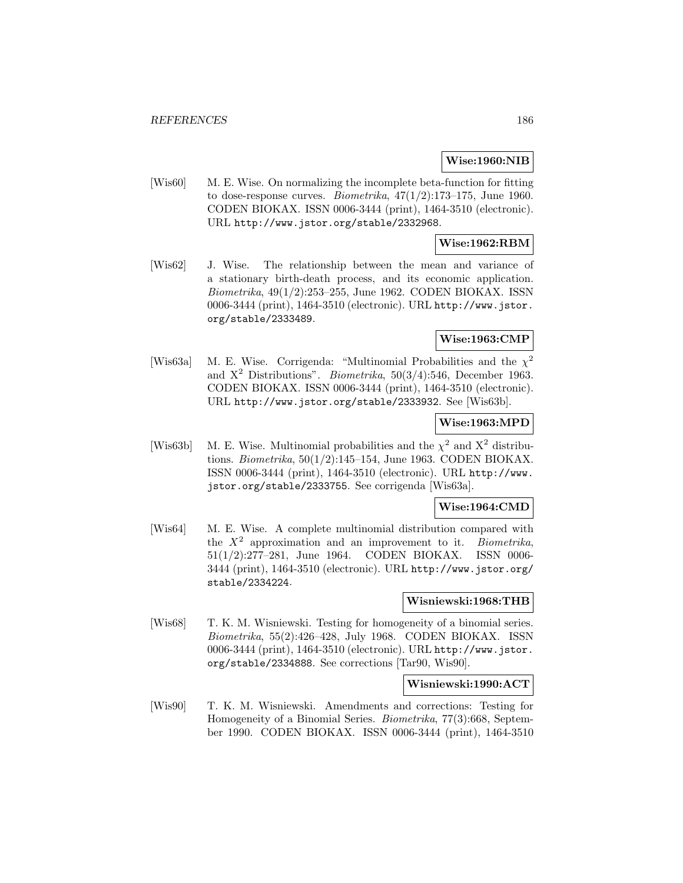**Wise:1960:NIB**

[Wis60] M. E. Wise. On normalizing the incomplete beta-function for fitting to dose-response curves. *Biometrika*, 47(1/2):173–175, June 1960. CODEN BIOKAX. ISSN 0006-3444 (print), 1464-3510 (electronic). URL http://www.jstor.org/stable/2332968.

**Wise:1962:RBM**

[Wis62] J. Wise. The relationship between the mean and variance of a stationary birth-death process, and its economic application. *Biometrika*, 49(1/2):253–255, June 1962. CODEN BIOKAX. ISSN 0006-3444 (print), 1464-3510 (electronic). URL http://www.jstor.org/stable/2333489.

**Wise:1963:CMP**

[Wis63a] M. E. Wise. Corrigenda: "Multinomial Probabilities and the $\chi^2$ and $X^2$ Distributions". *Biometrika*, 50(3/4):546, December 1963. CODEN BIOKAX. ISSN 0006-3444 (print), 1464-3510 (electronic). URL http://www.jstor.org/stable/2333932. See [Wis63b].

**Wise:1963:MPD**

[Wis63b] M. E. Wise. Multinomial probabilities and the $\chi^2$ and $X^2$ distributions. *Biometrika*, 50(1/2):145–154, June 1963. CODEN BIOKAX. ISSN 0006-3444 (print), 1464-3510 (electronic). URL http://www.jstor.org/stable/2333755. See corrigenda [Wis63a].

**Wise:1964:CMD**

[Wis64] M. E. Wise. A complete multinomial distribution compared with the $X^2$ approximation and an improvement to it. *Biometrika*, 51(1/2):277–281, June 1964. CODEN BIOKAX. ISSN 0006-3444 (print), 1464-3510 (electronic). URL http://www.jstor.org/stable/2334224.

**Wisniewski:1968:THB**

[Wis68] T. K. M. Wisniewski. Testing for homogeneity of a binomial series. *Biometrika*, 55(2):426–428, July 1968. CODEN BIOKAX. ISSN 0006-3444 (print), 1464-3510 (electronic). URL http://www.jstor.org/stable/2334888. See corrections [Tar90, Wis90].

**Wisniewski:1990:ACT**

[Wis90] T. K. M. Wisniewski. Amendments and corrections: Testing for Homogeneity of a Binomial Series. *Biometrika*, 77(3):668, September 1990. CODEN BIOKAX. ISSN 0006-3444 (print), 1464-3510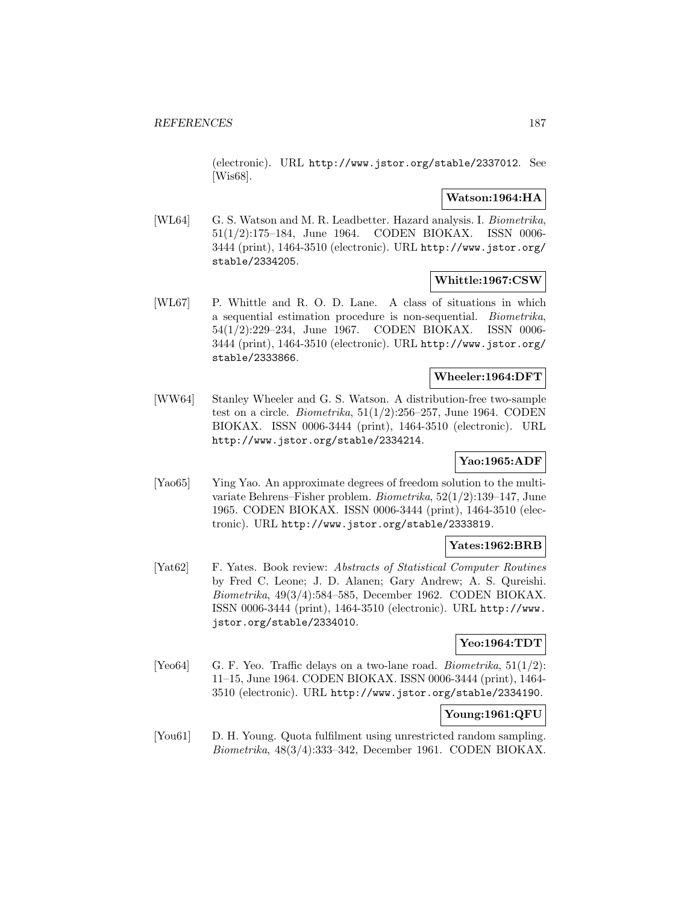(electronic). URL http://www.jstor.org/stable/2337012. See [Wis68].

**Watson:1964:HA**

[WL64] G. S. Watson and M. R. Leadbetter. Hazard analysis. I. *Biometrika*, 51(1/2):175–184, June 1964. CODEN BIOKAX. ISSN 0006-3444 (print), 1464-3510 (electronic). URL http://www.jstor.org/stable/2334205.

**Whittle:1967:CSW**

[WL67] P. Whittle and R. O. D. Lane. A class of situations in which a sequential estimation procedure is non-sequential. *Biometrika*, 54(1/2):229–234, June 1967. CODEN BIOKAX. ISSN 0006-3444 (print), 1464-3510 (electronic). URL http://www.jstor.org/stable/2333866.

**Wheeler:1964:DFT**

[WW64] Stanley Wheeler and G. S. Watson. A distribution-free two-sample test on a circle. *Biometrika*, 51(1/2):256–257, June 1964. CODEN BIOKAX. ISSN 0006-3444 (print), 1464-3510 (electronic). URL http://www.jstor.org/stable/2334214.

**Yao:1965:ADF**

[Yao65] Ying Yao. An approximate degrees of freedom solution to the multivariate Behrens–Fisher problem. *Biometrika*, 52(1/2):139–147, June 1965. CODEN BIOKAX. ISSN 0006-3444 (print), 1464-3510 (electronic). URL http://www.jstor.org/stable/2333819.

**Yates:1962:BRB**

[Yat62] F. Yates. Book review: *Abstracts of Statistical Computer Routines* by Fred C. Leone; J. D. Alanen; Gary Andrew; A. S. Qureishi. *Biometrika*, 49(3/4):584–585, December 1962. CODEN BIOKAX. ISSN 0006-3444 (print), 1464-3510 (electronic). URL http://www.jstor.org/stable/2334010.

**Yeo:1964:TDT**

[Yeo64] G. F. Yeo. Traffic delays on a two-lane road. *Biometrika*, 51(1/2): 11–15, June 1964. CODEN BIOKAX. ISSN 0006-3444 (print), 1464-3510 (electronic). URL http://www.jstor.org/stable/2334190.

**Young:1961:QFU**

[You61] D. H. Young. Quota fulfilment using unrestricted random sampling. *Biometrika*, 48(3/4):333–342, December 1961. CODEN BIOKAX.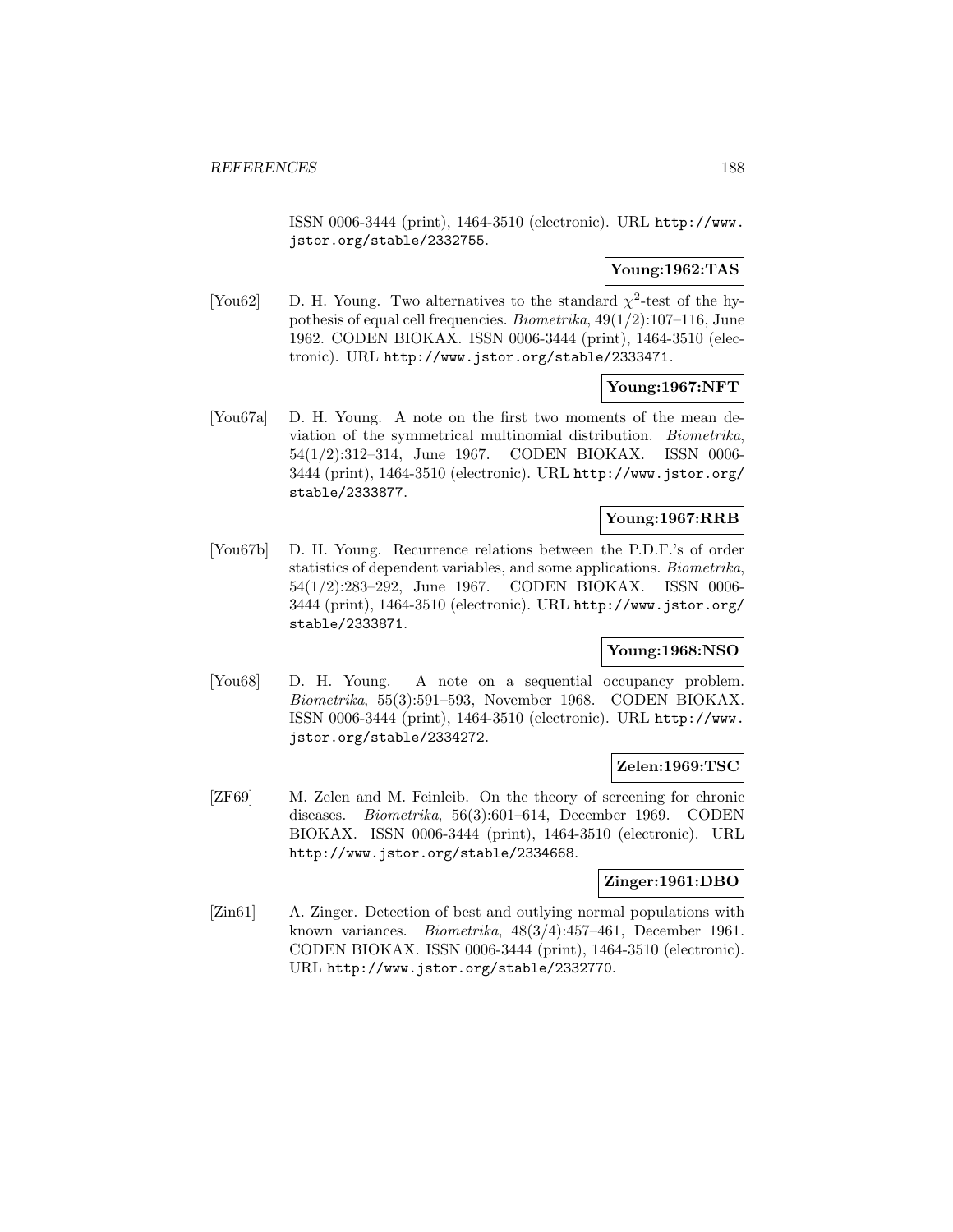ISSN 0006-3444 (print), 1464-3510 (electronic). URL http://www.jstor.org/stable/2332755.

**Young:1962:TAS**

[You62] D. H. Young. Two alternatives to the standard $\chi^2$-test of the hypothesis of equal cell frequencies. *Biometrika*, 49(1/2):107–116, June 1962. CODEN BIOKAX. ISSN 0006-3444 (print), 1464-3510 (electronic). URL http://www.jstor.org/stable/2333471.

**Young:1967:NFT**

[You67a] D. H. Young. A note on the first two moments of the mean deviation of the symmetrical multinomial distribution. *Biometrika*, 54(1/2):312–314, June 1967. CODEN BIOKAX. ISSN 0006-3444 (print), 1464-3510 (electronic). URL http://www.jstor.org/stable/2333877.

**Young:1967:RRB**

[You67b] D. H. Young. Recurrence relations between the P.D.F.'s of order statistics of dependent variables, and some applications. *Biometrika*, 54(1/2):283–292, June 1967. CODEN BIOKAX. ISSN 0006-3444 (print), 1464-3510 (electronic). URL http://www.jstor.org/stable/2333871.

**Young:1968:NSO**

[You68] D. H. Young. A note on a sequential occupancy problem. *Biometrika*, 55(3):591–593, November 1968. CODEN BIOKAX. ISSN 0006-3444 (print), 1464-3510 (electronic). URL http://www.jstor.org/stable/2334272.

**Zelen:1969:TSC**

[ZF69] M. Zelen and M. Feinleib. On the theory of screening for chronic diseases. *Biometrika*, 56(3):601–614, December 1969. CODEN BIOKAX. ISSN 0006-3444 (print), 1464-3510 (electronic). URL http://www.jstor.org/stable/2334668.

**Zinger:1961:DBO**

[Zin61] A. Zinger. Detection of best and outlying normal populations with known variances. *Biometrika*, 48(3/4):457–461, December 1961. CODEN BIOKAX. ISSN 0006-3444 (print), 1464-3510 (electronic). URL http://www.jstor.org/stable/2332770.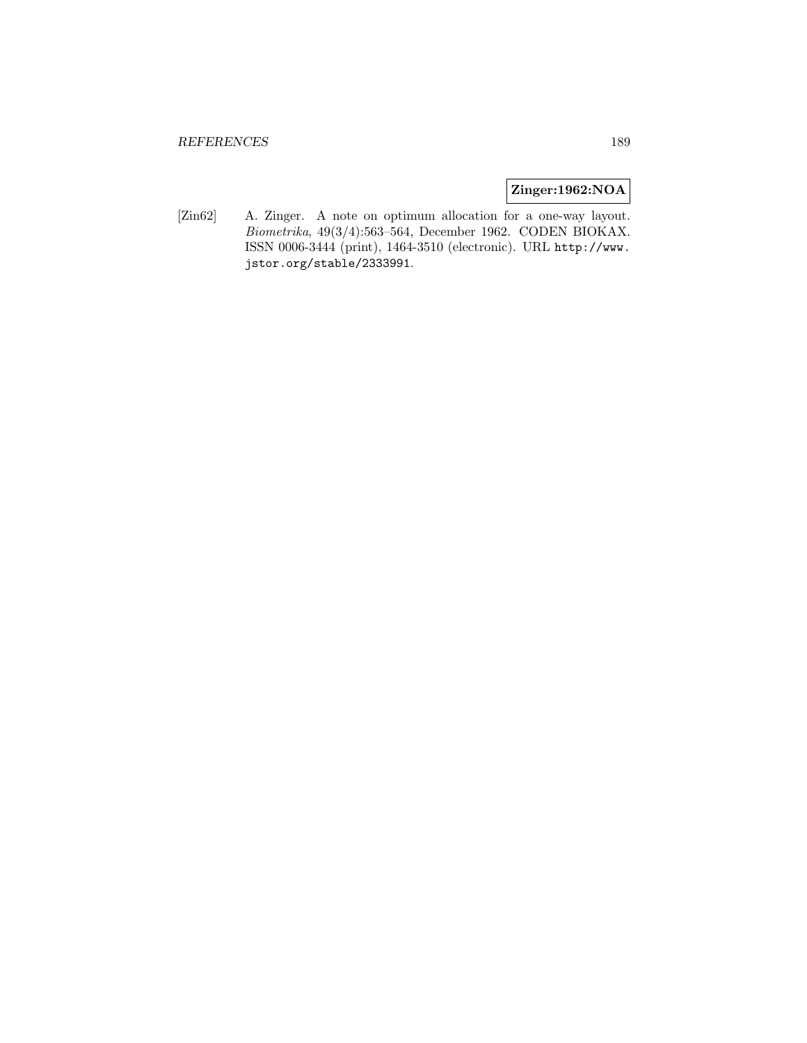**Zinger:1962:NOA**

[Zin62] A. Zinger. A note on optimum allocation for a one-way layout. *Biometrika*, 49(3/4):563–564, December 1962. CODEN BIOKAX. ISSN 0006-3444 (print), 1464-3510 (electronic). URL `http://www.jstor.org/stable/2333991`.